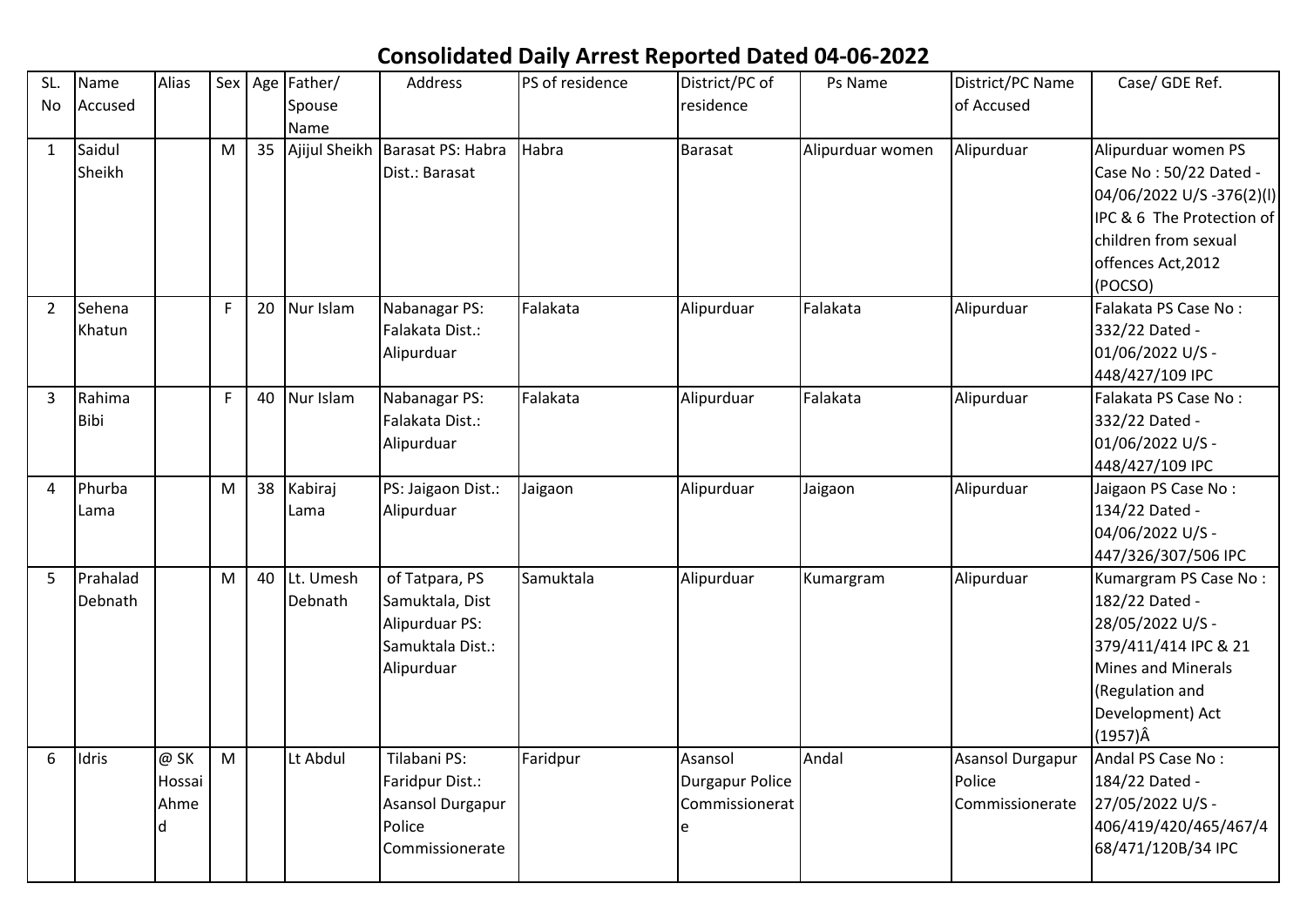# Consolidated Daily Arrest Reported Dated 04-06-2022

| SL. No | Name Accused | Alias | Sex | Age | Father/ Spouse Name | Address | PS of residence | District/PC of residence | Ps Name | District/PC Name of Accused | Case/ GDE Ref. |
|---|---|---|---|---|---|---|---|---|---|---|---|
| 1 | Saidul Sheikh | | M | 35 | Ajijul Sheikh | Barasat PS: Habra Dist.: Barasat | Habra | Barasat | Alipurduar women | Alipurduar | Alipurduar women PS Case No : 50/22 Dated - 04/06/2022 U/S -376(2)(l) IPC & 6 The Protection of children from sexual offences Act,2012 (POCSO) |
| 2 | Sehena Khatun | | F | 20 | Nur Islam | Nabanagar PS: Falakata Dist.: Alipurduar | Falakata | Alipurduar | Falakata | Alipurduar | Falakata PS Case No : 332/22 Dated - 01/06/2022 U/S - 448/427/109 IPC |
| 3 | Rahima Bibi | | F | 40 | Nur Islam | Nabanagar PS: Falakata Dist.: Alipurduar | Falakata | Alipurduar | Falakata | Alipurduar | Falakata PS Case No : 332/22 Dated - 01/06/2022 U/S - 448/427/109 IPC |
| 4 | Phurba Lama | | M | 38 | Kabiraj Lama | PS: Jaigaon Dist.: Alipurduar | Jaigaon | Alipurduar | Jaigaon | Alipurduar | Jaigaon PS Case No : 134/22 Dated - 04/06/2022 U/S - 447/326/307/506 IPC |
| 5 | Prahalad Debnath | | M | 40 | Lt. Umesh Debnath | of Tatpara, PS Samuktala, Dist Alipurduar PS: Samuktala Dist.: Alipurduar | Samuktala | Alipurduar | Kumargram | Alipurduar | Kumargram PS Case No : 182/22 Dated - 28/05/2022 U/S - 379/411/414 IPC & 21 Mines and Minerals (Regulation and Development) Act (1957)Â |
| 6 | Idris | @ SK Hossai Ahmed | M | | Lt Abdul | Tilabani PS: Faridpur Dist.: Asansol Durgapur Police Commissionerate | Faridpur | Asansol Durgapur Police Commissionerate | Andal | Asansol Durgapur Police Commissionerate | Andal PS Case No : 184/22 Dated - 27/05/2022 U/S - 406/419/420/465/467/468/471/120B/34 IPC |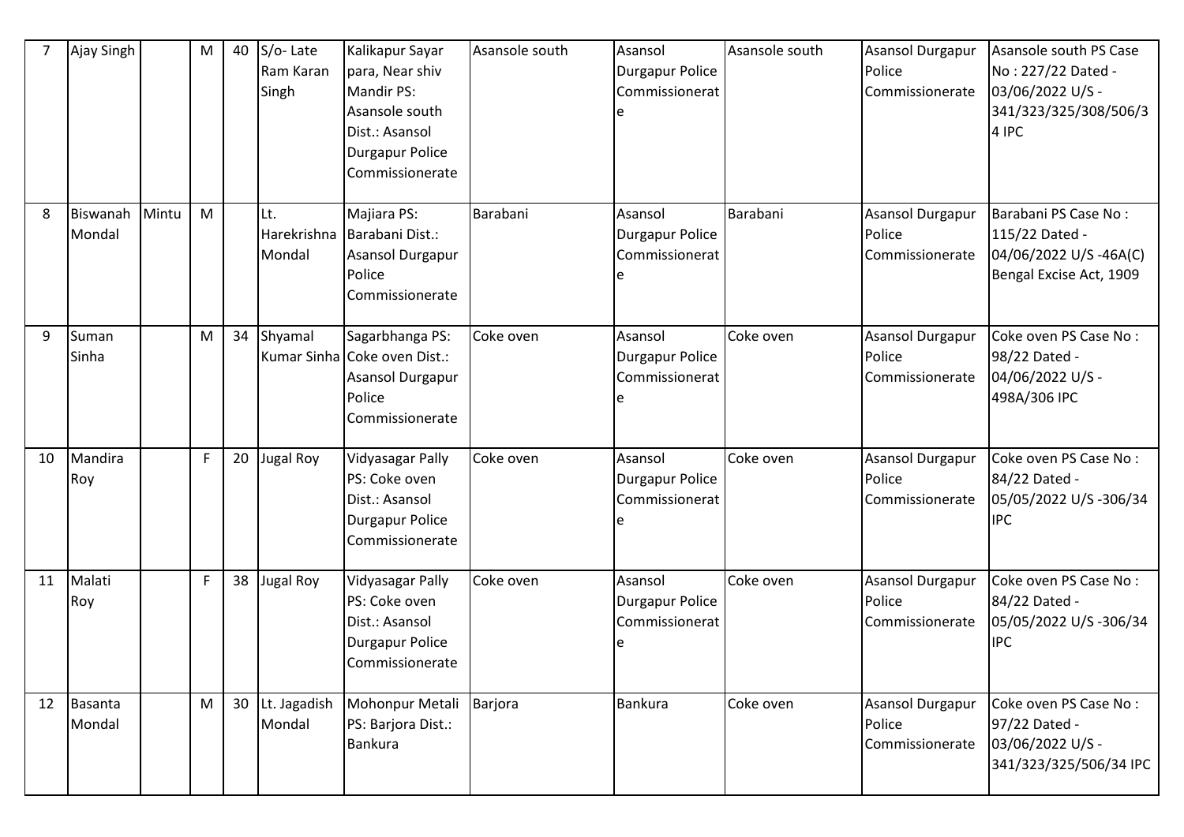| 7 | Ajay Singh | | M | 40 | S/o- Late Ram Karan Singh | Kalikapur Sayar para, Near shiv Mandir PS: Asansole south Dist.: Asansol Durgapur Police Commissionerate | Asansole south | Asansol Durgapur Police Commissionerate | Asansole south | Asansol Durgapur Police Commissionerate | Asansole south PS Case No : 227/22 Dated - 03/06/2022 U/S - 341/323/325/308/506/34 IPC |
|---|---|---|---|---|---|---|---|---|---|---|---|
| 8 | Biswanah Mondal | Mintu | M | | Lt. Harekrishna Mondal | Majiara PS: Barabani Dist.: Asansol Durgapur Police Commissionerate | Barabani | Asansol Durgapur Police Commissionerate | Barabani | Asansol Durgapur Police Commissionerate | Barabani PS Case No : 115/22 Dated - 04/06/2022 U/S -46A(C) Bengal Excise Act, 1909 |
| 9 | Suman Sinha | | M | 34 | Shyamal Kumar Sinha | Sagarbhanga PS: Coke oven Dist.: Asansol Durgapur Police Commissionerate | Coke oven | Asansol Durgapur Police Commissionerate | Coke oven | Asansol Durgapur Police Commissionerate | Coke oven PS Case No : 98/22 Dated - 04/06/2022 U/S - 498A/306 IPC |
| 10 | Mandira Roy | | F | 20 | Jugal Roy | Vidyasagar Pally PS: Coke oven Dist.: Asansol Durgapur Police Commissionerate | Coke oven | Asansol Durgapur Police Commissionerate | Coke oven | Asansol Durgapur Police Commissionerate | Coke oven PS Case No : 84/22 Dated - 05/05/2022 U/S -306/34 IPC |
| 11 | Malati Roy | | F | 38 | Jugal Roy | Vidyasagar Pally PS: Coke oven Dist.: Asansol Durgapur Police Commissionerate | Coke oven | Asansol Durgapur Police Commissionerate | Coke oven | Asansol Durgapur Police Commissionerate | Coke oven PS Case No : 84/22 Dated - 05/05/2022 U/S -306/34 IPC |
| 12 | Basanta Mondal | | M | 30 | Lt. Jagadish Mondal | Mohonpur Metali PS: Barjora Dist.: Bankura | Barjora | Bankura | Coke oven | Asansol Durgapur Police Commissionerate | Coke oven PS Case No : 97/22 Dated - 03/06/2022 U/S - 341/323/325/506/34 IPC |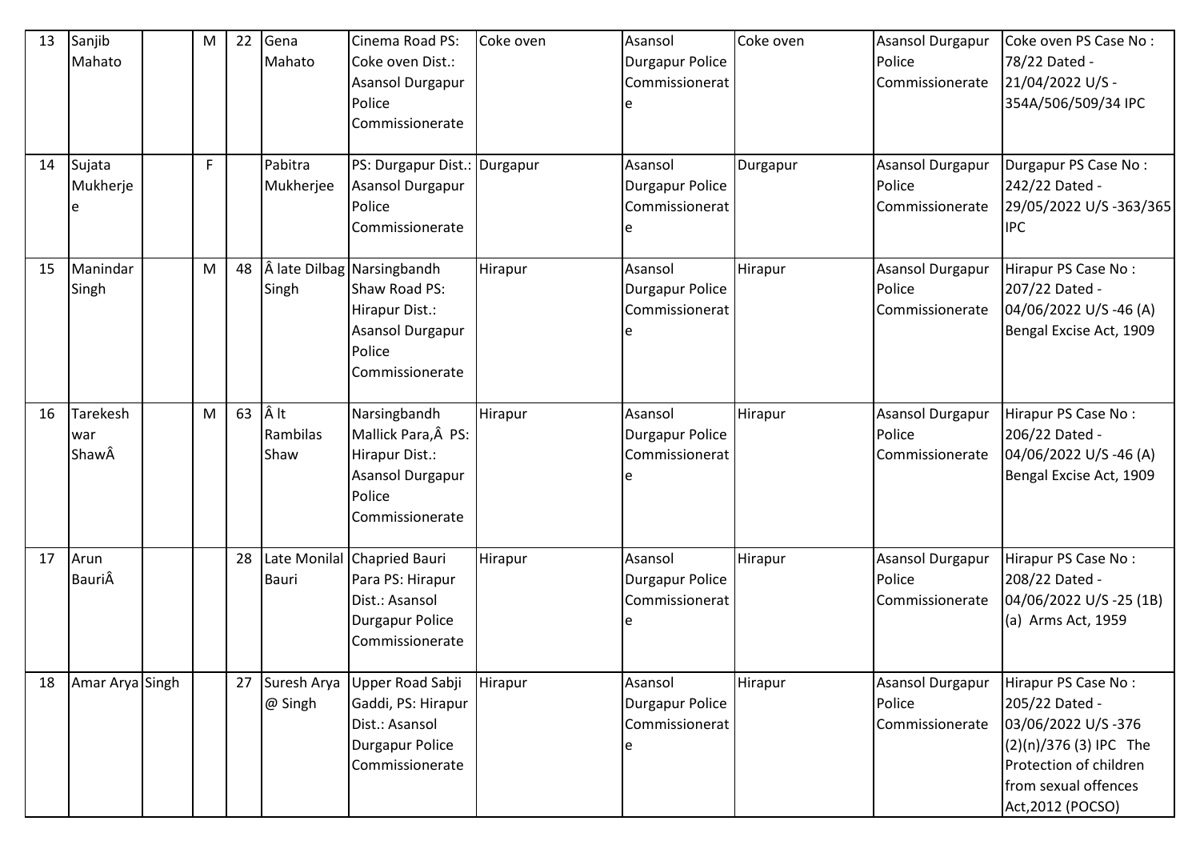| | | | | | | | | | | | |
|---|---|---|---|---|---|---|---|---|---|---|---|
| 13 | Sanjib Mahato | | M | 22 | Gena Mahato | Cinema Road PS: Coke oven Dist.: Asansol Durgapur Police Commissionerate | Coke oven | Asansol Durgapur Police Commissionerate | Coke oven | Asansol Durgapur Police Commissionerate | Coke oven PS Case No : 78/22 Dated - 21/04/2022 U/S - 354A/506/509/34 IPC |
| 14 | Sujata Mukherjee | | F | | Pabitra Mukherjee | PS: Durgapur Dist.: Asansol Durgapur Police Commissionerate | Durgapur | Asansol Durgapur Police Commissionerate | Durgapur | Asansol Durgapur Police Commissionerate | Durgapur PS Case No : 242/22 Dated - 29/05/2022 U/S -363/365 IPC |
| 15 | Manindar Singh | | M | 48 | Â late Dilbag Singh | Narsingbandh Shaw Road PS: Hirapur Dist.: Asansol Durgapur Police Commissionerate | Hirapur | Asansol Durgapur Police Commissionerate | Hirapur | Asansol Durgapur Police Commissionerate | Hirapur PS Case No : 207/22 Dated - 04/06/2022 U/S -46 (A) Bengal Excise Act, 1909 |
| 16 | Tarekeshwar ShawÂ | | M | 63 | Â lt Rambilas Shaw | Narsingbandh Mallick Para,Â PS: Hirapur Dist.: Asansol Durgapur Police Commissionerate | Hirapur | Asansol Durgapur Police Commissionerate | Hirapur | Asansol Durgapur Police Commissionerate | Hirapur PS Case No : 206/22 Dated - 04/06/2022 U/S -46 (A) Bengal Excise Act, 1909 |
| 17 | Arun BauriÂ | | | 28 | Late Monilal Bauri | Chapried Bauri Para PS: Hirapur Dist.: Asansol Durgapur Police Commissionerate | Hirapur | Asansol Durgapur Police Commissionerate | Hirapur | Asansol Durgapur Police Commissionerate | Hirapur PS Case No : 208/22 Dated - 04/06/2022 U/S -25 (1B) (a) Arms Act, 1959 |
| 18 | Amar Arya | Singh | | 27 | Suresh Arya @ Singh | Upper Road Sabji Gaddi, PS: Hirapur Dist.: Asansol Durgapur Police Commissionerate | Hirapur | Asansol Durgapur Police Commissionerate | Hirapur | Asansol Durgapur Police Commissionerate | Hirapur PS Case No : 205/22 Dated - 03/06/2022 U/S -376 (2)(n)/376 (3) IPC The Protection of children from sexual offences Act,2012 (POCSO) |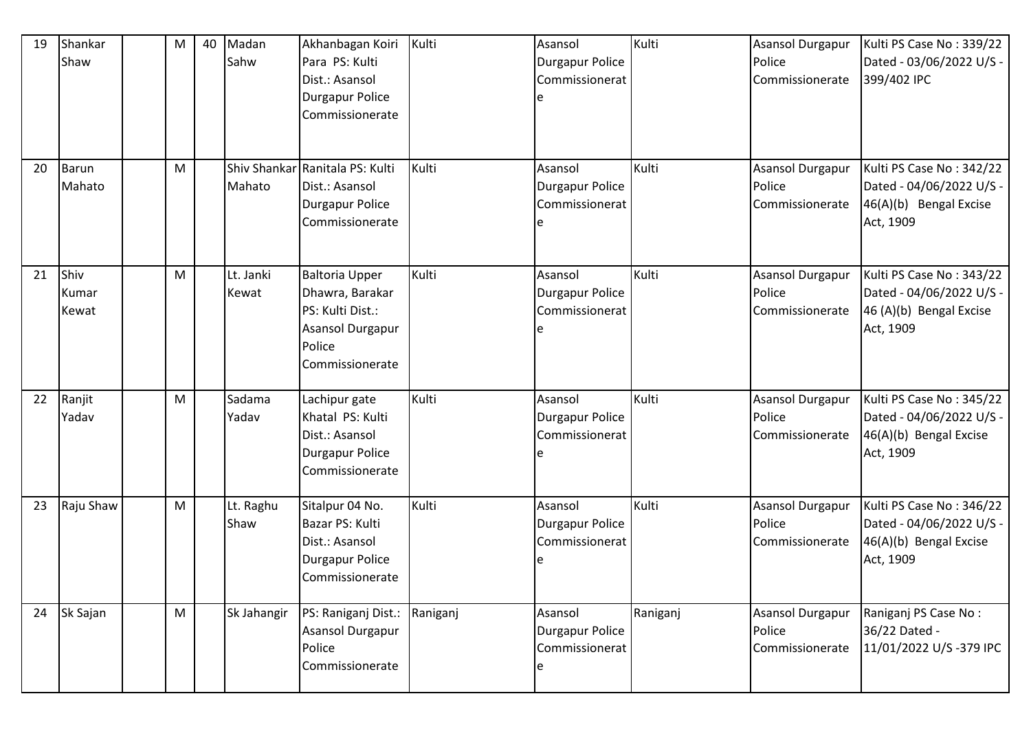| | | | | | | | | | | | |
|---|---|---|---|---|---|---|---|---|---|---|---|
| 19 | Shankar Shaw | | M | 40 | Madan Sahw | Akhanbagan Koiri Para PS: Kulti Dist.: Asansol Durgapur Police Commissionerate | Kulti | Asansol Durgapur Police Commissionerate | Kulti | Asansol Durgapur Police Commissionerate | Kulti PS Case No : 339/22 Dated - 03/06/2022 U/S - 399/402 IPC |
| 20 | Barun Mahato | | M | | Shiv Shankar Mahato | Ranitala PS: Kulti Dist.: Asansol Durgapur Police Commissionerate | Kulti | Asansol Durgapur Police Commissionerate | Kulti | Asansol Durgapur Police Commissionerate | Kulti PS Case No : 342/22 Dated - 04/06/2022 U/S - 46(A)(b) Bengal Excise Act, 1909 |
| 21 | Shiv Kumar Kewat | | M | | Lt. Janki Kewat | Baltoria Upper Dhawra, Barakar PS: Kulti Dist.: Asansol Durgapur Police Commissionerate | Kulti | Asansol Durgapur Police Commissionerate | Kulti | Asansol Durgapur Police Commissionerate | Kulti PS Case No : 343/22 Dated - 04/06/2022 U/S - 46 (A)(b) Bengal Excise Act, 1909 |
| 22 | Ranjit Yadav | | M | | Sadama Yadav | Lachipur gate Khatal PS: Kulti Dist.: Asansol Durgapur Police Commissionerate | Kulti | Asansol Durgapur Police Commissionerate | Kulti | Asansol Durgapur Police Commissionerate | Kulti PS Case No : 345/22 Dated - 04/06/2022 U/S - 46(A)(b) Bengal Excise Act, 1909 |
| 23 | Raju Shaw | | M | | Lt. Raghu Shaw | Sitalpur 04 No. Bazar PS: Kulti Dist.: Asansol Durgapur Police Commissionerate | Kulti | Asansol Durgapur Police Commissionerate | Kulti | Asansol Durgapur Police Commissionerate | Kulti PS Case No : 346/22 Dated - 04/06/2022 U/S - 46(A)(b) Bengal Excise Act, 1909 |
| 24 | Sk Sajan | | M | | Sk Jahangir | PS: Raniganj Dist.: Asansol Durgapur Police Commissionerate | Raniganj | Asansol Durgapur Police Commissionerate | Raniganj | Asansol Durgapur Police Commissionerate | Raniganj PS Case No : 36/22 Dated - 11/01/2022 U/S -379 IPC |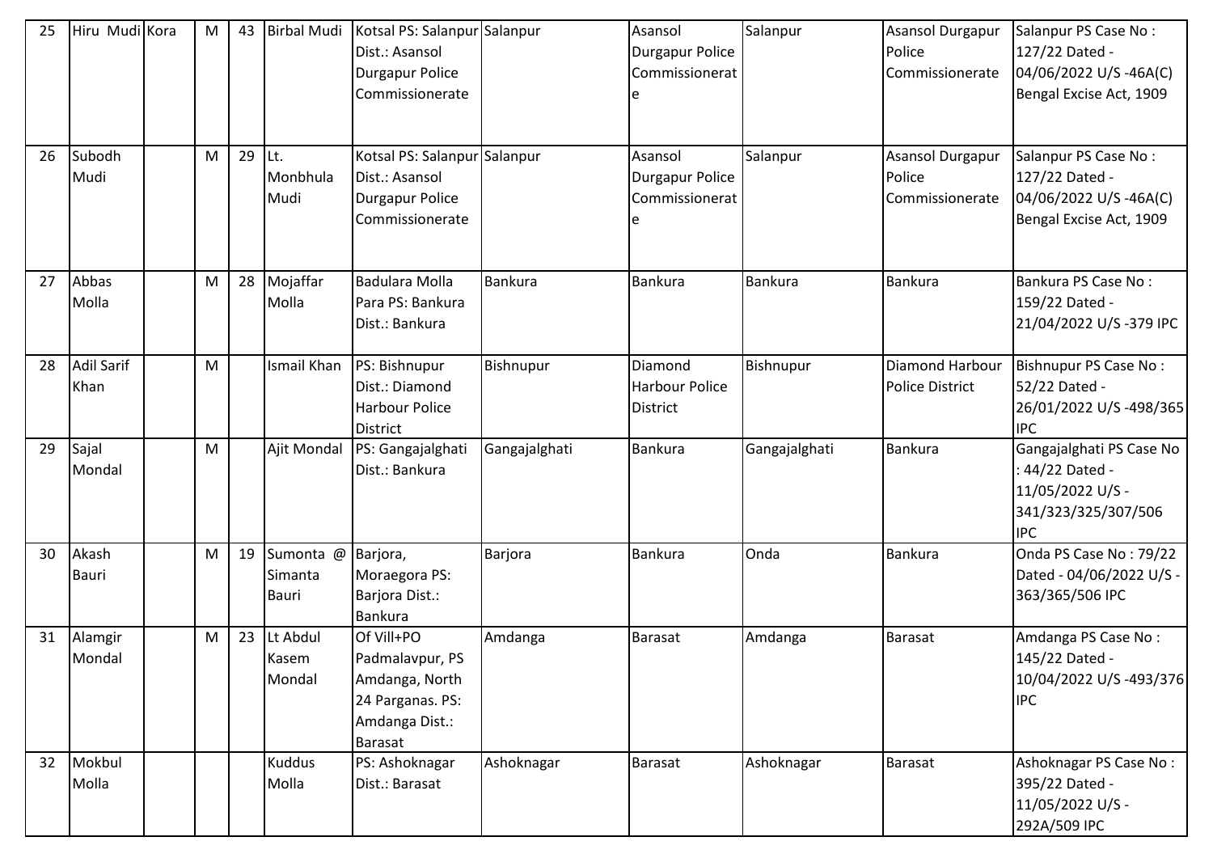| 25 | Hiru Mudi | Kora | M | 43 | Birbal Mudi | Kotsal PS: Salanpur Dist.: Asansol Durgapur Police Commissionerate | Salanpur | Asansol Durgapur Police Commissionerate | Salanpur | Asansol Durgapur Police Commissionerate | Salanpur PS Case No : 127/22 Dated - 04/06/2022 U/S -46A(C) Bengal Excise Act, 1909 |
|---|---|---|---|---|---|---|---|---|---|---|---|
| 26 | Subodh Mudi | | M | 29 | Lt. Monbhula Mudi | Kotsal PS: Salanpur Dist.: Asansol Durgapur Police Commissionerate | Salanpur | Asansol Durgapur Police Commissionerate | Salanpur | Asansol Durgapur Police Commissionerate | Salanpur PS Case No : 127/22 Dated - 04/06/2022 U/S -46A(C) Bengal Excise Act, 1909 |
| 27 | Abbas Molla | | M | 28 | Mojaffar Molla | Badulara Molla Para PS: Bankura Dist.: Bankura | Bankura | Bankura | Bankura | Bankura | Bankura PS Case No : 159/22 Dated - 21/04/2022 U/S -379 IPC |
| 28 | Adil Sarif Khan | | M | | Ismail Khan | PS: Bishnupur Dist.: Diamond Harbour Police District | Bishnupur | Diamond Harbour Police District | Bishnupur | Diamond Harbour Police District | Bishnupur PS Case No : 52/22 Dated - 26/01/2022 U/S -498/365 IPC |
| 29 | Sajal Mondal | | M | | Ajit Mondal | PS: Gangajalghati Dist.: Bankura | Gangajalghati | Bankura | Gangajalghati | Bankura | Gangajalghati PS Case No : 44/22 Dated - 11/05/2022 U/S - 341/323/325/307/506 IPC |
| 30 | Akash Bauri | | M | 19 | Sumonta @ Simanta Bauri | Barjora, Moraegora PS: Barjora Dist.: Bankura | Barjora | Bankura | Onda | Bankura | Onda PS Case No : 79/22 Dated - 04/06/2022 U/S - 363/365/506 IPC |
| 31 | Alamgir Mondal | | M | 23 | Lt Abdul Kasem Mondal | Of Vill+PO Padmalavpur, PS Amdanga, North 24 Parganas. PS: Amdanga Dist.: Barasat | Amdanga | Barasat | Amdanga | Barasat | Amdanga PS Case No : 145/22 Dated - 10/04/2022 U/S -493/376 IPC |
| 32 | Mokbul Molla | | | | Kuddus Molla | PS: Ashoknagar Dist.: Barasat | Ashoknagar | Barasat | Ashoknagar | Barasat | Ashoknagar PS Case No : 395/22 Dated - 11/05/2022 U/S - 292A/509 IPC |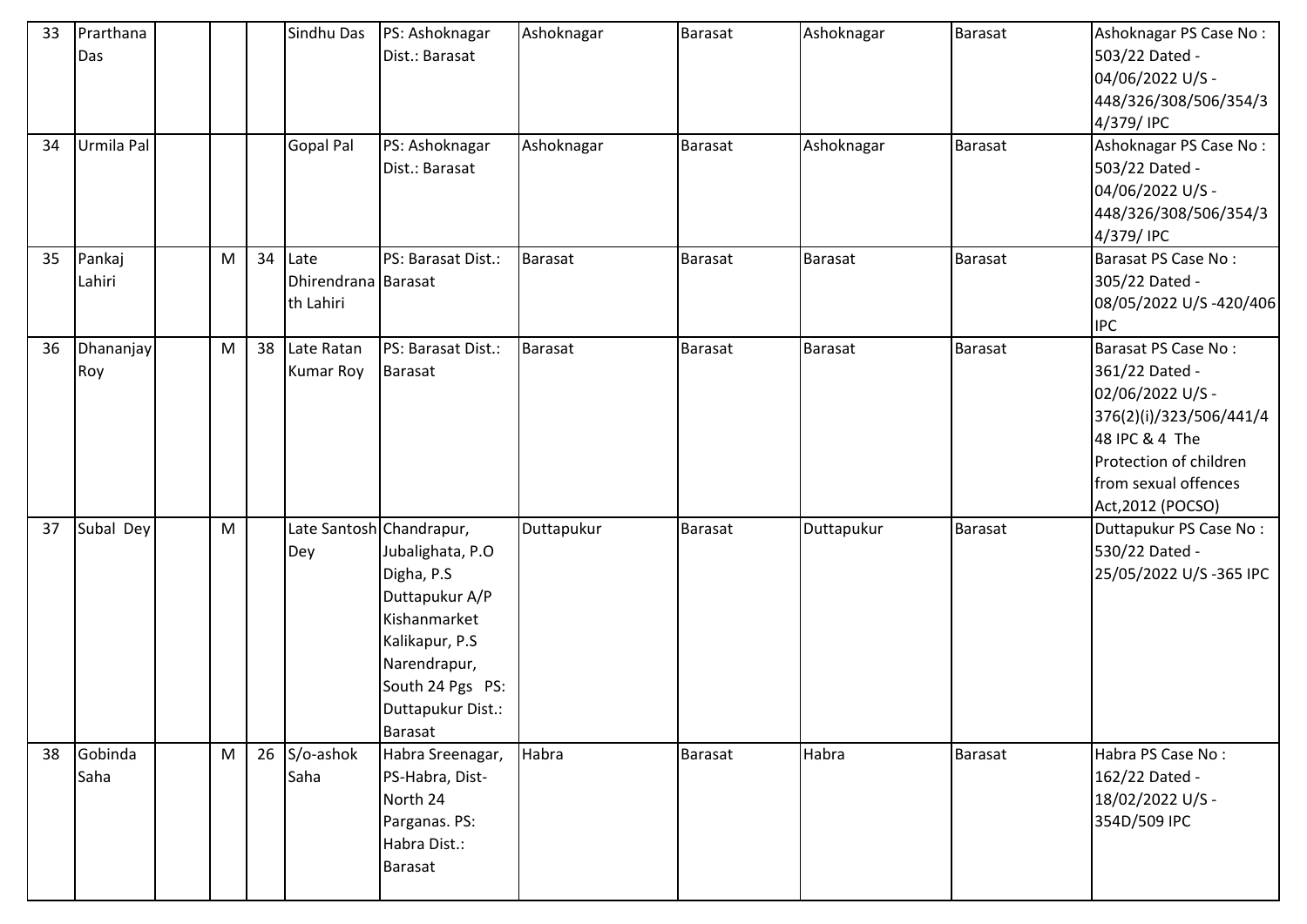| 33 | Prarthana Das | | | | Sindhu Das | PS: Ashoknagar Dist.: Barasat | Ashoknagar | Barasat | Ashoknagar | Barasat | Ashoknagar PS Case No : 503/22 Dated - 04/06/2022 U/S - 448/326/308/506/354/34/379/ IPC |
|---|---|---|---|---|---|---|---|---|---|---|---|
| 34 | Urmila Pal | | | | Gopal Pal | PS: Ashoknagar Dist.: Barasat | Ashoknagar | Barasat | Ashoknagar | Barasat | Ashoknagar PS Case No : 503/22 Dated - 04/06/2022 U/S - 448/326/308/506/354/34/379/ IPC |
| 35 | Pankaj Lahiri | | M | 34 | Late Dhirendranath Lahiri | PS: Barasat Dist.: Barasat | Barasat | Barasat | Barasat | Barasat | Barasat PS Case No : 305/22 Dated - 08/05/2022 U/S -420/406 IPC |
| 36 | Dhananjay Roy | | M | 38 | Late Ratan Kumar Roy | PS: Barasat Dist.: Barasat | Barasat | Barasat | Barasat | Barasat | Barasat PS Case No : 361/22 Dated - 02/06/2022 U/S - 376(2)(i)/323/506/441/448 IPC & 4 The Protection of children from sexual offences Act,2012 (POCSO) |
| 37 | Subal Dey | | M | | Late Santosh Dey | Chandrapur, Jubalighata, P.O Digha, P.S Duttapukur A/P Kishanmarket Kalikapur, P.S Narendrapur, South 24 Pgs PS: Duttapukur Dist.: Barasat | Duttapukur | Barasat | Duttapukur | Barasat | Duttapukur PS Case No : 530/22 Dated - 25/05/2022 U/S -365 IPC |
| 38 | Gobinda Saha | | M | 26 | S/o-ashok Saha | Habra Sreenagar, PS-Habra, Dist-North 24 Parganas. PS: Habra Dist.: Barasat | Habra | Barasat | Habra | Barasat | Habra PS Case No : 162/22 Dated - 18/02/2022 U/S - 354D/509 IPC |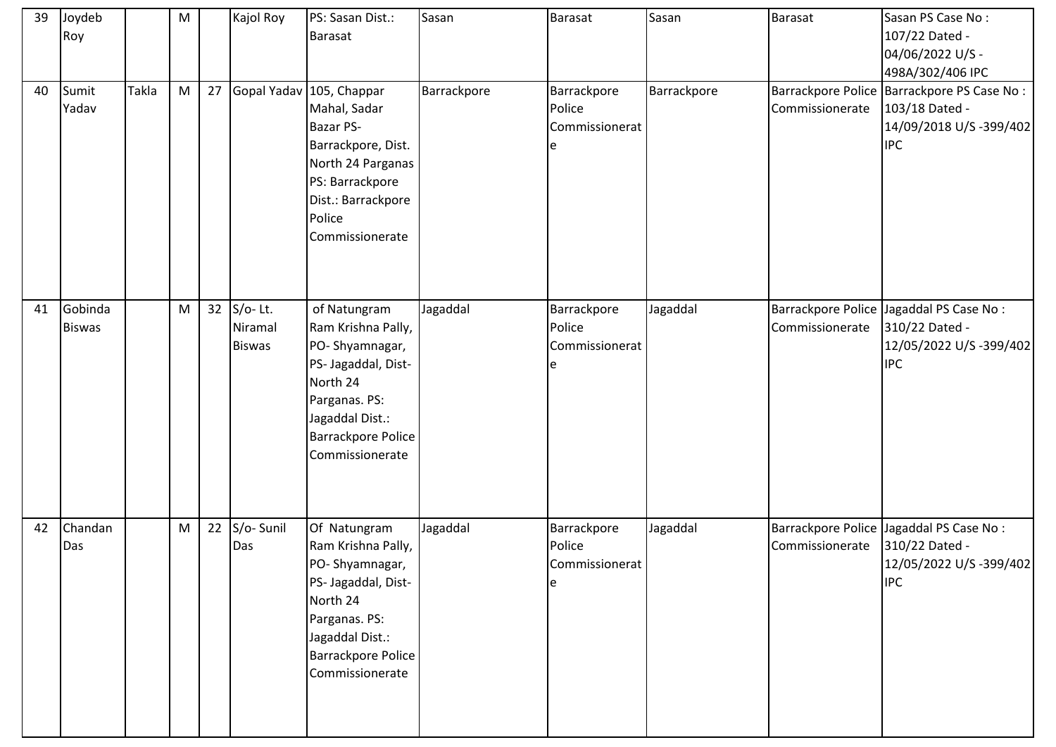| 39 | Joydeb Roy | | M | | Kajol Roy | PS: Sasan Dist.: Barasat | Sasan | Barasat | Sasan | Barasat | Sasan PS Case No : 107/22 Dated - 04/06/2022 U/S - 498A/302/406 IPC |
|---|---|---|---|---|---|---|---|---|---|---|---|
| 40 | Sumit Yadav | Takla | M | 27 | Gopal Yadav | 105, Chappar Mahal, Sadar Bazar PS- Barrackpore, Dist. North 24 Parganas PS: Barrackpore Dist.: Barrackpore Police Commissionerate | Barrackpore | Barrackpore Police Commissionerate | Barrackpore | Barrackpore Police Commissionerate | Barrackpore PS Case No : 103/18 Dated - 14/09/2018 U/S -399/402 IPC |
| 41 | Gobinda Biswas | | M | 32 | S/o- Lt. Niramal Biswas | of Natungram Ram Krishna Pally, PO- Shyamnagar, PS- Jagaddal, Dist- North 24 Parganas. PS: Jagaddal Dist.: Barrackpore Police Commissionerate | Jagaddal | Barrackpore Police Commissionerate | Jagaddal | Barrackpore Police Commissionerate | Jagaddal PS Case No : 310/22 Dated - 12/05/2022 U/S -399/402 IPC |
| 42 | Chandan Das | | M | 22 | S/o- Sunil Das | Of Natungram Ram Krishna Pally, PO- Shyamnagar, PS- Jagaddal, Dist- North 24 Parganas. PS: Jagaddal Dist.: Barrackpore Police Commissionerate | Jagaddal | Barrackpore Police Commissionerate | Jagaddal | Barrackpore Police Commissionerate | Jagaddal PS Case No : 310/22 Dated - 12/05/2022 U/S -399/402 IPC |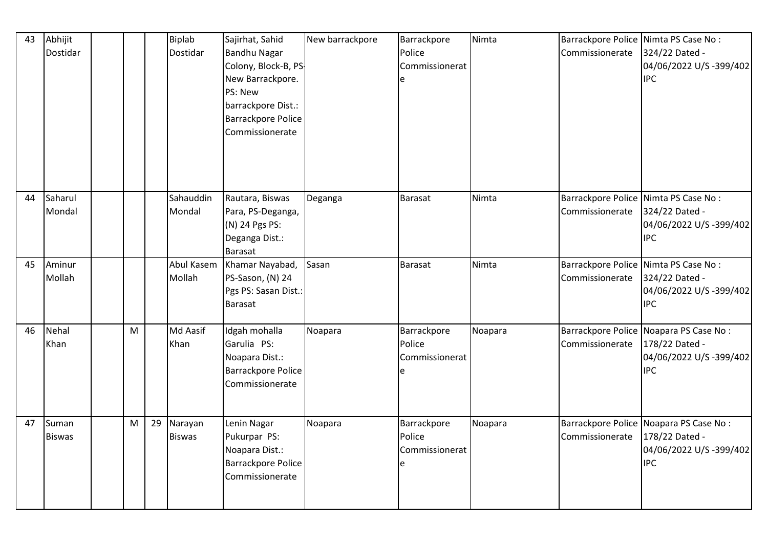| 43 | Abhijit Dostidar | | | | Biplab Dostidar | Sajirhat, Sahid Bandhu Nagar Colony, Block-B, PS-New Barrackpore. PS: New barrackpore Dist.: Barrackpore Police Commissionerate | New barrackpore | Barrackpore Police Commissionerate | Nimta | Barrackpore Police Commissionerate | Nimta PS Case No : 324/22 Dated - 04/06/2022 U/S -399/402 IPC |
|---|---|---|---|---|---|---|---|---|---|---|---|
| 44 | Saharul Mondal | | | | Sahauddin Mondal | Rautara, Biswas Para, PS-Deganga, (N) 24 Pgs PS: Deganga Dist.: Barasat | Deganga | Barasat | Nimta | Barrackpore Police Commissionerate | Nimta PS Case No : 324/22 Dated - 04/06/2022 U/S -399/402 IPC |
| 45 | Aminur Mollah | | | | Abul Kasem Mollah | Khamar Nayabad, PS-Sason, (N) 24 Pgs PS: Sasan Dist.: Barasat | Sasan | Barasat | Nimta | Barrackpore Police Commissionerate | Nimta PS Case No : 324/22 Dated - 04/06/2022 U/S -399/402 IPC |
| 46 | Nehal Khan | | M | | Md Aasif Khan | Idgah mohalla Garulia PS: Noapara Dist.: Barrackpore Police Commissionerate | Noapara | Barrackpore Police Commissionerate | Noapara | Barrackpore Police Commissionerate | Noapara PS Case No : 178/22 Dated - 04/06/2022 U/S -399/402 IPC |
| 47 | Suman Biswas | | M | 29 | Narayan Biswas | Lenin Nagar Pukurpar PS: Noapara Dist.: Barrackpore Police Commissionerate | Noapara | Barrackpore Police Commissionerate | Noapara | Barrackpore Police Commissionerate | Noapara PS Case No : 178/22 Dated - 04/06/2022 U/S -399/402 IPC |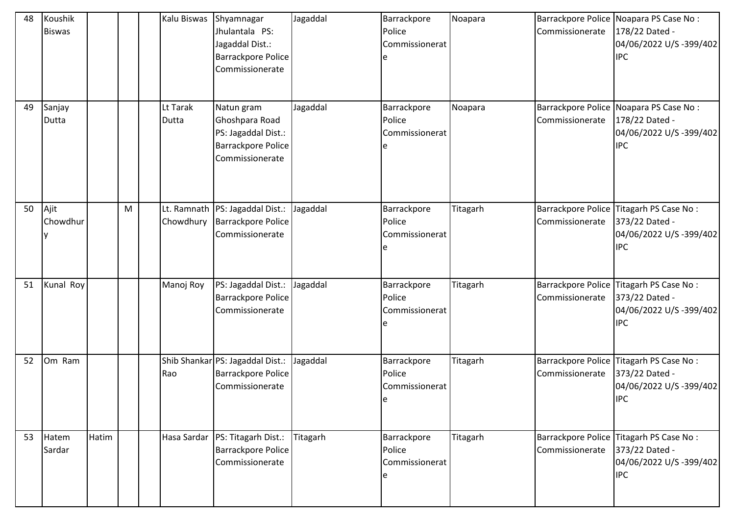| | | | | | | | | | | | |
|---|---|---|---|---|---|---|---|---|---|---|---|
| 48 | Koushik Biswas | | | | Kalu Biswas | Shyamnagar Jhulantala PS: Jagaddal Dist.: Barrackpore Police Commissionerate | Jagaddal | Barrackpore Police Commissionerate | Noapara | Barrackpore Police Commissionerate | Noapara PS Case No : 178/22 Dated - 04/06/2022 U/S -399/402 IPC |
| 49 | Sanjay Dutta | | | | Lt Tarak Dutta | Natun gram Ghoshpara Road PS: Jagaddal Dist.: Barrackpore Police Commissionerate | Jagaddal | Barrackpore Police Commissionerate | Noapara | Barrackpore Police Commissionerate | Noapara PS Case No : 178/22 Dated - 04/06/2022 U/S -399/402 IPC |
| 50 | Ajit Chowdhury | | M | | Lt. Ramnath Chowdhury | PS: Jagaddal Dist.: Barrackpore Police Commissionerate | Jagaddal | Barrackpore Police Commissionerate | Titagarh | Barrackpore Police Commissionerate | Titagarh PS Case No : 373/22 Dated - 04/06/2022 U/S -399/402 IPC |
| 51 | Kunal Roy | | | | Manoj Roy | PS: Jagaddal Dist.: Barrackpore Police Commissionerate | Jagaddal | Barrackpore Police Commissionerate | Titagarh | Barrackpore Police Commissionerate | Titagarh PS Case No : 373/22 Dated - 04/06/2022 U/S -399/402 IPC |
| 52 | Om Ram | | | | Shib Shankar Rao | PS: Jagaddal Dist.: Barrackpore Police Commissionerate | Jagaddal | Barrackpore Police Commissionerate | Titagarh | Barrackpore Police Commissionerate | Titagarh PS Case No : 373/22 Dated - 04/06/2022 U/S -399/402 IPC |
| 53 | Hatem Sardar | Hatim | | | Hasa Sardar | PS: Titagarh Dist.: Barrackpore Police Commissionerate | Titagarh | Barrackpore Police Commissionerate | Titagarh | Barrackpore Police Commissionerate | Titagarh PS Case No : 373/22 Dated - 04/06/2022 U/S -399/402 IPC |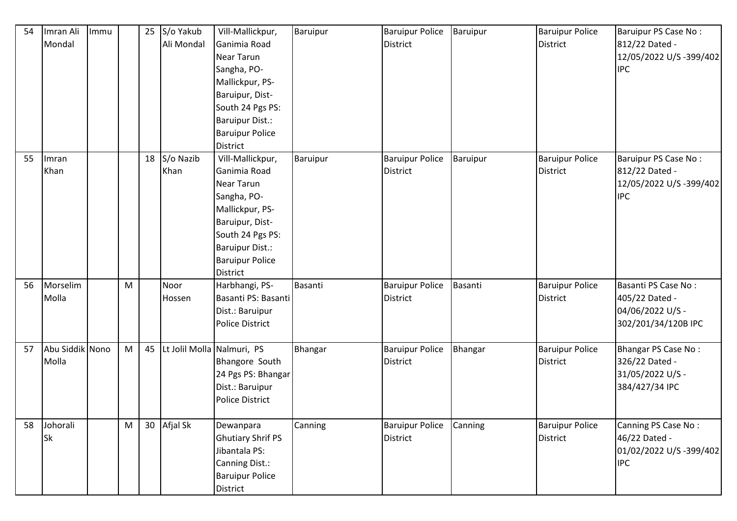| 54 | Imran Ali Mondal | Immu | | 25 | S/o Yakub Ali Mondal | Vill-Mallickpur, Ganimia Road Near Tarun Sangha, PO-Mallickpur, PS-Baruipur, Dist-South 24 Pgs PS: Baruipur Dist.: Baruipur Police District | Baruipur | Baruipur Police District | Baruipur | Baruipur Police District | Baruipur PS Case No : 812/22 Dated - 12/05/2022 U/S -399/402 IPC |
|---|---|---|---|---|---|---|---|---|---|---|---|
| 55 | Imran Khan | | | 18 | S/o Nazib Khan | Vill-Mallickpur, Ganimia Road Near Tarun Sangha, PO-Mallickpur, PS-Baruipur, Dist-South 24 Pgs PS: Baruipur Dist.: Baruipur Police District | Baruipur | Baruipur Police District | Baruipur | Baruipur Police District | Baruipur PS Case No : 812/22 Dated - 12/05/2022 U/S -399/402 IPC |
| 56 | Morselim Molla | | M | | Noor Hossen | Harbhangi, PS-Basanti PS: Basanti Dist.: Baruipur Police District | Basanti | Baruipur Police District | Basanti | Baruipur Police District | Basanti PS Case No : 405/22 Dated - 04/06/2022 U/S - 302/201/34/120B IPC |
| 57 | Abu Siddik Molla | Nono | M | 45 | Lt Jolil Molla | Nalmuri, PS Bhangore South 24 Pgs PS: Bhangar Dist.: Baruipur Police District | Bhangar | Baruipur Police District | Bhangar | Baruipur Police District | Bhangar PS Case No : 326/22 Dated - 31/05/2022 U/S - 384/427/34 IPC |
| 58 | Johorali Sk | | M | 30 | Afjal Sk | Dewanpara Ghutiary Shrif PS Jibantala PS: Canning Dist.: Baruipur Police District | Canning | Baruipur Police District | Canning | Baruipur Police District | Canning PS Case No : 46/22 Dated - 01/02/2022 U/S -399/402 IPC |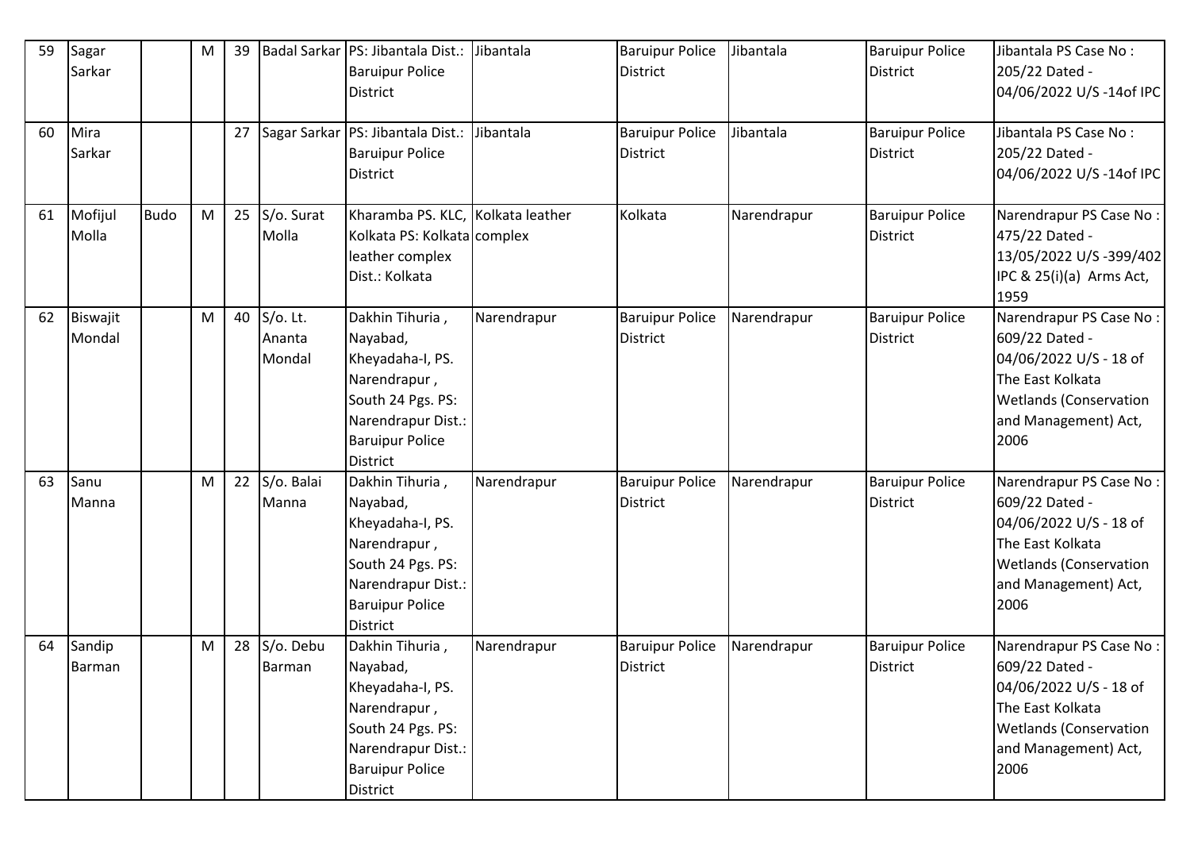| 59 | Sagar Sarkar | | M | 39 | Badal Sarkar | PS: Jibantala Dist.: Baruipur Police District | Jibantala | Baruipur Police District | Jibantala | Baruipur Police District | Jibantala PS Case No : 205/22 Dated - 04/06/2022 U/S -14of IPC |
|---|---|---|---|---|---|---|---|---|---|---|---|
| 60 | Mira Sarkar | | | 27 | Sagar Sarkar | PS: Jibantala Dist.: Baruipur Police District | Jibantala | Baruipur Police District | Jibantala | Baruipur Police District | Jibantala PS Case No : 205/22 Dated - 04/06/2022 U/S -14of IPC |
| 61 | Mofijul Molla | Budo | M | 25 | S/o. Surat Molla | Kharamba PS. KLC, Kolkata PS: Kolkata leather complex Dist.: Kolkata | Kolkata leather complex | Kolkata | Narendrapur | Baruipur Police District | Narendrapur PS Case No : 475/22 Dated - 13/05/2022 U/S -399/402 IPC & 25(i)(a) Arms Act, 1959 |
| 62 | Biswajit Mondal | | M | 40 | S/o. Lt. Ananta Mondal | Dakhin Tihuria , Nayabad, Kheyadaha-I, PS. Narendrapur , South 24 Pgs. PS: Narendrapur Dist.: Baruipur Police District | Narendrapur | Baruipur Police District | Narendrapur | Baruipur Police District | Narendrapur PS Case No : 609/22 Dated - 04/06/2022 U/S - 18 of The East Kolkata Wetlands (Conservation and Management) Act, 2006 |
| 63 | Sanu Manna | | M | 22 | S/o. Balai Manna | Dakhin Tihuria , Nayabad, Kheyadaha-I, PS. Narendrapur , South 24 Pgs. PS: Narendrapur Dist.: Baruipur Police District | Narendrapur | Baruipur Police District | Narendrapur | Baruipur Police District | Narendrapur PS Case No : 609/22 Dated - 04/06/2022 U/S - 18 of The East Kolkata Wetlands (Conservation and Management) Act, 2006 |
| 64 | Sandip Barman | | M | 28 | S/o. Debu Barman | Dakhin Tihuria , Nayabad, Kheyadaha-I, PS. Narendrapur , South 24 Pgs. PS: Narendrapur Dist.: Baruipur Police District | Narendrapur | Baruipur Police District | Narendrapur | Baruipur Police District | Narendrapur PS Case No : 609/22 Dated - 04/06/2022 U/S - 18 of The East Kolkata Wetlands (Conservation and Management) Act, 2006 |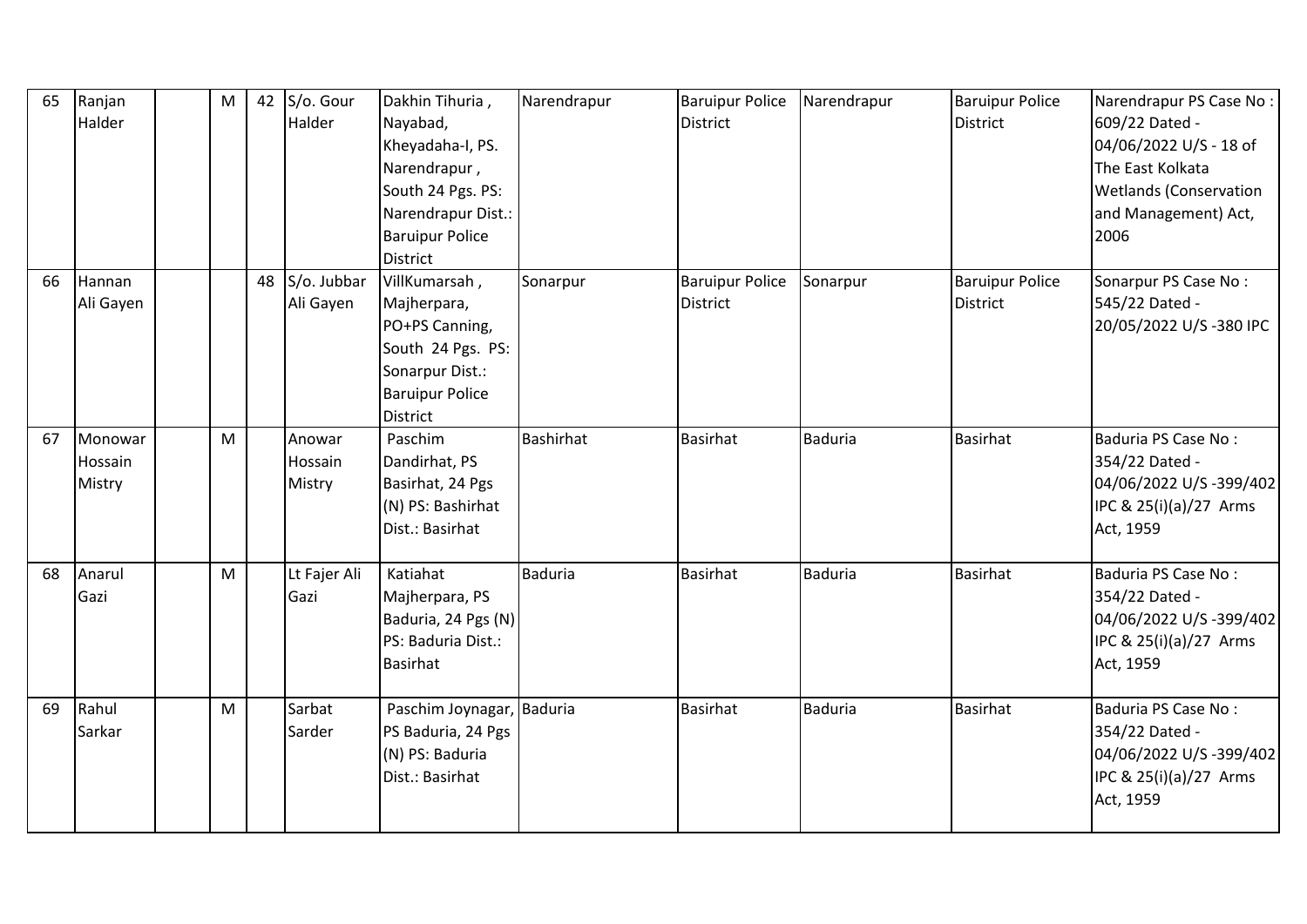| 65 | Ranjan Halder | | M | 42 | S/o. Gour Halder | Dakhin Tihuria , Nayabad, Kheyadaha-I, PS. Narendrapur , South 24 Pgs. PS: Narendrapur Dist.: Baruipur Police District | Narendrapur | Baruipur Police District | Narendrapur | Baruipur Police District | Narendrapur PS Case No : 609/22 Dated - 04/06/2022 U/S - 18 of The East Kolkata Wetlands (Conservation and Management) Act, 2006 |
|---|---|---|---|---|---|---|---|---|---|---|---|
| 66 | Hannan Ali Gayen | | | 48 | S/o. Jubbar Ali Gayen | VillKumarsah , Majherpara, PO+PS Canning, South 24 Pgs. PS: Sonarpur Dist.: Baruipur Police District | Sonarpur | Baruipur Police District | Sonarpur | Baruipur Police District | Sonarpur PS Case No : 545/22 Dated - 20/05/2022 U/S -380 IPC |
| 67 | Monowar Hossain Mistry | | M | | Anowar Hossain Mistry | Paschim Dandirhat, PS Basirhat, 24 Pgs (N) PS: Bashirhat Dist.: Basirhat | Bashirhat | Basirhat | Baduria | Basirhat | Baduria PS Case No : 354/22 Dated - 04/06/2022 U/S -399/402 IPC & 25(i)(a)/27 Arms Act, 1959 |
| 68 | Anarul Gazi | | M | | Lt Fajer Ali Gazi | Katiahat Majherpara, PS Baduria, 24 Pgs (N) PS: Baduria Dist.: Basirhat | Baduria | Basirhat | Baduria | Basirhat | Baduria PS Case No : 354/22 Dated - 04/06/2022 U/S -399/402 IPC & 25(i)(a)/27 Arms Act, 1959 |
| 69 | Rahul Sarkar | | M | | Sarbat Sarder | Paschim Joynagar, PS Baduria, 24 Pgs (N) PS: Baduria Dist.: Basirhat | Baduria | Basirhat | Baduria | Basirhat | Baduria PS Case No : 354/22 Dated - 04/06/2022 U/S -399/402 IPC & 25(i)(a)/27 Arms Act, 1959 |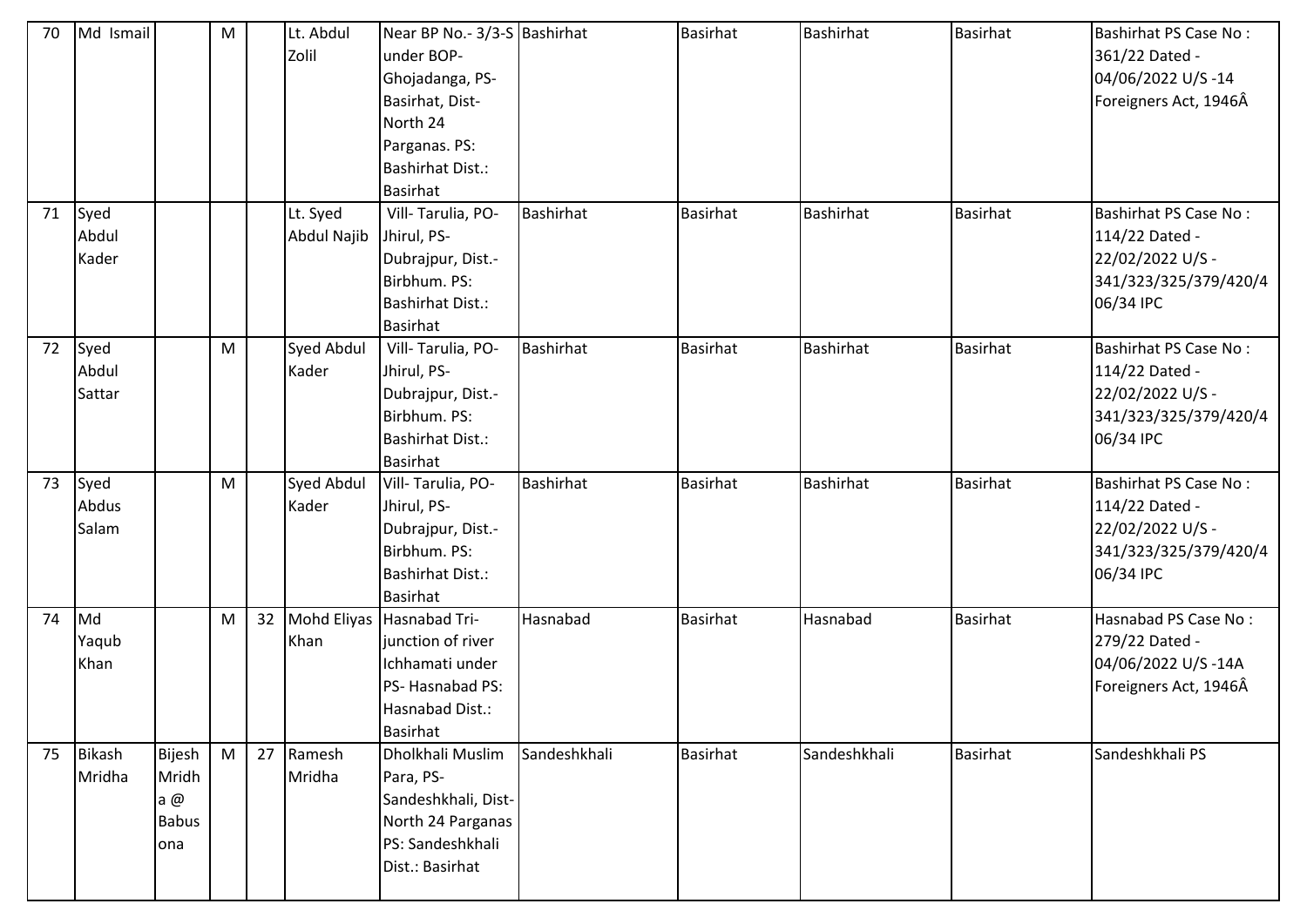| 70 | Md Ismail | | M | | Lt. Abdul Zolil | Near BP No.- 3/3-S under BOP-Ghojadanga, PS-Basirhat, Dist-North 24 Parganas. PS: Bashirhat Dist.: Basirhat | Bashirhat | Basirhat | Bashirhat | Basirhat | Bashirhat PS Case No : 361/22 Dated - 04/06/2022 U/S -14 Foreigners Act, 1946Â |
|---|---|---|---|---|---|---|---|---|---|---|---|
| 71 | Syed Abdul Kader | | | | Lt. Syed Abdul Najib | Vill- Tarulia, PO-Jhirul, PS-Dubrajpur, Dist.-Birbhum. PS: Bashirhat Dist.: Basirhat | Bashirhat | Basirhat | Bashirhat | Basirhat | Bashirhat PS Case No : 114/22 Dated - 22/02/2022 U/S - 341/323/325/379/420/406/34 IPC |
| 72 | Syed Abdul Sattar | | M | | Syed Abdul Kader | Vill- Tarulia, PO-Jhirul, PS-Dubrajpur, Dist.-Birbhum. PS: Bashirhat Dist.: Basirhat | Bashirhat | Basirhat | Bashirhat | Basirhat | Bashirhat PS Case No : 114/22 Dated - 22/02/2022 U/S - 341/323/325/379/420/406/34 IPC |
| 73 | Syed Abdus Salam | | M | | Syed Abdul Kader | Vill- Tarulia, PO-Jhirul, PS-Dubrajpur, Dist.-Birbhum. PS: Bashirhat Dist.: Basirhat | Bashirhat | Basirhat | Bashirhat | Basirhat | Bashirhat PS Case No : 114/22 Dated - 22/02/2022 U/S - 341/323/325/379/420/406/34 IPC |
| 74 | Md Yaqub Khan | | M | 32 | Mohd Eliyas Khan | Hasnabad Tri-junction of river Ichhamati under PS- Hasnabad PS: Hasnabad Dist.: Basirhat | Hasnabad | Basirhat | Hasnabad | Basirhat | Hasnabad PS Case No : 279/22 Dated - 04/06/2022 U/S -14A Foreigners Act, 1946Â |
| 75 | Bikash Mridha | Bijesh Mridha @ Babusona | M | 27 | Ramesh Mridha | Dholkhali Muslim Para, PS-Sandeshkhali, Dist-North 24 Parganas PS: Sandeshkhali Dist.: Basirhat | Sandeshkhali | Basirhat | Sandeshkhali | Basirhat | Sandeshkhali PS |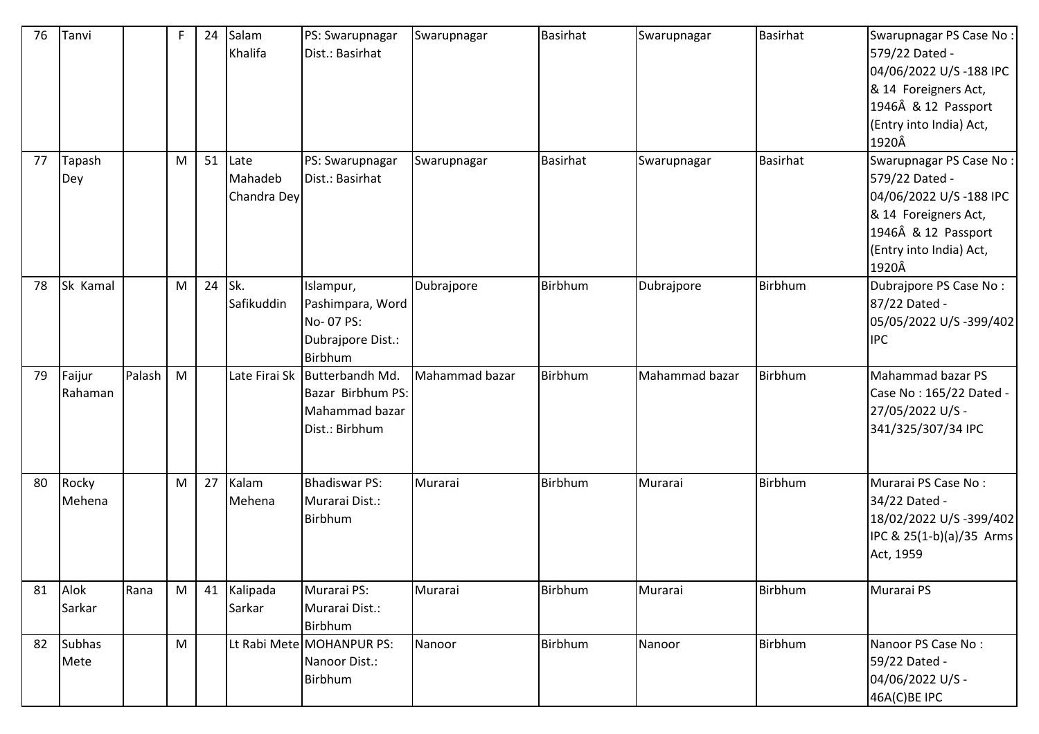| 76 | Tanvi | | F | 24 | Salam Khalifa | PS: Swarupnagar Dist.: Basirhat | Swarupnagar | Basirhat | Swarupnagar | Basirhat | Swarupnagar PS Case No : 579/22 Dated - 04/06/2022 U/S -188 IPC & 14 Foreigners Act, 1946Â & 12 Passport (Entry into India) Act, 1920Â |
|---|---|---|---|---|---|---|---|---|---|---|---|
| 77 | Tapash Dey | | M | 51 | Late Mahadeb Chandra Dey | PS: Swarupnagar Dist.: Basirhat | Swarupnagar | Basirhat | Swarupnagar | Basirhat | Swarupnagar PS Case No : 579/22 Dated - 04/06/2022 U/S -188 IPC & 14 Foreigners Act, 1946Â & 12 Passport (Entry into India) Act, 1920Â |
| 78 | Sk Kamal | | M | 24 | Sk. Safikuddin | Islampur, Pashimpara, Word No- 07 PS: Dubrajpore Dist.: Birbhum | Dubrajpore | Birbhum | Dubrajpore | Birbhum | Dubrajpore PS Case No : 87/22 Dated - 05/05/2022 U/S -399/402 IPC |
| 79 | Faijur Rahaman | Palash | M | | Late Firai Sk | Butterbandh Md. Bazar Birbhum PS: Mahammad bazar Dist.: Birbhum | Mahammad bazar | Birbhum | Mahammad bazar | Birbhum | Mahammad bazar PS Case No : 165/22 Dated - 27/05/2022 U/S -341/325/307/34 IPC |
| 80 | Rocky Mehena | | M | 27 | Kalam Mehena | Bhadiswar PS: Murarai Dist.: Birbhum | Murarai | Birbhum | Murarai | Birbhum | Murarai PS Case No : 34/22 Dated - 18/02/2022 U/S -399/402 IPC & 25(1-b)(a)/35 Arms Act, 1959 |
| 81 | Alok Sarkar | Rana | M | 41 | Kalipada Sarkar | Murarai PS: Murarai Dist.: Birbhum | Murarai | Birbhum | Murarai | Birbhum | Murarai PS |
| 82 | Subhas Mete | | M | | Lt Rabi Mete | MOHANPUR PS: Nanoor Dist.: Birbhum | Nanoor | Birbhum | Nanoor | Birbhum | Nanoor PS Case No : 59/22 Dated - 04/06/2022 U/S - 46A(C)BE IPC |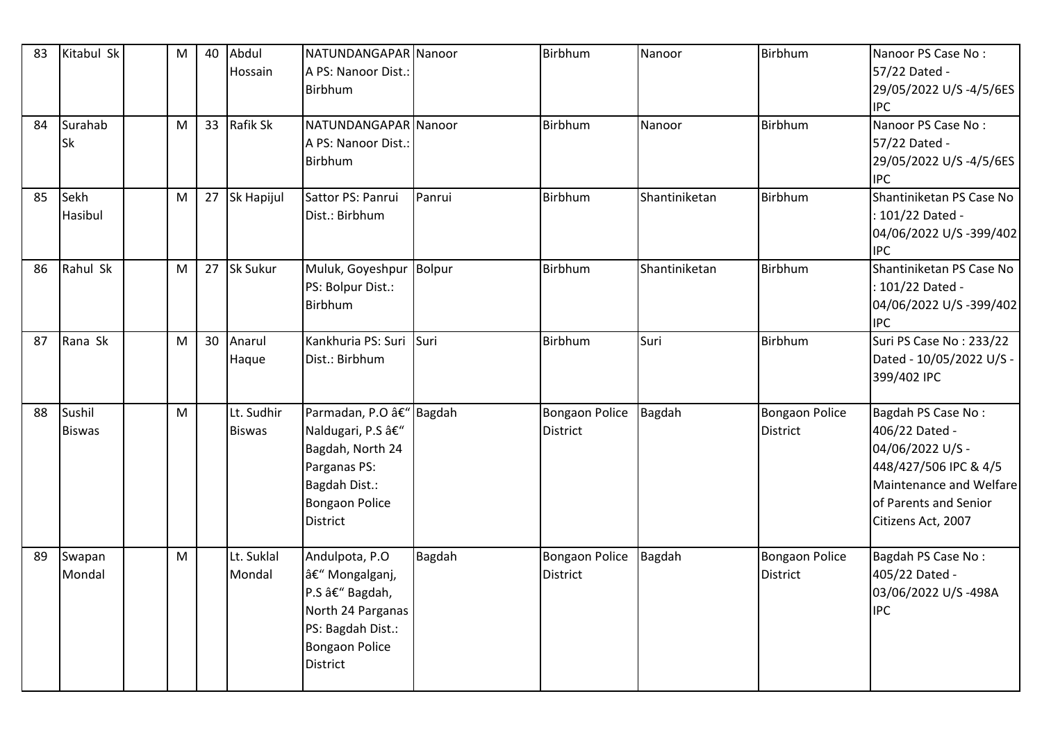| 83 | Kitabul Sk | | M | 40 | Abdul Hossain | NATUNDANGAPARA PS: Nanoor Dist.: Birbhum | Nanoor | Birbhum | Nanoor | Birbhum | Nanoor PS Case No : 57/22 Dated - 29/05/2022 U/S -4/5/6ES IPC |
|---|---|---|---|---|---|---|---|---|---|---|---|
| 84 | Surahab Sk | | M | 33 | Rafik Sk | NATUNDANGAPARA PS: Nanoor Dist.: Birbhum | Nanoor | Birbhum | Nanoor | Birbhum | Nanoor PS Case No : 57/22 Dated - 29/05/2022 U/S -4/5/6ES IPC |
| 85 | Sekh Hasibul | | M | 27 | Sk Hapijul | Sattor PS: Panrui Dist.: Birbhum | Panrui | Birbhum | Shantiniketan | Birbhum | Shantiniketan PS Case No : 101/22 Dated - 04/06/2022 U/S -399/402 IPC |
| 86 | Rahul Sk | | M | 27 | Sk Sukur | Muluk, Goyeshpur PS: Bolpur Dist.: Birbhum | Bolpur | Birbhum | Shantiniketan | Birbhum | Shantiniketan PS Case No : 101/22 Dated - 04/06/2022 U/S -399/402 IPC |
| 87 | Rana Sk | | M | 30 | Anarul Haque | Kankhuria PS: Suri Dist.: Birbhum | Suri | Birbhum | Suri | Birbhum | Suri PS Case No : 233/22 Dated - 10/05/2022 U/S - 399/402 IPC |
| 88 | Sushil Biswas | | M | | Lt. Sudhir Biswas | Parmadan, P.O â€" Naldugari, P.S â€" Bagdah, North 24 Parganas PS: Bagdah Dist.: Bongaon Police District | Bagdah | Bongaon Police District | Bagdah | Bongaon Police District | Bagdah PS Case No : 406/22 Dated - 04/06/2022 U/S - 448/427/506 IPC & 4/5 Maintenance and Welfare of Parents and Senior Citizens Act, 2007 |
| 89 | Swapan Mondal | | M | | Lt. Suklal Mondal | Andulpota, P.O â€" Mongalganj, P.S â€" Bagdah, North 24 Parganas PS: Bagdah Dist.: Bongaon Police District | Bagdah | Bongaon Police District | Bagdah | Bongaon Police District | Bagdah PS Case No : 405/22 Dated - 03/06/2022 U/S -498A IPC |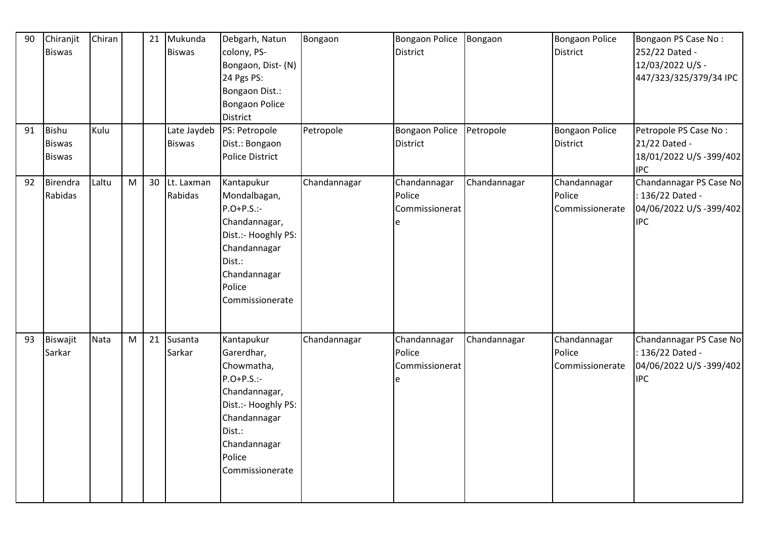| 90 | Chiranjit Biswas | Chiran | | 21 | Mukunda Biswas | Debgarh, Natun colony, PS- Bongaon, Dist- (N) 24 Pgs PS: Bongaon Dist.: Bongaon Police District | Bongaon | Bongaon Police District | Bongaon | Bongaon Police District | Bongaon PS Case No : 252/22 Dated - 12/03/2022 U/S - 447/323/325/379/34 IPC |
|---|---|---|---|---|---|---|---|---|---|---|---|
| 91 | Bishu Biswas Biswas | Kulu | | | Late Jaydeb Biswas | PS: Petropole Dist.: Bongaon Police District | Petropole | Bongaon Police District | Petropole | Bongaon Police District | Petropole PS Case No : 21/22 Dated - 18/01/2022 U/S -399/402 IPC |
| 92 | Birendra Rabidas | Laltu | M | 30 | Lt. Laxman Rabidas | Kantapukur Mondalbagan, P.O+P.S.:- Chandannagar, Dist.:- Hooghly PS: Chandannagar Dist.: Chandannagar Police Commissionerate | Chandannagar | Chandannagar Police Commissionerate | Chandannagar | Chandannagar Police Commissionerate | Chandannagar PS Case No : 136/22 Dated - 04/06/2022 U/S -399/402 IPC |
| 93 | Biswajit Sarkar | Nata | M | 21 | Susanta Sarkar | Kantapukur Garerdhar, Chowmatha, P.O+P.S.:- Chandannagar, Dist.:- Hooghly PS: Chandannagar Dist.: Chandannagar Police Commissionerate | Chandannagar | Chandannagar Police Commissionerate | Chandannagar | Chandannagar Police Commissionerate | Chandannagar PS Case No : 136/22 Dated - 04/06/2022 U/S -399/402 IPC |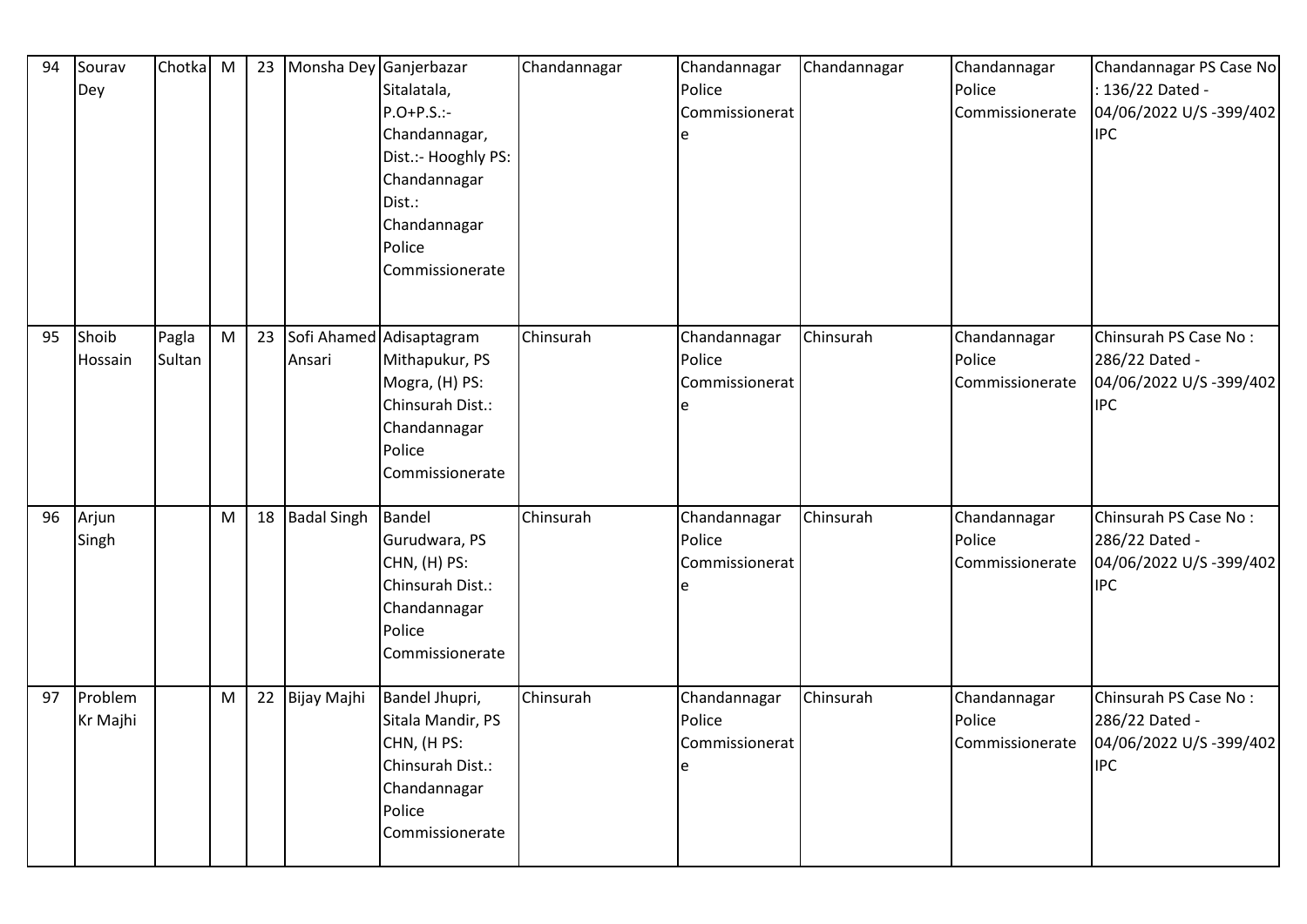| 94 | Sourav Dey | Chotka | M | 23 | Monsha Dey | Ganjerbazar Sitalatala, P.O+P.S.:- Chandannagar, Dist.:- Hooghly PS: Chandannagar Dist.: Chandannagar Police Commissionerate | Chandannagar | Chandannagar Police Commissionerate | Chandannagar | Chandannagar Police Commissionerate | Chandannagar PS Case No : 136/22 Dated - 04/06/2022 U/S -399/402 IPC |
|---|---|---|---|---|---|---|---|---|---|---|---|
| 95 | Shoib Hossain | Pagla Sultan | M | 23 | Sofi Ahamed Ansari | Adisaptagram Mithapukur, PS Mogra, (H) PS: Chinsurah Dist.: Chandannagar Police Commissionerate | Chinsurah | Chandannagar Police Commissionerate | Chinsurah | Chandannagar Police Commissionerate | Chinsurah PS Case No : 286/22 Dated - 04/06/2022 U/S -399/402 IPC |
| 96 | Arjun Singh | | M | 18 | Badal Singh | Bandel Gurudwara, PS CHN, (H) PS: Chinsurah Dist.: Chandannagar Police Commissionerate | Chinsurah | Chandannagar Police Commissionerate | Chinsurah | Chandannagar Police Commissionerate | Chinsurah PS Case No : 286/22 Dated - 04/06/2022 U/S -399/402 IPC |
| 97 | Problem Kr Majhi | | M | 22 | Bijay Majhi | Bandel Jhupri, Sitala Mandir, PS CHN, (H PS: Chinsurah Dist.: Chandannagar Police Commissionerate | Chinsurah | Chandannagar Police Commissionerate | Chinsurah | Chandannagar Police Commissionerate | Chinsurah PS Case No : 286/22 Dated - 04/06/2022 U/S -399/402 IPC |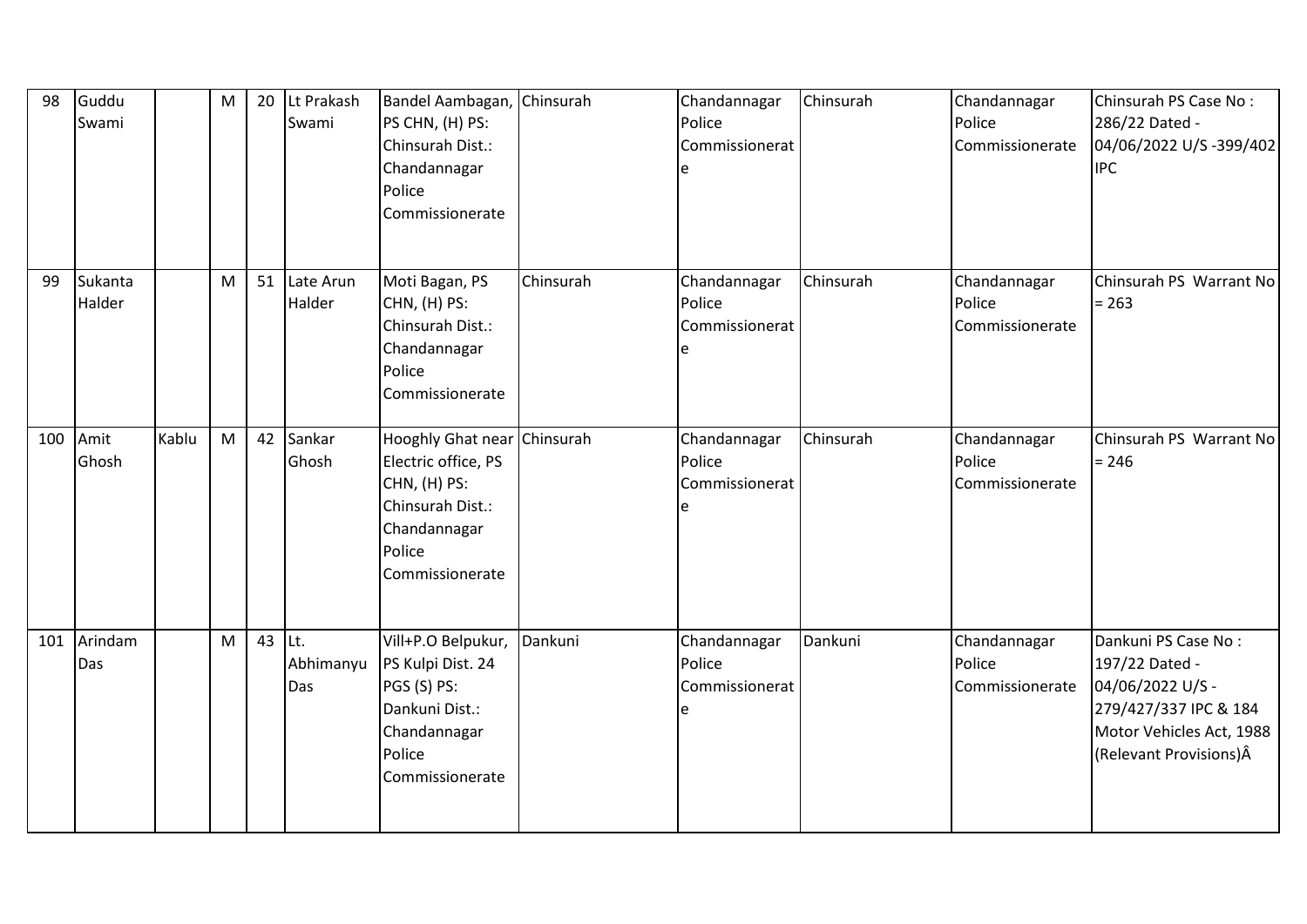| 98 | Guddu Swami | | M | 20 | Lt Prakash Swami | Bandel Aambagan, PS CHN, (H) PS: Chinsurah Dist.: Chandannagar Police Commissionerate | Chinsurah | Chandannagar Police Commissionerate | Chinsurah | Chandannagar Police Commissionerate | Chinsurah PS Case No : 286/22 Dated - 04/06/2022 U/S -399/402 IPC |
|---|---|---|---|---|---|---|---|---|---|---|---|
| 99 | Sukanta Halder | | M | 51 | Late Arun Halder | Moti Bagan, PS CHN, (H) PS: Chinsurah Dist.: Chandannagar Police Commissionerate | Chinsurah | Chandannagar Police Commissionerate | Chinsurah | Chandannagar Police Commissionerate | Chinsurah PS Warrant No = 263 |
| 100 | Amit Ghosh | Kablu | M | 42 | Sankar Ghosh | Hooghly Ghat near Electric office, PS CHN, (H) PS: Chinsurah Dist.: Chandannagar Police Commissionerate | Chinsurah | Chandannagar Police Commissionerate | Chinsurah | Chandannagar Police Commissionerate | Chinsurah PS Warrant No = 246 |
| 101 | Arindam Das | | M | 43 | Lt. Abhimanyu Das | Vill+P.O Belpukur, PS Kulpi Dist. 24 PGS (S) PS: Dankuni Dist.: Chandannagar Police Commissionerate | Dankuni | Chandannagar Police Commissionerate | Dankuni | Chandannagar Police Commissionerate | Dankuni PS Case No : 197/22 Dated - 04/06/2022 U/S - 279/427/337 IPC & 184 Motor Vehicles Act, 1988 (Relevant Provisions)Â |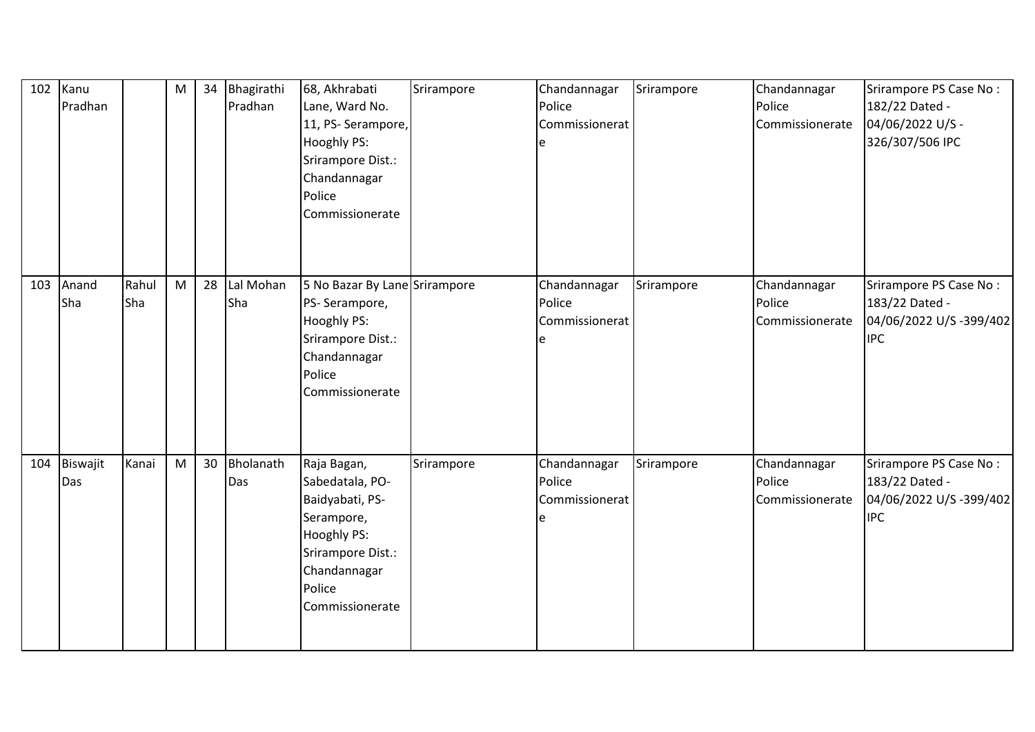| 102 | Kanu Pradhan | | M | 34 | Bhagirathi Pradhan | 68, Akhrabati Lane, Ward No. 11, PS- Serampore, Hooghly PS: Srirampore Dist.: Chandannagar Police Commissionerate | Srirampore | Chandannagar Police Commissionerate | Srirampore | Chandannagar Police Commissionerate | Srirampore PS Case No : 182/22 Dated - 04/06/2022 U/S - 326/307/506 IPC |
|---|---|---|---|---|---|---|---|---|---|---|---|
| 103 | Anand Sha | Rahul Sha | M | 28 | Lal Mohan Sha | 5 No Bazar By Lane PS- Serampore, Hooghly PS: Srirampore Dist.: Chandannagar Police Commissionerate | Srirampore | Chandannagar Police Commissionerate | Srirampore | Chandannagar Police Commissionerate | Srirampore PS Case No : 183/22 Dated - 04/06/2022 U/S -399/402 IPC |
| 104 | Biswajit Das | Kanai | M | 30 | Bholanath Das | Raja Bagan, Sabedatala, PO- Baidyabati, PS- Serampore, Hooghly PS: Srirampore Dist.: Chandannagar Police Commissionerate | Srirampore | Chandannagar Police Commissionerate | Srirampore | Chandannagar Police Commissionerate | Srirampore PS Case No : 183/22 Dated - 04/06/2022 U/S -399/402 IPC |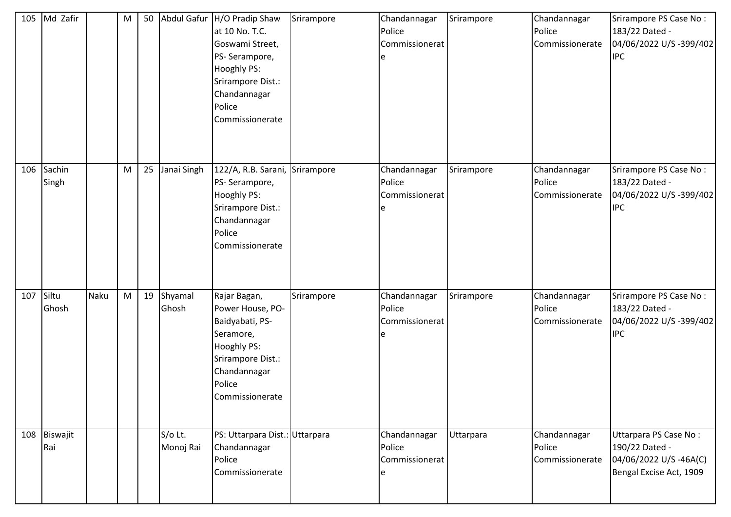| 105 | Md Zafir | | M | 50 | Abdul Gafur | H/O Pradip Shaw at 10 No. T.C. Goswami Street, PS- Serampore, Hooghly PS: Srirampore Dist.: Chandannagar Police Commissionerate | Srirampore | Chandannagar Police Commissionerate | Srirampore | Chandannagar Police Commissionerate | Srirampore PS Case No : 183/22 Dated - 04/06/2022 U/S -399/402 IPC |
|---|---|---|---|---|---|---|---|---|---|---|---|
| 106 | Sachin Singh | | M | 25 | Janai Singh | 122/A, R.B. Sarani, PS- Serampore, Hooghly PS: Srirampore Dist.: Chandannagar Police Commissionerate | Srirampore | Chandannagar Police Commissionerate | Srirampore | Chandannagar Police Commissionerate | Srirampore PS Case No : 183/22 Dated - 04/06/2022 U/S -399/402 IPC |
| 107 | Siltu Ghosh | Naku | M | 19 | Shyamal Ghosh | Rajar Bagan, Power House, PO- Baidyabati, PS- Seramore, Hooghly PS: Srirampore Dist.: Chandannagar Police Commissionerate | Srirampore | Chandannagar Police Commissionerate | Srirampore | Chandannagar Police Commissionerate | Srirampore PS Case No : 183/22 Dated - 04/06/2022 U/S -399/402 IPC |
| 108 | Biswajit Rai | | | | S/o Lt. Monoj Rai | PS: Uttarpara Dist.: Chandannagar Police Commissionerate | Uttarpara | Chandannagar Police Commissionerate | Uttarpara | Chandannagar Police Commissionerate | Uttarpara PS Case No : 190/22 Dated - 04/06/2022 U/S -46A(C) Bengal Excise Act, 1909 |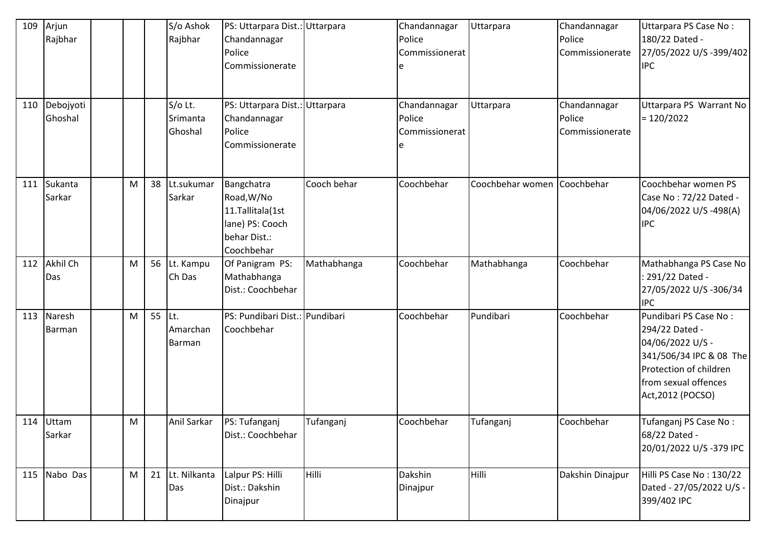| 109 | Arjun Rajbhar | | | | S/o Ashok Rajbhar | PS: Uttarpara Dist.: Chandannagar Police Commissionerate | Uttarpara | Chandannagar Police Commissionerate | Uttarpara | Chandannagar Police Commissionerate | Uttarpara PS Case No : 180/22 Dated - 27/05/2022 U/S -399/402 IPC |
|---|---|---|---|---|---|---|---|---|---|---|---|
| 110 | Debojyoti Ghoshal | | | | S/o Lt. Srimanta Ghoshal | PS: Uttarpara Dist.: Chandannagar Police Commissionerate | Uttarpara | Chandannagar Police Commissionerate | Uttarpara | Chandannagar Police Commissionerate | Uttarpara PS Warrant No = 120/2022 |
| 111 | Sukanta Sarkar | | M | 38 | Lt.sukumar Sarkar | Bangchatra Road,W/No 11.Tallitala(1st lane) PS: Cooch behar Dist.: Coochbehar | Cooch behar | Coochbehar | Coochbehar women | Coochbehar | Coochbehar women PS Case No : 72/22 Dated - 04/06/2022 U/S -498(A) IPC |
| 112 | Akhil Ch Das | | M | 56 | Lt. Kampu Ch Das | Of Panigram PS: Mathabhanga Dist.: Coochbehar | Mathabhanga | Coochbehar | Mathabhanga | Coochbehar | Mathabhanga PS Case No : 291/22 Dated - 27/05/2022 U/S -306/34 IPC |
| 113 | Naresh Barman | | M | 55 | Lt. Amarchan Barman | PS: Pundibari Dist.: Coochbehar | Pundibari | Coochbehar | Pundibari | Coochbehar | Pundibari PS Case No : 294/22 Dated - 04/06/2022 U/S - 341/506/34 IPC & 08 The Protection of children from sexual offences Act,2012 (POCSO) |
| 114 | Uttam Sarkar | | M | | Anil Sarkar | PS: Tufanganj Dist.: Coochbehar | Tufanganj | Coochbehar | Tufanganj | Coochbehar | Tufanganj PS Case No : 68/22 Dated - 20/01/2022 U/S -379 IPC |
| 115 | Nabo Das | | M | 21 | Lt. Nilkanta Das | Lalpur PS: Hilli Dist.: Dakshin Dinajpur | Hilli | Dakshin Dinajpur | Hilli | Dakshin Dinajpur | Hilli PS Case No : 130/22 Dated - 27/05/2022 U/S - 399/402 IPC |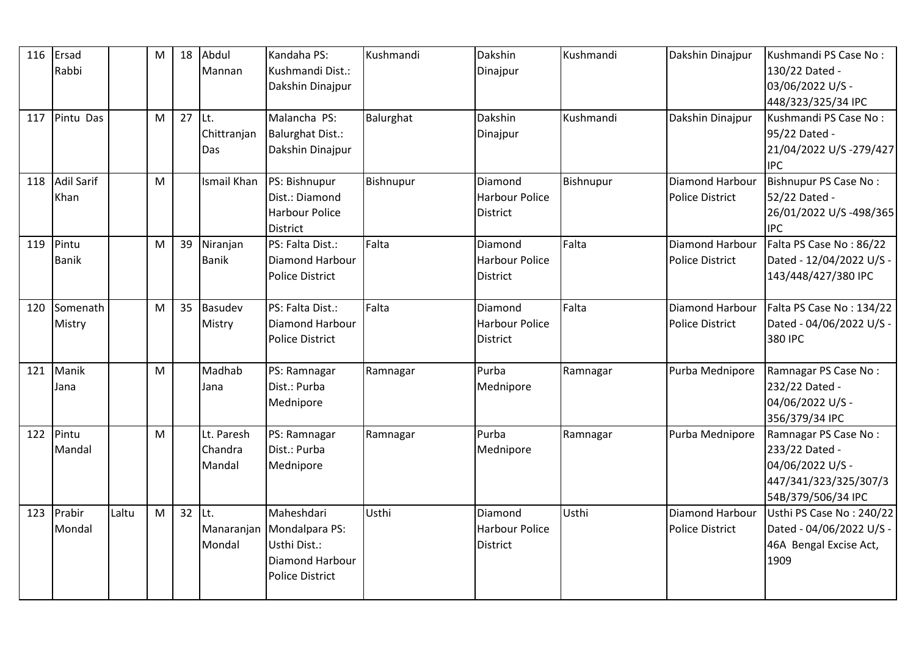| 116 | Ersad Rabbi | | M | 18 | Abdul Mannan | Kandaha PS: Kushmandi Dist.: Dakshin Dinajpur | Kushmandi | Dakshin Dinajpur | Kushmandi | Dakshin Dinajpur | Kushmandi PS Case No : 130/22 Dated - 03/06/2022 U/S - 448/323/325/34 IPC |
|---|---|---|---|---|---|---|---|---|---|---|---|
| 117 | Pintu Das | | M | 27 | Lt. Chittranjan Das | Malancha PS: Balurghat Dist.: Dakshin Dinajpur | Balurghat | Dakshin Dinajpur | Kushmandi | Dakshin Dinajpur | Kushmandi PS Case No : 95/22 Dated - 21/04/2022 U/S -279/427 IPC |
| 118 | Adil Sarif Khan | | M | | Ismail Khan | PS: Bishnupur Dist.: Diamond Harbour Police District | Bishnupur | Diamond Harbour Police District | Bishnupur | Diamond Harbour Police District | Bishnupur PS Case No : 52/22 Dated - 26/01/2022 U/S -498/365 IPC |
| 119 | Pintu Banik | | M | 39 | Niranjan Banik | PS: Falta Dist.: Diamond Harbour Police District | Falta | Diamond Harbour Police District | Falta | Diamond Harbour Police District | Falta PS Case No : 86/22 Dated - 12/04/2022 U/S - 143/448/427/380 IPC |
| 120 | Somenath Mistry | | M | 35 | Basudev Mistry | PS: Falta Dist.: Diamond Harbour Police District | Falta | Diamond Harbour Police District | Falta | Diamond Harbour Police District | Falta PS Case No : 134/22 Dated - 04/06/2022 U/S - 380 IPC |
| 121 | Manik Jana | | M | | Madhab Jana | PS: Ramnagar Dist.: Purba Mednipore | Ramnagar | Purba Mednipore | Ramnagar | Purba Mednipore | Ramnagar PS Case No : 232/22 Dated - 04/06/2022 U/S - 356/379/34 IPC |
| 122 | Pintu Mandal | | M | | Lt. Paresh Chandra Mandal | PS: Ramnagar Dist.: Purba Mednipore | Ramnagar | Purba Mednipore | Ramnagar | Purba Mednipore | Ramnagar PS Case No : 233/22 Dated - 04/06/2022 U/S - 447/341/323/325/307/354B/379/506/34 IPC |
| 123 | Prabir Mondal | Laltu | M | 32 | Lt. Manaranjan Mondal | Maheshdari Mondalpara PS: Usthi Dist.: Diamond Harbour Police District | Usthi | Diamond Harbour Police District | Usthi | Diamond Harbour Police District | Usthi PS Case No : 240/22 Dated - 04/06/2022 U/S - 46A Bengal Excise Act, 1909 |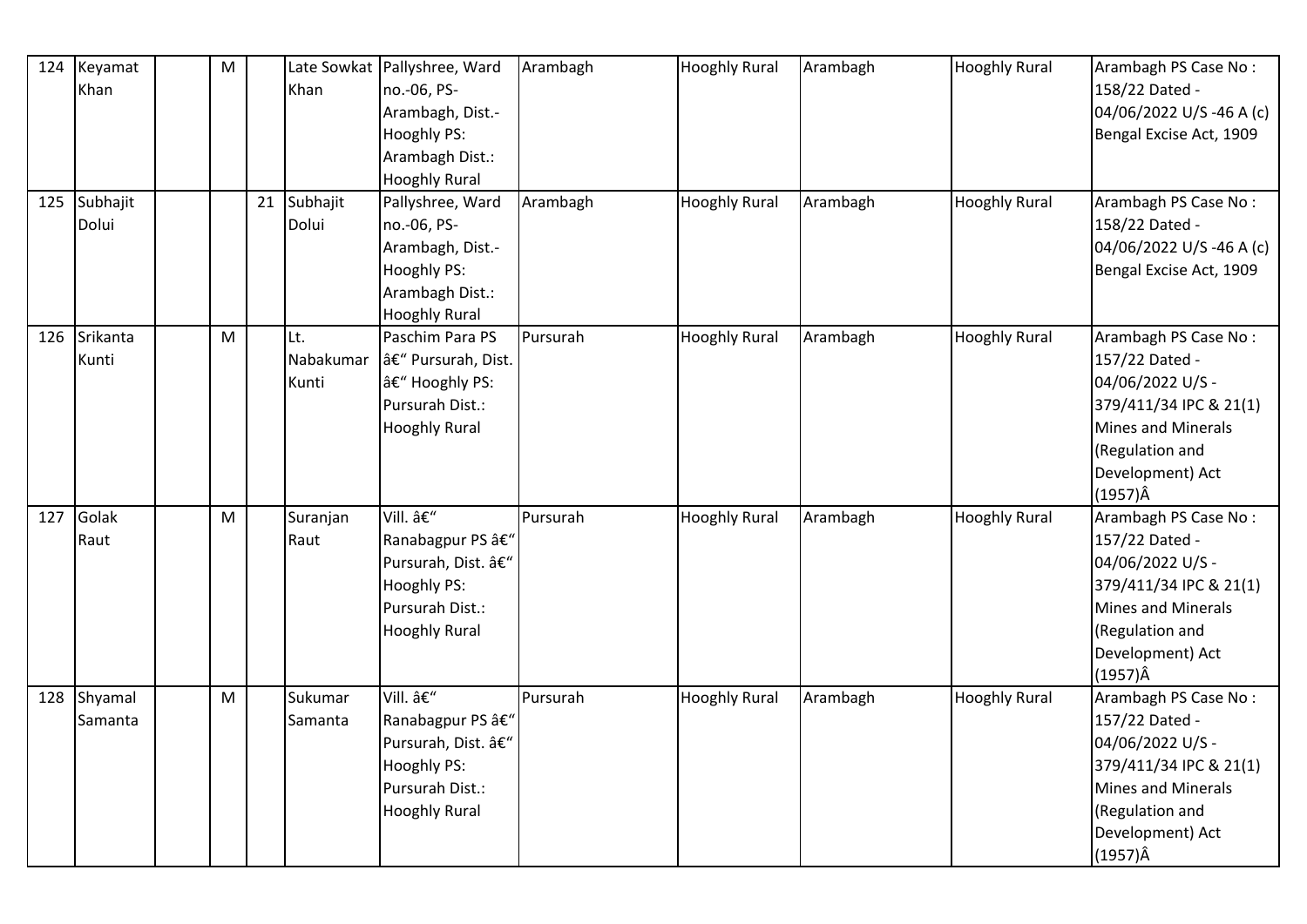| 124 | Keyamat Khan | | M | | Late Sowkat Khan | Pallyshree, Ward no.-06, PS-Arambagh, Dist.-Hooghly PS: Arambagh Dist.: Hooghly Rural | Arambagh | Hooghly Rural | Arambagh | Hooghly Rural | Arambagh PS Case No : 158/22 Dated - 04/06/2022 U/S -46 A (c) Bengal Excise Act, 1909 |
|---|---|---|---|---|---|---|---|---|---|---|---|
| 125 | Subhajit Dolui | | | 21 | Subhajit Dolui | Pallyshree, Ward no.-06, PS-Arambagh, Dist.-Hooghly PS: Arambagh Dist.: Hooghly Rural | Arambagh | Hooghly Rural | Arambagh | Hooghly Rural | Arambagh PS Case No : 158/22 Dated - 04/06/2022 U/S -46 A (c) Bengal Excise Act, 1909 |
| 126 | Srikanta Kunti | | M | | Lt. Nabakumar Kunti | Paschim Para PS â€" Pursurah, Dist. â€" Hooghly PS: Pursurah Dist.: Hooghly Rural | Pursurah | Hooghly Rural | Arambagh | Hooghly Rural | Arambagh PS Case No : 157/22 Dated - 04/06/2022 U/S - 379/411/34 IPC & 21(1) Mines and Minerals (Regulation and Development) Act (1957)Â |
| 127 | Golak Raut | | M | | Suranjan Raut | Vill. â€" Ranabagpur PS â€" Pursurah, Dist. â€" Hooghly PS: Pursurah Dist.: Hooghly Rural | Pursurah | Hooghly Rural | Arambagh | Hooghly Rural | Arambagh PS Case No : 157/22 Dated - 04/06/2022 U/S - 379/411/34 IPC & 21(1) Mines and Minerals (Regulation and Development) Act (1957)Â |
| 128 | Shyamal Samanta | | M | | Sukumar Samanta | Vill. â€" Ranabagpur PS â€" Pursurah, Dist. â€" Hooghly PS: Pursurah Dist.: Hooghly Rural | Pursurah | Hooghly Rural | Arambagh | Hooghly Rural | Arambagh PS Case No : 157/22 Dated - 04/06/2022 U/S - 379/411/34 IPC & 21(1) Mines and Minerals (Regulation and Development) Act (1957)Â |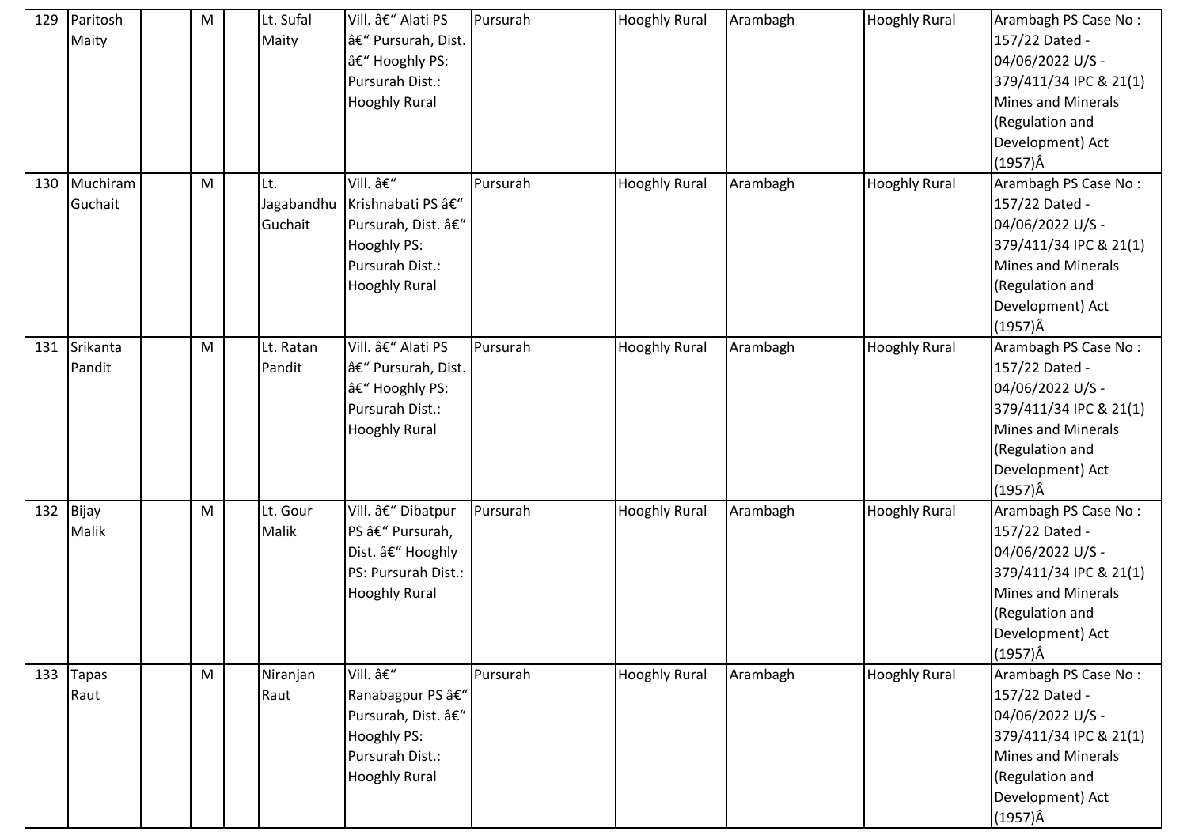| 129 | Paritosh Maity | | M | | Lt. Sufal Maity | Vill. â€" Alati PS â€" Pursurah, Dist. â€" Hooghly PS: Pursurah Dist.: Hooghly Rural | Pursurah | Hooghly Rural | Arambagh | Hooghly Rural | Arambagh PS Case No : 157/22 Dated - 04/06/2022 U/S - 379/411/34 IPC & 21(1) Mines and Minerals (Regulation and Development) Act (1957)Â |
|---|---|---|---|---|---|---|---|---|---|---|---|
| 130 | Muchiram Guchait | | M | | Lt. Jagabandhu Guchait | Vill. â€" Krishnabati PS â€" Pursurah, Dist. â€" Hooghly PS: Pursurah Dist.: Hooghly Rural | Pursurah | Hooghly Rural | Arambagh | Hooghly Rural | Arambagh PS Case No : 157/22 Dated - 04/06/2022 U/S - 379/411/34 IPC & 21(1) Mines and Minerals (Regulation and Development) Act (1957)Â |
| 131 | Srikanta Pandit | | M | | Lt. Ratan Pandit | Vill. â€" Alati PS â€" Pursurah, Dist. â€" Hooghly PS: Pursurah Dist.: Hooghly Rural | Pursurah | Hooghly Rural | Arambagh | Hooghly Rural | Arambagh PS Case No : 157/22 Dated - 04/06/2022 U/S - 379/411/34 IPC & 21(1) Mines and Minerals (Regulation and Development) Act (1957)Â |
| 132 | Bijay Malik | | M | | Lt. Gour Malik | Vill. â€" Dibatpur PS â€" Pursurah, Dist. â€" Hooghly PS: Pursurah Dist.: Hooghly Rural | Pursurah | Hooghly Rural | Arambagh | Hooghly Rural | Arambagh PS Case No : 157/22 Dated - 04/06/2022 U/S - 379/411/34 IPC & 21(1) Mines and Minerals (Regulation and Development) Act (1957)Â |
| 133 | Tapas Raut | | M | | Niranjan Raut | Vill. â€" Ranabagpur PS â€" Pursurah, Dist. â€" Hooghly PS: Pursurah Dist.: Hooghly Rural | Pursurah | Hooghly Rural | Arambagh | Hooghly Rural | Arambagh PS Case No : 157/22 Dated - 04/06/2022 U/S - 379/411/34 IPC & 21(1) Mines and Minerals (Regulation and Development) Act (1957)Â |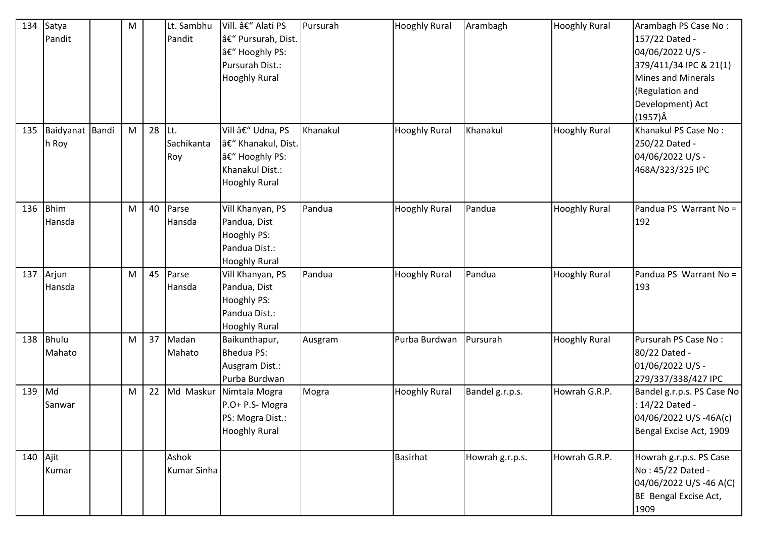| 134 | Satya Pandit | | M | | Lt. Sambhu Pandit | Vill. â€“ Alati PS â€“ Pursurah, Dist. â€“ Hooghly PS: Pursurah Dist.: Hooghly Rural | Pursurah | Hooghly Rural | Arambagh | Hooghly Rural | Arambagh PS Case No : 157/22 Dated - 04/06/2022 U/S - 379/411/34 IPC & 21(1) Mines and Minerals (Regulation and Development) Act (1957)Â |
|---|---|---|---|---|---|---|---|---|---|---|---|
| 135 | Baidyanath Roy | Bandi | M | 28 | Lt. Sachikanta Roy | Vill â€“ Udna, PS â€“ Khanakul, Dist. â€“ Hooghly PS: Khanakul Dist.: Hooghly Rural | Khanakul | Hooghly Rural | Khanakul | Hooghly Rural | Khanakul PS Case No : 250/22 Dated - 04/06/2022 U/S - 468A/323/325 IPC |
| 136 | Bhim Hansda | | M | 40 | Parse Hansda | Vill Khanyan, PS Pandua, Dist Hooghly PS: Pandua Dist.: Hooghly Rural | Pandua | Hooghly Rural | Pandua | Hooghly Rural | Pandua PS Warrant No = 192 |
| 137 | Arjun Hansda | | M | 45 | Parse Hansda | Vill Khanyan, PS Pandua, Dist Hooghly PS: Pandua Dist.: Hooghly Rural | Pandua | Hooghly Rural | Pandua | Hooghly Rural | Pandua PS Warrant No = 193 |
| 138 | Bhulu Mahato | | M | 37 | Madan Mahato | Baikunthapur, Bhedua PS: Ausgram Dist.: Purba Burdwan | Ausgram | Purba Burdwan | Pursurah | Hooghly Rural | Pursurah PS Case No : 80/22 Dated - 01/06/2022 U/S - 279/337/338/427 IPC |
| 139 | Md Sanwar | | M | 22 | Md Maskur | Nimtala Mogra P.O+ P.S- Mogra PS: Mogra Dist.: Hooghly Rural | Mogra | Hooghly Rural | Bandel g.r.p.s. | Howrah G.R.P. | Bandel g.r.p.s. PS Case No : 14/22 Dated - 04/06/2022 U/S -46A(c) Bengal Excise Act, 1909 |
| 140 | Ajit Kumar | | | | Ashok Kumar Sinha | | | Basirhat | Howrah g.r.p.s. | Howrah G.R.P. | Howrah g.r.p.s. PS Case No : 45/22 Dated - 04/06/2022 U/S -46 A(C) BE Bengal Excise Act, 1909 |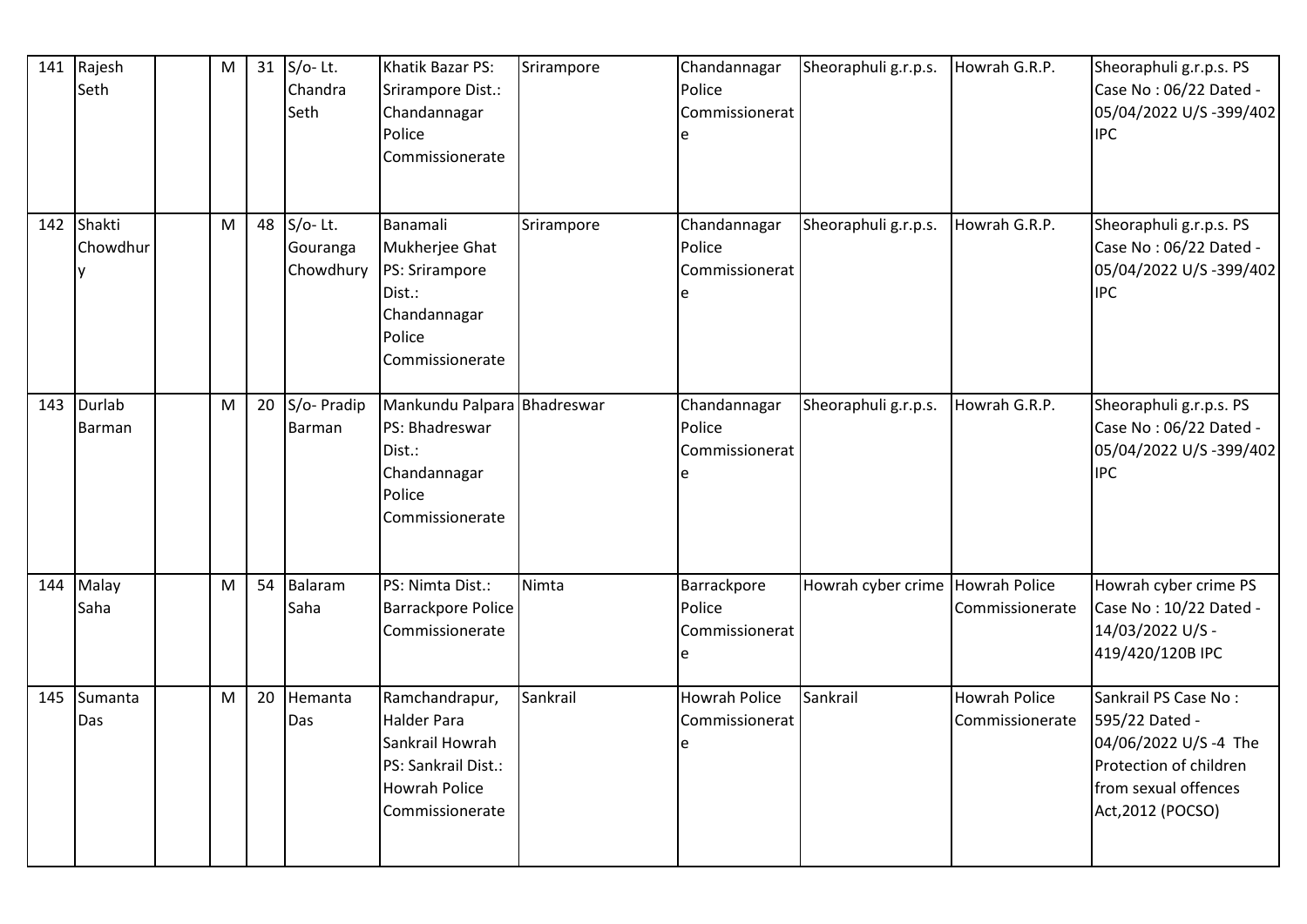| 141 | Rajesh Seth | | M | 31 | S/o- Lt. Chandra Seth | Khatik Bazar PS: Srirampore Dist.: Chandannagar Police Commissionerate | Srirampore | Chandannagar Police Commissionerate | Sheoraphuli g.r.p.s. | Howrah G.R.P. | Sheoraphuli g.r.p.s. PS Case No : 06/22 Dated - 05/04/2022 U/S -399/402 IPC |
|---|---|---|---|---|---|---|---|---|---|---|---|
| 142 | Shakti Chowdhury | | M | 48 | S/o- Lt. Gouranga Chowdhury | Banamali Mukherjee Ghat PS: Srirampore Dist.: Chandannagar Police Commissionerate | Srirampore | Chandannagar Police Commissionerate | Sheoraphuli g.r.p.s. | Howrah G.R.P. | Sheoraphuli g.r.p.s. PS Case No : 06/22 Dated - 05/04/2022 U/S -399/402 IPC |
| 143 | Durlab Barman | | M | 20 | S/o- Pradip Barman | Mankundu Palpara PS: Bhadreswar Dist.: Chandannagar Police Commissionerate | Bhadreswar | Chandannagar Police Commissionerate | Sheoraphuli g.r.p.s. | Howrah G.R.P. | Sheoraphuli g.r.p.s. PS Case No : 06/22 Dated - 05/04/2022 U/S -399/402 IPC |
| 144 | Malay Saha | | M | 54 | Balaram Saha | PS: Nimta Dist.: Barrackpore Police Commissionerate | Nimta | Barrackpore Police Commissionerate | Howrah cyber crime | Howrah Police Commissionerate | Howrah cyber crime PS Case No : 10/22 Dated - 14/03/2022 U/S - 419/420/120B IPC |
| 145 | Sumanta Das | | M | 20 | Hemanta Das | Ramchandrapur, Halder Para Sankrail Howrah PS: Sankrail Dist.: Howrah Police Commissionerate | Sankrail | Howrah Police Commissionerate | Sankrail | Howrah Police Commissionerate | Sankrail PS Case No : 595/22 Dated - 04/06/2022 U/S -4 The Protection of children from sexual offences Act,2012 (POCSO) |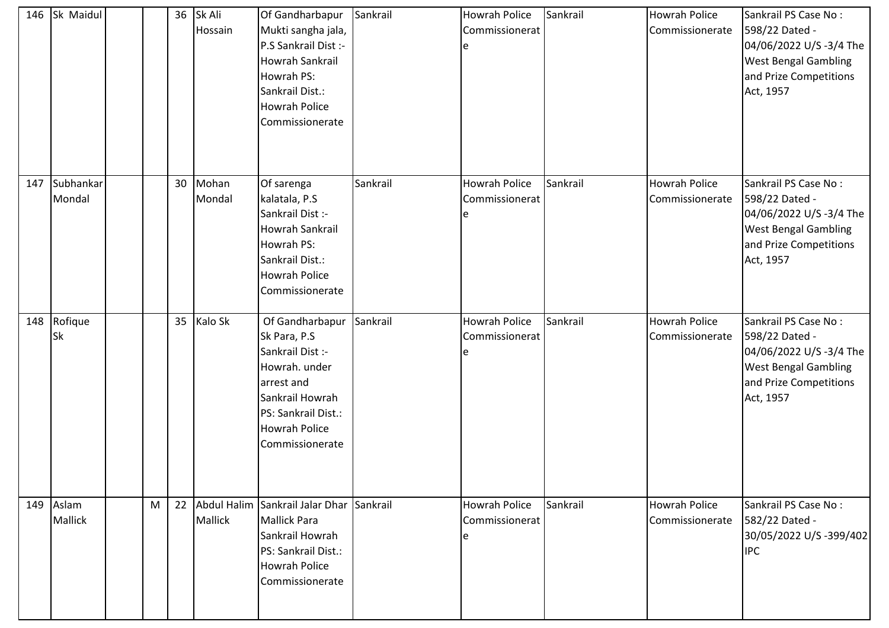| 146 | Sk Maidul | | | 36 | Sk Ali Hossain | Of Gandharbapur Mukti sangha jala, P.S Sankrail Dist :- Howrah Sankrail Howrah PS: Sankrail Dist.: Howrah Police Commissionerate | Sankrail | Howrah Police Commissionerate | Sankrail | Howrah Police Commissionerate | Sankrail PS Case No : 598/22 Dated - 04/06/2022 U/S -3/4 The West Bengal Gambling and Prize Competitions Act, 1957 |
|---|---|---|---|---|---|---|---|---|---|---|---|
| 147 | Subhankar Mondal | | | 30 | Mohan Mondal | Of sarenga kalatala, P.S Sankrail Dist :- Howrah Sankrail Howrah PS: Sankrail Dist.: Howrah Police Commissionerate | Sankrail | Howrah Police Commissionerate | Sankrail | Howrah Police Commissionerate | Sankrail PS Case No : 598/22 Dated - 04/06/2022 U/S -3/4 The West Bengal Gambling and Prize Competitions Act, 1957 |
| 148 | Rofique Sk | | | 35 | Kalo Sk | Of Gandharbapur Sk Para, P.S Sankrail Dist :- Howrah. under arrest and Sankrail Howrah PS: Sankrail Dist.: Howrah Police Commissionerate | Sankrail | Howrah Police Commissionerate | Sankrail | Howrah Police Commissionerate | Sankrail PS Case No : 598/22 Dated - 04/06/2022 U/S -3/4 The West Bengal Gambling and Prize Competitions Act, 1957 |
| 149 | Aslam Mallick | | M | 22 | Abdul Halim Mallick | Sankrail Jalar Dhar Mallick Para Sankrail Howrah PS: Sankrail Dist.: Howrah Police Commissionerate | Sankrail | Howrah Police Commissionerate | Sankrail | Howrah Police Commissionerate | Sankrail PS Case No : 582/22 Dated - 30/05/2022 U/S -399/402 IPC |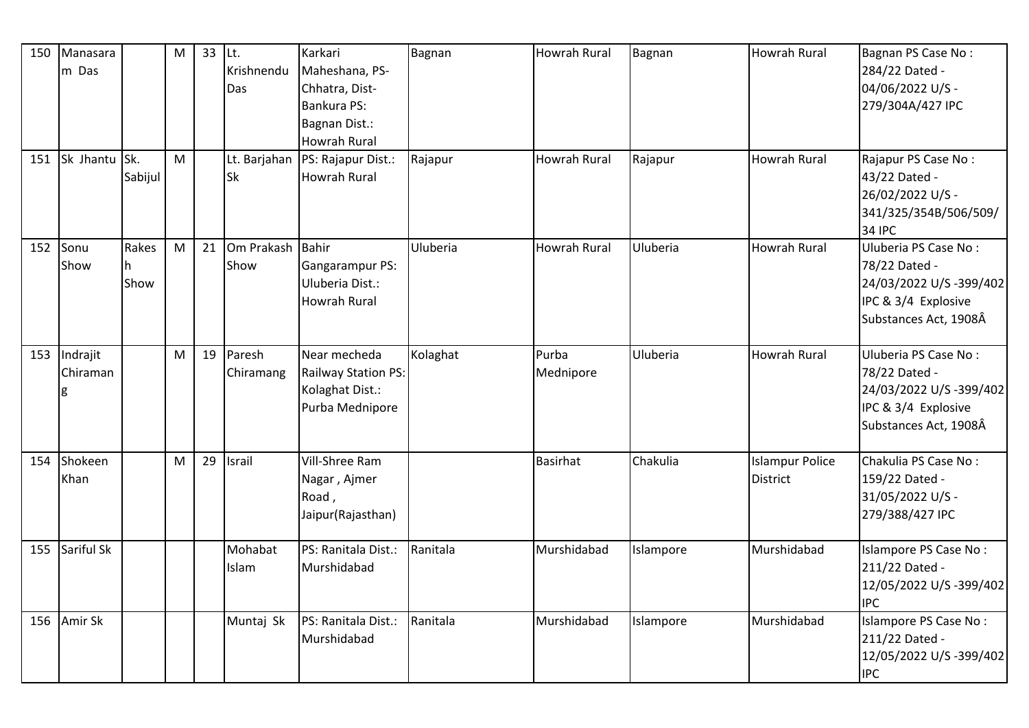| 150 | Manasaram Das | | M | 33 | Lt. Krishnendu Das | Karkari Maheshana, PS- Chhatra, Dist- Bankura PS: Bagnan Dist.: Howrah Rural | Bagnan | Howrah Rural | Bagnan | Howrah Rural | Bagnan PS Case No : 284/22 Dated - 04/06/2022 U/S - 279/304A/427 IPC |
|---|---|---|---|---|---|---|---|---|---|---|---|
| 151 | Sk Jhantu | Sk. Sabijul | M | | Lt. Barjahan Sk | PS: Rajapur Dist.: Howrah Rural | Rajapur | Howrah Rural | Rajapur | Howrah Rural | Rajapur PS Case No : 43/22 Dated - 26/02/2022 U/S - 341/325/354B/506/509/34 IPC |
| 152 | Sonu Show | Rakesh Show | M | 21 | Om Prakash Show | Bahir Gangarampur PS: Uluberia Dist.: Howrah Rural | Uluberia | Howrah Rural | Uluberia | Howrah Rural | Uluberia PS Case No : 78/22 Dated - 24/03/2022 U/S -399/402 IPC & 3/4 Explosive Substances Act, 1908Â |
| 153 | Indrajit Chiramang | | M | 19 | Paresh Chiramang | Near mecheda Railway Station PS: Kolaghat Dist.: Purba Mednipore | Kolaghat | Purba Mednipore | Uluberia | Howrah Rural | Uluberia PS Case No : 78/22 Dated - 24/03/2022 U/S -399/402 IPC & 3/4 Explosive Substances Act, 1908Â |
| 154 | Shokeen Khan | | M | 29 | Israil | Vill-Shree Ram Nagar , Ajmer Road , Jaipur(Rajasthan) | | Basirhat | Chakulia | Islampur Police District | Chakulia PS Case No : 159/22 Dated - 31/05/2022 U/S - 279/388/427 IPC |
| 155 | Sariful Sk | | | | Mohabat Islam | PS: Ranitala Dist.: Murshidabad | Ranitala | Murshidabad | Islampore | Murshidabad | Islampore PS Case No : 211/22 Dated - 12/05/2022 U/S -399/402 IPC |
| 156 | Amir Sk | | | | Muntaj Sk | PS: Ranitala Dist.: Murshidabad | Ranitala | Murshidabad | Islampore | Murshidabad | Islampore PS Case No : 211/22 Dated - 12/05/2022 U/S -399/402 IPC |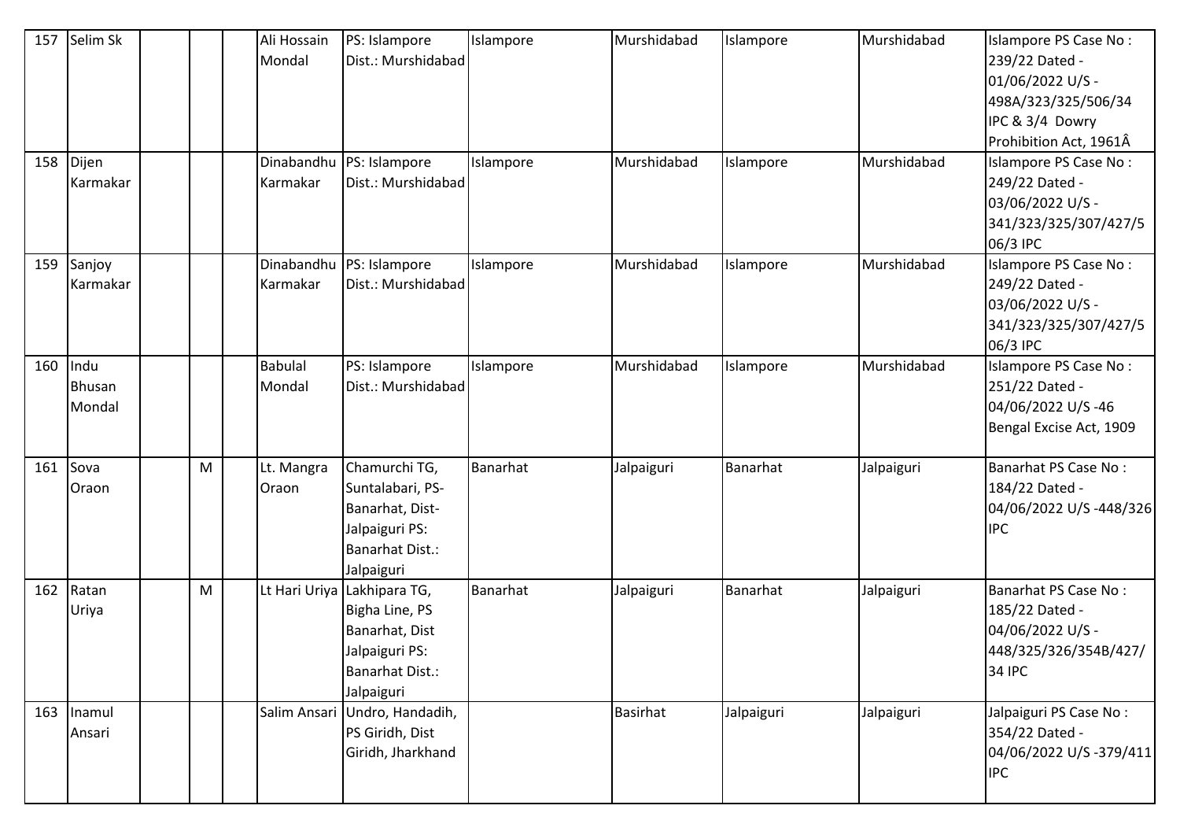| 157 | Selim Sk | | | | Ali Hossain Mondal | PS: Islampore Dist.: Murshidabad | Islampore | Murshidabad | Islampore | Murshidabad | Islampore PS Case No : 239/22 Dated - 01/06/2022 U/S - 498A/323/325/506/34 IPC & 3/4 Dowry Prohibition Act, 1961Â |
|---|---|---|---|---|---|---|---|---|---|---|---|
| 158 | Dijen Karmakar | | | | Dinabandhu Karmakar | PS: Islampore Dist.: Murshidabad | Islampore | Murshidabad | Islampore | Murshidabad | Islampore PS Case No : 249/22 Dated - 03/06/2022 U/S - 341/323/325/307/427/506/3 IPC |
| 159 | Sanjoy Karmakar | | | | Dinabandhu Karmakar | PS: Islampore Dist.: Murshidabad | Islampore | Murshidabad | Islampore | Murshidabad | Islampore PS Case No : 249/22 Dated - 03/06/2022 U/S - 341/323/325/307/427/506/3 IPC |
| 160 | Indu Bhusan Mondal | | | | Babulal Mondal | PS: Islampore Dist.: Murshidabad | Islampore | Murshidabad | Islampore | Murshidabad | Islampore PS Case No : 251/22 Dated - 04/06/2022 U/S -46 Bengal Excise Act, 1909 |
| 161 | Sova Oraon | | M | | Lt. Mangra Oraon | Chamurchi TG, Suntalabari, PS-Banarhat, Dist-Jalpaiguri PS: Banarhat Dist.: Jalpaiguri | Banarhat | Jalpaiguri | Banarhat | Jalpaiguri | Banarhat PS Case No : 184/22 Dated - 04/06/2022 U/S -448/326 IPC |
| 162 | Ratan Uriya | | M | | Lt Hari Uriya | Lakhipara TG, Bigha Line, PS Banarhat, Dist Jalpaiguri PS: Banarhat Dist.: Jalpaiguri | Banarhat | Jalpaiguri | Banarhat | Jalpaiguri | Banarhat PS Case No : 185/22 Dated - 04/06/2022 U/S - 448/325/326/354B/427/34 IPC |
| 163 | Inamul Ansari | | | | Salim Ansari | Undro, Handadih, PS Giridh, Dist Giridh, Jharkhand | | Basirhat | Jalpaiguri | Jalpaiguri | Jalpaiguri PS Case No : 354/22 Dated - 04/06/2022 U/S -379/411 IPC |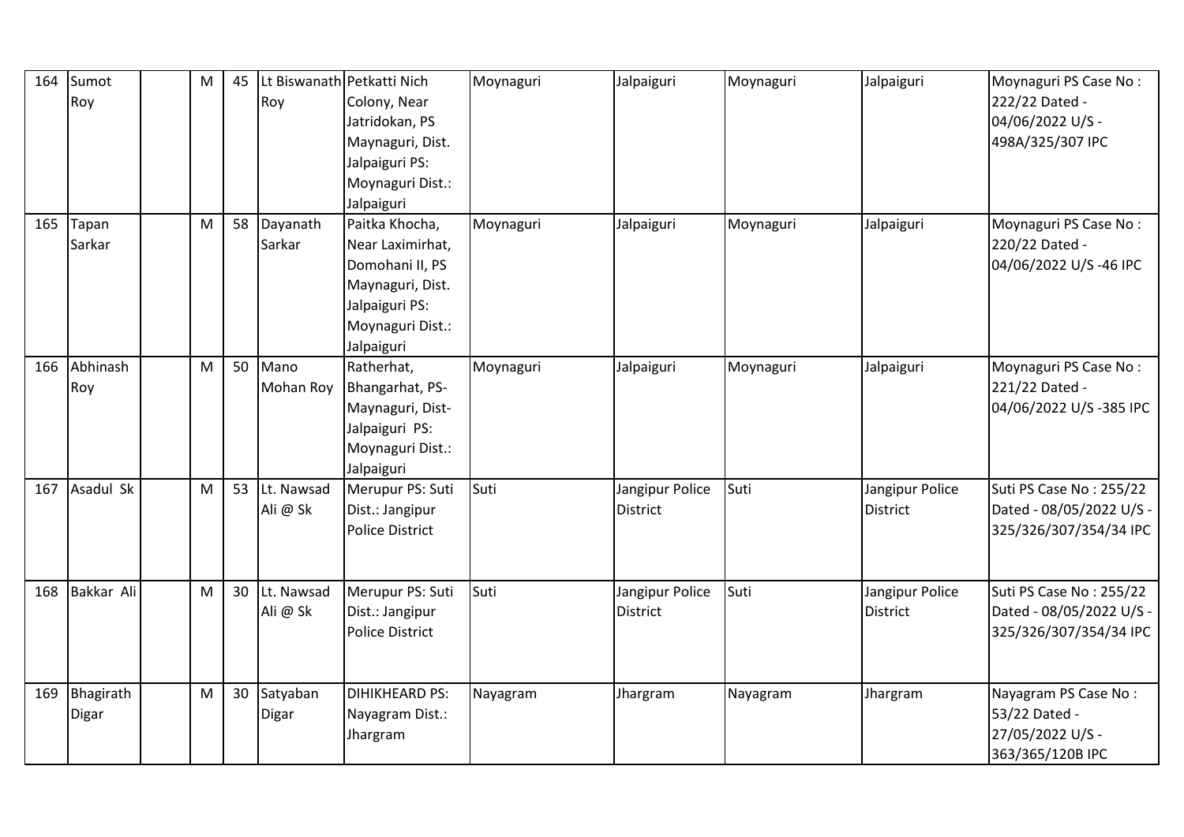| 164 | Sumot Roy | | M | 45 | Lt Biswanath Roy | Petkatti Nich Colony, Near Jatridokan, PS Maynaguri, Dist. Jalpaiguri PS: Moynaguri Dist.: Jalpaiguri | Moynaguri | Jalpaiguri | Moynaguri | Jalpaiguri | Moynaguri PS Case No : 222/22 Dated - 04/06/2022 U/S - 498A/325/307 IPC |
|---|---|---|---|---|---|---|---|---|---|---|---|
| 165 | Tapan Sarkar | | M | 58 | Dayanath Sarkar | Paitka Khocha, Near Laximirhat, Domohani II, PS Maynaguri, Dist. Jalpaiguri PS: Moynaguri Dist.: Jalpaiguri | Moynaguri | Jalpaiguri | Moynaguri | Jalpaiguri | Moynaguri PS Case No : 220/22 Dated - 04/06/2022 U/S -46 IPC |
| 166 | Abhinash Roy | | M | 50 | Mano Mohan Roy | Ratherhat, Bhangarhat, PS- Maynaguri, Dist- Jalpaiguri PS: Moynaguri Dist.: Jalpaiguri | Moynaguri | Jalpaiguri | Moynaguri | Jalpaiguri | Moynaguri PS Case No : 221/22 Dated - 04/06/2022 U/S -385 IPC |
| 167 | Asadul Sk | | M | 53 | Lt. Nawsad Ali @ Sk | Merupur PS: Suti Dist.: Jangipur Police District | Suti | Jangipur Police District | Suti | Jangipur Police District | Suti PS Case No : 255/22 Dated - 08/05/2022 U/S - 325/326/307/354/34 IPC |
| 168 | Bakkar Ali | | M | 30 | Lt. Nawsad Ali @ Sk | Merupur PS: Suti Dist.: Jangipur Police District | Suti | Jangipur Police District | Suti | Jangipur Police District | Suti PS Case No : 255/22 Dated - 08/05/2022 U/S - 325/326/307/354/34 IPC |
| 169 | Bhagirath Digar | | M | 30 | Satyaban Digar | DIHIKHEARD PS: Nayagram Dist.: Jhargram | Nayagram | Jhargram | Nayagram | Jhargram | Nayagram PS Case No : 53/22 Dated - 27/05/2022 U/S - 363/365/120B IPC |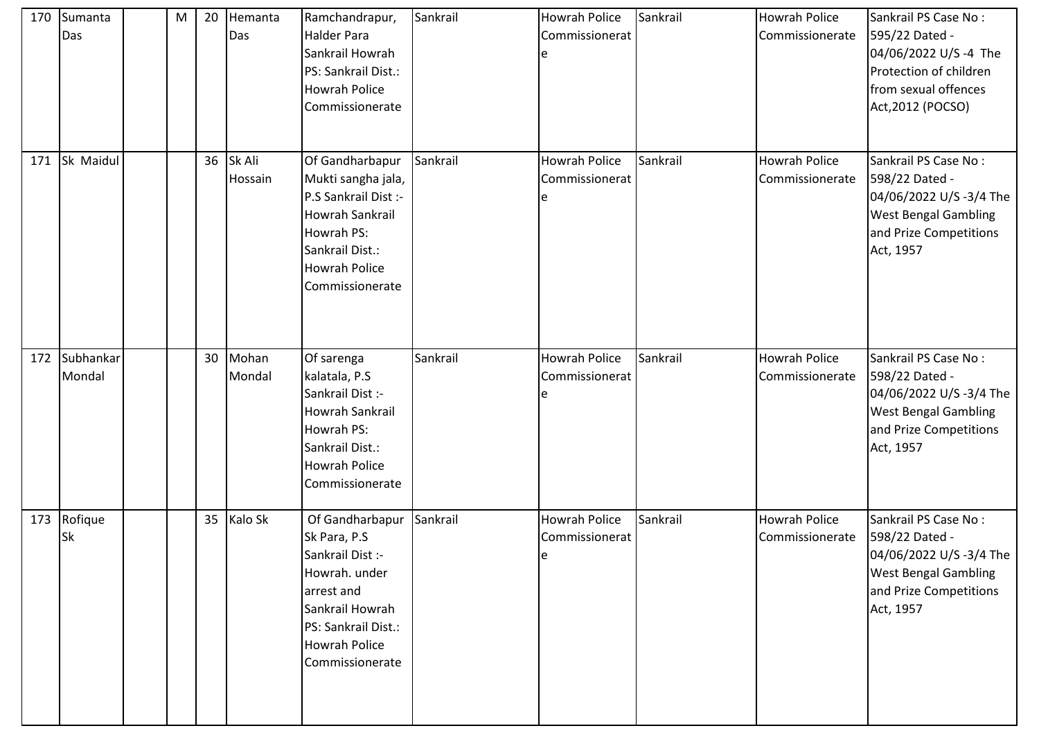| 170 | Sumanta Das | | M | 20 | Hemanta Das | Ramchandrapur, Halder Para Sankrail Howrah PS: Sankrail Dist.: Howrah Police Commissionerate | Sankrail | Howrah Police Commissionerate | Sankrail | Howrah Police Commissionerate | Sankrail PS Case No : 595/22 Dated - 04/06/2022 U/S -4 The Protection of children from sexual offences Act,2012 (POCSO) |
|---|---|---|---|---|---|---|---|---|---|---|---|
| 171 | Sk Maidul | | | 36 | Sk Ali Hossain | Of Gandharbapur Mukti sangha jala, P.S Sankrail Dist :- Howrah Sankrail Howrah PS: Sankrail Dist.: Howrah Police Commissionerate | Sankrail | Howrah Police Commissionerate | Sankrail | Howrah Police Commissionerate | Sankrail PS Case No : 598/22 Dated - 04/06/2022 U/S -3/4 The West Bengal Gambling and Prize Competitions Act, 1957 |
| 172 | Subhankar Mondal | | | 30 | Mohan Mondal | Of sarenga kalatala, P.S Sankrail Dist :- Howrah Sankrail Howrah PS: Sankrail Dist.: Howrah Police Commissionerate | Sankrail | Howrah Police Commissionerate | Sankrail | Howrah Police Commissionerate | Sankrail PS Case No : 598/22 Dated - 04/06/2022 U/S -3/4 The West Bengal Gambling and Prize Competitions Act, 1957 |
| 173 | Rofique Sk | | | 35 | Kalo Sk | Of Gandharbapur Sk Para, P.S Sankrail Dist :- Howrah. under arrest and Sankrail Howrah PS: Sankrail Dist.: Howrah Police Commissionerate | Sankrail | Howrah Police Commissionerate | Sankrail | Howrah Police Commissionerate | Sankrail PS Case No : 598/22 Dated - 04/06/2022 U/S -3/4 The West Bengal Gambling and Prize Competitions Act, 1957 |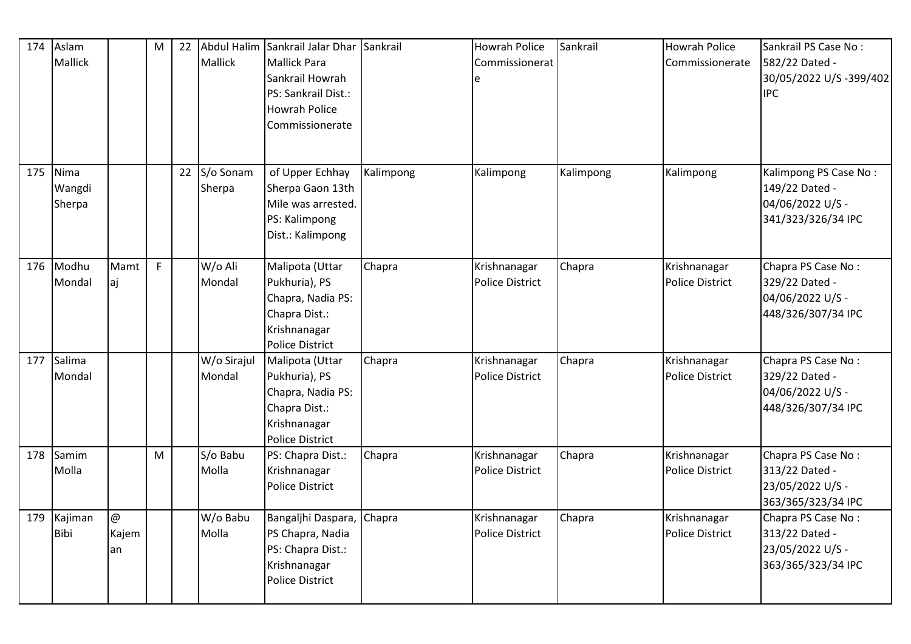| 174 | Aslam Mallick | | M | 22 | Abdul Halim Mallick | Sankrail Jalar Dhar Mallick Para Sankrail Howrah PS: Sankrail Dist.: Howrah Police Commissionerate | Sankrail | Howrah Police Commissionerate | Sankrail | Howrah Police Commissionerate | Sankrail PS Case No : 582/22 Dated - 30/05/2022 U/S -399/402 IPC |
|---|---|---|---|---|---|---|---|---|---|---|---|
| 175 | Nima Wangdi Sherpa | | | 22 | S/o Sonam Sherpa | of Upper Echhay Sherpa Gaon 13th Mile was arrested. PS: Kalimpong Dist.: Kalimpong | Kalimpong | Kalimpong | Kalimpong | Kalimpong | Kalimpong PS Case No : 149/22 Dated - 04/06/2022 U/S - 341/323/326/34 IPC |
| 176 | Modhu Mondal | Mamtaj | F | | W/o Ali Mondal | Malipota (Uttar Pukhuria), PS Chapra, Nadia PS: Chapra Dist.: Krishnanagar Police District | Chapra | Krishnanagar Police District | Chapra | Krishnanagar Police District | Chapra PS Case No : 329/22 Dated - 04/06/2022 U/S - 448/326/307/34 IPC |
| 177 | Salima Mondal | | | | W/o Sirajul Mondal | Malipota (Uttar Pukhuria), PS Chapra, Nadia PS: Chapra Dist.: Krishnanagar Police District | Chapra | Krishnanagar Police District | Chapra | Krishnanagar Police District | Chapra PS Case No : 329/22 Dated - 04/06/2022 U/S - 448/326/307/34 IPC |
| 178 | Samim Molla | | M | | S/o Babu Molla | PS: Chapra Dist.: Krishnanagar Police District | Chapra | Krishnanagar Police District | Chapra | Krishnanagar Police District | Chapra PS Case No : 313/22 Dated - 23/05/2022 U/S - 363/365/323/34 IPC |
| 179 | Kajiman Bibi | @ Kajeman | | | W/o Babu Molla | Bangaljhi Daspara, PS Chapra, Nadia PS: Chapra Dist.: Krishnanagar Police District | Chapra | Krishnanagar Police District | Chapra | Krishnanagar Police District | Chapra PS Case No : 313/22 Dated - 23/05/2022 U/S - 363/365/323/34 IPC |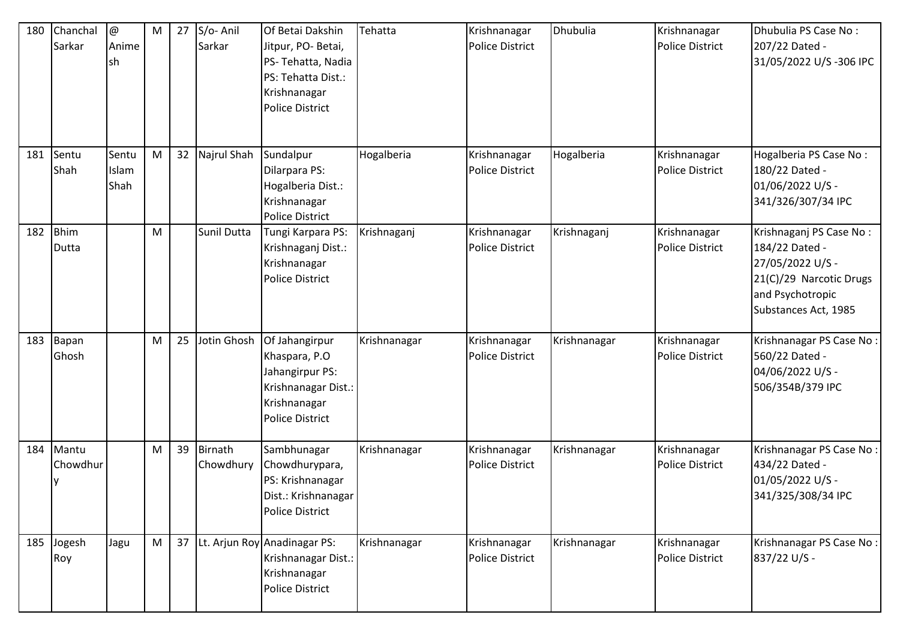| 180 | Chanchal Sarkar | @ Animesh | M | 27 | S/o- Anil Sarkar | Of Betai Dakshin Jitpur, PO- Betai, PS- Tehatta, Nadia PS: Tehatta Dist.: Krishnanagar Police District | Tehatta | Krishnanagar Police District | Dhubulia | Krishnanagar Police District | Dhubulia PS Case No : 207/22 Dated - 31/05/2022 U/S -306 IPC |
|---|---|---|---|---|---|---|---|---|---|---|---|
| 181 | Sentu Shah | Sentu Islam Shah | M | 32 | Najrul Shah | Sundalpur Dilarpara PS: Hogalberia Dist.: Krishnanagar Police District | Hogalberia | Krishnanagar Police District | Hogalberia | Krishnanagar Police District | Hogalberia PS Case No : 180/22 Dated - 01/06/2022 U/S - 341/326/307/34 IPC |
| 182 | Bhim Dutta | | M | | Sunil Dutta | Tungi Karpara PS: Krishnaganj Dist.: Krishnanagar Police District | Krishnaganj | Krishnanagar Police District | Krishnaganj | Krishnanagar Police District | Krishnaganj PS Case No : 184/22 Dated - 27/05/2022 U/S - 21(C)/29 Narcotic Drugs and Psychotropic Substances Act, 1985 |
| 183 | Bapan Ghosh | | M | 25 | Jotin Ghosh | Of Jahangirpur Khaspara, P.O Jahangirpur PS: Krishnanagar Dist.: Krishnanagar Police District | Krishnanagar | Krishnanagar Police District | Krishnanagar | Krishnanagar Police District | Krishnanagar PS Case No : 560/22 Dated - 04/06/2022 U/S - 506/354B/379 IPC |
| 184 | Mantu Chowdhury | | M | 39 | Birnath Chowdhury | Sambhunagar Chowdhurypara, PS: Krishnanagar Dist.: Krishnanagar Police District | Krishnanagar | Krishnanagar Police District | Krishnanagar | Krishnanagar Police District | Krishnanagar PS Case No : 434/22 Dated - 01/05/2022 U/S - 341/325/308/34 IPC |
| 185 | Jogesh Roy | Jagu | M | 37 | Lt. Arjun Roy | Anadinagar PS: Krishnanagar Dist.: Krishnanagar Police District | Krishnanagar | Krishnanagar Police District | Krishnanagar | Krishnanagar Police District | Krishnanagar PS Case No : 837/22 U/S - |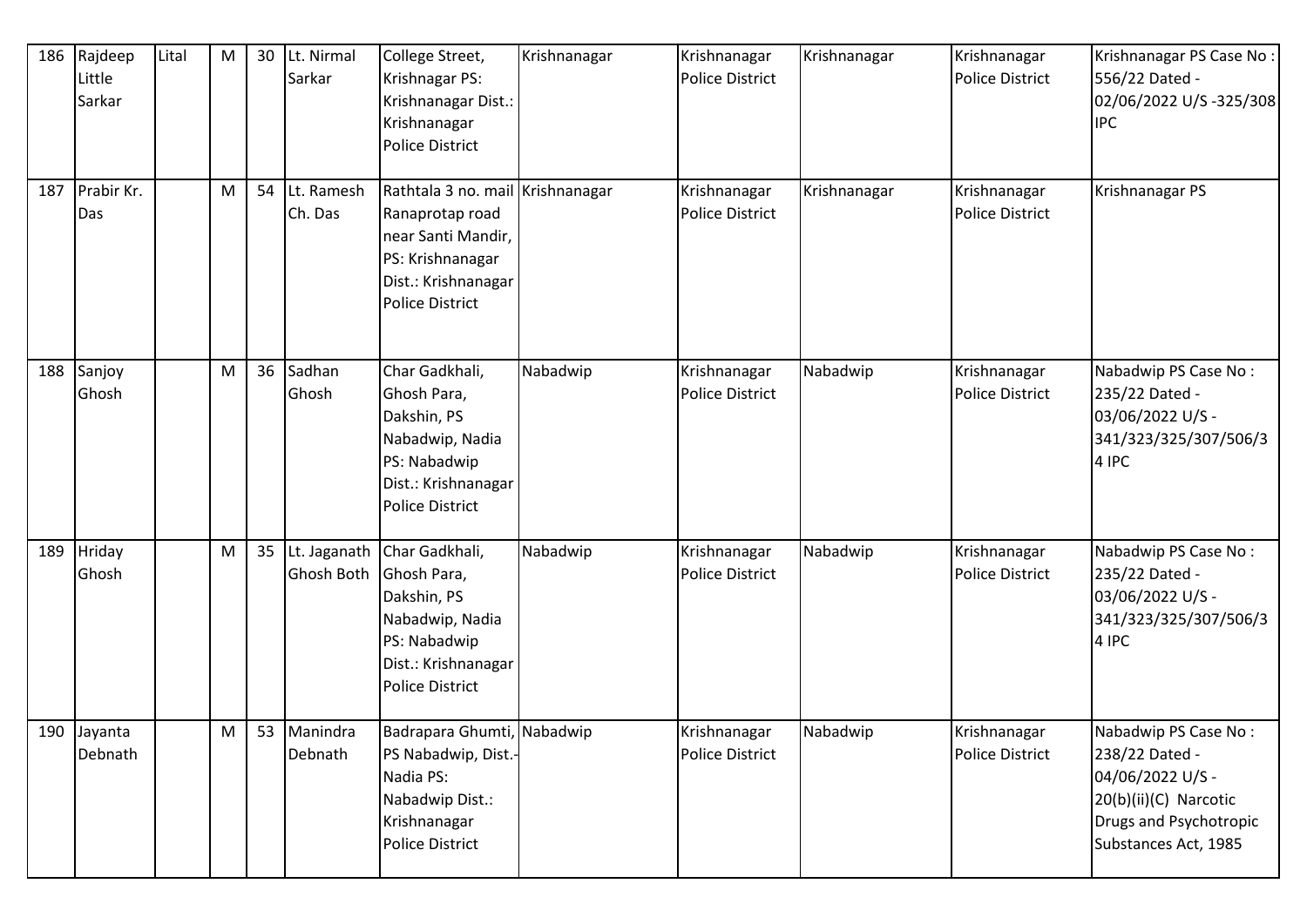| 186 | Rajdeep Little Sarkar | Lital | M | 30 | Lt. Nirmal Sarkar | College Street, Krishnagar PS: Krishnanagar Dist.: Krishnanagar Police District | Krishnanagar | Krishnanagar Police District | Krishnanagar | Krishnanagar Police District | Krishnanagar PS Case No : 556/22 Dated - 02/06/2022 U/S -325/308 IPC |
|---|---|---|---|---|---|---|---|---|---|---|---|
| 187 | Prabir Kr. Das | | M | 54 | Lt. Ramesh Ch. Das | Rathtala 3 no. mail Ranaprotap road near Santi Mandir, PS: Krishnanagar Dist.: Krishnanagar Police District | Krishnanagar | Krishnanagar Police District | Krishnanagar | Krishnanagar Police District | Krishnanagar PS |
| 188 | Sanjoy Ghosh | | M | 36 | Sadhan Ghosh | Char Gadkhali, Ghosh Para, Dakshin, PS Nabadwip, Nadia PS: Nabadwip Dist.: Krishnanagar Police District | Nabadwip | Krishnanagar Police District | Nabadwip | Krishnanagar Police District | Nabadwip PS Case No : 235/22 Dated - 03/06/2022 U/S - 341/323/325/307/506/34 IPC |
| 189 | Hriday Ghosh | | M | 35 | Lt. Jaganath Ghosh Both | Char Gadkhali, Ghosh Para, Dakshin, PS Nabadwip, Nadia PS: Nabadwip Dist.: Krishnanagar Police District | Nabadwip | Krishnanagar Police District | Nabadwip | Krishnanagar Police District | Nabadwip PS Case No : 235/22 Dated - 03/06/2022 U/S - 341/323/325/307/506/34 IPC |
| 190 | Jayanta Debnath | | M | 53 | Manindra Debnath | Badrapara Ghumti, PS Nabadwip, Dist.-Nadia PS: Nabadwip Dist.: Krishnanagar Police District | Nabadwip | Krishnanagar Police District | Nabadwip | Krishnanagar Police District | Nabadwip PS Case No : 238/22 Dated - 04/06/2022 U/S - 20(b)(ii)(C) Narcotic Drugs and Psychotropic Substances Act, 1985 |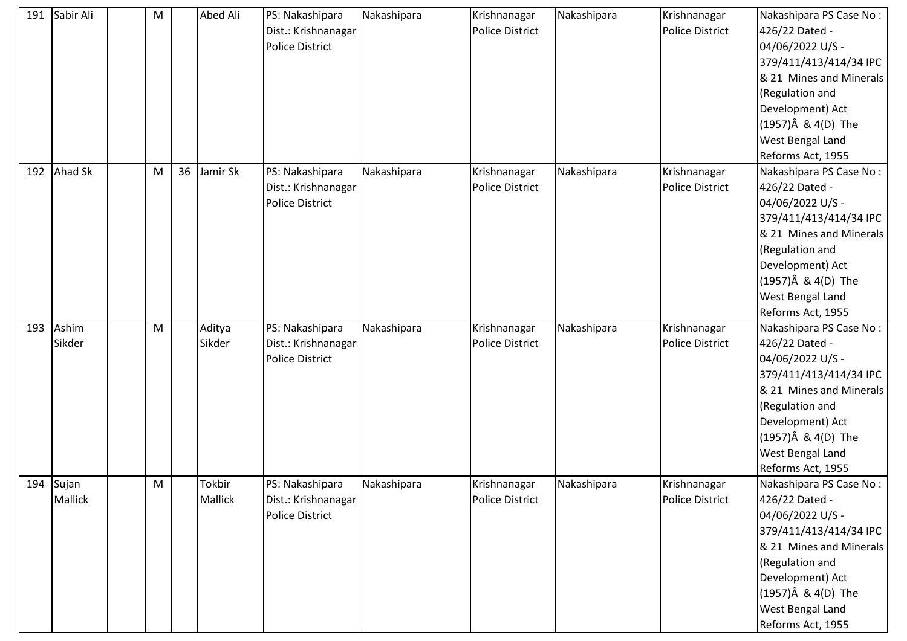| 191 | Sabir Ali | | M | | Abed Ali | PS: Nakashipara Dist.: Krishnanagar Police District | Nakashipara | Krishnanagar Police District | Nakashipara | Krishnanagar Police District | Nakashipara PS Case No : 426/22 Dated - 04/06/2022 U/S - 379/411/413/414/34 IPC & 21 Mines and Minerals (Regulation and Development) Act (1957)Â & 4(D) The West Bengal Land Reforms Act, 1955 |
|---|---|---|---|---|---|---|---|---|---|---|---|
| 192 | Ahad Sk | | M | 36 | Jamir Sk | PS: Nakashipara Dist.: Krishnanagar Police District | Nakashipara | Krishnanagar Police District | Nakashipara | Krishnanagar Police District | Nakashipara PS Case No : 426/22 Dated - 04/06/2022 U/S - 379/411/413/414/34 IPC & 21 Mines and Minerals (Regulation and Development) Act (1957)Â & 4(D) The West Bengal Land Reforms Act, 1955 |
| 193 | Ashim Sikder | | M | | Aditya Sikder | PS: Nakashipara Dist.: Krishnanagar Police District | Nakashipara | Krishnanagar Police District | Nakashipara | Krishnanagar Police District | Nakashipara PS Case No : 426/22 Dated - 04/06/2022 U/S - 379/411/413/414/34 IPC & 21 Mines and Minerals (Regulation and Development) Act (1957)Â & 4(D) The West Bengal Land Reforms Act, 1955 |
| 194 | Sujan Mallick | | M | | Tokbir Mallick | PS: Nakashipara Dist.: Krishnanagar Police District | Nakashipara | Krishnanagar Police District | Nakashipara | Krishnanagar Police District | Nakashipara PS Case No : 426/22 Dated - 04/06/2022 U/S - 379/411/413/414/34 IPC & 21 Mines and Minerals (Regulation and Development) Act (1957)Â & 4(D) The West Bengal Land Reforms Act, 1955 |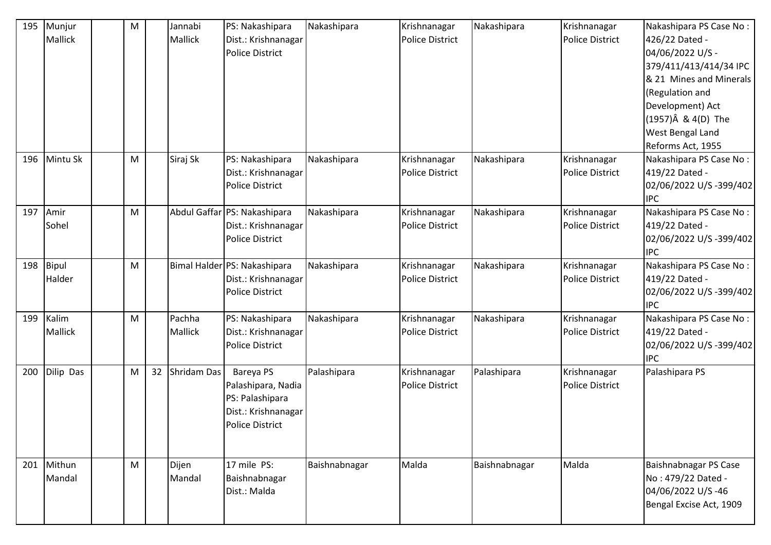| 195 | Munjur Mallick | | M | | Jannabi Mallick | PS: Nakashipara Dist.: Krishnanagar Police District | Nakashipara | Krishnanagar Police District | Nakashipara | Krishnanagar Police District | Nakashipara PS Case No : 426/22 Dated - 04/06/2022 U/S - 379/411/413/414/34 IPC & 21 Mines and Minerals (Regulation and Development) Act (1957)Â & 4(D) The West Bengal Land Reforms Act, 1955 |
|---|---|---|---|---|---|---|---|---|---|---|---|
| 196 | Mintu Sk | | M | | Siraj Sk | PS: Nakashipara Dist.: Krishnanagar Police District | Nakashipara | Krishnanagar Police District | Nakashipara | Krishnanagar Police District | Nakashipara PS Case No : 419/22 Dated - 02/06/2022 U/S -399/402 IPC |
| 197 | Amir Sohel | | M | | Abdul Gaffar | PS: Nakashipara Dist.: Krishnanagar Police District | Nakashipara | Krishnanagar Police District | Nakashipara | Krishnanagar Police District | Nakashipara PS Case No : 419/22 Dated - 02/06/2022 U/S -399/402 IPC |
| 198 | Bipul Halder | | M | | Bimal Halder | PS: Nakashipara Dist.: Krishnanagar Police District | Nakashipara | Krishnanagar Police District | Nakashipara | Krishnanagar Police District | Nakashipara PS Case No : 419/22 Dated - 02/06/2022 U/S -399/402 IPC |
| 199 | Kalim Mallick | | M | | Pachha Mallick | PS: Nakashipara Dist.: Krishnanagar Police District | Nakashipara | Krishnanagar Police District | Nakashipara | Krishnanagar Police District | Nakashipara PS Case No : 419/22 Dated - 02/06/2022 U/S -399/402 IPC |
| 200 | Dilip Das | | M | 32 | Shridam Das | Bareya PS Palashipara, Nadia PS: Palashipara Dist.: Krishnanagar Police District | Palashipara | Krishnanagar Police District | Palashipara | Krishnanagar Police District | Palashipara PS |
| 201 | Mithun Mandal | | M | | Dijen Mandal | 17 mile PS: Baishnabnagar Dist.: Malda | Baishnabnagar | Malda | Baishnabnagar | Malda | Baishnabnagar PS Case No : 479/22 Dated - 04/06/2022 U/S -46 Bengal Excise Act, 1909 |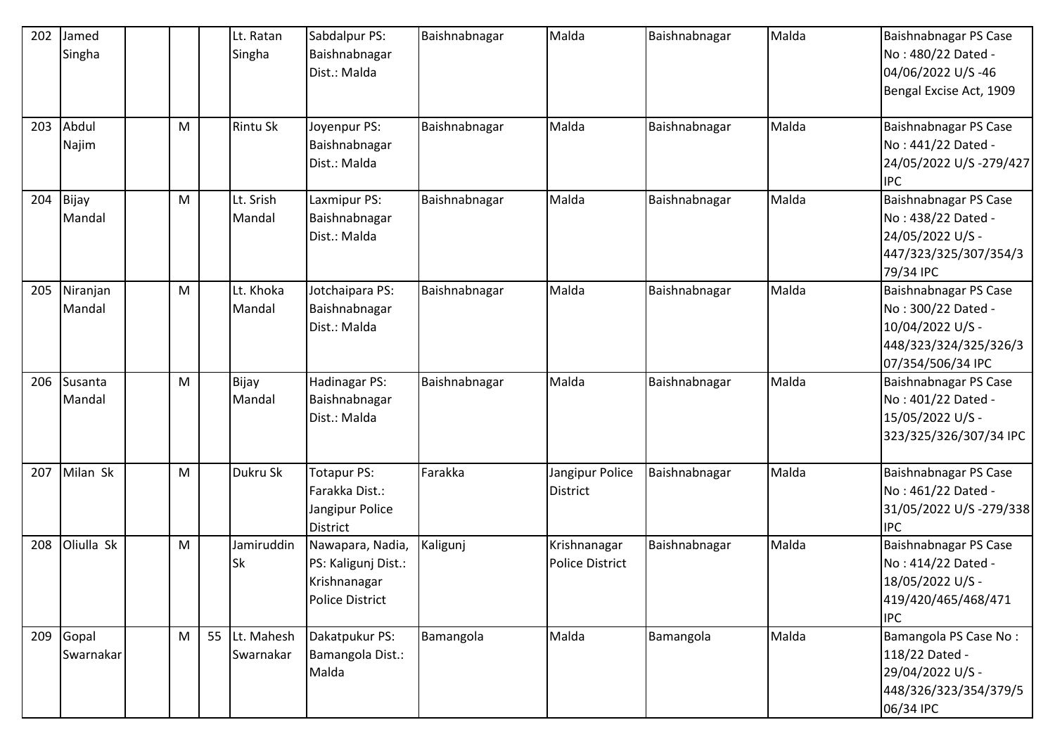| 202 | Jamed Singha | | | | Lt. Ratan Singha | Sabdalpur PS: Baishnabnagar Dist.: Malda | Baishnabnagar | Malda | Baishnabnagar | Malda | Baishnabnagar PS Case No : 480/22 Dated - 04/06/2022 U/S -46 Bengal Excise Act, 1909 |
|---|---|---|---|---|---|---|---|---|---|---|---|
| 203 | Abdul Najim | | M | | Rintu Sk | Joyenpur PS: Baishnabnagar Dist.: Malda | Baishnabnagar | Malda | Baishnabnagar | Malda | Baishnabnagar PS Case No : 441/22 Dated - 24/05/2022 U/S -279/427 IPC |
| 204 | Bijay Mandal | | M | | Lt. Srish Mandal | Laxmipur PS: Baishnabnagar Dist.: Malda | Baishnabnagar | Malda | Baishnabnagar | Malda | Baishnabnagar PS Case No : 438/22 Dated - 24/05/2022 U/S - 447/323/325/307/354/379/34 IPC |
| 205 | Niranjan Mandal | | M | | Lt. Khoka Mandal | Jotchaipara PS: Baishnabnagar Dist.: Malda | Baishnabnagar | Malda | Baishnabnagar | Malda | Baishnabnagar PS Case No : 300/22 Dated - 10/04/2022 U/S - 448/323/324/325/326/307/354/506/34 IPC |
| 206 | Susanta Mandal | | M | | Bijay Mandal | Hadinagar PS: Baishnabnagar Dist.: Malda | Baishnabnagar | Malda | Baishnabnagar | Malda | Baishnabnagar PS Case No : 401/22 Dated - 15/05/2022 U/S - 323/325/326/307/34 IPC |
| 207 | Milan Sk | | M | | Dukru Sk | Totapur PS: Farakka Dist.: Jangipur Police District | Farakka | Jangipur Police District | Baishnabnagar | Malda | Baishnabnagar PS Case No : 461/22 Dated - 31/05/2022 U/S -279/338 IPC |
| 208 | Oliulla Sk | | M | | Jamiruddin Sk | Nawapara, Nadia, PS: Kaligunj Dist.: Krishnanagar Police District | Kaligunj | Krishnanagar Police District | Baishnabnagar | Malda | Baishnabnagar PS Case No : 414/22 Dated - 18/05/2022 U/S - 419/420/465/468/471 IPC |
| 209 | Gopal Swarnakar | | M | 55 | Lt. Mahesh Swarnakar | Dakatpukur PS: Bamangola Dist.: Malda | Bamangola | Malda | Bamangola | Malda | Bamangola PS Case No : 118/22 Dated - 29/04/2022 U/S - 448/326/323/354/379/506/34 IPC |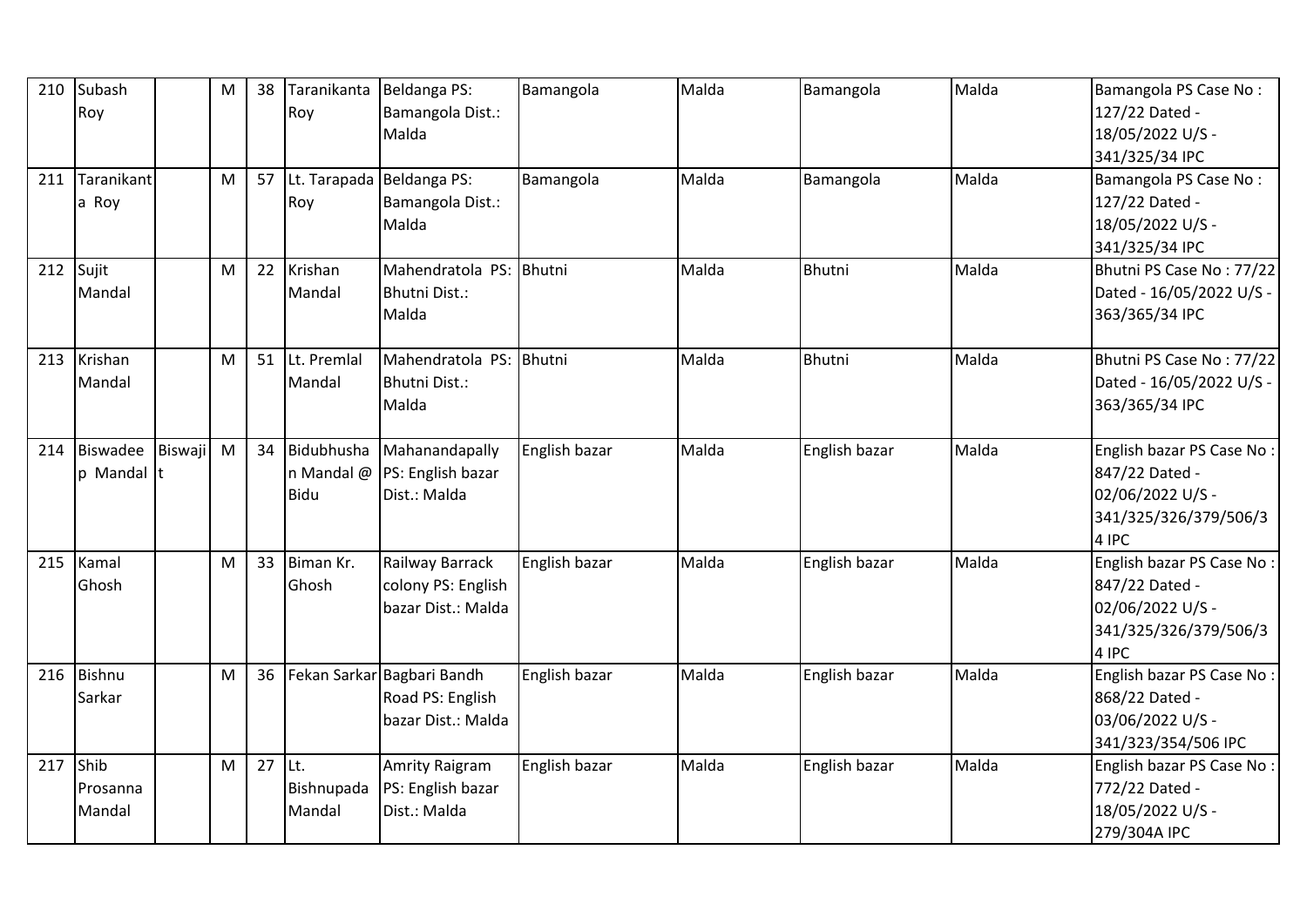| 210 | Subash Roy | | M | 38 | Taranikanta Roy | Beldanga PS: Bamangola Dist.: Malda | Bamangola | Malda | Bamangola | Malda | Bamangola PS Case No : 127/22 Dated - 18/05/2022 U/S - 341/325/34 IPC |
|---|---|---|---|---|---|---|---|---|---|---|---|
| 211 | Taranikanta Roy | | M | 57 | Lt. Tarapada Roy | Beldanga PS: Bamangola Dist.: Malda | Bamangola | Malda | Bamangola | Malda | Bamangola PS Case No : 127/22 Dated - 18/05/2022 U/S - 341/325/34 IPC |
| 212 | Sujit Mandal | | M | 22 | Krishan Mandal | Mahendratola PS: Bhutni Dist.: Malda | Bhutni | Malda | Bhutni | Malda | Bhutni PS Case No : 77/22 Dated - 16/05/2022 U/S - 363/365/34 IPC |
| 213 | Krishan Mandal | | M | 51 | Lt. Premlal Mandal | Mahendratola PS: Bhutni Dist.: Malda | Bhutni | Malda | Bhutni | Malda | Bhutni PS Case No : 77/22 Dated - 16/05/2022 U/S - 363/365/34 IPC |
| 214 | Biswadeep Mandal | Biswajit | M | 34 | Bidubhushan Mandal @ Bidu | Mahanandapally PS: English bazar Dist.: Malda | English bazar | Malda | English bazar | Malda | English bazar PS Case No : 847/22 Dated - 02/06/2022 U/S - 341/325/326/379/506/34 IPC |
| 215 | Kamal Ghosh | | M | 33 | Biman Kr. Ghosh | Railway Barrack colony PS: English bazar Dist.: Malda | English bazar | Malda | English bazar | Malda | English bazar PS Case No : 847/22 Dated - 02/06/2022 U/S - 341/325/326/379/506/34 IPC |
| 216 | Bishnu Sarkar | | M | 36 | Fekan Sarkar | Bagbari Bandh Road PS: English bazar Dist.: Malda | English bazar | Malda | English bazar | Malda | English bazar PS Case No : 868/22 Dated - 03/06/2022 U/S - 341/323/354/506 IPC |
| 217 | Shib Prosanna Mandal | | M | 27 | Lt. Bishnupada Mandal | Amrity Raigram PS: English bazar Dist.: Malda | English bazar | Malda | English bazar | Malda | English bazar PS Case No : 772/22 Dated - 18/05/2022 U/S - 279/304A IPC |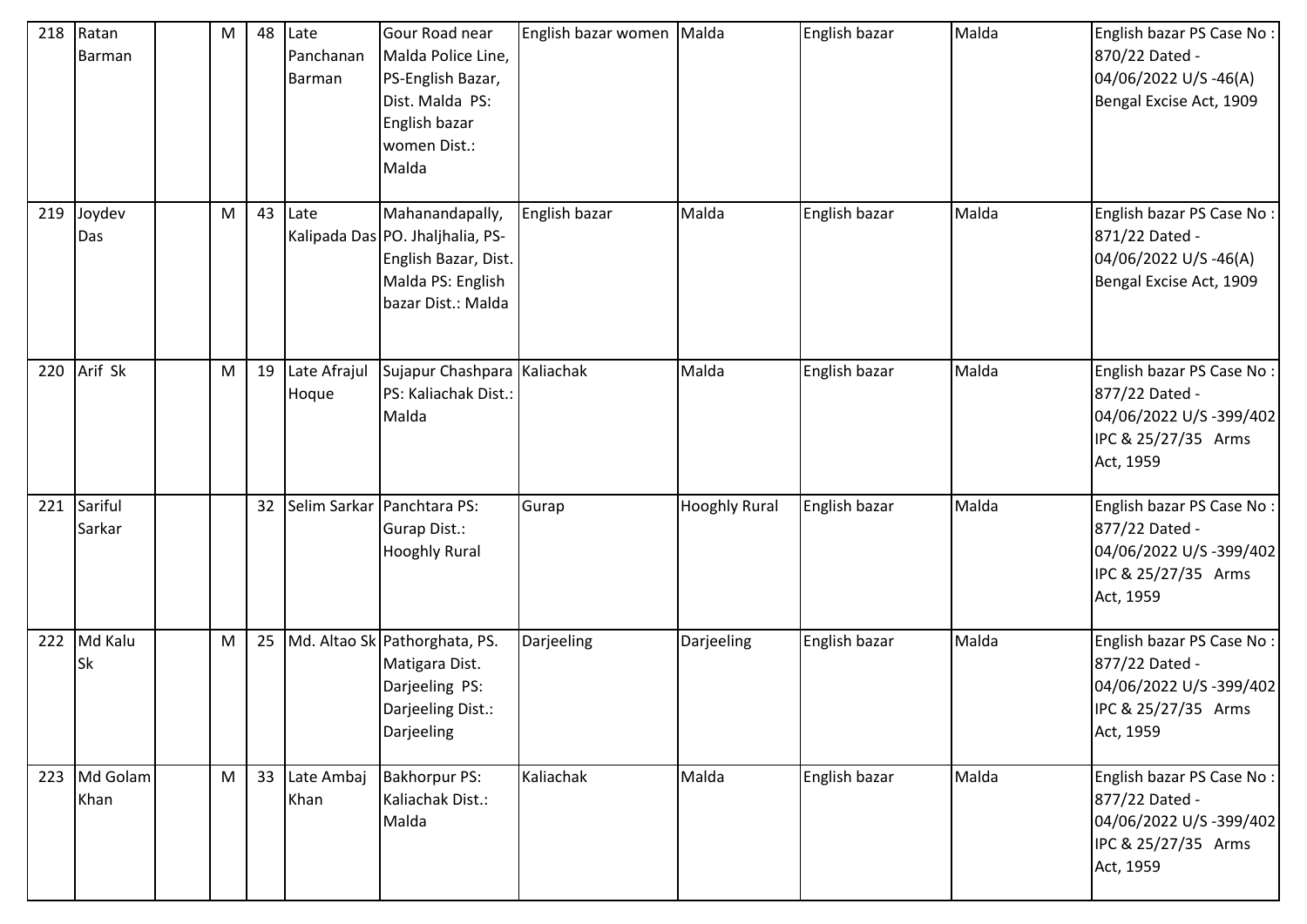| 218 | Ratan Barman | | M | 48 | Late Panchanan Barman | Gour Road near Malda Police Line, PS-English Bazar, Dist. Malda PS: English bazar women Dist.: Malda | English bazar women | Malda | English bazar | Malda | English bazar PS Case No : 870/22 Dated - 04/06/2022 U/S -46(A) Bengal Excise Act, 1909 |
|---|---|---|---|---|---|---|---|---|---|---|---|
| 219 | Joydev Das | | M | 43 | Late Kalipada Das | Mahanandapally, PO. Jhaljhalia, PS-English Bazar, Dist. Malda PS: English bazar Dist.: Malda | English bazar | Malda | English bazar | Malda | English bazar PS Case No : 871/22 Dated - 04/06/2022 U/S -46(A) Bengal Excise Act, 1909 |
| 220 | Arif Sk | | M | 19 | Late Afrajul Hoque | Sujapur Chashpara PS: Kaliachak Dist.: Malda | Kaliachak | Malda | English bazar | Malda | English bazar PS Case No : 877/22 Dated - 04/06/2022 U/S -399/402 IPC & 25/27/35 Arms Act, 1959 |
| 221 | Sariful Sarkar | | | 32 | Selim Sarkar | Panchtara PS: Gurap Dist.: Hooghly Rural | Gurap | Hooghly Rural | English bazar | Malda | English bazar PS Case No : 877/22 Dated - 04/06/2022 U/S -399/402 IPC & 25/27/35 Arms Act, 1959 |
| 222 | Md Kalu Sk | | M | 25 | Md. Altao Sk | Pathorghata, PS. Matigara Dist. Darjeeling PS: Darjeeling Dist.: Darjeeling | Darjeeling | Darjeeling | English bazar | Malda | English bazar PS Case No : 877/22 Dated - 04/06/2022 U/S -399/402 IPC & 25/27/35 Arms Act, 1959 |
| 223 | Md Golam Khan | | M | 33 | Late Ambaj Khan | Bakhorpur PS: Kaliachak Dist.: Malda | Kaliachak | Malda | English bazar | Malda | English bazar PS Case No : 877/22 Dated - 04/06/2022 U/S -399/402 IPC & 25/27/35 Arms Act, 1959 |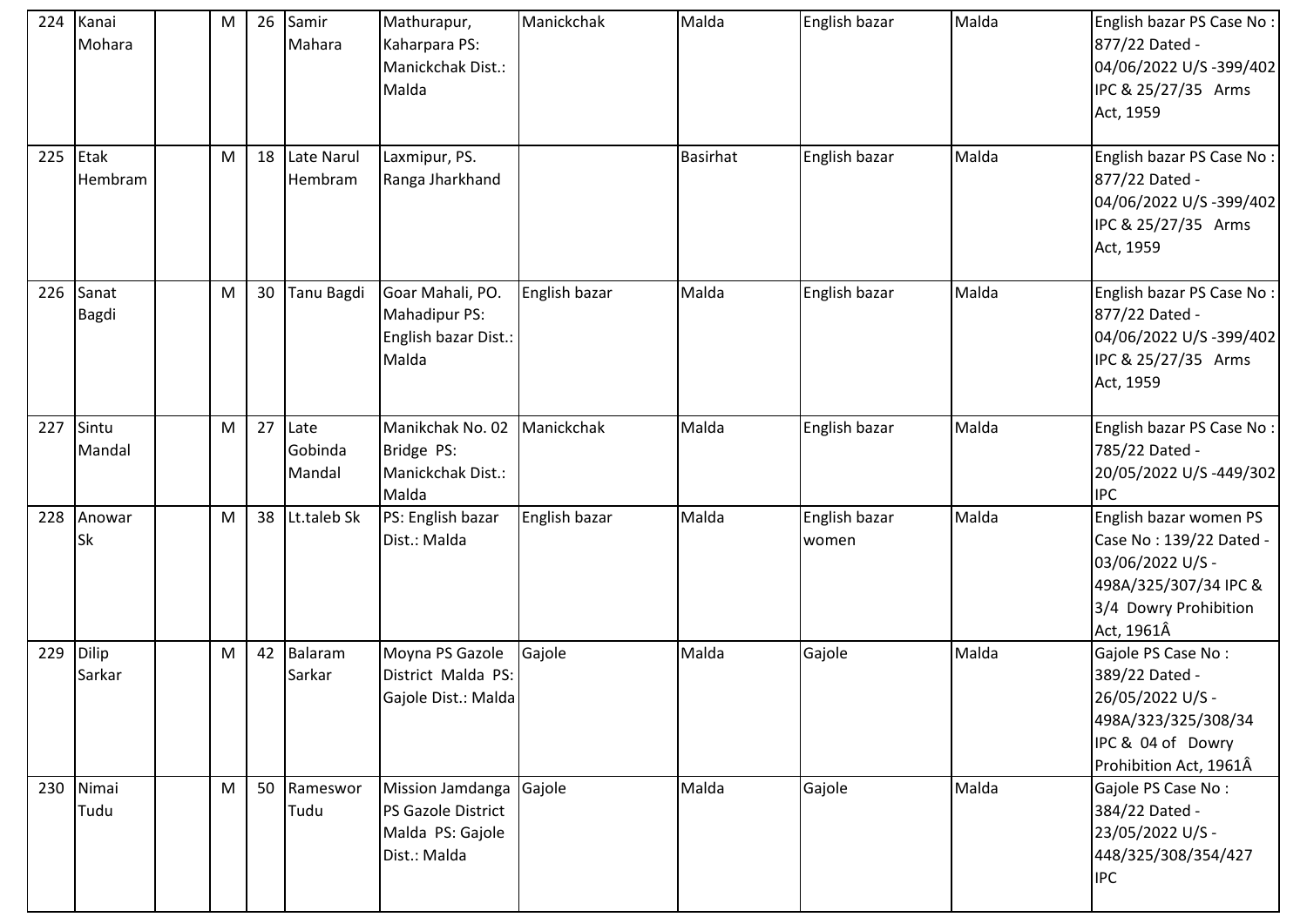| 224 | Kanai Mohara | | M | 26 | Samir Mahara | Mathurapur, Kaharpara PS: Manickchak Dist.: Malda | Manickchak | Malda | English bazar | Malda | English bazar PS Case No : 877/22 Dated - 04/06/2022 U/S -399/402 IPC & 25/27/35 Arms Act, 1959 |
|---|---|---|---|---|---|---|---|---|---|---|---|
| 225 | Etak Hembram | | M | 18 | Late Narul Hembram | Laxmipur, PS. Ranga Jharkhand | | Basirhat | English bazar | Malda | English bazar PS Case No : 877/22 Dated - 04/06/2022 U/S -399/402 IPC & 25/27/35 Arms Act, 1959 |
| 226 | Sanat Bagdi | | M | 30 | Tanu Bagdi | Goar Mahali, PO. Mahadipur PS: English bazar Dist.: Malda | English bazar | Malda | English bazar | Malda | English bazar PS Case No : 877/22 Dated - 04/06/2022 U/S -399/402 IPC & 25/27/35 Arms Act, 1959 |
| 227 | Sintu Mandal | | M | 27 | Late Gobinda Mandal | Manikchak No. 02 Bridge PS: Manickchak Dist.: Malda | Manickchak | Malda | English bazar | Malda | English bazar PS Case No : 785/22 Dated - 20/05/2022 U/S -449/302 IPC |
| 228 | Anowar Sk | | M | 38 | Lt.taleb Sk | PS: English bazar Dist.: Malda | English bazar | Malda | English bazar women | Malda | English bazar women PS Case No : 139/22 Dated - 03/06/2022 U/S - 498A/325/307/34 IPC & 3/4 Dowry Prohibition Act, 1961Â |
| 229 | Dilip Sarkar | | M | 42 | Balaram Sarkar | Moyna PS Gazole District Malda PS: Gajole Dist.: Malda | Gajole | Malda | Gajole | Malda | Gajole PS Case No : 389/22 Dated - 26/05/2022 U/S - 498A/323/325/308/34 IPC & 04 of Dowry Prohibition Act, 1961Â |
| 230 | Nimai Tudu | | M | 50 | Rameswor Tudu | Mission Jamdanga PS Gazole District Malda PS: Gajole Dist.: Malda | Gajole | Malda | Gajole | Malda | Gajole PS Case No : 384/22 Dated - 23/05/2022 U/S - 448/325/308/354/427 IPC |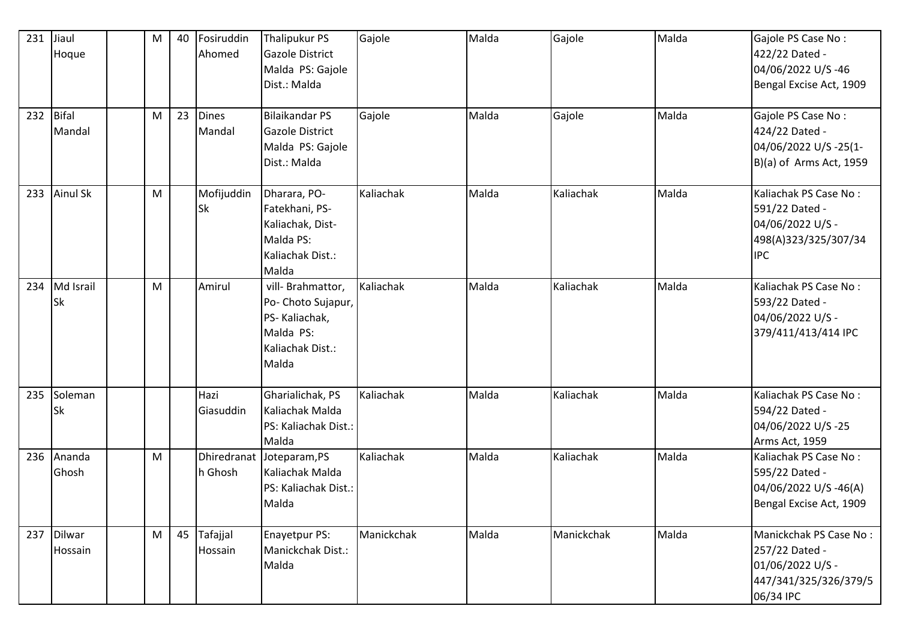| 231 | Jiaul Hoque | | M | 40 | Fosiruddin Ahomed | Thalipukur PS Gazole District Malda PS: Gajole Dist.: Malda | Gajole | Malda | Gajole | Malda | Gajole PS Case No : 422/22 Dated - 04/06/2022 U/S -46 Bengal Excise Act, 1909 |
|---|---|---|---|---|---|---|---|---|---|---|---|
| 232 | Bifal Mandal | | M | 23 | Dines Mandal | Bilaikandar PS Gazole District Malda PS: Gajole Dist.: Malda | Gajole | Malda | Gajole | Malda | Gajole PS Case No : 424/22 Dated - 04/06/2022 U/S -25(1-B)(a) of Arms Act, 1959 |
| 233 | Ainul Sk | | M | | Mofijuddin Sk | Dharara, PO-Fatekhani, PS-Kaliachak, Dist-Malda PS: Kaliachak Dist.: Malda | Kaliachak | Malda | Kaliachak | Malda | Kaliachak PS Case No : 591/22 Dated - 04/06/2022 U/S - 498(A)323/325/307/34 IPC |
| 234 | Md Israil Sk | | M | | Amirul | vill- Brahmattor, Po- Choto Sujapur, PS- Kaliachak, Malda PS: Kaliachak Dist.: Malda | Kaliachak | Malda | Kaliachak | Malda | Kaliachak PS Case No : 593/22 Dated - 04/06/2022 U/S - 379/411/413/414 IPC |
| 235 | Soleman Sk | | | | Hazi Giasuddin | Gharialichak, PS Kaliachak Malda PS: Kaliachak Dist.: Malda | Kaliachak | Malda | Kaliachak | Malda | Kaliachak PS Case No : 594/22 Dated - 04/06/2022 U/S -25 Arms Act, 1959 |
| 236 | Ananda Ghosh | | M | | Dhiredranath Ghosh | Joteparam,PS Kaliachak Malda PS: Kaliachak Dist.: Malda | Kaliachak | Malda | Kaliachak | Malda | Kaliachak PS Case No : 595/22 Dated - 04/06/2022 U/S -46(A) Bengal Excise Act, 1909 |
| 237 | Dilwar Hossain | | M | 45 | Tafajjal Hossain | Enayetpur PS: Manickchak Dist.: Malda | Manickchak | Malda | Manickchak | Malda | Manickchak PS Case No : 257/22 Dated - 01/06/2022 U/S - 447/341/325/326/379/506/34 IPC |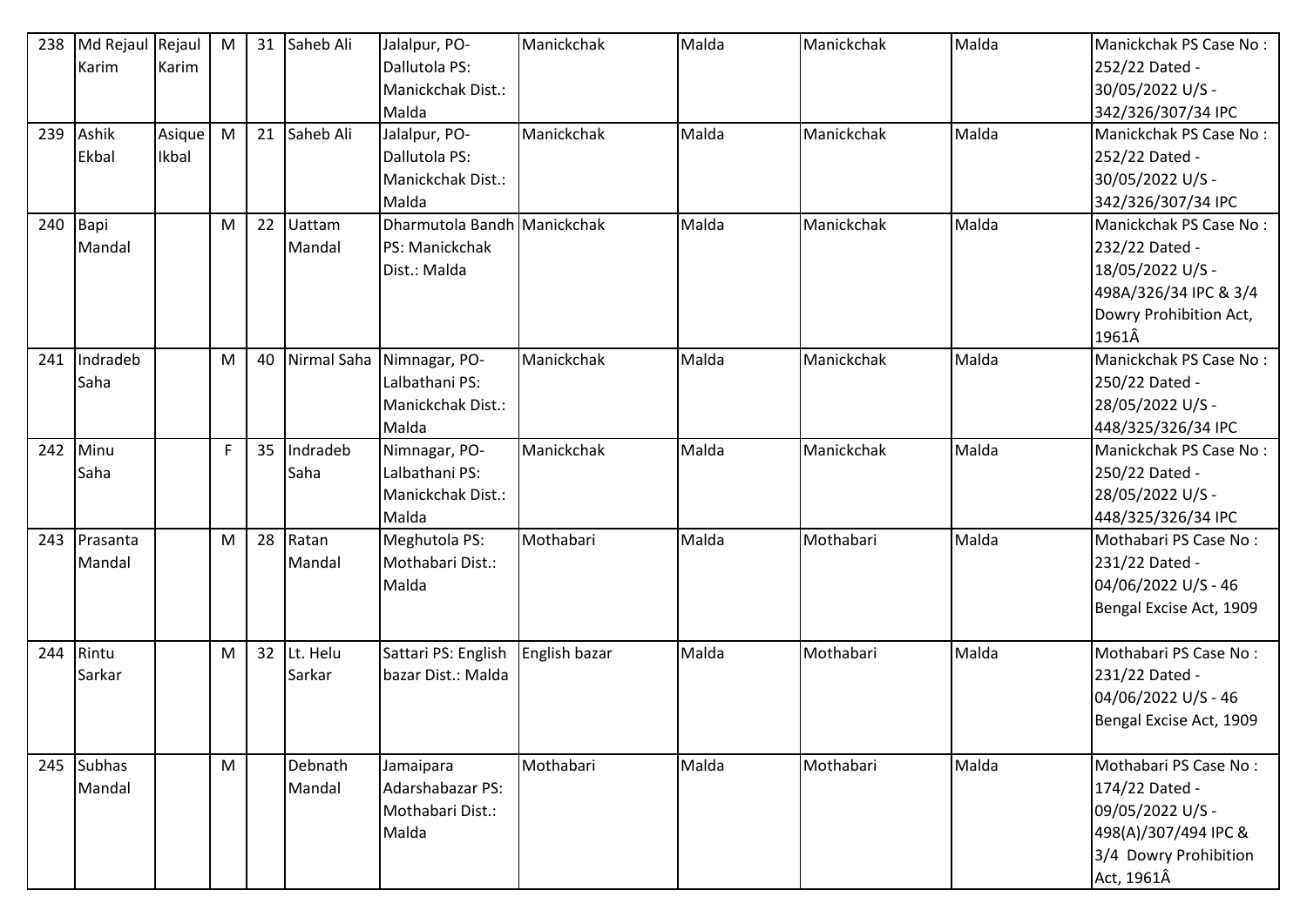| 238 | Md Rejaul Karim | Rejaul Karim | M | 31 | Saheb Ali | Jalalpur, PO-Dallutola PS: Manickchak Dist.: Malda | Manickchak | Malda | Manickchak | Malda | Manickchak PS Case No : 252/22 Dated - 30/05/2022 U/S - 342/326/307/34 IPC |
|---|---|---|---|---|---|---|---|---|---|---|---|
| 239 | Ashik Ekbal | Asique Ikbal | M | 21 | Saheb Ali | Jalalpur, PO-Dallutola PS: Manickchak Dist.: Malda | Manickchak | Malda | Manickchak | Malda | Manickchak PS Case No : 252/22 Dated - 30/05/2022 U/S - 342/326/307/34 IPC |
| 240 | Bapi Mandal | | M | 22 | Uattam Mandal | Dharmutola Bandh PS: Manickchak Dist.: Malda | Manickchak | Malda | Manickchak | Malda | Manickchak PS Case No : 232/22 Dated - 18/05/2022 U/S - 498A/326/34 IPC & 3/4 Dowry Prohibition Act, 1961Â |
| 241 | Indradeb Saha | | M | 40 | Nirmal Saha | Nimnagar, PO-Lalbathani PS: Manickchak Dist.: Malda | Manickchak | Malda | Manickchak | Malda | Manickchak PS Case No : 250/22 Dated - 28/05/2022 U/S - 448/325/326/34 IPC |
| 242 | Minu Saha | | F | 35 | Indradeb Saha | Nimnagar, PO-Lalbathani PS: Manickchak Dist.: Malda | Manickchak | Malda | Manickchak | Malda | Manickchak PS Case No : 250/22 Dated - 28/05/2022 U/S - 448/325/326/34 IPC |
| 243 | Prasanta Mandal | | M | 28 | Ratan Mandal | Meghutola PS: Mothabari Dist.: Malda | Mothabari | Malda | Mothabari | Malda | Mothabari PS Case No : 231/22 Dated - 04/06/2022 U/S - 46 Bengal Excise Act, 1909 |
| 244 | Rintu Sarkar | | M | 32 | Lt. Helu Sarkar | Sattari PS: English bazar Dist.: Malda | English bazar | Malda | Mothabari | Malda | Mothabari PS Case No : 231/22 Dated - 04/06/2022 U/S - 46 Bengal Excise Act, 1909 |
| 245 | Subhas Mandal | | M | | Debnath Mandal | Jamaipara Adarshabazar PS: Mothabari Dist.: Malda | Mothabari | Malda | Mothabari | Malda | Mothabari PS Case No : 174/22 Dated - 09/05/2022 U/S - 498(A)/307/494 IPC & 3/4 Dowry Prohibition Act, 1961Â |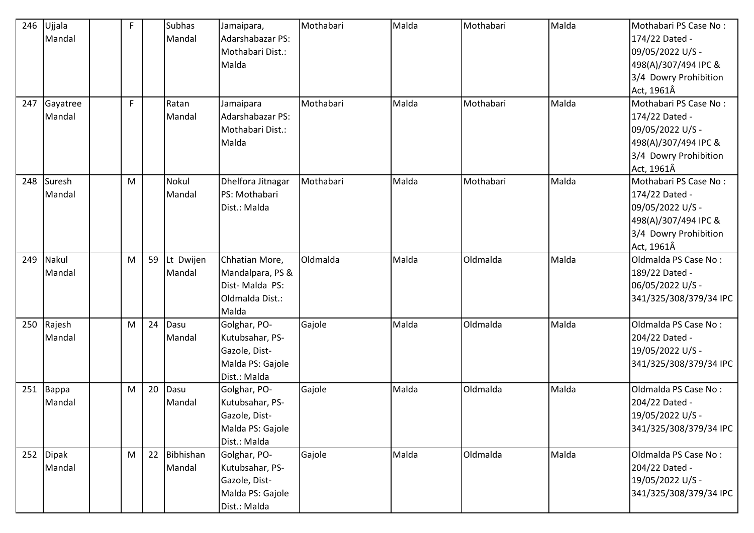| 246 | Ujjala Mandal | | F | | Subhas Mandal | Jamaipara, Adarshabazar PS: Mothabari Dist.: Malda | Mothabari | Malda | Mothabari | Malda | Mothabari PS Case No : 174/22 Dated - 09/05/2022 U/S - 498(A)/307/494 IPC & 3/4 Dowry Prohibition Act, 1961Â |
|---|---|---|---|---|---|---|---|---|---|---|---|
| 247 | Gayatree Mandal | | F | | Ratan Mandal | Jamaipara Adarshabazar PS: Mothabari Dist.: Malda | Mothabari | Malda | Mothabari | Malda | Mothabari PS Case No : 174/22 Dated - 09/05/2022 U/S - 498(A)/307/494 IPC & 3/4 Dowry Prohibition Act, 1961Â |
| 248 | Suresh Mandal | | M | | Nokul Mandal | Dhelfora Jitnagar PS: Mothabari Dist.: Malda | Mothabari | Malda | Mothabari | Malda | Mothabari PS Case No : 174/22 Dated - 09/05/2022 U/S - 498(A)/307/494 IPC & 3/4 Dowry Prohibition Act, 1961Â |
| 249 | Nakul Mandal | | M | 59 | Lt Dwijen Mandal | Chhatian More, Mandalpara, PS & Dist- Malda PS: Oldmalda Dist.: Malda | Oldmalda | Malda | Oldmalda | Malda | Oldmalda PS Case No : 189/22 Dated - 06/05/2022 U/S - 341/325/308/379/34 IPC |
| 250 | Rajesh Mandal | | M | 24 | Dasu Mandal | Golghar, PO-Kutubsahar, PS-Gazole, Dist-Malda PS: Gajole Dist.: Malda | Gajole | Malda | Oldmalda | Malda | Oldmalda PS Case No : 204/22 Dated - 19/05/2022 U/S - 341/325/308/379/34 IPC |
| 251 | Bappa Mandal | | M | 20 | Dasu Mandal | Golghar, PO-Kutubsahar, PS-Gazole, Dist-Malda PS: Gajole Dist.: Malda | Gajole | Malda | Oldmalda | Malda | Oldmalda PS Case No : 204/22 Dated - 19/05/2022 U/S - 341/325/308/379/34 IPC |
| 252 | Dipak Mandal | | M | 22 | Bibhishan Mandal | Golghar, PO-Kutubsahar, PS-Gazole, Dist-Malda PS: Gajole Dist.: Malda | Gajole | Malda | Oldmalda | Malda | Oldmalda PS Case No : 204/22 Dated - 19/05/2022 U/S - 341/325/308/379/34 IPC |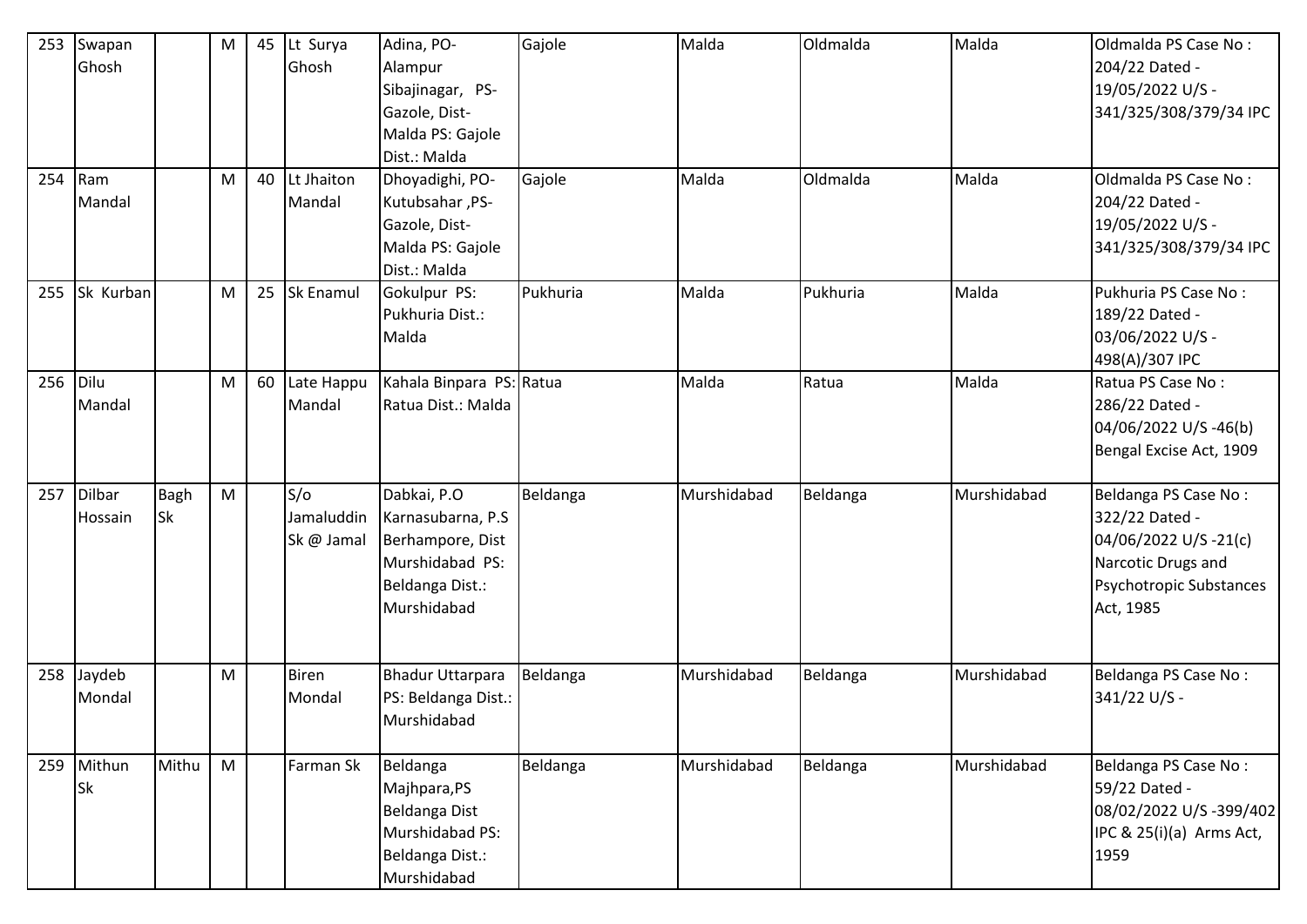| 253 | Swapan Ghosh | | M | 45 | Lt Surya Ghosh | Adina, PO-Alampur Sibajinagar, PS-Gazole, Dist-Malda PS: Gajole Dist.: Malda | Gajole | Malda | Oldmalda | Malda | Oldmalda PS Case No : 204/22 Dated - 19/05/2022 U/S - 341/325/308/379/34 IPC |
|---|---|---|---|---|---|---|---|---|---|---|---|
| 254 | Ram Mandal | | M | 40 | Lt Jhaiton Mandal | Dhoyadighi, PO-Kutubsahar ,PS-Gazole, Dist-Malda PS: Gajole Dist.: Malda | Gajole | Malda | Oldmalda | Malda | Oldmalda PS Case No : 204/22 Dated - 19/05/2022 U/S - 341/325/308/379/34 IPC |
| 255 | Sk Kurban | | M | 25 | Sk Enamul | Gokulpur PS: Pukhuria Dist.: Malda | Pukhuria | Malda | Pukhuria | Malda | Pukhuria PS Case No : 189/22 Dated - 03/06/2022 U/S - 498(A)/307 IPC |
| 256 | Dilu Mandal | | M | 60 | Late Happu Mandal | Kahala Binpara PS: Ratua Dist.: Malda | Ratua | Malda | Ratua | Malda | Ratua PS Case No : 286/22 Dated - 04/06/2022 U/S -46(b) Bengal Excise Act, 1909 |
| 257 | Dilbar Hossain | Bagh Sk | M | | S/o Jamaluddin Sk @ Jamal | Dabkai, P.O Karnasubarna, P.S Berhampore, Dist Murshidabad PS: Beldanga Dist.: Murshidabad | Beldanga | Murshidabad | Beldanga | Murshidabad | Beldanga PS Case No : 322/22 Dated - 04/06/2022 U/S -21(c) Narcotic Drugs and Psychotropic Substances Act, 1985 |
| 258 | Jaydeb Mondal | | M | | Biren Mondal | Bhadur Uttarpara PS: Beldanga Dist.: Murshidabad | Beldanga | Murshidabad | Beldanga | Murshidabad | Beldanga PS Case No : 341/22 U/S - |
| 259 | Mithun Sk | Mithu | M | | Farman Sk | Beldanga Majhpara,PS Beldanga Dist Murshidabad PS: Beldanga Dist.: Murshidabad | Beldanga | Murshidabad | Beldanga | Murshidabad | Beldanga PS Case No : 59/22 Dated - 08/02/2022 U/S -399/402 IPC & 25(i)(a) Arms Act, 1959 |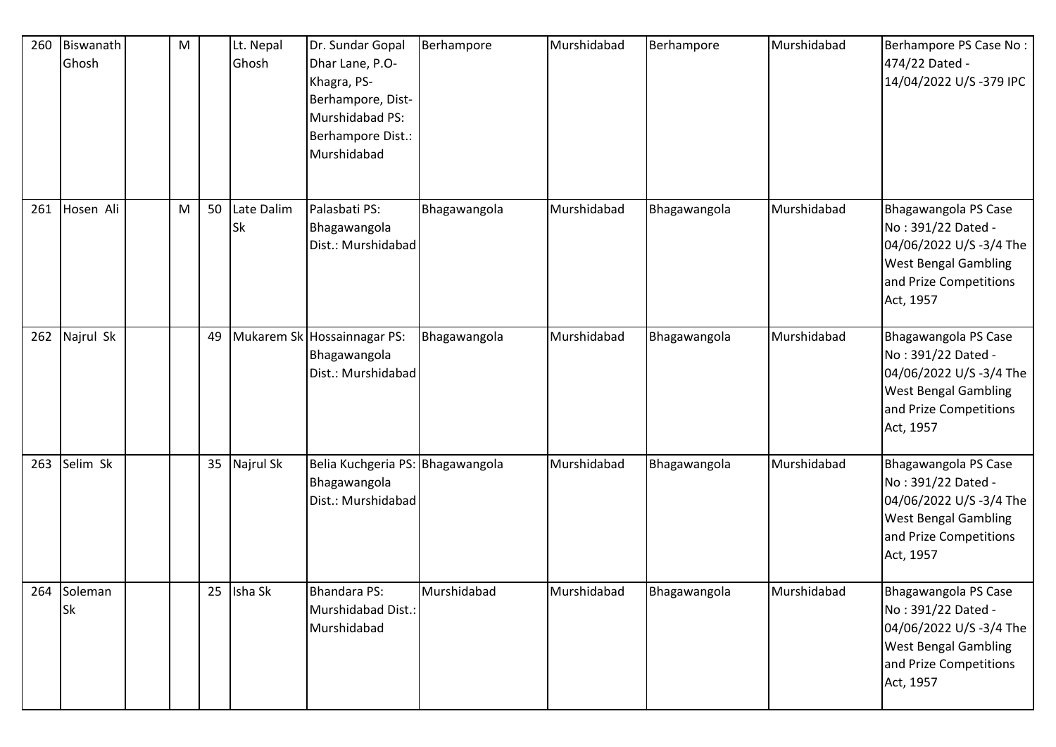| 260 | Biswanath Ghosh | | M | | Lt. Nepal Ghosh | Dr. Sundar Gopal Dhar Lane, P.O-Khagra, PS-Berhampore, Dist-Murshidabad PS: Berhampore Dist.: Murshidabad | Berhampore | Murshidabad | Berhampore | Murshidabad | Berhampore PS Case No : 474/22 Dated - 14/04/2022 U/S -379 IPC |
|---|---|---|---|---|---|---|---|---|---|---|---|
| 261 | Hosen Ali | | M | 50 | Late Dalim Sk | Palasbati PS: Bhagawangola Dist.: Murshidabad | Bhagawangola | Murshidabad | Bhagawangola | Murshidabad | Bhagawangola PS Case No : 391/22 Dated - 04/06/2022 U/S -3/4 The West Bengal Gambling and Prize Competitions Act, 1957 |
| 262 | Najrul Sk | | | 49 | Mukarem Sk | Hossainnagar PS: Bhagawangola Dist.: Murshidabad | Bhagawangola | Murshidabad | Bhagawangola | Murshidabad | Bhagawangola PS Case No : 391/22 Dated - 04/06/2022 U/S -3/4 The West Bengal Gambling and Prize Competitions Act, 1957 |
| 263 | Selim Sk | | | 35 | Najrul Sk | Belia Kuchgeria PS: Bhagawangola Dist.: Murshidabad | Bhagawangola | Murshidabad | Bhagawangola | Murshidabad | Bhagawangola PS Case No : 391/22 Dated - 04/06/2022 U/S -3/4 The West Bengal Gambling and Prize Competitions Act, 1957 |
| 264 | Soleman Sk | | | 25 | Isha Sk | Bhandara PS: Murshidabad Dist.: Murshidabad | Murshidabad | Murshidabad | Bhagawangola | Murshidabad | Bhagawangola PS Case No : 391/22 Dated - 04/06/2022 U/S -3/4 The West Bengal Gambling and Prize Competitions Act, 1957 |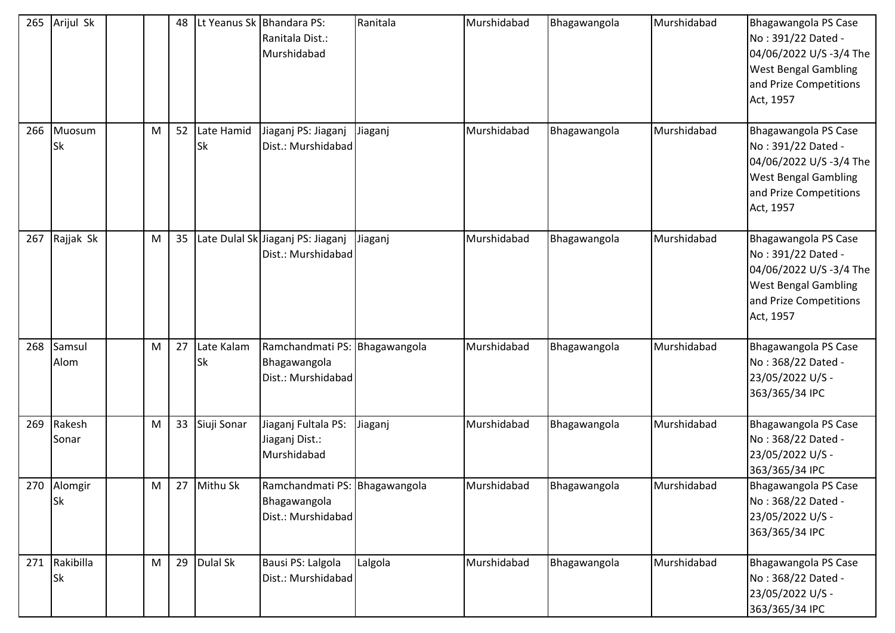| 265 | Arijul Sk | | | 48 | Lt Yeanus Sk | Bhandara PS: Ranitala Dist.: Murshidabad | Ranitala | Murshidabad | Bhagawangola | Murshidabad | Bhagawangola PS Case No : 391/22 Dated - 04/06/2022 U/S -3/4 The West Bengal Gambling and Prize Competitions Act, 1957 |
|---|---|---|---|---|---|---|---|---|---|---|---|
| 266 | Muosum Sk | | M | 52 | Late Hamid Sk | Jiaganj PS: Jiaganj Dist.: Murshidabad | Jiaganj | Murshidabad | Bhagawangola | Murshidabad | Bhagawangola PS Case No : 391/22 Dated - 04/06/2022 U/S -3/4 The West Bengal Gambling and Prize Competitions Act, 1957 |
| 267 | Rajjak Sk | | M | 35 | Late Dulal Sk | Jiaganj PS: Jiaganj Dist.: Murshidabad | Jiaganj | Murshidabad | Bhagawangola | Murshidabad | Bhagawangola PS Case No : 391/22 Dated - 04/06/2022 U/S -3/4 The West Bengal Gambling and Prize Competitions Act, 1957 |
| 268 | Samsul Alom | | M | 27 | Late Kalam Sk | Ramchandmati PS: Bhagawangola Dist.: Murshidabad | Bhagawangola | Murshidabad | Bhagawangola | Murshidabad | Bhagawangola PS Case No : 368/22 Dated - 23/05/2022 U/S - 363/365/34 IPC |
| 269 | Rakesh Sonar | | M | 33 | Siuji Sonar | Jiaganj Fultala PS: Jiaganj Dist.: Murshidabad | Jiaganj | Murshidabad | Bhagawangola | Murshidabad | Bhagawangola PS Case No : 368/22 Dated - 23/05/2022 U/S - 363/365/34 IPC |
| 270 | Alomgir Sk | | M | 27 | Mithu Sk | Ramchandmati PS: Bhagawangola Dist.: Murshidabad | Bhagawangola | Murshidabad | Bhagawangola | Murshidabad | Bhagawangola PS Case No : 368/22 Dated - 23/05/2022 U/S - 363/365/34 IPC |
| 271 | Rakibilla Sk | | M | 29 | Dulal Sk | Bausi PS: Lalgola Dist.: Murshidabad | Lalgola | Murshidabad | Bhagawangola | Murshidabad | Bhagawangola PS Case No : 368/22 Dated - 23/05/2022 U/S - 363/365/34 IPC |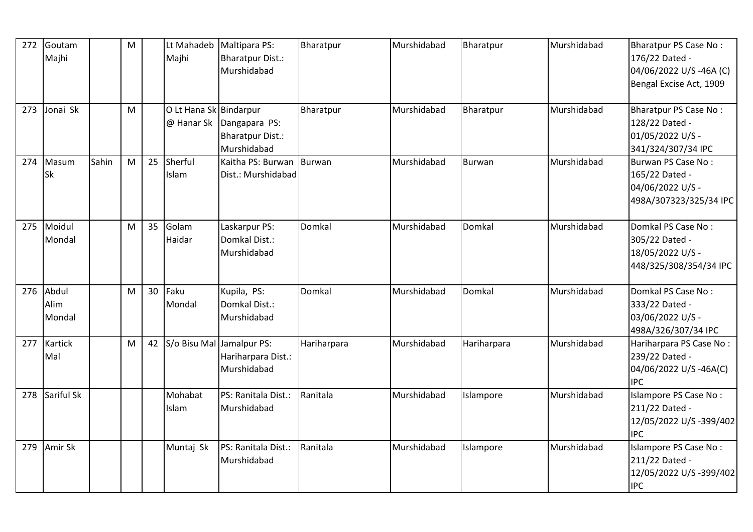| 272 | Goutam Majhi | | M | | Lt Mahadeb Majhi | Maltipara PS: Bharatpur Dist.: Murshidabad | Bharatpur | Murshidabad | Bharatpur | Murshidabad | Bharatpur PS Case No : 176/22 Dated - 04/06/2022 U/S -46A (C) Bengal Excise Act, 1909 |
|---|---|---|---|---|---|---|---|---|---|---|---|
| 273 | Jonai Sk | | M | | O Lt Hana Sk @ Hanar Sk | Bindarpur Dangapara PS: Bharatpur Dist.: Murshidabad | Bharatpur | Murshidabad | Bharatpur | Murshidabad | Bharatpur PS Case No : 128/22 Dated - 01/05/2022 U/S - 341/324/307/34 IPC |
| 274 | Masum Sk | Sahin | M | 25 | Sherful Islam | Kaitha PS: Burwan Dist.: Murshidabad | Burwan | Murshidabad | Burwan | Murshidabad | Burwan PS Case No : 165/22 Dated - 04/06/2022 U/S - 498A/307323/325/34 IPC |
| 275 | Moidul Mondal | | M | 35 | Golam Haidar | Laskarpur PS: Domkal Dist.: Murshidabad | Domkal | Murshidabad | Domkal | Murshidabad | Domkal PS Case No : 305/22 Dated - 18/05/2022 U/S - 448/325/308/354/34 IPC |
| 276 | Abdul Alim Mondal | | M | 30 | Faku Mondal | Kupila, PS: Domkal Dist.: Murshidabad | Domkal | Murshidabad | Domkal | Murshidabad | Domkal PS Case No : 333/22 Dated - 03/06/2022 U/S - 498A/326/307/34 IPC |
| 277 | Kartick Mal | | M | 42 | S/o Bisu Mal | Jamalpur PS: Hariharpara Dist.: Murshidabad | Hariharpara | Murshidabad | Hariharpara | Murshidabad | Hariharpara PS Case No : 239/22 Dated - 04/06/2022 U/S -46A(C) IPC |
| 278 | Sariful Sk | | | | Mohabat Islam | PS: Ranitala Dist.: Murshidabad | Ranitala | Murshidabad | Islampore | Murshidabad | Islampore PS Case No : 211/22 Dated - 12/05/2022 U/S -399/402 IPC |
| 279 | Amir Sk | | | | Muntaj Sk | PS: Ranitala Dist.: Murshidabad | Ranitala | Murshidabad | Islampore | Murshidabad | Islampore PS Case No : 211/22 Dated - 12/05/2022 U/S -399/402 IPC |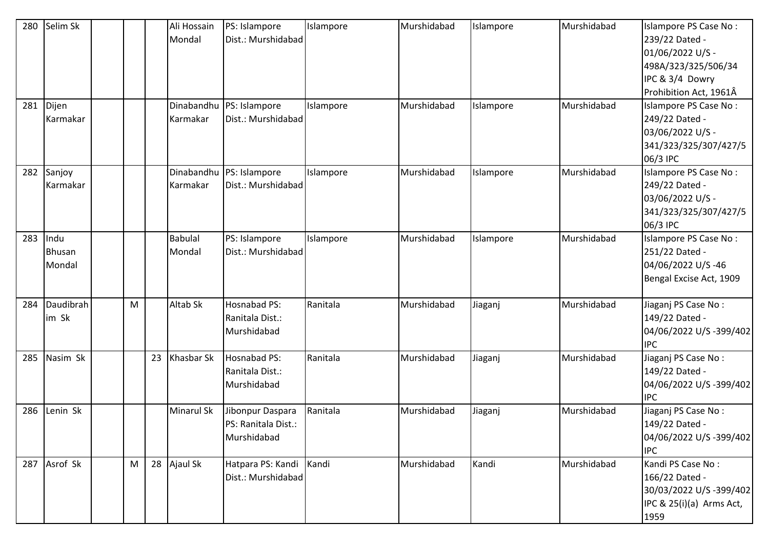| 280 | Selim Sk | | | | Ali Hossain Mondal | PS: Islampore Dist.: Murshidabad | Islampore | Murshidabad | Islampore | Murshidabad | Islampore PS Case No : 239/22 Dated - 01/06/2022 U/S - 498A/323/325/506/34 IPC & 3/4 Dowry Prohibition Act, 1961Â |
|---|---|---|---|---|---|---|---|---|---|---|---|
| 281 | Dijen Karmakar | | | | Dinabandhu Karmakar | PS: Islampore Dist.: Murshidabad | Islampore | Murshidabad | Islampore | Murshidabad | Islampore PS Case No : 249/22 Dated - 03/06/2022 U/S - 341/323/325/307/427/506/3 IPC |
| 282 | Sanjoy Karmakar | | | | Dinabandhu Karmakar | PS: Islampore Dist.: Murshidabad | Islampore | Murshidabad | Islampore | Murshidabad | Islampore PS Case No : 249/22 Dated - 03/06/2022 U/S - 341/323/325/307/427/506/3 IPC |
| 283 | Indu Bhusan Mondal | | | | Babulal Mondal | PS: Islampore Dist.: Murshidabad | Islampore | Murshidabad | Islampore | Murshidabad | Islampore PS Case No : 251/22 Dated - 04/06/2022 U/S -46 Bengal Excise Act, 1909 |
| 284 | Daudibrahim Sk | | M | | Altab Sk | Hosnabad PS: Ranitala Dist.: Murshidabad | Ranitala | Murshidabad | Jiaganj | Murshidabad | Jiaganj PS Case No : 149/22 Dated - 04/06/2022 U/S -399/402 IPC |
| 285 | Nasim Sk | | | 23 | Khasbar Sk | Hosnabad PS: Ranitala Dist.: Murshidabad | Ranitala | Murshidabad | Jiaganj | Murshidabad | Jiaganj PS Case No : 149/22 Dated - 04/06/2022 U/S -399/402 IPC |
| 286 | Lenin Sk | | | | Minarul Sk | Jibonpur Daspara PS: Ranitala Dist.: Murshidabad | Ranitala | Murshidabad | Jiaganj | Murshidabad | Jiaganj PS Case No : 149/22 Dated - 04/06/2022 U/S -399/402 IPC |
| 287 | Asrof Sk | | M | 28 | Ajaul Sk | Hatpara PS: Kandi Dist.: Murshidabad | Kandi | Murshidabad | Kandi | Murshidabad | Kandi PS Case No : 166/22 Dated - 30/03/2022 U/S -399/402 IPC & 25(i)(a) Arms Act, 1959 |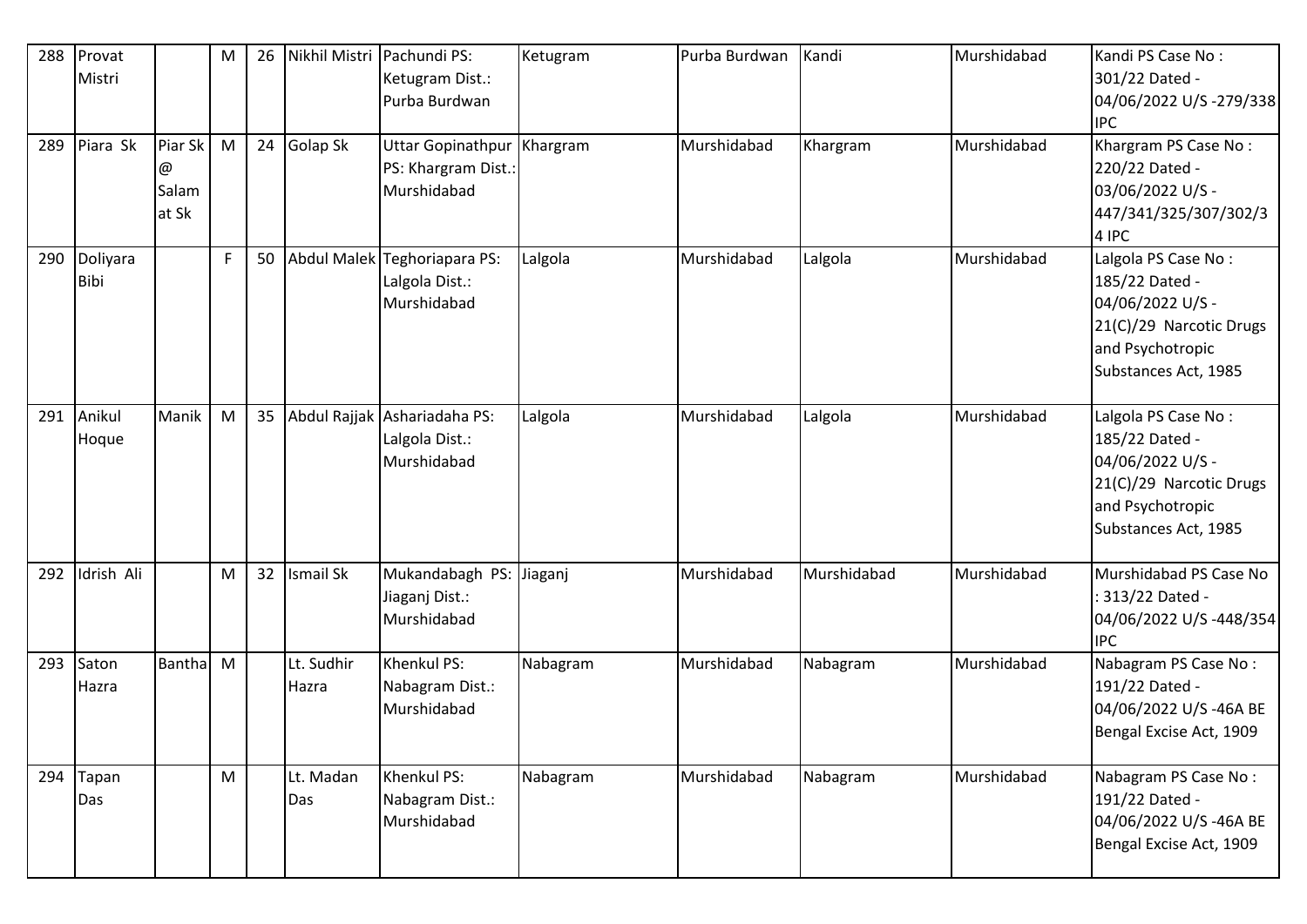| 288 | Provat Mistri | | M | 26 | Nikhil Mistri | Pachundi PS: Ketugram Dist.: Purba Burdwan | Ketugram | Purba Burdwan | Kandi | Murshidabad | Kandi PS Case No : 301/22 Dated - 04/06/2022 U/S -279/338 IPC |
|---|---|---|---|---|---|---|---|---|---|---|---|
| 289 | Piara Sk | Piar Sk @ Salam at Sk | M | 24 | Golap Sk | Uttar Gopinathpur PS: Khargram Dist.: Murshidabad | Khargram | Murshidabad | Khargram | Murshidabad | Khargram PS Case No : 220/22 Dated - 03/06/2022 U/S - 447/341/325/307/302/34 IPC |
| 290 | Doliyara Bibi | | F | 50 | Abdul Malek | Teghoriapara PS: Lalgola Dist.: Murshidabad | Lalgola | Murshidabad | Lalgola | Murshidabad | Lalgola PS Case No : 185/22 Dated - 04/06/2022 U/S - 21(C)/29 Narcotic Drugs and Psychotropic Substances Act, 1985 |
| 291 | Anikul Hoque | Manik | M | 35 | Abdul Rajjak | Ashariadaha PS: Lalgola Dist.: Murshidabad | Lalgola | Murshidabad | Lalgola | Murshidabad | Lalgola PS Case No : 185/22 Dated - 04/06/2022 U/S - 21(C)/29 Narcotic Drugs and Psychotropic Substances Act, 1985 |
| 292 | Idrish Ali | | M | 32 | Ismail Sk | Mukandabagh PS: Jiaganj Dist.: Murshidabad | Jiaganj | Murshidabad | Murshidabad | Murshidabad | Murshidabad PS Case No : 313/22 Dated - 04/06/2022 U/S -448/354 IPC |
| 293 | Saton Hazra | Bantha | M | | Lt. Sudhir Hazra | Khenkul PS: Nabagram Dist.: Murshidabad | Nabagram | Murshidabad | Nabagram | Murshidabad | Nabagram PS Case No : 191/22 Dated - 04/06/2022 U/S -46A BE Bengal Excise Act, 1909 |
| 294 | Tapan Das | | M | | Lt. Madan Das | Khenkul PS: Nabagram Dist.: Murshidabad | Nabagram | Murshidabad | Nabagram | Murshidabad | Nabagram PS Case No : 191/22 Dated - 04/06/2022 U/S -46A BE Bengal Excise Act, 1909 |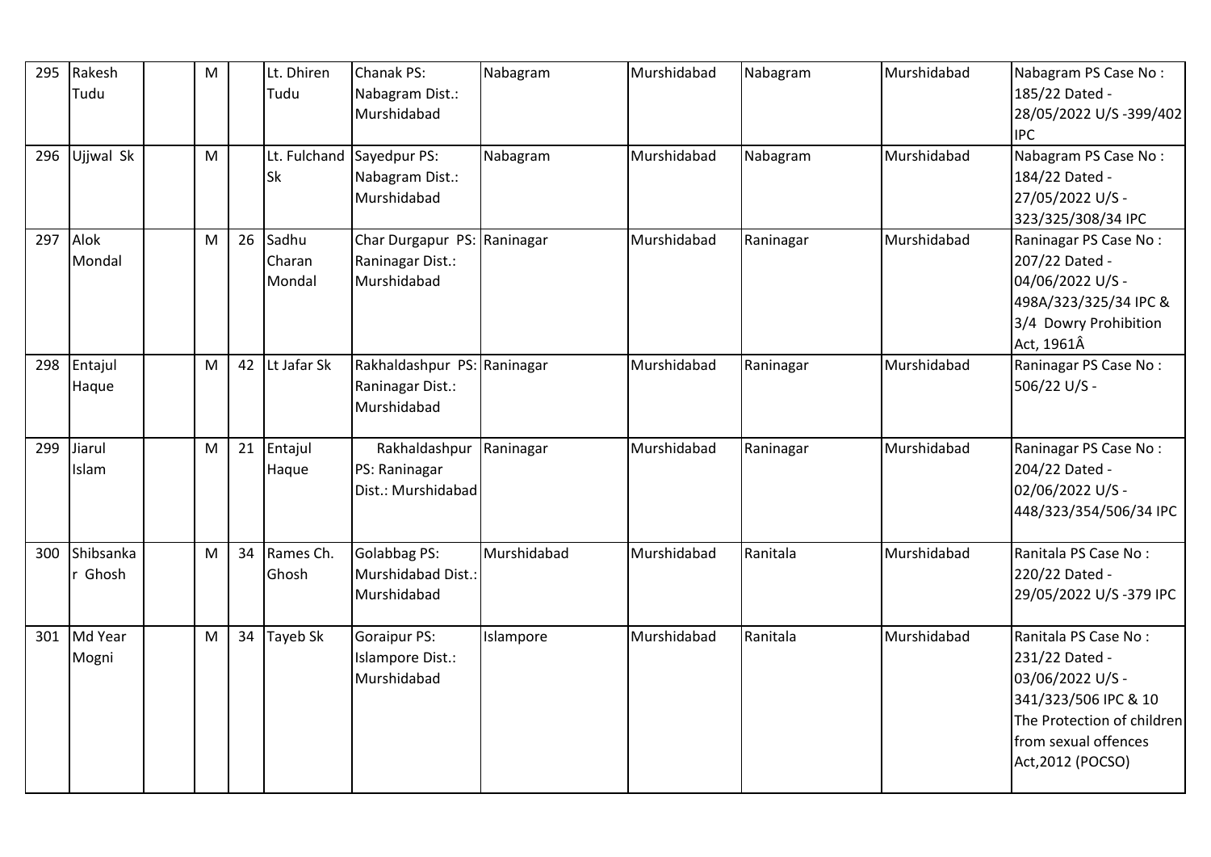| 295 | Rakesh Tudu | | M | | Lt. Dhiren Tudu | Chanak PS: Nabagram Dist.: Murshidabad | Nabagram | Murshidabad | Nabagram | Murshidabad | Nabagram PS Case No : 185/22 Dated - 28/05/2022 U/S -399/402 IPC |
|---|---|---|---|---|---|---|---|---|---|---|---|
| 296 | Ujjwal Sk | | M | | Lt. Fulchand Sk | Sayedpur PS: Nabagram Dist.: Murshidabad | Nabagram | Murshidabad | Nabagram | Murshidabad | Nabagram PS Case No : 184/22 Dated - 27/05/2022 U/S - 323/325/308/34 IPC |
| 297 | Alok Mondal | | M | 26 | Sadhu Charan Mondal | Char Durgapur PS: Raninagar Dist.: Murshidabad | Raninagar | Murshidabad | Raninagar | Murshidabad | Raninagar PS Case No : 207/22 Dated - 04/06/2022 U/S - 498A/323/325/34 IPC & 3/4 Dowry Prohibition Act, 1961Â |
| 298 | Entajul Haque | | M | 42 | Lt Jafar Sk | Rakhaldashpur PS: Raninagar Dist.: Murshidabad | Raninagar | Murshidabad | Raninagar | Murshidabad | Raninagar PS Case No : 506/22 U/S - |
| 299 | Jiarul Islam | | M | 21 | Entajul Haque | Rakhaldashpur PS: Raninagar Dist.: Murshidabad | Raninagar | Murshidabad | Raninagar | Murshidabad | Raninagar PS Case No : 204/22 Dated - 02/06/2022 U/S - 448/323/354/506/34 IPC |
| 300 | Shibsankar Ghosh | | M | 34 | Rames Ch. Ghosh | Golabbag PS: Murshidabad Dist.: Murshidabad | Murshidabad | Murshidabad | Ranitala | Murshidabad | Ranitala PS Case No : 220/22 Dated - 29/05/2022 U/S -379 IPC |
| 301 | Md Year Mogni | | M | 34 | Tayeb Sk | Goraipur PS: Islampore Dist.: Murshidabad | Islampore | Murshidabad | Ranitala | Murshidabad | Ranitala PS Case No : 231/22 Dated - 03/06/2022 U/S - 341/323/506 IPC & 10 The Protection of children from sexual offences Act,2012 (POCSO) |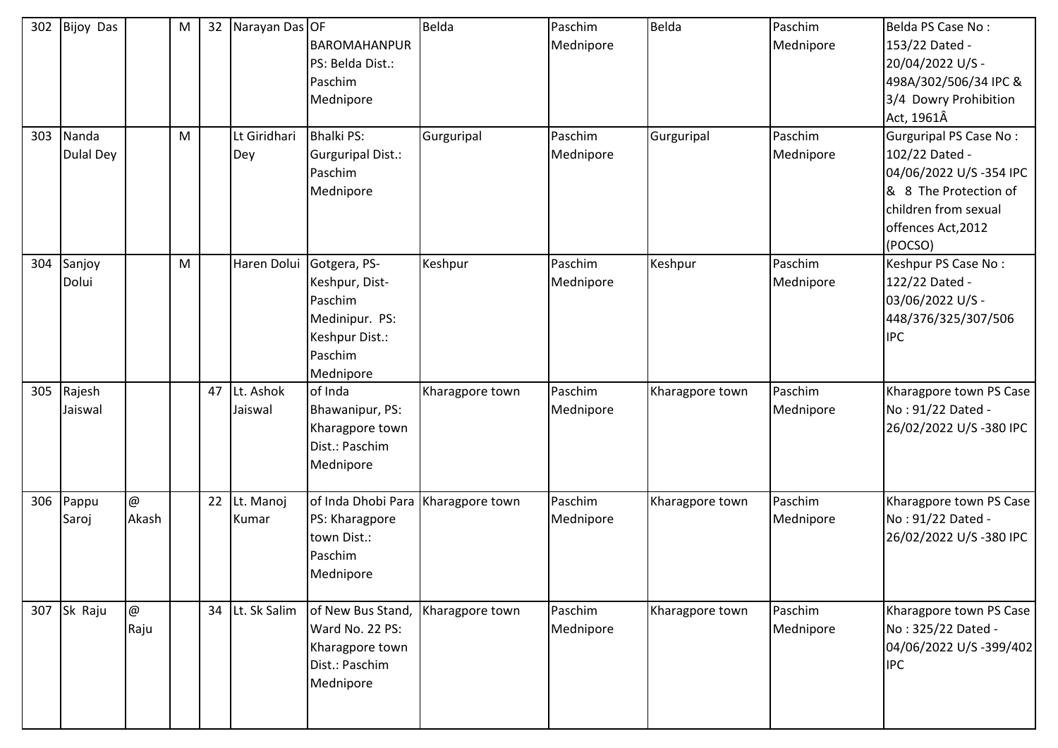| 302 | Bijoy Das | | M | 32 | Narayan Das | OF BAROMAHANPUR PS: Belda Dist.: Paschim Mednipore | Belda | Paschim Mednipore | Belda | Paschim Mednipore | Belda PS Case No : 153/22 Dated - 20/04/2022 U/S - 498A/302/506/34 IPC & 3/4 Dowry Prohibition Act, 1961Â |
|---|---|---|---|---|---|---|---|---|---|---|---|
| 303 | Nanda Dulal Dey | | M | | Lt Giridhari Dey | Bhalki PS: Gurguripal Dist.: Paschim Mednipore | Gurguripal | Paschim Mednipore | Gurguripal | Paschim Mednipore | Gurguripal PS Case No : 102/22 Dated - 04/06/2022 U/S -354 IPC & 8 The Protection of children from sexual offences Act,2012 (POCSO) |
| 304 | Sanjoy Dolui | | M | | Haren Dolui | Gotgera, PS-Keshpur, Dist-Paschim Medinipur. PS: Keshpur Dist.: Paschim Mednipore | Keshpur | Paschim Mednipore | Keshpur | Paschim Mednipore | Keshpur PS Case No : 122/22 Dated - 03/06/2022 U/S - 448/376/325/307/506 IPC |
| 305 | Rajesh Jaiswal | | | 47 | Lt. Ashok Jaiswal | of Inda Bhawanipur, PS: Kharagpore town Dist.: Paschim Mednipore | Kharagpore town | Paschim Mednipore | Kharagpore town | Paschim Mednipore | Kharagpore town PS Case No : 91/22 Dated - 26/02/2022 U/S -380 IPC |
| 306 | Pappu Saroj | @ Akash | | 22 | Lt. Manoj Kumar | of Inda Dhobi Para PS: Kharagpore town Dist.: Paschim Mednipore | Kharagpore town | Paschim Mednipore | Kharagpore town | Paschim Mednipore | Kharagpore town PS Case No : 91/22 Dated - 26/02/2022 U/S -380 IPC |
| 307 | Sk Raju | @ Raju | | 34 | Lt. Sk Salim | of New Bus Stand, Ward No. 22 PS: Kharagpore town Dist.: Paschim Mednipore | Kharagpore town | Paschim Mednipore | Kharagpore town | Paschim Mednipore | Kharagpore town PS Case No : 325/22 Dated - 04/06/2022 U/S -399/402 IPC |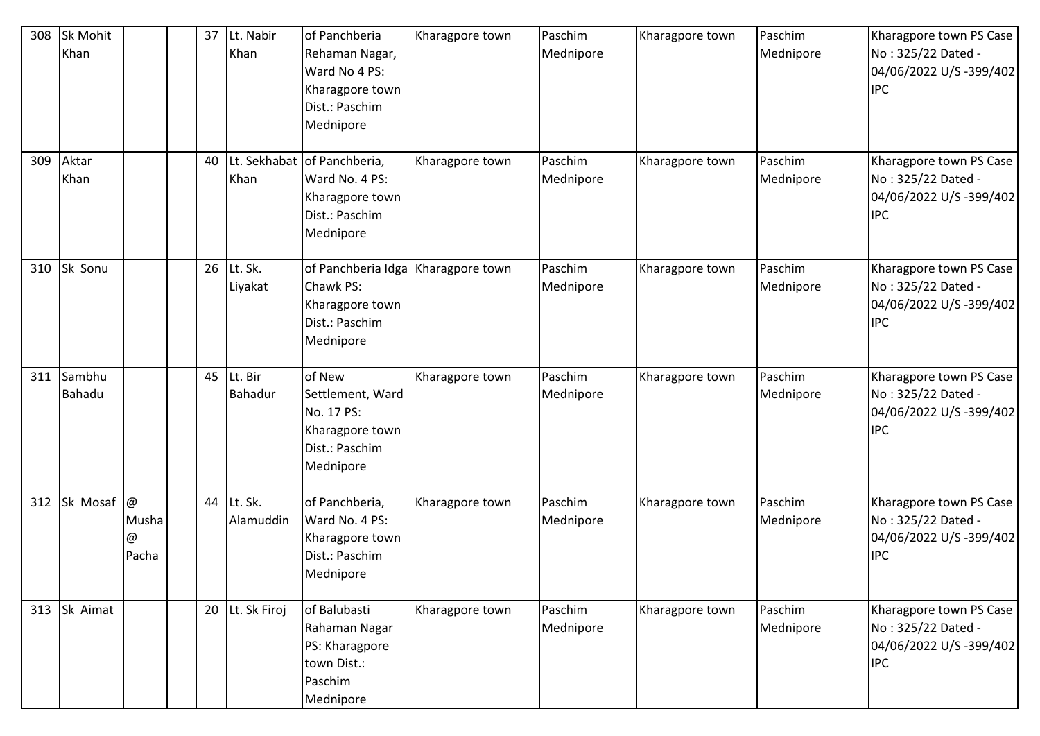| 308 | Sk Mohit Khan | | | 37 | Lt. Nabir Khan | of Panchberia Rehaman Nagar, Ward No 4 PS: Kharagpore town Dist.: Paschim Mednipore | Kharagpore town | Paschim Mednipore | Kharagpore town | Paschim Mednipore | Kharagpore town PS Case No : 325/22 Dated - 04/06/2022 U/S -399/402 IPC |
|---|---|---|---|---|---|---|---|---|---|---|---|
| 309 | Aktar Khan | | | 40 | Lt. Sekhabat Khan | of Panchberia, Ward No. 4 PS: Kharagpore town Dist.: Paschim Mednipore | Kharagpore town | Paschim Mednipore | Kharagpore town | Paschim Mednipore | Kharagpore town PS Case No : 325/22 Dated - 04/06/2022 U/S -399/402 IPC |
| 310 | Sk Sonu | | | 26 | Lt. Sk. Liyakat | of Panchberia Idga Chawk PS: Kharagpore town Dist.: Paschim Mednipore | Kharagpore town | Paschim Mednipore | Kharagpore town | Paschim Mednipore | Kharagpore town PS Case No : 325/22 Dated - 04/06/2022 U/S -399/402 IPC |
| 311 | Sambhu Bahadu | | | 45 | Lt. Bir Bahadur | of New Settlement, Ward No. 17 PS: Kharagpore town Dist.: Paschim Mednipore | Kharagpore town | Paschim Mednipore | Kharagpore town | Paschim Mednipore | Kharagpore town PS Case No : 325/22 Dated - 04/06/2022 U/S -399/402 IPC |
| 312 | Sk Mosaf | @ Musha @ Pacha | | 44 | Lt. Sk. Alamuddin | of Panchberia, Ward No. 4 PS: Kharagpore town Dist.: Paschim Mednipore | Kharagpore town | Paschim Mednipore | Kharagpore town | Paschim Mednipore | Kharagpore town PS Case No : 325/22 Dated - 04/06/2022 U/S -399/402 IPC |
| 313 | Sk Aimat | | | 20 | Lt. Sk Firoj | of Balubasti Rahaman Nagar PS: Kharagpore town Dist.: Paschim Mednipore | Kharagpore town | Paschim Mednipore | Kharagpore town | Paschim Mednipore | Kharagpore town PS Case No : 325/22 Dated - 04/06/2022 U/S -399/402 IPC |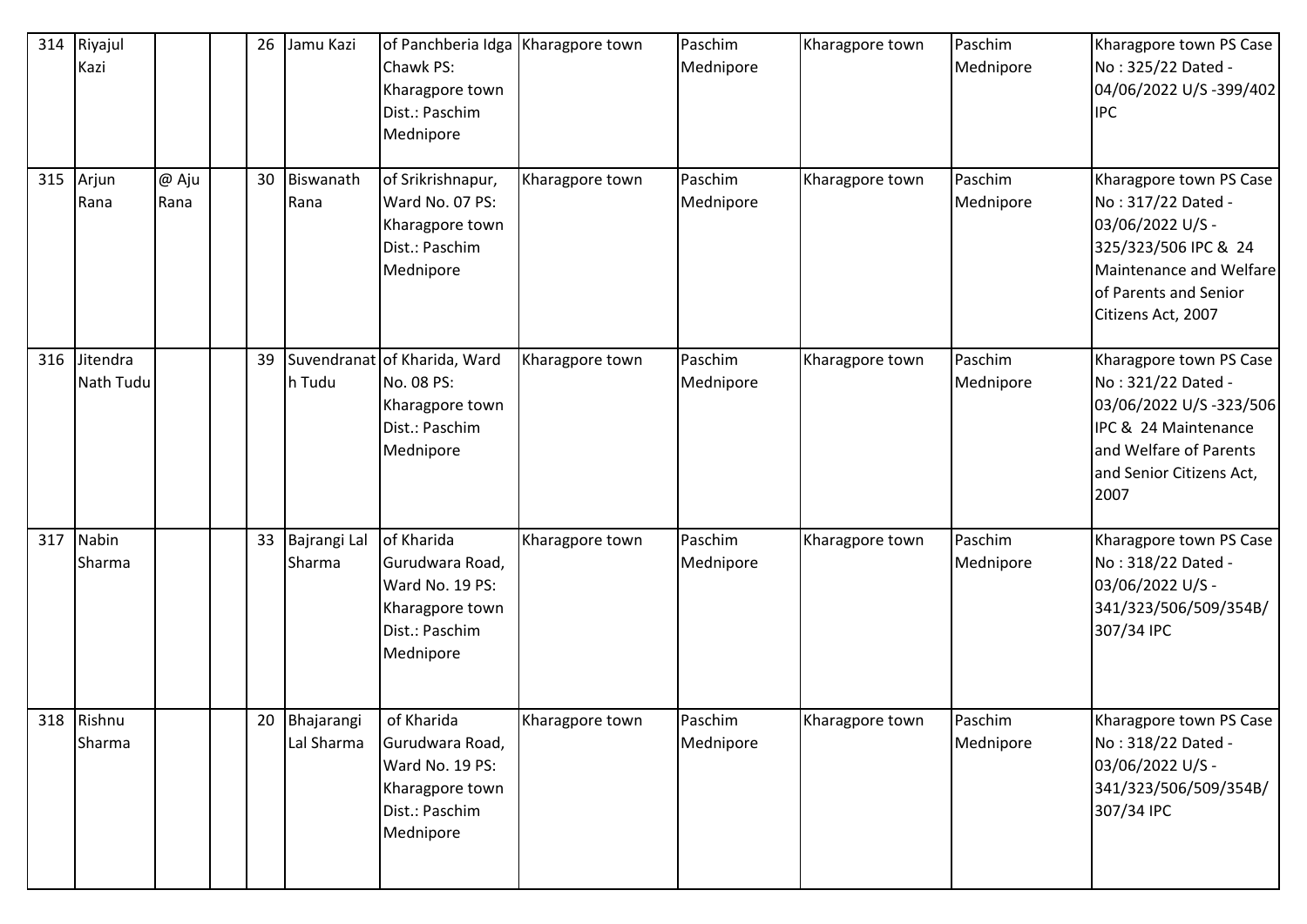| 314 | Riyajul Kazi | | | 26 | Jamu Kazi | of Panchberia Idga Chawk PS: Kharagpore town Dist.: Paschim Mednipore | Kharagpore town | Paschim Mednipore | Kharagpore town | Paschim Mednipore | Kharagpore town PS Case No : 325/22 Dated - 04/06/2022 U/S -399/402 IPC |
|---|---|---|---|---|---|---|---|---|---|---|---|
| 315 | Arjun Rana | @ Aju Rana | | 30 | Biswanath Rana | of Srikrishnapur, Ward No. 07 PS: Kharagpore town Dist.: Paschim Mednipore | Kharagpore town | Paschim Mednipore | Kharagpore town | Paschim Mednipore | Kharagpore town PS Case No : 317/22 Dated - 03/06/2022 U/S - 325/323/506 IPC & 24 Maintenance and Welfare of Parents and Senior Citizens Act, 2007 |
| 316 | Jitendra Nath Tudu | | | 39 | Suvendranath Tudu | of Kharida, Ward No. 08 PS: Kharagpore town Dist.: Paschim Mednipore | Kharagpore town | Paschim Mednipore | Kharagpore town | Paschim Mednipore | Kharagpore town PS Case No : 321/22 Dated - 03/06/2022 U/S -323/506 IPC & 24 Maintenance and Welfare of Parents and Senior Citizens Act, 2007 |
| 317 | Nabin Sharma | | | 33 | Bajrangi Lal Sharma | of Kharida Gurudwara Road, Ward No. 19 PS: Kharagpore town Dist.: Paschim Mednipore | Kharagpore town | Paschim Mednipore | Kharagpore town | Paschim Mednipore | Kharagpore town PS Case No : 318/22 Dated - 03/06/2022 U/S - 341/323/506/509/354B/ 307/34 IPC |
| 318 | Rishnu Sharma | | | 20 | Bhajarangi Lal Sharma | of Kharida Gurudwara Road, Ward No. 19 PS: Kharagpore town Dist.: Paschim Mednipore | Kharagpore town | Paschim Mednipore | Kharagpore town | Paschim Mednipore | Kharagpore town PS Case No : 318/22 Dated - 03/06/2022 U/S - 341/323/506/509/354B/ 307/34 IPC |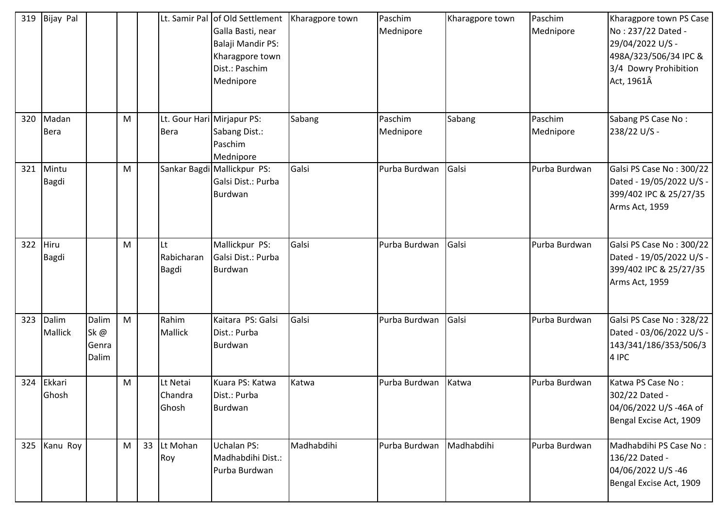| 319 | Bijay Pal | | | | Lt. Samir Pal | of Old Settlement Galla Basti, near Balaji Mandir PS: Kharagpore town Dist.: Paschim Mednipore | Kharagpore town | Paschim Mednipore | Kharagpore town | Paschim Mednipore | Kharagpore town PS Case No : 237/22 Dated - 29/04/2022 U/S - 498A/323/506/34 IPC & 3/4 Dowry Prohibition Act, 1961Â |
|---|---|---|---|---|---|---|---|---|---|---|---|
| 320 | Madan Bera | | M | | Lt. Gour Hari Bera | Mirjapur PS: Sabang Dist.: Paschim Mednipore | Sabang | Paschim Mednipore | Sabang | Paschim Mednipore | Sabang PS Case No : 238/22 U/S - |
| 321 | Mintu Bagdi | | M | | Sankar Bagdi | Mallickpur PS: Galsi Dist.: Purba Burdwan | Galsi | Purba Burdwan | Galsi | Purba Burdwan | Galsi PS Case No : 300/22 Dated - 19/05/2022 U/S - 399/402 IPC & 25/27/35 Arms Act, 1959 |
| 322 | Hiru Bagdi | | M | | Lt Rabicharan Bagdi | Mallickpur PS: Galsi Dist.: Purba Burdwan | Galsi | Purba Burdwan | Galsi | Purba Burdwan | Galsi PS Case No : 300/22 Dated - 19/05/2022 U/S - 399/402 IPC & 25/27/35 Arms Act, 1959 |
| 323 | Dalim Mallick | Dalim Sk @ Genra Dalim | M | | Rahim Mallick | Kaitara PS: Galsi Dist.: Purba Burdwan | Galsi | Purba Burdwan | Galsi | Purba Burdwan | Galsi PS Case No : 328/22 Dated - 03/06/2022 U/S - 143/341/186/353/506/34 IPC |
| 324 | Ekkari Ghosh | | M | | Lt Netai Chandra Ghosh | Kuara PS: Katwa Dist.: Purba Burdwan | Katwa | Purba Burdwan | Katwa | Purba Burdwan | Katwa PS Case No : 302/22 Dated - 04/06/2022 U/S -46A of Bengal Excise Act, 1909 |
| 325 | Kanu Roy | | M | 33 | Lt Mohan Roy | Uchalan PS: Madhabdihi Dist.: Purba Burdwan | Madhabdihi | Purba Burdwan | Madhabdihi | Purba Burdwan | Madhabdihi PS Case No : 136/22 Dated - 04/06/2022 U/S -46 Bengal Excise Act, 1909 |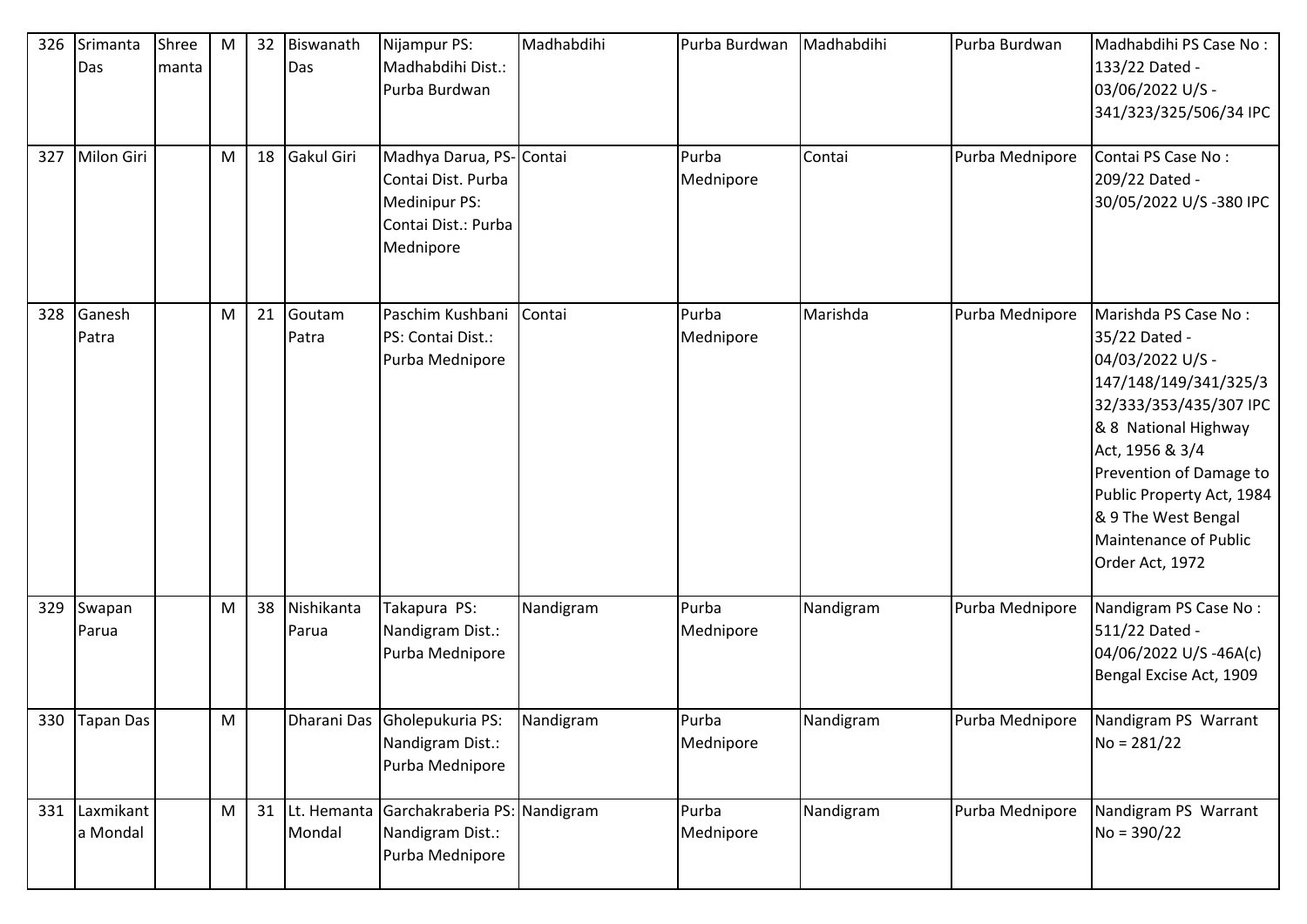| 326 | Srimanta Das | Shreemanta | M | 32 | Biswanath Das | Nijampur PS: Madhabdihi Dist.: Purba Burdwan | Madhabdihi | Purba Burdwan | Madhabdihi | Purba Burdwan | Madhabdihi PS Case No : 133/22 Dated - 03/06/2022 U/S - 341/323/325/506/34 IPC |
|---|---|---|---|---|---|---|---|---|---|---|---|
| 327 | Milon Giri | | M | 18 | Gakul Giri | Madhya Darua, PS- Contai Dist. Purba Medinipur PS: Contai Dist.: Purba Mednipore | Contai | Purba Mednipore | Contai | Purba Mednipore | Contai PS Case No : 209/22 Dated - 30/05/2022 U/S -380 IPC |
| 328 | Ganesh Patra | | M | 21 | Goutam Patra | Paschim Kushbani PS: Contai Dist.: Purba Mednipore | Contai | Purba Mednipore | Marishda | Purba Mednipore | Marishda PS Case No : 35/22 Dated - 04/03/2022 U/S - 147/148/149/341/325/332/333/353/435/307 IPC & 8 National Highway Act, 1956 & 3/4 Prevention of Damage to Public Property Act, 1984 & 9 The West Bengal Maintenance of Public Order Act, 1972 |
| 329 | Swapan Parua | | M | 38 | Nishikanta Parua | Takapura PS: Nandigram Dist.: Purba Mednipore | Nandigram | Purba Mednipore | Nandigram | Purba Mednipore | Nandigram PS Case No : 511/22 Dated - 04/06/2022 U/S -46A(c) Bengal Excise Act, 1909 |
| 330 | Tapan Das | | M | | Dharani Das | Gholepukuria PS: Nandigram Dist.: Purba Mednipore | Nandigram | Purba Mednipore | Nandigram | Purba Mednipore | Nandigram PS Warrant No = 281/22 |
| 331 | Laxmikanta Mondal | | M | 31 | Lt. Hemanta Mondal | Garchakraberia PS: Nandigram Dist.: Purba Mednipore | Nandigram | Purba Mednipore | Nandigram | Purba Mednipore | Nandigram PS Warrant No = 390/22 |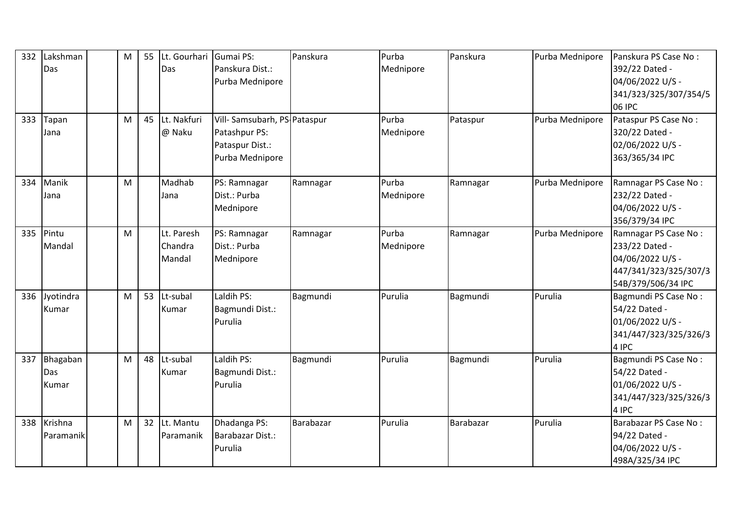| 332 | Lakshman Das | | M | 55 | Lt. Gourhari Das | Gumai PS: Panskura Dist.: Purba Mednipore | Panskura | Purba Mednipore | Panskura | Purba Mednipore | Panskura PS Case No : 392/22 Dated - 04/06/2022 U/S - 341/323/325/307/354/506 IPC |
|---|---|---|---|---|---|---|---|---|---|---|---|
| 333 | Tapan Jana | | M | 45 | Lt. Nakfuri @ Naku | Vill- Samsubarh, PS-Patashpur PS: Pataspur Dist.: Purba Mednipore | Pataspur | Purba Mednipore | Pataspur | Purba Mednipore | Pataspur PS Case No : 320/22 Dated - 02/06/2022 U/S - 363/365/34 IPC |
| 334 | Manik Jana | | M | | Madhab Jana | PS: Ramnagar Dist.: Purba Mednipore | Ramnagar | Purba Mednipore | Ramnagar | Purba Mednipore | Ramnagar PS Case No : 232/22 Dated - 04/06/2022 U/S - 356/379/34 IPC |
| 335 | Pintu Mandal | | M | | Lt. Paresh Chandra Mandal | PS: Ramnagar Dist.: Purba Mednipore | Ramnagar | Purba Mednipore | Ramnagar | Purba Mednipore | Ramnagar PS Case No : 233/22 Dated - 04/06/2022 U/S - 447/341/323/325/307/354B/379/506/34 IPC |
| 336 | Jyotindra Kumar | | M | 53 | Lt-subal Kumar | Laldih PS: Bagmundi Dist.: Purulia | Bagmundi | Purulia | Bagmundi | Purulia | Bagmundi PS Case No : 54/22 Dated - 01/06/2022 U/S - 341/447/323/325/326/34 IPC |
| 337 | Bhagaban Das Kumar | | M | 48 | Lt-subal Kumar | Laldih PS: Bagmundi Dist.: Purulia | Bagmundi | Purulia | Bagmundi | Purulia | Bagmundi PS Case No : 54/22 Dated - 01/06/2022 U/S - 341/447/323/325/326/34 IPC |
| 338 | Krishna Paramanik | | M | 32 | Lt. Mantu Paramanik | Dhadanga PS: Barabazar Dist.: Purulia | Barabazar | Purulia | Barabazar | Purulia | Barabazar PS Case No : 94/22 Dated - 04/06/2022 U/S - 498A/325/34 IPC |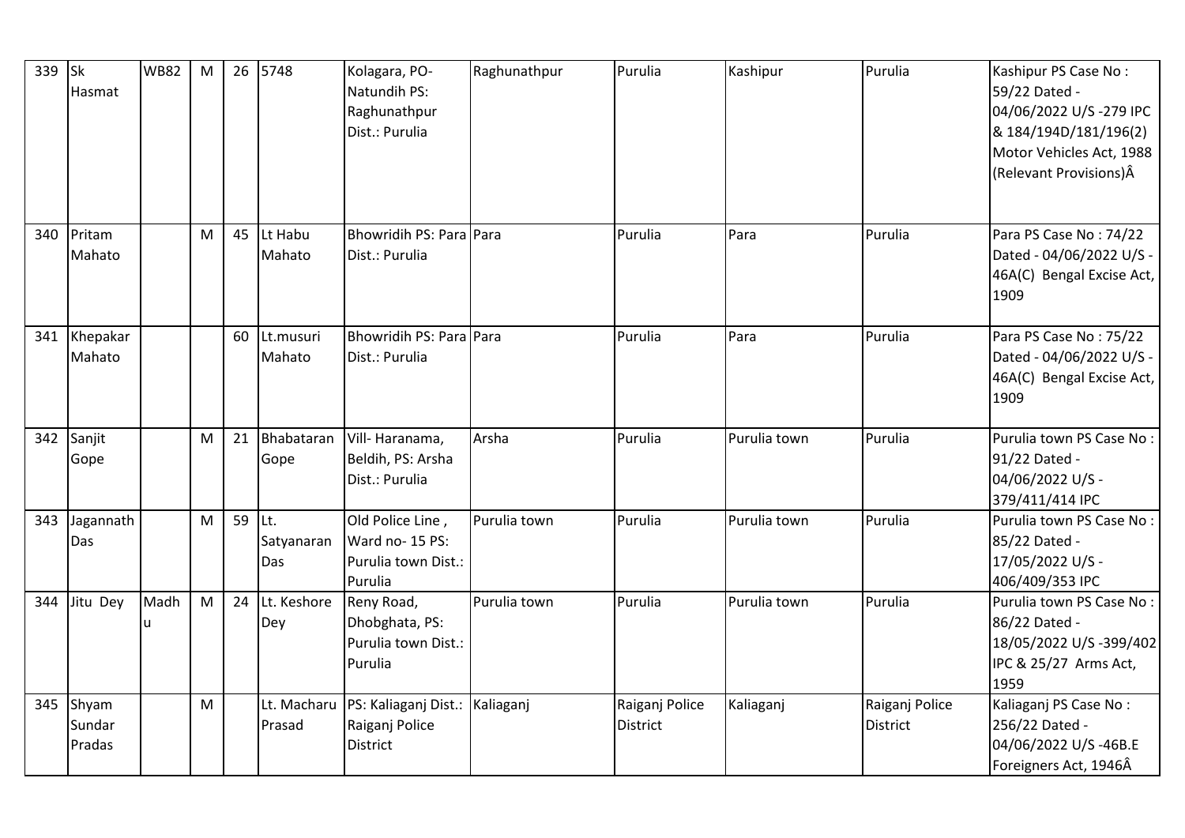| 339 | Sk Hasmat | WB82 | M | 26 | 5748 | Kolagara, PO-Natundih PS: Raghunathpur Dist.: Purulia | Raghunathpur | Purulia | Kashipur | Purulia | Kashipur PS Case No : 59/22 Dated - 04/06/2022 U/S -279 IPC & 184/194D/181/196(2) Motor Vehicles Act, 1988 (Relevant Provisions)Â |
|---|---|---|---|---|---|---|---|---|---|---|---|
| 340 | Pritam Mahato | | M | 45 | Lt Habu Mahato | Bhowridih PS: Para Dist.: Purulia | Para | Purulia | Para | Purulia | Para PS Case No : 74/22 Dated - 04/06/2022 U/S - 46A(C) Bengal Excise Act, 1909 |
| 341 | Khepakar Mahato | | | 60 | Lt.musuri Mahato | Bhowridih PS: Para Dist.: Purulia | Para | Purulia | Para | Purulia | Para PS Case No : 75/22 Dated - 04/06/2022 U/S - 46A(C) Bengal Excise Act, 1909 |
| 342 | Sanjit Gope | | M | 21 | Bhabataran Gope | Vill- Haranama, Beldih, PS: Arsha Dist.: Purulia | Arsha | Purulia | Purulia town | Purulia | Purulia town PS Case No : 91/22 Dated - 04/06/2022 U/S - 379/411/414 IPC |
| 343 | Jagannath Das | | M | 59 | Lt. Satyanaran Das | Old Police Line , Ward no- 15 PS: Purulia town Dist.: Purulia | Purulia town | Purulia | Purulia town | Purulia | Purulia town PS Case No : 85/22 Dated - 17/05/2022 U/S - 406/409/353 IPC |
| 344 | Jitu Dey | Madhu | M | 24 | Lt. Keshore Dey | Reny Road, Dhobghata, PS: Purulia town Dist.: Purulia | Purulia town | Purulia | Purulia town | Purulia | Purulia town PS Case No : 86/22 Dated - 18/05/2022 U/S -399/402 IPC & 25/27 Arms Act, 1959 |
| 345 | Shyam Sundar Pradas | | M | | Lt. Macharu Prasad | PS: Kaliaganj Dist.: Raiganj Police District | Kaliaganj | Raiganj Police District | Kaliaganj | Raiganj Police District | Kaliaganj PS Case No : 256/22 Dated - 04/06/2022 U/S -46B.E Foreigners Act, 1946Â |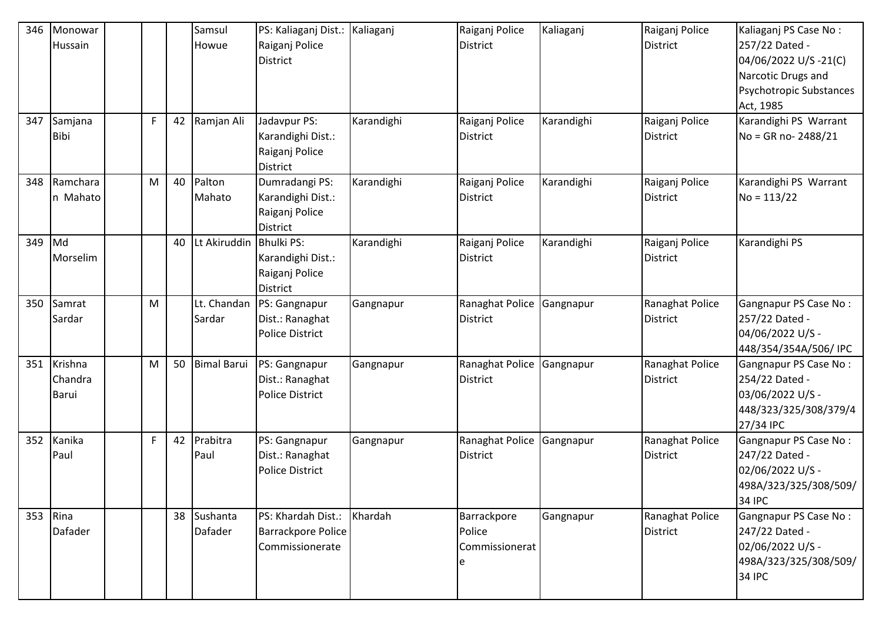| 346 | Monowar Hussain | | | | Samsul Howue | PS: Kaliaganj Dist.: Raiganj Police District | Kaliaganj | Raiganj Police District | Kaliaganj | Raiganj Police District | Kaliaganj PS Case No : 257/22 Dated - 04/06/2022 U/S -21(C) Narcotic Drugs and Psychotropic Substances Act, 1985 |
|---|---|---|---|---|---|---|---|---|---|---|---|
| 347 | Samjana Bibi | | F | 42 | Ramjan Ali | Jadavpur PS: Karandighi Dist.: Raiganj Police District | Karandighi | Raiganj Police District | Karandighi | Raiganj Police District | Karandighi PS Warrant No = GR no- 2488/21 |
| 348 | Ramcharan Mahato | | M | 40 | Palton Mahato | Dumradangi PS: Karandighi Dist.: Raiganj Police District | Karandighi | Raiganj Police District | Karandighi | Raiganj Police District | Karandighi PS Warrant No = 113/22 |
| 349 | Md Morselim | | | 40 | Lt Akiruddin | Bhulki PS: Karandighi Dist.: Raiganj Police District | Karandighi | Raiganj Police District | Karandighi | Raiganj Police District | Karandighi PS |
| 350 | Samrat Sardar | | M | | Lt. Chandan Sardar | PS: Gangnapur Dist.: Ranaghat Police District | Gangnapur | Ranaghat Police District | Gangnapur | Ranaghat Police District | Gangnapur PS Case No : 257/22 Dated - 04/06/2022 U/S - 448/354/354A/506/ IPC |
| 351 | Krishna Chandra Barui | | M | 50 | Bimal Barui | PS: Gangnapur Dist.: Ranaghat Police District | Gangnapur | Ranaghat Police District | Gangnapur | Ranaghat Police District | Gangnapur PS Case No : 254/22 Dated - 03/06/2022 U/S - 448/323/325/308/379/427/34 IPC |
| 352 | Kanika Paul | | F | 42 | Prabitra Paul | PS: Gangnapur Dist.: Ranaghat Police District | Gangnapur | Ranaghat Police District | Gangnapur | Ranaghat Police District | Gangnapur PS Case No : 247/22 Dated - 02/06/2022 U/S - 498A/323/325/308/509/34 IPC |
| 353 | Rina Dafader | | | 38 | Sushanta Dafader | PS: Khardah Dist.: Barrackpore Police Commissionerate | Khardah | Barrackpore Police Commissionerate | Gangnapur | Ranaghat Police District | Gangnapur PS Case No : 247/22 Dated - 02/06/2022 U/S - 498A/323/325/308/509/34 IPC |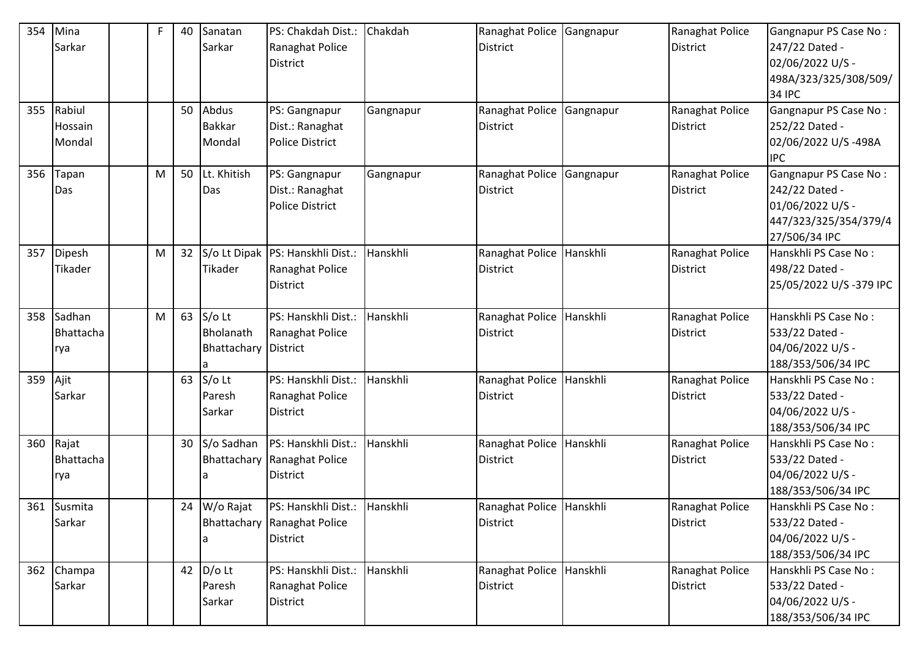| 354 | Mina Sarkar | | F | 40 | Sanatan Sarkar | PS: Chakdah Dist.: Ranaghat Police District | Chakdah | Ranaghat Police District | Gangnapur | Ranaghat Police District | Gangnapur PS Case No : 247/22 Dated - 02/06/2022 U/S - 498A/323/325/308/509/34 IPC |
|---|---|---|---|---|---|---|---|---|---|---|---|
| 355 | Rabiul Hossain Mondal | | | 50 | Abdus Bakkar Mondal | PS: Gangnapur Dist.: Ranaghat Police District | Gangnapur | Ranaghat Police District | Gangnapur | Ranaghat Police District | Gangnapur PS Case No : 252/22 Dated - 02/06/2022 U/S -498A IPC |
| 356 | Tapan Das | | M | 50 | Lt. Khitish Das | PS: Gangnapur Dist.: Ranaghat Police District | Gangnapur | Ranaghat Police District | Gangnapur | Ranaghat Police District | Gangnapur PS Case No : 242/22 Dated - 01/06/2022 U/S - 447/323/325/354/379/427/506/34 IPC |
| 357 | Dipesh Tikader | | M | 32 | S/o Lt Dipak Tikader | PS: Hanskhli Dist.: Ranaghat Police District | Hanskhli | Ranaghat Police District | Hanskhli | Ranaghat Police District | Hanskhli PS Case No : 498/22 Dated - 25/05/2022 U/S -379 IPC |
| 358 | Sadhan Bhattacharya | | M | 63 | S/o Lt Bholanath Bhattacharya | PS: Hanskhli Dist.: Ranaghat Police District | Hanskhli | Ranaghat Police District | Hanskhli | Ranaghat Police District | Hanskhli PS Case No : 533/22 Dated - 04/06/2022 U/S - 188/353/506/34 IPC |
| 359 | Ajit Sarkar | | | 63 | S/o Lt Paresh Sarkar | PS: Hanskhli Dist.: Ranaghat Police District | Hanskhli | Ranaghat Police District | Hanskhli | Ranaghat Police District | Hanskhli PS Case No : 533/22 Dated - 04/06/2022 U/S - 188/353/506/34 IPC |
| 360 | Rajat Bhattacharya | | | 30 | S/o Sadhan Bhattacharya | PS: Hanskhli Dist.: Ranaghat Police District | Hanskhli | Ranaghat Police District | Hanskhli | Ranaghat Police District | Hanskhli PS Case No : 533/22 Dated - 04/06/2022 U/S - 188/353/506/34 IPC |
| 361 | Susmita Sarkar | | | 24 | W/o Rajat Bhattacharya | PS: Hanskhli Dist.: Ranaghat Police District | Hanskhli | Ranaghat Police District | Hanskhli | Ranaghat Police District | Hanskhli PS Case No : 533/22 Dated - 04/06/2022 U/S - 188/353/506/34 IPC |
| 362 | Champa Sarkar | | | 42 | D/o Lt Paresh Sarkar | PS: Hanskhli Dist.: Ranaghat Police District | Hanskhli | Ranaghat Police District | Hanskhli | Ranaghat Police District | Hanskhli PS Case No : 533/22 Dated - 04/06/2022 U/S - 188/353/506/34 IPC |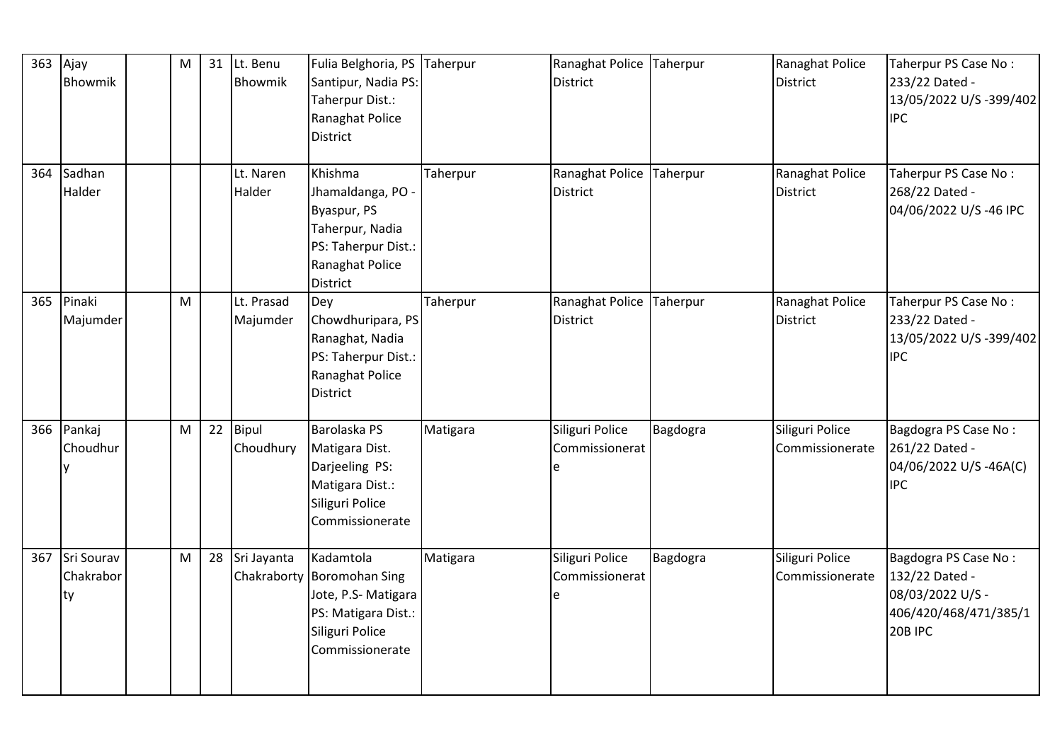| 363 | Ajay Bhowmik | | M | 31 | Lt. Benu Bhowmik | Fulia Belghoria, PS Santipur, Nadia PS: Taherpur Dist.: Ranaghat Police District | Taherpur | Ranaghat Police District | Taherpur | Ranaghat Police District | Taherpur PS Case No : 233/22 Dated - 13/05/2022 U/S -399/402 IPC |
|---|---|---|---|---|---|---|---|---|---|---|---|
| 364 | Sadhan Halder | | | | Lt. Naren Halder | Khishma Jhamaldanga, PO - Byaspur, PS Taherpur, Nadia PS: Taherpur Dist.: Ranaghat Police District | Taherpur | Ranaghat Police District | Taherpur | Ranaghat Police District | Taherpur PS Case No : 268/22 Dated - 04/06/2022 U/S -46 IPC |
| 365 | Pinaki Majumder | | M | | Lt. Prasad Majumder | Dey Chowdhuripara, PS Ranaghat, Nadia PS: Taherpur Dist.: Ranaghat Police District | Taherpur | Ranaghat Police District | Taherpur | Ranaghat Police District | Taherpur PS Case No : 233/22 Dated - 13/05/2022 U/S -399/402 IPC |
| 366 | Pankaj Choudhury | | M | 22 | Bipul Choudhury | Barolaska PS Matigara Dist. Darjeeling PS: Matigara Dist.: Siliguri Police Commissionerate | Matigara | Siliguri Police Commissionerate | Bagdogra | Siliguri Police Commissionerate | Bagdogra PS Case No : 261/22 Dated - 04/06/2022 U/S -46A(C) IPC |
| 367 | Sri Sourav Chakraborty | | M | 28 | Sri Jayanta Chakraborty | Kadamtola Boromohan Sing Jote, P.S- Matigara PS: Matigara Dist.: Siliguri Police Commissionerate | Matigara | Siliguri Police Commissionerate | Bagdogra | Siliguri Police Commissionerate | Bagdogra PS Case No : 132/22 Dated - 08/03/2022 U/S - 406/420/468/471/385/120B IPC |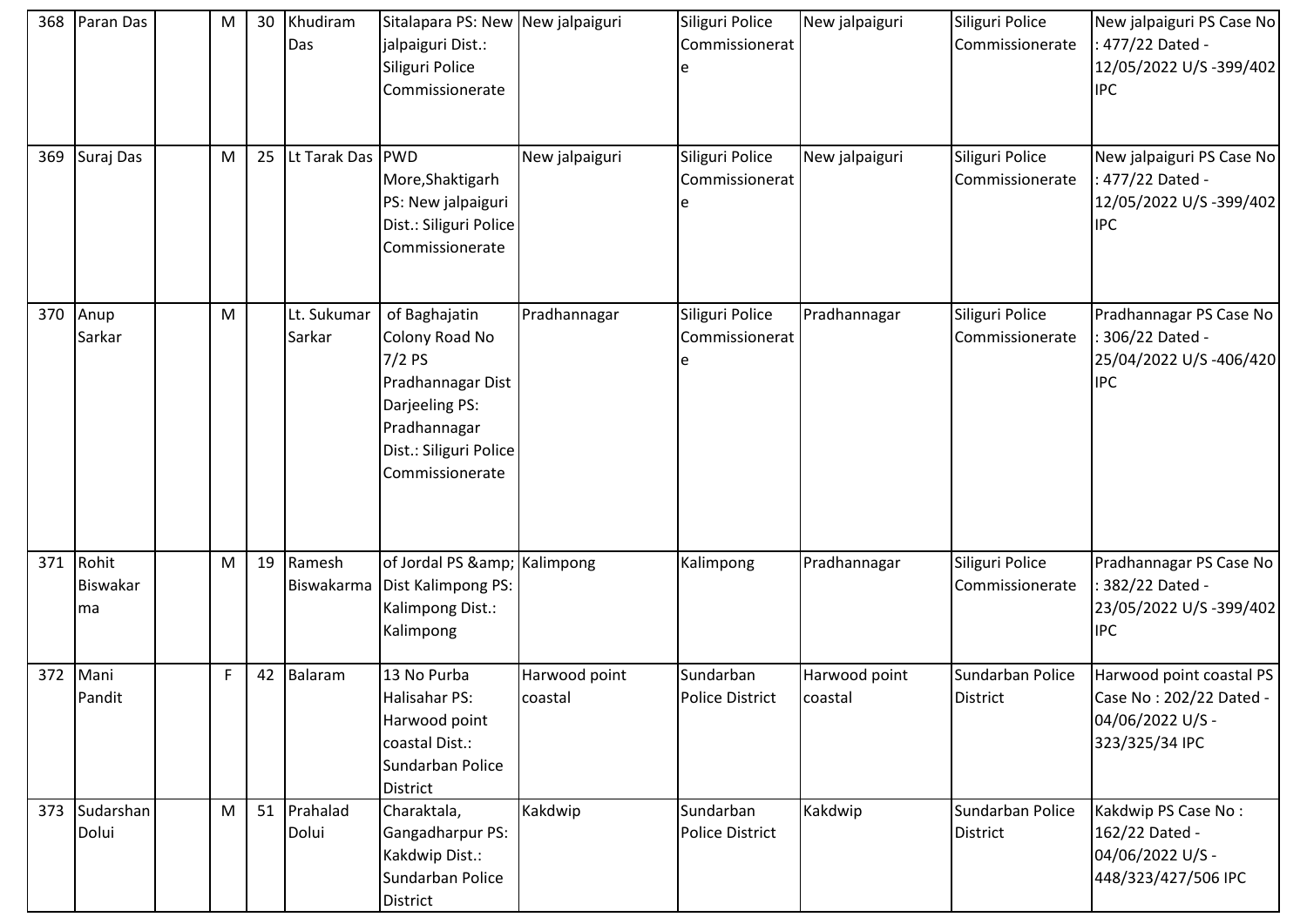| 368 | Paran Das | | M | 30 | Khudiram Das | Sitalapara PS: New jalpaiguri Dist.: Siliguri Police Commissionerate | New jalpaiguri | Siliguri Police Commissionerate | New jalpaiguri | Siliguri Police Commissionerate | New jalpaiguri PS Case No : 477/22 Dated - 12/05/2022 U/S -399/402 IPC |
|---|---|---|---|---|---|---|---|---|---|---|---|
| 369 | Suraj Das | | M | 25 | Lt Tarak Das | PWD More,Shaktigarh PS: New jalpaiguri Dist.: Siliguri Police Commissionerate | New jalpaiguri | Siliguri Police Commissionerate | New jalpaiguri | Siliguri Police Commissionerate | New jalpaiguri PS Case No : 477/22 Dated - 12/05/2022 U/S -399/402 IPC |
| 370 | Anup Sarkar | | M | | Lt. Sukumar Sarkar | of Baghajatin Colony Road No 7/2 PS Pradhannagar Dist Darjeeling PS: Pradhannagar Dist.: Siliguri Police Commissionerate | Pradhannagar | Siliguri Police Commissionerate | Pradhannagar | Siliguri Police Commissionerate | Pradhannagar PS Case No : 306/22 Dated - 25/04/2022 U/S -406/420 IPC |
| 371 | Rohit Biswakarma | | M | 19 | Ramesh Biswakarma | of Jordal PS &amp; Dist Kalimpong PS: Kalimpong Dist.: Kalimpong | Kalimpong | Kalimpong | Pradhannagar | Siliguri Police Commissionerate | Pradhannagar PS Case No : 382/22 Dated - 23/05/2022 U/S -399/402 IPC |
| 372 | Mani Pandit | | F | 42 | Balaram | 13 No Purba Halisahar PS: Harwood point coastal Dist.: Sundarban Police District | Harwood point coastal | Sundarban Police District | Harwood point coastal | Sundarban Police District | Harwood point coastal PS Case No : 202/22 Dated - 04/06/2022 U/S - 323/325/34 IPC |
| 373 | Sudarshan Dolui | | M | 51 | Prahalad Dolui | Charaktala, Gangadharpur PS: Kakdwip Dist.: Sundarban Police District | Kakdwip | Sundarban Police District | Kakdwip | Sundarban Police District | Kakdwip PS Case No : 162/22 Dated - 04/06/2022 U/S - 448/323/427/506 IPC |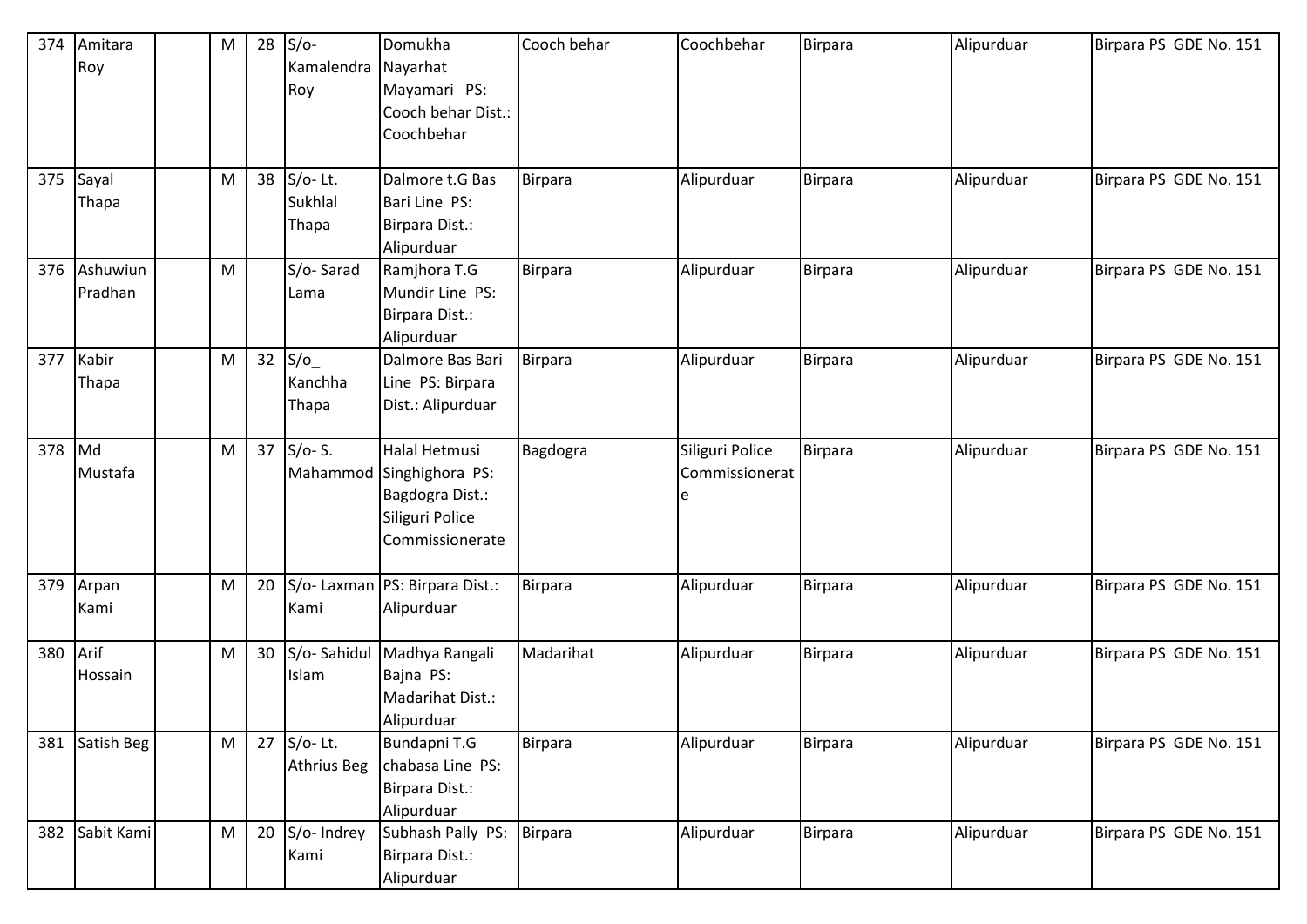| 374 | Amitara Roy | | M | 28 | S/o- Kamalendra Roy | Domukha Nayarhat Mayamari PS: Cooch behar Dist.: Coochbehar | Cooch behar | Coochbehar | Birpara | Alipurduar | Birpara PS GDE No. 151 |
|---|---|---|---|---|---|---|---|---|---|---|---|
| 375 | Sayal Thapa | | M | 38 | S/o- Lt. Sukhlal Thapa | Dalmore t.G Bas Bari Line PS: Birpara Dist.: Alipurduar | Birpara | Alipurduar | Birpara | Alipurduar | Birpara PS GDE No. 151 |
| 376 | Ashuwiun Pradhan | | M | | S/o- Sarad Lama | Ramjhora T.G Mundir Line PS: Birpara Dist.: Alipurduar | Birpara | Alipurduar | Birpara | Alipurduar | Birpara PS GDE No. 151 |
| 377 | Kabir Thapa | | M | 32 | S/o_ Kanchha Thapa | Dalmore Bas Bari Line PS: Birpara Dist.: Alipurduar | Birpara | Alipurduar | Birpara | Alipurduar | Birpara PS GDE No. 151 |
| 378 | Md Mustafa | | M | 37 | S/o- S. Mahammod | Halal Hetmusi Singhighora PS: Bagdogra Dist.: Siliguri Police Commissionerate | Bagdogra | Siliguri Police Commissionerate | Birpara | Alipurduar | Birpara PS GDE No. 151 |
| 379 | Arpan Kami | | M | 20 | S/o- Laxman Kami | PS: Birpara Dist.: Alipurduar | Birpara | Alipurduar | Birpara | Alipurduar | Birpara PS GDE No. 151 |
| 380 | Arif Hossain | | M | 30 | S/o- Sahidul Islam | Madhya Rangali Bajna PS: Madarihat Dist.: Alipurduar | Madarihat | Alipurduar | Birpara | Alipurduar | Birpara PS GDE No. 151 |
| 381 | Satish Beg | | M | 27 | S/o- Lt. Athrius Beg | Bundapni T.G chabasa Line PS: Birpara Dist.: Alipurduar | Birpara | Alipurduar | Birpara | Alipurduar | Birpara PS GDE No. 151 |
| 382 | Sabit Kami | | M | 20 | S/o- Indrey Kami | Subhash Pally PS: Birpara Dist.: Alipurduar | Birpara | Alipurduar | Birpara | Alipurduar | Birpara PS GDE No. 151 |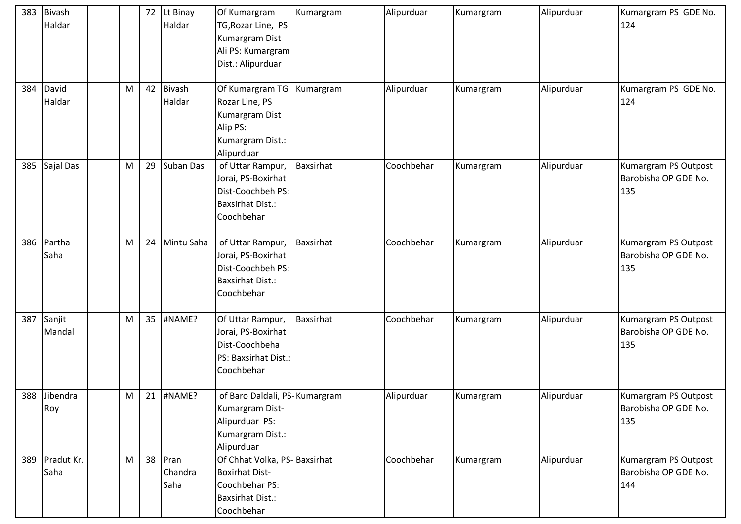| 383 | Bivash Haldar | | | 72 | Lt Binay Haldar | Of Kumargram TG,Rozar Line, PS Kumargram Dist Ali PS: Kumargram Dist.: Alipurduar | Kumargram | Alipurduar | Kumargram | Alipurduar | Kumargram PS GDE No. 124 |
|---|---|---|---|---|---|---|---|---|---|---|---|
| 384 | David Haldar | | M | 42 | Bivash Haldar | Of Kumargram TG Rozar Line, PS Kumargram Dist Alip PS: Kumargram Dist.: Alipurduar | Kumargram | Alipurduar | Kumargram | Alipurduar | Kumargram PS GDE No. 124 |
| 385 | Sajal Das | | M | 29 | Suban Das | of Uttar Rampur, Jorai, PS-Boxirhat Dist-Coochbeh PS: Baxsirhat Dist.: Coochbehar | Baxsirhat | Coochbehar | Kumargram | Alipurduar | Kumargram PS Outpost Barobisha OP GDE No. 135 |
| 386 | Partha Saha | | M | 24 | Mintu Saha | of Uttar Rampur, Jorai, PS-Boxirhat Dist-Coochbeh PS: Baxsirhat Dist.: Coochbehar | Baxsirhat | Coochbehar | Kumargram | Alipurduar | Kumargram PS Outpost Barobisha OP GDE No. 135 |
| 387 | Sanjit Mandal | | M | 35 | #NAME? | Of Uttar Rampur, Jorai, PS-Boxirhat Dist-Coochbeha PS: Baxsirhat Dist.: Coochbehar | Baxsirhat | Coochbehar | Kumargram | Alipurduar | Kumargram PS Outpost Barobisha OP GDE No. 135 |
| 388 | Jibendra Roy | | M | 21 | #NAME? | of Baro Daldali, PS-Kumargram Dist-Alipurduar PS: Kumargram Dist.: Alipurduar | Kumargram | Alipurduar | Kumargram | Alipurduar | Kumargram PS Outpost Barobisha OP GDE No. 135 |
| 389 | Pradut Kr. Saha | | M | 38 | Pran Chandra Saha | Of Chhat Volka, PS-Boxirhat Dist-Coochbehar PS: Baxsirhat Dist.: Coochbehar | Baxsirhat | Coochbehar | Kumargram | Alipurduar | Kumargram PS Outpost Barobisha OP GDE No. 144 |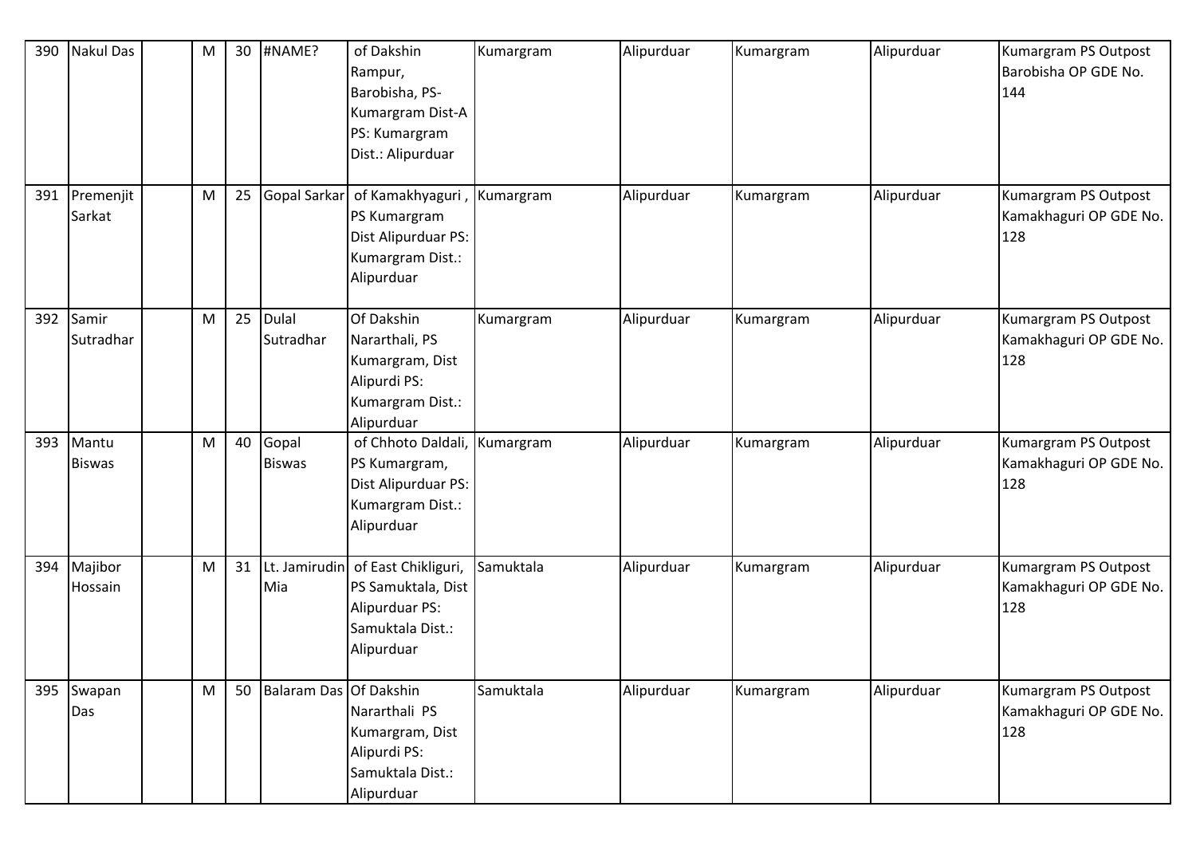| 390 | Nakul Das | | M | 30 | #NAME? | of Dakshin Rampur, Barobisha, PS-Kumargram Dist-A PS: Kumargram Dist.: Alipurduar | Kumargram | Alipurduar | Kumargram | Alipurduar | Kumargram PS Outpost Barobisha OP GDE No. 144 |
|---|---|---|---|---|---|---|---|---|---|---|---|
| 391 | Premenjit Sarkat | | M | 25 | Gopal Sarkar | of Kamakhyaguri , PS Kumargram Dist Alipurduar PS: Kumargram Dist.: Alipurduar | Kumargram | Alipurduar | Kumargram | Alipurduar | Kumargram PS Outpost Kamakhaguri OP GDE No. 128 |
| 392 | Samir Sutradhar | | M | 25 | Dulal Sutradhar | Of Dakshin Nararthali, PS Kumargram, Dist Alipurdi PS: Kumargram Dist.: Alipurduar | Kumargram | Alipurduar | Kumargram | Alipurduar | Kumargram PS Outpost Kamakhaguri OP GDE No. 128 |
| 393 | Mantu Biswas | | M | 40 | Gopal Biswas | of Chhoto Daldali, PS Kumargram, Dist Alipurduar PS: Kumargram Dist.: Alipurduar | Kumargram | Alipurduar | Kumargram | Alipurduar | Kumargram PS Outpost Kamakhaguri OP GDE No. 128 |
| 394 | Majibor Hossain | | M | 31 | Lt. Jamirudin Mia | of East Chikliguri, PS Samuktala, Dist Alipurduar PS: Samuktala Dist.: Alipurduar | Samuktala | Alipurduar | Kumargram | Alipurduar | Kumargram PS Outpost Kamakhaguri OP GDE No. 128 |
| 395 | Swapan Das | | M | 50 | Balaram Das | Of Dakshin Nararthali PS Kumargram, Dist Alipurdi PS: Samuktala Dist.: Alipurduar | Samuktala | Alipurduar | Kumargram | Alipurduar | Kumargram PS Outpost Kamakhaguri OP GDE No. 128 |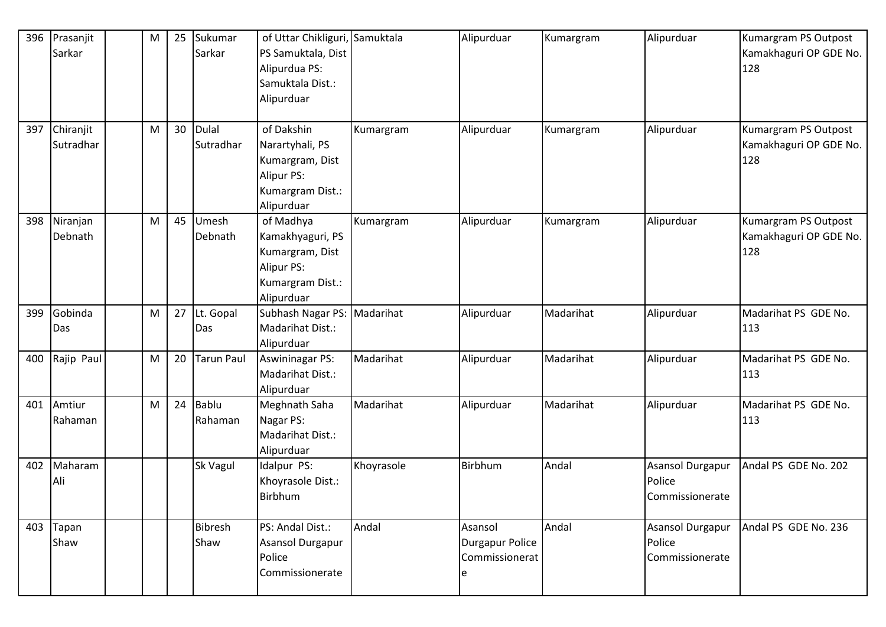| 396 | Prasanjit Sarkar | | M | 25 | Sukumar Sarkar | of Uttar Chikliguri, PS Samuktala, Dist Alipurdua PS: Samuktala Dist.: Alipurduar | Samuktala | Alipurduar | Kumargram | Alipurduar | Kumargram PS Outpost Kamakhaguri OP GDE No. 128 |
|---|---|---|---|---|---|---|---|---|---|---|---|
| 397 | Chiranjit Sutradhar | | M | 30 | Dulal Sutradhar | of Dakshin Narartyhali, PS Kumargram, Dist Alipur PS: Kumargram Dist.: Alipurduar | Kumargram | Alipurduar | Kumargram | Alipurduar | Kumargram PS Outpost Kamakhaguri OP GDE No. 128 |
| 398 | Niranjan Debnath | | M | 45 | Umesh Debnath | of Madhya Kamakhyaguri, PS Kumargram, Dist Alipur PS: Kumargram Dist.: Alipurduar | Kumargram | Alipurduar | Kumargram | Alipurduar | Kumargram PS Outpost Kamakhaguri OP GDE No. 128 |
| 399 | Gobinda Das | | M | 27 | Lt. Gopal Das | Subhash Nagar PS: Madarihat Dist.: Alipurduar | Madarihat | Alipurduar | Madarihat | Alipurduar | Madarihat PS GDE No. 113 |
| 400 | Rajip Paul | | M | 20 | Tarun Paul | Aswininagar PS: Madarihat Dist.: Alipurduar | Madarihat | Alipurduar | Madarihat | Alipurduar | Madarihat PS GDE No. 113 |
| 401 | Amtiur Rahaman | | M | 24 | Bablu Rahaman | Meghnath Saha Nagar PS: Madarihat Dist.: Alipurduar | Madarihat | Alipurduar | Madarihat | Alipurduar | Madarihat PS GDE No. 113 |
| 402 | Maharam Ali | | | | Sk Vagul | Idalpur PS: Khoyrasole Dist.: Birbhum | Khoyrasole | Birbhum | Andal | Asansol Durgapur Police Commissionerate | Andal PS GDE No. 202 |
| 403 | Tapan Shaw | | | | Bibresh Shaw | PS: Andal Dist.: Asansol Durgapur Police Commissionerate | Andal | Asansol Durgapur Police Commissionerate | Andal | Asansol Durgapur Police Commissionerate | Andal PS GDE No. 236 |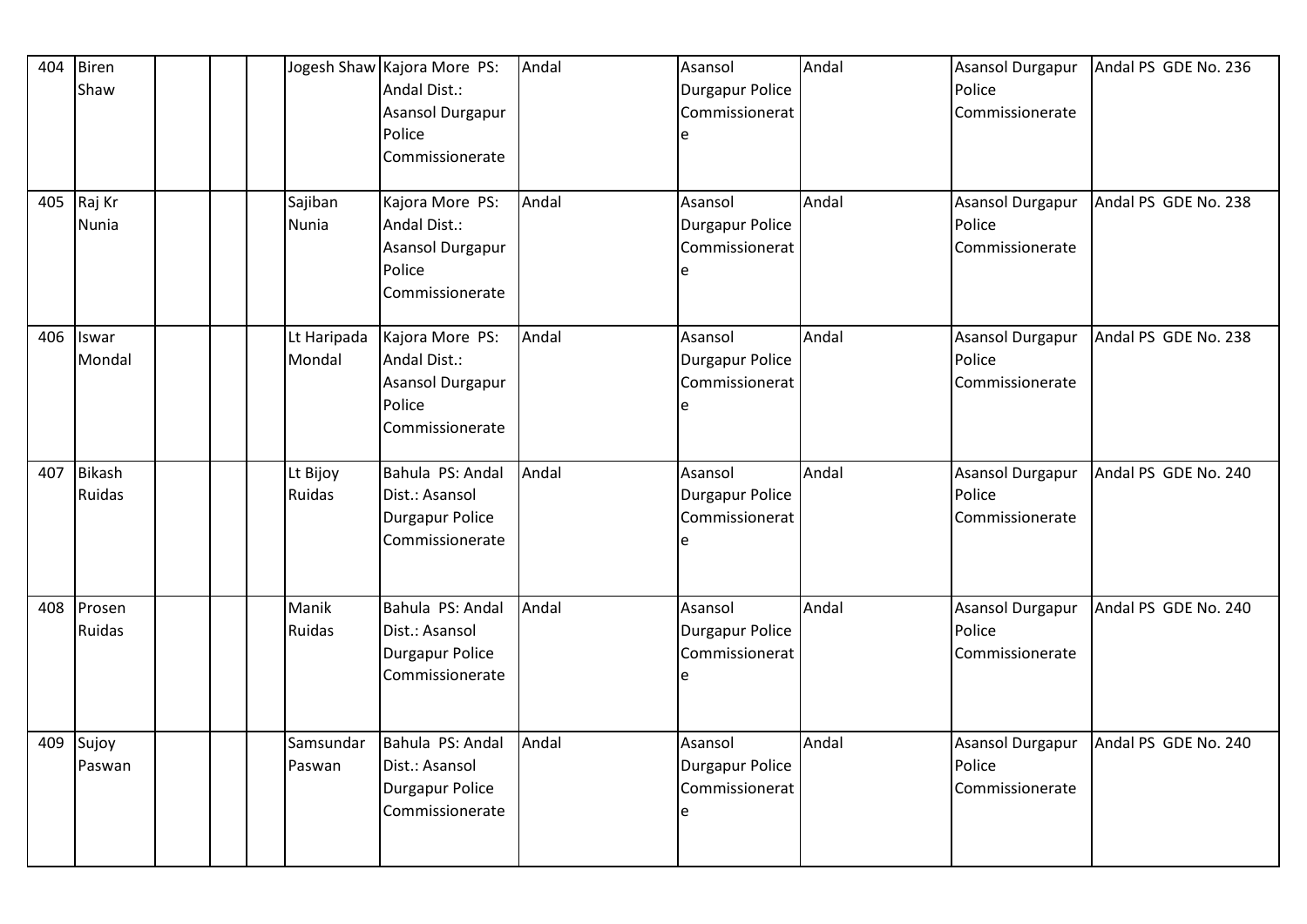| 404 | Biren Shaw | | | | Jogesh Shaw | Kajora More PS: Andal Dist.: Asansol Durgapur Police Commissionerate | Andal | Asansol Durgapur Police Commissionerate | Andal | Asansol Durgapur Police Commissionerate | Andal PS GDE No. 236 |
|---|---|---|---|---|---|---|---|---|---|---|---|
| 405 | Raj Kr Nunia | | | | Sajiban Nunia | Kajora More PS: Andal Dist.: Asansol Durgapur Police Commissionerate | Andal | Asansol Durgapur Police Commissionerate | Andal | Asansol Durgapur Police Commissionerate | Andal PS GDE No. 238 |
| 406 | Iswar Mondal | | | | Lt Haripada Mondal | Kajora More PS: Andal Dist.: Asansol Durgapur Police Commissionerate | Andal | Asansol Durgapur Police Commissionerate | Andal | Asansol Durgapur Police Commissionerate | Andal PS GDE No. 238 |
| 407 | Bikash Ruidas | | | | Lt Bijoy Ruidas | Bahula PS: Andal Dist.: Asansol Durgapur Police Commissionerate | Andal | Asansol Durgapur Police Commissionerate | Andal | Asansol Durgapur Police Commissionerate | Andal PS GDE No. 240 |
| 408 | Prosen Ruidas | | | | Manik Ruidas | Bahula PS: Andal Dist.: Asansol Durgapur Police Commissionerate | Andal | Asansol Durgapur Police Commissionerate | Andal | Asansol Durgapur Police Commissionerate | Andal PS GDE No. 240 |
| 409 | Sujoy Paswan | | | | Samsundar Paswan | Bahula PS: Andal Dist.: Asansol Durgapur Police Commissionerate | Andal | Asansol Durgapur Police Commissionerate | Andal | Asansol Durgapur Police Commissionerate | Andal PS GDE No. 240 |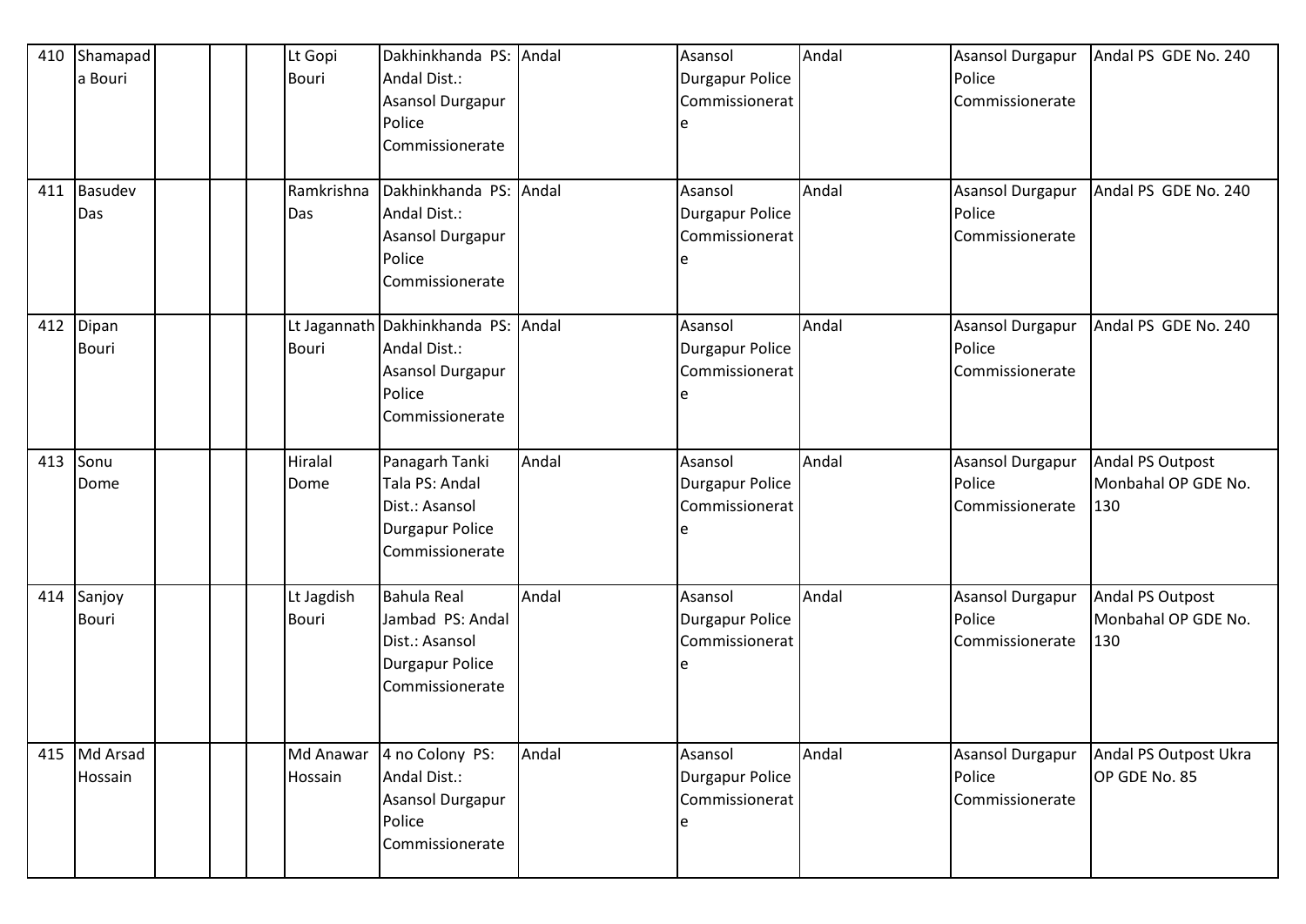| 410 | Shamapada Bouri | | | Lt Gopi Bouri | Dakhinkhanda PS: Andal Dist.: Asansol Durgapur Police Commissionerate | Andal | Asansol Durgapur Police Commissionerate | Andal | Asansol Durgapur Police Commissionerate | Andal PS GDE No. 240 |
|---|---|---|---|---|---|---|---|---|---|---|
| 411 | Basudev Das | | | Ramkrishna Das | Dakhinkhanda PS: Andal Dist.: Asansol Durgapur Police Commissionerate | Andal | Asansol Durgapur Police Commissionerate | Andal | Asansol Durgapur Police Commissionerate | Andal PS GDE No. 240 |
| 412 | Dipan Bouri | | | Lt Jagannath Bouri | Dakhinkhanda PS: Andal Dist.: Asansol Durgapur Police Commissionerate | Andal | Asansol Durgapur Police Commissionerate | Andal | Asansol Durgapur Police Commissionerate | Andal PS GDE No. 240 |
| 413 | Sonu Dome | | | Hiralal Dome | Panagarh Tanki Tala PS: Andal Dist.: Asansol Durgapur Police Commissionerate | Andal | Asansol Durgapur Police Commissionerate | Andal | Asansol Durgapur Police Commissionerate | Andal PS Outpost Monbahal OP GDE No. 130 |
| 414 | Sanjoy Bouri | | | Lt Jagdish Bouri | Bahula Real Jambad PS: Andal Dist.: Asansol Durgapur Police Commissionerate | Andal | Asansol Durgapur Police Commissionerate | Andal | Asansol Durgapur Police Commissionerate | Andal PS Outpost Monbahal OP GDE No. 130 |
| 415 | Md Arsad Hossain | | | Md Anawar Hossain | 4 no Colony PS: Andal Dist.: Asansol Durgapur Police Commissionerate | Andal | Asansol Durgapur Police Commissionerate | Andal | Asansol Durgapur Police Commissionerate | Andal PS Outpost Ukra OP GDE No. 85 |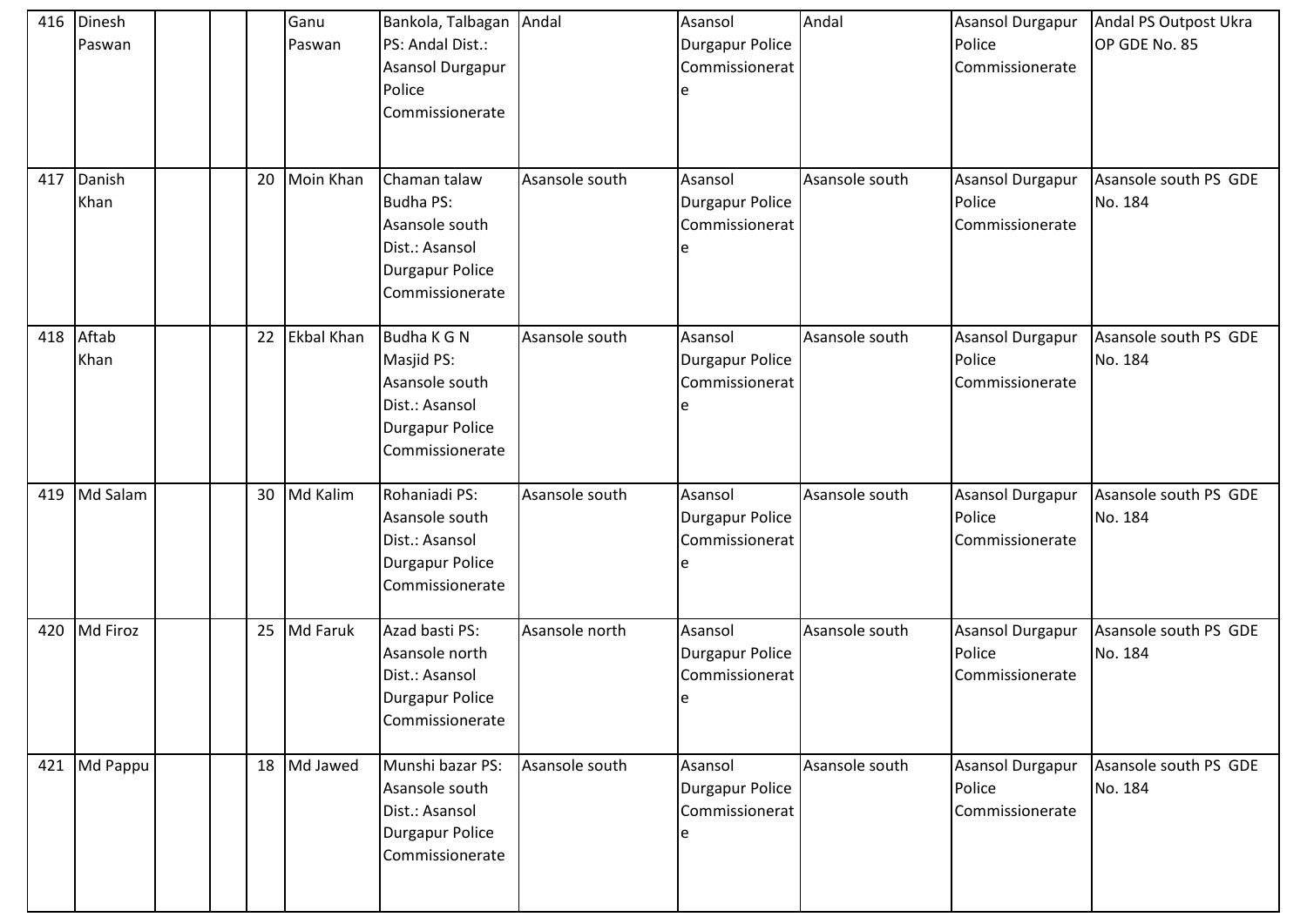| 416 | Dinesh Paswan | | | | Ganu Paswan | Bankola, Talbagan PS: Andal Dist.: Asansol Durgapur Police Commissionerate | Andal | Asansol Durgapur Police Commissionerate | Andal | Asansol Durgapur Police Commissionerate | Andal PS Outpost Ukra OP GDE No. 85 |
|---|---|---|---|---|---|---|---|---|---|---|---|
| 417 | Danish Khan | | | 20 | Moin Khan | Chaman talaw Budha PS: Asansole south Dist.: Asansol Durgapur Police Commissionerate | Asansole south | Asansol Durgapur Police Commissionerate | Asansole south | Asansol Durgapur Police Commissionerate | Asansole south PS GDE No. 184 |
| 418 | Aftab Khan | | | 22 | Ekbal Khan | Budha K G N Masjid PS: Asansole south Dist.: Asansol Durgapur Police Commissionerate | Asansole south | Asansol Durgapur Police Commissionerate | Asansole south | Asansol Durgapur Police Commissionerate | Asansole south PS GDE No. 184 |
| 419 | Md Salam | | | 30 | Md Kalim | Rohaniadi PS: Asansole south Dist.: Asansol Durgapur Police Commissionerate | Asansole south | Asansol Durgapur Police Commissionerate | Asansole south | Asansol Durgapur Police Commissionerate | Asansole south PS GDE No. 184 |
| 420 | Md Firoz | | | 25 | Md Faruk | Azad basti PS: Asansole north Dist.: Asansol Durgapur Police Commissionerate | Asansole north | Asansol Durgapur Police Commissionerate | Asansole south | Asansol Durgapur Police Commissionerate | Asansole south PS GDE No. 184 |
| 421 | Md Pappu | | | 18 | Md Jawed | Munshi bazar PS: Asansole south Dist.: Asansol Durgapur Police Commissionerate | Asansole south | Asansol Durgapur Police Commissionerate | Asansole south | Asansol Durgapur Police Commissionerate | Asansole south PS GDE No. 184 |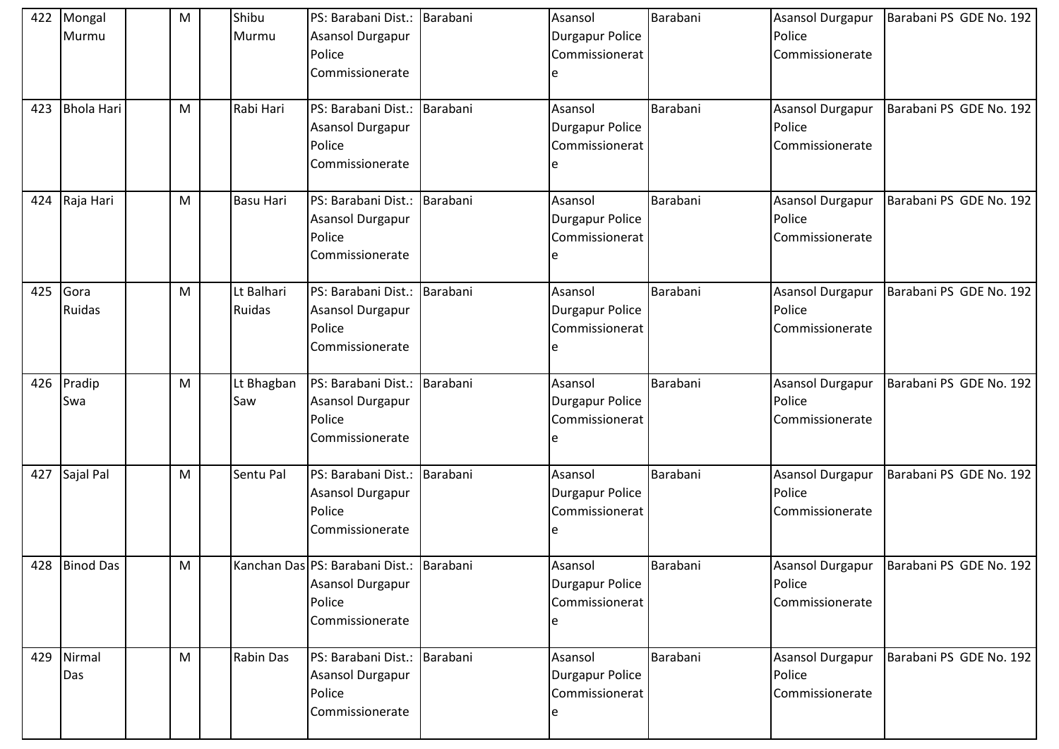| 422 | Mongal Murmu | | M | | Shibu Murmu | PS: Barabani Dist.: Asansol Durgapur Police Commissionerate | Barabani | Asansol Durgapur Police Commissionerate | Barabani | Asansol Durgapur Police Commissionerate | Barabani PS GDE No. 192 |
|---|---|---|---|---|---|---|---|---|---|---|---|
| 423 | Bhola Hari | | M | | Rabi Hari | PS: Barabani Dist.: Asansol Durgapur Police Commissionerate | Barabani | Asansol Durgapur Police Commissionerate | Barabani | Asansol Durgapur Police Commissionerate | Barabani PS GDE No. 192 |
| 424 | Raja Hari | | M | | Basu Hari | PS: Barabani Dist.: Asansol Durgapur Police Commissionerate | Barabani | Asansol Durgapur Police Commissionerate | Barabani | Asansol Durgapur Police Commissionerate | Barabani PS GDE No. 192 |
| 425 | Gora Ruidas | | M | | Lt Balhari Ruidas | PS: Barabani Dist.: Asansol Durgapur Police Commissionerate | Barabani | Asansol Durgapur Police Commissionerate | Barabani | Asansol Durgapur Police Commissionerate | Barabani PS GDE No. 192 |
| 426 | Pradip Swa | | M | | Lt Bhagban Saw | PS: Barabani Dist.: Asansol Durgapur Police Commissionerate | Barabani | Asansol Durgapur Police Commissionerate | Barabani | Asansol Durgapur Police Commissionerate | Barabani PS GDE No. 192 |
| 427 | Sajal Pal | | M | | Sentu Pal | PS: Barabani Dist.: Asansol Durgapur Police Commissionerate | Barabani | Asansol Durgapur Police Commissionerate | Barabani | Asansol Durgapur Police Commissionerate | Barabani PS GDE No. 192 |
| 428 | Binod Das | | M | | Kanchan Das | PS: Barabani Dist.: Asansol Durgapur Police Commissionerate | Barabani | Asansol Durgapur Police Commissionerate | Barabani | Asansol Durgapur Police Commissionerate | Barabani PS GDE No. 192 |
| 429 | Nirmal Das | | M | | Rabin Das | PS: Barabani Dist.: Asansol Durgapur Police Commissionerate | Barabani | Asansol Durgapur Police Commissionerate | Barabani | Asansol Durgapur Police Commissionerate | Barabani PS GDE No. 192 |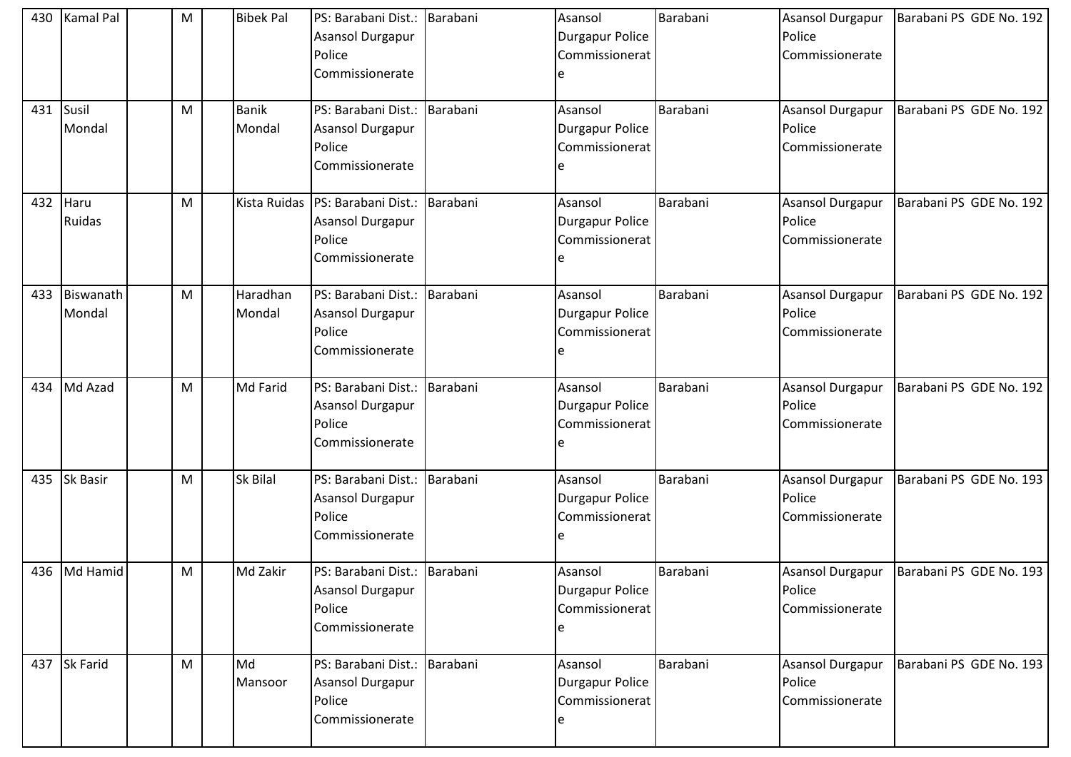| 430 | Kamal Pal | | M | | Bibek Pal | PS: Barabani Dist.: Asansol Durgapur Police Commissionerate | Barabani | Asansol Durgapur Police Commissionerate | Barabani | Asansol Durgapur Police Commissionerate | Barabani PS GDE No. 192 |
|---|---|---|---|---|---|---|---|---|---|---|---|
| 431 | Susil Mondal | | M | | Banik Mondal | PS: Barabani Dist.: Asansol Durgapur Police Commissionerate | Barabani | Asansol Durgapur Police Commissionerate | Barabani | Asansol Durgapur Police Commissionerate | Barabani PS GDE No. 192 |
| 432 | Haru Ruidas | | M | | Kista Ruidas | PS: Barabani Dist.: Asansol Durgapur Police Commissionerate | Barabani | Asansol Durgapur Police Commissionerate | Barabani | Asansol Durgapur Police Commissionerate | Barabani PS GDE No. 192 |
| 433 | Biswanath Mondal | | M | | Haradhan Mondal | PS: Barabani Dist.: Asansol Durgapur Police Commissionerate | Barabani | Asansol Durgapur Police Commissionerate | Barabani | Asansol Durgapur Police Commissionerate | Barabani PS GDE No. 192 |
| 434 | Md Azad | | M | | Md Farid | PS: Barabani Dist.: Asansol Durgapur Police Commissionerate | Barabani | Asansol Durgapur Police Commissionerate | Barabani | Asansol Durgapur Police Commissionerate | Barabani PS GDE No. 192 |
| 435 | Sk Basir | | M | | Sk Bilal | PS: Barabani Dist.: Asansol Durgapur Police Commissionerate | Barabani | Asansol Durgapur Police Commissionerate | Barabani | Asansol Durgapur Police Commissionerate | Barabani PS GDE No. 193 |
| 436 | Md Hamid | | M | | Md Zakir | PS: Barabani Dist.: Asansol Durgapur Police Commissionerate | Barabani | Asansol Durgapur Police Commissionerate | Barabani | Asansol Durgapur Police Commissionerate | Barabani PS GDE No. 193 |
| 437 | Sk Farid | | M | | Md Mansoor | PS: Barabani Dist.: Asansol Durgapur Police Commissionerate | Barabani | Asansol Durgapur Police Commissionerate | Barabani | Asansol Durgapur Police Commissionerate | Barabani PS GDE No. 193 |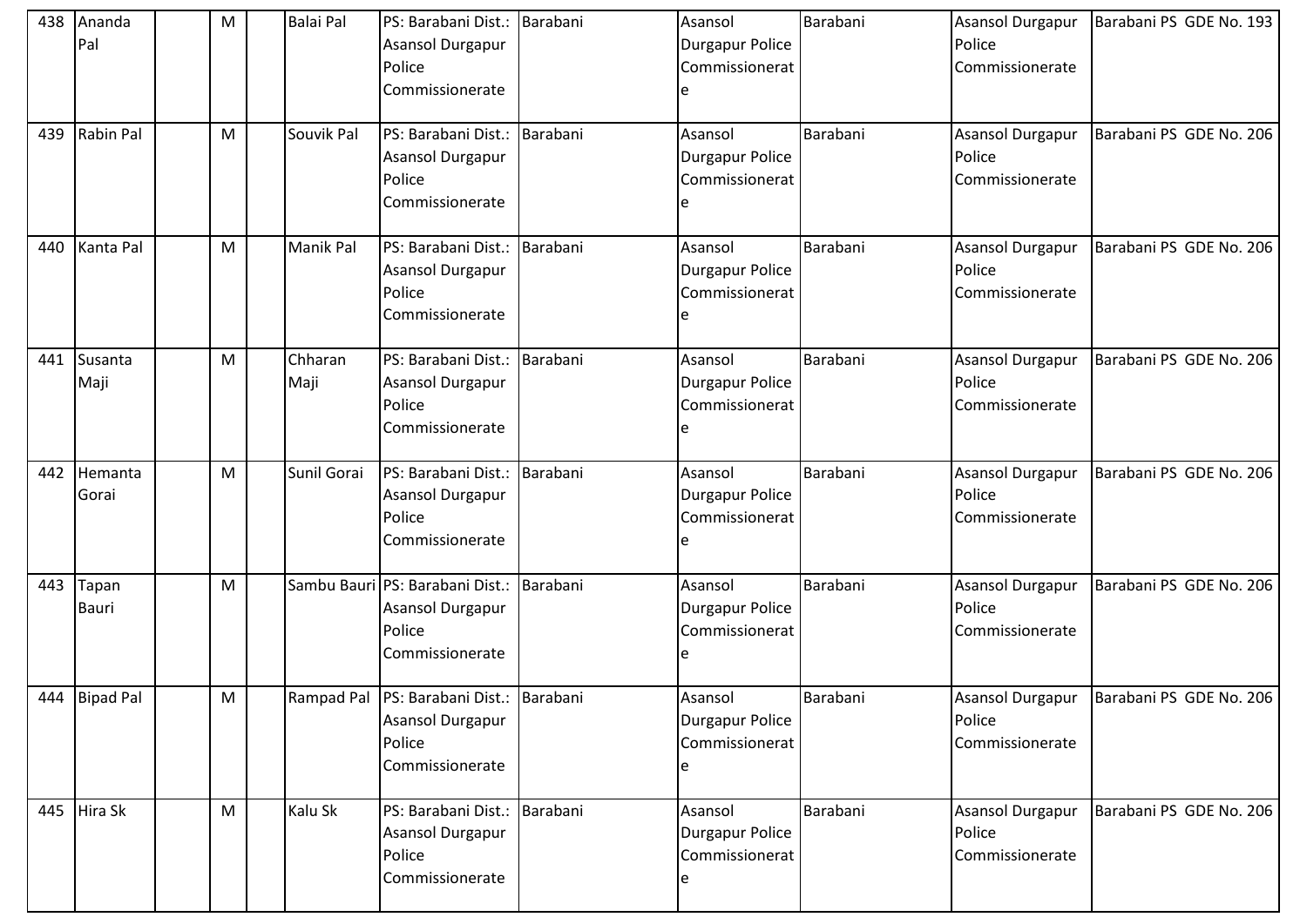| 438 | Ananda Pal | | M | | Balai Pal | PS: Barabani Dist.: Asansol Durgapur Police Commissionerate | Barabani | Asansol Durgapur Police Commissionerate | Barabani | Asansol Durgapur Police Commissionerate | Barabani PS GDE No. 193 |
|---|---|---|---|---|---|---|---|---|---|---|---|
| 439 | Rabin Pal | | M | | Souvik Pal | PS: Barabani Dist.: Asansol Durgapur Police Commissionerate | Barabani | Asansol Durgapur Police Commissionerate | Barabani | Asansol Durgapur Police Commissionerate | Barabani PS GDE No. 206 |
| 440 | Kanta Pal | | M | | Manik Pal | PS: Barabani Dist.: Asansol Durgapur Police Commissionerate | Barabani | Asansol Durgapur Police Commissionerate | Barabani | Asansol Durgapur Police Commissionerate | Barabani PS GDE No. 206 |
| 441 | Susanta Maji | | M | | Chharan Maji | PS: Barabani Dist.: Asansol Durgapur Police Commissionerate | Barabani | Asansol Durgapur Police Commissionerate | Barabani | Asansol Durgapur Police Commissionerate | Barabani PS GDE No. 206 |
| 442 | Hemanta Gorai | | M | | Sunil Gorai | PS: Barabani Dist.: Asansol Durgapur Police Commissionerate | Barabani | Asansol Durgapur Police Commissionerate | Barabani | Asansol Durgapur Police Commissionerate | Barabani PS GDE No. 206 |
| 443 | Tapan Bauri | | M | | Sambu Bauri | PS: Barabani Dist.: Asansol Durgapur Police Commissionerate | Barabani | Asansol Durgapur Police Commissionerate | Barabani | Asansol Durgapur Police Commissionerate | Barabani PS GDE No. 206 |
| 444 | Bipad Pal | | M | | Rampad Pal | PS: Barabani Dist.: Asansol Durgapur Police Commissionerate | Barabani | Asansol Durgapur Police Commissionerate | Barabani | Asansol Durgapur Police Commissionerate | Barabani PS GDE No. 206 |
| 445 | Hira Sk | | M | | Kalu Sk | PS: Barabani Dist.: Asansol Durgapur Police Commissionerate | Barabani | Asansol Durgapur Police Commissionerate | Barabani | Asansol Durgapur Police Commissionerate | Barabani PS GDE No. 206 |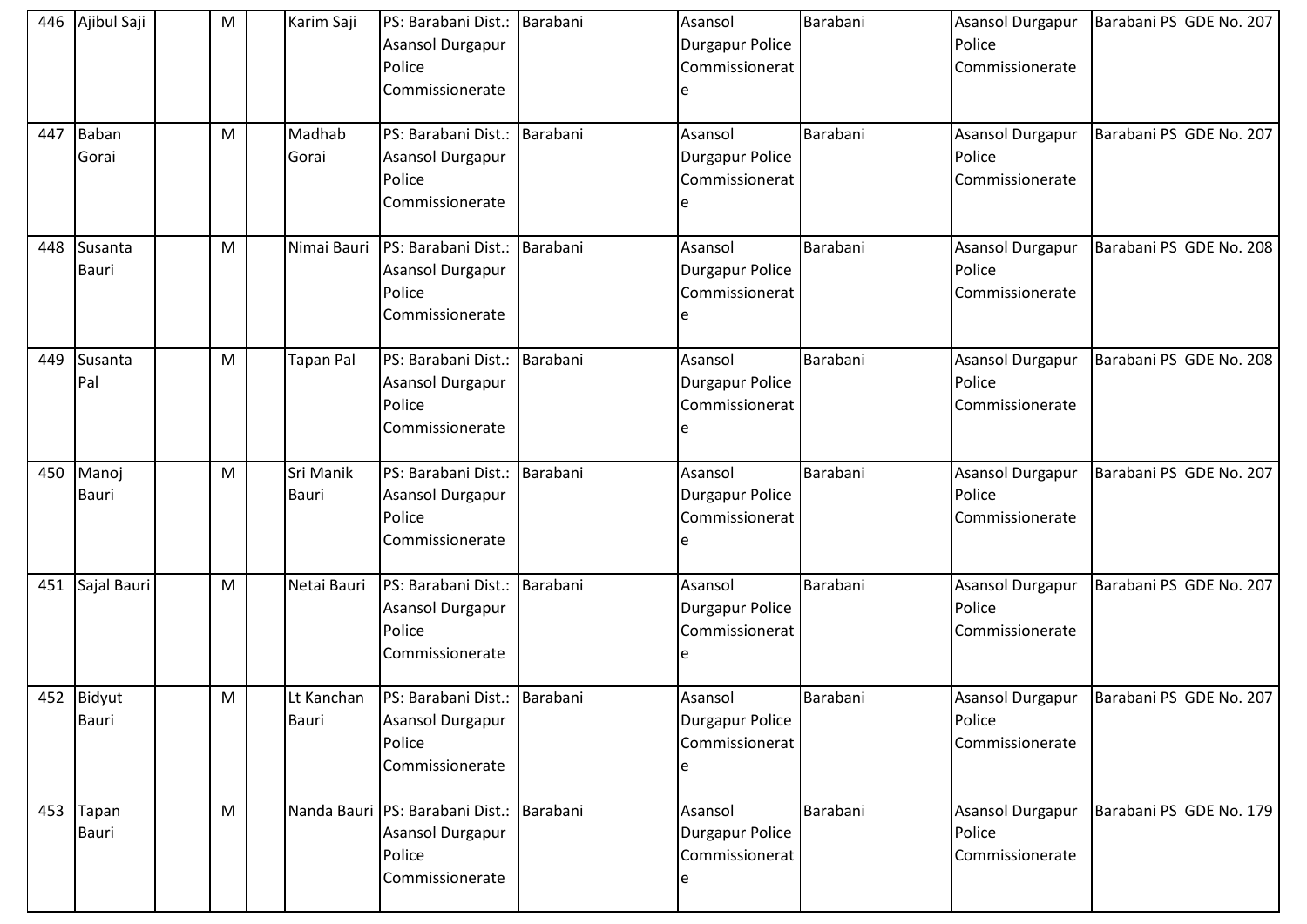| 446 | Ajibul Saji | | M | | Karim Saji | PS: Barabani Dist.: Asansol Durgapur Police Commissionerate | Barabani | Asansol Durgapur Police Commissionerate | Barabani | Asansol Durgapur Police Commissionerate | Barabani PS GDE No. 207 |
|---|---|---|---|---|---|---|---|---|---|---|---|
| 447 | Baban Gorai | | M | | Madhab Gorai | PS: Barabani Dist.: Asansol Durgapur Police Commissionerate | Barabani | Asansol Durgapur Police Commissionerate | Barabani | Asansol Durgapur Police Commissionerate | Barabani PS GDE No. 207 |
| 448 | Susanta Bauri | | M | | Nimai Bauri | PS: Barabani Dist.: Asansol Durgapur Police Commissionerate | Barabani | Asansol Durgapur Police Commissionerate | Barabani | Asansol Durgapur Police Commissionerate | Barabani PS GDE No. 208 |
| 449 | Susanta Pal | | M | | Tapan Pal | PS: Barabani Dist.: Asansol Durgapur Police Commissionerate | Barabani | Asansol Durgapur Police Commissionerate | Barabani | Asansol Durgapur Police Commissionerate | Barabani PS GDE No. 208 |
| 450 | Manoj Bauri | | M | | Sri Manik Bauri | PS: Barabani Dist.: Asansol Durgapur Police Commissionerate | Barabani | Asansol Durgapur Police Commissionerate | Barabani | Asansol Durgapur Police Commissionerate | Barabani PS GDE No. 207 |
| 451 | Sajal Bauri | | M | | Netai Bauri | PS: Barabani Dist.: Asansol Durgapur Police Commissionerate | Barabani | Asansol Durgapur Police Commissionerate | Barabani | Asansol Durgapur Police Commissionerate | Barabani PS GDE No. 207 |
| 452 | Bidyut Bauri | | M | | Lt Kanchan Bauri | PS: Barabani Dist.: Asansol Durgapur Police Commissionerate | Barabani | Asansol Durgapur Police Commissionerate | Barabani | Asansol Durgapur Police Commissionerate | Barabani PS GDE No. 207 |
| 453 | Tapan Bauri | | M | | Nanda Bauri | PS: Barabani Dist.: Asansol Durgapur Police Commissionerate | Barabani | Asansol Durgapur Police Commissionerate | Barabani | Asansol Durgapur Police Commissionerate | Barabani PS GDE No. 179 |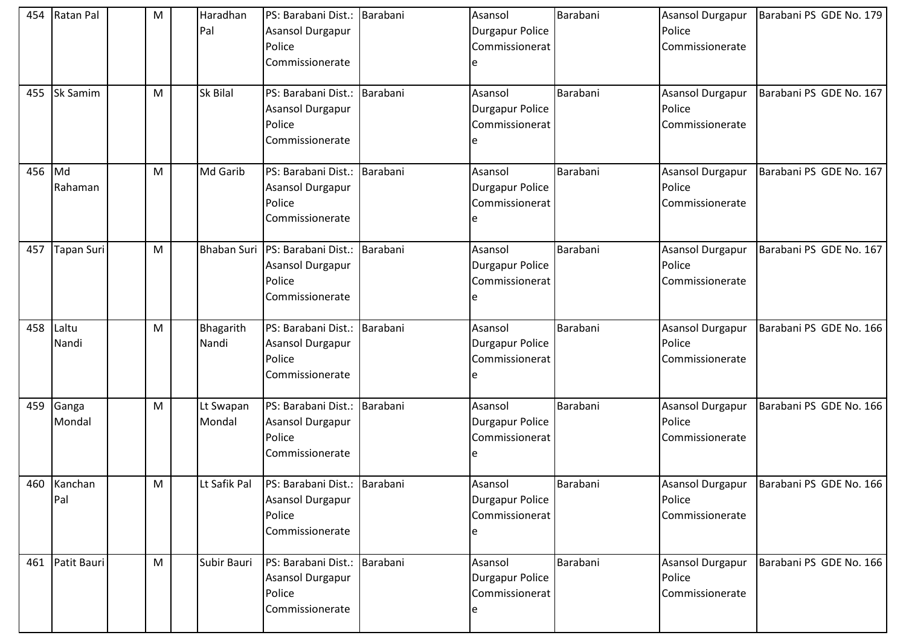| 454 | Ratan Pal | | M | | Haradhan Pal | PS: Barabani Dist.: Asansol Durgapur Police Commissionerate | Barabani | Asansol Durgapur Police Commissionerate | Barabani | Asansol Durgapur Police Commissionerate | Barabani PS GDE No. 179 |
|---|---|---|---|---|---|---|---|---|---|---|---|
| 455 | Sk Samim | | M | | Sk Bilal | PS: Barabani Dist.: Asansol Durgapur Police Commissionerate | Barabani | Asansol Durgapur Police Commissionerate | Barabani | Asansol Durgapur Police Commissionerate | Barabani PS GDE No. 167 |
| 456 | Md Rahaman | | M | | Md Garib | PS: Barabani Dist.: Asansol Durgapur Police Commissionerate | Barabani | Asansol Durgapur Police Commissionerate | Barabani | Asansol Durgapur Police Commissionerate | Barabani PS GDE No. 167 |
| 457 | Tapan Suri | | M | | Bhaban Suri | PS: Barabani Dist.: Asansol Durgapur Police Commissionerate | Barabani | Asansol Durgapur Police Commissionerate | Barabani | Asansol Durgapur Police Commissionerate | Barabani PS GDE No. 167 |
| 458 | Laltu Nandi | | M | | Bhagarith Nandi | PS: Barabani Dist.: Asansol Durgapur Police Commissionerate | Barabani | Asansol Durgapur Police Commissionerate | Barabani | Asansol Durgapur Police Commissionerate | Barabani PS GDE No. 166 |
| 459 | Ganga Mondal | | M | | Lt Swapan Mondal | PS: Barabani Dist.: Asansol Durgapur Police Commissionerate | Barabani | Asansol Durgapur Police Commissionerate | Barabani | Asansol Durgapur Police Commissionerate | Barabani PS GDE No. 166 |
| 460 | Kanchan Pal | | M | | Lt Safik Pal | PS: Barabani Dist.: Asansol Durgapur Police Commissionerate | Barabani | Asansol Durgapur Police Commissionerate | Barabani | Asansol Durgapur Police Commissionerate | Barabani PS GDE No. 166 |
| 461 | Patit Bauri | | M | | Subir Bauri | PS: Barabani Dist.: Asansol Durgapur Police Commissionerate | Barabani | Asansol Durgapur Police Commissionerate | Barabani | Asansol Durgapur Police Commissionerate | Barabani PS GDE No. 166 |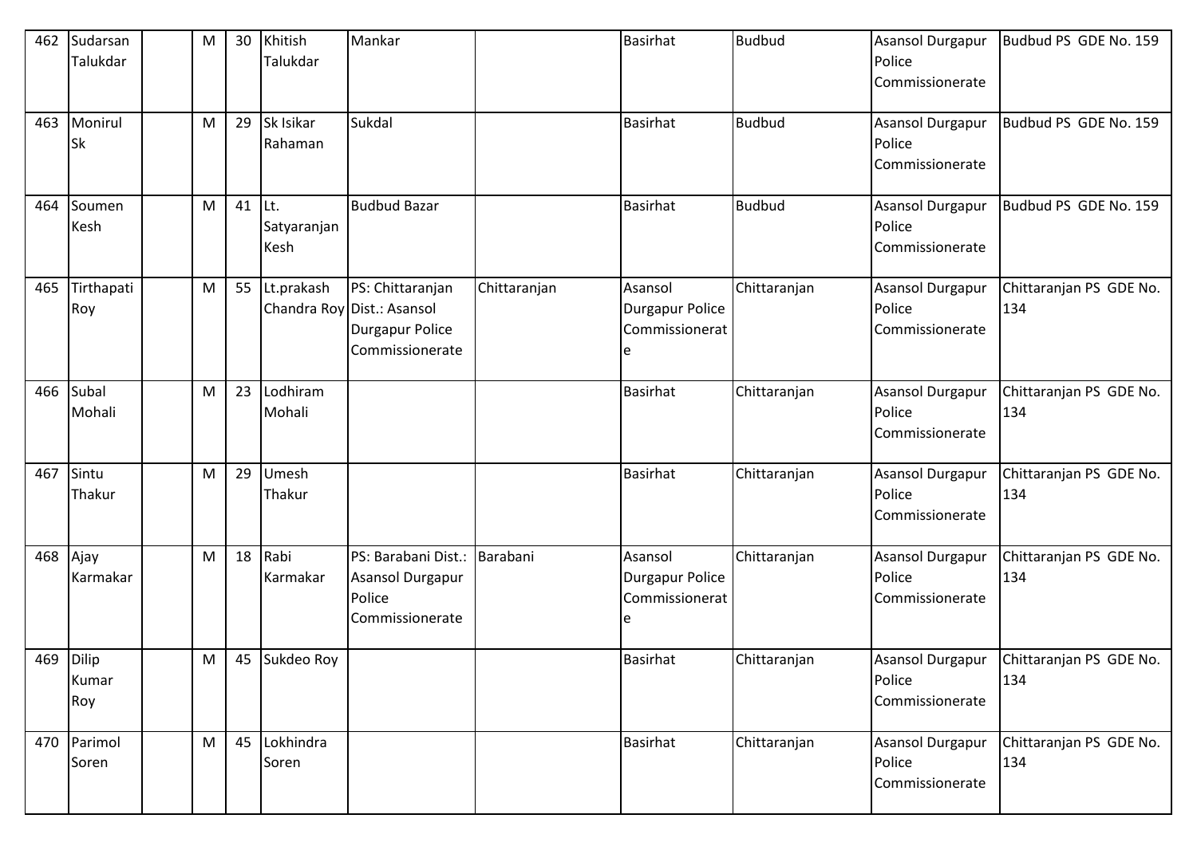| 462 | Sudarsan Talukdar | | M | 30 | Khitish Talukdar | Mankar | | Basirhat | Budbud | Asansol Durgapur Police Commissionerate | Budbud PS GDE No. 159 |
|---|---|---|---|---|---|---|---|---|---|---|---|
| 463 | Monirul Sk | | M | 29 | Sk Isikar Rahaman | Sukdal | | Basirhat | Budbud | Asansol Durgapur Police Commissionerate | Budbud PS GDE No. 159 |
| 464 | Soumen Kesh | | M | 41 | Lt. Satyaranjan Kesh | Budbud Bazar | | Basirhat | Budbud | Asansol Durgapur Police Commissionerate | Budbud PS GDE No. 159 |
| 465 | Tirthapati Roy | | M | 55 | Lt.prakash Chandra Roy | PS: Chittaranjan Dist.: Asansol Durgapur Police Commissionerate | Chittaranjan | Asansol Durgapur Police Commissionerate | Chittaranjan | Asansol Durgapur Police Commissionerate | Chittaranjan PS GDE No. 134 |
| 466 | Subal Mohali | | M | 23 | Lodhiram Mohali | | | Basirhat | Chittaranjan | Asansol Durgapur Police Commissionerate | Chittaranjan PS GDE No. 134 |
| 467 | Sintu Thakur | | M | 29 | Umesh Thakur | | | Basirhat | Chittaranjan | Asansol Durgapur Police Commissionerate | Chittaranjan PS GDE No. 134 |
| 468 | Ajay Karmakar | | M | 18 | Rabi Karmakar | PS: Barabani Dist.: Asansol Durgapur Police Commissionerate | Barabani | Asansol Durgapur Police Commissionerate | Chittaranjan | Asansol Durgapur Police Commissionerate | Chittaranjan PS GDE No. 134 |
| 469 | Dilip Kumar Roy | | M | 45 | Sukdeo Roy | | | Basirhat | Chittaranjan | Asansol Durgapur Police Commissionerate | Chittaranjan PS GDE No. 134 |
| 470 | Parimol Soren | | M | 45 | Lokhindra Soren | | | Basirhat | Chittaranjan | Asansol Durgapur Police Commissionerate | Chittaranjan PS GDE No. 134 |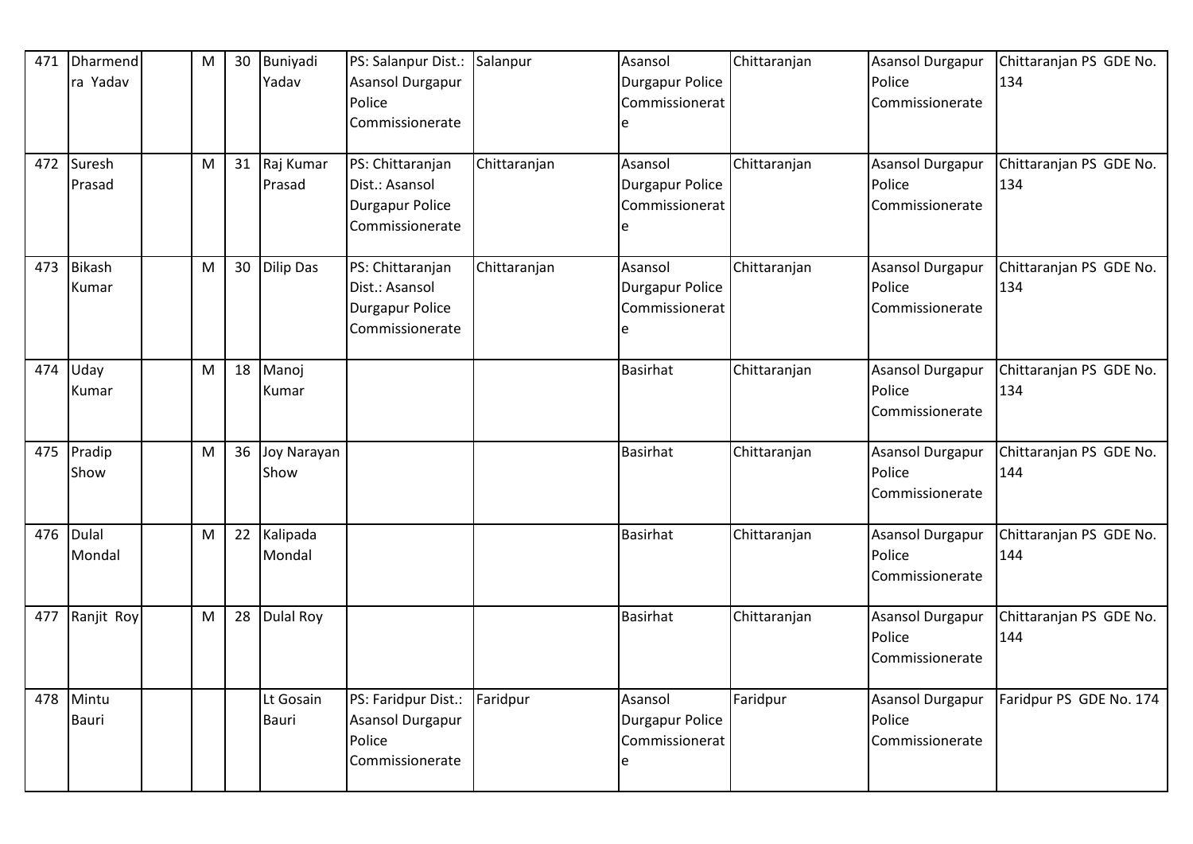| 471 | Dharmendra Yadav | | M | 30 | Buniyadi Yadav | PS: Salanpur Dist.: Asansol Durgapur Police Commissionerate | Salanpur | Asansol Durgapur Police Commissionerate | Chittaranjan | Asansol Durgapur Police Commissionerate | Chittaranjan PS GDE No. 134 |
|---|---|---|---|---|---|---|---|---|---|---|---|
| 472 | Suresh Prasad | | M | 31 | Raj Kumar Prasad | PS: Chittaranjan Dist.: Asansol Durgapur Police Commissionerate | Chittaranjan | Asansol Durgapur Police Commissionerate | Chittaranjan | Asansol Durgapur Police Commissionerate | Chittaranjan PS GDE No. 134 |
| 473 | Bikash Kumar | | M | 30 | Dilip Das | PS: Chittaranjan Dist.: Asansol Durgapur Police Commissionerate | Chittaranjan | Asansol Durgapur Police Commissionerate | Chittaranjan | Asansol Durgapur Police Commissionerate | Chittaranjan PS GDE No. 134 |
| 474 | Uday Kumar | | M | 18 | Manoj Kumar | | | Basirhat | Chittaranjan | Asansol Durgapur Police Commissionerate | Chittaranjan PS GDE No. 134 |
| 475 | Pradip Show | | M | 36 | Joy Narayan Show | | | Basirhat | Chittaranjan | Asansol Durgapur Police Commissionerate | Chittaranjan PS GDE No. 144 |
| 476 | Dulal Mondal | | M | 22 | Kalipada Mondal | | | Basirhat | Chittaranjan | Asansol Durgapur Police Commissionerate | Chittaranjan PS GDE No. 144 |
| 477 | Ranjit Roy | | M | 28 | Dulal Roy | | | Basirhat | Chittaranjan | Asansol Durgapur Police Commissionerate | Chittaranjan PS GDE No. 144 |
| 478 | Mintu Bauri | | | | Lt Gosain Bauri | PS: Faridpur Dist.: Asansol Durgapur Police Commissionerate | Faridpur | Asansol Durgapur Police Commissionerate | Faridpur | Asansol Durgapur Police Commissionerate | Faridpur PS GDE No. 174 |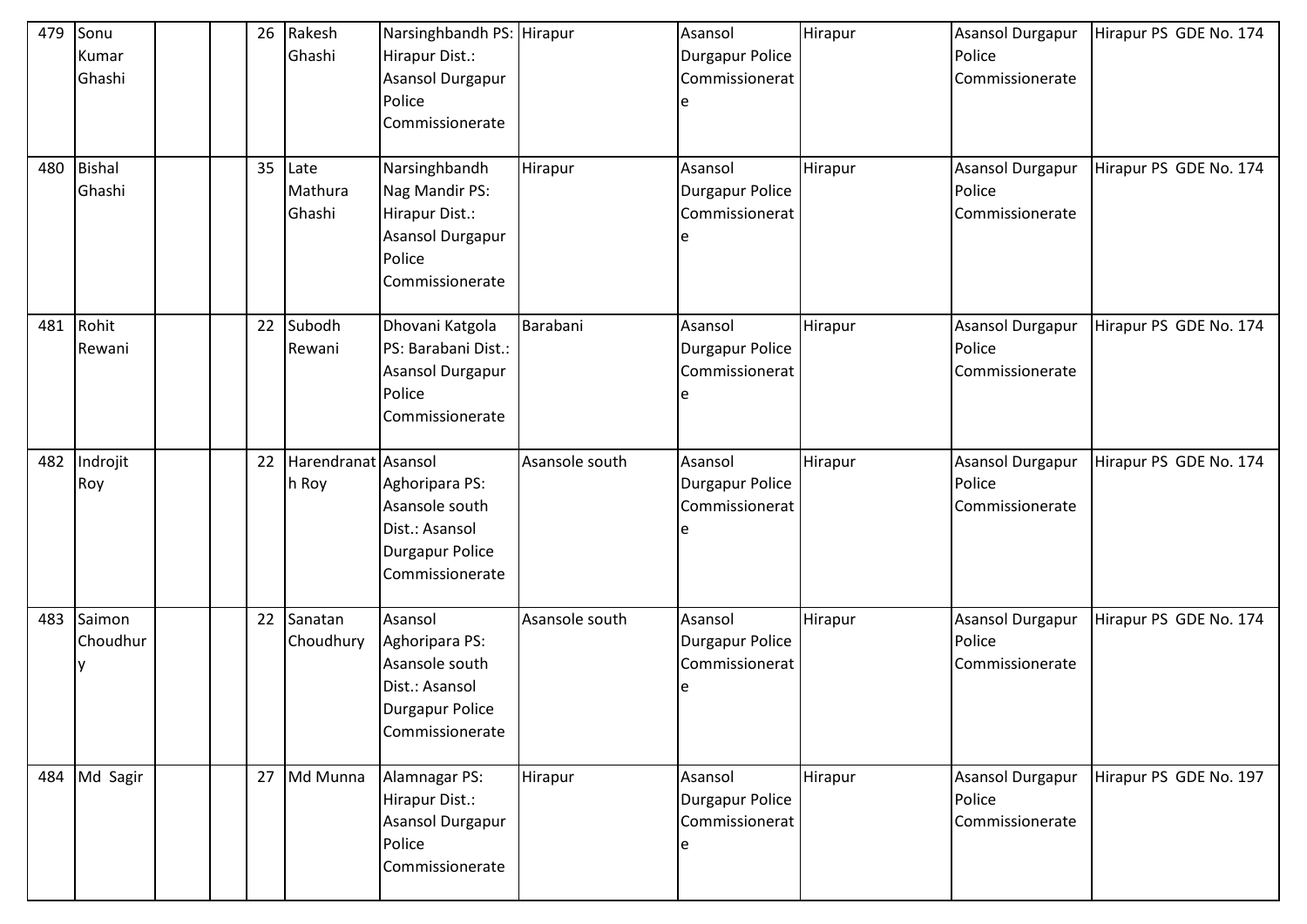| 479 | Sonu Kumar Ghashi | | | 26 | Rakesh Ghashi | Narsinghbandh PS: Hirapur Dist.: Asansol Durgapur Police Commissionerate | Hirapur | Asansol Durgapur Police Commissionerate | Hirapur | Asansol Durgapur Police Commissionerate | Hirapur PS GDE No. 174 |
|---|---|---|---|---|---|---|---|---|---|---|---|
| 480 | Bishal Ghashi | | | 35 | Late Mathura Ghashi | Narsinghbandh Nag Mandir PS: Hirapur Dist.: Asansol Durgapur Police Commissionerate | Hirapur | Asansol Durgapur Police Commissionerate | Hirapur | Asansol Durgapur Police Commissionerate | Hirapur PS GDE No. 174 |
| 481 | Rohit Rewani | | | 22 | Subodh Rewani | Dhovani Katgola PS: Barabani Dist.: Asansol Durgapur Police Commissionerate | Barabani | Asansol Durgapur Police Commissionerate | Hirapur | Asansol Durgapur Police Commissionerate | Hirapur PS GDE No. 174 |
| 482 | Indrojit Roy | | | 22 | Harendranath Roy | Asansol Aghoripara PS: Asansole south Dist.: Asansol Durgapur Police Commissionerate | Asansole south | Asansol Durgapur Police Commissionerate | Hirapur | Asansol Durgapur Police Commissionerate | Hirapur PS GDE No. 174 |
| 483 | Saimon Choudhury | | | 22 | Sanatan Choudhury | Asansol Aghoripara PS: Asansole south Dist.: Asansol Durgapur Police Commissionerate | Asansole south | Asansol Durgapur Police Commissionerate | Hirapur | Asansol Durgapur Police Commissionerate | Hirapur PS GDE No. 174 |
| 484 | Md Sagir | | | 27 | Md Munna | Alamnagar PS: Hirapur Dist.: Asansol Durgapur Police Commissionerate | Hirapur | Asansol Durgapur Police Commissionerate | Hirapur | Asansol Durgapur Police Commissionerate | Hirapur PS GDE No. 197 |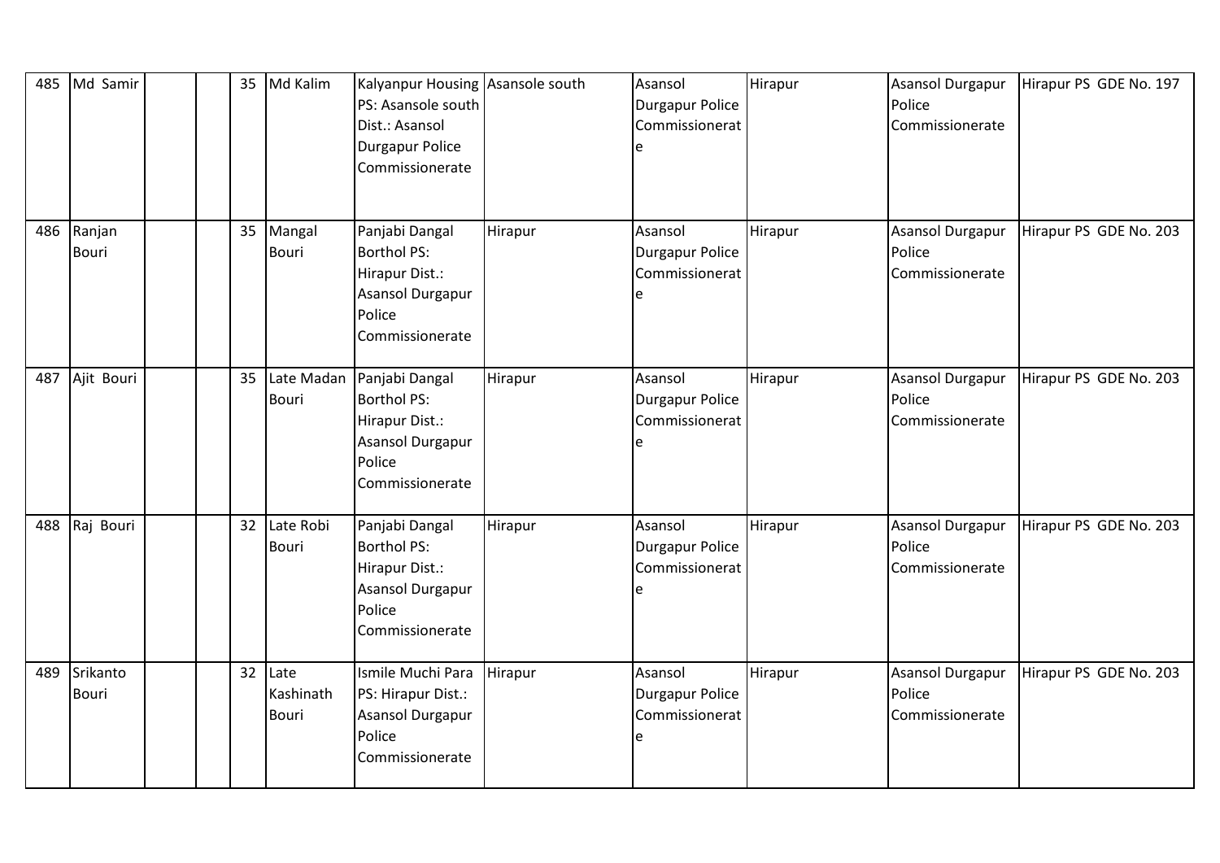| 485 | Md Samir | | | 35 | Md Kalim | Kalyanpur Housing PS: Asansole south Dist.: Asansol Durgapur Police Commissionerate | Asansole south | Asansol Durgapur Police Commissionerate | Hirapur | Asansol Durgapur Police Commissionerate | Hirapur PS GDE No. 197 |
|---|---|---|---|---|---|---|---|---|---|---|---|
| 486 | Ranjan Bouri | | | 35 | Mangal Bouri | Panjabi Dangal Borthol PS: Hirapur Dist.: Asansol Durgapur Police Commissionerate | Hirapur | Asansol Durgapur Police Commissionerate | Hirapur | Asansol Durgapur Police Commissionerate | Hirapur PS GDE No. 203 |
| 487 | Ajit Bouri | | | 35 | Late Madan Bouri | Panjabi Dangal Borthol PS: Hirapur Dist.: Asansol Durgapur Police Commissionerate | Hirapur | Asansol Durgapur Police Commissionerate | Hirapur | Asansol Durgapur Police Commissionerate | Hirapur PS GDE No. 203 |
| 488 | Raj Bouri | | | 32 | Late Robi Bouri | Panjabi Dangal Borthol PS: Hirapur Dist.: Asansol Durgapur Police Commissionerate | Hirapur | Asansol Durgapur Police Commissionerate | Hirapur | Asansol Durgapur Police Commissionerate | Hirapur PS GDE No. 203 |
| 489 | Srikanto Bouri | | | 32 | Late Kashinath Bouri | Ismile Muchi Para PS: Hirapur Dist.: Asansol Durgapur Police Commissionerate | Hirapur | Asansol Durgapur Police Commissionerate | Hirapur | Asansol Durgapur Police Commissionerate | Hirapur PS GDE No. 203 |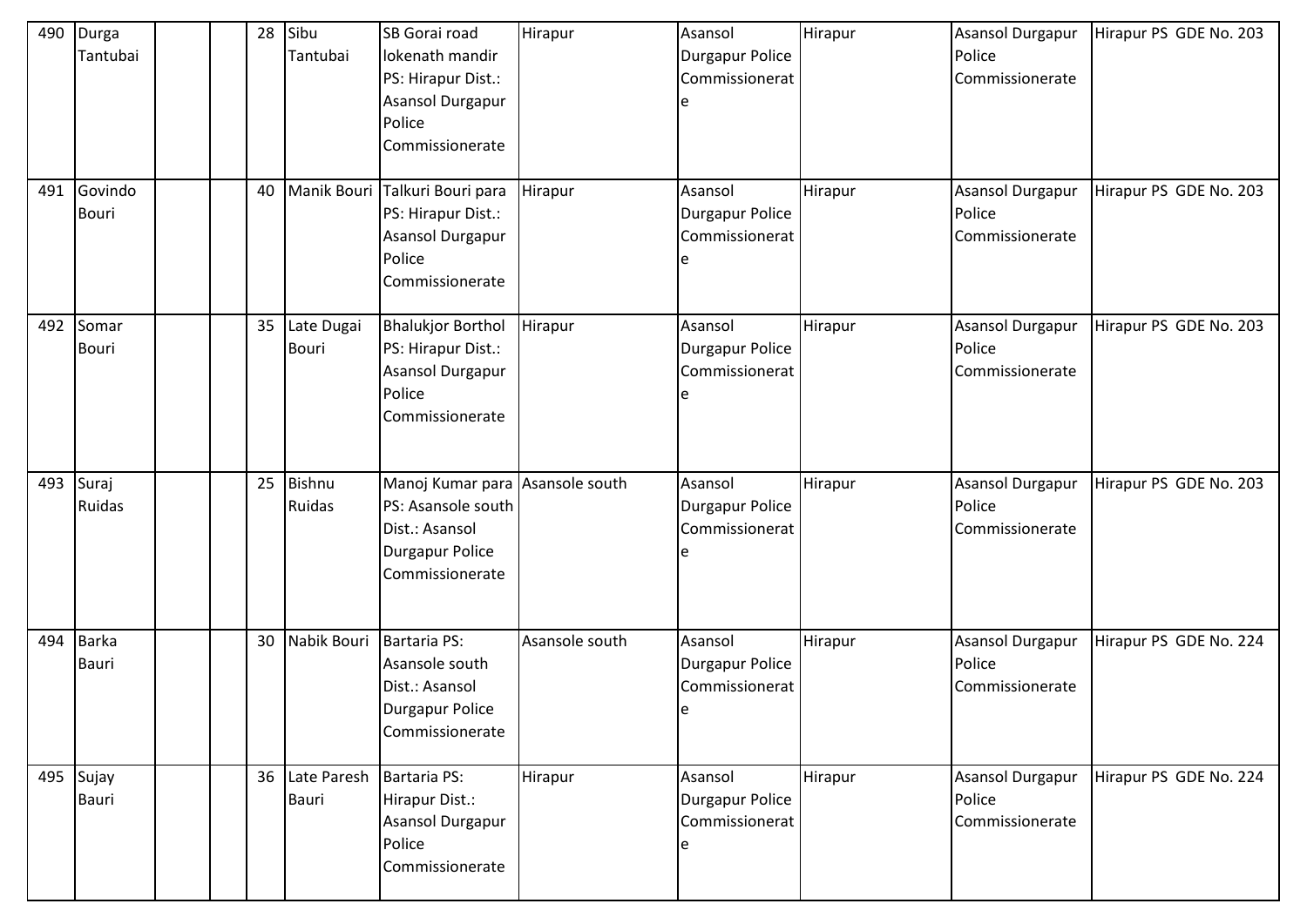| | | | | | | | | | | | |
|---|---|---|---|---|---|---|---|---|---|---|---|
| 490 | Durga Tantubai | | | 28 | Sibu Tantubai | SB Gorai road lokenath mandir PS: Hirapur Dist.: Asansol Durgapur Police Commissionerate | Hirapur | Asansol Durgapur Police Commissionerate | Hirapur | Asansol Durgapur Police Commissionerate | Hirapur PS GDE No. 203 |
| 491 | Govindo Bouri | | | 40 | Manik Bouri | Talkuri Bouri para PS: Hirapur Dist.: Asansol Durgapur Police Commissionerate | Hirapur | Asansol Durgapur Police Commissionerate | Hirapur | Asansol Durgapur Police Commissionerate | Hirapur PS GDE No. 203 |
| 492 | Somar Bouri | | | 35 | Late Dugai Bouri | Bhalukjor Borthol PS: Hirapur Dist.: Asansol Durgapur Police Commissionerate | Hirapur | Asansol Durgapur Police Commissionerate | Hirapur | Asansol Durgapur Police Commissionerate | Hirapur PS GDE No. 203 |
| 493 | Suraj Ruidas | | | 25 | Bishnu Ruidas | Manoj Kumar para PS: Asansole south Dist.: Asansol Durgapur Police Commissionerate | Asansole south | Asansol Durgapur Police Commissionerate | Hirapur | Asansol Durgapur Police Commissionerate | Hirapur PS GDE No. 203 |
| 494 | Barka Bauri | | | 30 | Nabik Bouri | Bartaria PS: Asansole south Dist.: Asansol Durgapur Police Commissionerate | Asansole south | Asansol Durgapur Police Commissionerate | Hirapur | Asansol Durgapur Police Commissionerate | Hirapur PS GDE No. 224 |
| 495 | Sujay Bauri | | | 36 | Late Paresh Bauri | Bartaria PS: Hirapur Dist.: Asansol Durgapur Police Commissionerate | Hirapur | Asansol Durgapur Police Commissionerate | Hirapur | Asansol Durgapur Police Commissionerate | Hirapur PS GDE No. 224 |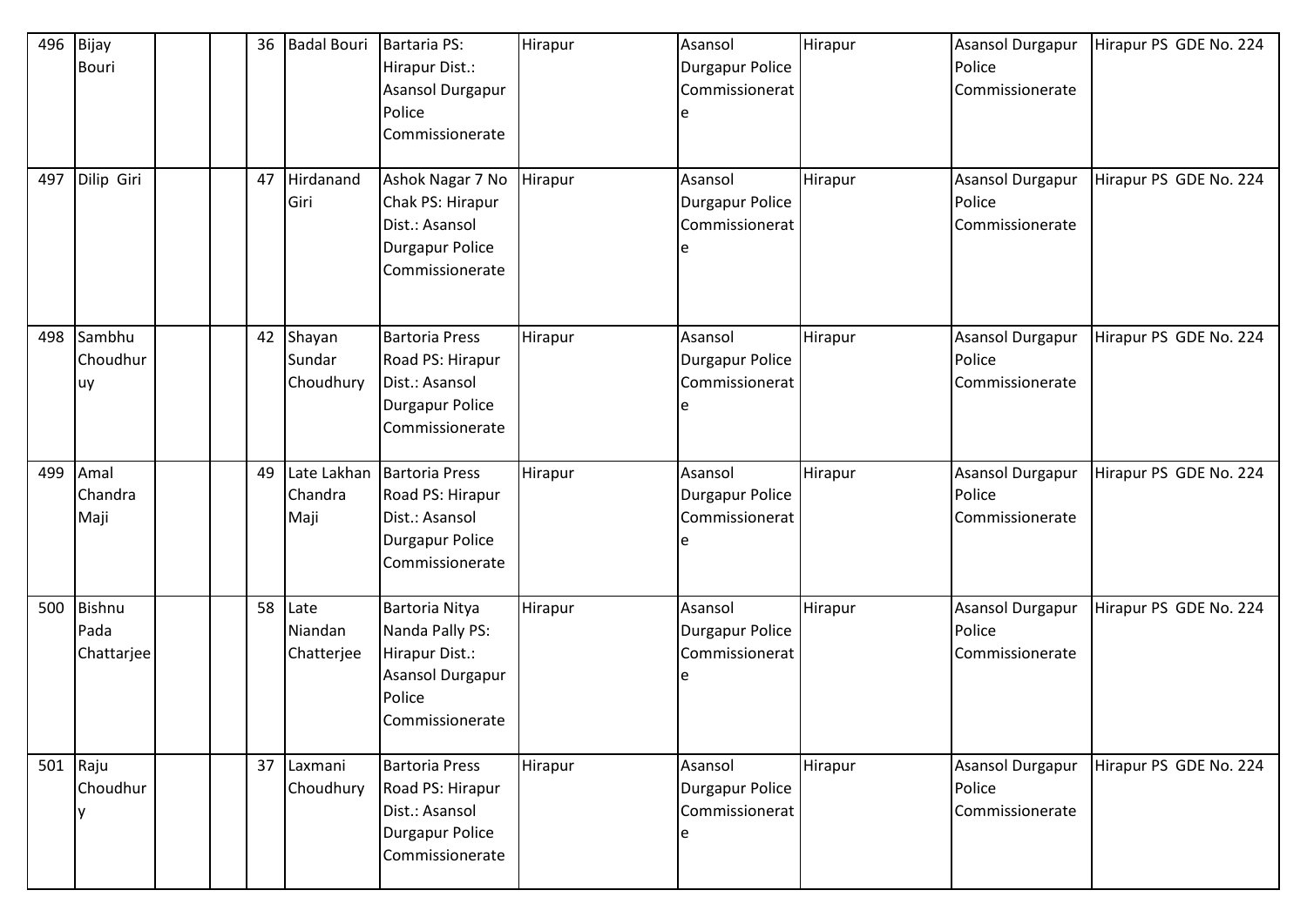| | | | | | | | | | | | |
|---|---|---|---|---|---|---|---|---|---|---|---|
| 496 | Bijay Bouri | | | 36 | Badal Bouri | Bartaria PS: Hirapur Dist.: Asansol Durgapur Police Commissionerate | Hirapur | Asansol Durgapur Police Commissionerate | Hirapur | Asansol Durgapur Police Commissionerate | Hirapur PS GDE No. 224 |
| 497 | Dilip Giri | | | 47 | Hirdanand Giri | Ashok Nagar 7 No Chak PS: Hirapur Dist.: Asansol Durgapur Police Commissionerate | Hirapur | Asansol Durgapur Police Commissionerate | Hirapur | Asansol Durgapur Police Commissionerate | Hirapur PS GDE No. 224 |
| 498 | Sambhu Choudhuruy | | | 42 | Shayan Sundar Choudhury | Bartoria Press Road PS: Hirapur Dist.: Asansol Durgapur Police Commissionerate | Hirapur | Asansol Durgapur Police Commissionerate | Hirapur | Asansol Durgapur Police Commissionerate | Hirapur PS GDE No. 224 |
| 499 | Amal Chandra Maji | | | 49 | Late Lakhan Chandra Maji | Bartoria Press Road PS: Hirapur Dist.: Asansol Durgapur Police Commissionerate | Hirapur | Asansol Durgapur Police Commissionerate | Hirapur | Asansol Durgapur Police Commissionerate | Hirapur PS GDE No. 224 |
| 500 | Bishnu Pada Chattarjee | | | 58 | Late Niandan Chatterjee | Bartoria Nitya Nanda Pally PS: Hirapur Dist.: Asansol Durgapur Police Commissionerate | Hirapur | Asansol Durgapur Police Commissionerate | Hirapur | Asansol Durgapur Police Commissionerate | Hirapur PS GDE No. 224 |
| 501 | Raju Choudhury | | | 37 | Laxmani Choudhury | Bartoria Press Road PS: Hirapur Dist.: Asansol Durgapur Police Commissionerate | Hirapur | Asansol Durgapur Police Commissionerate | Hirapur | Asansol Durgapur Police Commissionerate | Hirapur PS GDE No. 224 |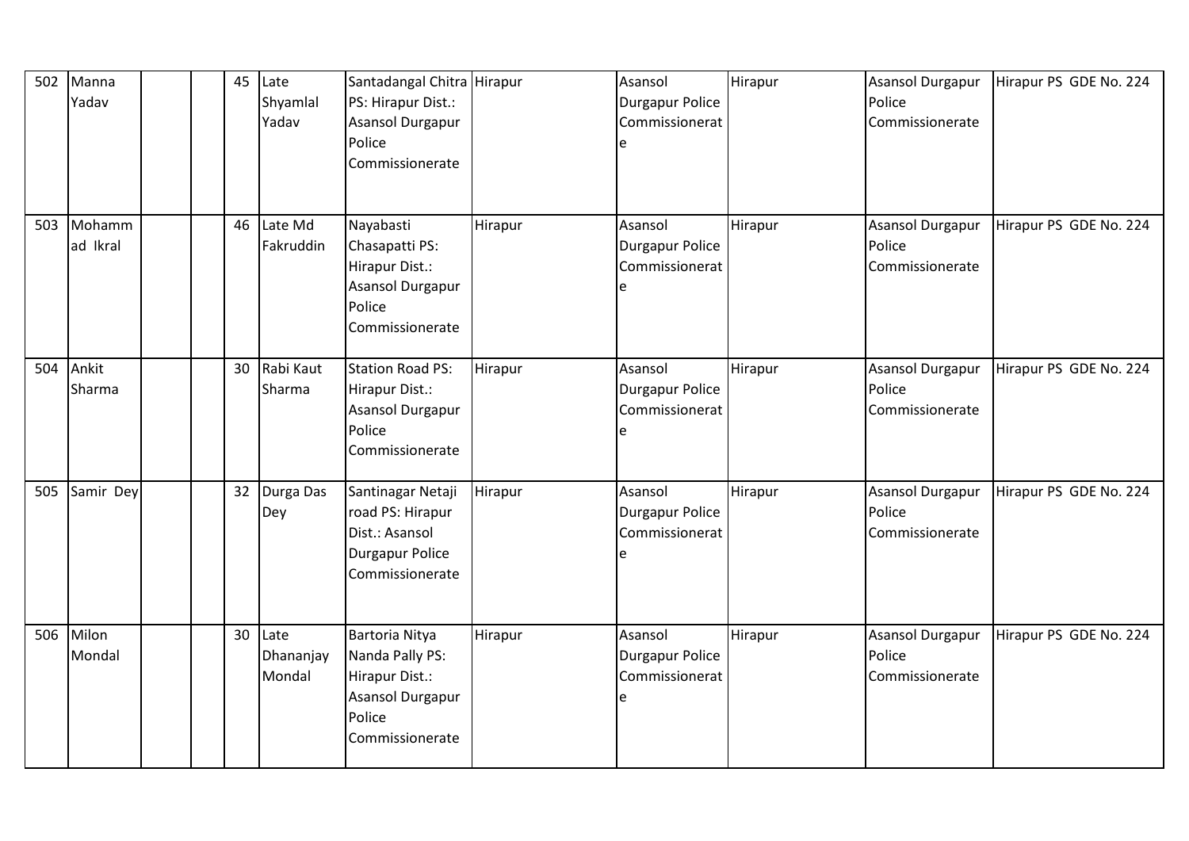| 502 | Manna Yadav | | | 45 | Late Shyamlal Yadav | Santadangal Chitra PS: Hirapur Dist.: Asansol Durgapur Police Commissionerate | Hirapur | Asansol Durgapur Police Commissionerate | Hirapur | Asansol Durgapur Police Commissionerate | Hirapur PS GDE No. 224 |
|---|---|---|---|---|---|---|---|---|---|---|---|
| 503 | Mohammad Ikral | | | 46 | Late Md Fakruddin | Nayabasti Chasapatti PS: Hirapur Dist.: Asansol Durgapur Police Commissionerate | Hirapur | Asansol Durgapur Police Commissionerate | Hirapur | Asansol Durgapur Police Commissionerate | Hirapur PS GDE No. 224 |
| 504 | Ankit Sharma | | | 30 | Rabi Kaut Sharma | Station Road PS: Hirapur Dist.: Asansol Durgapur Police Commissionerate | Hirapur | Asansol Durgapur Police Commissionerate | Hirapur | Asansol Durgapur Police Commissionerate | Hirapur PS GDE No. 224 |
| 505 | Samir Dey | | | 32 | Durga Das Dey | Santinagar Netaji road PS: Hirapur Dist.: Asansol Durgapur Police Commissionerate | Hirapur | Asansol Durgapur Police Commissionerate | Hirapur | Asansol Durgapur Police Commissionerate | Hirapur PS GDE No. 224 |
| 506 | Milon Mondal | | | 30 | Late Dhananjay Mondal | Bartoria Nitya Nanda Pally PS: Hirapur Dist.: Asansol Durgapur Police Commissionerate | Hirapur | Asansol Durgapur Police Commissionerate | Hirapur | Asansol Durgapur Police Commissionerate | Hirapur PS GDE No. 224 |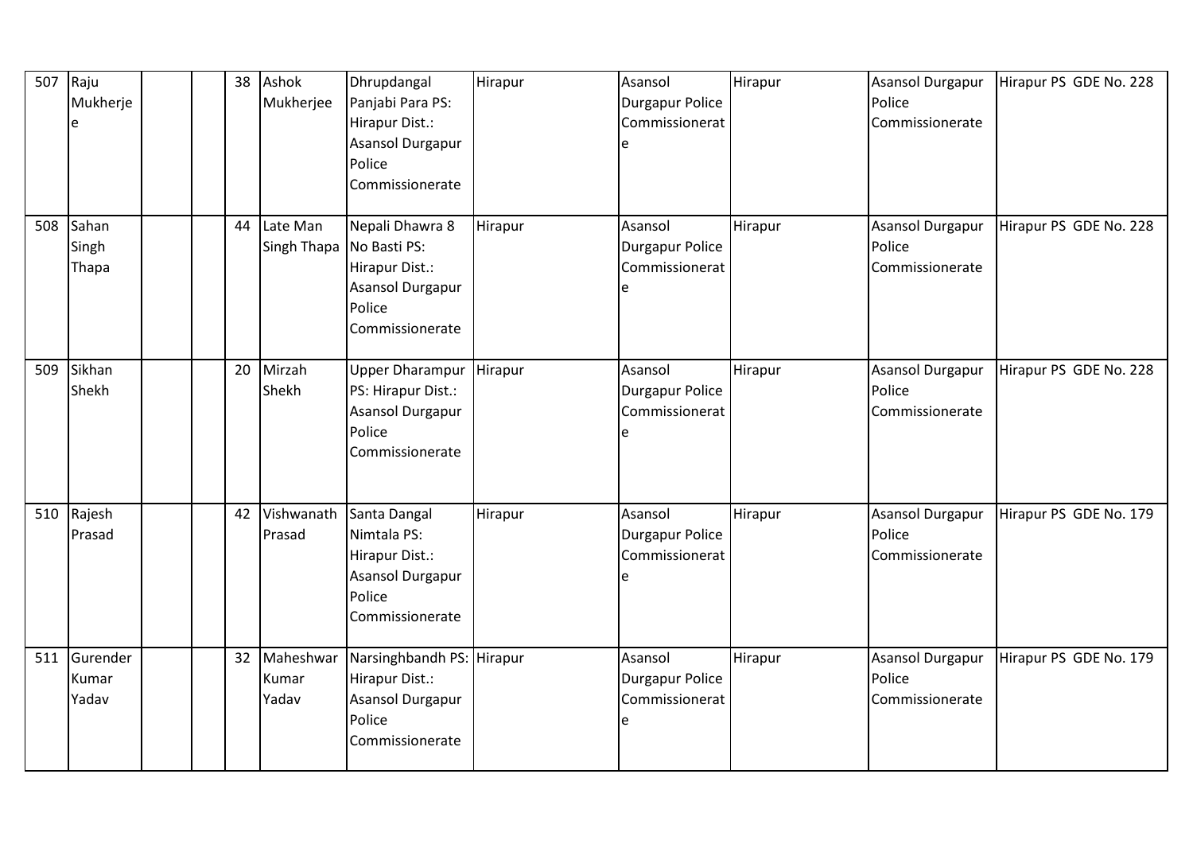| 507 | Raju Mukherjee | | | 38 | Ashok Mukherjee | Dhrupdangal Panjabi Para PS: Hirapur Dist.: Asansol Durgapur Police Commissionerate | Hirapur | Asansol Durgapur Police Commissionerate | Hirapur | Asansol Durgapur Police Commissionerate | Hirapur PS GDE No. 228 |
|---|---|---|---|---|---|---|---|---|---|---|---|
| 508 | Sahan Singh Thapa | | | 44 | Late Man Singh Thapa | Nepali Dhawra 8 No Basti PS: Hirapur Dist.: Asansol Durgapur Police Commissionerate | Hirapur | Asansol Durgapur Police Commissionerate | Hirapur | Asansol Durgapur Police Commissionerate | Hirapur PS GDE No. 228 |
| 509 | Sikhan Shekh | | | 20 | Mirzah Shekh | Upper Dharampur PS: Hirapur Dist.: Asansol Durgapur Police Commissionerate | Hirapur | Asansol Durgapur Police Commissionerate | Hirapur | Asansol Durgapur Police Commissionerate | Hirapur PS GDE No. 228 |
| 510 | Rajesh Prasad | | | 42 | Vishwanath Prasad | Santa Dangal Nimtala PS: Hirapur Dist.: Asansol Durgapur Police Commissionerate | Hirapur | Asansol Durgapur Police Commissionerate | Hirapur | Asansol Durgapur Police Commissionerate | Hirapur PS GDE No. 179 |
| 511 | Gurender Kumar Yadav | | | 32 | Maheshwar Kumar Yadav | Narsinghbandh PS: Hirapur Dist.: Asansol Durgapur Police Commissionerate | Hirapur | Asansol Durgapur Police Commissionerate | Hirapur | Asansol Durgapur Police Commissionerate | Hirapur PS GDE No. 179 |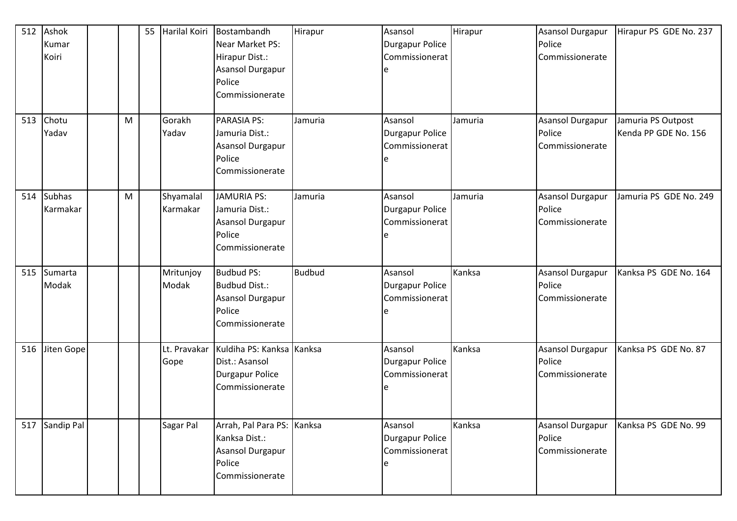| 512 | Ashok Kumar Koiri | | | 55 | Harilal Koiri | Bostambandh Near Market PS: Hirapur Dist.: Asansol Durgapur Police Commissionerate | Hirapur | Asansol Durgapur Police Commissionerate | Hirapur | Asansol Durgapur Police Commissionerate | Hirapur PS GDE No. 237 |
|---|---|---|---|---|---|---|---|---|---|---|---|
| 513 | Chotu Yadav | | M | | Gorakh Yadav | PARASIA PS: Jamuria Dist.: Asansol Durgapur Police Commissionerate | Jamuria | Asansol Durgapur Police Commissionerate | Jamuria | Asansol Durgapur Police Commissionerate | Jamuria PS Outpost Kenda PP GDE No. 156 |
| 514 | Subhas Karmakar | | M | | Shyamalal Karmakar | JAMURIA PS: Jamuria Dist.: Asansol Durgapur Police Commissionerate | Jamuria | Asansol Durgapur Police Commissionerate | Jamuria | Asansol Durgapur Police Commissionerate | Jamuria PS GDE No. 249 |
| 515 | Sumarta Modak | | | | Mritunjoy Modak | Budbud PS: Budbud Dist.: Asansol Durgapur Police Commissionerate | Budbud | Asansol Durgapur Police Commissionerate | Kanksa | Asansol Durgapur Police Commissionerate | Kanksa PS GDE No. 164 |
| 516 | Jiten Gope | | | | Lt. Pravakar Gope | Kuldiha PS: Kanksa Dist.: Asansol Durgapur Police Commissionerate | Kanksa | Asansol Durgapur Police Commissionerate | Kanksa | Asansol Durgapur Police Commissionerate | Kanksa PS GDE No. 87 |
| 517 | Sandip Pal | | | | Sagar Pal | Arrah, Pal Para PS: Kanksa Dist.: Asansol Durgapur Police Commissionerate | Kanksa | Asansol Durgapur Police Commissionerate | Kanksa | Asansol Durgapur Police Commissionerate | Kanksa PS GDE No. 99 |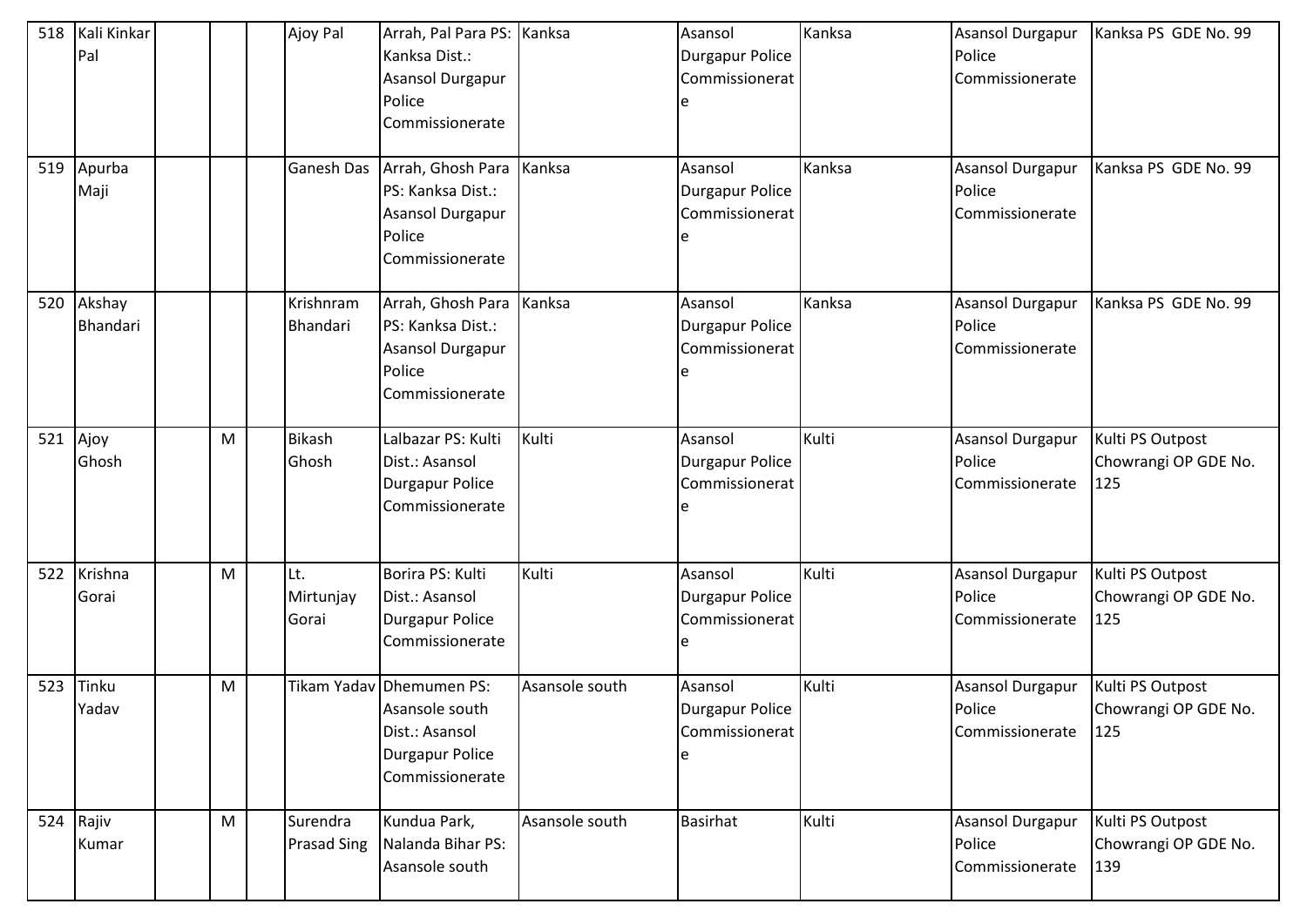| 518 | Kali Kinkar Pal | | | | Ajoy Pal | Arrah, Pal Para PS: Kanksa Dist.: Asansol Durgapur Police Commissionerate | Kanksa | Asansol Durgapur Police Commissionerate | Kanksa | Asansol Durgapur Police Commissionerate | Kanksa PS GDE No. 99 |
|---|---|---|---|---|---|---|---|---|---|---|---|
| 519 | Apurba Maji | | | | Ganesh Das | Arrah, Ghosh Para PS: Kanksa Dist.: Asansol Durgapur Police Commissionerate | Kanksa | Asansol Durgapur Police Commissionerate | Kanksa | Asansol Durgapur Police Commissionerate | Kanksa PS GDE No. 99 |
| 520 | Akshay Bhandari | | | | Krishnram Bhandari | Arrah, Ghosh Para PS: Kanksa Dist.: Asansol Durgapur Police Commissionerate | Kanksa | Asansol Durgapur Police Commissionerate | Kanksa | Asansol Durgapur Police Commissionerate | Kanksa PS GDE No. 99 |
| 521 | Ajoy Ghosh | | M | | Bikash Ghosh | Lalbazar PS: Kulti Dist.: Asansol Durgapur Police Commissionerate | Kulti | Asansol Durgapur Police Commissionerate | Kulti | Asansol Durgapur Police Commissionerate | Kulti PS Outpost Chowrangi OP GDE No. 125 |
| 522 | Krishna Gorai | | M | | Lt. Mirtunjay Gorai | Borira PS: Kulti Dist.: Asansol Durgapur Police Commissionerate | Kulti | Asansol Durgapur Police Commissionerate | Kulti | Asansol Durgapur Police Commissionerate | Kulti PS Outpost Chowrangi OP GDE No. 125 |
| 523 | Tinku Yadav | | M | | Tikam Yadav | Dhemumen PS: Asansole south Dist.: Asansol Durgapur Police Commissionerate | Asansole south | Asansol Durgapur Police Commissionerate | Kulti | Asansol Durgapur Police Commissionerate | Kulti PS Outpost Chowrangi OP GDE No. 125 |
| 524 | Rajiv Kumar | | M | | Surendra Prasad Sing | Kundua Park, Nalanda Bihar PS: Asansole south | Asansole south | Basirhat | Kulti | Asansol Durgapur Police Commissionerate | Kulti PS Outpost Chowrangi OP GDE No. 139 |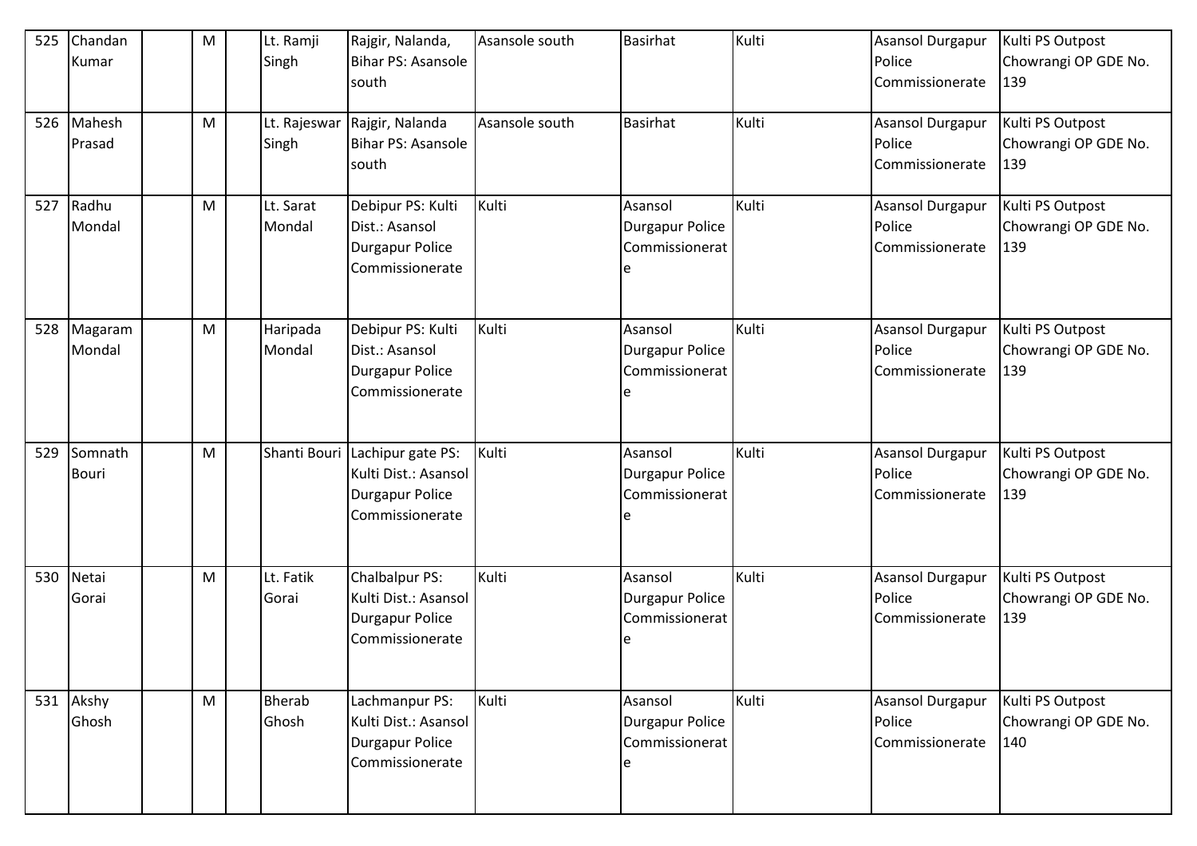| 525 | Chandan Kumar | | M | | Lt. Ramji Singh | Rajgir, Nalanda, Bihar PS: Asansole south | Asansole south | Basirhat | Kulti | Asansol Durgapur Police Commissionerate | Kulti PS Outpost Chowrangi OP GDE No. 139 |
|---|---|---|---|---|---|---|---|---|---|---|---|
| 526 | Mahesh Prasad | | M | | Lt. Rajeswar Singh | Rajgir, Nalanda Bihar PS: Asansole south | Asansole south | Basirhat | Kulti | Asansol Durgapur Police Commissionerate | Kulti PS Outpost Chowrangi OP GDE No. 139 |
| 527 | Radhu Mondal | | M | | Lt. Sarat Mondal | Debipur PS: Kulti Dist.: Asansol Durgapur Police Commissionerate | Kulti | Asansol Durgapur Police Commissionerate | Kulti | Asansol Durgapur Police Commissionerate | Kulti PS Outpost Chowrangi OP GDE No. 139 |
| 528 | Magaram Mondal | | M | | Haripada Mondal | Debipur PS: Kulti Dist.: Asansol Durgapur Police Commissionerate | Kulti | Asansol Durgapur Police Commissionerate | Kulti | Asansol Durgapur Police Commissionerate | Kulti PS Outpost Chowrangi OP GDE No. 139 |
| 529 | Somnath Bouri | | M | | Shanti Bouri | Lachipur gate PS: Kulti Dist.: Asansol Durgapur Police Commissionerate | Kulti | Asansol Durgapur Police Commissionerate | Kulti | Asansol Durgapur Police Commissionerate | Kulti PS Outpost Chowrangi OP GDE No. 139 |
| 530 | Netai Gorai | | M | | Lt. Fatik Gorai | Chalbalpur PS: Kulti Dist.: Asansol Durgapur Police Commissionerate | Kulti | Asansol Durgapur Police Commissionerate | Kulti | Asansol Durgapur Police Commissionerate | Kulti PS Outpost Chowrangi OP GDE No. 139 |
| 531 | Akshy Ghosh | | M | | Bherab Ghosh | Lachmanpur PS: Kulti Dist.: Asansol Durgapur Police Commissionerate | Kulti | Asansol Durgapur Police Commissionerate | Kulti | Asansol Durgapur Police Commissionerate | Kulti PS Outpost Chowrangi OP GDE No. 140 |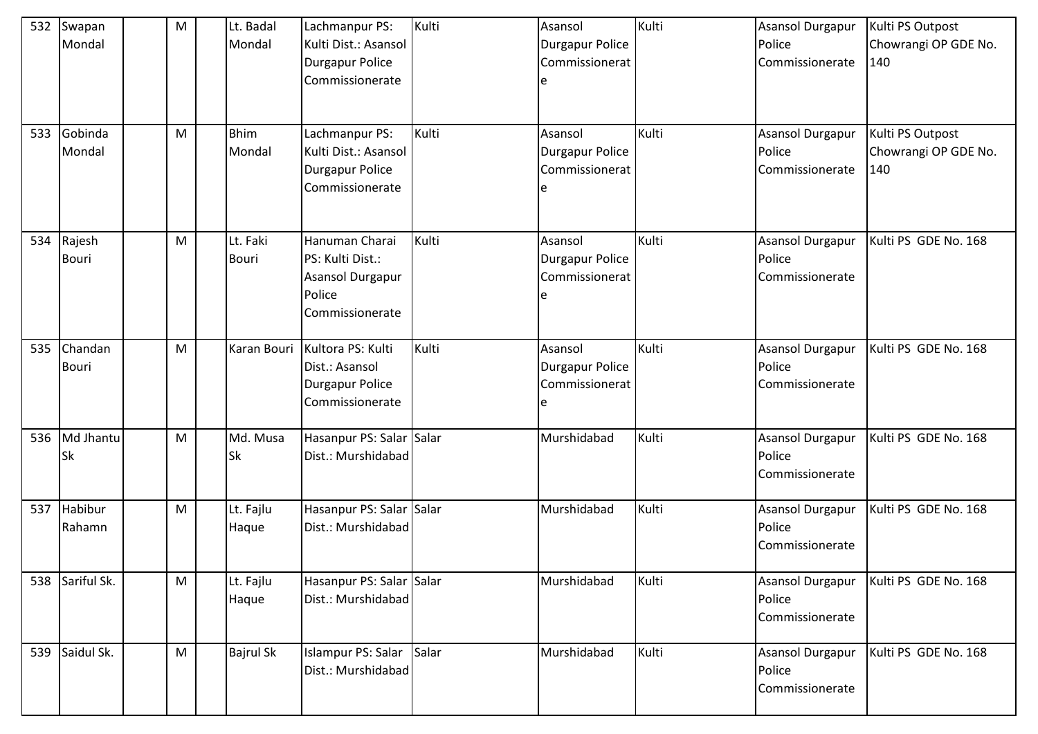| 532 | Swapan Mondal | | M | | Lt. Badal Mondal | Lachmanpur PS: Kulti Dist.: Asansol Durgapur Police Commissionerate | Kulti | Asansol Durgapur Police Commissionerate | Kulti | Asansol Durgapur Police Commissionerate | Kulti PS Outpost Chowrangi OP GDE No. 140 |
|---|---|---|---|---|---|---|---|---|---|---|---|
| 533 | Gobinda Mondal | | M | | Bhim Mondal | Lachmanpur PS: Kulti Dist.: Asansol Durgapur Police Commissionerate | Kulti | Asansol Durgapur Police Commissionerate | Kulti | Asansol Durgapur Police Commissionerate | Kulti PS Outpost Chowrangi OP GDE No. 140 |
| 534 | Rajesh Bouri | | M | | Lt. Faki Bouri | Hanuman Charai PS: Kulti Dist.: Asansol Durgapur Police Commissionerate | Kulti | Asansol Durgapur Police Commissionerate | Kulti | Asansol Durgapur Police Commissionerate | Kulti PS GDE No. 168 |
| 535 | Chandan Bouri | | M | | Karan Bouri | Kultora PS: Kulti Dist.: Asansol Durgapur Police Commissionerate | Kulti | Asansol Durgapur Police Commissionerate | Kulti | Asansol Durgapur Police Commissionerate | Kulti PS GDE No. 168 |
| 536 | Md Jhantu Sk | | M | | Md. Musa Sk | Hasanpur PS: Salar Dist.: Murshidabad | Salar | Murshidabad | Kulti | Asansol Durgapur Police Commissionerate | Kulti PS GDE No. 168 |
| 537 | Habibur Rahamn | | M | | Lt. Fajlu Haque | Hasanpur PS: Salar Dist.: Murshidabad | Salar | Murshidabad | Kulti | Asansol Durgapur Police Commissionerate | Kulti PS GDE No. 168 |
| 538 | Sariful Sk. | | M | | Lt. Fajlu Haque | Hasanpur PS: Salar Dist.: Murshidabad | Salar | Murshidabad | Kulti | Asansol Durgapur Police Commissionerate | Kulti PS GDE No. 168 |
| 539 | Saidul Sk. | | M | | Bajrul Sk | Islampur PS: Salar Dist.: Murshidabad | Salar | Murshidabad | Kulti | Asansol Durgapur Police Commissionerate | Kulti PS GDE No. 168 |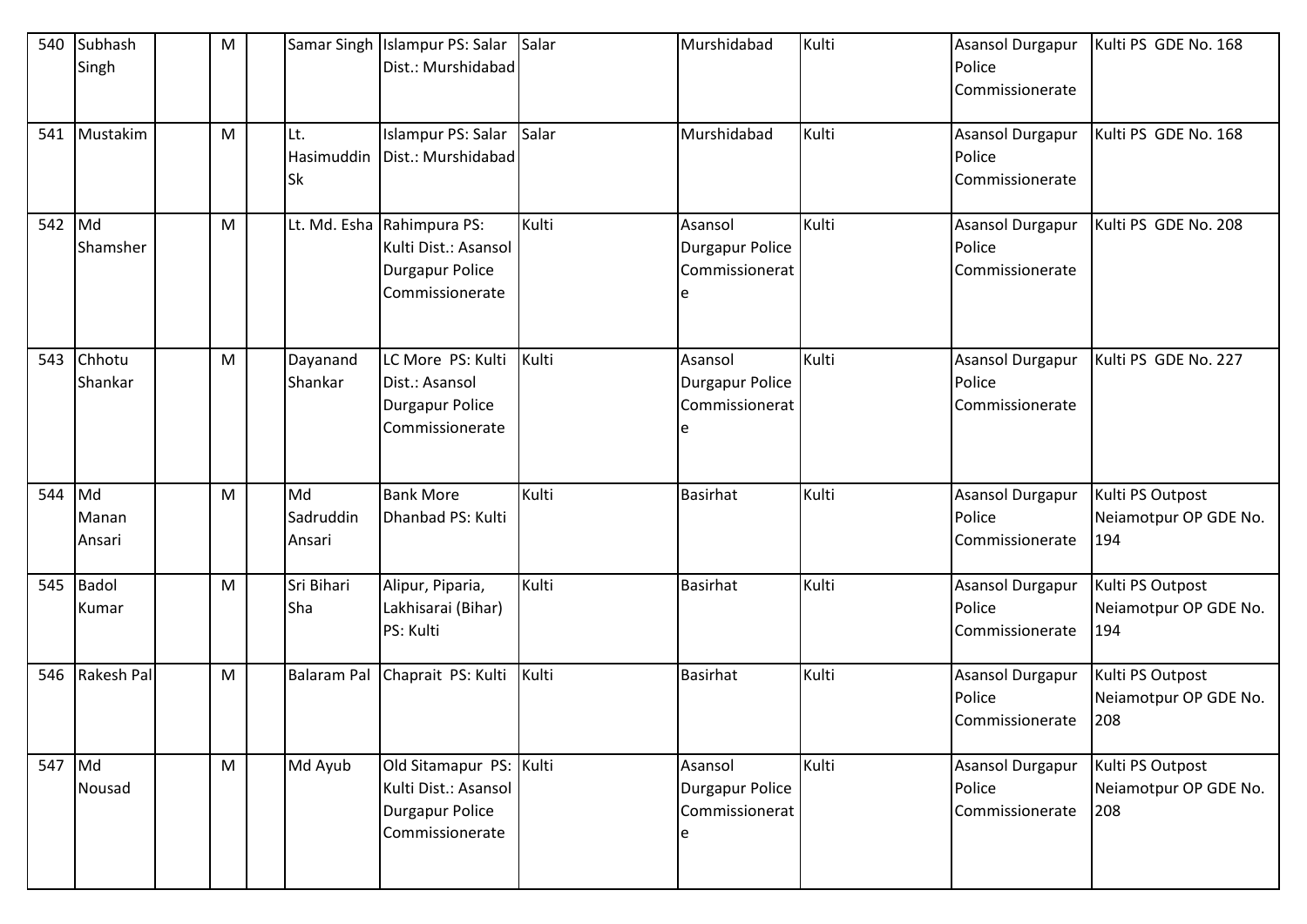| 540 | Subhash Singh | | M | | Samar Singh | Islampur PS: Salar Dist.: Murshidabad | Salar | Murshidabad | Kulti | Asansol Durgapur Police Commissionerate | Kulti PS GDE No. 168 |
|---|---|---|---|---|---|---|---|---|---|---|---|
| 541 | Mustakim | | M | | Lt. Hasimuddin Sk | Islampur PS: Salar Dist.: Murshidabad | Salar | Murshidabad | Kulti | Asansol Durgapur Police Commissionerate | Kulti PS GDE No. 168 |
| 542 | Md Shamsher | | M | | Lt. Md. Esha | Rahimpura PS: Kulti Dist.: Asansol Durgapur Police Commissionerate | Kulti | Asansol Durgapur Police Commissionerate | Kulti | Asansol Durgapur Police Commissionerate | Kulti PS GDE No. 208 |
| 543 | Chhotu Shankar | | M | | Dayanand Shankar | LC More PS: Kulti Dist.: Asansol Durgapur Police Commissionerate | Kulti | Asansol Durgapur Police Commissionerate | Kulti | Asansol Durgapur Police Commissionerate | Kulti PS GDE No. 227 |
| 544 | Md Manan Ansari | | M | | Md Sadruddin Ansari | Bank More Dhanbad PS: Kulti | Kulti | Basirhat | Kulti | Asansol Durgapur Police Commissionerate | Kulti PS Outpost Neiamotpur OP GDE No. 194 |
| 545 | Badol Kumar | | M | | Sri Bihari Sha | Alipur, Piparia, Lakhisarai (Bihar) PS: Kulti | Kulti | Basirhat | Kulti | Asansol Durgapur Police Commissionerate | Kulti PS Outpost Neiamotpur OP GDE No. 194 |
| 546 | Rakesh Pal | | M | | Balaram Pal | Chaprait PS: Kulti | Kulti | Basirhat | Kulti | Asansol Durgapur Police Commissionerate | Kulti PS Outpost Neiamotpur OP GDE No. 208 |
| 547 | Md Nousad | | M | | Md Ayub | Old Sitamapur PS: Kulti Dist.: Asansol Durgapur Police Commissionerate | Kulti | Asansol Durgapur Police Commissionerate | Kulti | Asansol Durgapur Police Commissionerate | Kulti PS Outpost Neiamotpur OP GDE No. 208 |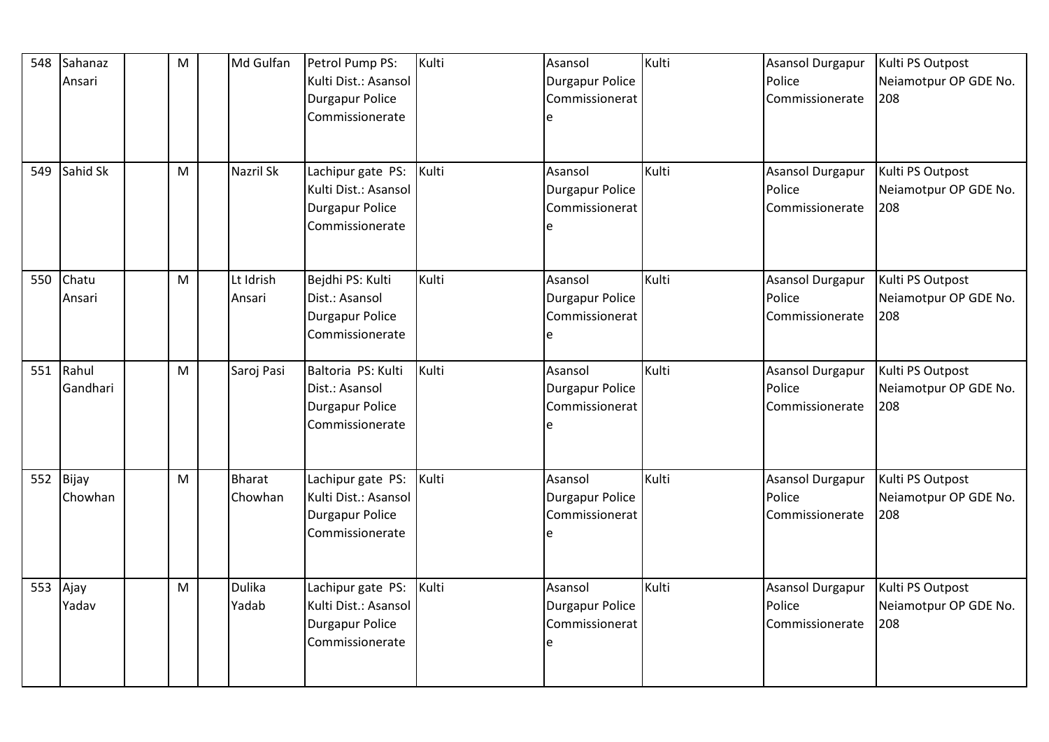| 548 | Sahanaz Ansari | | M | | Md Gulfan | Petrol Pump PS: Kulti Dist.: Asansol Durgapur Police Commissionerate | Kulti | Asansol Durgapur Police Commissionerate | Kulti | Asansol Durgapur Police Commissionerate | Kulti PS Outpost Neiamotpur OP GDE No. 208 |
|---|---|---|---|---|---|---|---|---|---|---|---|
| 549 | Sahid Sk | | M | | Nazril Sk | Lachipur gate PS: Kulti Dist.: Asansol Durgapur Police Commissionerate | Kulti | Asansol Durgapur Police Commissionerate | Kulti | Asansol Durgapur Police Commissionerate | Kulti PS Outpost Neiamotpur OP GDE No. 208 |
| 550 | Chatu Ansari | | M | | Lt Idrish Ansari | Bejdhi PS: Kulti Dist.: Asansol Durgapur Police Commissionerate | Kulti | Asansol Durgapur Police Commissionerate | Kulti | Asansol Durgapur Police Commissionerate | Kulti PS Outpost Neiamotpur OP GDE No. 208 |
| 551 | Rahul Gandhari | | M | | Saroj Pasi | Baltoria PS: Kulti Dist.: Asansol Durgapur Police Commissionerate | Kulti | Asansol Durgapur Police Commissionerate | Kulti | Asansol Durgapur Police Commissionerate | Kulti PS Outpost Neiamotpur OP GDE No. 208 |
| 552 | Bijay Chowhan | | M | | Bharat Chowhan | Lachipur gate PS: Kulti Dist.: Asansol Durgapur Police Commissionerate | Kulti | Asansol Durgapur Police Commissionerate | Kulti | Asansol Durgapur Police Commissionerate | Kulti PS Outpost Neiamotpur OP GDE No. 208 |
| 553 | Ajay Yadav | | M | | Dulika Yadab | Lachipur gate PS: Kulti Dist.: Asansol Durgapur Police Commissionerate | Kulti | Asansol Durgapur Police Commissionerate | Kulti | Asansol Durgapur Police Commissionerate | Kulti PS Outpost Neiamotpur OP GDE No. 208 |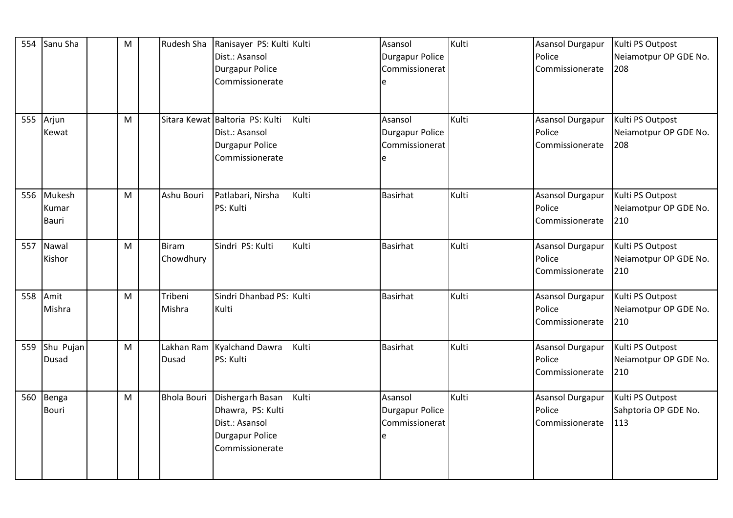| 554 | Sanu Sha | | M | | Rudesh Sha | Ranisayer PS: Kulti Dist.: Asansol Durgapur Police Commissionerate | Kulti | Asansol Durgapur Police Commissionerate | Kulti | Asansol Durgapur Police Commissionerate | Kulti PS Outpost Neiamotpur OP GDE No. 208 |
|---|---|---|---|---|---|---|---|---|---|---|---|
| 555 | Arjun Kewat | | M | | Sitara Kewat | Baltoria PS: Kulti Dist.: Asansol Durgapur Police Commissionerate | Kulti | Asansol Durgapur Police Commissionerate | Kulti | Asansol Durgapur Police Commissionerate | Kulti PS Outpost Neiamotpur OP GDE No. 208 |
| 556 | Mukesh Kumar Bauri | | M | | Ashu Bouri | Patlabari, Nirsha PS: Kulti | Kulti | Basirhat | Kulti | Asansol Durgapur Police Commissionerate | Kulti PS Outpost Neiamotpur OP GDE No. 210 |
| 557 | Nawal Kishor | | M | | Biram Chowdhury | Sindri PS: Kulti | Kulti | Basirhat | Kulti | Asansol Durgapur Police Commissionerate | Kulti PS Outpost Neiamotpur OP GDE No. 210 |
| 558 | Amit Mishra | | M | | Tribeni Mishra | Sindri Dhanbad PS: Kulti | Kulti | Basirhat | Kulti | Asansol Durgapur Police Commissionerate | Kulti PS Outpost Neiamotpur OP GDE No. 210 |
| 559 | Shu Pujan Dusad | | M | | Lakhan Ram Dusad | Kyalchand Dawra PS: Kulti | Kulti | Basirhat | Kulti | Asansol Durgapur Police Commissionerate | Kulti PS Outpost Neiamotpur OP GDE No. 210 |
| 560 | Benga Bouri | | M | | Bhola Bouri | Dishergarh Basan Dhawra, PS: Kulti Dist.: Asansol Durgapur Police Commissionerate | Kulti | Asansol Durgapur Police Commissionerate | Kulti | Asansol Durgapur Police Commissionerate | Kulti PS Outpost Sahptoria OP GDE No. 113 |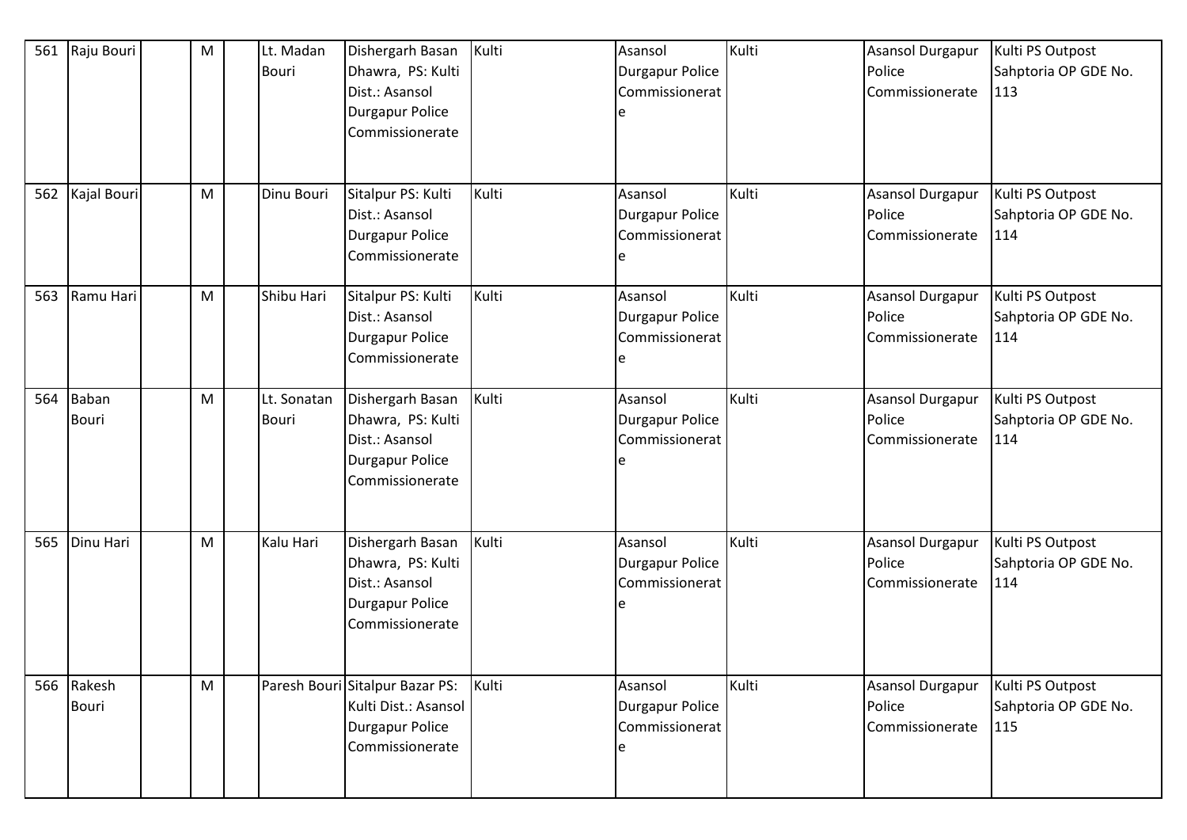| 561 | Raju Bouri | | M | | Lt. Madan Bouri | Dishergarh Basan Dhawra, PS: Kulti Dist.: Asansol Durgapur Police Commissionerate | Kulti | Asansol Durgapur Police Commissionerate | Kulti | Asansol Durgapur Police Commissionerate | Kulti PS Outpost Sahptoria OP GDE No. 113 |
|---|---|---|---|---|---|---|---|---|---|---|---|
| 562 | Kajal Bouri | | M | | Dinu Bouri | Sitalpur PS: Kulti Dist.: Asansol Durgapur Police Commissionerate | Kulti | Asansol Durgapur Police Commissionerate | Kulti | Asansol Durgapur Police Commissionerate | Kulti PS Outpost Sahptoria OP GDE No. 114 |
| 563 | Ramu Hari | | M | | Shibu Hari | Sitalpur PS: Kulti Dist.: Asansol Durgapur Police Commissionerate | Kulti | Asansol Durgapur Police Commissionerate | Kulti | Asansol Durgapur Police Commissionerate | Kulti PS Outpost Sahptoria OP GDE No. 114 |
| 564 | Baban Bouri | | M | | Lt. Sonatan Bouri | Dishergarh Basan Dhawra, PS: Kulti Dist.: Asansol Durgapur Police Commissionerate | Kulti | Asansol Durgapur Police Commissionerate | Kulti | Asansol Durgapur Police Commissionerate | Kulti PS Outpost Sahptoria OP GDE No. 114 |
| 565 | Dinu Hari | | M | | Kalu Hari | Dishergarh Basan Dhawra, PS: Kulti Dist.: Asansol Durgapur Police Commissionerate | Kulti | Asansol Durgapur Police Commissionerate | Kulti | Asansol Durgapur Police Commissionerate | Kulti PS Outpost Sahptoria OP GDE No. 114 |
| 566 | Rakesh Bouri | | M | | Paresh Bouri | Sitalpur Bazar PS: Kulti Dist.: Asansol Durgapur Police Commissionerate | Kulti | Asansol Durgapur Police Commissionerate | Kulti | Asansol Durgapur Police Commissionerate | Kulti PS Outpost Sahptoria OP GDE No. 115 |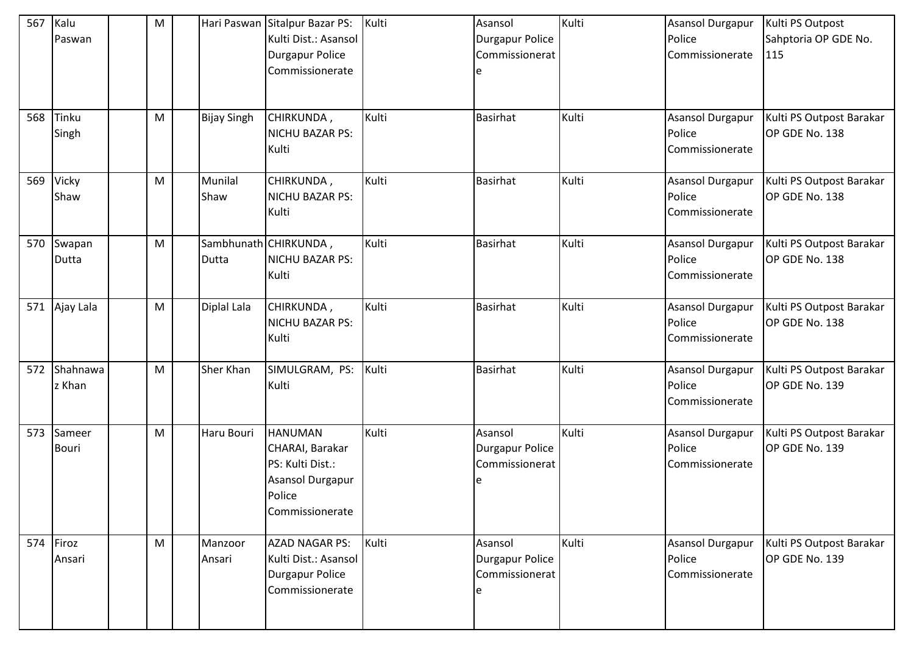| 567 | Kalu Paswan | | M | | Hari Paswan | Sitalpur Bazar PS: Kulti Dist.: Asansol Durgapur Police Commissionerate | Kulti | Asansol Durgapur Police Commissionerate | Kulti | Asansol Durgapur Police Commissionerate | Kulti PS Outpost Sahptoria OP GDE No. 115 |
|---|---|---|---|---|---|---|---|---|---|---|---|
| 568 | Tinku Singh | | M | | Bijay Singh | CHIRKUNDA , NICHU BAZAR PS: Kulti | Kulti | Basirhat | Kulti | Asansol Durgapur Police Commissionerate | Kulti PS Outpost Barakar OP GDE No. 138 |
| 569 | Vicky Shaw | | M | | Munilal Shaw | CHIRKUNDA , NICHU BAZAR PS: Kulti | Kulti | Basirhat | Kulti | Asansol Durgapur Police Commissionerate | Kulti PS Outpost Barakar OP GDE No. 138 |
| 570 | Swapan Dutta | | M | | Sambhunath Dutta | CHIRKUNDA , NICHU BAZAR PS: Kulti | Kulti | Basirhat | Kulti | Asansol Durgapur Police Commissionerate | Kulti PS Outpost Barakar OP GDE No. 138 |
| 571 | Ajay Lala | | M | | Diplal Lala | CHIRKUNDA , NICHU BAZAR PS: Kulti | Kulti | Basirhat | Kulti | Asansol Durgapur Police Commissionerate | Kulti PS Outpost Barakar OP GDE No. 138 |
| 572 | Shahnawaz Khan | | M | | Sher Khan | SIMULGRAM, PS: Kulti | Kulti | Basirhat | Kulti | Asansol Durgapur Police Commissionerate | Kulti PS Outpost Barakar OP GDE No. 139 |
| 573 | Sameer Bouri | | M | | Haru Bouri | HANUMAN CHARAI, Barakar PS: Kulti Dist.: Asansol Durgapur Police Commissionerate | Kulti | Asansol Durgapur Police Commissionerate | Kulti | Asansol Durgapur Police Commissionerate | Kulti PS Outpost Barakar OP GDE No. 139 |
| 574 | Firoz Ansari | | M | | Manzoor Ansari | AZAD NAGAR PS: Kulti Dist.: Asansol Durgapur Police Commissionerate | Kulti | Asansol Durgapur Police Commissionerate | Kulti | Asansol Durgapur Police Commissionerate | Kulti PS Outpost Barakar OP GDE No. 139 |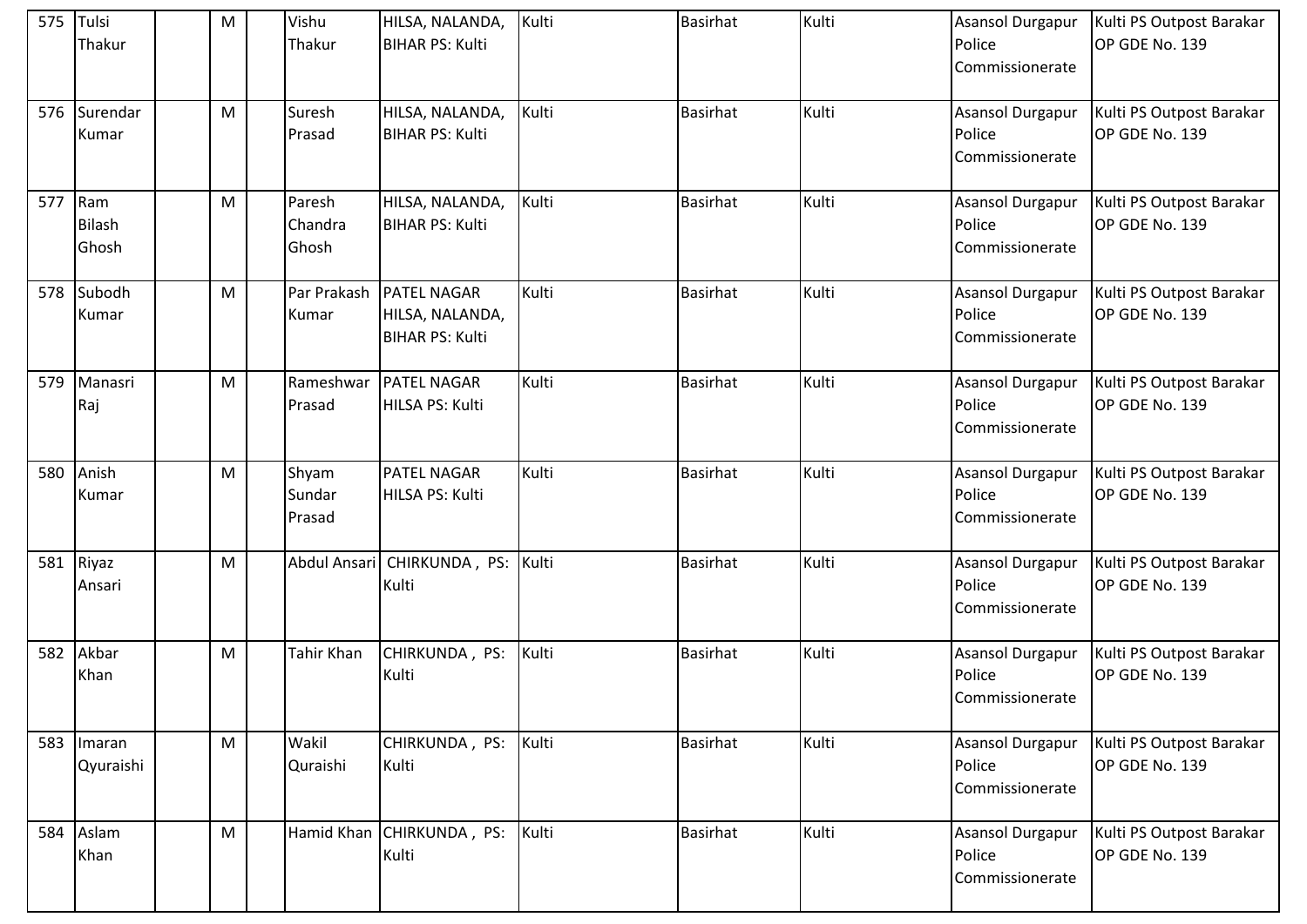| 575 | Tulsi Thakur | | M | | Vishu Thakur | HILSA, NALANDA, BIHAR PS: Kulti | Kulti | Basirhat | Kulti | Asansol Durgapur Police Commissionerate | Kulti PS Outpost Barakar OP GDE No. 139 |
|---|---|---|---|---|---|---|---|---|---|---|---|
| 576 | Surendar Kumar | | M | | Suresh Prasad | HILSA, NALANDA, BIHAR PS: Kulti | Kulti | Basirhat | Kulti | Asansol Durgapur Police Commissionerate | Kulti PS Outpost Barakar OP GDE No. 139 |
| 577 | Ram Bilash Ghosh | | M | | Paresh Chandra Ghosh | HILSA, NALANDA, BIHAR PS: Kulti | Kulti | Basirhat | Kulti | Asansol Durgapur Police Commissionerate | Kulti PS Outpost Barakar OP GDE No. 139 |
| 578 | Subodh Kumar | | M | | Par Prakash Kumar | PATEL NAGAR HILSA, NALANDA, BIHAR PS: Kulti | Kulti | Basirhat | Kulti | Asansol Durgapur Police Commissionerate | Kulti PS Outpost Barakar OP GDE No. 139 |
| 579 | Manasri Raj | | M | | Rameshwar Prasad | PATEL NAGAR HILSA PS: Kulti | Kulti | Basirhat | Kulti | Asansol Durgapur Police Commissionerate | Kulti PS Outpost Barakar OP GDE No. 139 |
| 580 | Anish Kumar | | M | | Shyam Sundar Prasad | PATEL NAGAR HILSA PS: Kulti | Kulti | Basirhat | Kulti | Asansol Durgapur Police Commissionerate | Kulti PS Outpost Barakar OP GDE No. 139 |
| 581 | Riyaz Ansari | | M | | Abdul Ansari | CHIRKUNDA , PS: Kulti | Kulti | Basirhat | Kulti | Asansol Durgapur Police Commissionerate | Kulti PS Outpost Barakar OP GDE No. 139 |
| 582 | Akbar Khan | | M | | Tahir Khan | CHIRKUNDA , PS: Kulti | Kulti | Basirhat | Kulti | Asansol Durgapur Police Commissionerate | Kulti PS Outpost Barakar OP GDE No. 139 |
| 583 | Imaran Qyuraishi | | M | | Wakil Quraishi | CHIRKUNDA , PS: Kulti | Kulti | Basirhat | Kulti | Asansol Durgapur Police Commissionerate | Kulti PS Outpost Barakar OP GDE No. 139 |
| 584 | Aslam Khan | | M | | Hamid Khan | CHIRKUNDA , PS: Kulti | Kulti | Basirhat | Kulti | Asansol Durgapur Police Commissionerate | Kulti PS Outpost Barakar OP GDE No. 139 |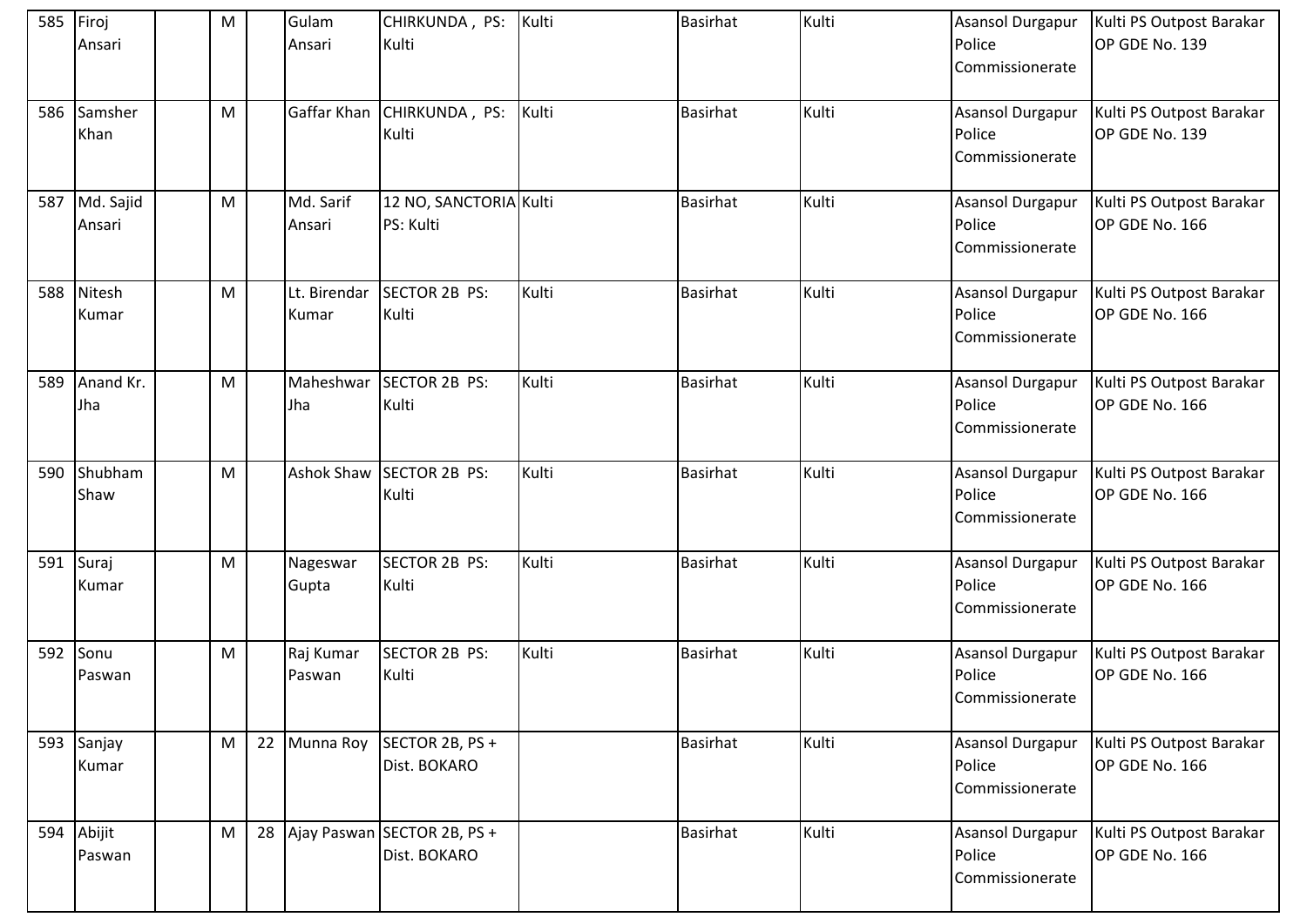| | | | | | | | | | | |
|---|---|---|---|---|---|---|---|---|---|---|
| 585 | Firoj Ansari | | M | | Gulam Ansari | CHIRKUNDA , PS: Kulti | Kulti | Basirhat | Kulti | Asansol Durgapur Police Commissionerate | Kulti PS Outpost Barakar OP GDE No. 139 |
| 586 | Samsher Khan | | M | | Gaffar Khan | CHIRKUNDA , PS: Kulti | Kulti | Basirhat | Kulti | Asansol Durgapur Police Commissionerate | Kulti PS Outpost Barakar OP GDE No. 139 |
| 587 | Md. Sajid Ansari | | M | | Md. Sarif Ansari | 12 NO, SANCTORIA PS: Kulti | Kulti | Basirhat | Kulti | Asansol Durgapur Police Commissionerate | Kulti PS Outpost Barakar OP GDE No. 166 |
| 588 | Nitesh Kumar | | M | | Lt. Birendar Kumar | SECTOR 2B PS: Kulti | Kulti | Basirhat | Kulti | Asansol Durgapur Police Commissionerate | Kulti PS Outpost Barakar OP GDE No. 166 |
| 589 | Anand Kr. Jha | | M | | Maheshwar Jha | SECTOR 2B PS: Kulti | Kulti | Basirhat | Kulti | Asansol Durgapur Police Commissionerate | Kulti PS Outpost Barakar OP GDE No. 166 |
| 590 | Shubham Shaw | | M | | Ashok Shaw | SECTOR 2B PS: Kulti | Kulti | Basirhat | Kulti | Asansol Durgapur Police Commissionerate | Kulti PS Outpost Barakar OP GDE No. 166 |
| 591 | Suraj Kumar | | M | | Nageswar Gupta | SECTOR 2B PS: Kulti | Kulti | Basirhat | Kulti | Asansol Durgapur Police Commissionerate | Kulti PS Outpost Barakar OP GDE No. 166 |
| 592 | Sonu Paswan | | M | | Raj Kumar Paswan | SECTOR 2B PS: Kulti | Kulti | Basirhat | Kulti | Asansol Durgapur Police Commissionerate | Kulti PS Outpost Barakar OP GDE No. 166 |
| 593 | Sanjay Kumar | | M | 22 | Munna Roy | SECTOR 2B, PS + Dist. BOKARO | | Basirhat | Kulti | Asansol Durgapur Police Commissionerate | Kulti PS Outpost Barakar OP GDE No. 166 |
| 594 | Abijit Paswan | | M | 28 | Ajay Paswan | SECTOR 2B, PS + Dist. BOKARO | | Basirhat | Kulti | Asansol Durgapur Police Commissionerate | Kulti PS Outpost Barakar OP GDE No. 166 |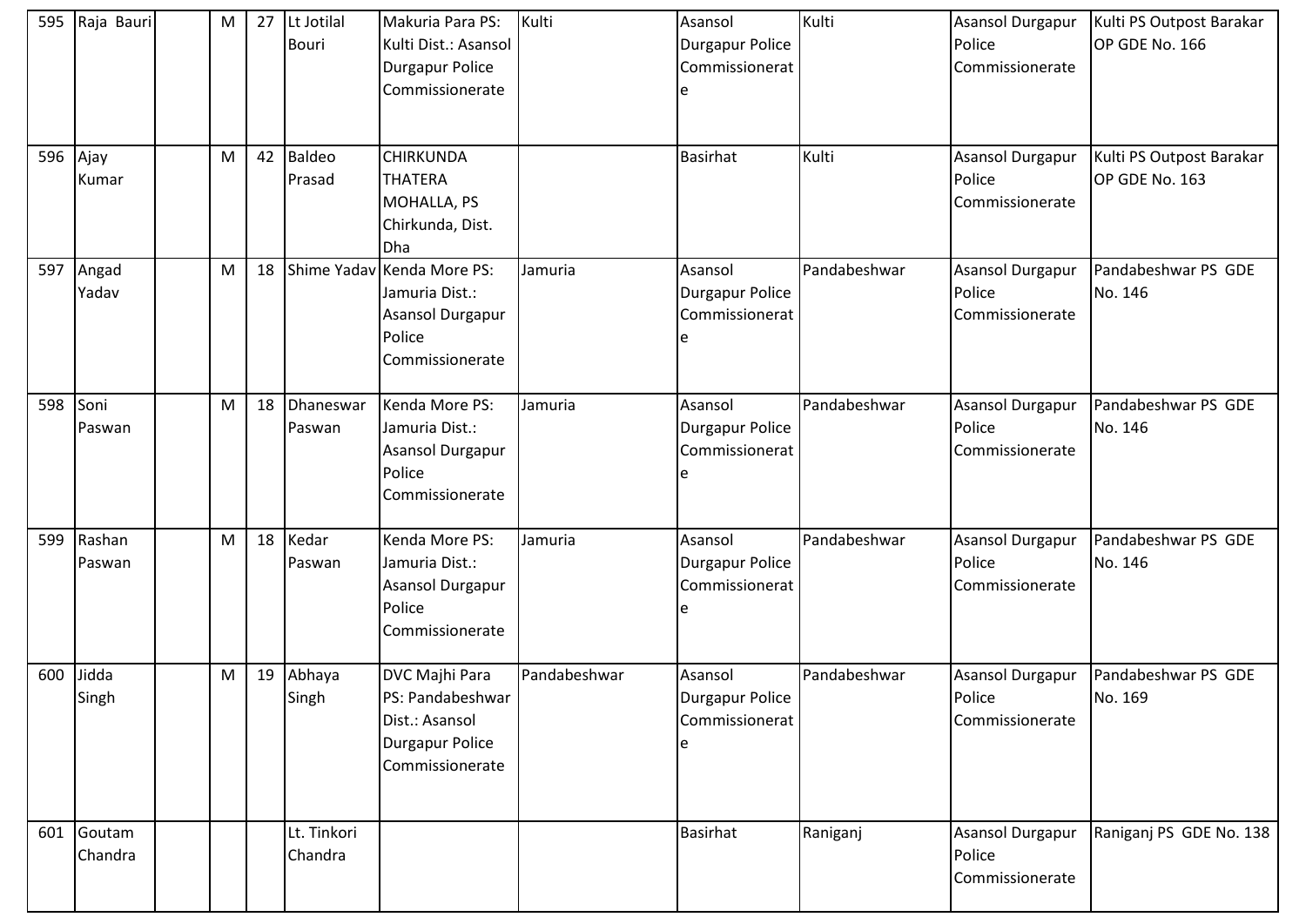| 595 | Raja Bauri | | M | 27 | Lt Jotilal Bouri | Makuria Para PS: Kulti Dist.: Asansol Durgapur Police Commissionerate | Kulti | Asansol Durgapur Police Commissionerate | Kulti | Asansol Durgapur Police Commissionerate | Kulti PS Outpost Barakar OP GDE No. 166 |
|---|---|---|---|---|---|---|---|---|---|---|---|
| 596 | Ajay Kumar | | M | 42 | Baldeo Prasad | CHIRKUNDA THATERA MOHALLA, PS Chirkunda, Dist. Dha | | Basirhat | Kulti | Asansol Durgapur Police Commissionerate | Kulti PS Outpost Barakar OP GDE No. 163 |
| 597 | Angad Yadav | | M | 18 | Shime Yadav | Kenda More PS: Jamuria Dist.: Asansol Durgapur Police Commissionerate | Jamuria | Asansol Durgapur Police Commissionerate | Pandabeshwar | Asansol Durgapur Police Commissionerate | Pandabeshwar PS GDE No. 146 |
| 598 | Soni Paswan | | M | 18 | Dhaneswar Paswan | Kenda More PS: Jamuria Dist.: Asansol Durgapur Police Commissionerate | Jamuria | Asansol Durgapur Police Commissionerate | Pandabeshwar | Asansol Durgapur Police Commissionerate | Pandabeshwar PS GDE No. 146 |
| 599 | Rashan Paswan | | M | 18 | Kedar Paswan | Kenda More PS: Jamuria Dist.: Asansol Durgapur Police Commissionerate | Jamuria | Asansol Durgapur Police Commissionerate | Pandabeshwar | Asansol Durgapur Police Commissionerate | Pandabeshwar PS GDE No. 146 |
| 600 | Jidda Singh | | M | 19 | Abhaya Singh | DVC Majhi Para PS: Pandabeshwar Dist.: Asansol Durgapur Police Commissionerate | Pandabeshwar | Asansol Durgapur Police Commissionerate | Pandabeshwar | Asansol Durgapur Police Commissionerate | Pandabeshwar PS GDE No. 169 |
| 601 | Goutam Chandra | | | | Lt. Tinkori Chandra | | | Basirhat | Raniganj | Asansol Durgapur Police Commissionerate | Raniganj PS GDE No. 138 |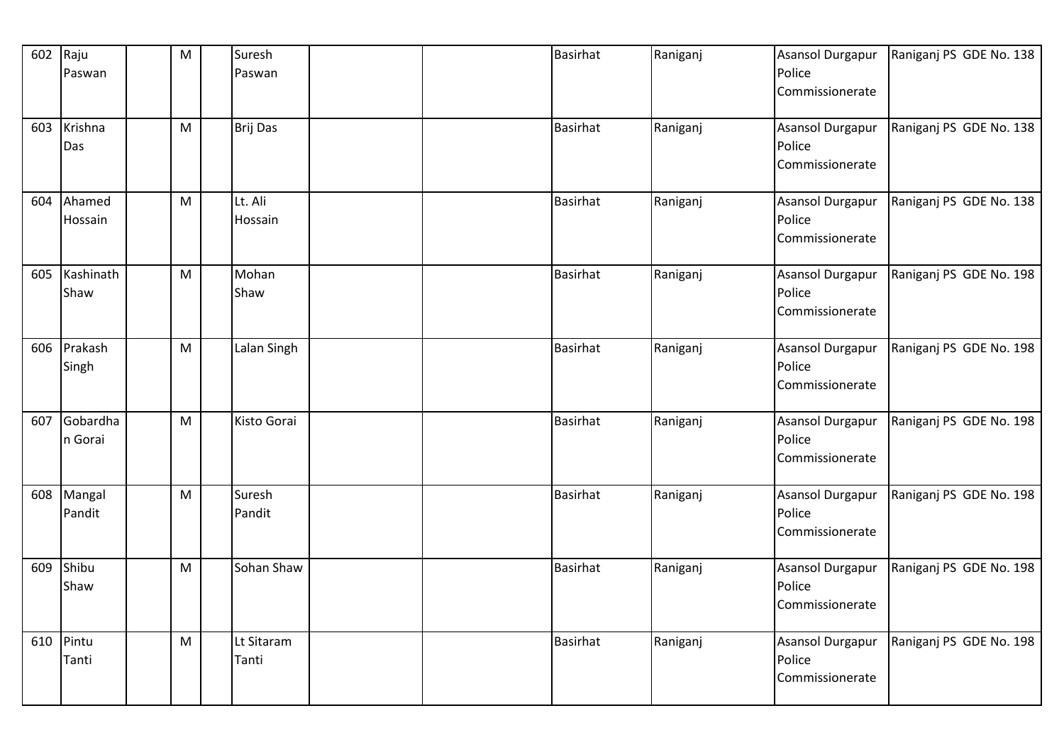| 602 | Raju Paswan | | M | | Suresh Paswan | | | Basirhat | Raniganj | Asansol Durgapur Police Commissionerate | Raniganj PS GDE No. 138 |
|---|---|---|---|---|---|---|---|---|---|---|---|
| 603 | Krishna Das | | M | | Brij Das | | | Basirhat | Raniganj | Asansol Durgapur Police Commissionerate | Raniganj PS GDE No. 138 |
| 604 | Ahamed Hossain | | M | | Lt. Ali Hossain | | | Basirhat | Raniganj | Asansol Durgapur Police Commissionerate | Raniganj PS GDE No. 138 |
| 605 | Kashinath Shaw | | M | | Mohan Shaw | | | Basirhat | Raniganj | Asansol Durgapur Police Commissionerate | Raniganj PS GDE No. 198 |
| 606 | Prakash Singh | | M | | Lalan Singh | | | Basirhat | Raniganj | Asansol Durgapur Police Commissionerate | Raniganj PS GDE No. 198 |
| 607 | Gobardhan Gorai | | M | | Kisto Gorai | | | Basirhat | Raniganj | Asansol Durgapur Police Commissionerate | Raniganj PS GDE No. 198 |
| 608 | Mangal Pandit | | M | | Suresh Pandit | | | Basirhat | Raniganj | Asansol Durgapur Police Commissionerate | Raniganj PS GDE No. 198 |
| 609 | Shibu Shaw | | M | | Sohan Shaw | | | Basirhat | Raniganj | Asansol Durgapur Police Commissionerate | Raniganj PS GDE No. 198 |
| 610 | Pintu Tanti | | M | | Lt Sitaram Tanti | | | Basirhat | Raniganj | Asansol Durgapur Police Commissionerate | Raniganj PS GDE No. 198 |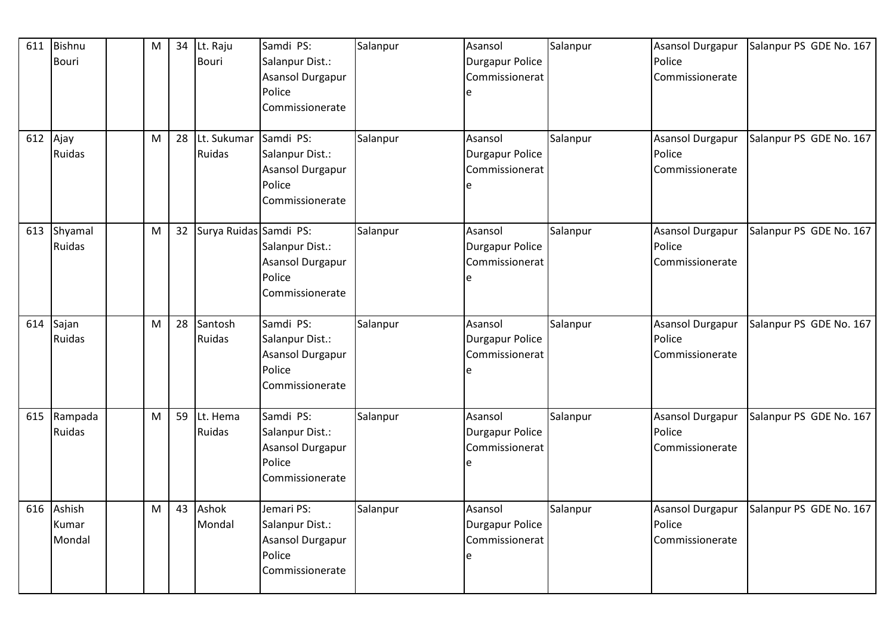| 611 | Bishnu Bouri | | M | 34 | Lt. Raju Bouri | Samdi PS: Salanpur Dist.: Asansol Durgapur Police Commissionerate | Salanpur | Asansol Durgapur Police Commissionerate | Salanpur | Asansol Durgapur Police Commissionerate | Salanpur PS GDE No. 167 |
|---|---|---|---|---|---|---|---|---|---|---|---|
| 612 | Ajay Ruidas | | M | 28 | Lt. Sukumar Ruidas | Samdi PS: Salanpur Dist.: Asansol Durgapur Police Commissionerate | Salanpur | Asansol Durgapur Police Commissionerate | Salanpur | Asansol Durgapur Police Commissionerate | Salanpur PS GDE No. 167 |
| 613 | Shyamal Ruidas | | M | 32 | Surya Ruidas | Samdi PS: Salanpur Dist.: Asansol Durgapur Police Commissionerate | Salanpur | Asansol Durgapur Police Commissionerate | Salanpur | Asansol Durgapur Police Commissionerate | Salanpur PS GDE No. 167 |
| 614 | Sajan Ruidas | | M | 28 | Santosh Ruidas | Samdi PS: Salanpur Dist.: Asansol Durgapur Police Commissionerate | Salanpur | Asansol Durgapur Police Commissionerate | Salanpur | Asansol Durgapur Police Commissionerate | Salanpur PS GDE No. 167 |
| 615 | Rampada Ruidas | | M | 59 | Lt. Hema Ruidas | Samdi PS: Salanpur Dist.: Asansol Durgapur Police Commissionerate | Salanpur | Asansol Durgapur Police Commissionerate | Salanpur | Asansol Durgapur Police Commissionerate | Salanpur PS GDE No. 167 |
| 616 | Ashish Kumar Mondal | | M | 43 | Ashok Mondal | Jemari PS: Salanpur Dist.: Asansol Durgapur Police Commissionerate | Salanpur | Asansol Durgapur Police Commissionerate | Salanpur | Asansol Durgapur Police Commissionerate | Salanpur PS GDE No. 167 |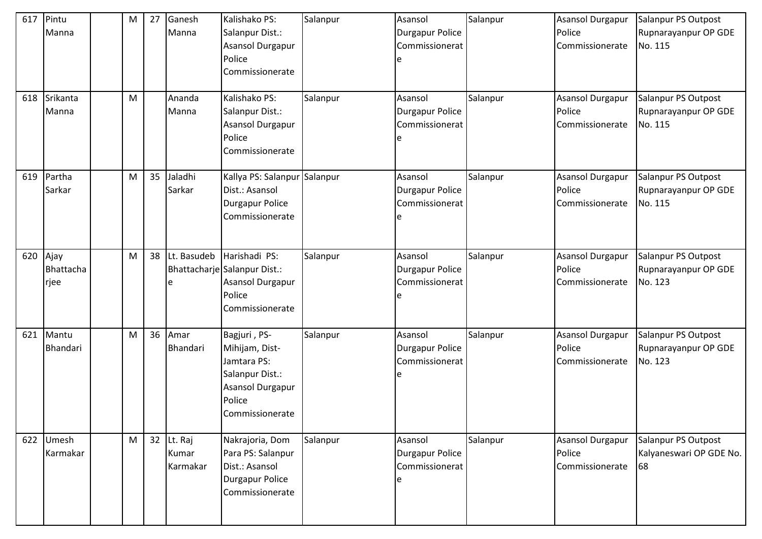| 617 | Pintu Manna | | M | 27 | Ganesh Manna | Kalishako PS: Salanpur Dist.: Asansol Durgapur Police Commissionerate | Salanpur | Asansol Durgapur Police Commissionerate | Salanpur | Asansol Durgapur Police Commissionerate | Salanpur PS Outpost Rupnarayanpur OP GDE No. 115 |
|---|---|---|---|---|---|---|---|---|---|---|---|
| 618 | Srikanta Manna | | M | | Ananda Manna | Kalishako PS: Salanpur Dist.: Asansol Durgapur Police Commissionerate | Salanpur | Asansol Durgapur Police Commissionerate | Salanpur | Asansol Durgapur Police Commissionerate | Salanpur PS Outpost Rupnarayanpur OP GDE No. 115 |
| 619 | Partha Sarkar | | M | 35 | Jaladhi Sarkar | Kallya PS: Salanpur Dist.: Asansol Durgapur Police Commissionerate | Salanpur | Asansol Durgapur Police Commissionerate | Salanpur | Asansol Durgapur Police Commissionerate | Salanpur PS Outpost Rupnarayanpur OP GDE No. 115 |
| 620 | Ajay Bhattacharjee | | M | 38 | Lt. Basudeb Bhattacharjee | Harishadi PS: Salanpur Dist.: Asansol Durgapur Police Commissionerate | Salanpur | Asansol Durgapur Police Commissionerate | Salanpur | Asansol Durgapur Police Commissionerate | Salanpur PS Outpost Rupnarayanpur OP GDE No. 123 |
| 621 | Mantu Bhandari | | M | 36 | Amar Bhandari | Bagjuri , PS-Mihijam, Dist-Jamtara PS: Salanpur Dist.: Asansol Durgapur Police Commissionerate | Salanpur | Asansol Durgapur Police Commissionerate | Salanpur | Asansol Durgapur Police Commissionerate | Salanpur PS Outpost Rupnarayanpur OP GDE No. 123 |
| 622 | Umesh Karmakar | | M | 32 | Lt. Raj Kumar Karmakar | Nakrajoria, Dom Para PS: Salanpur Dist.: Asansol Durgapur Police Commissionerate | Salanpur | Asansol Durgapur Police Commissionerate | Salanpur | Asansol Durgapur Police Commissionerate | Salanpur PS Outpost Kalyaneswari OP GDE No. 68 |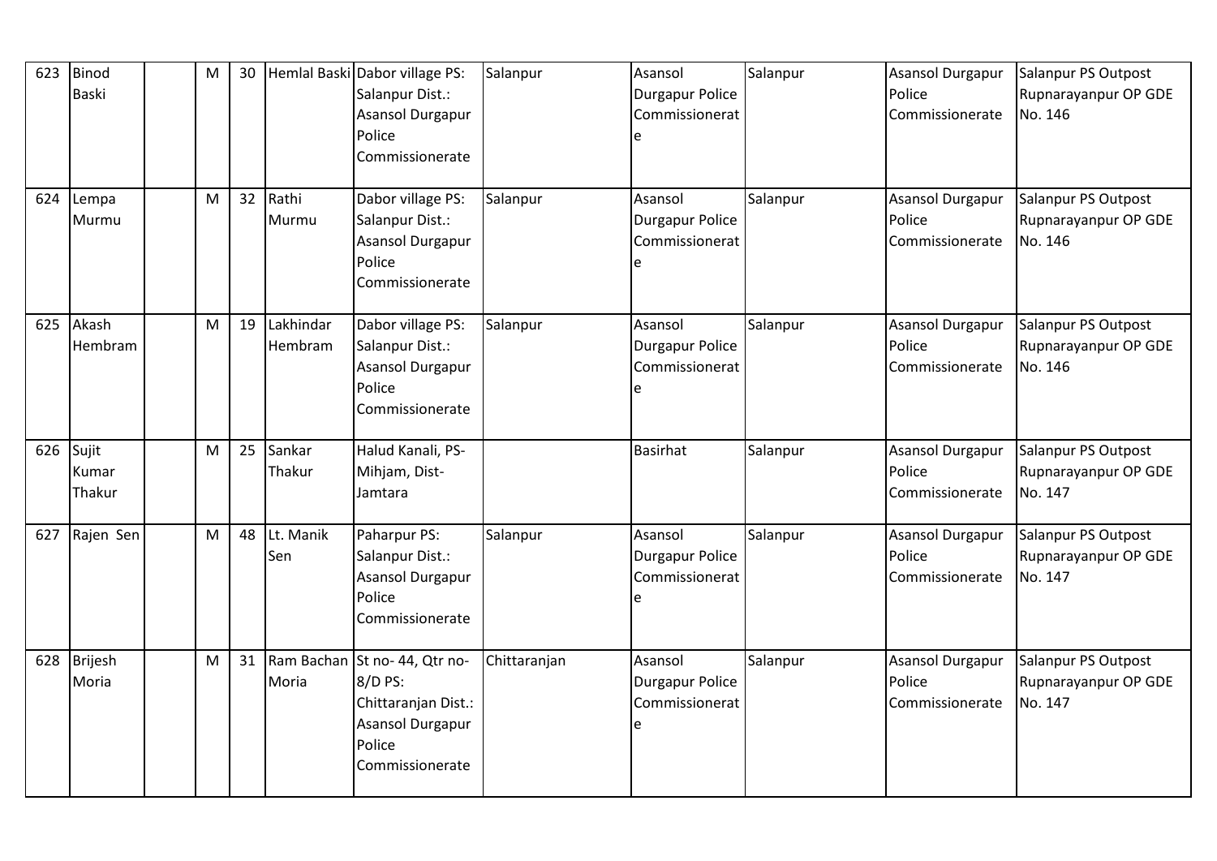| 623 | Binod Baski | | M | 30 | Hemlal Baski | Dabor village PS: Salanpur Dist.: Asansol Durgapur Police Commissionerate | Salanpur | Asansol Durgapur Police Commissionerate | Salanpur | Asansol Durgapur Police Commissionerate | Salanpur PS Outpost Rupnarayanpur OP GDE No. 146 |
|---|---|---|---|---|---|---|---|---|---|---|---|
| 624 | Lempa Murmu | | M | 32 | Rathi Murmu | Dabor village PS: Salanpur Dist.: Asansol Durgapur Police Commissionerate | Salanpur | Asansol Durgapur Police Commissionerate | Salanpur | Asansol Durgapur Police Commissionerate | Salanpur PS Outpost Rupnarayanpur OP GDE No. 146 |
| 625 | Akash Hembram | | M | 19 | Lakhindar Hembram | Dabor village PS: Salanpur Dist.: Asansol Durgapur Police Commissionerate | Salanpur | Asansol Durgapur Police Commissionerate | Salanpur | Asansol Durgapur Police Commissionerate | Salanpur PS Outpost Rupnarayanpur OP GDE No. 146 |
| 626 | Sujit Kumar Thakur | | M | 25 | Sankar Thakur | Halud Kanali, PS-Mihjam, Dist-Jamtara | | Basirhat | Salanpur | Asansol Durgapur Police Commissionerate | Salanpur PS Outpost Rupnarayanpur OP GDE No. 147 |
| 627 | Rajen Sen | | M | 48 | Lt. Manik Sen | Paharpur PS: Salanpur Dist.: Asansol Durgapur Police Commissionerate | Salanpur | Asansol Durgapur Police Commissionerate | Salanpur | Asansol Durgapur Police Commissionerate | Salanpur PS Outpost Rupnarayanpur OP GDE No. 147 |
| 628 | Brijesh Moria | | M | 31 | Ram Bachan Moria | St no- 44, Qtr no-8/D PS: Chittaranjan Dist.: Asansol Durgapur Police Commissionerate | Chittaranjan | Asansol Durgapur Police Commissionerate | Salanpur | Asansol Durgapur Police Commissionerate | Salanpur PS Outpost Rupnarayanpur OP GDE No. 147 |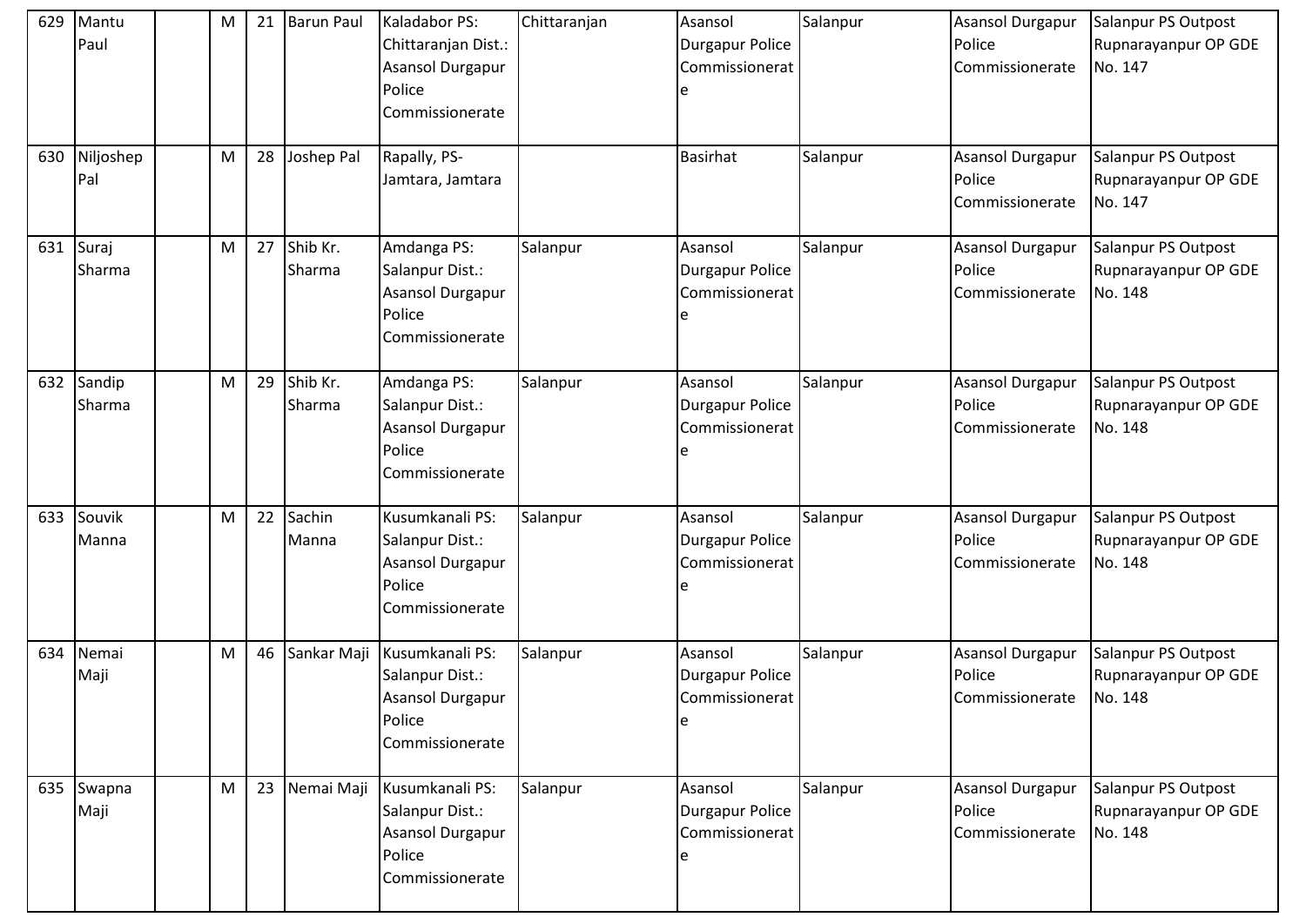| | | | | | | | | | | | |
|---|---|---|---|---|---|---|---|---|---|---|---|
| 629 | Mantu Paul | | M | 21 | Barun Paul | Kaladabor PS: Chittaranjan Dist.: Asansol Durgapur Police Commissionerate | Chittaranjan | Asansol Durgapur Police Commissionerate | Salanpur | Asansol Durgapur Police Commissionerate | Salanpur PS Outpost Rupnarayanpur OP GDE No. 147 |
| 630 | Niljoshep Pal | | M | 28 | Joshep Pal | Rapally, PS- Jamtara, Jamtara | | Basirhat | Salanpur | Asansol Durgapur Police Commissionerate | Salanpur PS Outpost Rupnarayanpur OP GDE No. 147 |
| 631 | Suraj Sharma | | M | 27 | Shib Kr. Sharma | Amdanga PS: Salanpur Dist.: Asansol Durgapur Police Commissionerate | Salanpur | Asansol Durgapur Police Commissionerate | Salanpur | Asansol Durgapur Police Commissionerate | Salanpur PS Outpost Rupnarayanpur OP GDE No. 148 |
| 632 | Sandip Sharma | | M | 29 | Shib Kr. Sharma | Amdanga PS: Salanpur Dist.: Asansol Durgapur Police Commissionerate | Salanpur | Asansol Durgapur Police Commissionerate | Salanpur | Asansol Durgapur Police Commissionerate | Salanpur PS Outpost Rupnarayanpur OP GDE No. 148 |
| 633 | Souvik Manna | | M | 22 | Sachin Manna | Kusumkanali PS: Salanpur Dist.: Asansol Durgapur Police Commissionerate | Salanpur | Asansol Durgapur Police Commissionerate | Salanpur | Asansol Durgapur Police Commissionerate | Salanpur PS Outpost Rupnarayanpur OP GDE No. 148 |
| 634 | Nemai Maji | | M | 46 | Sankar Maji | Kusumkanali PS: Salanpur Dist.: Asansol Durgapur Police Commissionerate | Salanpur | Asansol Durgapur Police Commissionerate | Salanpur | Asansol Durgapur Police Commissionerate | Salanpur PS Outpost Rupnarayanpur OP GDE No. 148 |
| 635 | Swapna Maji | | M | 23 | Nemai Maji | Kusumkanali PS: Salanpur Dist.: Asansol Durgapur Police Commissionerate | Salanpur | Asansol Durgapur Police Commissionerate | Salanpur | Asansol Durgapur Police Commissionerate | Salanpur PS Outpost Rupnarayanpur OP GDE No. 148 |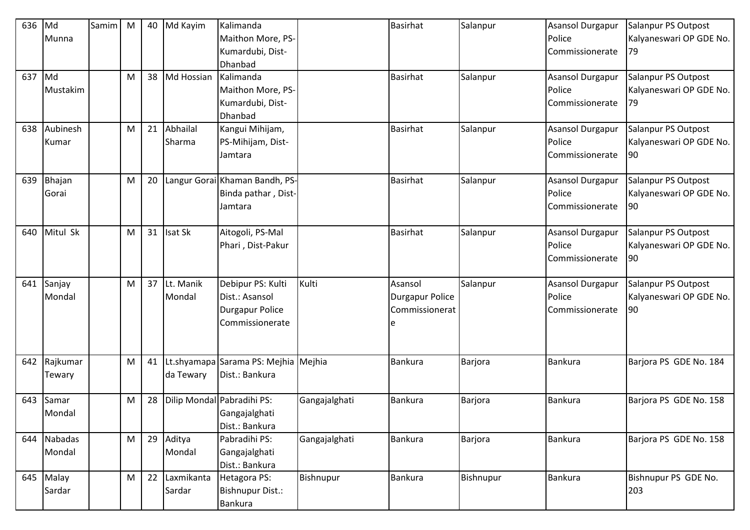| 636 | Md Munna | Samim | M | 40 | Md Kayim | Kalimanda Maithon More, PS-Kumardubi, Dist-Dhanbad | | Basirhat | Salanpur | Asansol Durgapur Police Commissionerate | Salanpur PS Outpost Kalyaneswari OP GDE No. 79 |
|---|---|---|---|---|---|---|---|---|---|---|---|
| 637 | Md Mustakim | | M | 38 | Md Hossian | Kalimanda Maithon More, PS-Kumardubi, Dist-Dhanbad | | Basirhat | Salanpur | Asansol Durgapur Police Commissionerate | Salanpur PS Outpost Kalyaneswari OP GDE No. 79 |
| 638 | Aubinesh Kumar | | M | 21 | Abhailal Sharma | Kangui Mihijam, PS-Mihijam, Dist-Jamtara | | Basirhat | Salanpur | Asansol Durgapur Police Commissionerate | Salanpur PS Outpost Kalyaneswari OP GDE No. 90 |
| 639 | Bhajan Gorai | | M | 20 | Langur Gorai | Khaman Bandh, PS-Binda pathar , Dist-Jamtara | | Basirhat | Salanpur | Asansol Durgapur Police Commissionerate | Salanpur PS Outpost Kalyaneswari OP GDE No. 90 |
| 640 | Mitul Sk | | M | 31 | Isat Sk | Aitogoli, PS-Mal Phari , Dist-Pakur | | Basirhat | Salanpur | Asansol Durgapur Police Commissionerate | Salanpur PS Outpost Kalyaneswari OP GDE No. 90 |
| 641 | Sanjay Mondal | | M | 37 | Lt. Manik Mondal | Debipur PS: Kulti Dist.: Asansol Durgapur Police Commissionerate | Kulti | Asansol Durgapur Police Commissionerate | Salanpur | Asansol Durgapur Police Commissionerate | Salanpur PS Outpost Kalyaneswari OP GDE No. 90 |
| 642 | Rajkumar Tewary | | M | 41 | Lt.shyamapada Tewary | Sarama PS: Mejhia Dist.: Bankura | Mejhia | Bankura | Barjora | Bankura | Barjora PS GDE No. 184 |
| 643 | Samar Mondal | | M | 28 | Dilip Mondal | Pabradihi PS: Gangajalghati Dist.: Bankura | Gangajalghati | Bankura | Barjora | Bankura | Barjora PS GDE No. 158 |
| 644 | Nabadas Mondal | | M | 29 | Aditya Mondal | Pabradihi PS: Gangajalghati Dist.: Bankura | Gangajalghati | Bankura | Barjora | Bankura | Barjora PS GDE No. 158 |
| 645 | Malay Sardar | | M | 22 | Laxmikanta Sardar | Hetagora PS: Bishnupur Dist.: Bankura | Bishnupur | Bankura | Bishnupur | Bankura | Bishnupur PS GDE No. 203 |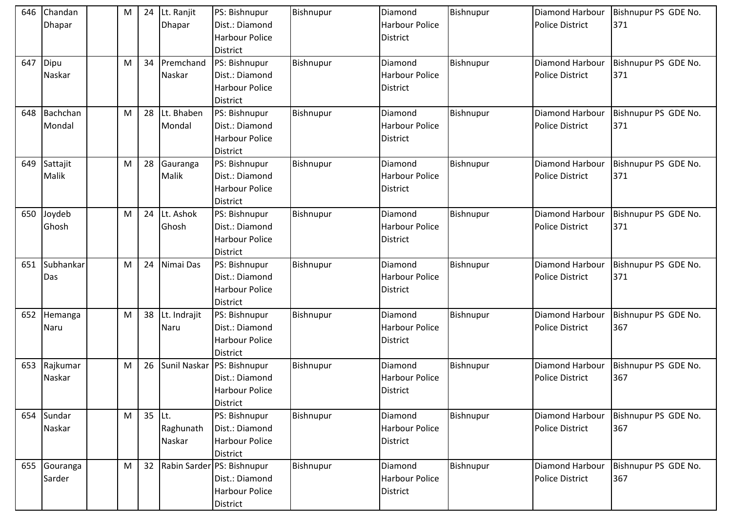| 646 | Chandan Dhapar | | M | 24 | Lt. Ranjit Dhapar | PS: Bishnupur Dist.: Diamond Harbour Police District | Bishnupur | Diamond Harbour Police District | Bishnupur | Diamond Harbour Police District | Bishnupur PS GDE No. 371 |
|---|---|---|---|---|---|---|---|---|---|---|---|
| 647 | Dipu Naskar | | M | 34 | Premchand Naskar | PS: Bishnupur Dist.: Diamond Harbour Police District | Bishnupur | Diamond Harbour Police District | Bishnupur | Diamond Harbour Police District | Bishnupur PS GDE No. 371 |
| 648 | Bachchan Mondal | | M | 28 | Lt. Bhaben Mondal | PS: Bishnupur Dist.: Diamond Harbour Police District | Bishnupur | Diamond Harbour Police District | Bishnupur | Diamond Harbour Police District | Bishnupur PS GDE No. 371 |
| 649 | Sattajit Malik | | M | 28 | Gauranga Malik | PS: Bishnupur Dist.: Diamond Harbour Police District | Bishnupur | Diamond Harbour Police District | Bishnupur | Diamond Harbour Police District | Bishnupur PS GDE No. 371 |
| 650 | Joydeb Ghosh | | M | 24 | Lt. Ashok Ghosh | PS: Bishnupur Dist.: Diamond Harbour Police District | Bishnupur | Diamond Harbour Police District | Bishnupur | Diamond Harbour Police District | Bishnupur PS GDE No. 371 |
| 651 | Subhankar Das | | M | 24 | Nimai Das | PS: Bishnupur Dist.: Diamond Harbour Police District | Bishnupur | Diamond Harbour Police District | Bishnupur | Diamond Harbour Police District | Bishnupur PS GDE No. 371 |
| 652 | Hemanga Naru | | M | 38 | Lt. Indrajit Naru | PS: Bishnupur Dist.: Diamond Harbour Police District | Bishnupur | Diamond Harbour Police District | Bishnupur | Diamond Harbour Police District | Bishnupur PS GDE No. 367 |
| 653 | Rajkumar Naskar | | M | 26 | Sunil Naskar | PS: Bishnupur Dist.: Diamond Harbour Police District | Bishnupur | Diamond Harbour Police District | Bishnupur | Diamond Harbour Police District | Bishnupur PS GDE No. 367 |
| 654 | Sundar Naskar | | M | 35 | Lt. Raghunath Naskar | PS: Bishnupur Dist.: Diamond Harbour Police District | Bishnupur | Diamond Harbour Police District | Bishnupur | Diamond Harbour Police District | Bishnupur PS GDE No. 367 |
| 655 | Gouranga Sarder | | M | 32 | Rabin Sarder | PS: Bishnupur Dist.: Diamond Harbour Police District | Bishnupur | Diamond Harbour Police District | Bishnupur | Diamond Harbour Police District | Bishnupur PS GDE No. 367 |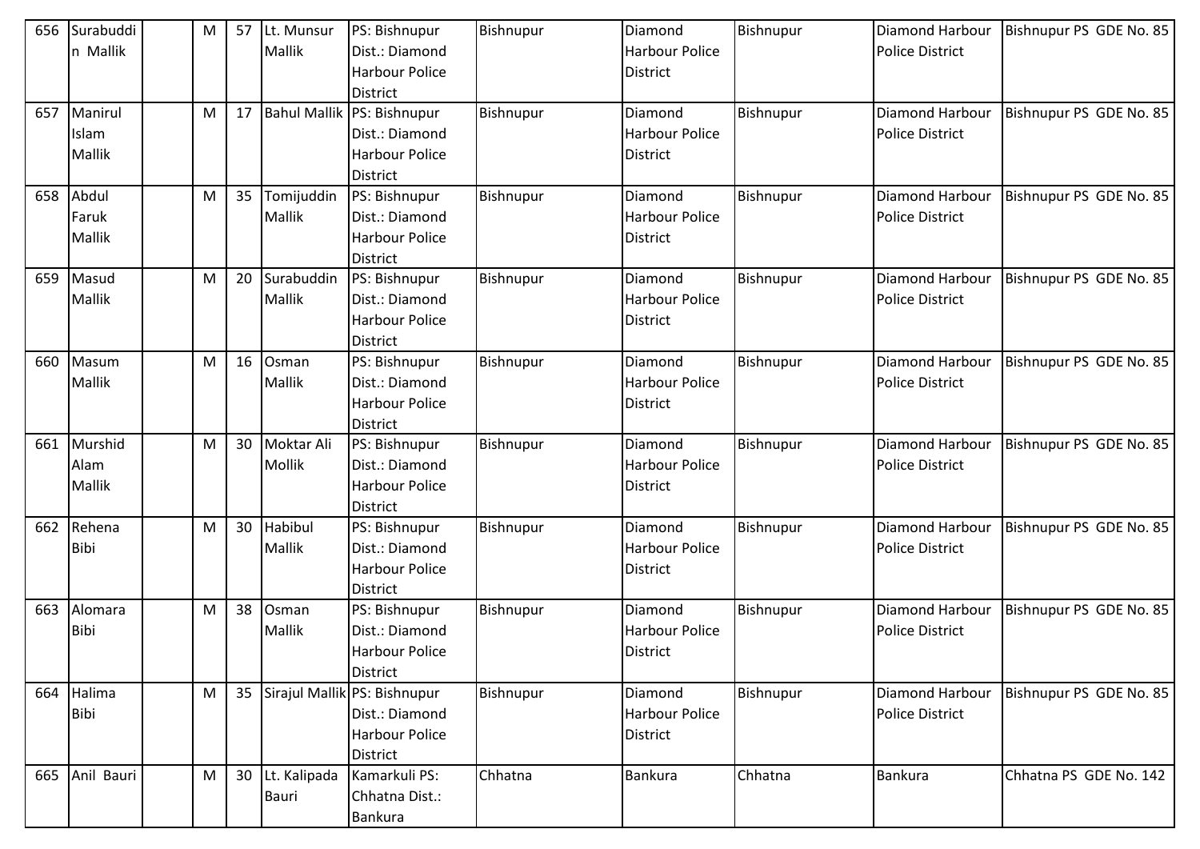| 656 | Surabuddin Mallik | | M | 57 | Lt. Munsur Mallik | PS: Bishnupur Dist.: Diamond Harbour Police District | Bishnupur | Diamond Harbour Police District | Bishnupur | Diamond Harbour Police District | Bishnupur PS GDE No. 85 |
|---|---|---|---|---|---|---|---|---|---|---|---|
| 657 | Manirul Islam Mallik | | M | 17 | Bahul Mallik | PS: Bishnupur Dist.: Diamond Harbour Police District | Bishnupur | Diamond Harbour Police District | Bishnupur | Diamond Harbour Police District | Bishnupur PS GDE No. 85 |
| 658 | Abdul Faruk Mallik | | M | 35 | Tomijuddin Mallik | PS: Bishnupur Dist.: Diamond Harbour Police District | Bishnupur | Diamond Harbour Police District | Bishnupur | Diamond Harbour Police District | Bishnupur PS GDE No. 85 |
| 659 | Masud Mallik | | M | 20 | Surabuddin Mallik | PS: Bishnupur Dist.: Diamond Harbour Police District | Bishnupur | Diamond Harbour Police District | Bishnupur | Diamond Harbour Police District | Bishnupur PS GDE No. 85 |
| 660 | Masum Mallik | | M | 16 | Osman Mallik | PS: Bishnupur Dist.: Diamond Harbour Police District | Bishnupur | Diamond Harbour Police District | Bishnupur | Diamond Harbour Police District | Bishnupur PS GDE No. 85 |
| 661 | Murshid Alam Mallik | | M | 30 | Moktar Ali Mollik | PS: Bishnupur Dist.: Diamond Harbour Police District | Bishnupur | Diamond Harbour Police District | Bishnupur | Diamond Harbour Police District | Bishnupur PS GDE No. 85 |
| 662 | Rehena Bibi | | M | 30 | Habibul Mallik | PS: Bishnupur Dist.: Diamond Harbour Police District | Bishnupur | Diamond Harbour Police District | Bishnupur | Diamond Harbour Police District | Bishnupur PS GDE No. 85 |
| 663 | Alomara Bibi | | M | 38 | Osman Mallik | PS: Bishnupur Dist.: Diamond Harbour Police District | Bishnupur | Diamond Harbour Police District | Bishnupur | Diamond Harbour Police District | Bishnupur PS GDE No. 85 |
| 664 | Halima Bibi | | M | 35 | Sirajul Mallik | PS: Bishnupur Dist.: Diamond Harbour Police District | Bishnupur | Diamond Harbour Police District | Bishnupur | Diamond Harbour Police District | Bishnupur PS GDE No. 85 |
| 665 | Anil Bauri | | M | 30 | Lt. Kalipada Bauri | Kamarkuli PS: Chhatna Dist.: Bankura | Chhatna | Bankura | Chhatna | Bankura | Chhatna PS GDE No. 142 |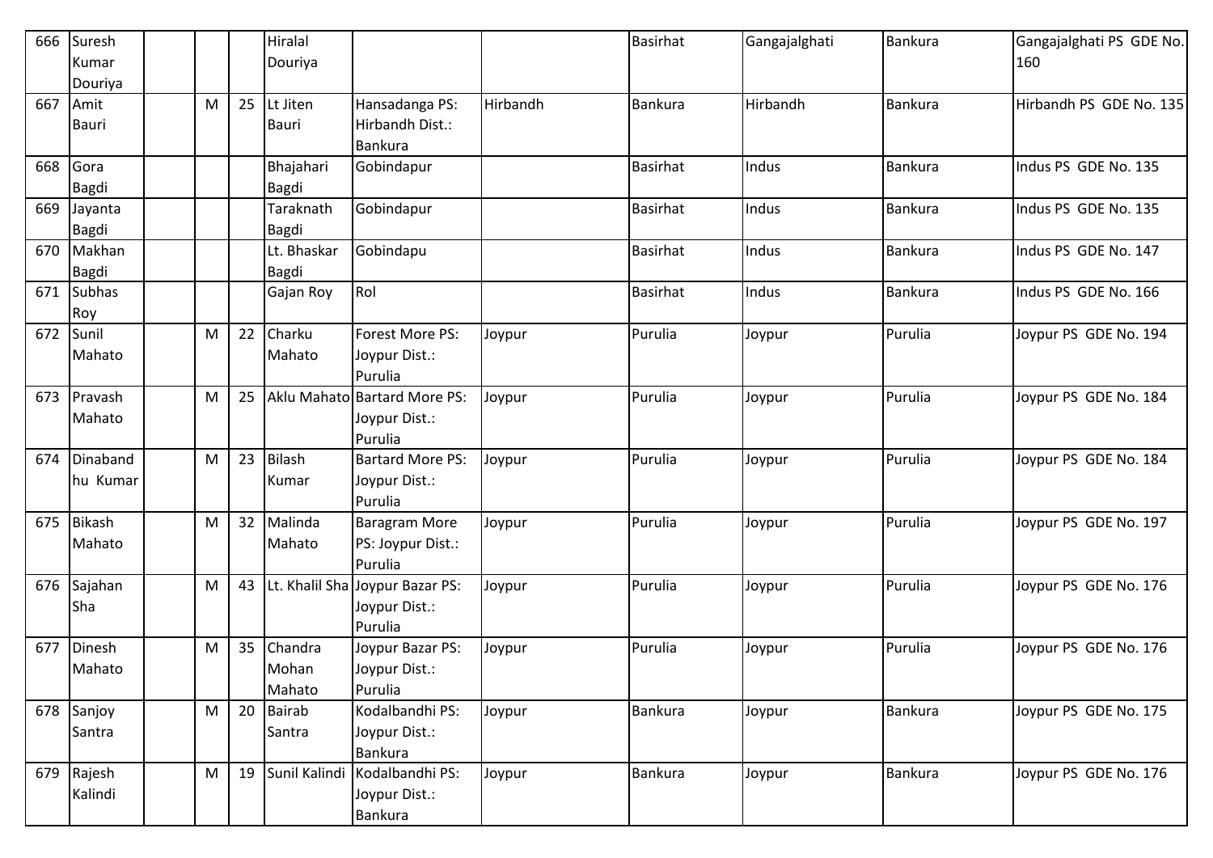| 666 | Suresh Kumar Douriya | | | | Hiralal Douriya | | | Basirhat | Gangajalghati | Bankura | Gangajalghati PS GDE No. 160 |
|---|---|---|---|---|---|---|---|---|---|---|---|
| 667 | Amit Bauri | | M | 25 | Lt Jiten Bauri | Hansadanga PS: Hirbandh Dist.: Bankura | Hirbandh | Bankura | Hirbandh | Bankura | Hirbandh PS GDE No. 135 |
| 668 | Gora Bagdi | | | | Bhajahari Bagdi | Gobindapur | | Basirhat | Indus | Bankura | Indus PS GDE No. 135 |
| 669 | Jayanta Bagdi | | | | Taraknath Bagdi | Gobindapur | | Basirhat | Indus | Bankura | Indus PS GDE No. 135 |
| 670 | Makhan Bagdi | | | | Lt. Bhaskar Bagdi | Gobindapu | | Basirhat | Indus | Bankura | Indus PS GDE No. 147 |
| 671 | Subhas Roy | | | | Gajan Roy | Rol | | Basirhat | Indus | Bankura | Indus PS GDE No. 166 |
| 672 | Sunil Mahato | | M | 22 | Charku Mahato | Forest More PS: Joypur Dist.: Purulia | Joypur | Purulia | Joypur | Purulia | Joypur PS GDE No. 194 |
| 673 | Pravash Mahato | | M | 25 | Aklu Mahato | Bartard More PS: Joypur Dist.: Purulia | Joypur | Purulia | Joypur | Purulia | Joypur PS GDE No. 184 |
| 674 | Dinabandhu Kumar | | M | 23 | Bilash Kumar | Bartard More PS: Joypur Dist.: Purulia | Joypur | Purulia | Joypur | Purulia | Joypur PS GDE No. 184 |
| 675 | Bikash Mahato | | M | 32 | Malinda Mahato | Baragram More PS: Joypur Dist.: Purulia | Joypur | Purulia | Joypur | Purulia | Joypur PS GDE No. 197 |
| 676 | Sajahan Sha | | M | 43 | Lt. Khalil Sha | Joypur Bazar PS: Joypur Dist.: Purulia | Joypur | Purulia | Joypur | Purulia | Joypur PS GDE No. 176 |
| 677 | Dinesh Mahato | | M | 35 | Chandra Mohan Mahato | Joypur Bazar PS: Joypur Dist.: Purulia | Joypur | Purulia | Joypur | Purulia | Joypur PS GDE No. 176 |
| 678 | Sanjoy Santra | | M | 20 | Bairab Santra | Kodalbandhi PS: Joypur Dist.: Bankura | Joypur | Bankura | Joypur | Bankura | Joypur PS GDE No. 175 |
| 679 | Rajesh Kalindi | | M | 19 | Sunil Kalindi | Kodalbandhi PS: Joypur Dist.: Bankura | Joypur | Bankura | Joypur | Bankura | Joypur PS GDE No. 176 |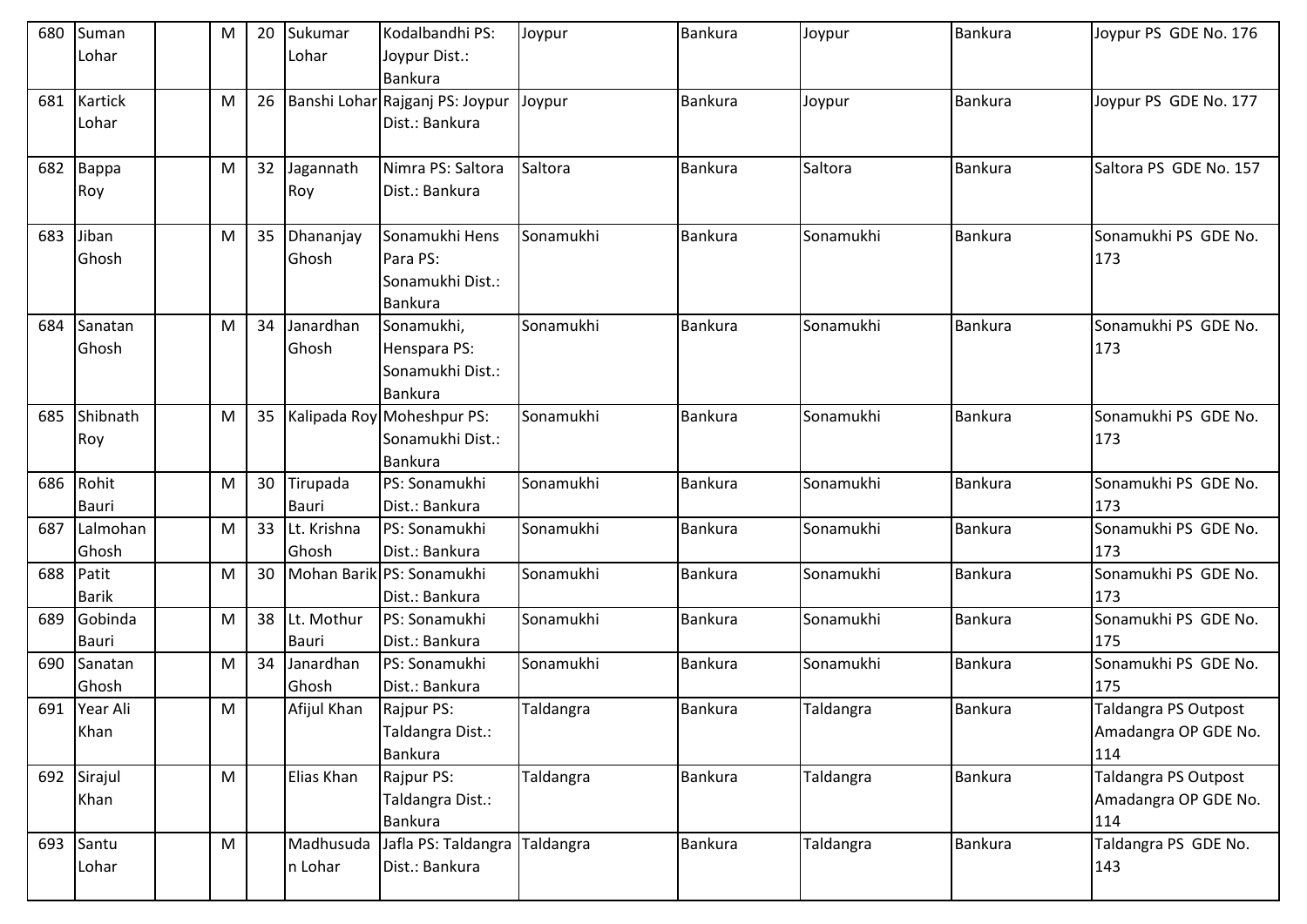| 680 | Suman Lohar | | M | 20 | Sukumar Lohar | Kodalbandhi PS: Joypur Dist.: Bankura | Joypur | Bankura | Joypur | Bankura | Joypur PS GDE No. 176 |
|---|---|---|---|---|---|---|---|---|---|---|---|
| 681 | Kartick Lohar | | M | 26 | Banshi Lohar | Rajganj PS: Joypur Dist.: Bankura | Joypur | Bankura | Joypur | Bankura | Joypur PS GDE No. 177 |
| 682 | Bappa Roy | | M | 32 | Jagannath Roy | Nimra PS: Saltora Dist.: Bankura | Saltora | Bankura | Saltora | Bankura | Saltora PS GDE No. 157 |
| 683 | Jiban Ghosh | | M | 35 | Dhananjay Ghosh | Sonamukhi Hens Para PS: Sonamukhi Dist.: Bankura | Sonamukhi | Bankura | Sonamukhi | Bankura | Sonamukhi PS GDE No. 173 |
| 684 | Sanatan Ghosh | | M | 34 | Janardhan Ghosh | Sonamukhi, Henspara PS: Sonamukhi Dist.: Bankura | Sonamukhi | Bankura | Sonamukhi | Bankura | Sonamukhi PS GDE No. 173 |
| 685 | Shibnath Roy | | M | 35 | Kalipada Roy | Moheshpur PS: Sonamukhi Dist.: Bankura | Sonamukhi | Bankura | Sonamukhi | Bankura | Sonamukhi PS GDE No. 173 |
| 686 | Rohit Bauri | | M | 30 | Tirupada Bauri | PS: Sonamukhi Dist.: Bankura | Sonamukhi | Bankura | Sonamukhi | Bankura | Sonamukhi PS GDE No. 173 |
| 687 | Lalmohan Ghosh | | M | 33 | Lt. Krishna Ghosh | PS: Sonamukhi Dist.: Bankura | Sonamukhi | Bankura | Sonamukhi | Bankura | Sonamukhi PS GDE No. 173 |
| 688 | Patit Barik | | M | 30 | Mohan Barik | PS: Sonamukhi Dist.: Bankura | Sonamukhi | Bankura | Sonamukhi | Bankura | Sonamukhi PS GDE No. 173 |
| 689 | Gobinda Bauri | | M | 38 | Lt. Mothur Bauri | PS: Sonamukhi Dist.: Bankura | Sonamukhi | Bankura | Sonamukhi | Bankura | Sonamukhi PS GDE No. 175 |
| 690 | Sanatan Ghosh | | M | 34 | Janardhan Ghosh | PS: Sonamukhi Dist.: Bankura | Sonamukhi | Bankura | Sonamukhi | Bankura | Sonamukhi PS GDE No. 175 |
| 691 | Year Ali Khan | | M | | Afijul Khan | Rajpur PS: Taldangra Dist.: Bankura | Taldangra | Bankura | Taldangra | Bankura | Taldangra PS Outpost Amadangra OP GDE No. 114 |
| 692 | Sirajul Khan | | M | | Elias Khan | Rajpur PS: Taldangra Dist.: Bankura | Taldangra | Bankura | Taldangra | Bankura | Taldangra PS Outpost Amadangra OP GDE No. 114 |
| 693 | Santu Lohar | | M | | Madhusudan Lohar | Jafla PS: Taldangra Dist.: Bankura | Taldangra | Bankura | Taldangra | Bankura | Taldangra PS GDE No. 143 |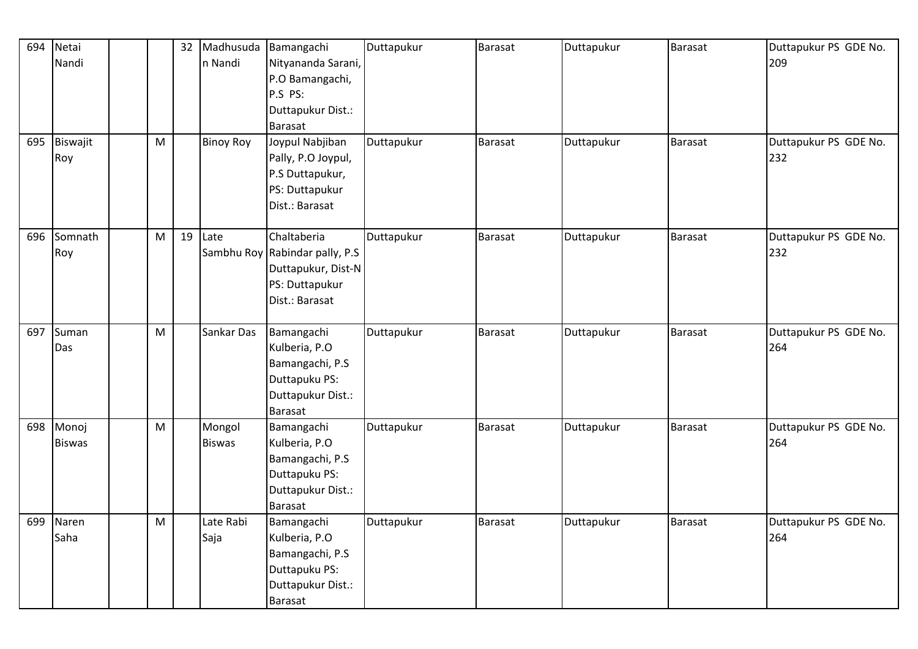| | | | | | | | | | | | |
|---|---|---|---|---|---|---|---|---|---|---|---|
| 694 | Netai Nandi | | | 32 | Madhusudan Nandi | Bamangachi Nityananda Sarani, P.O Bamangachi, P.S PS: Duttapukur Dist.: Barasat | Duttapukur | Barasat | Duttapukur | Barasat | Duttapukur PS GDE No. 209 |
| 695 | Biswajit Roy | | M | | Binoy Roy | Joypul Nabjiban Pally, P.O Joypul, P.S Duttapukur, PS: Duttapukur Dist.: Barasat | Duttapukur | Barasat | Duttapukur | Barasat | Duttapukur PS GDE No. 232 |
| 696 | Somnath Roy | | M | 19 | Late Sambhu Roy | Chaltaberia Rabindar pally, P.S Duttapukur, Dist-N PS: Duttapukur Dist.: Barasat | Duttapukur | Barasat | Duttapukur | Barasat | Duttapukur PS GDE No. 232 |
| 697 | Suman Das | | M | | Sankar Das | Bamangachi Kulberia, P.O Bamangachi, P.S Duttapuku PS: Duttapukur Dist.: Barasat | Duttapukur | Barasat | Duttapukur | Barasat | Duttapukur PS GDE No. 264 |
| 698 | Monoj Biswas | | M | | Mongol Biswas | Bamangachi Kulberia, P.O Bamangachi, P.S Duttapuku PS: Duttapukur Dist.: Barasat | Duttapukur | Barasat | Duttapukur | Barasat | Duttapukur PS GDE No. 264 |
| 699 | Naren Saha | | M | | Late Rabi Saja | Bamangachi Kulberia, P.O Bamangachi, P.S Duttapuku PS: Duttapukur Dist.: Barasat | Duttapukur | Barasat | Duttapukur | Barasat | Duttapukur PS GDE No. 264 |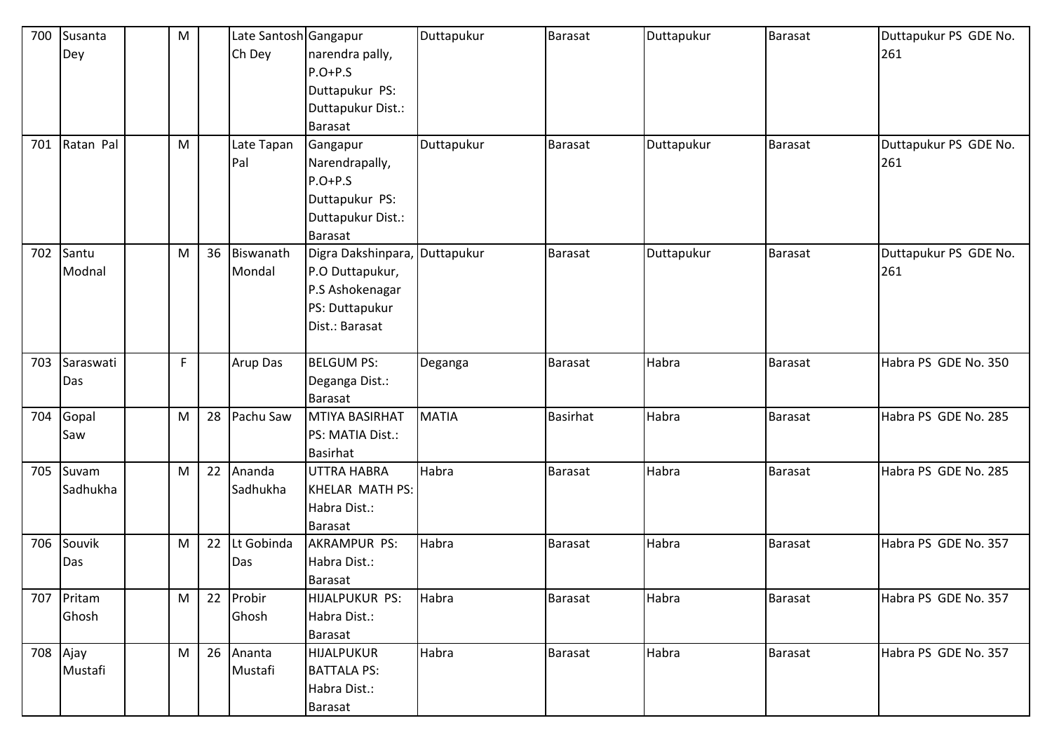| 700 | Susanta Dey | | M | | Late Santosh Ch Dey | Gangapur narendra pally, P.O+P.S Duttapukur PS: Duttapukur Dist.: Barasat | Duttapukur | Barasat | Duttapukur | Barasat | Duttapukur PS GDE No. 261 |
|---|---|---|---|---|---|---|---|---|---|---|---|
| 701 | Ratan Pal | | M | | Late Tapan Pal | Gangapur Narendrapally, P.O+P.S Duttapukur PS: Duttapukur Dist.: Barasat | Duttapukur | Barasat | Duttapukur | Barasat | Duttapukur PS GDE No. 261 |
| 702 | Santu Modnal | | M | 36 | Biswanath Mondal | Digra Dakshinpara, P.O Duttapukur, P.S Ashokenagar PS: Duttapukur Dist.: Barasat | Duttapukur | Barasat | Duttapukur | Barasat | Duttapukur PS GDE No. 261 |
| 703 | Saraswati Das | | F | | Arup Das | BELGUM PS: Deganga Dist.: Barasat | Deganga | Barasat | Habra | Barasat | Habra PS GDE No. 350 |
| 704 | Gopal Saw | | M | 28 | Pachu Saw | MTIYA BASIRHAT PS: MATIA Dist.: Basirhat | MATIA | Basirhat | Habra | Barasat | Habra PS GDE No. 285 |
| 705 | Suvam Sadhukha | | M | 22 | Ananda Sadhukha | UTTRA HABRA KHELAR MATH PS: Habra Dist.: Barasat | Habra | Barasat | Habra | Barasat | Habra PS GDE No. 285 |
| 706 | Souvik Das | | M | 22 | Lt Gobinda Das | AKRAMPUR PS: Habra Dist.: Barasat | Habra | Barasat | Habra | Barasat | Habra PS GDE No. 357 |
| 707 | Pritam Ghosh | | M | 22 | Probir Ghosh | HIJALPUKUR PS: Habra Dist.: Barasat | Habra | Barasat | Habra | Barasat | Habra PS GDE No. 357 |
| 708 | Ajay Mustafi | | M | 26 | Ananta Mustafi | HIJALPUKUR BATTALA PS: Habra Dist.: Barasat | Habra | Barasat | Habra | Barasat | Habra PS GDE No. 357 |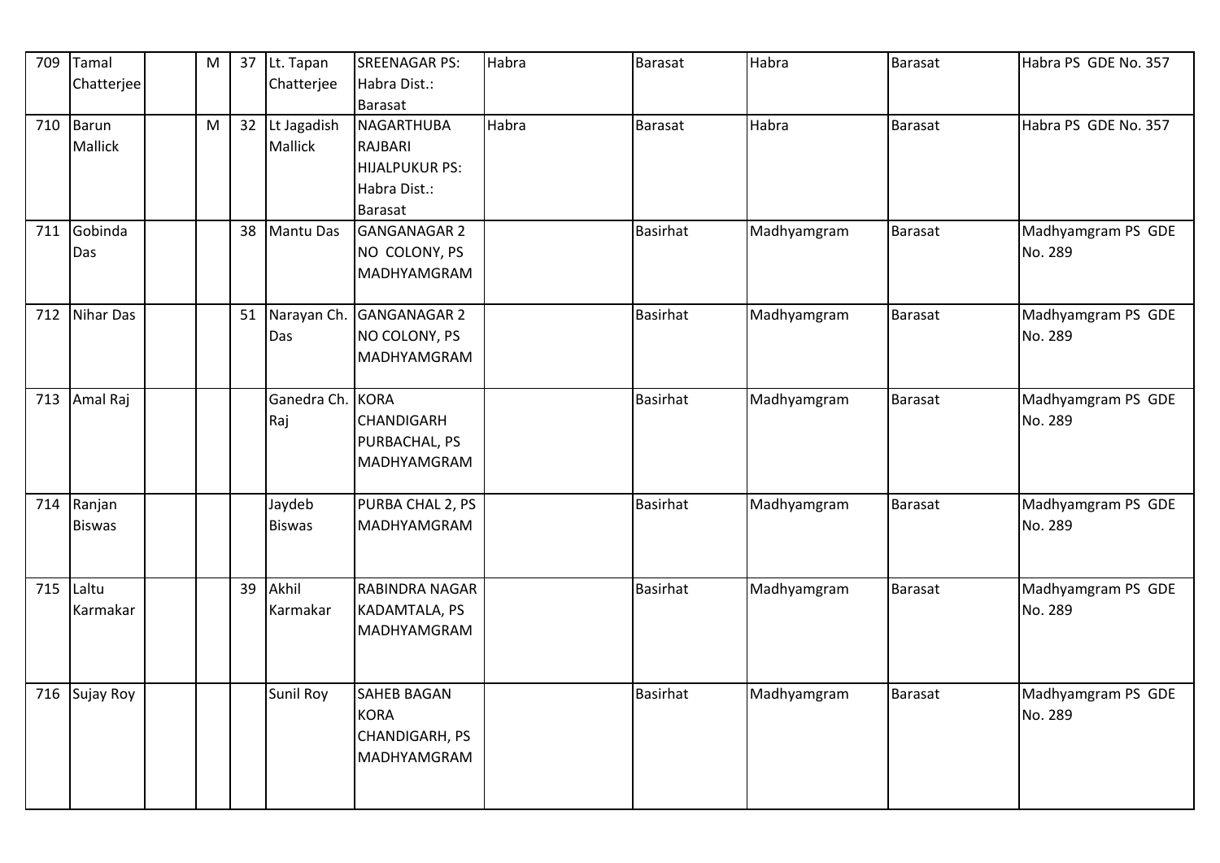| 709 | Tamal Chatterjee | | M | 37 | Lt. Tapan Chatterjee | SREENAGAR PS: Habra Dist.: Barasat | Habra | Barasat | Habra | Barasat | Habra PS GDE No. 357 |
|---|---|---|---|---|---|---|---|---|---|---|---|
| 710 | Barun Mallick | | M | 32 | Lt Jagadish Mallick | NAGARTHUBA RAJBARI HIJALPUKUR PS: Habra Dist.: Barasat | Habra | Barasat | Habra | Barasat | Habra PS GDE No. 357 |
| 711 | Gobinda Das | | | 38 | Mantu Das | GANGANAGAR 2 NO COLONY, PS MADHYAMGRAM | | Basirhat | Madhyamgram | Barasat | Madhyamgram PS GDE No. 289 |
| 712 | Nihar Das | | | 51 | Narayan Ch. Das | GANGANAGAR 2 NO COLONY, PS MADHYAMGRAM | | Basirhat | Madhyamgram | Barasat | Madhyamgram PS GDE No. 289 |
| 713 | Amal Raj | | | | Ganedra Ch. Raj | KORA CHANDIGARH PURBACHAL, PS MADHYAMGRAM | | Basirhat | Madhyamgram | Barasat | Madhyamgram PS GDE No. 289 |
| 714 | Ranjan Biswas | | | | Jaydeb Biswas | PURBA CHAL 2, PS MADHYAMGRAM | | Basirhat | Madhyamgram | Barasat | Madhyamgram PS GDE No. 289 |
| 715 | Laltu Karmakar | | | 39 | Akhil Karmakar | RABINDRA NAGAR KADAMTALA, PS MADHYAMGRAM | | Basirhat | Madhyamgram | Barasat | Madhyamgram PS GDE No. 289 |
| 716 | Sujay Roy | | | | Sunil Roy | SAHEB BAGAN KORA CHANDIGARH, PS MADHYAMGRAM | | Basirhat | Madhyamgram | Barasat | Madhyamgram PS GDE No. 289 |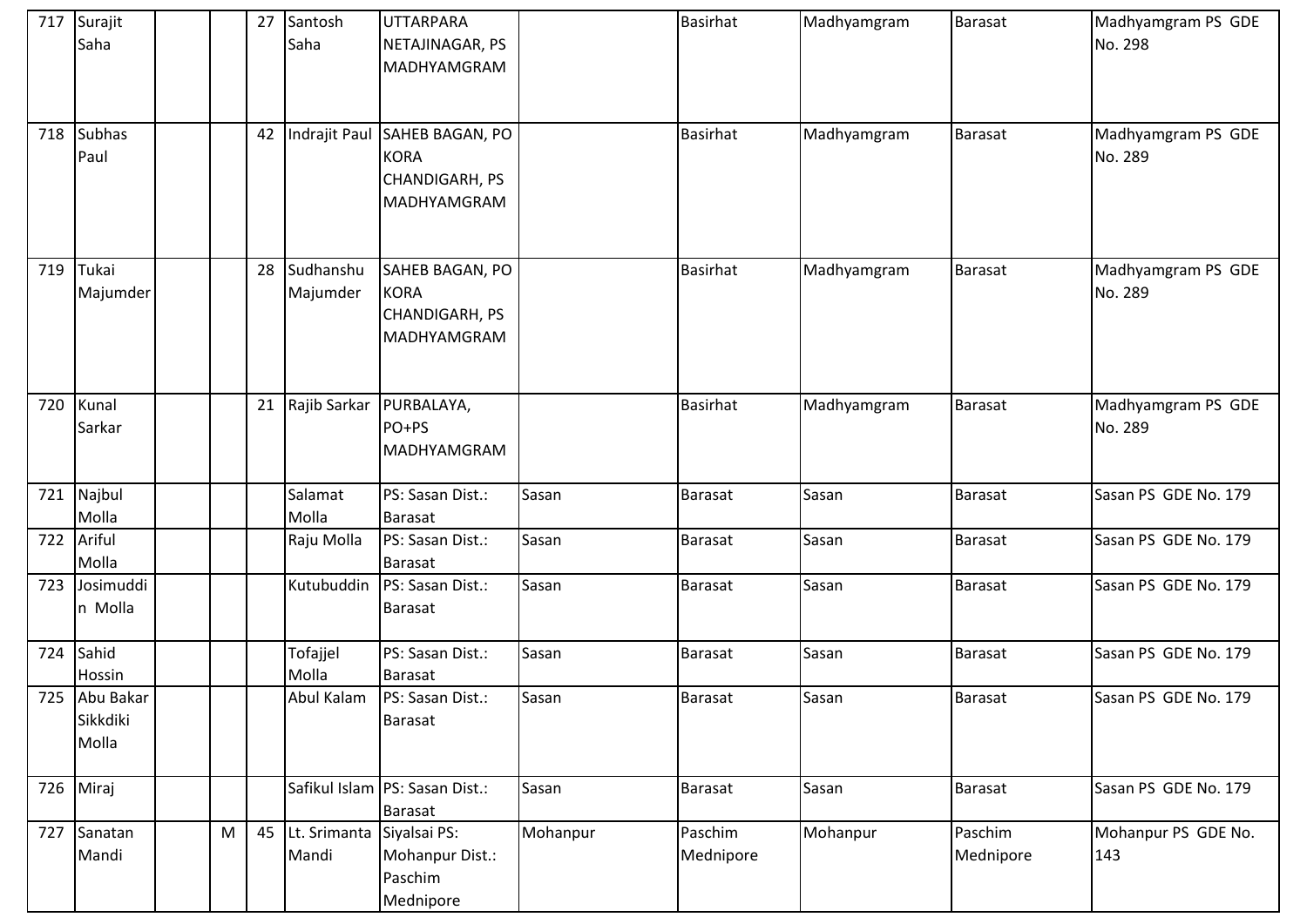| | | | | | | | | | | | |
|---|---|---|---|---|---|---|---|---|---|---|---|
| 717 | Surajit Saha | | | 27 | Santosh Saha | UTTARPARA NETAJINAGAR, PS MADHYAMGRAM | | Basirhat | Madhyamgram | Barasat | Madhyamgram PS GDE No. 298 |
| 718 | Subhas Paul | | | 42 | Indrajit Paul | SAHEB BAGAN, PO KORA CHANDIGARH, PS MADHYAMGRAM | | Basirhat | Madhyamgram | Barasat | Madhyamgram PS GDE No. 289 |
| 719 | Tukai Majumder | | | 28 | Sudhanshu Majumder | SAHEB BAGAN, PO KORA CHANDIGARH, PS MADHYAMGRAM | | Basirhat | Madhyamgram | Barasat | Madhyamgram PS GDE No. 289 |
| 720 | Kunal Sarkar | | | 21 | Rajib Sarkar | PURBALAYA, PO+PS MADHYAMGRAM | | Basirhat | Madhyamgram | Barasat | Madhyamgram PS GDE No. 289 |
| 721 | Najbul Molla | | | | Salamat Molla | PS: Sasan Dist.: Barasat | Sasan | Barasat | Sasan | Barasat | Sasan PS GDE No. 179 |
| 722 | Ariful Molla | | | | Raju Molla | PS: Sasan Dist.: Barasat | Sasan | Barasat | Sasan | Barasat | Sasan PS GDE No. 179 |
| 723 | Josimuddin Molla | | | | Kutubuddin | PS: Sasan Dist.: Barasat | Sasan | Barasat | Sasan | Barasat | Sasan PS GDE No. 179 |
| 724 | Sahid Hossin | | | | Tofajjel Molla | PS: Sasan Dist.: Barasat | Sasan | Barasat | Sasan | Barasat | Sasan PS GDE No. 179 |
| 725 | Abu Bakar Sikkdiki Molla | | | | Abul Kalam | PS: Sasan Dist.: Barasat | Sasan | Barasat | Sasan | Barasat | Sasan PS GDE No. 179 |
| 726 | Miraj | | | | Safikul Islam | PS: Sasan Dist.: Barasat | Sasan | Barasat | Sasan | Barasat | Sasan PS GDE No. 179 |
| 727 | Sanatan Mandi | | M | 45 | Lt. Srimanta Mandi | Siyalsai PS: Mohanpur Dist.: Paschim Mednipore | Mohanpur | Paschim Mednipore | Mohanpur | Paschim Mednipore | Mohanpur PS GDE No. 143 |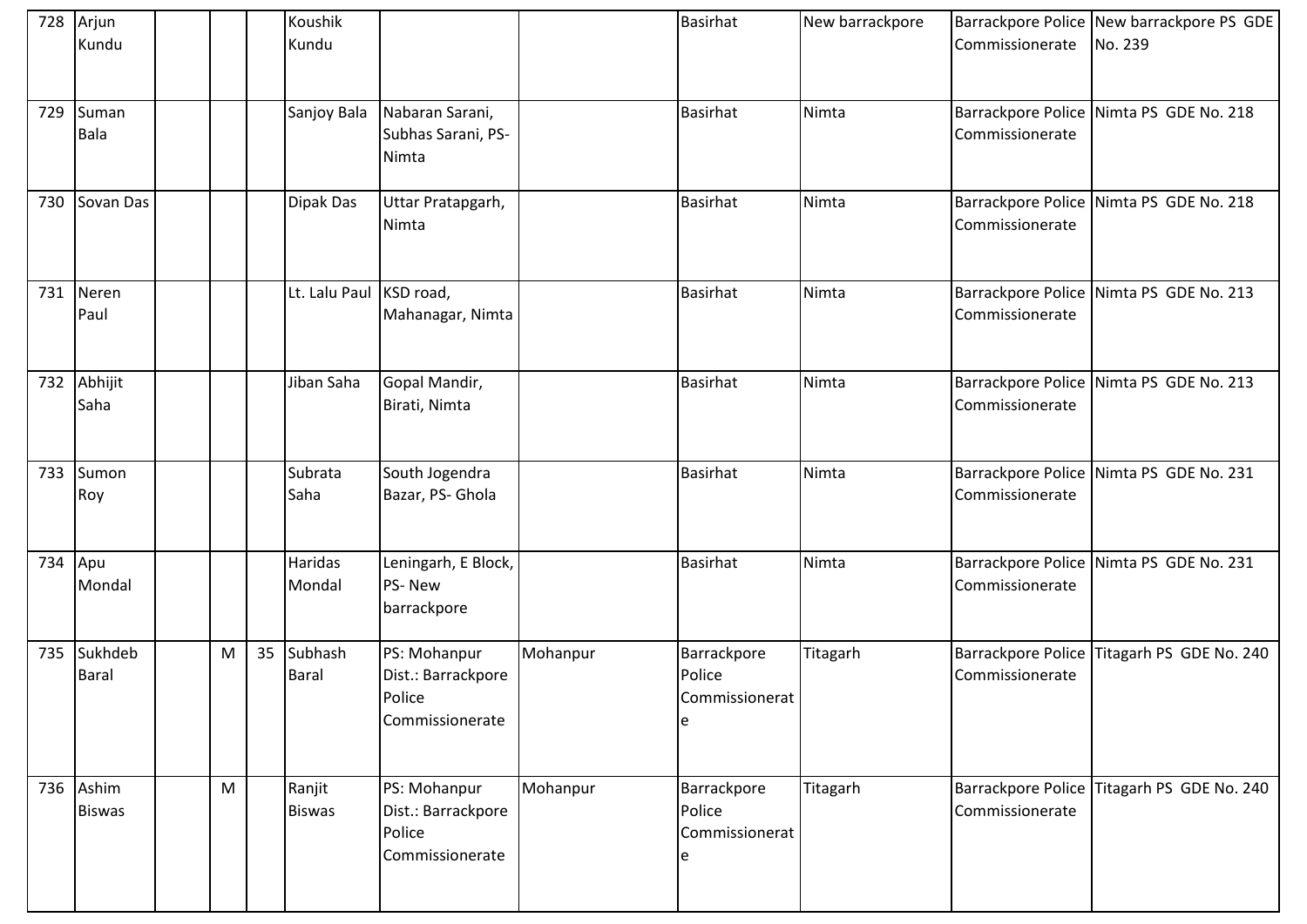| | | | | | | | | | | | |
|---|---|---|---|---|---|---|---|---|---|---|---|
| 728 | Arjun Kundu | | | | Koushik Kundu | | | Basirhat | New barrackpore | Barrackpore Police Commissionerate | New barrackpore PS GDE No. 239 |
| 729 | Suman Bala | | | | Sanjoy Bala | Nabaran Sarani, Subhas Sarani, PS- Nimta | | Basirhat | Nimta | Barrackpore Police Commissionerate | Nimta PS GDE No. 218 |
| 730 | Sovan Das | | | | Dipak Das | Uttar Pratapgarh, Nimta | | Basirhat | Nimta | Barrackpore Police Commissionerate | Nimta PS GDE No. 218 |
| 731 | Neren Paul | | | | Lt. Lalu Paul | KSD road, Mahanagar, Nimta | | Basirhat | Nimta | Barrackpore Police Commissionerate | Nimta PS GDE No. 213 |
| 732 | Abhijit Saha | | | | Jiban Saha | Gopal Mandir, Birati, Nimta | | Basirhat | Nimta | Barrackpore Police Commissionerate | Nimta PS GDE No. 213 |
| 733 | Sumon Roy | | | | Subrata Saha | South Jogendra Bazar, PS- Ghola | | Basirhat | Nimta | Barrackpore Police Commissionerate | Nimta PS GDE No. 231 |
| 734 | Apu Mondal | | | | Haridas Mondal | Leningarh, E Block, PS- New barrackpore | | Basirhat | Nimta | Barrackpore Police Commissionerate | Nimta PS GDE No. 231 |
| 735 | Sukhdeb Baral | | M | 35 | Subhash Baral | PS: Mohanpur Dist.: Barrackpore Police Commissionerate | Mohanpur | Barrackpore Police Commissionerate | Titagarh | Barrackpore Police Commissionerate | Titagarh PS GDE No. 240 |
| 736 | Ashim Biswas | | M | | Ranjit Biswas | PS: Mohanpur Dist.: Barrackpore Police Commissionerate | Mohanpur | Barrackpore Police Commissionerate | Titagarh | Barrackpore Police Commissionerate | Titagarh PS GDE No. 240 |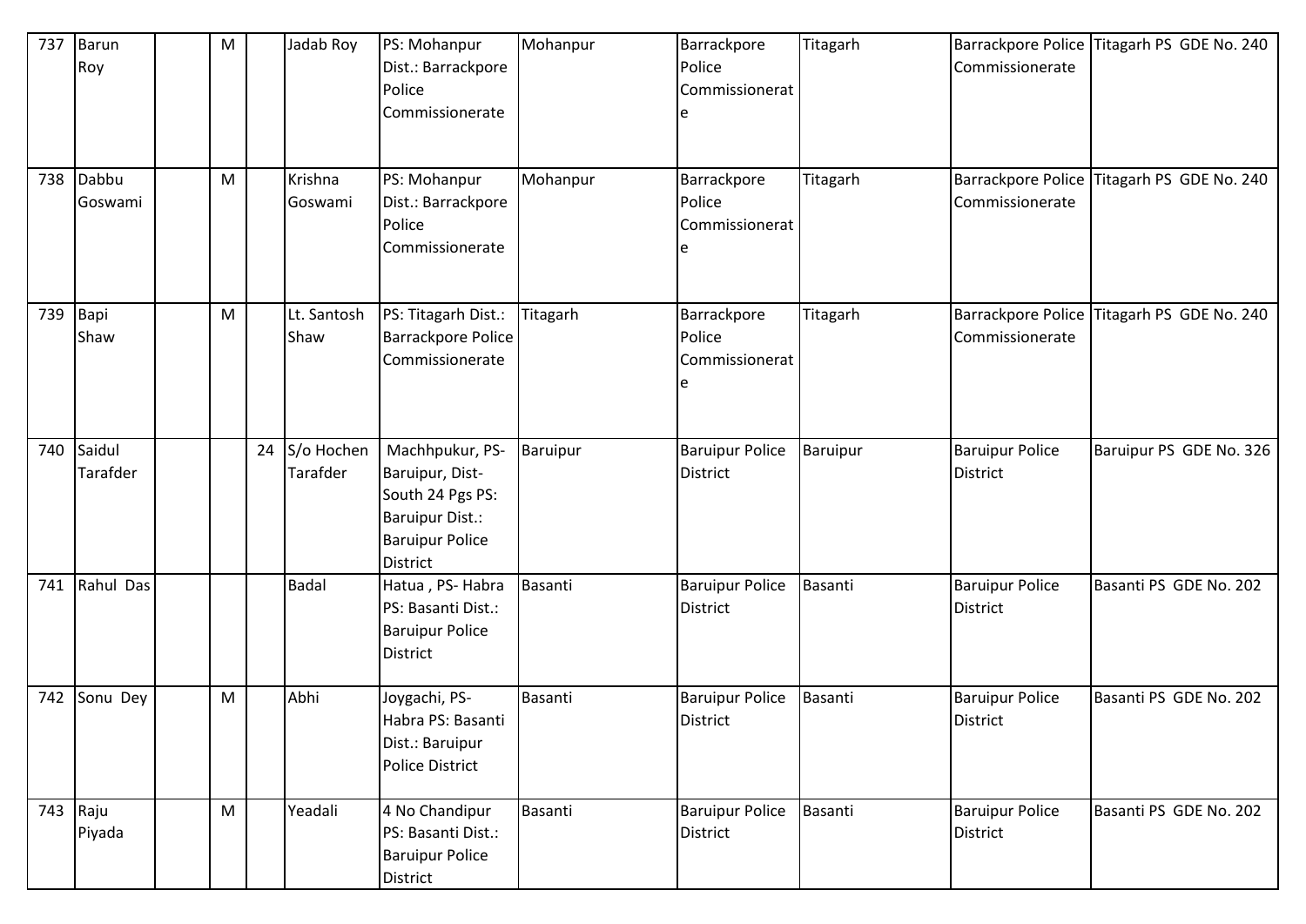| 737 | Barun Roy | | M | | Jadab Roy | PS: Mohanpur Dist.: Barrackpore Police Commissionerate | Mohanpur | Barrackpore Police Commissionerate | Titagarh | Barrackpore Police Commissionerate | Titagarh PS GDE No. 240 |
|---|---|---|---|---|---|---|---|---|---|---|---|
| 738 | Dabbu Goswami | | M | | Krishna Goswami | PS: Mohanpur Dist.: Barrackpore Police Commissionerate | Mohanpur | Barrackpore Police Commissionerate | Titagarh | Barrackpore Police Commissionerate | Titagarh PS GDE No. 240 |
| 739 | Bapi Shaw | | M | | Lt. Santosh Shaw | PS: Titagarh Dist.: Barrackpore Police Commissionerate | Titagarh | Barrackpore Police Commissionerate | Titagarh | Barrackpore Police Commissionerate | Titagarh PS GDE No. 240 |
| 740 | Saidul Tarafder | | | 24 | S/o Hochen Tarafder | Machhpukur, PS-Baruipur, Dist-South 24 Pgs PS: Baruipur Dist.: Baruipur Police District | Baruipur | Baruipur Police District | Baruipur | Baruipur Police District | Baruipur PS GDE No. 326 |
| 741 | Rahul Das | | | | Badal | Hatua , PS- Habra PS: Basanti Dist.: Baruipur Police District | Basanti | Baruipur Police District | Basanti | Baruipur Police District | Basanti PS GDE No. 202 |
| 742 | Sonu Dey | | M | | Abhi | Joygachi, PS-Habra PS: Basanti Dist.: Baruipur Police District | Basanti | Baruipur Police District | Basanti | Baruipur Police District | Basanti PS GDE No. 202 |
| 743 | Raju Piyada | | M | | Yeadali | 4 No Chandipur PS: Basanti Dist.: Baruipur Police District | Basanti | Baruipur Police District | Basanti | Baruipur Police District | Basanti PS GDE No. 202 |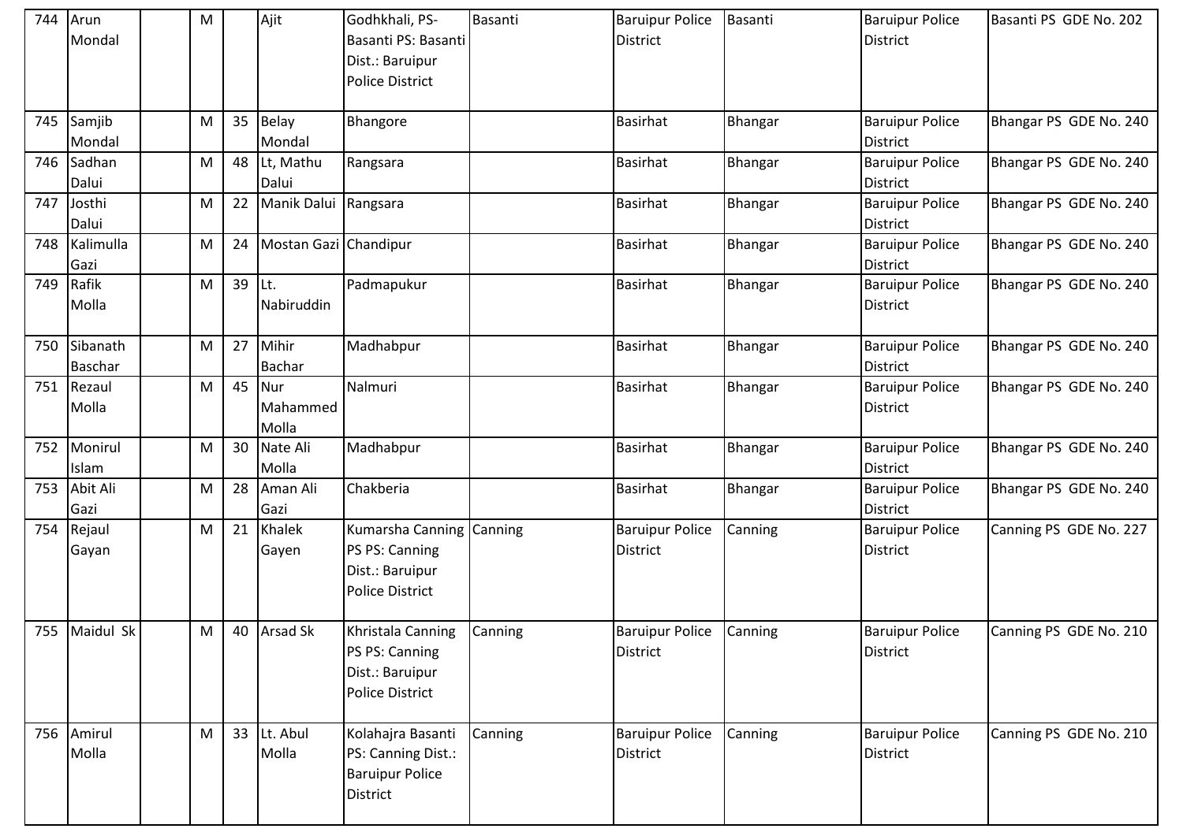| 744 | Arun Mondal | | M | | Ajit | Godhkhali, PS- Basanti PS: Basanti Dist.: Baruipur Police District | Basanti | Baruipur Police District | Basanti | Baruipur Police District | Basanti PS GDE No. 202 |
|---|---|---|---|---|---|---|---|---|---|---|---|
| 745 | Samjib Mondal | | M | 35 | Belay Mondal | Bhangore | | Basirhat | Bhangar | Baruipur Police District | Bhangar PS GDE No. 240 |
| 746 | Sadhan Dalui | | M | 48 | Lt, Mathu Dalui | Rangsara | | Basirhat | Bhangar | Baruipur Police District | Bhangar PS GDE No. 240 |
| 747 | Josthi Dalui | | M | 22 | Manik Dalui | Rangsara | | Basirhat | Bhangar | Baruipur Police District | Bhangar PS GDE No. 240 |
| 748 | Kalimulla Gazi | | M | 24 | Mostan Gazi | Chandipur | | Basirhat | Bhangar | Baruipur Police District | Bhangar PS GDE No. 240 |
| 749 | Rafik Molla | | M | 39 | Lt. Nabiruddin | Padmapukur | | Basirhat | Bhangar | Baruipur Police District | Bhangar PS GDE No. 240 |
| 750 | Sibanath Baschar | | M | 27 | Mihir Bachar | Madhabpur | | Basirhat | Bhangar | Baruipur Police District | Bhangar PS GDE No. 240 |
| 751 | Rezaul Molla | | M | 45 | Nur Mahammed Molla | Nalmuri | | Basirhat | Bhangar | Baruipur Police District | Bhangar PS GDE No. 240 |
| 752 | Monirul Islam | | M | 30 | Nate Ali Molla | Madhabpur | | Basirhat | Bhangar | Baruipur Police District | Bhangar PS GDE No. 240 |
| 753 | Abit Ali Gazi | | M | 28 | Aman Ali Gazi | Chakberia | | Basirhat | Bhangar | Baruipur Police District | Bhangar PS GDE No. 240 |
| 754 | Rejaul Gayan | | M | 21 | Khalek Gayen | Kumarsha Canning PS PS: Canning Dist.: Baruipur Police District | Canning | Baruipur Police District | Canning | Baruipur Police District | Canning PS GDE No. 227 |
| 755 | Maidul Sk | | M | 40 | Arsad Sk | Khristala Canning PS PS: Canning Dist.: Baruipur Police District | Canning | Baruipur Police District | Canning | Baruipur Police District | Canning PS GDE No. 210 |
| 756 | Amirul Molla | | M | 33 | Lt. Abul Molla | Kolahajra Basanti PS: Canning Dist.: Baruipur Police District | Canning | Baruipur Police District | Canning | Baruipur Police District | Canning PS GDE No. 210 |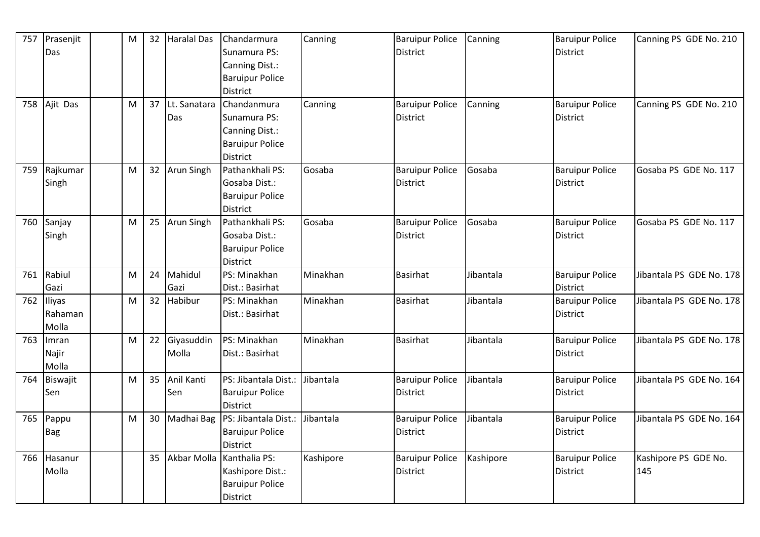| 757 | Prasenjit Das | | M | 32 | Haralal Das | Chandarmura Sunamura PS: Canning Dist.: Baruipur Police District | Canning | Baruipur Police District | Canning | Baruipur Police District | Canning PS GDE No. 210 |
|---|---|---|---|---|---|---|---|---|---|---|---|
| 758 | Ajit Das | | M | 37 | Lt. Sanatara Das | Chandanmura Sunamura PS: Canning Dist.: Baruipur Police District | Canning | Baruipur Police District | Canning | Baruipur Police District | Canning PS GDE No. 210 |
| 759 | Rajkumar Singh | | M | 32 | Arun Singh | Pathankhali PS: Gosaba Dist.: Baruipur Police District | Gosaba | Baruipur Police District | Gosaba | Baruipur Police District | Gosaba PS GDE No. 117 |
| 760 | Sanjay Singh | | M | 25 | Arun Singh | Pathankhali PS: Gosaba Dist.: Baruipur Police District | Gosaba | Baruipur Police District | Gosaba | Baruipur Police District | Gosaba PS GDE No. 117 |
| 761 | Rabiul Gazi | | M | 24 | Mahidul Gazi | PS: Minakhan Dist.: Basirhat | Minakhan | Basirhat | Jibantala | Baruipur Police District | Jibantala PS GDE No. 178 |
| 762 | Iliyas Rahaman Molla | | M | 32 | Habibur | PS: Minakhan Dist.: Basirhat | Minakhan | Basirhat | Jibantala | Baruipur Police District | Jibantala PS GDE No. 178 |
| 763 | Imran Najir Molla | | M | 22 | Giyasuddin Molla | PS: Minakhan Dist.: Basirhat | Minakhan | Basirhat | Jibantala | Baruipur Police District | Jibantala PS GDE No. 178 |
| 764 | Biswajit Sen | | M | 35 | Anil Kanti Sen | PS: Jibantala Dist.: Baruipur Police District | Jibantala | Baruipur Police District | Jibantala | Baruipur Police District | Jibantala PS GDE No. 164 |
| 765 | Pappu Bag | | M | 30 | Madhai Bag | PS: Jibantala Dist.: Baruipur Police District | Jibantala | Baruipur Police District | Jibantala | Baruipur Police District | Jibantala PS GDE No. 164 |
| 766 | Hasanur Molla | | | 35 | Akbar Molla | Kanthalia PS: Kashipore Dist.: Baruipur Police District | Kashipore | Baruipur Police District | Kashipore | Baruipur Police District | Kashipore PS GDE No. 145 |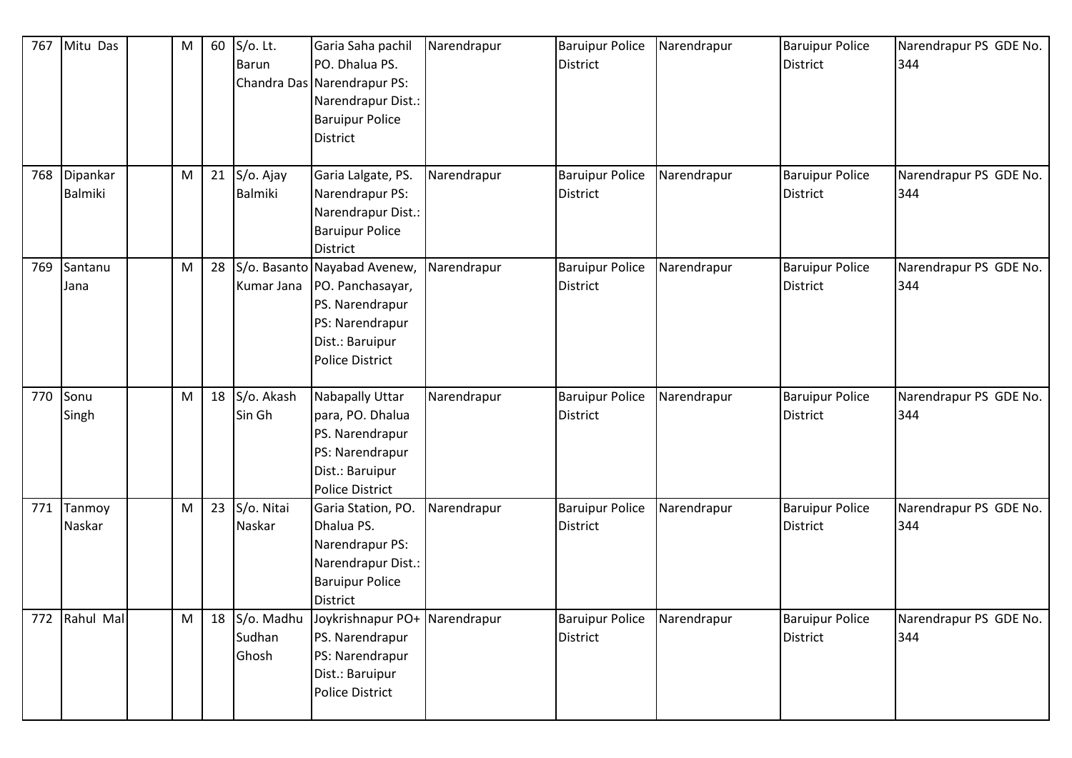| 767 | Mitu Das | | M | 60 | S/o. Lt. Barun Chandra Das | Garia Saha pachil PO. Dhalua PS. Narendrapur PS: Narendrapur Dist.: Baruipur Police District | Narendrapur | Baruipur Police District | Narendrapur | Baruipur Police District | Narendrapur PS GDE No. 344 |
|---|---|---|---|---|---|---|---|---|---|---|---|
| 768 | Dipankar Balmiki | | M | 21 | S/o. Ajay Balmiki | Garia Lalgate, PS. Narendrapur PS: Narendrapur Dist.: Baruipur Police District | Narendrapur | Baruipur Police District | Narendrapur | Baruipur Police District | Narendrapur PS GDE No. 344 |
| 769 | Santanu Jana | | M | 28 | S/o. Basanto Kumar Jana | Nayabad Avenew, PO. Panchasayar, PS. Narendrapur PS: Narendrapur Dist.: Baruipur Police District | Narendrapur | Baruipur Police District | Narendrapur | Baruipur Police District | Narendrapur PS GDE No. 344 |
| 770 | Sonu Singh | | M | 18 | S/o. Akash Sin Gh | Nabapally Uttar para, PO. Dhalua PS. Narendrapur PS: Narendrapur Dist.: Baruipur Police District | Narendrapur | Baruipur Police District | Narendrapur | Baruipur Police District | Narendrapur PS GDE No. 344 |
| 771 | Tanmoy Naskar | | M | 23 | S/o. Nitai Naskar | Garia Station, PO. Dhalua PS. Narendrapur PS: Narendrapur Dist.: Baruipur Police District | Narendrapur | Baruipur Police District | Narendrapur | Baruipur Police District | Narendrapur PS GDE No. 344 |
| 772 | Rahul Mal | | M | 18 | S/o. Madhu Sudhan Ghosh | Joykrishnapur PO+ PS. Narendrapur PS: Narendrapur Dist.: Baruipur Police District | Narendrapur | Baruipur Police District | Narendrapur | Baruipur Police District | Narendrapur PS GDE No. 344 |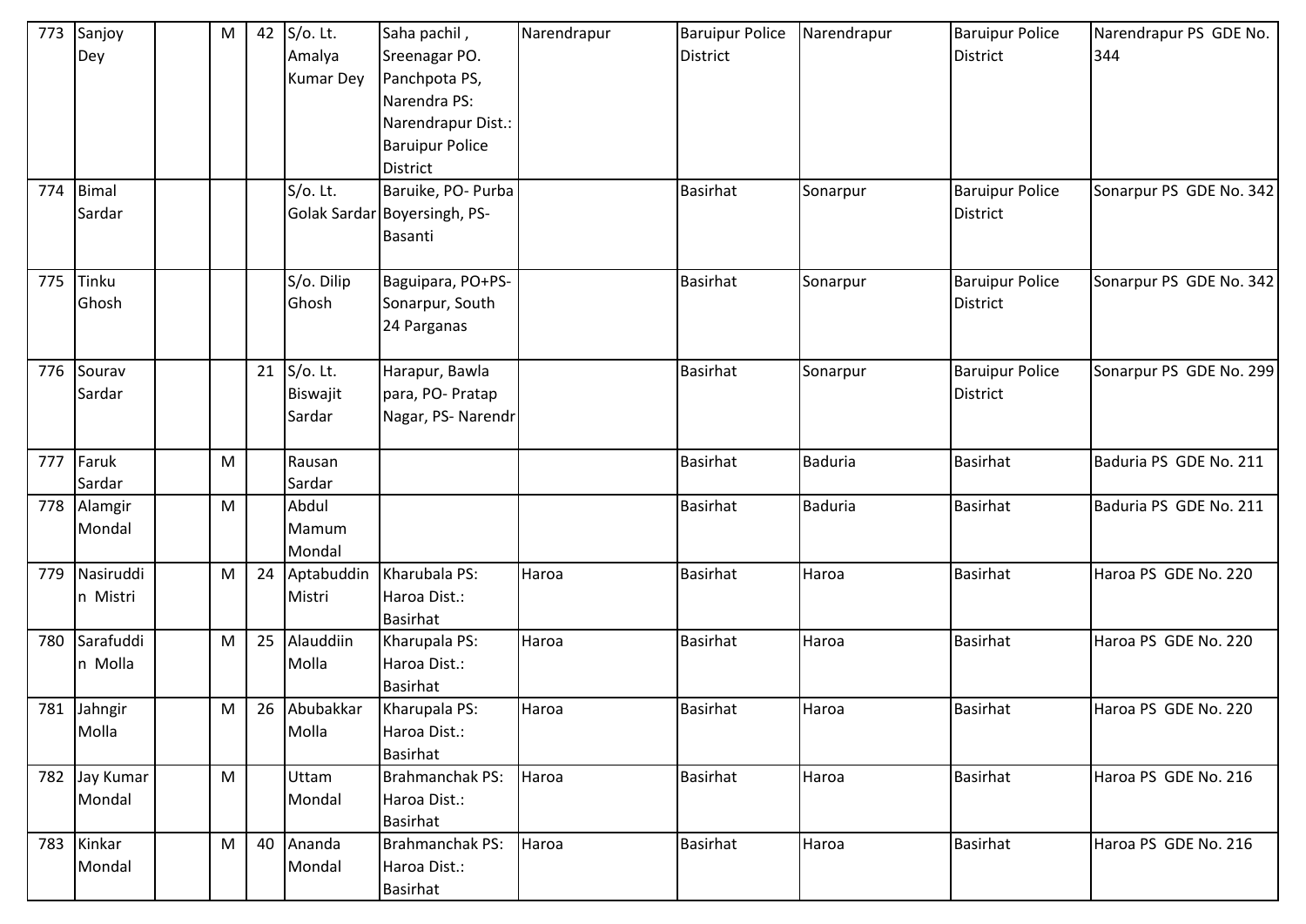| 773 | Sanjoy Dey | | M | 42 | S/o. Lt. Amalya Kumar Dey | Saha pachil , Sreenagar PO. Panchpota PS, Narendra PS: Narendrapur Dist.: Baruipur Police District | Narendrapur | Baruipur Police District | Narendrapur | Baruipur Police District | Narendrapur PS GDE No. 344 |
|---|---|---|---|---|---|---|---|---|---|---|---|
| 774 | Bimal Sardar | | | | S/o. Lt. Golak Sardar | Baruike, PO- Purba Boyersingh, PS- Basanti | | Basirhat | Sonarpur | Baruipur Police District | Sonarpur PS GDE No. 342 |
| 775 | Tinku Ghosh | | | | S/o. Dilip Ghosh | Baguipara, PO+PS- Sonarpur, South 24 Parganas | | Basirhat | Sonarpur | Baruipur Police District | Sonarpur PS GDE No. 342 |
| 776 | Sourav Sardar | | | 21 | S/o. Lt. Biswajit Sardar | Harapur, Bawla para, PO- Pratap Nagar, PS- Narendr | | Basirhat | Sonarpur | Baruipur Police District | Sonarpur PS GDE No. 299 |
| 777 | Faruk Sardar | | M | | Rausan Sardar | | | Basirhat | Baduria | Basirhat | Baduria PS GDE No. 211 |
| 778 | Alamgir Mondal | | M | | Abdul Mamum Mondal | | | Basirhat | Baduria | Basirhat | Baduria PS GDE No. 211 |
| 779 | Nasiruddin Mistri | | M | 24 | Aptabuddin Mistri | Kharubala PS: Haroa Dist.: Basirhat | Haroa | Basirhat | Haroa | Basirhat | Haroa PS GDE No. 220 |
| 780 | Sarafuddin Molla | | M | 25 | Alauddiin Molla | Kharupala PS: Haroa Dist.: Basirhat | Haroa | Basirhat | Haroa | Basirhat | Haroa PS GDE No. 220 |
| 781 | Jahngir Molla | | M | 26 | Abubakkar Molla | Kharupala PS: Haroa Dist.: Basirhat | Haroa | Basirhat | Haroa | Basirhat | Haroa PS GDE No. 220 |
| 782 | Jay Kumar Mondal | | M | | Uttam Mondal | Brahmanchak PS: Haroa Dist.: Basirhat | Haroa | Basirhat | Haroa | Basirhat | Haroa PS GDE No. 216 |
| 783 | Kinkar Mondal | | M | 40 | Ananda Mondal | Brahmanchak PS: Haroa Dist.: Basirhat | Haroa | Basirhat | Haroa | Basirhat | Haroa PS GDE No. 216 |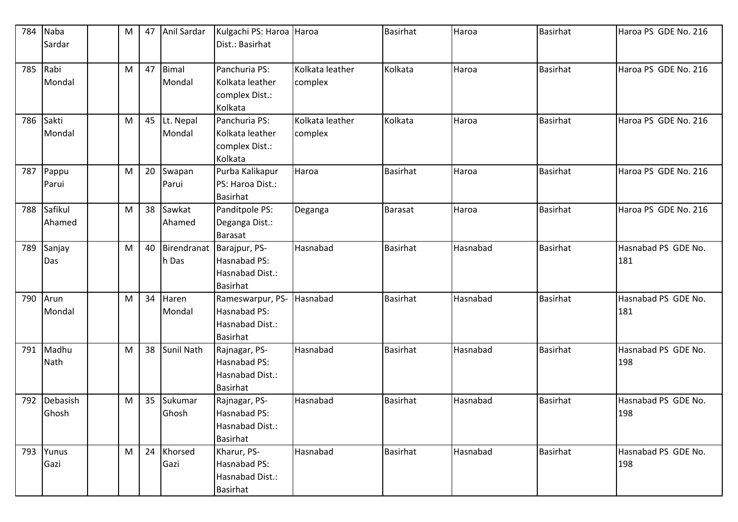| 784 | Naba Sardar | | M | 47 | Anil Sardar | Kulgachi PS: Haroa Dist.: Basirhat | Haroa | Basirhat | Haroa | Basirhat | Haroa PS GDE No. 216 |
|---|---|---|---|---|---|---|---|---|---|---|---|
| 785 | Rabi Mondal | | M | 47 | Bimal Mondal | Panchuria PS: Kolkata leather complex Dist.: Kolkata | Kolkata leather complex | Kolkata | Haroa | Basirhat | Haroa PS GDE No. 216 |
| 786 | Sakti Mondal | | M | 45 | Lt. Nepal Mondal | Panchuria PS: Kolkata leather complex Dist.: Kolkata | Kolkata leather complex | Kolkata | Haroa | Basirhat | Haroa PS GDE No. 216 |
| 787 | Pappu Parui | | M | 20 | Swapan Parui | Purba Kalikapur PS: Haroa Dist.: Basirhat | Haroa | Basirhat | Haroa | Basirhat | Haroa PS GDE No. 216 |
| 788 | Safikul Ahamed | | M | 38 | Sawkat Ahamed | Panditpole PS: Deganga Dist.: Barasat | Deganga | Barasat | Haroa | Basirhat | Haroa PS GDE No. 216 |
| 789 | Sanjay Das | | M | 40 | Birendranath Das | Barajpur, PS-Hasnabad PS: Hasnabad Dist.: Basirhat | Hasnabad | Basirhat | Hasnabad | Basirhat | Hasnabad PS GDE No. 181 |
| 790 | Arun Mondal | | M | 34 | Haren Mondal | Rameswarpur, PS-Hasnabad PS: Hasnabad Dist.: Basirhat | Hasnabad | Basirhat | Hasnabad | Basirhat | Hasnabad PS GDE No. 181 |
| 791 | Madhu Nath | | M | 38 | Sunil Nath | Rajnagar, PS-Hasnabad PS: Hasnabad Dist.: Basirhat | Hasnabad | Basirhat | Hasnabad | Basirhat | Hasnabad PS GDE No. 198 |
| 792 | Debasish Ghosh | | M | 35 | Sukumar Ghosh | Rajnagar, PS-Hasnabad PS: Hasnabad Dist.: Basirhat | Hasnabad | Basirhat | Hasnabad | Basirhat | Hasnabad PS GDE No. 198 |
| 793 | Yunus Gazi | | M | 24 | Khorsed Gazi | Kharur, PS-Hasnabad PS: Hasnabad Dist.: Basirhat | Hasnabad | Basirhat | Hasnabad | Basirhat | Hasnabad PS GDE No. 198 |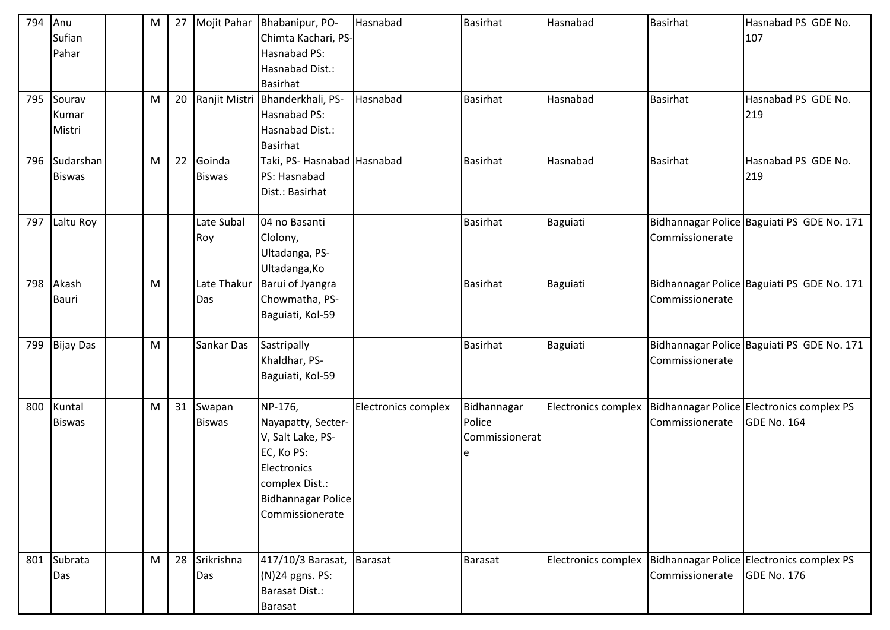| | | | | | | | | | | | |
|---|---|---|---|---|---|---|---|---|---|---|---|
| 794 | Anu Sufian Pahar | | M | 27 | Mojit Pahar | Bhabanipur, PO-Chimta Kachari, PS-Hasnabad PS: Hasnabad Dist.: Basirhat | Hasnabad | Basirhat | Hasnabad | Basirhat | Hasnabad PS GDE No. 107 |
| 795 | Sourav Kumar Mistri | | M | 20 | Ranjit Mistri | Bhanderkhali, PS-Hasnabad PS: Hasnabad Dist.: Basirhat | Hasnabad | Basirhat | Hasnabad | Basirhat | Hasnabad PS GDE No. 219 |
| 796 | Sudarshan Biswas | | M | 22 | Goinda Biswas | Taki, PS- Hasnabad PS: Hasnabad Dist.: Basirhat | Hasnabad | Basirhat | Hasnabad | Basirhat | Hasnabad PS GDE No. 219 |
| 797 | Laltu Roy | | | | Late Subal Roy | 04 no Basanti Clolony, Ultadanga, PS-Ultadanga,Ko | | Basirhat | Baguiati | Bidhannagar Police Commissionerate | Baguiati PS GDE No. 171 |
| 798 | Akash Bauri | | M | | Late Thakur Das | Barui of Jyangra Chowmatha, PS-Baguiati, Kol-59 | | Basirhat | Baguiati | Bidhannagar Police Commissionerate | Baguiati PS GDE No. 171 |
| 799 | Bijay Das | | M | | Sankar Das | Sastripally Khaldhar, PS-Baguiati, Kol-59 | | Basirhat | Baguiati | Bidhannagar Police Commissionerate | Baguiati PS GDE No. 171 |
| 800 | Kuntal Biswas | | M | 31 | Swapan Biswas | NP-176, Nayapatty, Secter-V, Salt Lake, PS-EC, Ko PS: Electronics complex Dist.: Bidhannagar Police Commissionerate | Electronics complex | Bidhannagar Police Commissionerate | Electronics complex | Bidhannagar Police Commissionerate | Electronics complex PS GDE No. 164 |
| 801 | Subrata Das | | M | 28 | Srikrishna Das | 417/10/3 Barasat, (N)24 pgns. PS: Barasat Dist.: Barasat | Barasat | Barasat | Electronics complex | Bidhannagar Police Commissionerate | Electronics complex PS GDE No. 176 |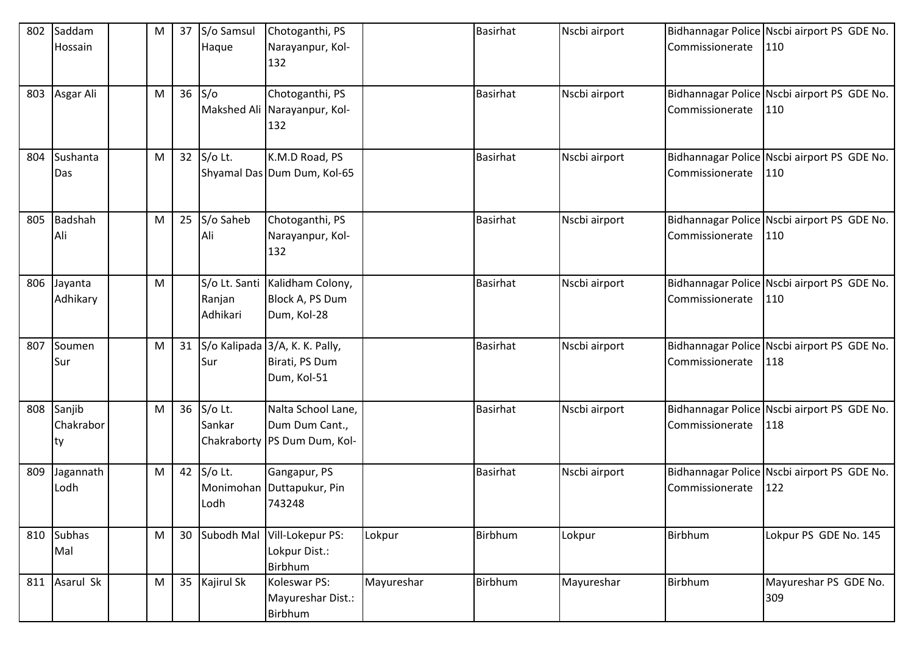| 802 | Saddam Hossain | | M | 37 | S/o Samsul Haque | Chotoganthi, PS Narayanpur, Kol-132 | | Basirhat | Nscbi airport | Bidhannagar Police Commissionerate | Nscbi airport PS GDE No. 110 |
|---|---|---|---|---|---|---|---|---|---|---|---|
| 803 | Asgar Ali | | M | 36 | S/o Makshed Ali | Chotoganthi, PS Narayanpur, Kol-132 | | Basirhat | Nscbi airport | Bidhannagar Police Commissionerate | Nscbi airport PS GDE No. 110 |
| 804 | Sushanta Das | | M | 32 | S/o Lt. Shyamal Das | K.M.D Road, PS Dum Dum, Kol-65 | | Basirhat | Nscbi airport | Bidhannagar Police Commissionerate | Nscbi airport PS GDE No. 110 |
| 805 | Badshah Ali | | M | 25 | S/o Saheb Ali | Chotoganthi, PS Narayanpur, Kol-132 | | Basirhat | Nscbi airport | Bidhannagar Police Commissionerate | Nscbi airport PS GDE No. 110 |
| 806 | Jayanta Adhikary | | M | | S/o Lt. Santi Ranjan Adhikari | Kalidham Colony, Block A, PS Dum Dum, Kol-28 | | Basirhat | Nscbi airport | Bidhannagar Police Commissionerate | Nscbi airport PS GDE No. 110 |
| 807 | Soumen Sur | | M | 31 | S/o Kalipada Sur | 3/A, K. K. Pally, Birati, PS Dum Dum, Kol-51 | | Basirhat | Nscbi airport | Bidhannagar Police Commissionerate | Nscbi airport PS GDE No. 118 |
| 808 | Sanjib Chakraborty | | M | 36 | S/o Lt. Sankar Chakraborty | Nalta School Lane, Dum Dum Cant., PS Dum Dum, Kol- | | Basirhat | Nscbi airport | Bidhannagar Police Commissionerate | Nscbi airport PS GDE No. 118 |
| 809 | Jagannath Lodh | | M | 42 | S/o Lt. Monimohan Lodh | Gangapur, PS Duttapukur, Pin 743248 | | Basirhat | Nscbi airport | Bidhannagar Police Commissionerate | Nscbi airport PS GDE No. 122 |
| 810 | Subhas Mal | | M | 30 | Subodh Mal | Vill-Lokepur PS: Lokpur Dist.: Birbhum | Lokpur | Birbhum | Lokpur | Birbhum | Lokpur PS GDE No. 145 |
| 811 | Asarul Sk | | M | 35 | Kajirul Sk | Koleswar PS: Mayureshar Dist.: Birbhum | Mayureshar | Birbhum | Mayureshar | Birbhum | Mayureshar PS GDE No. 309 |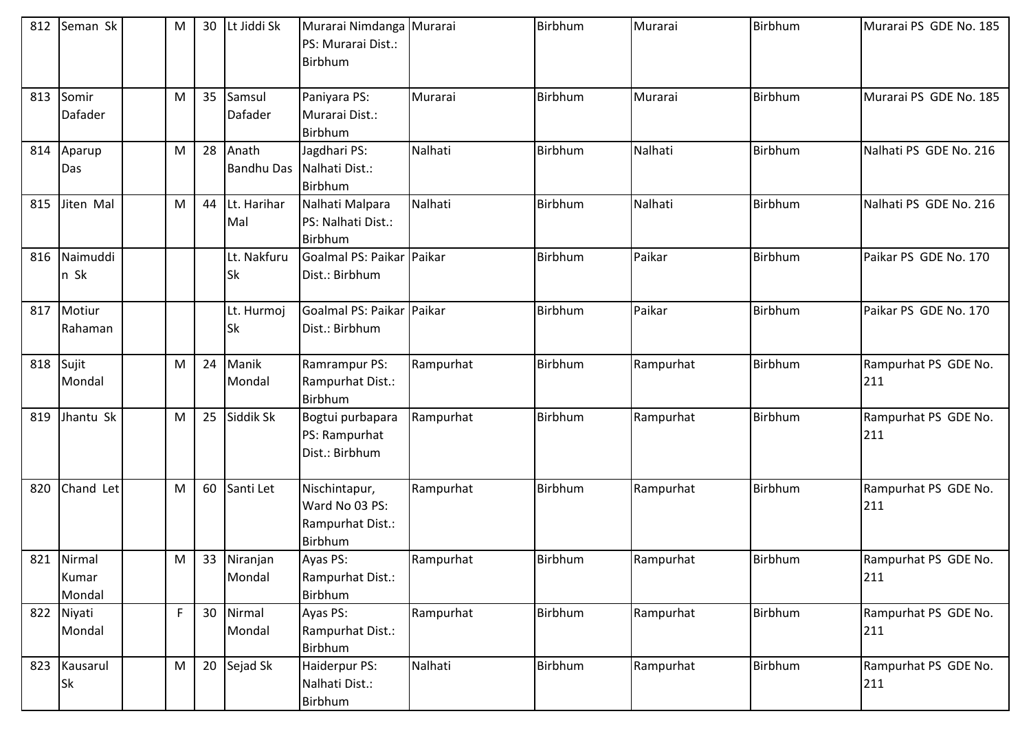| 812 | Seman Sk | | M | 30 | Lt Jiddi Sk | Murarai Nimdanga PS: Murarai Dist.: Birbhum | Murarai | Birbhum | Murarai | Birbhum | Murarai PS GDE No. 185 |
|---|---|---|---|---|---|---|---|---|---|---|---|
| 813 | Somir Dafader | | M | 35 | Samsul Dafader | Paniyara PS: Murarai Dist.: Birbhum | Murarai | Birbhum | Murarai | Birbhum | Murarai PS GDE No. 185 |
| 814 | Aparup Das | | M | 28 | Anath Bandhu Das | Jagdhari PS: Nalhati Dist.: Birbhum | Nalhati | Birbhum | Nalhati | Birbhum | Nalhati PS GDE No. 216 |
| 815 | Jiten Mal | | M | 44 | Lt. Harihar Mal | Nalhati Malpara PS: Nalhati Dist.: Birbhum | Nalhati | Birbhum | Nalhati | Birbhum | Nalhati PS GDE No. 216 |
| 816 | Naimuddin Sk | | | | Lt. Nakfuru Sk | Goalmal PS: Paikar Dist.: Birbhum | Paikar | Birbhum | Paikar | Birbhum | Paikar PS GDE No. 170 |
| 817 | Motiur Rahaman | | | | Lt. Hurmoj Sk | Goalmal PS: Paikar Dist.: Birbhum | Paikar | Birbhum | Paikar | Birbhum | Paikar PS GDE No. 170 |
| 818 | Sujit Mondal | | M | 24 | Manik Mondal | Ramrampur PS: Rampurhat Dist.: Birbhum | Rampurhat | Birbhum | Rampurhat | Birbhum | Rampurhat PS GDE No. 211 |
| 819 | Jhantu Sk | | M | 25 | Siddik Sk | Bogtui purbapara PS: Rampurhat Dist.: Birbhum | Rampurhat | Birbhum | Rampurhat | Birbhum | Rampurhat PS GDE No. 211 |
| 820 | Chand Let | | M | 60 | Santi Let | Nischintapur, Ward No 03 PS: Rampurhat Dist.: Birbhum | Rampurhat | Birbhum | Rampurhat | Birbhum | Rampurhat PS GDE No. 211 |
| 821 | Nirmal Kumar Mondal | | M | 33 | Niranjan Mondal | Ayas PS: Rampurhat Dist.: Birbhum | Rampurhat | Birbhum | Rampurhat | Birbhum | Rampurhat PS GDE No. 211 |
| 822 | Niyati Mondal | | F | 30 | Nirmal Mondal | Ayas PS: Rampurhat Dist.: Birbhum | Rampurhat | Birbhum | Rampurhat | Birbhum | Rampurhat PS GDE No. 211 |
| 823 | Kausarul Sk | | M | 20 | Sejad Sk | Haiderpur PS: Nalhati Dist.: Birbhum | Nalhati | Birbhum | Rampurhat | Birbhum | Rampurhat PS GDE No. 211 |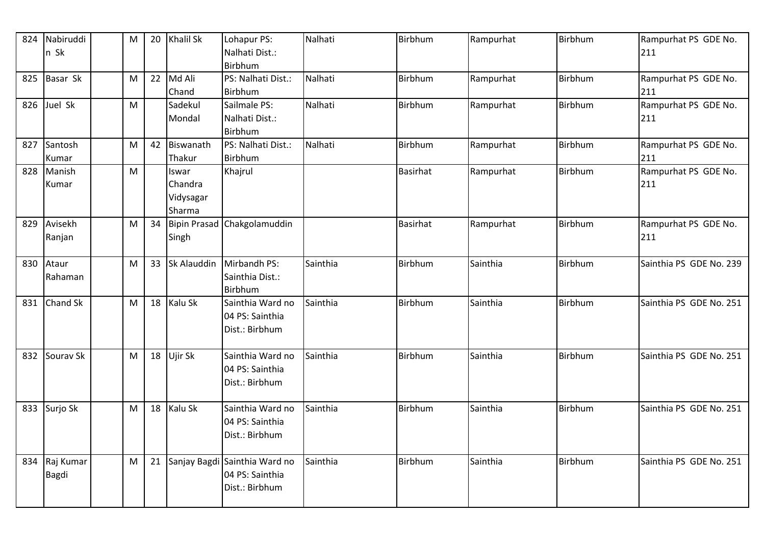| 824 | Nabiruddin Sk | | M | 20 | Khalil Sk | Lohapur PS: Nalhati Dist.: Birbhum | Nalhati | Birbhum | Rampurhat | Birbhum | Rampurhat PS GDE No. 211 |
|---|---|---|---|---|---|---|---|---|---|---|---|
| 825 | Basar Sk | | M | 22 | Md Ali Chand | PS: Nalhati Dist.: Birbhum | Nalhati | Birbhum | Rampurhat | Birbhum | Rampurhat PS GDE No. 211 |
| 826 | Juel Sk | | M | | Sadekul Mondal | Sailmale PS: Nalhati Dist.: Birbhum | Nalhati | Birbhum | Rampurhat | Birbhum | Rampurhat PS GDE No. 211 |
| 827 | Santosh Kumar | | M | 42 | Biswanath Thakur | PS: Nalhati Dist.: Birbhum | Nalhati | Birbhum | Rampurhat | Birbhum | Rampurhat PS GDE No. 211 |
| 828 | Manish Kumar | | M | | Iswar Chandra Vidysagar Sharma | Khajrul | | Basirhat | Rampurhat | Birbhum | Rampurhat PS GDE No. 211 |
| 829 | Avisekh Ranjan | | M | 34 | Bipin Prasad Singh | Chakgolamuddin | | Basirhat | Rampurhat | Birbhum | Rampurhat PS GDE No. 211 |
| 830 | Ataur Rahaman | | M | 33 | Sk Alauddin | Mirbandh PS: Sainthia Dist.: Birbhum | Sainthia | Birbhum | Sainthia | Birbhum | Sainthia PS GDE No. 239 |
| 831 | Chand Sk | | M | 18 | Kalu Sk | Sainthia Ward no 04 PS: Sainthia Dist.: Birbhum | Sainthia | Birbhum | Sainthia | Birbhum | Sainthia PS GDE No. 251 |
| 832 | Sourav Sk | | M | 18 | Ujir Sk | Sainthia Ward no 04 PS: Sainthia Dist.: Birbhum | Sainthia | Birbhum | Sainthia | Birbhum | Sainthia PS GDE No. 251 |
| 833 | Surjo Sk | | M | 18 | Kalu Sk | Sainthia Ward no 04 PS: Sainthia Dist.: Birbhum | Sainthia | Birbhum | Sainthia | Birbhum | Sainthia PS GDE No. 251 |
| 834 | Raj Kumar Bagdi | | M | 21 | Sanjay Bagdi | Sainthia Ward no 04 PS: Sainthia Dist.: Birbhum | Sainthia | Birbhum | Sainthia | Birbhum | Sainthia PS GDE No. 251 |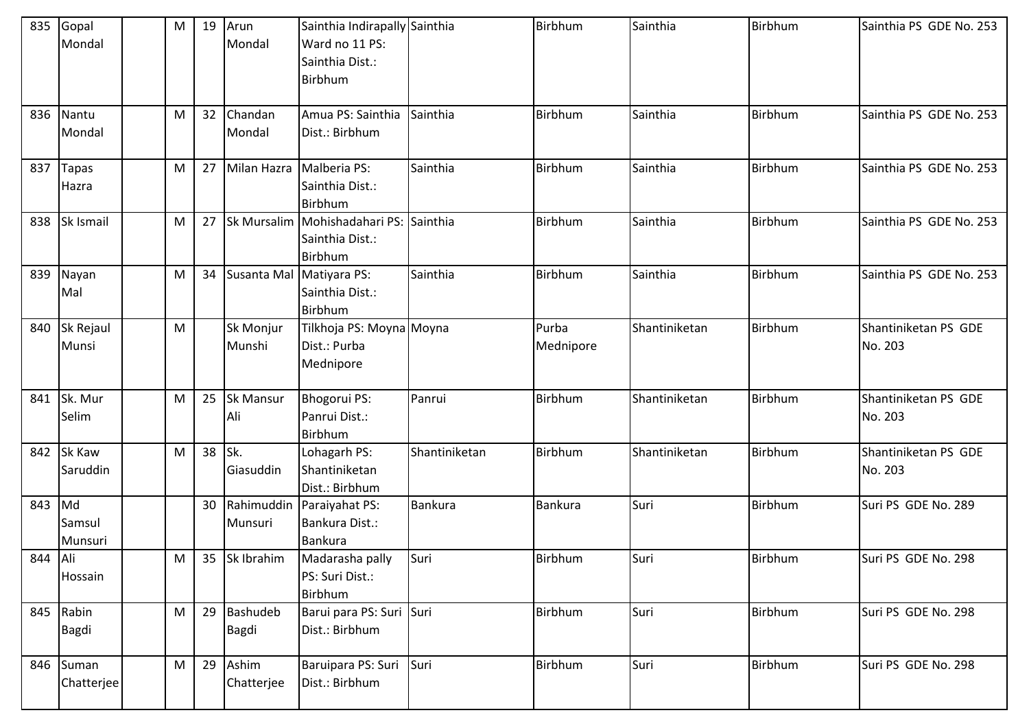| 835 | Gopal Mondal | | M | 19 | Arun Mondal | Sainthia Indirapally Ward no 11 PS: Sainthia Dist.: Birbhum | Sainthia | Birbhum | Sainthia | Birbhum | Sainthia PS GDE No. 253 |
|---|---|---|---|---|---|---|---|---|---|---|---|
| 836 | Nantu Mondal | | M | 32 | Chandan Mondal | Amua PS: Sainthia Dist.: Birbhum | Sainthia | Birbhum | Sainthia | Birbhum | Sainthia PS GDE No. 253 |
| 837 | Tapas Hazra | | M | 27 | Milan Hazra | Malberia PS: Sainthia Dist.: Birbhum | Sainthia | Birbhum | Sainthia | Birbhum | Sainthia PS GDE No. 253 |
| 838 | Sk Ismail | | M | 27 | Sk Mursalim | Mohishadahari PS: Sainthia Dist.: Birbhum | Sainthia | Birbhum | Sainthia | Birbhum | Sainthia PS GDE No. 253 |
| 839 | Nayan Mal | | M | 34 | Susanta Mal | Matiyara PS: Sainthia Dist.: Birbhum | Sainthia | Birbhum | Sainthia | Birbhum | Sainthia PS GDE No. 253 |
| 840 | Sk Rejaul Munsi | | M | | Sk Monjur Munshi | Tilkhoja PS: Moyna Dist.: Purba Mednipore | Moyna | Purba Mednipore | Shantiniketan | Birbhum | Shantiniketan PS GDE No. 203 |
| 841 | Sk. Mur Selim | | M | 25 | Sk Mansur Ali | Bhogorui PS: Panrui Dist.: Birbhum | Panrui | Birbhum | Shantiniketan | Birbhum | Shantiniketan PS GDE No. 203 |
| 842 | Sk Kaw Saruddin | | M | 38 | Sk. Giasuddin | Lohagarh PS: Shantiniketan Dist.: Birbhum | Shantiniketan | Birbhum | Shantiniketan | Birbhum | Shantiniketan PS GDE No. 203 |
| 843 | Md Samsul Munsuri | | | 30 | Rahimuddin Munsuri | Paraiyahat PS: Bankura Dist.: Bankura | Bankura | Bankura | Suri | Birbhum | Suri PS GDE No. 289 |
| 844 | Ali Hossain | | M | 35 | Sk Ibrahim | Madarasha pally PS: Suri Dist.: Birbhum | Suri | Birbhum | Suri | Birbhum | Suri PS GDE No. 298 |
| 845 | Rabin Bagdi | | M | 29 | Bashudeb Bagdi | Barui para PS: Suri Dist.: Birbhum | Suri | Birbhum | Suri | Birbhum | Suri PS GDE No. 298 |
| 846 | Suman Chatterjee | | M | 29 | Ashim Chatterjee | Baruipara PS: Suri Dist.: Birbhum | Suri | Birbhum | Suri | Birbhum | Suri PS GDE No. 298 |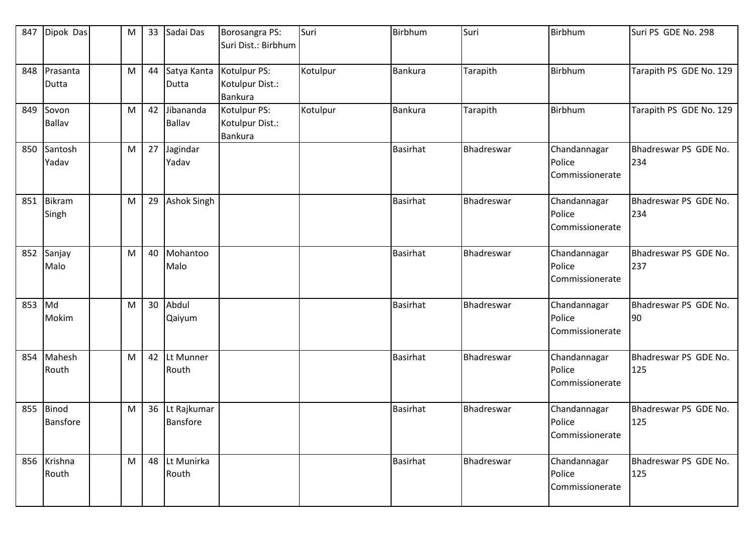| 847 | Dipok Das | | M | 33 | Sadai Das | Borosangra PS: Suri Dist.: Birbhum | Suri | Birbhum | Suri | Birbhum | Suri PS GDE No. 298 |
|---|---|---|---|---|---|---|---|---|---|---|---|
| 848 | Prasanta Dutta | | M | 44 | Satya Kanta Dutta | Kotulpur PS: Kotulpur Dist.: Bankura | Kotulpur | Bankura | Tarapith | Birbhum | Tarapith PS GDE No. 129 |
| 849 | Sovon Ballav | | M | 42 | Jibananda Ballav | Kotulpur PS: Kotulpur Dist.: Bankura | Kotulpur | Bankura | Tarapith | Birbhum | Tarapith PS GDE No. 129 |
| 850 | Santosh Yadav | | M | 27 | Jagindar Yadav | | | Basirhat | Bhadreswar | Chandannagar Police Commissionerate | Bhadreswar PS GDE No. 234 |
| 851 | Bikram Singh | | M | 29 | Ashok Singh | | | Basirhat | Bhadreswar | Chandannagar Police Commissionerate | Bhadreswar PS GDE No. 234 |
| 852 | Sanjay Malo | | M | 40 | Mohantoo Malo | | | Basirhat | Bhadreswar | Chandannagar Police Commissionerate | Bhadreswar PS GDE No. 237 |
| 853 | Md Mokim | | M | 30 | Abdul Qaiyum | | | Basirhat | Bhadreswar | Chandannagar Police Commissionerate | Bhadreswar PS GDE No. 90 |
| 854 | Mahesh Routh | | M | 42 | Lt Munner Routh | | | Basirhat | Bhadreswar | Chandannagar Police Commissionerate | Bhadreswar PS GDE No. 125 |
| 855 | Binod Bansfore | | M | 36 | Lt Rajkumar Bansfore | | | Basirhat | Bhadreswar | Chandannagar Police Commissionerate | Bhadreswar PS GDE No. 125 |
| 856 | Krishna Routh | | M | 48 | Lt Munirka Routh | | | Basirhat | Bhadreswar | Chandannagar Police Commissionerate | Bhadreswar PS GDE No. 125 |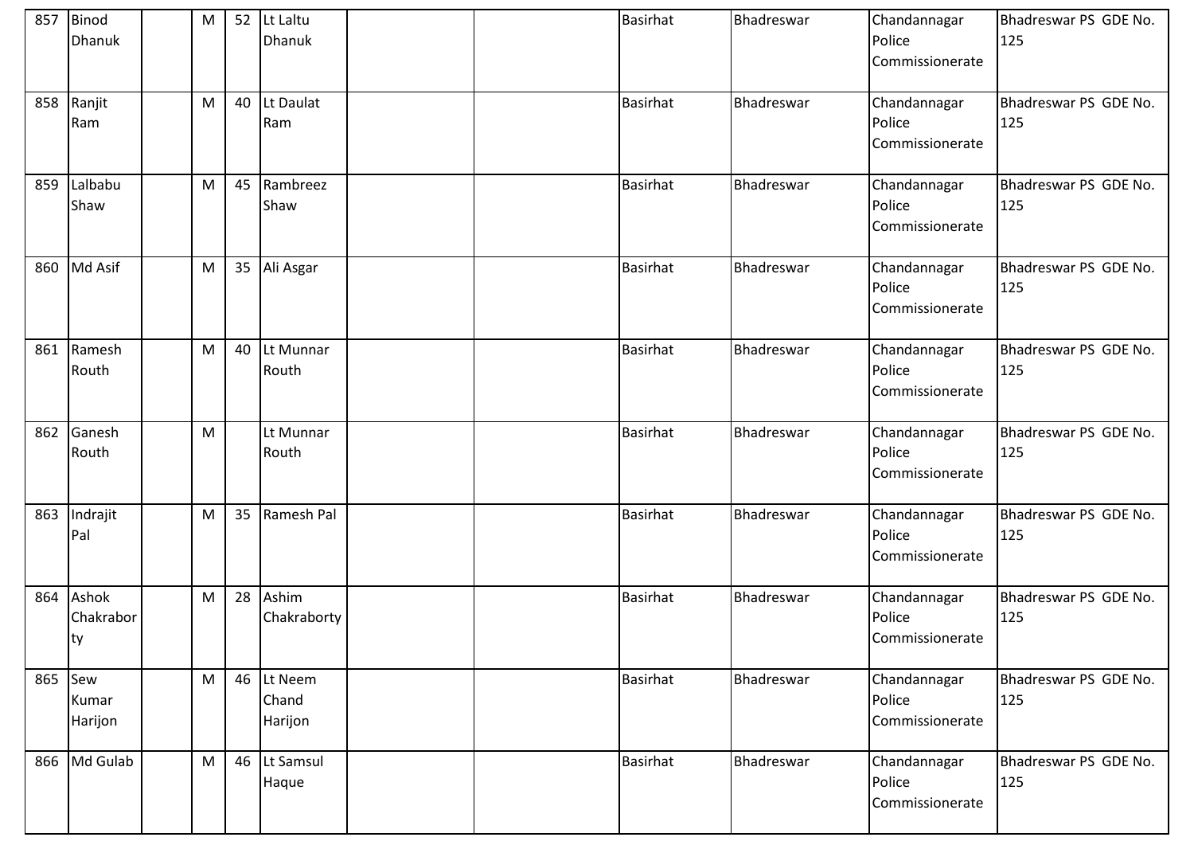| 857 | Binod Dhanuk | | M | 52 | Lt Laltu Dhanuk | | | Basirhat | Bhadreswar | Chandannagar Police Commissionerate | Bhadreswar PS GDE No. 125 |
|---|---|---|---|---|---|---|---|---|---|---|---|
| 858 | Ranjit Ram | | M | 40 | Lt Daulat Ram | | | Basirhat | Bhadreswar | Chandannagar Police Commissionerate | Bhadreswar PS GDE No. 125 |
| 859 | Lalbabu Shaw | | M | 45 | Rambreez Shaw | | | Basirhat | Bhadreswar | Chandannagar Police Commissionerate | Bhadreswar PS GDE No. 125 |
| 860 | Md Asif | | M | 35 | Ali Asgar | | | Basirhat | Bhadreswar | Chandannagar Police Commissionerate | Bhadreswar PS GDE No. 125 |
| 861 | Ramesh Routh | | M | 40 | Lt Munnar Routh | | | Basirhat | Bhadreswar | Chandannagar Police Commissionerate | Bhadreswar PS GDE No. 125 |
| 862 | Ganesh Routh | | M | | Lt Munnar Routh | | | Basirhat | Bhadreswar | Chandannagar Police Commissionerate | Bhadreswar PS GDE No. 125 |
| 863 | Indrajit Pal | | M | 35 | Ramesh Pal | | | Basirhat | Bhadreswar | Chandannagar Police Commissionerate | Bhadreswar PS GDE No. 125 |
| 864 | Ashok Chakraborty | | M | 28 | Ashim Chakraborty | | | Basirhat | Bhadreswar | Chandannagar Police Commissionerate | Bhadreswar PS GDE No. 125 |
| 865 | Sew Kumar Harijon | | M | 46 | Lt Neem Chand Harijon | | | Basirhat | Bhadreswar | Chandannagar Police Commissionerate | Bhadreswar PS GDE No. 125 |
| 866 | Md Gulab | | M | 46 | Lt Samsul Haque | | | Basirhat | Bhadreswar | Chandannagar Police Commissionerate | Bhadreswar PS GDE No. 125 |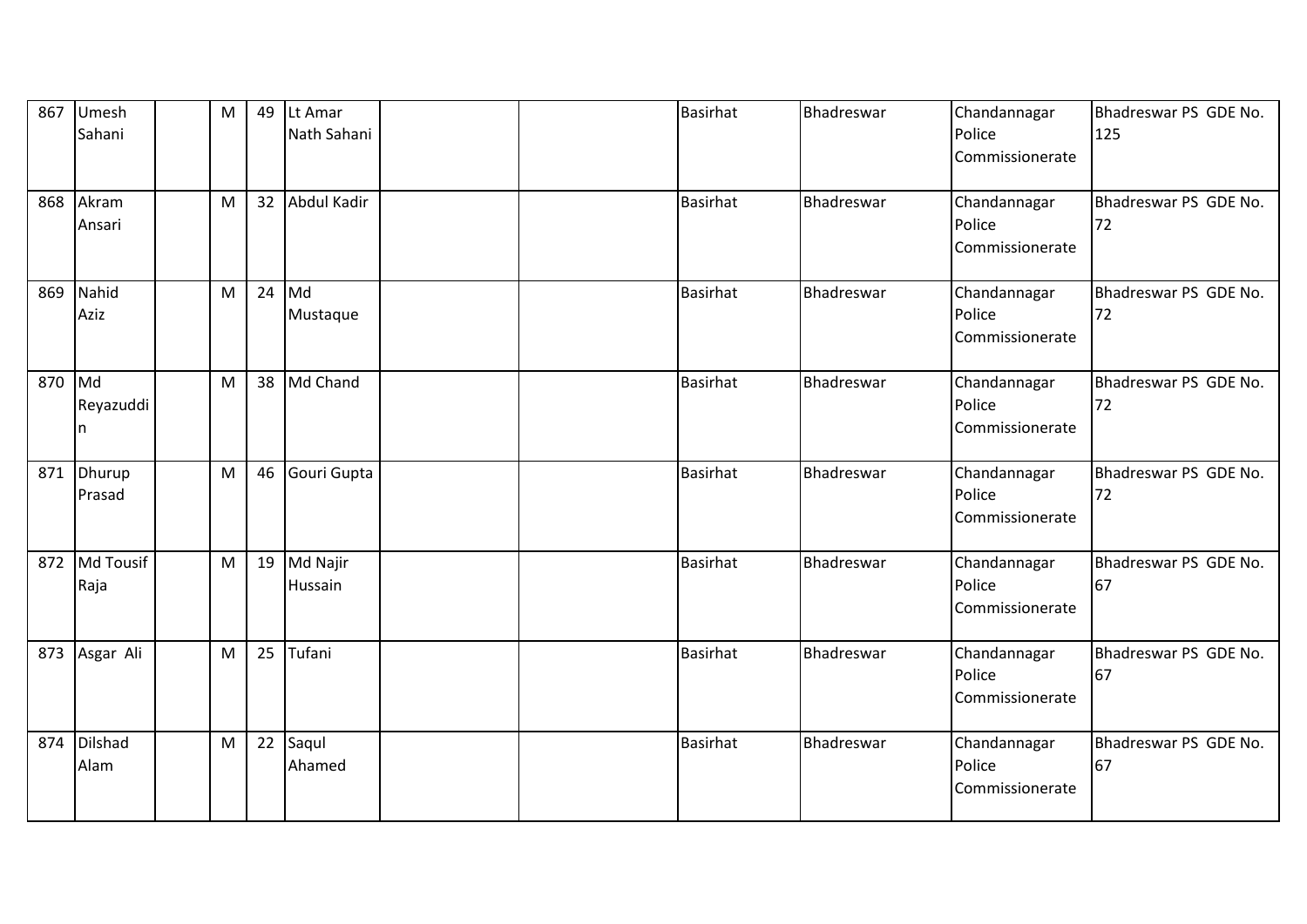| 867 | Umesh Sahani | | M | 49 | Lt Amar Nath Sahani | | | Basirhat | Bhadreswar | Chandannagar Police Commissionerate | Bhadreswar PS GDE No. 125 |
|---|---|---|---|---|---|---|---|---|---|---|---|
| 868 | Akram Ansari | | M | 32 | Abdul Kadir | | | Basirhat | Bhadreswar | Chandannagar Police Commissionerate | Bhadreswar PS GDE No. 72 |
| 869 | Nahid Aziz | | M | 24 | Md Mustaque | | | Basirhat | Bhadreswar | Chandannagar Police Commissionerate | Bhadreswar PS GDE No. 72 |
| 870 | Md Reyazuddin | | M | 38 | Md Chand | | | Basirhat | Bhadreswar | Chandannagar Police Commissionerate | Bhadreswar PS GDE No. 72 |
| 871 | Dhurup Prasad | | M | 46 | Gouri Gupta | | | Basirhat | Bhadreswar | Chandannagar Police Commissionerate | Bhadreswar PS GDE No. 72 |
| 872 | Md Tousif Raja | | M | 19 | Md Najir Hussain | | | Basirhat | Bhadreswar | Chandannagar Police Commissionerate | Bhadreswar PS GDE No. 67 |
| 873 | Asgar Ali | | M | 25 | Tufani | | | Basirhat | Bhadreswar | Chandannagar Police Commissionerate | Bhadreswar PS GDE No. 67 |
| 874 | Dilshad Alam | | M | 22 | Saqul Ahamed | | | Basirhat | Bhadreswar | Chandannagar Police Commissionerate | Bhadreswar PS GDE No. 67 |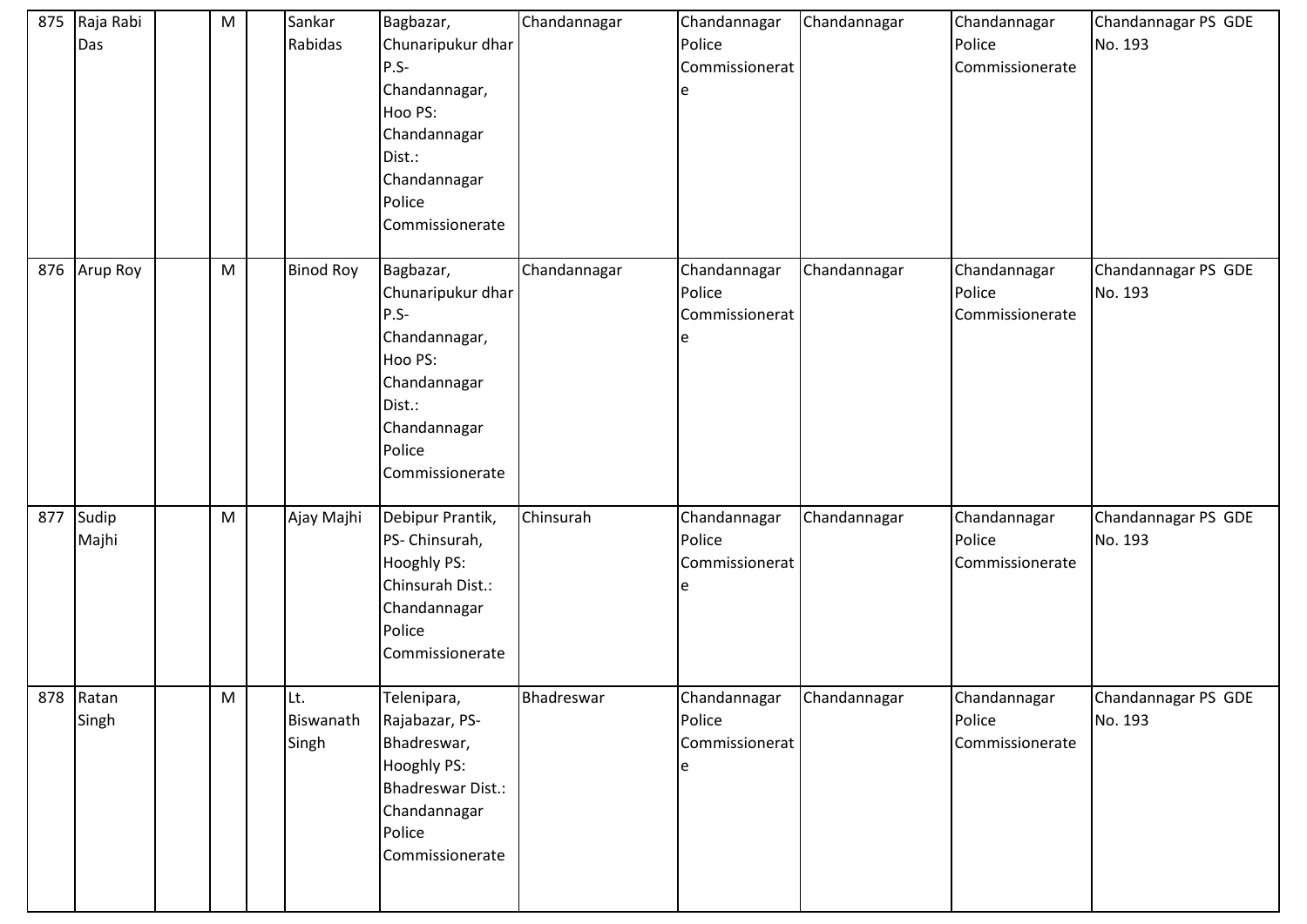| | | | | | | | | | | | |
|---|---|---|---|---|---|---|---|---|---|---|---|
| 875 | Raja Rabi Das | | M | | Sankar Rabidas | Bagbazar, Chunaripukur dhar P.S-Chandannagar, Hoo PS: Chandannagar Dist.: Chandannagar Police Commissionerate | Chandannagar | Chandannagar Police Commissionerate | Chandannagar | Chandannagar Police Commissionerate | Chandannagar PS GDE No. 193 |
| 876 | Arup Roy | | M | | Binod Roy | Bagbazar, Chunaripukur dhar P.S-Chandannagar, Hoo PS: Chandannagar Dist.: Chandannagar Police Commissionerate | Chandannagar | Chandannagar Police Commissionerate | Chandannagar | Chandannagar Police Commissionerate | Chandannagar PS GDE No. 193 |
| 877 | Sudip Majhi | | M | | Ajay Majhi | Debipur Prantik, PS- Chinsurah, Hooghly PS: Chinsurah Dist.: Chandannagar Police Commissionerate | Chinsurah | Chandannagar Police Commissionerate | Chandannagar | Chandannagar Police Commissionerate | Chandannagar PS GDE No. 193 |
| 878 | Ratan Singh | | M | | Lt. Biswanath Singh | Telenipara, Rajabazar, PS-Bhadreswar, Hooghly PS: Bhadreswar Dist.: Chandannagar Police Commissionerate | Bhadreswar | Chandannagar Police Commissionerate | Chandannagar | Chandannagar Police Commissionerate | Chandannagar PS GDE No. 193 |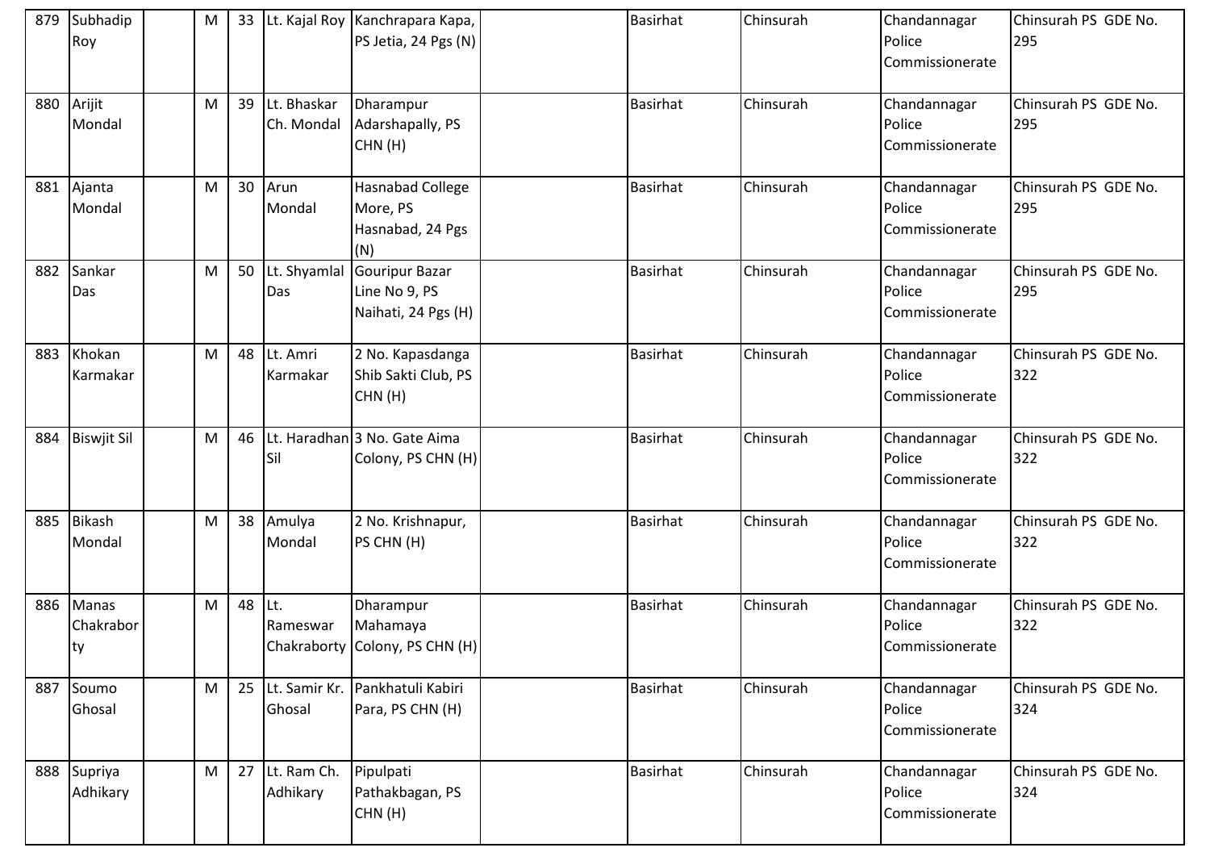| 879 | Subhadip Roy | | M | 33 | Lt. Kajal Roy | Kanchrapara Kapa, PS Jetia, 24 Pgs (N) | | Basirhat | Chinsurah | Chandannagar Police Commissionerate | Chinsurah PS GDE No. 295 |
|---|---|---|---|---|---|---|---|---|---|---|---|
| 880 | Arijit Mondal | | M | 39 | Lt. Bhaskar Ch. Mondal | Dharampur Adarshapally, PS CHN (H) | | Basirhat | Chinsurah | Chandannagar Police Commissionerate | Chinsurah PS GDE No. 295 |
| 881 | Ajanta Mondal | | M | 30 | Arun Mondal | Hasnabad College More, PS Hasnabad, 24 Pgs (N) | | Basirhat | Chinsurah | Chandannagar Police Commissionerate | Chinsurah PS GDE No. 295 |
| 882 | Sankar Das | | M | 50 | Lt. Shyamlal Das | Gouripur Bazar Line No 9, PS Naihati, 24 Pgs (H) | | Basirhat | Chinsurah | Chandannagar Police Commissionerate | Chinsurah PS GDE No. 295 |
| 883 | Khokan Karmakar | | M | 48 | Lt. Amri Karmakar | 2 No. Kapasdanga Shib Sakti Club, PS CHN (H) | | Basirhat | Chinsurah | Chandannagar Police Commissionerate | Chinsurah PS GDE No. 322 |
| 884 | Biswjit Sil | | M | 46 | Lt. Haradhan Sil | 3 No. Gate Aima Colony, PS CHN (H) | | Basirhat | Chinsurah | Chandannagar Police Commissionerate | Chinsurah PS GDE No. 322 |
| 885 | Bikash Mondal | | M | 38 | Amulya Mondal | 2 No. Krishnapur, PS CHN (H) | | Basirhat | Chinsurah | Chandannagar Police Commissionerate | Chinsurah PS GDE No. 322 |
| 886 | Manas Chakraborty | | M | 48 | Lt. Rameswar Chakraborty | Dharampur Mahamaya Colony, PS CHN (H) | | Basirhat | Chinsurah | Chandannagar Police Commissionerate | Chinsurah PS GDE No. 322 |
| 887 | Soumo Ghosal | | M | 25 | Lt. Samir Kr. Ghosal | Pankhatuli Kabiri Para, PS CHN (H) | | Basirhat | Chinsurah | Chandannagar Police Commissionerate | Chinsurah PS GDE No. 324 |
| 888 | Supriya Adhikary | | M | 27 | Lt. Ram Ch. Adhikary | Pipulpati Pathakbagan, PS CHN (H) | | Basirhat | Chinsurah | Chandannagar Police Commissionerate | Chinsurah PS GDE No. 324 |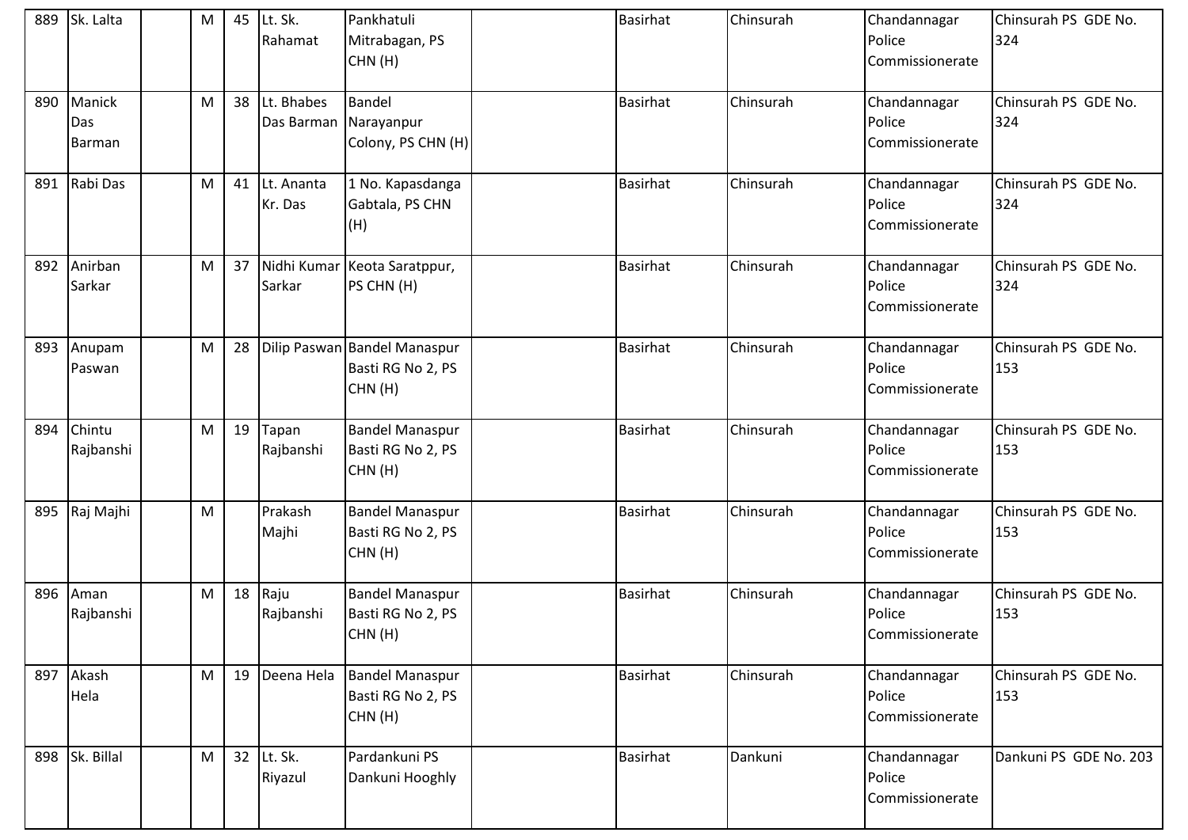| | | | | | | | | | | | |
|---|---|---|---|---|---|---|---|---|---|---|---|
| 889 | Sk. Lalta | | M | 45 | Lt. Sk. Rahamat | Pankhatuli Mitrabagan, PS CHN (H) | | Basirhat | Chinsurah | Chandannagar Police Commissionerate | Chinsurah PS GDE No. 324 |
| 890 | Manick Das Barman | | M | 38 | Lt. Bhabes Das Barman | Bandel Narayanpur Colony, PS CHN (H) | | Basirhat | Chinsurah | Chandannagar Police Commissionerate | Chinsurah PS GDE No. 324 |
| 891 | Rabi Das | | M | 41 | Lt. Ananta Kr. Das | 1 No. Kapasdanga Gabtala, PS CHN (H) | | Basirhat | Chinsurah | Chandannagar Police Commissionerate | Chinsurah PS GDE No. 324 |
| 892 | Anirban Sarkar | | M | 37 | Nidhi Kumar Sarkar | Keota Saratppur, PS CHN (H) | | Basirhat | Chinsurah | Chandannagar Police Commissionerate | Chinsurah PS GDE No. 324 |
| 893 | Anupam Paswan | | M | 28 | Dilip Paswan | Bandel Manaspur Basti RG No 2, PS CHN (H) | | Basirhat | Chinsurah | Chandannagar Police Commissionerate | Chinsurah PS GDE No. 153 |
| 894 | Chintu Rajbanshi | | M | 19 | Tapan Rajbanshi | Bandel Manaspur Basti RG No 2, PS CHN (H) | | Basirhat | Chinsurah | Chandannagar Police Commissionerate | Chinsurah PS GDE No. 153 |
| 895 | Raj Majhi | | M | | Prakash Majhi | Bandel Manaspur Basti RG No 2, PS CHN (H) | | Basirhat | Chinsurah | Chandannagar Police Commissionerate | Chinsurah PS GDE No. 153 |
| 896 | Aman Rajbanshi | | M | 18 | Raju Rajbanshi | Bandel Manaspur Basti RG No 2, PS CHN (H) | | Basirhat | Chinsurah | Chandannagar Police Commissionerate | Chinsurah PS GDE No. 153 |
| 897 | Akash Hela | | M | 19 | Deena Hela | Bandel Manaspur Basti RG No 2, PS CHN (H) | | Basirhat | Chinsurah | Chandannagar Police Commissionerate | Chinsurah PS GDE No. 153 |
| 898 | Sk. Billal | | M | 32 | Lt. Sk. Riyazul | Pardankuni PS Dankuni Hooghly | | Basirhat | Dankuni | Chandannagar Police Commissionerate | Dankuni PS GDE No. 203 |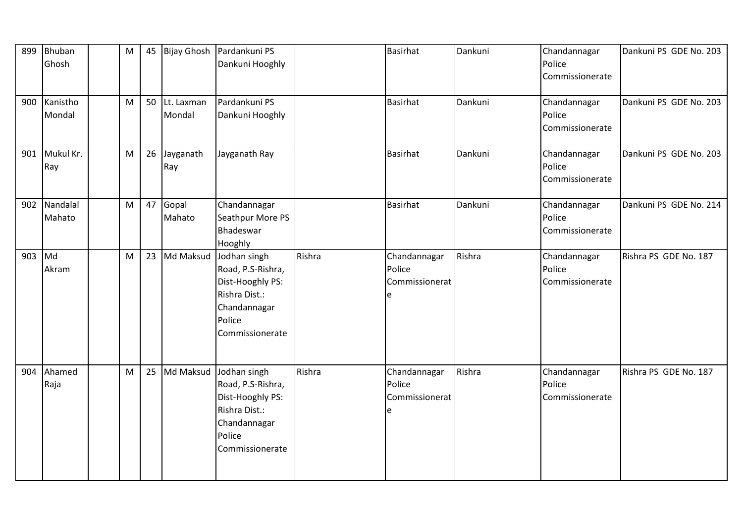| 899 | Bhuban Ghosh | | M | 45 | Bijay Ghosh | Pardankuni PS Dankuni Hooghly | | Basirhat | Dankuni | Chandannagar Police Commissionerate | Dankuni PS GDE No. 203 |
|---|---|---|---|---|---|---|---|---|---|---|---|
| 900 | Kanistho Mondal | | M | 50 | Lt. Laxman Mondal | Pardankuni PS Dankuni Hooghly | | Basirhat | Dankuni | Chandannagar Police Commissionerate | Dankuni PS GDE No. 203 |
| 901 | Mukul Kr. Ray | | M | 26 | Jayganath Ray | Jayganath Ray | | Basirhat | Dankuni | Chandannagar Police Commissionerate | Dankuni PS GDE No. 203 |
| 902 | Nandalal Mahato | | M | 47 | Gopal Mahato | Chandannagar Seathpur More PS Bhadeswar Hooghly | | Basirhat | Dankuni | Chandannagar Police Commissionerate | Dankuni PS GDE No. 214 |
| 903 | Md Akram | | M | 23 | Md Maksud | Jodhan singh Road, P.S-Rishra, Dist-Hooghly PS: Rishra Dist.: Chandannagar Police Commissionerate | Rishra | Chandannagar Police Commissionerate | Rishra | Chandannagar Police Commissionerate | Rishra PS GDE No. 187 |
| 904 | Ahamed Raja | | M | 25 | Md Maksud | Jodhan singh Road, P.S-Rishra, Dist-Hooghly PS: Rishra Dist.: Chandannagar Police Commissionerate | Rishra | Chandannagar Police Commissionerate | Rishra | Chandannagar Police Commissionerate | Rishra PS GDE No. 187 |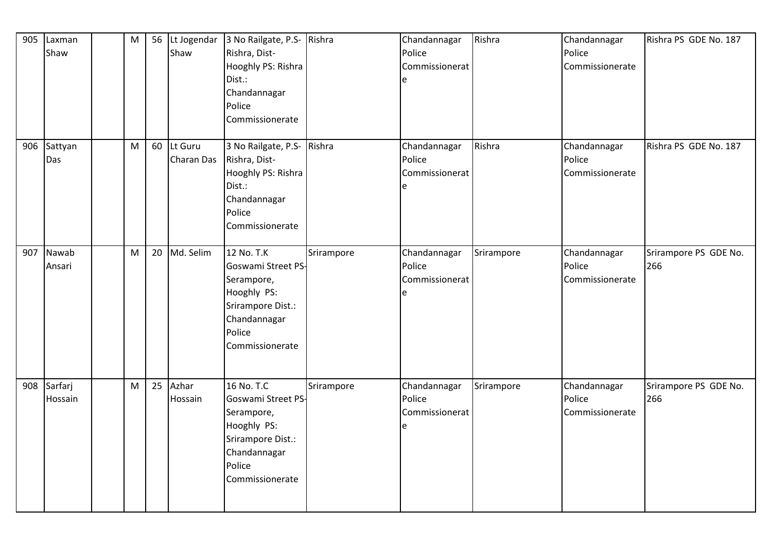| 905 | Laxman Shaw | | M | 56 | Lt Jogendar Shaw | 3 No Railgate, P.S-Rishra, Dist-Hooghly PS: Rishra Dist.: Chandannagar Police Commissionerate | Rishra | Chandannagar Police Commissionerate | Rishra | Chandannagar Police Commissionerate | Rishra PS GDE No. 187 |
|---|---|---|---|---|---|---|---|---|---|---|---|
| 906 | Sattyan Das | | M | 60 | Lt Guru Charan Das | 3 No Railgate, P.S-Rishra, Dist-Hooghly PS: Rishra Dist.: Chandannagar Police Commissionerate | Rishra | Chandannagar Police Commissionerate | Rishra | Chandannagar Police Commissionerate | Rishra PS GDE No. 187 |
| 907 | Nawab Ansari | | M | 20 | Md. Selim | 12 No. T.K Goswami Street PS-Serampore, Hooghly PS: Srirampore Dist.: Chandannagar Police Commissionerate | Srirampore | Chandannagar Police Commissionerate | Srirampore | Chandannagar Police Commissionerate | Srirampore PS GDE No. 266 |
| 908 | Sarfarj Hossain | | M | 25 | Azhar Hossain | 16 No. T.C Goswami Street PS-Serampore, Hooghly PS: Srirampore Dist.: Chandannagar Police Commissionerate | Srirampore | Chandannagar Police Commissionerate | Srirampore | Chandannagar Police Commissionerate | Srirampore PS GDE No. 266 |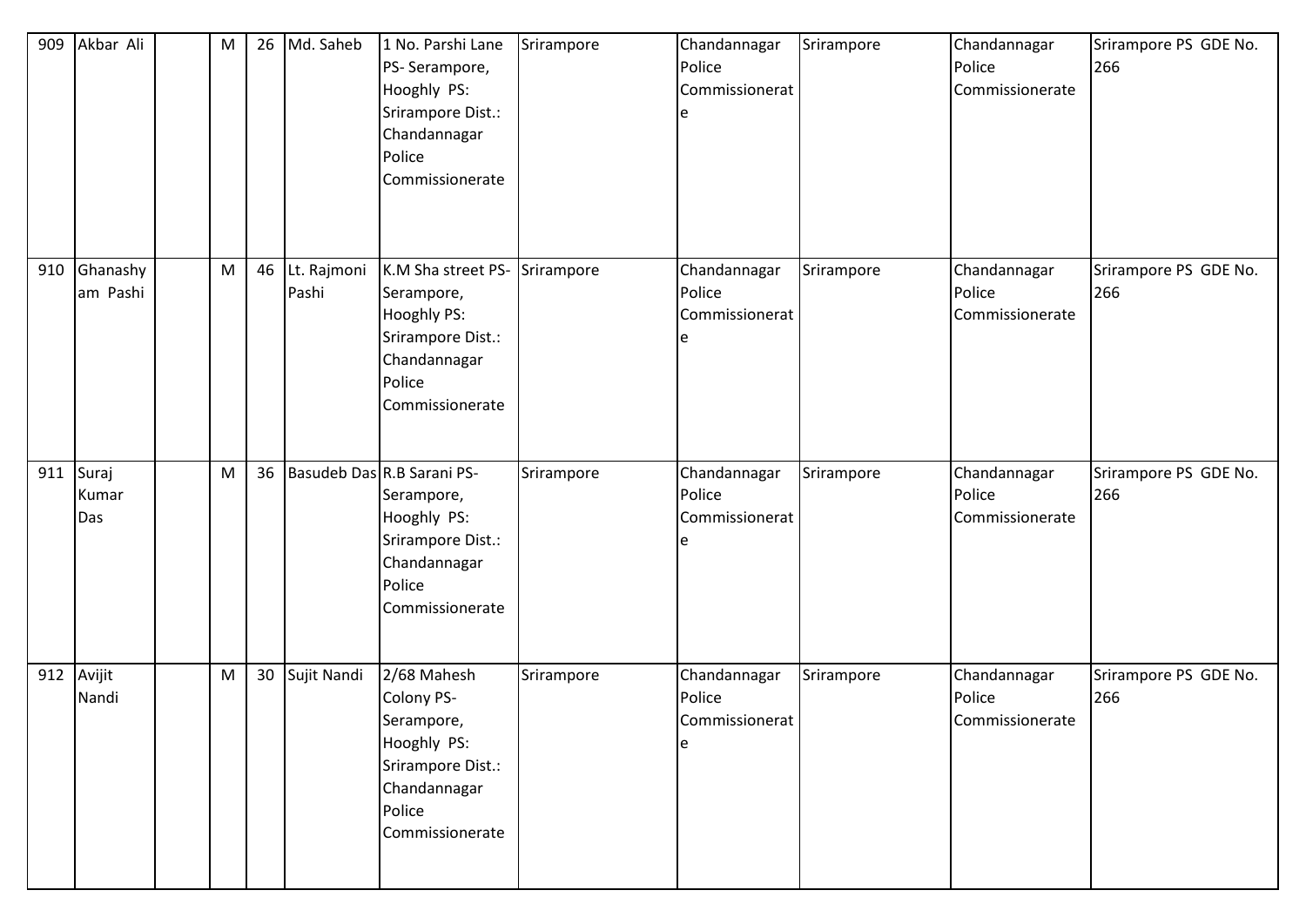| 909 | Akbar Ali | | M | 26 | Md. Saheb | 1 No. Parshi Lane PS- Serampore, Hooghly PS: Srirampore Dist.: Chandannagar Police Commissionerate | Srirampore | Chandannagar Police Commissionerate | Srirampore | Chandannagar Police Commissionerate | Srirampore PS GDE No. 266 |
|---|---|---|---|---|---|---|---|---|---|---|---|
| 910 | Ghanashyam Pashi | | M | 46 | Lt. Rajmoni Pashi | K.M Sha street PS- Serampore, Hooghly PS: Srirampore Dist.: Chandannagar Police Commissionerate | Srirampore | Chandannagar Police Commissionerate | Srirampore | Chandannagar Police Commissionerate | Srirampore PS GDE No. 266 |
| 911 | Suraj Kumar Das | | M | 36 | Basudeb Das | R.B Sarani PS- Serampore, Hooghly PS: Srirampore Dist.: Chandannagar Police Commissionerate | Srirampore | Chandannagar Police Commissionerate | Srirampore | Chandannagar Police Commissionerate | Srirampore PS GDE No. 266 |
| 912 | Avijit Nandi | | M | 30 | Sujit Nandi | 2/68 Mahesh Colony PS- Serampore, Hooghly PS: Srirampore Dist.: Chandannagar Police Commissionerate | Srirampore | Chandannagar Police Commissionerate | Srirampore | Chandannagar Police Commissionerate | Srirampore PS GDE No. 266 |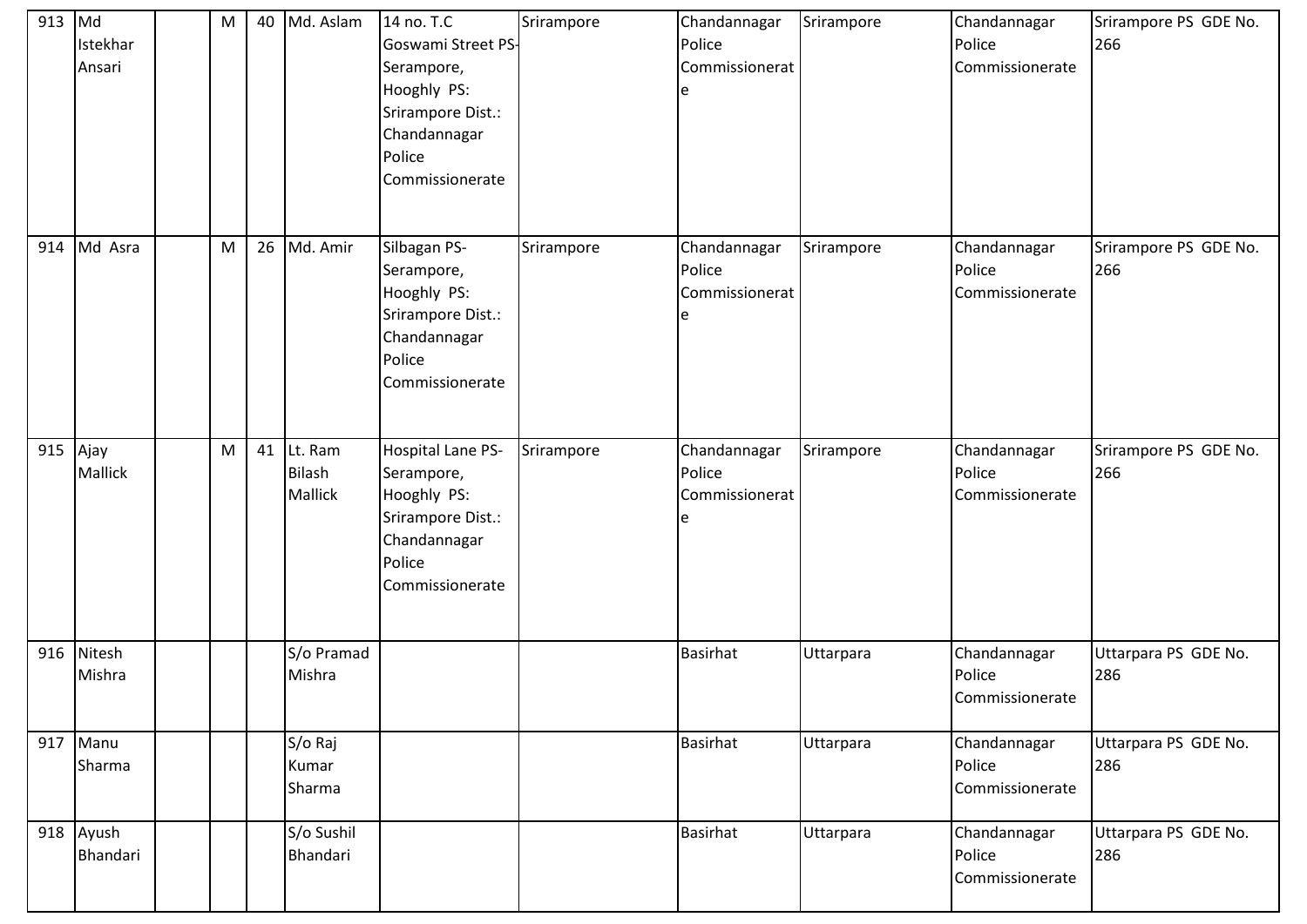| 913 | Md Istekhar Ansari | | M | 40 | Md. Aslam | 14 no. T.C Goswami Street PS-Serampore, Hooghly PS: Srirampore Dist.: Chandannagar Police Commissionerate | Srirampore | Chandannagar Police Commissionerate | Srirampore | Chandannagar Police Commissionerate | Srirampore PS GDE No. 266 |
|---|---|---|---|---|---|---|---|---|---|---|---|
| 914 | Md Asra | | M | 26 | Md. Amir | Silbagan PS-Serampore, Hooghly PS: Srirampore Dist.: Chandannagar Police Commissionerate | Srirampore | Chandannagar Police Commissionerate | Srirampore | Chandannagar Police Commissionerate | Srirampore PS GDE No. 266 |
| 915 | Ajay Mallick | | M | 41 | Lt. Ram Bilash Mallick | Hospital Lane PS-Serampore, Hooghly PS: Srirampore Dist.: Chandannagar Police Commissionerate | Srirampore | Chandannagar Police Commissionerate | Srirampore | Chandannagar Police Commissionerate | Srirampore PS GDE No. 266 |
| 916 | Nitesh Mishra | | | | S/o Pramad Mishra | | | Basirhat | Uttarpara | Chandannagar Police Commissionerate | Uttarpara PS GDE No. 286 |
| 917 | Manu Sharma | | | | S/o Raj Kumar Sharma | | | Basirhat | Uttarpara | Chandannagar Police Commissionerate | Uttarpara PS GDE No. 286 |
| 918 | Ayush Bhandari | | | | S/o Sushil Bhandari | | | Basirhat | Uttarpara | Chandannagar Police Commissionerate | Uttarpara PS GDE No. 286 |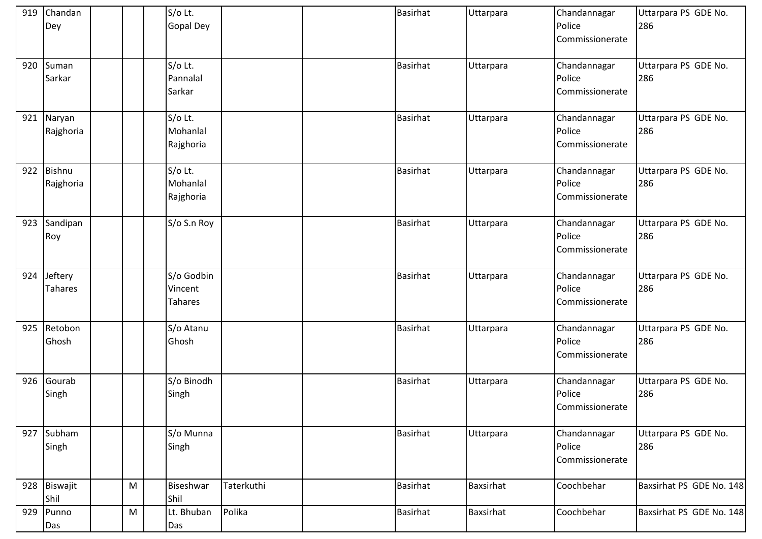| | | | | | | | | | | | |
|---|---|---|---|---|---|---|---|---|---|---|---|
| 919 | Chandan Dey | | | | S/o Lt. Gopal Dey | | | Basirhat | Uttarpara | Chandannagar Police Commissionerate | Uttarpara PS GDE No. 286 |
| 920 | Suman Sarkar | | | | S/o Lt. Pannalal Sarkar | | | Basirhat | Uttarpara | Chandannagar Police Commissionerate | Uttarpara PS GDE No. 286 |
| 921 | Naryan Rajghoria | | | | S/o Lt. Mohanlal Rajghoria | | | Basirhat | Uttarpara | Chandannagar Police Commissionerate | Uttarpara PS GDE No. 286 |
| 922 | Bishnu Rajghoria | | | | S/o Lt. Mohanlal Rajghoria | | | Basirhat | Uttarpara | Chandannagar Police Commissionerate | Uttarpara PS GDE No. 286 |
| 923 | Sandipan Roy | | | | S/o S.n Roy | | | Basirhat | Uttarpara | Chandannagar Police Commissionerate | Uttarpara PS GDE No. 286 |
| 924 | Jeftery Tahares | | | | S/o Godbin Vincent Tahares | | | Basirhat | Uttarpara | Chandannagar Police Commissionerate | Uttarpara PS GDE No. 286 |
| 925 | Retobon Ghosh | | | | S/o Atanu Ghosh | | | Basirhat | Uttarpara | Chandannagar Police Commissionerate | Uttarpara PS GDE No. 286 |
| 926 | Gourab Singh | | | | S/o Binodh Singh | | | Basirhat | Uttarpara | Chandannagar Police Commissionerate | Uttarpara PS GDE No. 286 |
| 927 | Subham Singh | | | | S/o Munna Singh | | | Basirhat | Uttarpara | Chandannagar Police Commissionerate | Uttarpara PS GDE No. 286 |
| 928 | Biswajit Shil | | M | | Biseshwar Shil | Taterkuthi | | Basirhat | Baxsirhat | Coochbehar | Baxsirhat PS GDE No. 148 |
| 929 | Punno Das | | M | | Lt. Bhuban Das | Polika | | Basirhat | Baxsirhat | Coochbehar | Baxsirhat PS GDE No. 148 |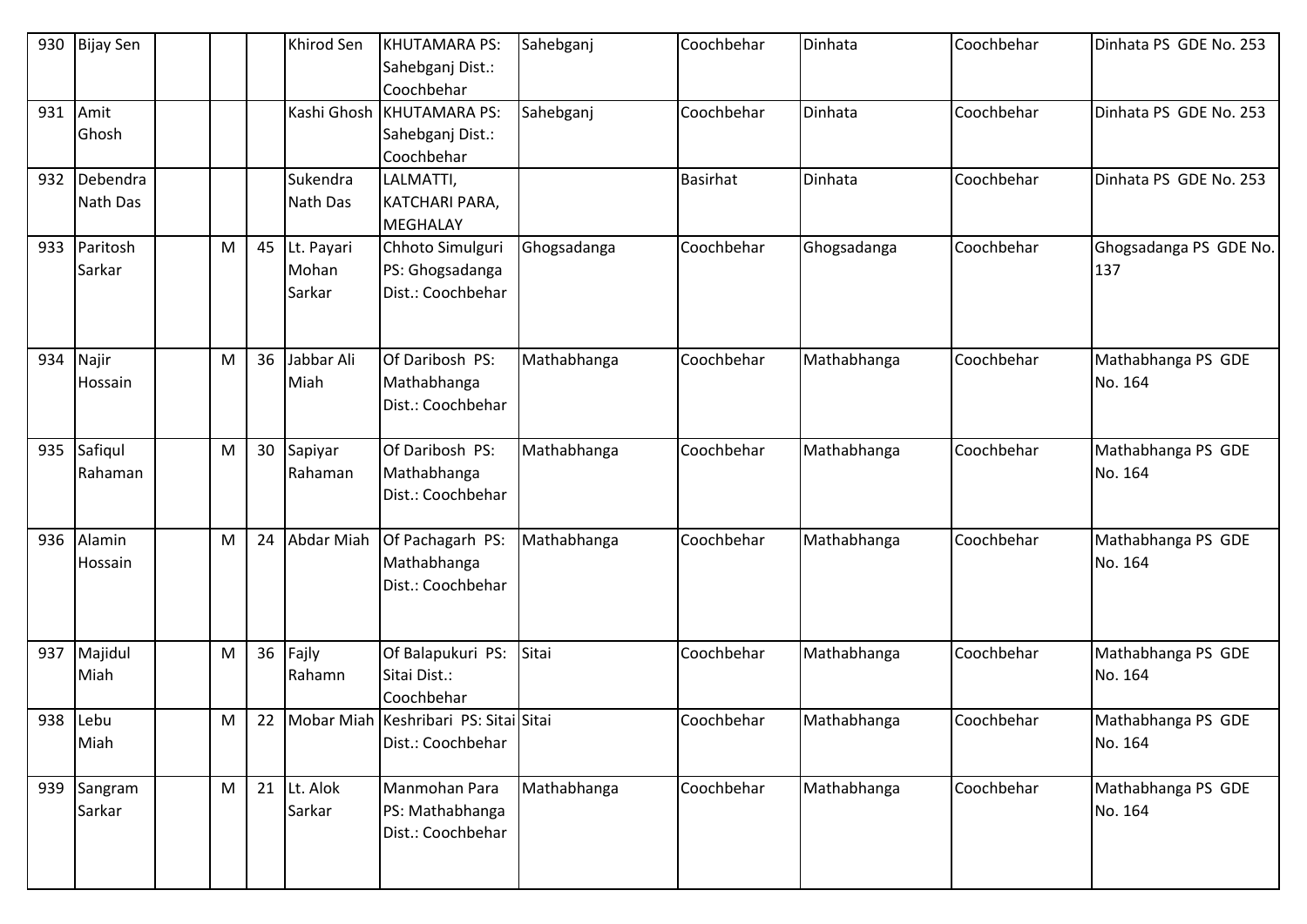| 930 | Bijay Sen | | | | Khirod Sen | KHUTAMARA PS: Sahebganj Dist.: Coochbehar | Sahebganj | Coochbehar | Dinhata | Coochbehar | Dinhata PS GDE No. 253 |
|---|---|---|---|---|---|---|---|---|---|---|---|
| 931 | Amit Ghosh | | | | Kashi Ghosh | KHUTAMARA PS: Sahebganj Dist.: Coochbehar | Sahebganj | Coochbehar | Dinhata | Coochbehar | Dinhata PS GDE No. 253 |
| 932 | Debendra Nath Das | | | | Sukendra Nath Das | LALMATTI, KATCHARI PARA, MEGHALAY | | Basirhat | Dinhata | Coochbehar | Dinhata PS GDE No. 253 |
| 933 | Paritosh Sarkar | | M | 45 | Lt. Payari Mohan Sarkar | Chhoto Simulguri PS: Ghogsadanga Dist.: Coochbehar | Ghogsadanga | Coochbehar | Ghogsadanga | Coochbehar | Ghogsadanga PS GDE No. 137 |
| 934 | Najir Hossain | | M | 36 | Jabbar Ali Miah | Of Daribosh PS: Mathabhanga Dist.: Coochbehar | Mathabhanga | Coochbehar | Mathabhanga | Coochbehar | Mathabhanga PS GDE No. 164 |
| 935 | Safiqul Rahaman | | M | 30 | Sapiyar Rahaman | Of Daribosh PS: Mathabhanga Dist.: Coochbehar | Mathabhanga | Coochbehar | Mathabhanga | Coochbehar | Mathabhanga PS GDE No. 164 |
| 936 | Alamin Hossain | | M | 24 | Abdar Miah | Of Pachagarh PS: Mathabhanga Dist.: Coochbehar | Mathabhanga | Coochbehar | Mathabhanga | Coochbehar | Mathabhanga PS GDE No. 164 |
| 937 | Majidul Miah | | M | 36 | Fajly Rahamn | Of Balapukuri PS: Sitai Dist.: Coochbehar | Sitai | Coochbehar | Mathabhanga | Coochbehar | Mathabhanga PS GDE No. 164 |
| 938 | Lebu Miah | | M | 22 | Mobar Miah | Keshribari PS: Sitai Dist.: Coochbehar | Sitai | Coochbehar | Mathabhanga | Coochbehar | Mathabhanga PS GDE No. 164 |
| 939 | Sangram Sarkar | | M | 21 | Lt. Alok Sarkar | Manmohan Para PS: Mathabhanga Dist.: Coochbehar | Mathabhanga | Coochbehar | Mathabhanga | Coochbehar | Mathabhanga PS GDE No. 164 |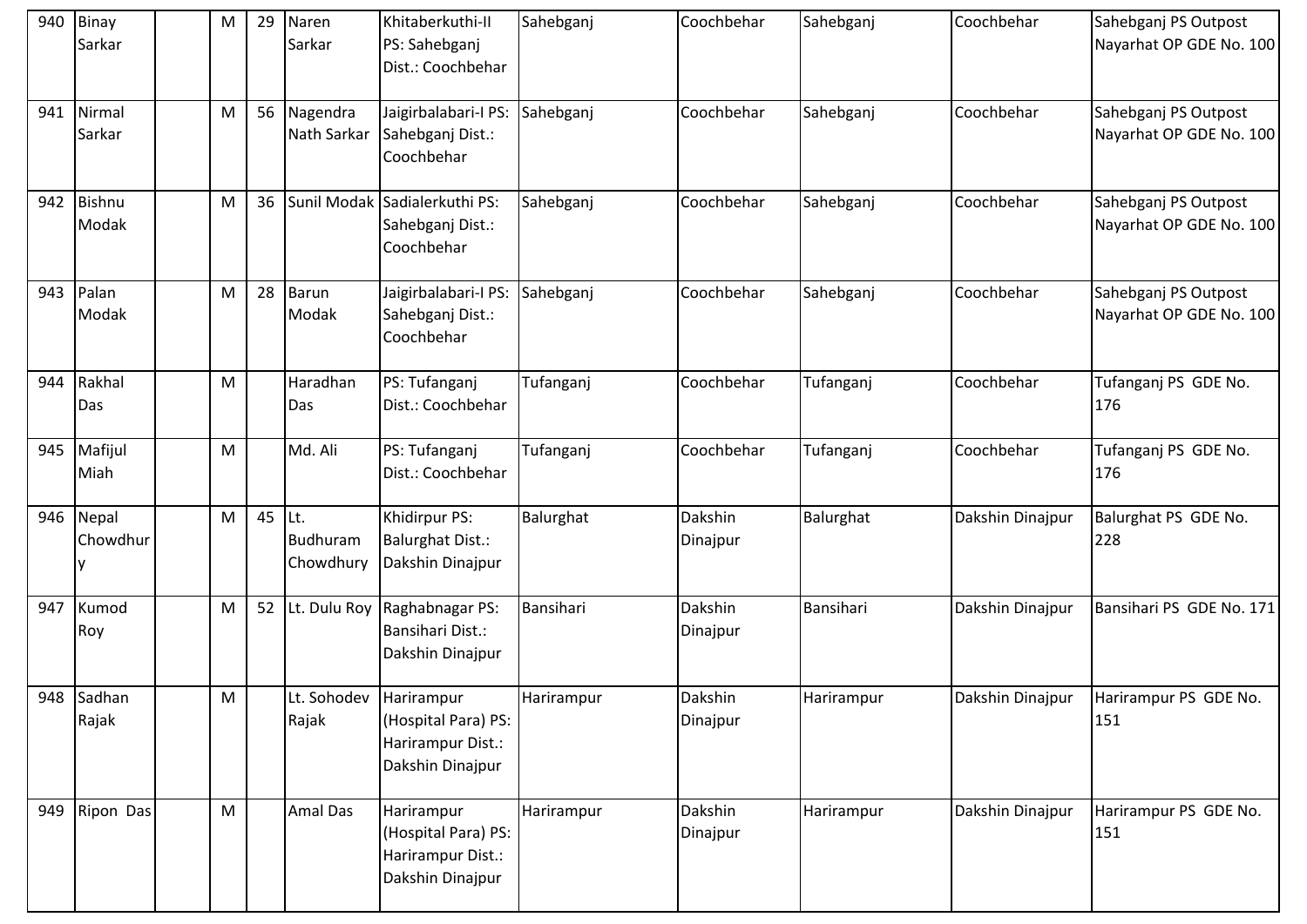| 940 | Binay Sarkar | | M | 29 | Naren Sarkar | Khitaberkuthi-II PS: Sahebganj Dist.: Coochbehar | Sahebganj | Coochbehar | Sahebganj | Coochbehar | Sahebganj PS Outpost Nayarhat OP GDE No. 100 |
|---|---|---|---|---|---|---|---|---|---|---|---|
| 941 | Nirmal Sarkar | | M | 56 | Nagendra Nath Sarkar | Jaigirbalabari-I PS: Sahebganj Dist.: Coochbehar | Sahebganj | Coochbehar | Sahebganj | Coochbehar | Sahebganj PS Outpost Nayarhat OP GDE No. 100 |
| 942 | Bishnu Modak | | M | 36 | Sunil Modak | Sadialerkuthi PS: Sahebganj Dist.: Coochbehar | Sahebganj | Coochbehar | Sahebganj | Coochbehar | Sahebganj PS Outpost Nayarhat OP GDE No. 100 |
| 943 | Palan Modak | | M | 28 | Barun Modak | Jaigirbalabari-I PS: Sahebganj Dist.: Coochbehar | Sahebganj | Coochbehar | Sahebganj | Coochbehar | Sahebganj PS Outpost Nayarhat OP GDE No. 100 |
| 944 | Rakhal Das | | M | | Haradhan Das | PS: Tufanganj Dist.: Coochbehar | Tufanganj | Coochbehar | Tufanganj | Coochbehar | Tufanganj PS GDE No. 176 |
| 945 | Mafijul Miah | | M | | Md. Ali | PS: Tufanganj Dist.: Coochbehar | Tufanganj | Coochbehar | Tufanganj | Coochbehar | Tufanganj PS GDE No. 176 |
| 946 | Nepal Chowdhury | | M | 45 | Lt. Budhuram Chowdhury | Khidirpur PS: Balurghat Dist.: Dakshin Dinajpur | Balurghat | Dakshin Dinajpur | Balurghat | Dakshin Dinajpur | Balurghat PS GDE No. 228 |
| 947 | Kumod Roy | | M | 52 | Lt. Dulu Roy | Raghabnagar PS: Bansihari Dist.: Dakshin Dinajpur | Bansihari | Dakshin Dinajpur | Bansihari | Dakshin Dinajpur | Bansihari PS GDE No. 171 |
| 948 | Sadhan Rajak | | M | | Lt. Sohodev Rajak | Harirampur (Hospital Para) PS: Harirampur Dist.: Dakshin Dinajpur | Harirampur | Dakshin Dinajpur | Harirampur | Dakshin Dinajpur | Harirampur PS GDE No. 151 |
| 949 | Ripon Das | | M | | Amal Das | Harirampur (Hospital Para) PS: Harirampur Dist.: Dakshin Dinajpur | Harirampur | Dakshin Dinajpur | Harirampur | Dakshin Dinajpur | Harirampur PS GDE No. 151 |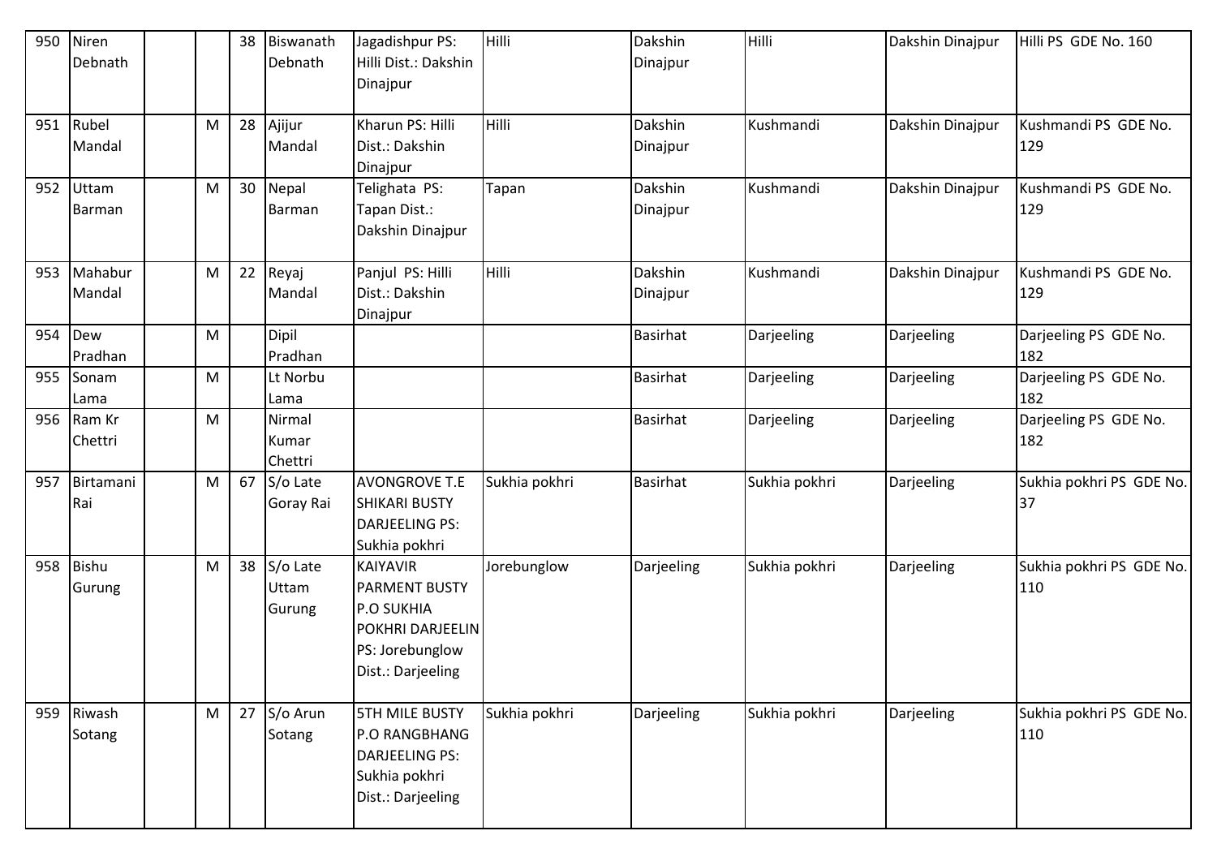| 950 | Niren Debnath | | | 38 | Biswanath Debnath | Jagadishpur PS: Hilli Dist.: Dakshin Dinajpur | Hilli | Dakshin Dinajpur | Hilli | Dakshin Dinajpur | Hilli PS GDE No. 160 |
|---|---|---|---|---|---|---|---|---|---|---|---|
| 951 | Rubel Mandal | | M | 28 | Ajijur Mandal | Kharun PS: Hilli Dist.: Dakshin Dinajpur | Hilli | Dakshin Dinajpur | Kushmandi | Dakshin Dinajpur | Kushmandi PS GDE No. 129 |
| 952 | Uttam Barman | | M | 30 | Nepal Barman | Telighata PS: Tapan Dist.: Dakshin Dinajpur | Tapan | Dakshin Dinajpur | Kushmandi | Dakshin Dinajpur | Kushmandi PS GDE No. 129 |
| 953 | Mahabur Mandal | | M | 22 | Reyaj Mandal | Panjul PS: Hilli Dist.: Dakshin Dinajpur | Hilli | Dakshin Dinajpur | Kushmandi | Dakshin Dinajpur | Kushmandi PS GDE No. 129 |
| 954 | Dew Pradhan | | M | | Dipil Pradhan | | | Basirhat | Darjeeling | Darjeeling | Darjeeling PS GDE No. 182 |
| 955 | Sonam Lama | | M | | Lt Norbu Lama | | | Basirhat | Darjeeling | Darjeeling | Darjeeling PS GDE No. 182 |
| 956 | Ram Kr Chettri | | M | | Nirmal Kumar Chettri | | | Basirhat | Darjeeling | Darjeeling | Darjeeling PS GDE No. 182 |
| 957 | Birtamani Rai | | M | 67 | S/o Late Goray Rai | AVONGROVE T.E SHIKARI BUSTY DARJEELING PS: Sukhia pokhri | Sukhia pokhri | Basirhat | Sukhia pokhri | Darjeeling | Sukhia pokhri PS GDE No. 37 |
| 958 | Bishu Gurung | | M | 38 | S/o Late Uttam Gurung | KAIYAVIR PARMENT BUSTY P.O SUKHIA POKHRI DARJEELIN PS: Jorebunglow Dist.: Darjeeling | Jorebunglow | Darjeeling | Sukhia pokhri | Darjeeling | Sukhia pokhri PS GDE No. 110 |
| 959 | Riwash Sotang | | M | 27 | S/o Arun Sotang | 5TH MILE BUSTY P.O RANGBHANG DARJEELING PS: Sukhia pokhri Dist.: Darjeeling | Sukhia pokhri | Darjeeling | Sukhia pokhri | Darjeeling | Sukhia pokhri PS GDE No. 110 |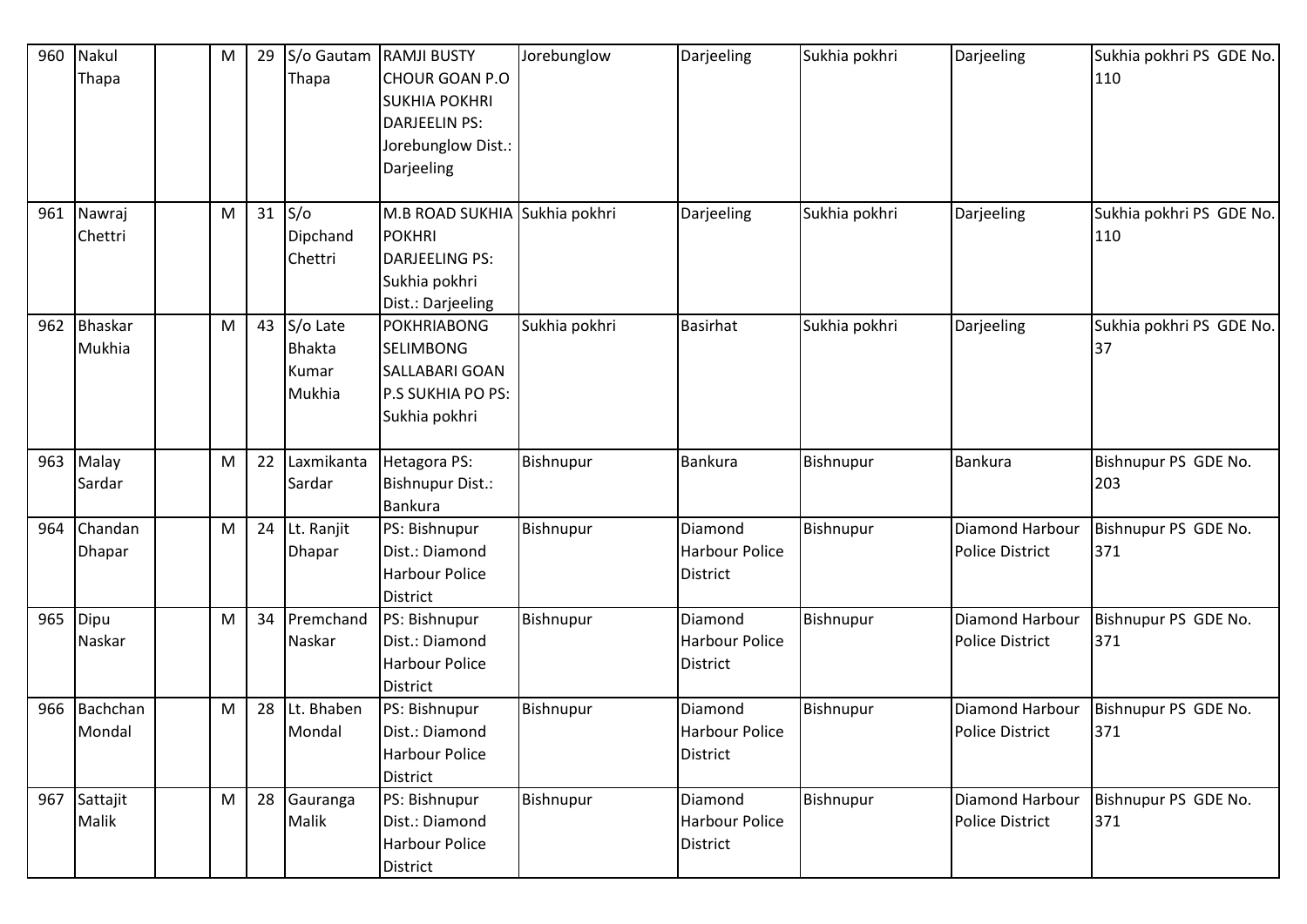| 960 | Nakul Thapa | | M | 29 | S/o Gautam Thapa | RAMJI BUSTY CHOUR GOAN P.O SUKHIA POKHRI DARJEELIN PS: Jorebunglow Dist.: Darjeeling | Jorebunglow | Darjeeling | Sukhia pokhri | Darjeeling | Sukhia pokhri PS GDE No. 110 |
|---|---|---|---|---|---|---|---|---|---|---|---|
| 961 | Nawraj Chettri | | M | 31 | S/o Dipchand Chettri | M.B ROAD SUKHIA POKHRI DARJEELING PS: Sukhia pokhri Dist.: Darjeeling | Sukhia pokhri | Darjeeling | Sukhia pokhri | Darjeeling | Sukhia pokhri PS GDE No. 110 |
| 962 | Bhaskar Mukhia | | M | 43 | S/o Late Bhakta Kumar Mukhia | POKHRIABONG SELIMBONG SALLABARI GOAN P.S SUKHIA PO PS: Sukhia pokhri | Sukhia pokhri | Basirhat | Sukhia pokhri | Darjeeling | Sukhia pokhri PS GDE No. 37 |
| 963 | Malay Sardar | | M | 22 | Laxmikanta Sardar | Hetagora PS: Bishnupur Dist.: Bankura | Bishnupur | Bankura | Bishnupur | Bankura | Bishnupur PS GDE No. 203 |
| 964 | Chandan Dhapar | | M | 24 | Lt. Ranjit Dhapar | PS: Bishnupur Dist.: Diamond Harbour Police District | Bishnupur | Diamond Harbour Police District | Bishnupur | Diamond Harbour Police District | Bishnupur PS GDE No. 371 |
| 965 | Dipu Naskar | | M | 34 | Premchand Naskar | PS: Bishnupur Dist.: Diamond Harbour Police District | Bishnupur | Diamond Harbour Police District | Bishnupur | Diamond Harbour Police District | Bishnupur PS GDE No. 371 |
| 966 | Bachchan Mondal | | M | 28 | Lt. Bhaben Mondal | PS: Bishnupur Dist.: Diamond Harbour Police District | Bishnupur | Diamond Harbour Police District | Bishnupur | Diamond Harbour Police District | Bishnupur PS GDE No. 371 |
| 967 | Sattajit Malik | | M | 28 | Gauranga Malik | PS: Bishnupur Dist.: Diamond Harbour Police District | Bishnupur | Diamond Harbour Police District | Bishnupur | Diamond Harbour Police District | Bishnupur PS GDE No. 371 |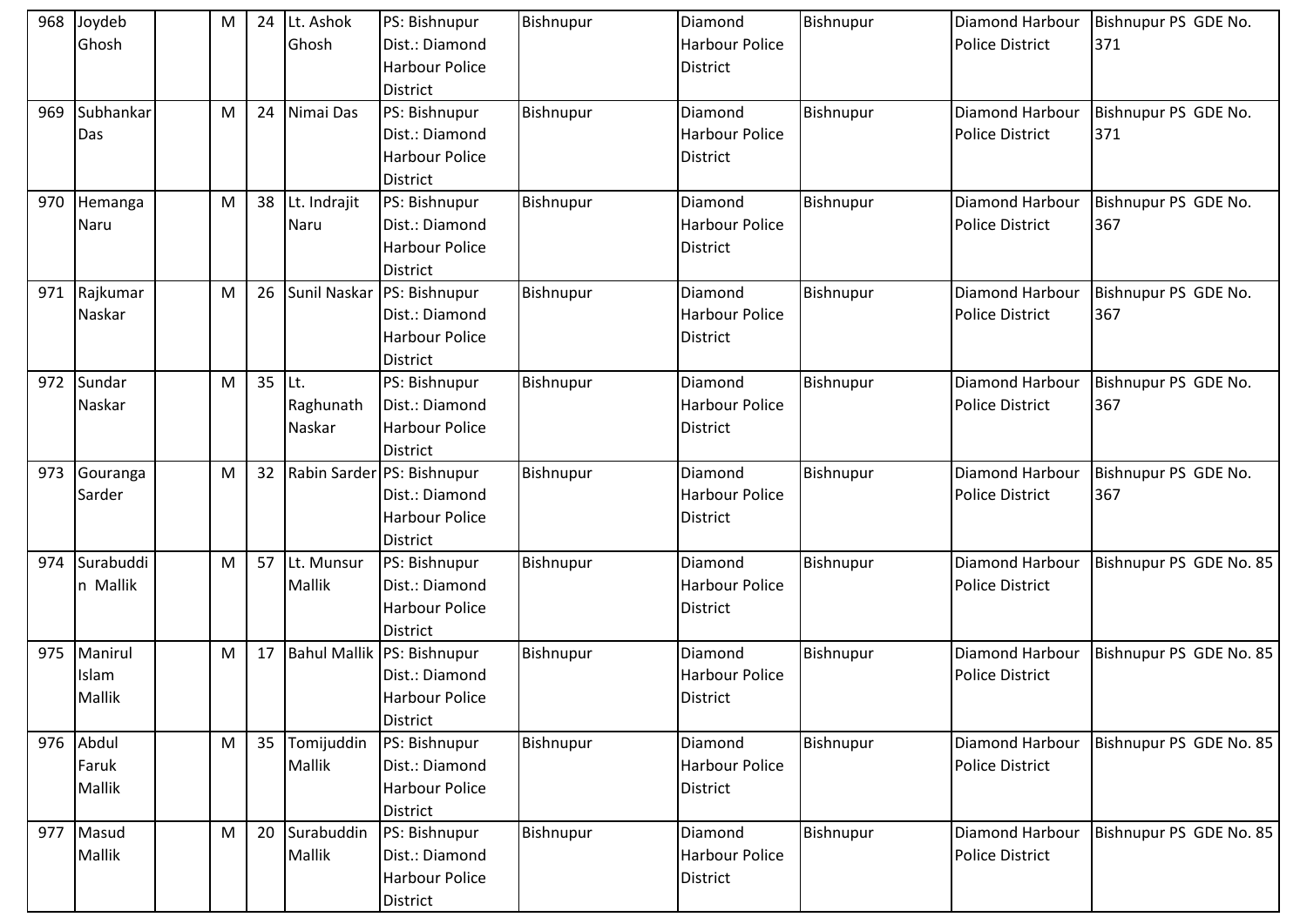| 968 | Joydeb Ghosh | | M | 24 | Lt. Ashok Ghosh | PS: Bishnupur Dist.: Diamond Harbour Police District | Bishnupur | Diamond Harbour Police District | Bishnupur | Diamond Harbour Police District | Bishnupur PS GDE No. 371 |
|---|---|---|---|---|---|---|---|---|---|---|---|
| 969 | Subhankar Das | | M | 24 | Nimai Das | PS: Bishnupur Dist.: Diamond Harbour Police District | Bishnupur | Diamond Harbour Police District | Bishnupur | Diamond Harbour Police District | Bishnupur PS GDE No. 371 |
| 970 | Hemanga Naru | | M | 38 | Lt. Indrajit Naru | PS: Bishnupur Dist.: Diamond Harbour Police District | Bishnupur | Diamond Harbour Police District | Bishnupur | Diamond Harbour Police District | Bishnupur PS GDE No. 367 |
| 971 | Rajkumar Naskar | | M | 26 | Sunil Naskar | PS: Bishnupur Dist.: Diamond Harbour Police District | Bishnupur | Diamond Harbour Police District | Bishnupur | Diamond Harbour Police District | Bishnupur PS GDE No. 367 |
| 972 | Sundar Naskar | | M | 35 | Lt. Raghunath Naskar | PS: Bishnupur Dist.: Diamond Harbour Police District | Bishnupur | Diamond Harbour Police District | Bishnupur | Diamond Harbour Police District | Bishnupur PS GDE No. 367 |
| 973 | Gouranga Sarder | | M | 32 | Rabin Sarder | PS: Bishnupur Dist.: Diamond Harbour Police District | Bishnupur | Diamond Harbour Police District | Bishnupur | Diamond Harbour Police District | Bishnupur PS GDE No. 367 |
| 974 | Surabuddin Mallik | | M | 57 | Lt. Munsur Mallik | PS: Bishnupur Dist.: Diamond Harbour Police District | Bishnupur | Diamond Harbour Police District | Bishnupur | Diamond Harbour Police District | Bishnupur PS GDE No. 85 |
| 975 | Manirul Islam Mallik | | M | 17 | Bahul Mallik | PS: Bishnupur Dist.: Diamond Harbour Police District | Bishnupur | Diamond Harbour Police District | Bishnupur | Diamond Harbour Police District | Bishnupur PS GDE No. 85 |
| 976 | Abdul Faruk Mallik | | M | 35 | Tomijuddin Mallik | PS: Bishnupur Dist.: Diamond Harbour Police District | Bishnupur | Diamond Harbour Police District | Bishnupur | Diamond Harbour Police District | Bishnupur PS GDE No. 85 |
| 977 | Masud Mallik | | M | 20 | Surabuddin Mallik | PS: Bishnupur Dist.: Diamond Harbour Police District | Bishnupur | Diamond Harbour Police District | Bishnupur | Diamond Harbour Police District | Bishnupur PS GDE No. 85 |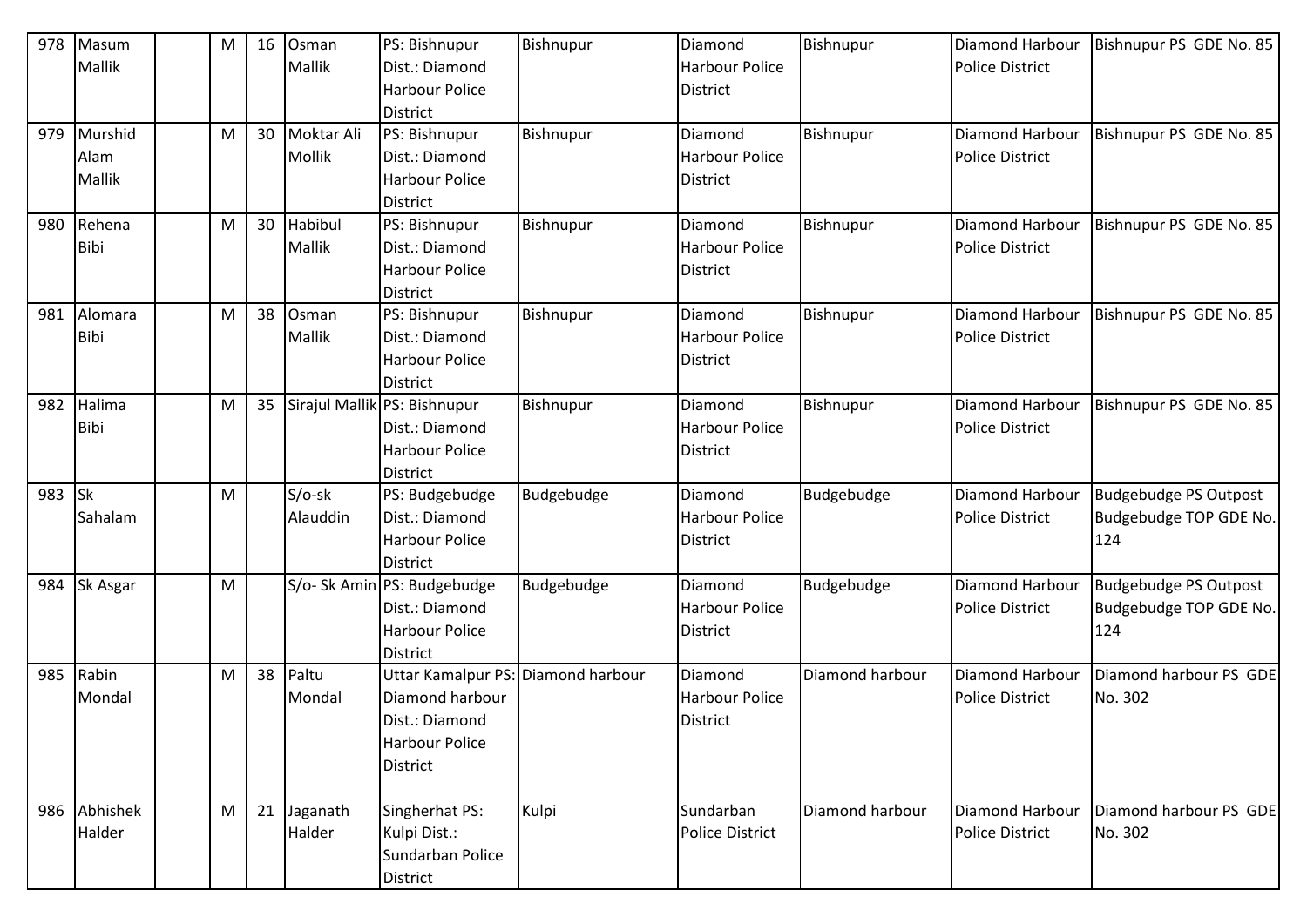| 978 | Masum Mallik | | M | 16 | Osman Mallik | PS: Bishnupur Dist.: Diamond Harbour Police District | Bishnupur | Diamond Harbour Police District | Bishnupur | Diamond Harbour Police District | Bishnupur PS GDE No. 85 |
|---|---|---|---|---|---|---|---|---|---|---|---|
| 979 | Murshid Alam Mallik | | M | 30 | Moktar Ali Mollik | PS: Bishnupur Dist.: Diamond Harbour Police District | Bishnupur | Diamond Harbour Police District | Bishnupur | Diamond Harbour Police District | Bishnupur PS GDE No. 85 |
| 980 | Rehena Bibi | | M | 30 | Habibul Mallik | PS: Bishnupur Dist.: Diamond Harbour Police District | Bishnupur | Diamond Harbour Police District | Bishnupur | Diamond Harbour Police District | Bishnupur PS GDE No. 85 |
| 981 | Alomara Bibi | | M | 38 | Osman Mallik | PS: Bishnupur Dist.: Diamond Harbour Police District | Bishnupur | Diamond Harbour Police District | Bishnupur | Diamond Harbour Police District | Bishnupur PS GDE No. 85 |
| 982 | Halima Bibi | | M | 35 | Sirajul Mallik | PS: Bishnupur Dist.: Diamond Harbour Police District | Bishnupur | Diamond Harbour Police District | Bishnupur | Diamond Harbour Police District | Bishnupur PS GDE No. 85 |
| 983 | Sk Sahalam | | M | | S/o-sk Alauddin | PS: Budgebudge Dist.: Diamond Harbour Police District | Budgebudge | Diamond Harbour Police District | Budgebudge | Diamond Harbour Police District | Budgebudge PS Outpost Budgebudge TOP GDE No. 124 |
| 984 | Sk Asgar | | M | | S/o- Sk Amin | PS: Budgebudge Dist.: Diamond Harbour Police District | Budgebudge | Diamond Harbour Police District | Budgebudge | Diamond Harbour Police District | Budgebudge PS Outpost Budgebudge TOP GDE No. 124 |
| 985 | Rabin Mondal | | M | 38 | Paltu Mondal | Uttar Kamalpur PS: Diamond harbour Dist.: Diamond Harbour Police District | Diamond harbour | Diamond Harbour Police District | Diamond harbour | Diamond Harbour Police District | Diamond harbour PS GDE No. 302 |
| 986 | Abhishek Halder | | M | 21 | Jaganath Halder | Singherhat PS: Kulpi Dist.: Sundarban Police District | Kulpi | Sundarban Police District | Diamond harbour | Diamond Harbour Police District | Diamond harbour PS GDE No. 302 |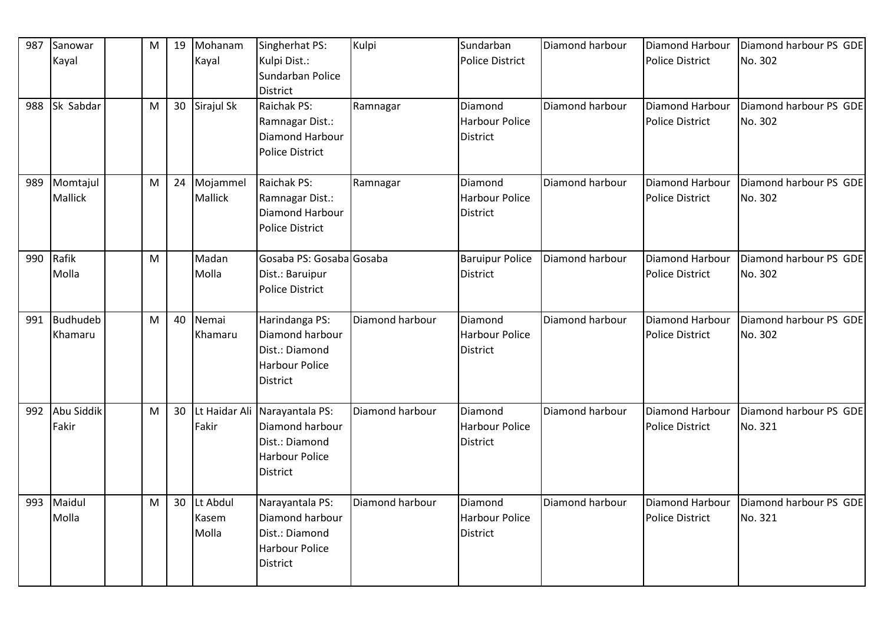| 987 | Sanowar Kayal | | M | 19 | Mohanam Kayal | Singherhat PS: Kulpi Dist.: Sundarban Police District | Kulpi | Sundarban Police District | Diamond harbour | Diamond Harbour Police District | Diamond harbour PS GDE No. 302 |
|---|---|---|---|---|---|---|---|---|---|---|---|
| 988 | Sk Sabdar | | M | 30 | Sirajul Sk | Raichak PS: Ramnagar Dist.: Diamond Harbour Police District | Ramnagar | Diamond Harbour Police District | Diamond harbour | Diamond Harbour Police District | Diamond harbour PS GDE No. 302 |
| 989 | Momtajul Mallick | | M | 24 | Mojammel Mallick | Raichak PS: Ramnagar Dist.: Diamond Harbour Police District | Ramnagar | Diamond Harbour Police District | Diamond harbour | Diamond Harbour Police District | Diamond harbour PS GDE No. 302 |
| 990 | Rafik Molla | | M | | Madan Molla | Gosaba PS: Gosaba Dist.: Baruipur Police District | Gosaba | Baruipur Police District | Diamond harbour | Diamond Harbour Police District | Diamond harbour PS GDE No. 302 |
| 991 | Budhudeb Khamaru | | M | 40 | Nemai Khamaru | Harindanga PS: Diamond harbour Dist.: Diamond Harbour Police District | Diamond harbour | Diamond Harbour Police District | Diamond harbour | Diamond Harbour Police District | Diamond harbour PS GDE No. 302 |
| 992 | Abu Siddik Fakir | | M | 30 | Lt Haidar Ali Fakir | Narayantala PS: Diamond harbour Dist.: Diamond Harbour Police District | Diamond harbour | Diamond Harbour Police District | Diamond harbour | Diamond Harbour Police District | Diamond harbour PS GDE No. 321 |
| 993 | Maidul Molla | | M | 30 | Lt Abdul Kasem Molla | Narayantala PS: Diamond harbour Dist.: Diamond Harbour Police District | Diamond harbour | Diamond Harbour Police District | Diamond harbour | Diamond Harbour Police District | Diamond harbour PS GDE No. 321 |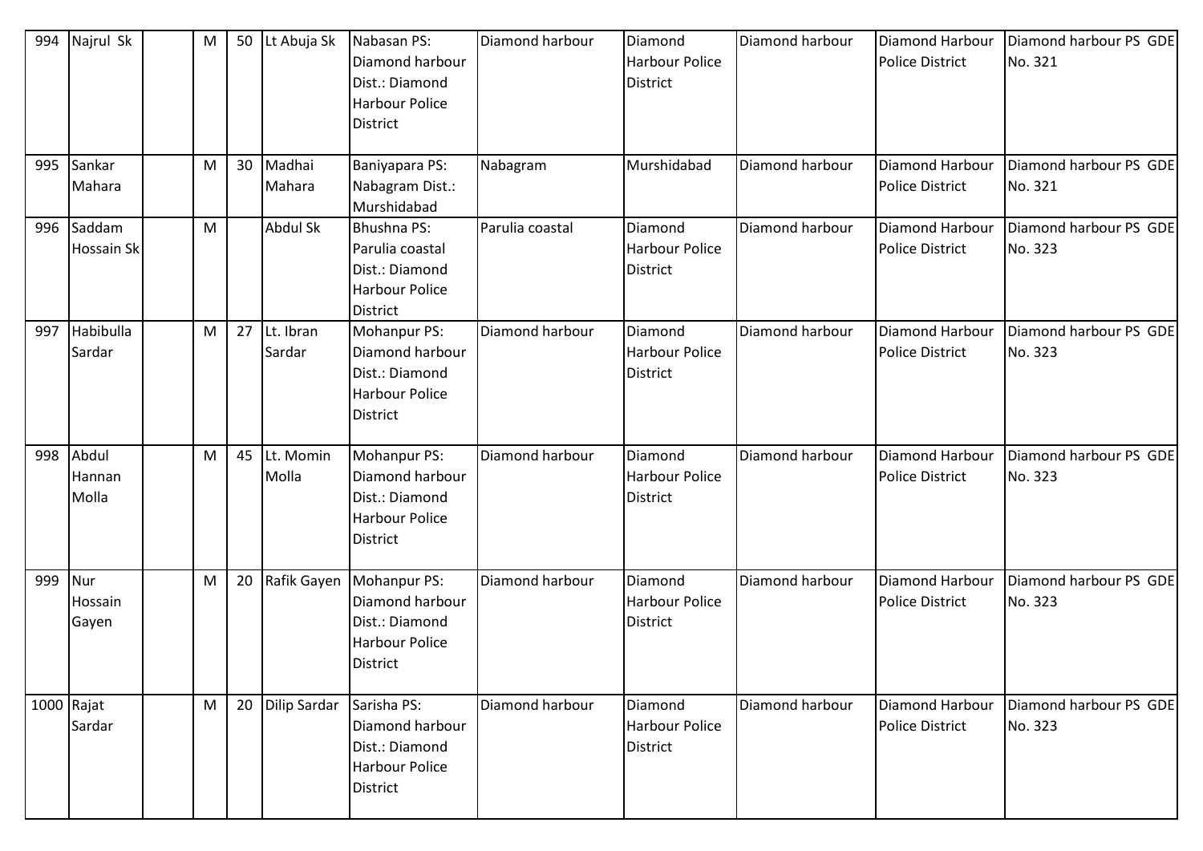| | | | | | | | | | | | |
|---|---|---|---|---|---|---|---|---|---|---|---|
| 994 | Najrul Sk | | M | 50 | Lt Abuja Sk | Nabasan PS: Diamond harbour Dist.: Diamond Harbour Police District | Diamond harbour | Diamond Harbour Police District | Diamond harbour | Diamond Harbour Police District | Diamond harbour PS GDE No. 321 |
| 995 | Sankar Mahara | | M | 30 | Madhai Mahara | Baniyapara PS: Nabagram Dist.: Murshidabad | Nabagram | Murshidabad | Diamond harbour | Diamond Harbour Police District | Diamond harbour PS GDE No. 321 |
| 996 | Saddam Hossain Sk | | M | | Abdul Sk | Bhushna PS: Parulia coastal Dist.: Diamond Harbour Police District | Parulia coastal | Diamond Harbour Police District | Diamond harbour | Diamond Harbour Police District | Diamond harbour PS GDE No. 323 |
| 997 | Habibulla Sardar | | M | 27 | Lt. Ibran Sardar | Mohanpur PS: Diamond harbour Dist.: Diamond Harbour Police District | Diamond harbour | Diamond Harbour Police District | Diamond harbour | Diamond Harbour Police District | Diamond harbour PS GDE No. 323 |
| 998 | Abdul Hannan Molla | | M | 45 | Lt. Momin Molla | Mohanpur PS: Diamond harbour Dist.: Diamond Harbour Police District | Diamond harbour | Diamond Harbour Police District | Diamond harbour | Diamond Harbour Police District | Diamond harbour PS GDE No. 323 |
| 999 | Nur Hossain Gayen | | M | 20 | Rafik Gayen | Mohanpur PS: Diamond harbour Dist.: Diamond Harbour Police District | Diamond harbour | Diamond Harbour Police District | Diamond harbour | Diamond Harbour Police District | Diamond harbour PS GDE No. 323 |
| 1000 | Rajat Sardar | | M | 20 | Dilip Sardar | Sarisha PS: Diamond harbour Dist.: Diamond Harbour Police District | Diamond harbour | Diamond Harbour Police District | Diamond harbour | Diamond Harbour Police District | Diamond harbour PS GDE No. 323 |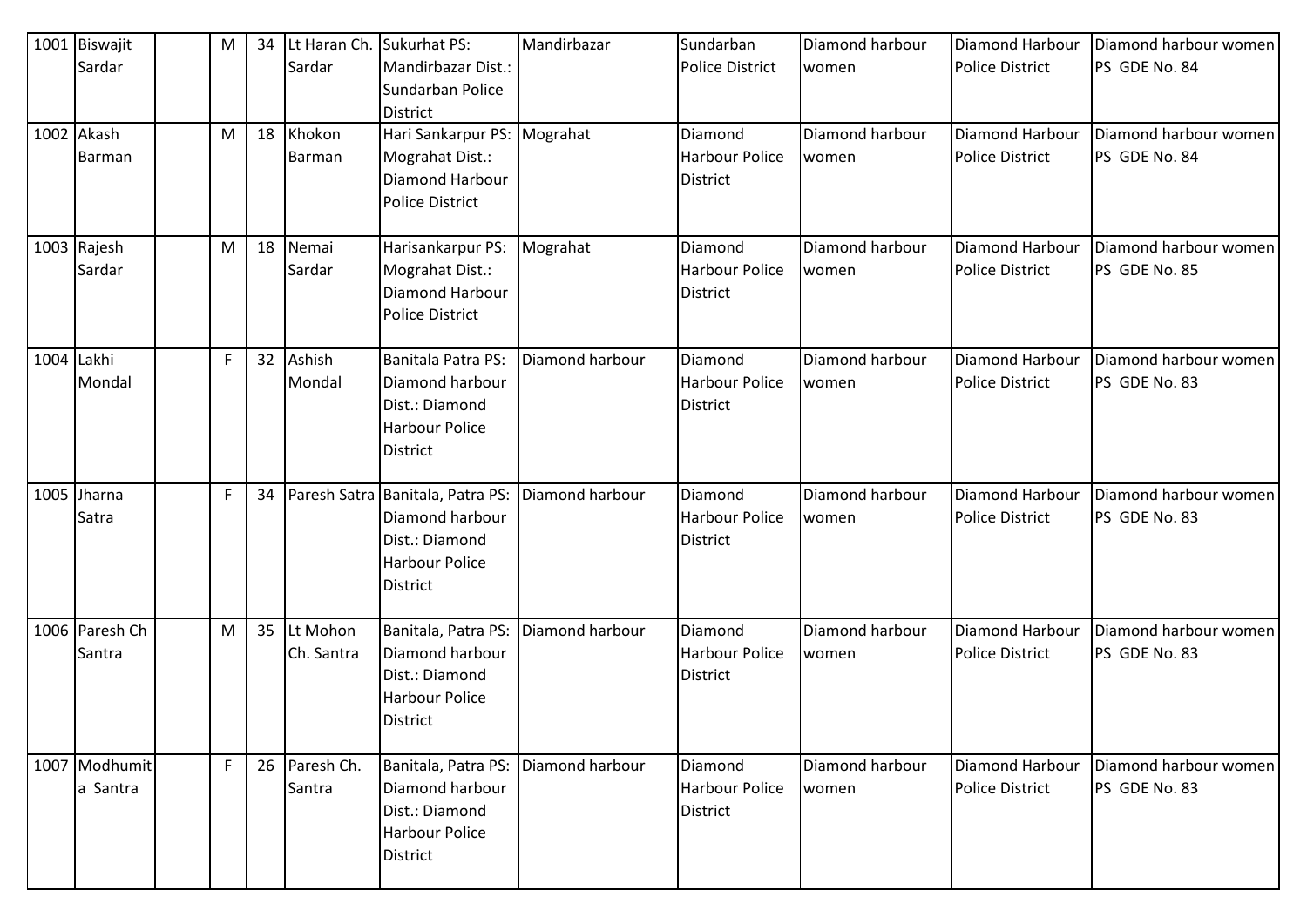| 1001 | Biswajit Sardar | | M | 34 | Lt Haran Ch. Sardar | Sukurhat PS: Mandirbazar Dist.: Sundarban Police District | Mandirbazar | Sundarban Police District | Diamond harbour women | Diamond Harbour Police District | Diamond harbour women PS GDE No. 84 |
|---|---|---|---|---|---|---|---|---|---|---|---|
| 1002 | Akash Barman | | M | 18 | Khokon Barman | Hari Sankarpur PS: Mograhat Dist.: Diamond Harbour Police District | Mograhat | Diamond Harbour Police District | Diamond harbour women | Diamond Harbour Police District | Diamond harbour women PS GDE No. 84 |
| 1003 | Rajesh Sardar | | M | 18 | Nemai Sardar | Harisankarpur PS: Mograhat Dist.: Diamond Harbour Police District | Mograhat | Diamond Harbour Police District | Diamond harbour women | Diamond Harbour Police District | Diamond harbour women PS GDE No. 85 |
| 1004 | Lakhi Mondal | | F | 32 | Ashish Mondal | Banitala Patra PS: Diamond harbour Dist.: Diamond Harbour Police District | Diamond harbour | Diamond Harbour Police District | Diamond harbour women | Diamond Harbour Police District | Diamond harbour women PS GDE No. 83 |
| 1005 | Jharna Satra | | F | 34 | Paresh Satra | Banitala, Patra PS: Diamond harbour Dist.: Diamond Harbour Police District | Diamond harbour | Diamond Harbour Police District | Diamond harbour women | Diamond Harbour Police District | Diamond harbour women PS GDE No. 83 |
| 1006 | Paresh Ch Santra | | M | 35 | Lt Mohon Ch. Santra | Banitala, Patra PS: Diamond harbour Dist.: Diamond Harbour Police District | Diamond harbour | Diamond Harbour Police District | Diamond harbour women | Diamond Harbour Police District | Diamond harbour women PS GDE No. 83 |
| 1007 | Modhumita Santra | | F | 26 | Paresh Ch. Santra | Banitala, Patra PS: Diamond harbour Dist.: Diamond Harbour Police District | Diamond harbour | Diamond Harbour Police District | Diamond harbour women | Diamond Harbour Police District | Diamond harbour women PS GDE No. 83 |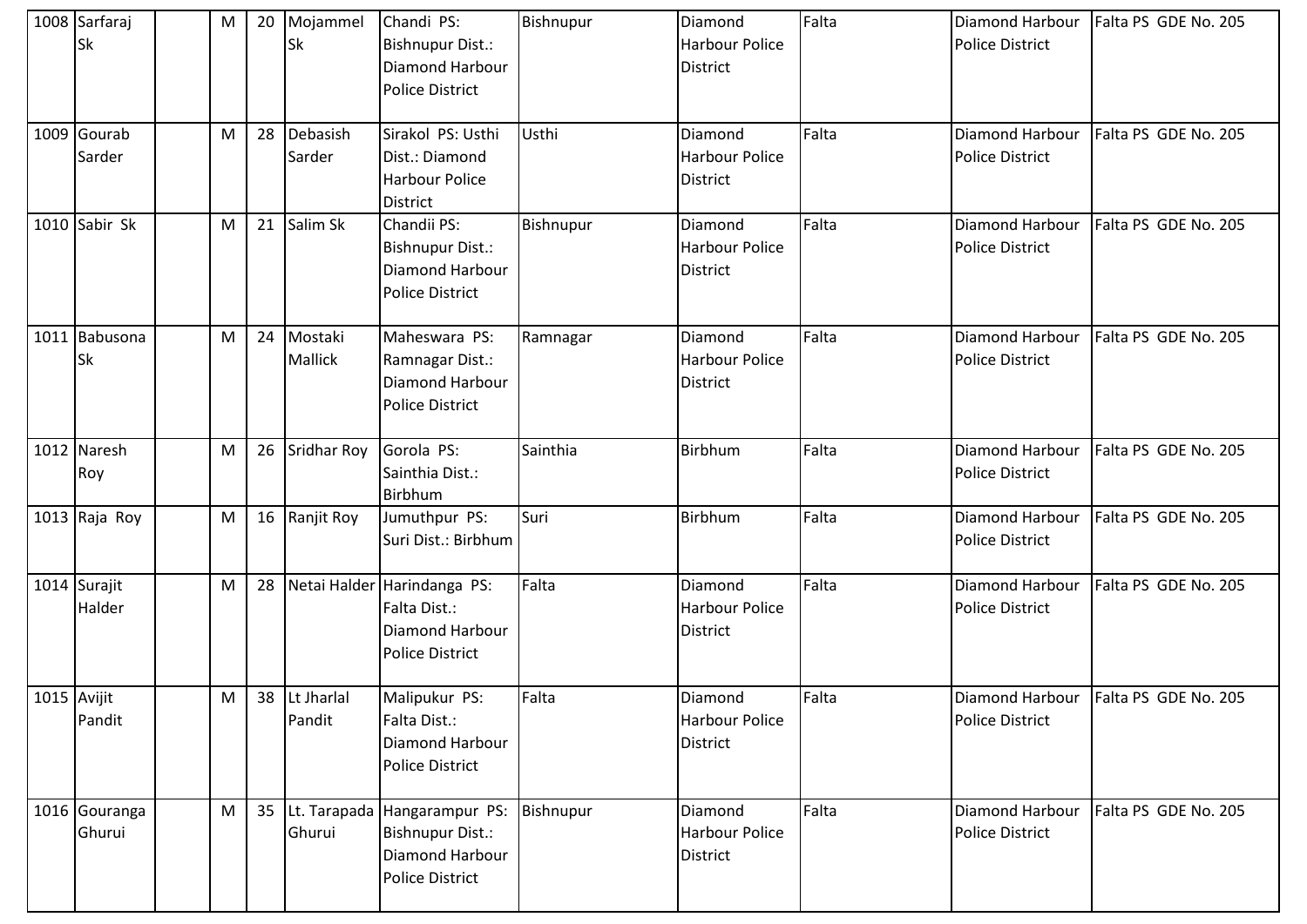| 1008 | Sarfaraj Sk | | M | 20 | Mojammel Sk | Chandi PS: Bishnupur Dist.: Diamond Harbour Police District | Bishnupur | Diamond Harbour Police District | Falta | Diamond Harbour Police District | Falta PS GDE No. 205 |
|---|---|---|---|---|---|---|---|---|---|---|---|
| 1009 | Gourab Sarder | | M | 28 | Debasish Sarder | Sirakol PS: Usthi Dist.: Diamond Harbour Police District | Usthi | Diamond Harbour Police District | Falta | Diamond Harbour Police District | Falta PS GDE No. 205 |
| 1010 | Sabir Sk | | M | 21 | Salim Sk | Chandii PS: Bishnupur Dist.: Diamond Harbour Police District | Bishnupur | Diamond Harbour Police District | Falta | Diamond Harbour Police District | Falta PS GDE No. 205 |
| 1011 | Babusona Sk | | M | 24 | Mostaki Mallick | Maheswara PS: Ramnagar Dist.: Diamond Harbour Police District | Ramnagar | Diamond Harbour Police District | Falta | Diamond Harbour Police District | Falta PS GDE No. 205 |
| 1012 | Naresh Roy | | M | 26 | Sridhar Roy | Gorola PS: Sainthia Dist.: Birbhum | Sainthia | Birbhum | Falta | Diamond Harbour Police District | Falta PS GDE No. 205 |
| 1013 | Raja Roy | | M | 16 | Ranjit Roy | Jumuthpur PS: Suri Dist.: Birbhum | Suri | Birbhum | Falta | Diamond Harbour Police District | Falta PS GDE No. 205 |
| 1014 | Surajit Halder | | M | 28 | Netai Halder | Harindanga PS: Falta Dist.: Diamond Harbour Police District | Falta | Diamond Harbour Police District | Falta | Diamond Harbour Police District | Falta PS GDE No. 205 |
| 1015 | Avijit Pandit | | M | 38 | Lt Jharlal Pandit | Malipukur PS: Falta Dist.: Diamond Harbour Police District | Falta | Diamond Harbour Police District | Falta | Diamond Harbour Police District | Falta PS GDE No. 205 |
| 1016 | Gouranga Ghurui | | M | 35 | Lt. Tarapada Ghurui | Hangarampur PS: Bishnupur Dist.: Diamond Harbour Police District | Bishnupur | Diamond Harbour Police District | Falta | Diamond Harbour Police District | Falta PS GDE No. 205 |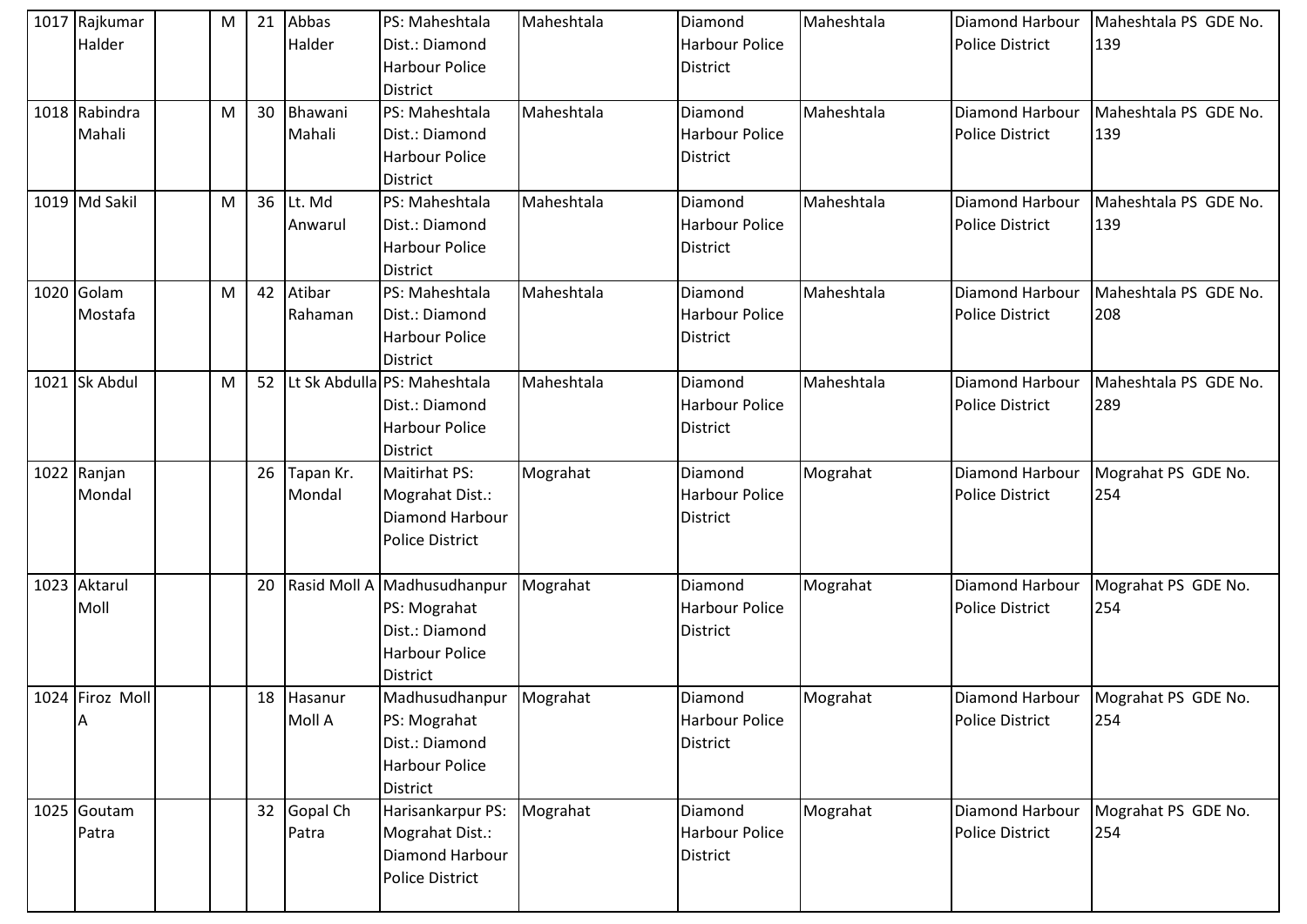| | | | | | | | | | | | |
|---|---|---|---|---|---|---|---|---|---|---|---|
| 1017 | Rajkumar Halder | | M | 21 | Abbas Halder | PS: Maheshtala Dist.: Diamond Harbour Police District | Maheshtala | Diamond Harbour Police District | Maheshtala | Diamond Harbour Police District | Maheshtala PS GDE No. 139 |
| 1018 | Rabindra Mahali | | M | 30 | Bhawani Mahali | PS: Maheshtala Dist.: Diamond Harbour Police District | Maheshtala | Diamond Harbour Police District | Maheshtala | Diamond Harbour Police District | Maheshtala PS GDE No. 139 |
| 1019 | Md Sakil | | M | 36 | Lt. Md Anwarul | PS: Maheshtala Dist.: Diamond Harbour Police District | Maheshtala | Diamond Harbour Police District | Maheshtala | Diamond Harbour Police District | Maheshtala PS GDE No. 139 |
| 1020 | Golam Mostafa | | M | 42 | Atibar Rahaman | PS: Maheshtala Dist.: Diamond Harbour Police District | Maheshtala | Diamond Harbour Police District | Maheshtala | Diamond Harbour Police District | Maheshtala PS GDE No. 208 |
| 1021 | Sk Abdul | | M | 52 | Lt Sk Abdulla | PS: Maheshtala Dist.: Diamond Harbour Police District | Maheshtala | Diamond Harbour Police District | Maheshtala | Diamond Harbour Police District | Maheshtala PS GDE No. 289 |
| 1022 | Ranjan Mondal | | | 26 | Tapan Kr. Mondal | Maitirhat PS: Mograhat Dist.: Diamond Harbour Police District | Mograhat | Diamond Harbour Police District | Mograhat | Diamond Harbour Police District | Mograhat PS GDE No. 254 |
| 1023 | Aktarul Moll | | | 20 | Rasid Moll A | Madhusudhanpur PS: Mograhat Dist.: Diamond Harbour Police District | Mograhat | Diamond Harbour Police District | Mograhat | Diamond Harbour Police District | Mograhat PS GDE No. 254 |
| 1024 | Firoz Moll A | | | 18 | Hasanur Moll A | Madhusudhanpur PS: Mograhat Dist.: Diamond Harbour Police District | Mograhat | Diamond Harbour Police District | Mograhat | Diamond Harbour Police District | Mograhat PS GDE No. 254 |
| 1025 | Goutam Patra | | | 32 | Gopal Ch Patra | Harisankarpur PS: Mograhat Dist.: Diamond Harbour Police District | Mograhat | Diamond Harbour Police District | Mograhat | Diamond Harbour Police District | Mograhat PS GDE No. 254 |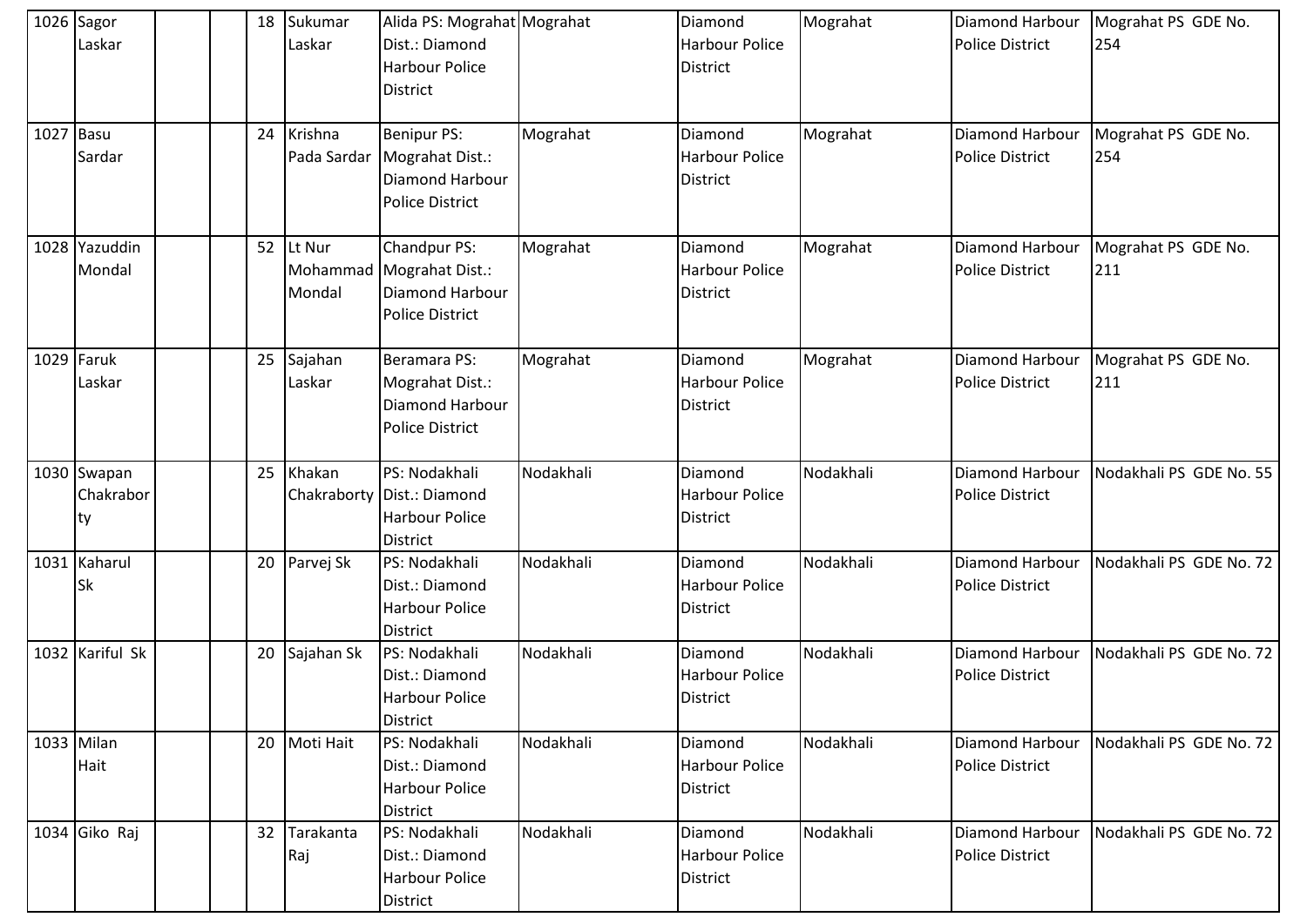| 1026 | Sagor Laskar | | | 18 | Sukumar Laskar | Alida PS: Mograhat Dist.: Diamond Harbour Police District | Mograhat | Diamond Harbour Police District | Mograhat | Diamond Harbour Police District | Mograhat PS GDE No. 254 |
|---|---|---|---|---|---|---|---|---|---|---|---|
| 1027 | Basu Sardar | | | 24 | Krishna Pada Sardar | Benipur PS: Mograhat Dist.: Diamond Harbour Police District | Mograhat | Diamond Harbour Police District | Mograhat | Diamond Harbour Police District | Mograhat PS GDE No. 254 |
| 1028 | Yazuddin Mondal | | | 52 | Lt Nur Mohammad Mondal | Chandpur PS: Mograhat Dist.: Diamond Harbour Police District | Mograhat | Diamond Harbour Police District | Mograhat | Diamond Harbour Police District | Mograhat PS GDE No. 211 |
| 1029 | Faruk Laskar | | | 25 | Sajahan Laskar | Beramara PS: Mograhat Dist.: Diamond Harbour Police District | Mograhat | Diamond Harbour Police District | Mograhat | Diamond Harbour Police District | Mograhat PS GDE No. 211 |
| 1030 | Swapan Chakraborty | | | 25 | Khakan Chakraborty | PS: Nodakhali Dist.: Diamond Harbour Police District | Nodakhali | Diamond Harbour Police District | Nodakhali | Diamond Harbour Police District | Nodakhali PS GDE No. 55 |
| 1031 | Kaharul Sk | | | 20 | Parvej Sk | PS: Nodakhali Dist.: Diamond Harbour Police District | Nodakhali | Diamond Harbour Police District | Nodakhali | Diamond Harbour Police District | Nodakhali PS GDE No. 72 |
| 1032 | Kariful Sk | | | 20 | Sajahan Sk | PS: Nodakhali Dist.: Diamond Harbour Police District | Nodakhali | Diamond Harbour Police District | Nodakhali | Diamond Harbour Police District | Nodakhali PS GDE No. 72 |
| 1033 | Milan Hait | | | 20 | Moti Hait | PS: Nodakhali Dist.: Diamond Harbour Police District | Nodakhali | Diamond Harbour Police District | Nodakhali | Diamond Harbour Police District | Nodakhali PS GDE No. 72 |
| 1034 | Giko Raj | | | 32 | Tarakanta Raj | PS: Nodakhali Dist.: Diamond Harbour Police District | Nodakhali | Diamond Harbour Police District | Nodakhali | Diamond Harbour Police District | Nodakhali PS GDE No. 72 |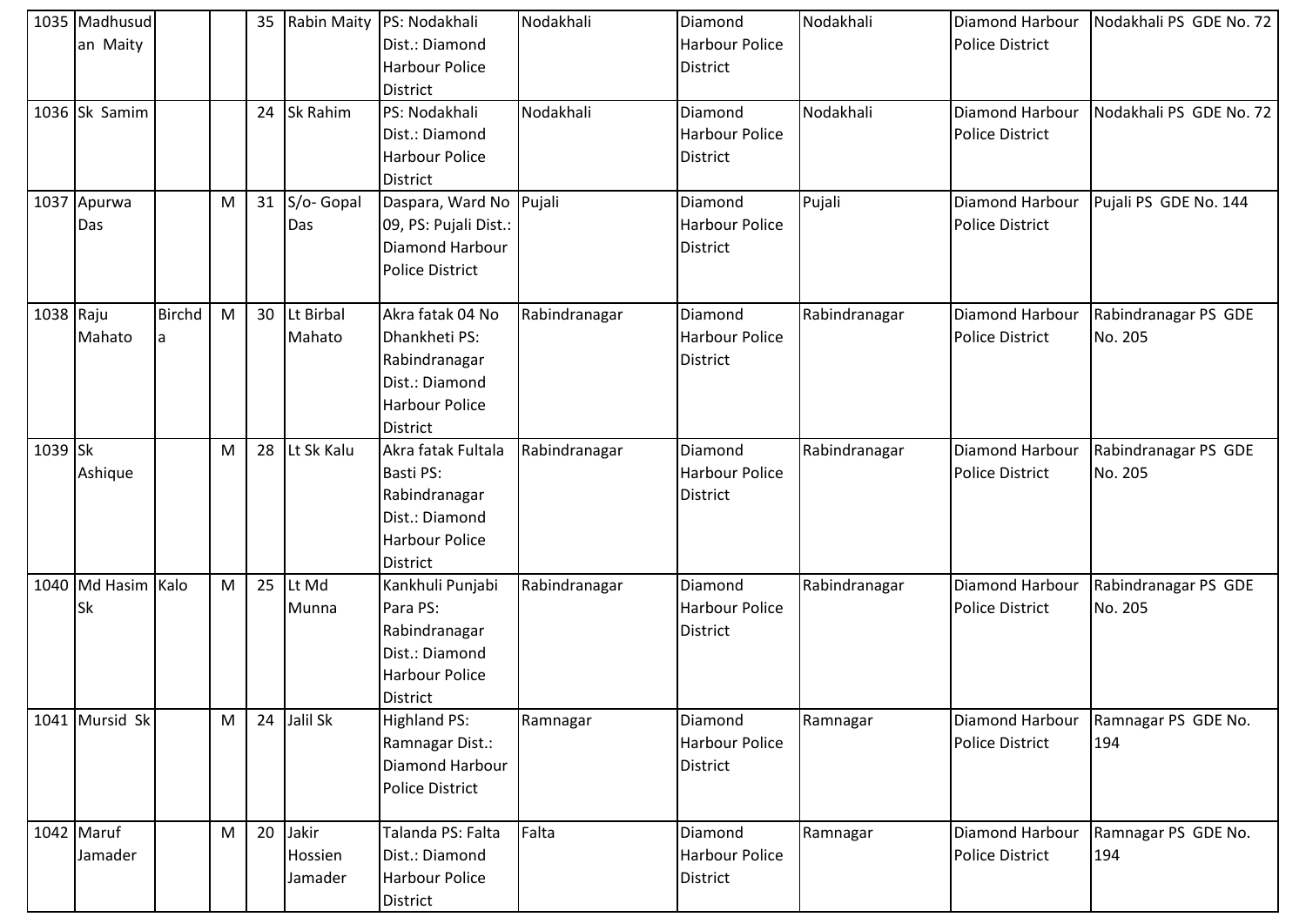| 1035 | Madhusudan Maity | | | 35 | Rabin Maity | PS: Nodakhali Dist.: Diamond Harbour Police District | Nodakhali | Diamond Harbour Police District | Nodakhali | Diamond Harbour Police District | Nodakhali PS GDE No. 72 |
|---|---|---|---|---|---|---|---|---|---|---|---|
| 1036 | Sk Samim | | | 24 | Sk Rahim | PS: Nodakhali Dist.: Diamond Harbour Police District | Nodakhali | Diamond Harbour Police District | Nodakhali | Diamond Harbour Police District | Nodakhali PS GDE No. 72 |
| 1037 | Apurwa Das | | M | 31 | S/o- Gopal Das | Daspara, Ward No 09, PS: Pujali Dist.: Diamond Harbour Police District | Pujali | Diamond Harbour Police District | Pujali | Diamond Harbour Police District | Pujali PS GDE No. 144 |
| 1038 | Raju Mahato | Birchda | M | 30 | Lt Birbal Mahato | Akra fatak 04 No Dhankheti PS: Rabindranagar Dist.: Diamond Harbour Police District | Rabindranagar | Diamond Harbour Police District | Rabindranagar | Diamond Harbour Police District | Rabindranagar PS GDE No. 205 |
| 1039 | Sk Ashique | | M | 28 | Lt Sk Kalu | Akra fatak Fultala Basti PS: Rabindranagar Dist.: Diamond Harbour Police District | Rabindranagar | Diamond Harbour Police District | Rabindranagar | Diamond Harbour Police District | Rabindranagar PS GDE No. 205 |
| 1040 | Md Hasim Sk | Kalo | M | 25 | Lt Md Munna | Kankhuli Punjabi Para PS: Rabindranagar Dist.: Diamond Harbour Police District | Rabindranagar | Diamond Harbour Police District | Rabindranagar | Diamond Harbour Police District | Rabindranagar PS GDE No. 205 |
| 1041 | Mursid Sk | | M | 24 | Jalil Sk | Highland PS: Ramnagar Dist.: Diamond Harbour Police District | Ramnagar | Diamond Harbour Police District | Ramnagar | Diamond Harbour Police District | Ramnagar PS GDE No. 194 |
| 1042 | Maruf Jamader | | M | 20 | Jakir Hossien Jamader | Talanda PS: Falta Dist.: Diamond Harbour Police District | Falta | Diamond Harbour Police District | Ramnagar | Diamond Harbour Police District | Ramnagar PS GDE No. 194 |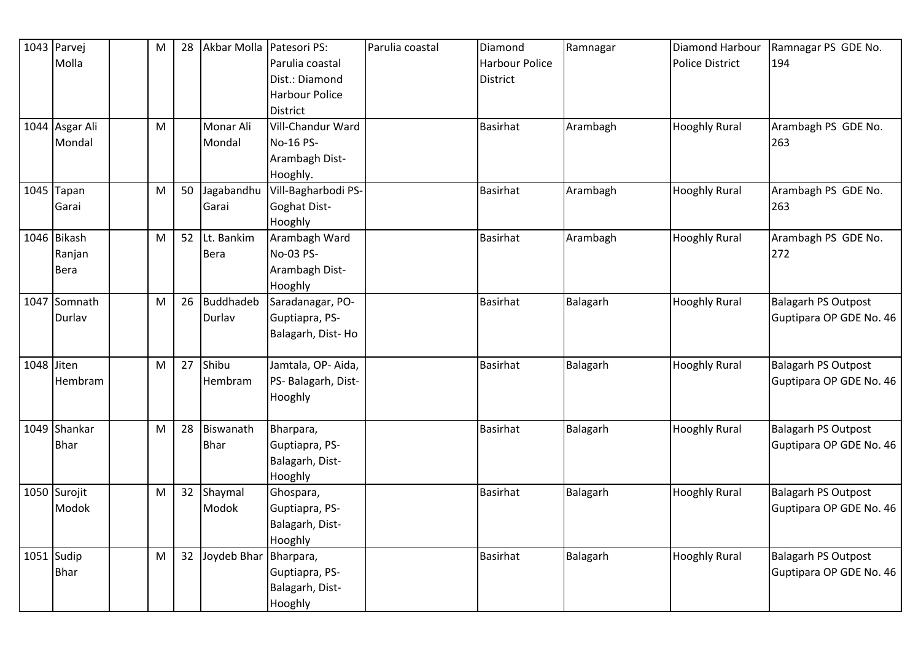| 1043 | Parvej Molla | | M | 28 | Akbar Molla | Patesori PS: Parulia coastal Dist.: Diamond Harbour Police District | Parulia coastal | Diamond Harbour Police District | Ramnagar | Diamond Harbour Police District | Ramnagar PS GDE No. 194 |
|---|---|---|---|---|---|---|---|---|---|---|---|
| 1044 | Asgar Ali Mondal | | M | | Monar Ali Mondal | Vill-Chandur Ward No-16 PS-Arambagh Dist-Hooghly. | | Basirhat | Arambagh | Hooghly Rural | Arambagh PS GDE No. 263 |
| 1045 | Tapan Garai | | M | 50 | Jagabandhu Garai | Vill-Bagharbodi PS-Goghat Dist-Hooghly | | Basirhat | Arambagh | Hooghly Rural | Arambagh PS GDE No. 263 |
| 1046 | Bikash Ranjan Bera | | M | 52 | Lt. Bankim Bera | Arambagh Ward No-03 PS-Arambagh Dist-Hooghly | | Basirhat | Arambagh | Hooghly Rural | Arambagh PS GDE No. 272 |
| 1047 | Somnath Durlav | | M | 26 | Buddhadeb Durlav | Saradanagar, PO-Guptiapra, PS-Balagarh, Dist- Ho | | Basirhat | Balagarh | Hooghly Rural | Balagarh PS Outpost Guptipara OP GDE No. 46 |
| 1048 | Jiten Hembram | | M | 27 | Shibu Hembram | Jamtala, OP- Aida, PS- Balagarh, Dist-Hooghly | | Basirhat | Balagarh | Hooghly Rural | Balagarh PS Outpost Guptipara OP GDE No. 46 |
| 1049 | Shankar Bhar | | M | 28 | Biswanath Bhar | Bharpara, Guptiapra, PS-Balagarh, Dist-Hooghly | | Basirhat | Balagarh | Hooghly Rural | Balagarh PS Outpost Guptipara OP GDE No. 46 |
| 1050 | Surojit Modok | | M | 32 | Shaymal Modok | Ghospara, Guptiapra, PS-Balagarh, Dist-Hooghly | | Basirhat | Balagarh | Hooghly Rural | Balagarh PS Outpost Guptipara OP GDE No. 46 |
| 1051 | Sudip Bhar | | M | 32 | Joydeb Bhar | Bharpara, Guptiapra, PS-Balagarh, Dist-Hooghly | | Basirhat | Balagarh | Hooghly Rural | Balagarh PS Outpost Guptipara OP GDE No. 46 |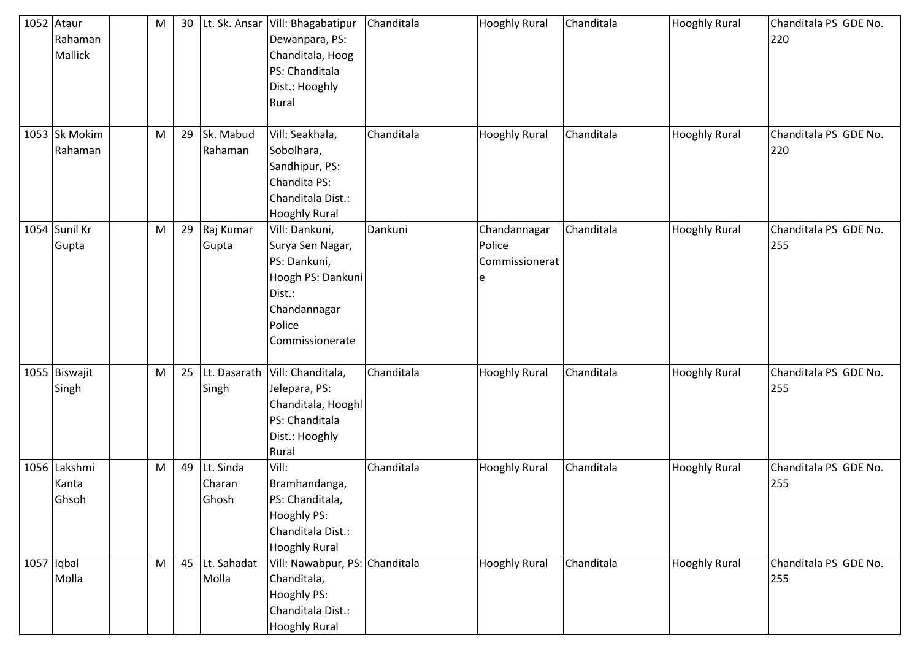| 1052 | Ataur Rahaman Mallick | | M | 30 | Lt. Sk. Ansar | Vill: Bhagabatipur Dewanpara, PS: Chanditala, Hoog PS: Chanditala Dist.: Hooghly Rural | Chanditala | Hooghly Rural | Chanditala | Hooghly Rural | Chanditala PS GDE No. 220 |
|---|---|---|---|---|---|---|---|---|---|---|---|
| 1053 | Sk Mokim Rahaman | | M | 29 | Sk. Mabud Rahaman | Vill: Seakhala, Sobolhara, Sandhipur, PS: Chandita PS: Chanditala Dist.: Hooghly Rural | Chanditala | Hooghly Rural | Chanditala | Hooghly Rural | Chanditala PS GDE No. 220 |
| 1054 | Sunil Kr Gupta | | M | 29 | Raj Kumar Gupta | Vill: Dankuni, Surya Sen Nagar, PS: Dankuni, Hoogh PS: Dankuni Dist.: Chandannagar Police Commissionerate | Dankuni | Chandannagar Police Commissionerate | Chanditala | Hooghly Rural | Chanditala PS GDE No. 255 |
| 1055 | Biswajit Singh | | M | 25 | Lt. Dasarath Singh | Vill: Chanditala, Jelepara, PS: Chanditala, Hooghl PS: Chanditala Dist.: Hooghly Rural | Chanditala | Hooghly Rural | Chanditala | Hooghly Rural | Chanditala PS GDE No. 255 |
| 1056 | Lakshmi Kanta Ghsoh | | M | 49 | Lt. Sinda Charan Ghosh | Vill: Bramhandanga, PS: Chanditala, Hooghly PS: Chanditala Dist.: Hooghly Rural | Chanditala | Hooghly Rural | Chanditala | Hooghly Rural | Chanditala PS GDE No. 255 |
| 1057 | Iqbal Molla | | M | 45 | Lt. Sahadat Molla | Vill: Nawabpur, PS: Chanditala, Hooghly PS: Chanditala Dist.: Hooghly Rural | Chanditala | Hooghly Rural | Chanditala | Hooghly Rural | Chanditala PS GDE No. 255 |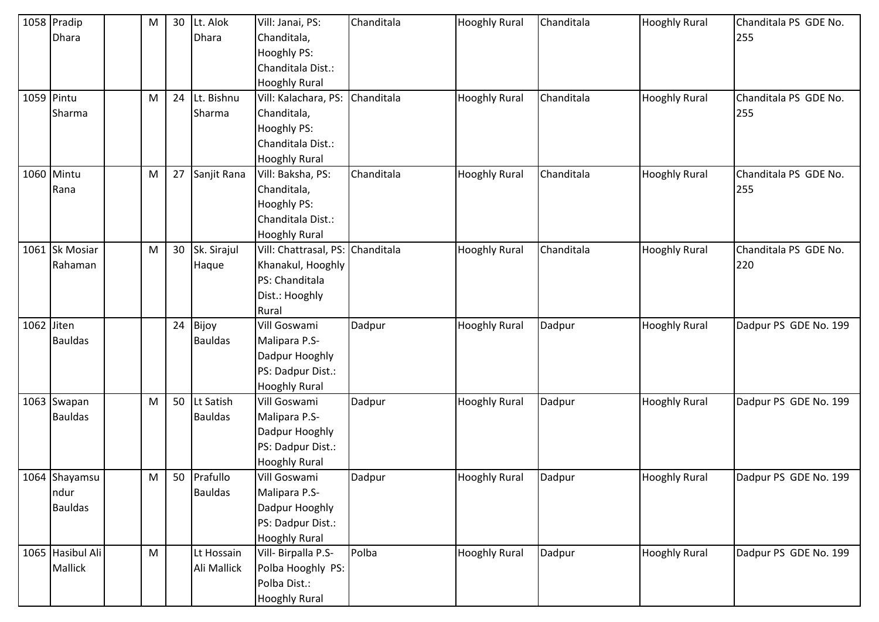| 1058 | Pradip Dhara | | M | 30 | Lt. Alok Dhara | Vill: Janai, PS: Chanditala, Hooghly PS: Chanditala Dist.: Hooghly Rural | Chanditala | Hooghly Rural | Chanditala | Hooghly Rural | Chanditala PS GDE No. 255 |
|---|---|---|---|---|---|---|---|---|---|---|---|
| 1059 | Pintu Sharma | | M | 24 | Lt. Bishnu Sharma | Vill: Kalachara, PS: Chanditala, Hooghly PS: Chanditala Dist.: Hooghly Rural | Chanditala | Hooghly Rural | Chanditala | Hooghly Rural | Chanditala PS GDE No. 255 |
| 1060 | Mintu Rana | | M | 27 | Sanjit Rana | Vill: Baksha, PS: Chanditala, Hooghly PS: Chanditala Dist.: Hooghly Rural | Chanditala | Hooghly Rural | Chanditala | Hooghly Rural | Chanditala PS GDE No. 255 |
| 1061 | Sk Mosiar Rahaman | | M | 30 | Sk. Sirajul Haque | Vill: Chattrasal, PS: Khanakul, Hooghly PS: Chanditala Dist.: Hooghly Rural | Chanditala | Hooghly Rural | Chanditala | Hooghly Rural | Chanditala PS GDE No. 220 |
| 1062 | Jiten Bauldas | | | 24 | Bijoy Bauldas | Vill Goswami Malipara P.S-Dadpur Hooghly PS: Dadpur Dist.: Hooghly Rural | Dadpur | Hooghly Rural | Dadpur | Hooghly Rural | Dadpur PS GDE No. 199 |
| 1063 | Swapan Bauldas | | M | 50 | Lt Satish Bauldas | Vill Goswami Malipara P.S-Dadpur Hooghly PS: Dadpur Dist.: Hooghly Rural | Dadpur | Hooghly Rural | Dadpur | Hooghly Rural | Dadpur PS GDE No. 199 |
| 1064 | Shayamsundur Bauldas | | M | 50 | Prafullo Bauldas | Vill Goswami Malipara P.S-Dadpur Hooghly PS: Dadpur Dist.: Hooghly Rural | Dadpur | Hooghly Rural | Dadpur | Hooghly Rural | Dadpur PS GDE No. 199 |
| 1065 | Hasibul Ali Mallick | | M | | Lt Hossain Ali Mallick | Vill- Birpalla P.S-Polba Hooghly PS: Polba Dist.: Hooghly Rural | Polba | Hooghly Rural | Dadpur | Hooghly Rural | Dadpur PS GDE No. 199 |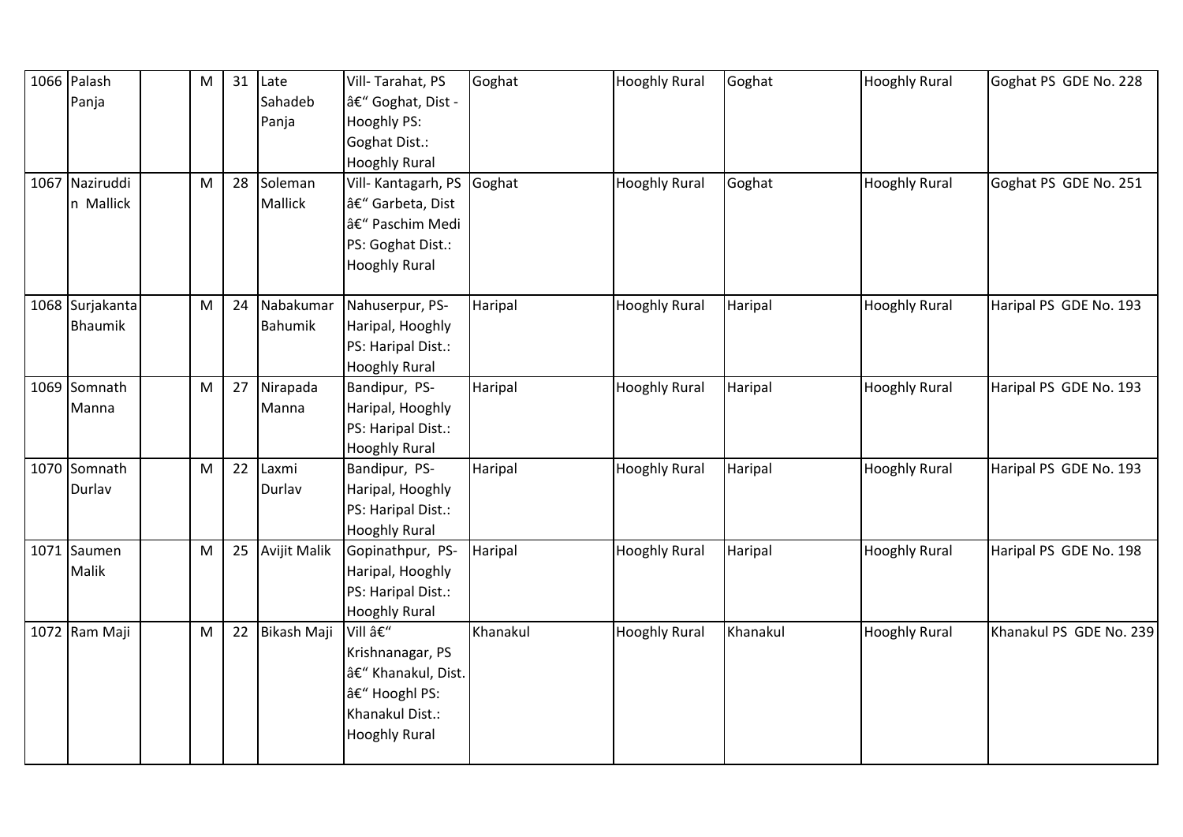| 1066 | Palash Panja | | M | 31 | Late Sahadeb Panja | Vill- Tarahat, PS â€“ Goghat, Dist - Hooghly PS: Goghat Dist.: Hooghly Rural | Goghat | Hooghly Rural | Goghat | Hooghly Rural | Goghat PS GDE No. 228 |
|---|---|---|---|---|---|---|---|---|---|---|---|
| 1067 | Naziruddin Mallick | | M | 28 | Soleman Mallick | Vill- Kantagarh, PS â€“ Garbeta, Dist â€“ Paschim Medi PS: Goghat Dist.: Hooghly Rural | Goghat | Hooghly Rural | Goghat | Hooghly Rural | Goghat PS GDE No. 251 |
| 1068 | Surjakanta Bhaumik | | M | 24 | Nabakumar Bahumik | Nahuserpur, PS- Haripal, Hooghly PS: Haripal Dist.: Hooghly Rural | Haripal | Hooghly Rural | Haripal | Hooghly Rural | Haripal PS GDE No. 193 |
| 1069 | Somnath Manna | | M | 27 | Nirapada Manna | Bandipur, PS- Haripal, Hooghly PS: Haripal Dist.: Hooghly Rural | Haripal | Hooghly Rural | Haripal | Hooghly Rural | Haripal PS GDE No. 193 |
| 1070 | Somnath Durlav | | M | 22 | Laxmi Durlav | Bandipur, PS- Haripal, Hooghly PS: Haripal Dist.: Hooghly Rural | Haripal | Hooghly Rural | Haripal | Hooghly Rural | Haripal PS GDE No. 193 |
| 1071 | Saumen Malik | | M | 25 | Avijit Malik | Gopinathpur, PS- Haripal, Hooghly PS: Haripal Dist.: Hooghly Rural | Haripal | Hooghly Rural | Haripal | Hooghly Rural | Haripal PS GDE No. 198 |
| 1072 | Ram Maji | | M | 22 | Bikash Maji | Vill â€“ Krishnanagar, PS â€“ Khanakul, Dist. â€“ Hooghl PS: Khanakul Dist.: Hooghly Rural | Khanakul | Hooghly Rural | Khanakul | Hooghly Rural | Khanakul PS GDE No. 239 |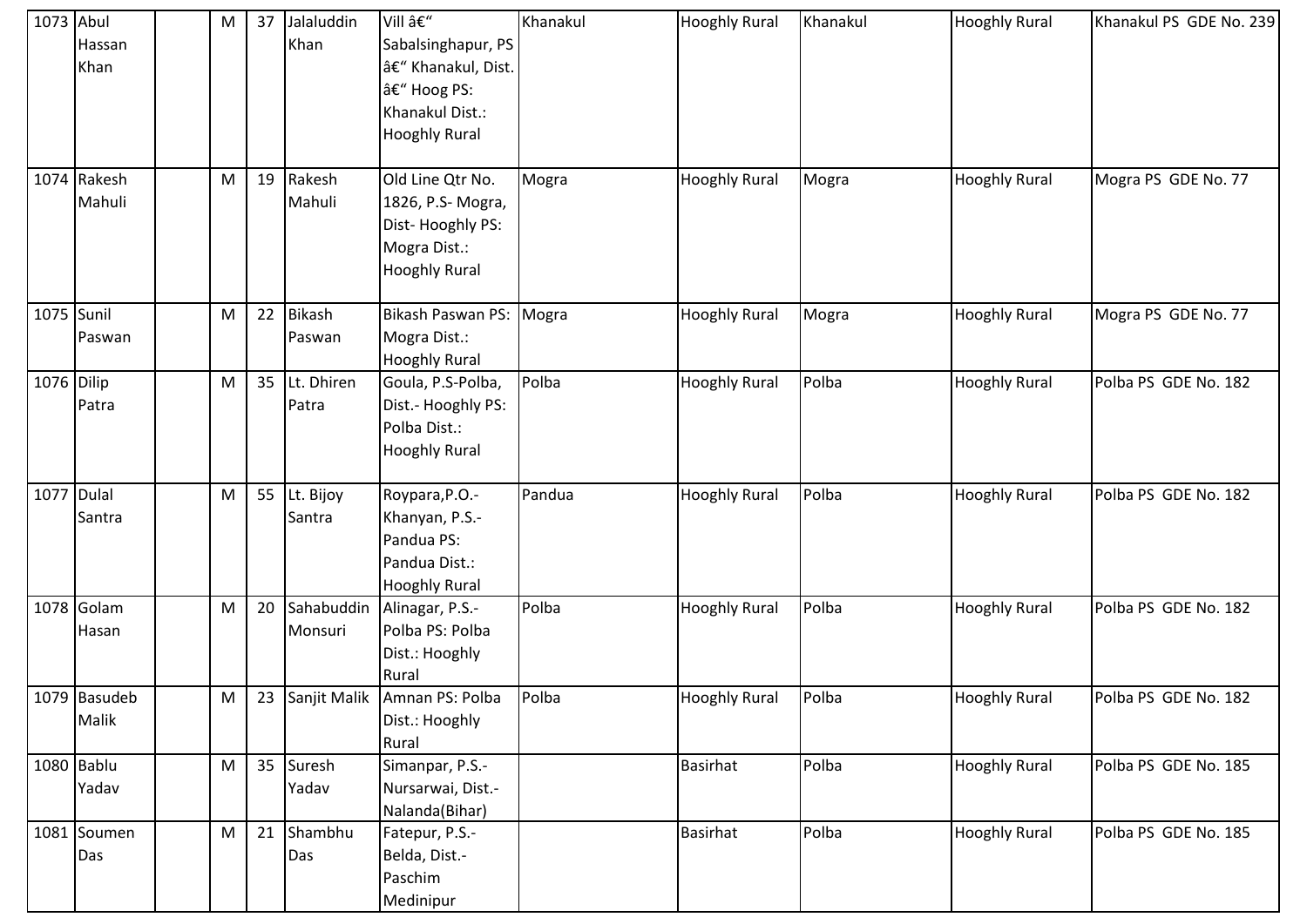| 1073 | Abul Hassan Khan | | M | 37 | Jalaluddin Khan | Vill â€“ Sabalsinghapur, PS â€“ Khanakul, Dist. â€“ Hoog PS: Khanakul Dist.: Hooghly Rural | Khanakul | Hooghly Rural | Khanakul | Hooghly Rural | Khanakul PS GDE No. 239 |
|---|---|---|---|---|---|---|---|---|---|---|---|
| 1074 | Rakesh Mahuli | | M | 19 | Rakesh Mahuli | Old Line Qtr No. 1826, P.S- Mogra, Dist- Hooghly PS: Mogra Dist.: Hooghly Rural | Mogra | Hooghly Rural | Mogra | Hooghly Rural | Mogra PS GDE No. 77 |
| 1075 | Sunil Paswan | | M | 22 | Bikash Paswan | Bikash Paswan PS: Mogra Dist.: Hooghly Rural | Mogra | Hooghly Rural | Mogra | Hooghly Rural | Mogra PS GDE No. 77 |
| 1076 | Dilip Patra | | M | 35 | Lt. Dhiren Patra | Goula, P.S-Polba, Dist.- Hooghly PS: Polba Dist.: Hooghly Rural | Polba | Hooghly Rural | Polba | Hooghly Rural | Polba PS GDE No. 182 |
| 1077 | Dulal Santra | | M | 55 | Lt. Bijoy Santra | Roypara,P.O.- Khanyan, P.S.- Pandua PS: Pandua Dist.: Hooghly Rural | Pandua | Hooghly Rural | Polba | Hooghly Rural | Polba PS GDE No. 182 |
| 1078 | Golam Hasan | | M | 20 | Sahabuddin Monsuri | Alinagar, P.S.- Polba PS: Polba Dist.: Hooghly Rural | Polba | Hooghly Rural | Polba | Hooghly Rural | Polba PS GDE No. 182 |
| 1079 | Basudeb Malik | | M | 23 | Sanjit Malik | Amnan PS: Polba Dist.: Hooghly Rural | Polba | Hooghly Rural | Polba | Hooghly Rural | Polba PS GDE No. 182 |
| 1080 | Bablu Yadav | | M | 35 | Suresh Yadav | Simanpar, P.S.- Nursarwai, Dist.- Nalanda(Bihar) | | Basirhat | Polba | Hooghly Rural | Polba PS GDE No. 185 |
| 1081 | Soumen Das | | M | 21 | Shambhu Das | Fatepur, P.S.- Belda, Dist.- Paschim Medinipur | | Basirhat | Polba | Hooghly Rural | Polba PS GDE No. 185 |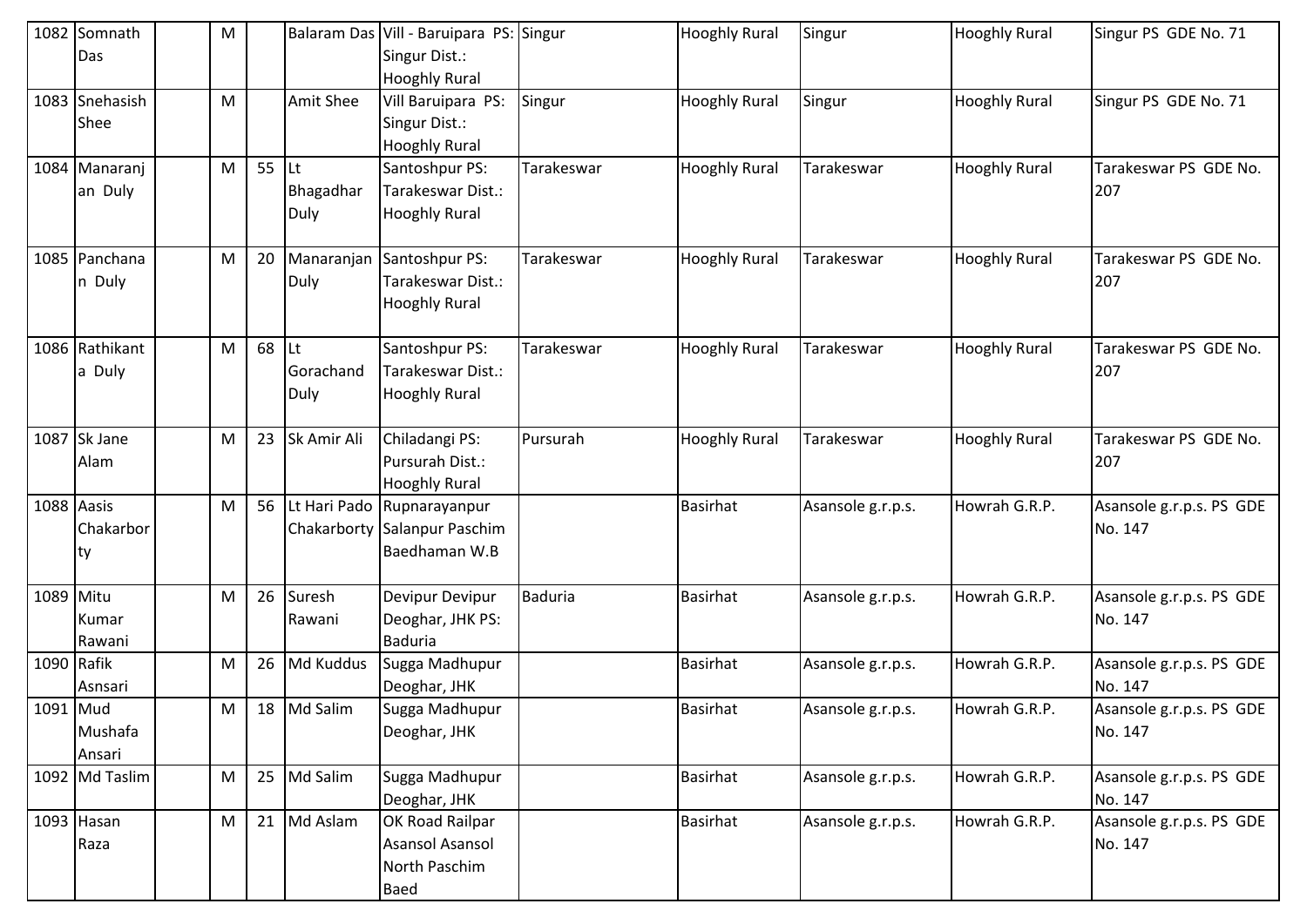| 1082 | Somnath Das | | M | | Balaram Das | Vill - Baruipara PS: Singur Dist.: Hooghly Rural | Singur | Hooghly Rural | Singur | Hooghly Rural | Singur PS GDE No. 71 |
|---|---|---|---|---|---|---|---|---|---|---|---|
| 1083 | Snehasish Shee | | M | | Amit Shee | Vill Baruipara PS: Singur Dist.: Hooghly Rural | Singur | Hooghly Rural | Singur | Hooghly Rural | Singur PS GDE No. 71 |
| 1084 | Manaranjan Duly | | M | 55 | Lt Bhagadhar Duly | Santoshpur PS: Tarakeswar Dist.: Hooghly Rural | Tarakeswar | Hooghly Rural | Tarakeswar | Hooghly Rural | Tarakeswar PS GDE No. 207 |
| 1085 | Panchanan Duly | | M | 20 | Manaranjan Duly | Santoshpur PS: Tarakeswar Dist.: Hooghly Rural | Tarakeswar | Hooghly Rural | Tarakeswar | Hooghly Rural | Tarakeswar PS GDE No. 207 |
| 1086 | Rathikanta Duly | | M | 68 | Lt Gorachand Duly | Santoshpur PS: Tarakeswar Dist.: Hooghly Rural | Tarakeswar | Hooghly Rural | Tarakeswar | Hooghly Rural | Tarakeswar PS GDE No. 207 |
| 1087 | Sk Jane Alam | | M | 23 | Sk Amir Ali | Chiladangi PS: Pursurah Dist.: Hooghly Rural | Pursurah | Hooghly Rural | Tarakeswar | Hooghly Rural | Tarakeswar PS GDE No. 207 |
| 1088 | Aasis Chakarborty | | M | 56 | Lt Hari Pado Chakarborty | Rupnarayanpur Salanpur Paschim Baedhaman W.B | | Basirhat | Asansole g.r.p.s. | Howrah G.R.P. | Asansole g.r.p.s. PS GDE No. 147 |
| 1089 | Mitu Kumar Rawani | | M | 26 | Suresh Rawani | Devipur Devipur Deoghar, JHK PS: Baduria | Baduria | Basirhat | Asansole g.r.p.s. | Howrah G.R.P. | Asansole g.r.p.s. PS GDE No. 147 |
| 1090 | Rafik Asnsari | | M | 26 | Md Kuddus | Sugga Madhupur Deoghar, JHK | | Basirhat | Asansole g.r.p.s. | Howrah G.R.P. | Asansole g.r.p.s. PS GDE No. 147 |
| 1091 | Mud Mushafa Ansari | | M | 18 | Md Salim | Sugga Madhupur Deoghar, JHK | | Basirhat | Asansole g.r.p.s. | Howrah G.R.P. | Asansole g.r.p.s. PS GDE No. 147 |
| 1092 | Md Taslim | | M | 25 | Md Salim | Sugga Madhupur Deoghar, JHK | | Basirhat | Asansole g.r.p.s. | Howrah G.R.P. | Asansole g.r.p.s. PS GDE No. 147 |
| 1093 | Hasan Raza | | M | 21 | Md Aslam | OK Road Railpar Asansol Asansol North Paschim Baed | | Basirhat | Asansole g.r.p.s. | Howrah G.R.P. | Asansole g.r.p.s. PS GDE No. 147 |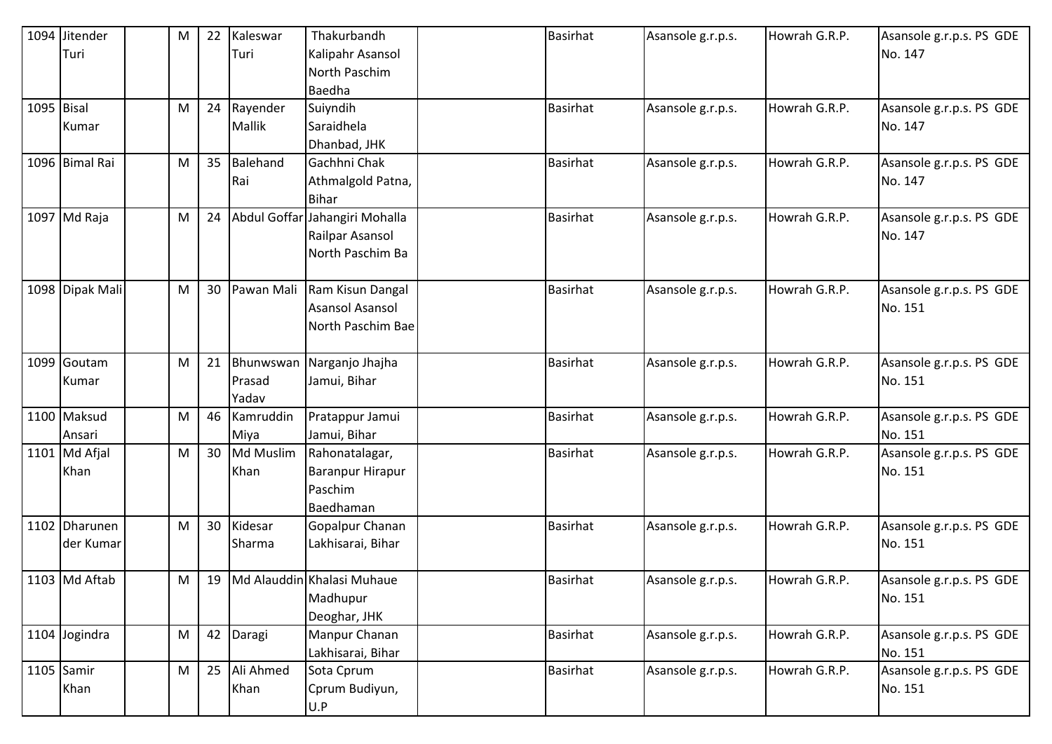| 1094 | Jitender Turi | | M | 22 | Kaleswar Turi | Thakurbandh Kalipahr Asansol North Paschim Baedha | | Basirhat | Asansole g.r.p.s. | Howrah G.R.P. | Asansole g.r.p.s. PS GDE No. 147 |
|---|---|---|---|---|---|---|---|---|---|---|---|
| 1095 | Bisal Kumar | | M | 24 | Rayender Mallik | Suiyndih Saraidhela Dhanbad, JHK | | Basirhat | Asansole g.r.p.s. | Howrah G.R.P. | Asansole g.r.p.s. PS GDE No. 147 |
| 1096 | Bimal Rai | | M | 35 | Balehand Rai | Gachhni Chak Athmalgold Patna, Bihar | | Basirhat | Asansole g.r.p.s. | Howrah G.R.P. | Asansole g.r.p.s. PS GDE No. 147 |
| 1097 | Md Raja | | M | 24 | Abdul Goffar | Jahangiri Mohalla Railpar Asansol North Paschim Ba | | Basirhat | Asansole g.r.p.s. | Howrah G.R.P. | Asansole g.r.p.s. PS GDE No. 147 |
| 1098 | Dipak Mali | | M | 30 | Pawan Mali | Ram Kisun Dangal Asansol Asansol North Paschim Bae | | Basirhat | Asansole g.r.p.s. | Howrah G.R.P. | Asansole g.r.p.s. PS GDE No. 151 |
| 1099 | Goutam Kumar | | M | 21 | Bhunwswan Prasad Yadav | Narganjo Jhajha Jamui, Bihar | | Basirhat | Asansole g.r.p.s. | Howrah G.R.P. | Asansole g.r.p.s. PS GDE No. 151 |
| 1100 | Maksud Ansari | | M | 46 | Kamruddin Miya | Pratappur Jamui Jamui, Bihar | | Basirhat | Asansole g.r.p.s. | Howrah G.R.P. | Asansole g.r.p.s. PS GDE No. 151 |
| 1101 | Md Afjal Khan | | M | 30 | Md Muslim Khan | Rahonatalagar, Baranpur Hirapur Paschim Baedhaman | | Basirhat | Asansole g.r.p.s. | Howrah G.R.P. | Asansole g.r.p.s. PS GDE No. 151 |
| 1102 | Dharunender Kumar | | M | 30 | Kidesar Sharma | Gopalpur Chanan Lakhisarai, Bihar | | Basirhat | Asansole g.r.p.s. | Howrah G.R.P. | Asansole g.r.p.s. PS GDE No. 151 |
| 1103 | Md Aftab | | M | 19 | Md Alauddin | Khalasi Muhaue Madhupur Deoghar, JHK | | Basirhat | Asansole g.r.p.s. | Howrah G.R.P. | Asansole g.r.p.s. PS GDE No. 151 |
| 1104 | Jogindra | | M | 42 | Daragi | Manpur Chanan Lakhisarai, Bihar | | Basirhat | Asansole g.r.p.s. | Howrah G.R.P. | Asansole g.r.p.s. PS GDE No. 151 |
| 1105 | Samir Khan | | M | 25 | Ali Ahmed Khan | Sota Cprum Cprum Budiyun, U.P | | Basirhat | Asansole g.r.p.s. | Howrah G.R.P. | Asansole g.r.p.s. PS GDE No. 151 |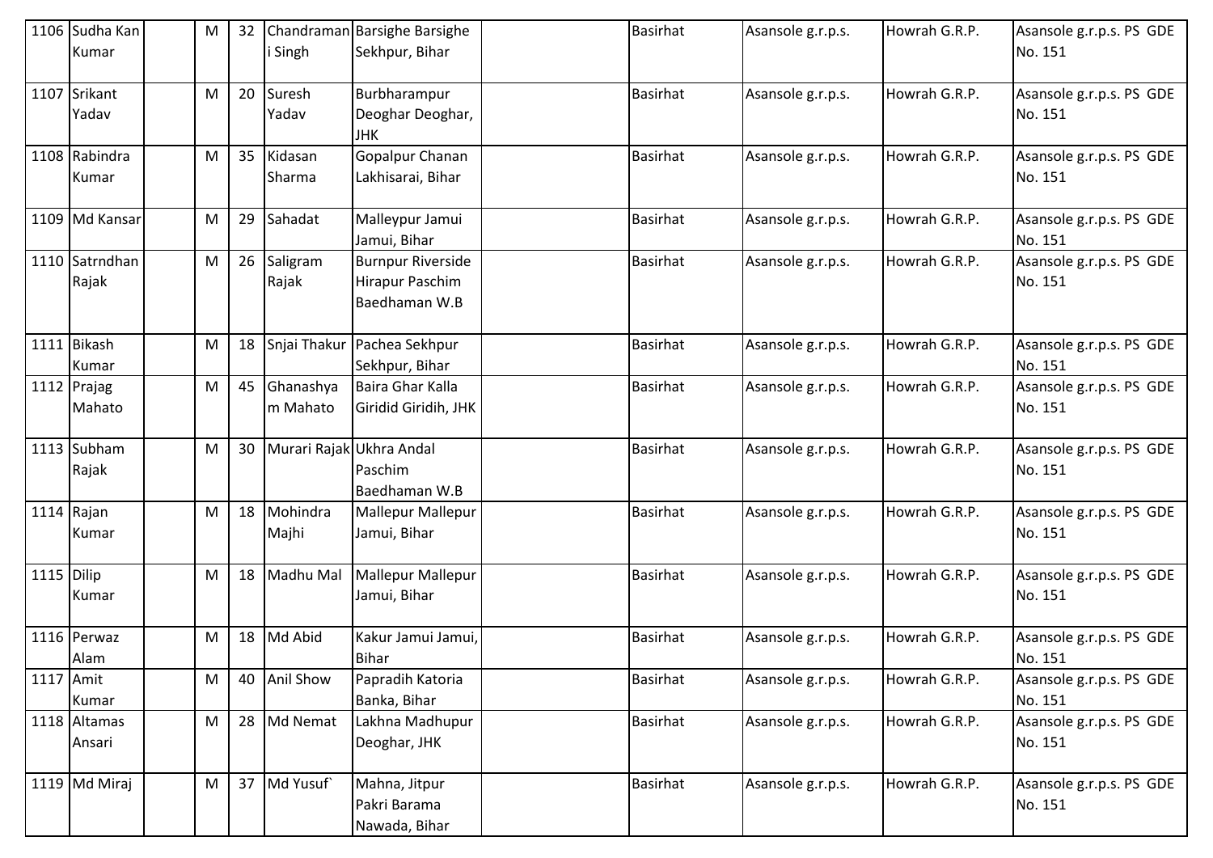| | | | | | | | | | | | |
|---|---|---|---|---|---|---|---|---|---|---|---|
| 1106 | Sudha Kan Kumar | | M | 32 | Chandramani Singh | Barsighe Barsighe Sekhpur, Bihar | | Basirhat | Asansole g.r.p.s. | Howrah G.R.P. | Asansole g.r.p.s. PS GDE No. 151 |
| 1107 | Srikant Yadav | | M | 20 | Suresh Yadav | Burbharampur Deoghar Deoghar, JHK | | Basirhat | Asansole g.r.p.s. | Howrah G.R.P. | Asansole g.r.p.s. PS GDE No. 151 |
| 1108 | Rabindra Kumar | | M | 35 | Kidasan Sharma | Gopalpur Chanan Lakhisarai, Bihar | | Basirhat | Asansole g.r.p.s. | Howrah G.R.P. | Asansole g.r.p.s. PS GDE No. 151 |
| 1109 | Md Kansar | | M | 29 | Sahadat | Malleypur Jamui Jamui, Bihar | | Basirhat | Asansole g.r.p.s. | Howrah G.R.P. | Asansole g.r.p.s. PS GDE No. 151 |
| 1110 | Satrndhan Rajak | | M | 26 | Saligram Rajak | Burnpur Riverside Hirapur Paschim Baedhaman W.B | | Basirhat | Asansole g.r.p.s. | Howrah G.R.P. | Asansole g.r.p.s. PS GDE No. 151 |
| 1111 | Bikash Kumar | | M | 18 | Snjai Thakur | Pachea Sekhpur Sekhpur, Bihar | | Basirhat | Asansole g.r.p.s. | Howrah G.R.P. | Asansole g.r.p.s. PS GDE No. 151 |
| 1112 | Prajag Mahato | | M | 45 | Ghanashyam Mahato | Baira Ghar Kalla Giridid Giridih, JHK | | Basirhat | Asansole g.r.p.s. | Howrah G.R.P. | Asansole g.r.p.s. PS GDE No. 151 |
| 1113 | Subham Rajak | | M | 30 | Murari Rajak | Ukhra Andal Paschim Baedhaman W.B | | Basirhat | Asansole g.r.p.s. | Howrah G.R.P. | Asansole g.r.p.s. PS GDE No. 151 |
| 1114 | Rajan Kumar | | M | 18 | Mohindra Majhi | Mallepur Mallepur Jamui, Bihar | | Basirhat | Asansole g.r.p.s. | Howrah G.R.P. | Asansole g.r.p.s. PS GDE No. 151 |
| 1115 | Dilip Kumar | | M | 18 | Madhu Mal | Mallepur Mallepur Jamui, Bihar | | Basirhat | Asansole g.r.p.s. | Howrah G.R.P. | Asansole g.r.p.s. PS GDE No. 151 |
| 1116 | Perwaz Alam | | M | 18 | Md Abid | Kakur Jamui Jamui, Bihar | | Basirhat | Asansole g.r.p.s. | Howrah G.R.P. | Asansole g.r.p.s. PS GDE No. 151 |
| 1117 | Amit Kumar | | M | 40 | Anil Show | Papradih Katoria Banka, Bihar | | Basirhat | Asansole g.r.p.s. | Howrah G.R.P. | Asansole g.r.p.s. PS GDE No. 151 |
| 1118 | Altamas Ansari | | M | 28 | Md Nemat | Lakhna Madhupur Deoghar, JHK | | Basirhat | Asansole g.r.p.s. | Howrah G.R.P. | Asansole g.r.p.s. PS GDE No. 151 |
| 1119 | Md Miraj | | M | 37 | Md Yusuf` | Mahna, Jitpur Pakri Barama Nawada, Bihar | | Basirhat | Asansole g.r.p.s. | Howrah G.R.P. | Asansole g.r.p.s. PS GDE No. 151 |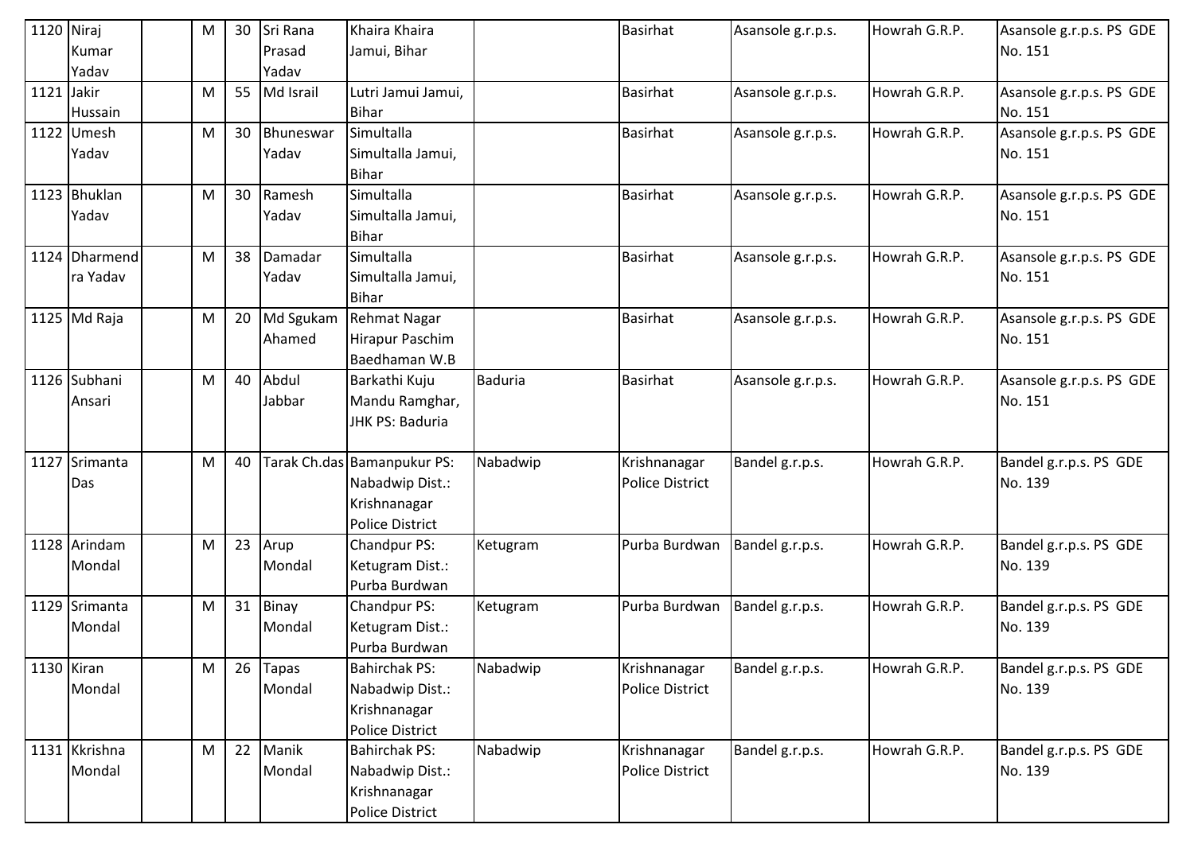| | | | | | | | | | | | |
|---|---|---|---|---|---|---|---|---|---|---|---|
| 1120 | Niraj Kumar Yadav | | M | 30 | Sri Rana Prasad Yadav | Khaira Khaira Jamui, Bihar | | Basirhat | Asansole g.r.p.s. | Howrah G.R.P. | Asansole g.r.p.s. PS GDE No. 151 |
| 1121 | Jakir Hussain | | M | 55 | Md Israil | Lutri Jamui Jamui, Bihar | | Basirhat | Asansole g.r.p.s. | Howrah G.R.P. | Asansole g.r.p.s. PS GDE No. 151 |
| 1122 | Umesh Yadav | | M | 30 | Bhuneswar Yadav | Simultalla Simultalla Jamui, Bihar | | Basirhat | Asansole g.r.p.s. | Howrah G.R.P. | Asansole g.r.p.s. PS GDE No. 151 |
| 1123 | Bhuklan Yadav | | M | 30 | Ramesh Yadav | Simultalla Simultalla Jamui, Bihar | | Basirhat | Asansole g.r.p.s. | Howrah G.R.P. | Asansole g.r.p.s. PS GDE No. 151 |
| 1124 | Dharmendra Yadav | | M | 38 | Damadar Yadav | Simultalla Simultalla Jamui, Bihar | | Basirhat | Asansole g.r.p.s. | Howrah G.R.P. | Asansole g.r.p.s. PS GDE No. 151 |
| 1125 | Md Raja | | M | 20 | Md Sgukam Ahamed | Rehmat Nagar Hirapur Paschim Baedhaman W.B | | Basirhat | Asansole g.r.p.s. | Howrah G.R.P. | Asansole g.r.p.s. PS GDE No. 151 |
| 1126 | Subhani Ansari | | M | 40 | Abdul Jabbar | Barkathi Kuju Mandu Ramghar, JHK PS: Baduria | Baduria | Basirhat | Asansole g.r.p.s. | Howrah G.R.P. | Asansole g.r.p.s. PS GDE No. 151 |
| 1127 | Srimanta Das | | M | 40 | Tarak Ch.das | Bamanpukur PS: Nabadwip Dist.: Krishnanagar Police District | Nabadwip | Krishnanagar Police District | Bandel g.r.p.s. | Howrah G.R.P. | Bandel g.r.p.s. PS GDE No. 139 |
| 1128 | Arindam Mondal | | M | 23 | Arup Mondal | Chandpur PS: Ketugram Dist.: Purba Burdwan | Ketugram | Purba Burdwan | Bandel g.r.p.s. | Howrah G.R.P. | Bandel g.r.p.s. PS GDE No. 139 |
| 1129 | Srimanta Mondal | | M | 31 | Binay Mondal | Chandpur PS: Ketugram Dist.: Purba Burdwan | Ketugram | Purba Burdwan | Bandel g.r.p.s. | Howrah G.R.P. | Bandel g.r.p.s. PS GDE No. 139 |
| 1130 | Kiran Mondal | | M | 26 | Tapas Mondal | Bahirchak PS: Nabadwip Dist.: Krishnanagar Police District | Nabadwip | Krishnanagar Police District | Bandel g.r.p.s. | Howrah G.R.P. | Bandel g.r.p.s. PS GDE No. 139 |
| 1131 | Kkrishna Mondal | | M | 22 | Manik Mondal | Bahirchak PS: Nabadwip Dist.: Krishnanagar Police District | Nabadwip | Krishnanagar Police District | Bandel g.r.p.s. | Howrah G.R.P. | Bandel g.r.p.s. PS GDE No. 139 |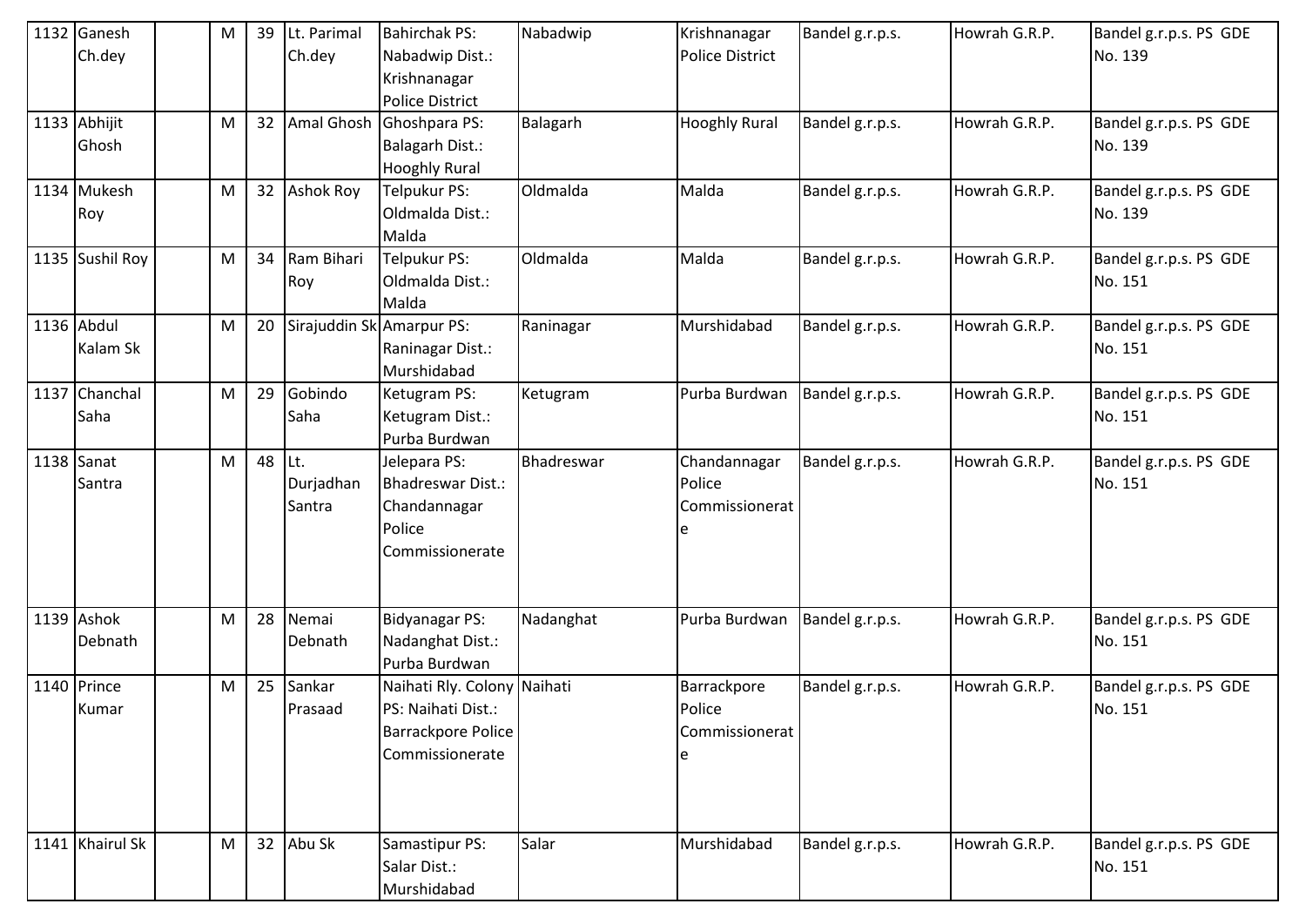| 1132 | Ganesh Ch.dey | | M | 39 | Lt. Parimal Ch.dey | Bahirchak PS: Nabadwip Dist.: Krishnanagar Police District | Nabadwip | Krishnanagar Police District | Bandel g.r.p.s. | Howrah G.R.P. | Bandel g.r.p.s. PS GDE No. 139 |
|---|---|---|---|---|---|---|---|---|---|---|---|
| 1133 | Abhijit Ghosh | | M | 32 | Amal Ghosh | Ghoshpara PS: Balagarh Dist.: Hooghly Rural | Balagarh | Hooghly Rural | Bandel g.r.p.s. | Howrah G.R.P. | Bandel g.r.p.s. PS GDE No. 139 |
| 1134 | Mukesh Roy | | M | 32 | Ashok Roy | Telpukur PS: Oldmalda Dist.: Malda | Oldmalda | Malda | Bandel g.r.p.s. | Howrah G.R.P. | Bandel g.r.p.s. PS GDE No. 139 |
| 1135 | Sushil Roy | | M | 34 | Ram Bihari Roy | Telpukur PS: Oldmalda Dist.: Malda | Oldmalda | Malda | Bandel g.r.p.s. | Howrah G.R.P. | Bandel g.r.p.s. PS GDE No. 151 |
| 1136 | Abdul Kalam Sk | | M | 20 | Sirajuddin Sk | Amarpur PS: Raninagar Dist.: Murshidabad | Raninagar | Murshidabad | Bandel g.r.p.s. | Howrah G.R.P. | Bandel g.r.p.s. PS GDE No. 151 |
| 1137 | Chanchal Saha | | M | 29 | Gobindo Saha | Ketugram PS: Ketugram Dist.: Purba Burdwan | Ketugram | Purba Burdwan | Bandel g.r.p.s. | Howrah G.R.P. | Bandel g.r.p.s. PS GDE No. 151 |
| 1138 | Sanat Santra | | M | 48 | Lt. Durjadhan Santra | Jelepara PS: Bhadreswar Dist.: Chandannagar Police Commissionerate | Bhadreswar | Chandannagar Police Commissionerate | Bandel g.r.p.s. | Howrah G.R.P. | Bandel g.r.p.s. PS GDE No. 151 |
| 1139 | Ashok Debnath | | M | 28 | Nemai Debnath | Bidyanagar PS: Nadanghat Dist.: Purba Burdwan | Nadanghat | Purba Burdwan | Bandel g.r.p.s. | Howrah G.R.P. | Bandel g.r.p.s. PS GDE No. 151 |
| 1140 | Prince Kumar | | M | 25 | Sankar Prasaad | Naihati Rly. Colony PS: Naihati Dist.: Barrackpore Police Commissionerate | Naihati | Barrackpore Police Commissionerate | Bandel g.r.p.s. | Howrah G.R.P. | Bandel g.r.p.s. PS GDE No. 151 |
| 1141 | Khairul Sk | | M | 32 | Abu Sk | Samastipur PS: Salar Dist.: Murshidabad | Salar | Murshidabad | Bandel g.r.p.s. | Howrah G.R.P. | Bandel g.r.p.s. PS GDE No. 151 |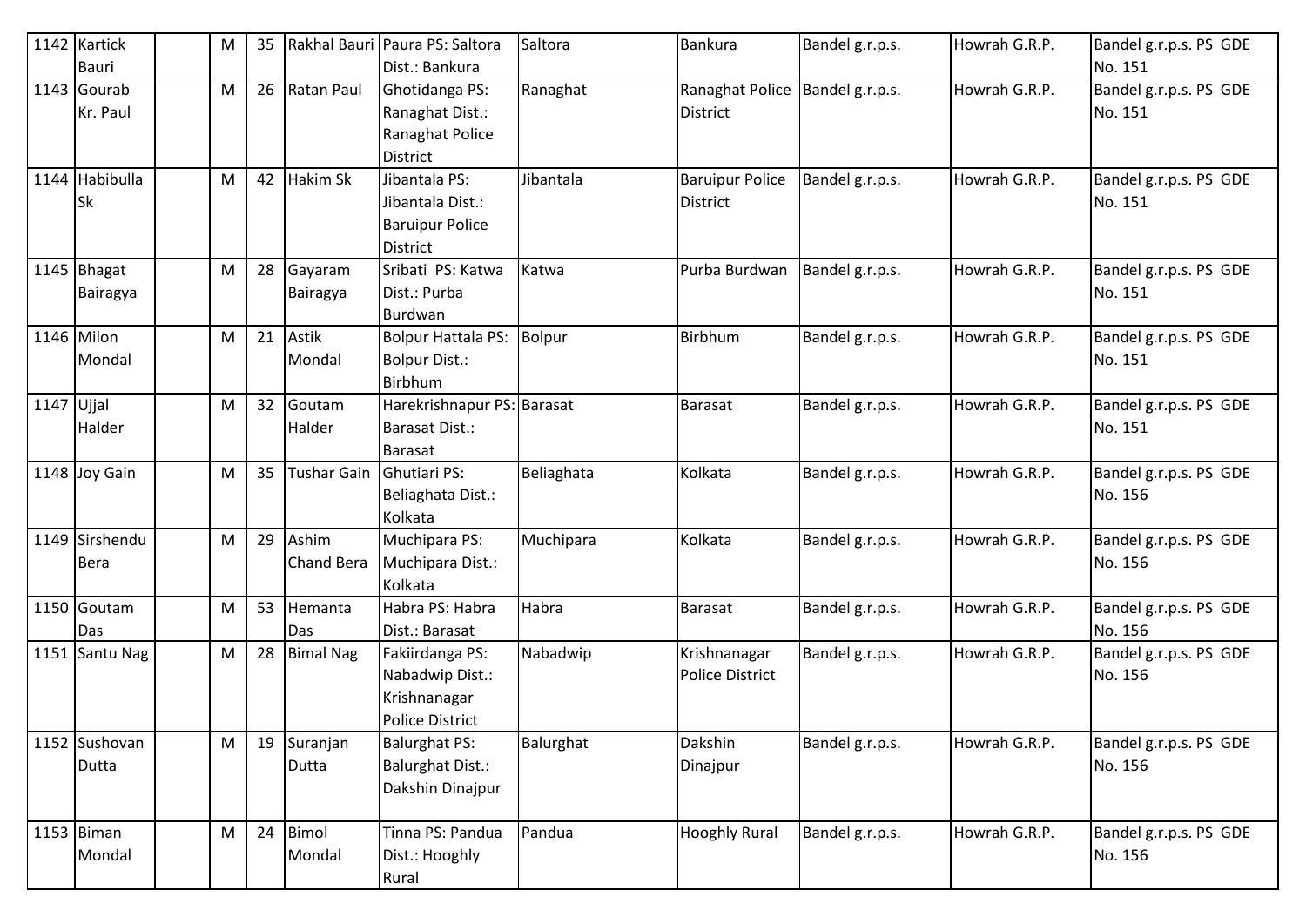| 1142 | Kartick Bauri | | M | 35 | Rakhal Bauri | Paura PS: Saltora Dist.: Bankura | Saltora | Bankura | Bandel g.r.p.s. | Howrah G.R.P. | Bandel g.r.p.s. PS GDE No. 151 |
|---|---|---|---|---|---|---|---|---|---|---|---|
| 1143 | Gourab Kr. Paul | | M | 26 | Ratan Paul | Ghotidanga PS: Ranaghat Dist.: Ranaghat Police District | Ranaghat | Ranaghat Police District | Bandel g.r.p.s. | Howrah G.R.P. | Bandel g.r.p.s. PS GDE No. 151 |
| 1144 | Habibulla Sk | | M | 42 | Hakim Sk | Jibantala PS: Jibantala Dist.: Baruipur Police District | Jibantala | Baruipur Police District | Bandel g.r.p.s. | Howrah G.R.P. | Bandel g.r.p.s. PS GDE No. 151 |
| 1145 | Bhagat Bairagya | | M | 28 | Gayaram Bairagya | Sribati PS: Katwa Dist.: Purba Burdwan | Katwa | Purba Burdwan | Bandel g.r.p.s. | Howrah G.R.P. | Bandel g.r.p.s. PS GDE No. 151 |
| 1146 | Milon Mondal | | M | 21 | Astik Mondal | Bolpur Hattala PS: Bolpur Dist.: Birbhum | Bolpur | Birbhum | Bandel g.r.p.s. | Howrah G.R.P. | Bandel g.r.p.s. PS GDE No. 151 |
| 1147 | Ujjal Halder | | M | 32 | Goutam Halder | Harekrishnapur PS: Barasat Dist.: Barasat | Barasat | Barasat | Bandel g.r.p.s. | Howrah G.R.P. | Bandel g.r.p.s. PS GDE No. 151 |
| 1148 | Joy Gain | | M | 35 | Tushar Gain | Ghutiari PS: Beliaghata Dist.: Kolkata | Beliaghata | Kolkata | Bandel g.r.p.s. | Howrah G.R.P. | Bandel g.r.p.s. PS GDE No. 156 |
| 1149 | Sirshendu Bera | | M | 29 | Ashim Chand Bera | Muchipara PS: Muchipara Dist.: Kolkata | Muchipara | Kolkata | Bandel g.r.p.s. | Howrah G.R.P. | Bandel g.r.p.s. PS GDE No. 156 |
| 1150 | Goutam Das | | M | 53 | Hemanta Das | Habra PS: Habra Dist.: Barasat | Habra | Barasat | Bandel g.r.p.s. | Howrah G.R.P. | Bandel g.r.p.s. PS GDE No. 156 |
| 1151 | Santu Nag | | M | 28 | Bimal Nag | Fakiirdanga PS: Nabadwip Dist.: Krishnanagar Police District | Nabadwip | Krishnanagar Police District | Bandel g.r.p.s. | Howrah G.R.P. | Bandel g.r.p.s. PS GDE No. 156 |
| 1152 | Sushovan Dutta | | M | 19 | Suranjan Dutta | Balurghat PS: Balurghat Dist.: Dakshin Dinajpur | Balurghat | Dakshin Dinajpur | Bandel g.r.p.s. | Howrah G.R.P. | Bandel g.r.p.s. PS GDE No. 156 |
| 1153 | Biman Mondal | | M | 24 | Bimol Mondal | Tinna PS: Pandua Dist.: Hooghly Rural | Pandua | Hooghly Rural | Bandel g.r.p.s. | Howrah G.R.P. | Bandel g.r.p.s. PS GDE No. 156 |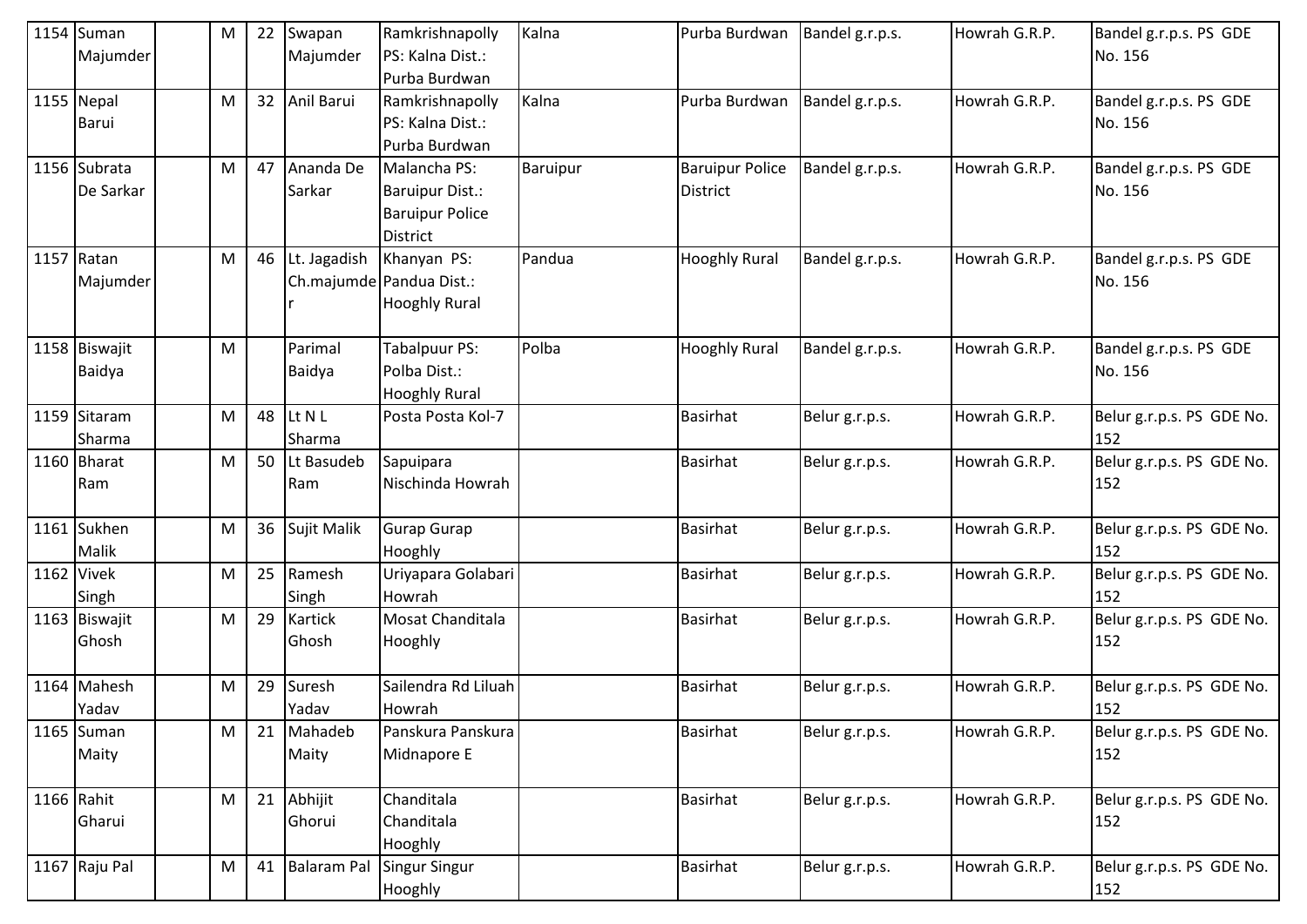| 1154 | Suman Majumder | | M | 22 | Swapan Majumder | Ramkrishnapolly PS: Kalna Dist.: Purba Burdwan | Kalna | Purba Burdwan | Bandel g.r.p.s. | Howrah G.R.P. | Bandel g.r.p.s. PS GDE No. 156 |
|---|---|---|---|---|---|---|---|---|---|---|---|
| 1155 | Nepal Barui | | M | 32 | Anil Barui | Ramkrishnapolly PS: Kalna Dist.: Purba Burdwan | Kalna | Purba Burdwan | Bandel g.r.p.s. | Howrah G.R.P. | Bandel g.r.p.s. PS GDE No. 156 |
| 1156 | Subrata De Sarkar | | M | 47 | Ananda De Sarkar | Malancha PS: Baruipur Dist.: Baruipur Police District | Baruipur | Baruipur Police District | Bandel g.r.p.s. | Howrah G.R.P. | Bandel g.r.p.s. PS GDE No. 156 |
| 1157 | Ratan Majumder | | M | 46 | Lt. Jagadish Ch.majumder | Khanyan PS: Pandua Dist.: Hooghly Rural | Pandua | Hooghly Rural | Bandel g.r.p.s. | Howrah G.R.P. | Bandel g.r.p.s. PS GDE No. 156 |
| 1158 | Biswajit Baidya | | M | | Parimal Baidya | Tabalpuur PS: Polba Dist.: Hooghly Rural | Polba | Hooghly Rural | Bandel g.r.p.s. | Howrah G.R.P. | Bandel g.r.p.s. PS GDE No. 156 |
| 1159 | Sitaram Sharma | | M | 48 | Lt N L Sharma | Posta Posta Kol-7 | | Basirhat | Belur g.r.p.s. | Howrah G.R.P. | Belur g.r.p.s. PS GDE No. 152 |
| 1160 | Bharat Ram | | M | 50 | Lt Basudeb Ram | Sapuipara Nischinda Howrah | | Basirhat | Belur g.r.p.s. | Howrah G.R.P. | Belur g.r.p.s. PS GDE No. 152 |
| 1161 | Sukhen Malik | | M | 36 | Sujit Malik | Gurap Gurap Hooghly | | Basirhat | Belur g.r.p.s. | Howrah G.R.P. | Belur g.r.p.s. PS GDE No. 152 |
| 1162 | Vivek Singh | | M | 25 | Ramesh Singh | Uriyapara Golabari Howrah | | Basirhat | Belur g.r.p.s. | Howrah G.R.P. | Belur g.r.p.s. PS GDE No. 152 |
| 1163 | Biswajit Ghosh | | M | 29 | Kartick Ghosh | Mosat Chanditala Hooghly | | Basirhat | Belur g.r.p.s. | Howrah G.R.P. | Belur g.r.p.s. PS GDE No. 152 |
| 1164 | Mahesh Yadav | | M | 29 | Suresh Yadav | Sailendra Rd Liluah Howrah | | Basirhat | Belur g.r.p.s. | Howrah G.R.P. | Belur g.r.p.s. PS GDE No. 152 |
| 1165 | Suman Maity | | M | 21 | Mahadeb Maity | Panskura Panskura Midnapore E | | Basirhat | Belur g.r.p.s. | Howrah G.R.P. | Belur g.r.p.s. PS GDE No. 152 |
| 1166 | Rahit Gharui | | M | 21 | Abhijit Ghorui | Chanditala Chanditala Hooghly | | Basirhat | Belur g.r.p.s. | Howrah G.R.P. | Belur g.r.p.s. PS GDE No. 152 |
| 1167 | Raju Pal | | M | 41 | Balaram Pal | Singur Singur Hooghly | | Basirhat | Belur g.r.p.s. | Howrah G.R.P. | Belur g.r.p.s. PS GDE No. 152 |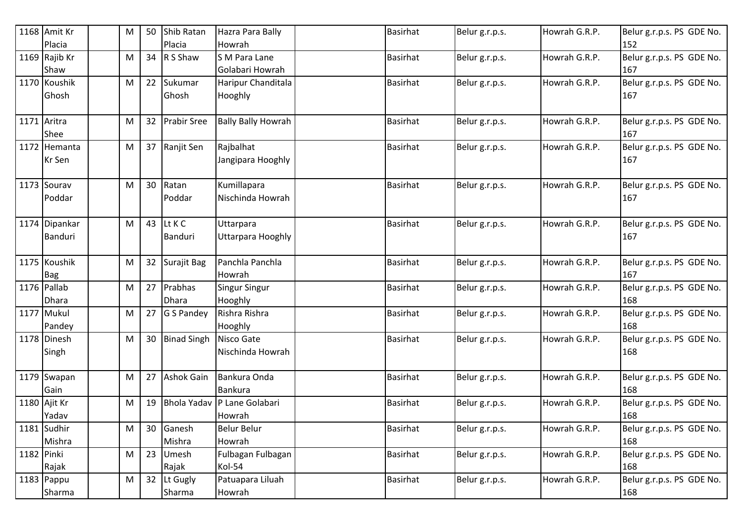| 1168 | Amit Kr Placia | | M | 50 | Shib Ratan Placia | Hazra Para Bally Howrah | | Basirhat | Belur g.r.p.s. | Howrah G.R.P. | Belur g.r.p.s. PS GDE No. 152 |
|---|---|---|---|---|---|---|---|---|---|---|---|
| 1169 | Rajib Kr Shaw | | M | 34 | R S Shaw | S M Para Lane Golabari Howrah | | Basirhat | Belur g.r.p.s. | Howrah G.R.P. | Belur g.r.p.s. PS GDE No. 167 |
| 1170 | Koushik Ghosh | | M | 22 | Sukumar Ghosh | Haripur Chanditala Hooghly | | Basirhat | Belur g.r.p.s. | Howrah G.R.P. | Belur g.r.p.s. PS GDE No. 167 |
| 1171 | Aritra Shee | | M | 32 | Prabir Sree | Bally Bally Howrah | | Basirhat | Belur g.r.p.s. | Howrah G.R.P. | Belur g.r.p.s. PS GDE No. 167 |
| 1172 | Hemanta Kr Sen | | M | 37 | Ranjit Sen | Rajbalhat Jangipara Hooghly | | Basirhat | Belur g.r.p.s. | Howrah G.R.P. | Belur g.r.p.s. PS GDE No. 167 |
| 1173 | Sourav Poddar | | M | 30 | Ratan Poddar | Kumillapara Nischinda Howrah | | Basirhat | Belur g.r.p.s. | Howrah G.R.P. | Belur g.r.p.s. PS GDE No. 167 |
| 1174 | Dipankar Banduri | | M | 43 | Lt K C Banduri | Uttarpara Uttarpara Hooghly | | Basirhat | Belur g.r.p.s. | Howrah G.R.P. | Belur g.r.p.s. PS GDE No. 167 |
| 1175 | Koushik Bag | | M | 32 | Surajit Bag | Panchla Panchla Howrah | | Basirhat | Belur g.r.p.s. | Howrah G.R.P. | Belur g.r.p.s. PS GDE No. 167 |
| 1176 | Pallab Dhara | | M | 27 | Prabhas Dhara | Singur Singur Hooghly | | Basirhat | Belur g.r.p.s. | Howrah G.R.P. | Belur g.r.p.s. PS GDE No. 168 |
| 1177 | Mukul Pandey | | M | 27 | G S Pandey | Rishra Rishra Hooghly | | Basirhat | Belur g.r.p.s. | Howrah G.R.P. | Belur g.r.p.s. PS GDE No. 168 |
| 1178 | Dinesh Singh | | M | 30 | Binad Singh | Nisco Gate Nischinda Howrah | | Basirhat | Belur g.r.p.s. | Howrah G.R.P. | Belur g.r.p.s. PS GDE No. 168 |
| 1179 | Swapan Gain | | M | 27 | Ashok Gain | Bankura Onda Bankura | | Basirhat | Belur g.r.p.s. | Howrah G.R.P. | Belur g.r.p.s. PS GDE No. 168 |
| 1180 | Ajit Kr Yadav | | M | 19 | Bhola Yadav | P Lane Golabari Howrah | | Basirhat | Belur g.r.p.s. | Howrah G.R.P. | Belur g.r.p.s. PS GDE No. 168 |
| 1181 | Sudhir Mishra | | M | 30 | Ganesh Mishra | Belur Belur Howrah | | Basirhat | Belur g.r.p.s. | Howrah G.R.P. | Belur g.r.p.s. PS GDE No. 168 |
| 1182 | Pinki Rajak | | M | 23 | Umesh Rajak | Fulbagan Fulbagan Kol-54 | | Basirhat | Belur g.r.p.s. | Howrah G.R.P. | Belur g.r.p.s. PS GDE No. 168 |
| 1183 | Pappu Sharma | | M | 32 | Lt Gugly Sharma | Patuapara Liluah Howrah | | Basirhat | Belur g.r.p.s. | Howrah G.R.P. | Belur g.r.p.s. PS GDE No. 168 |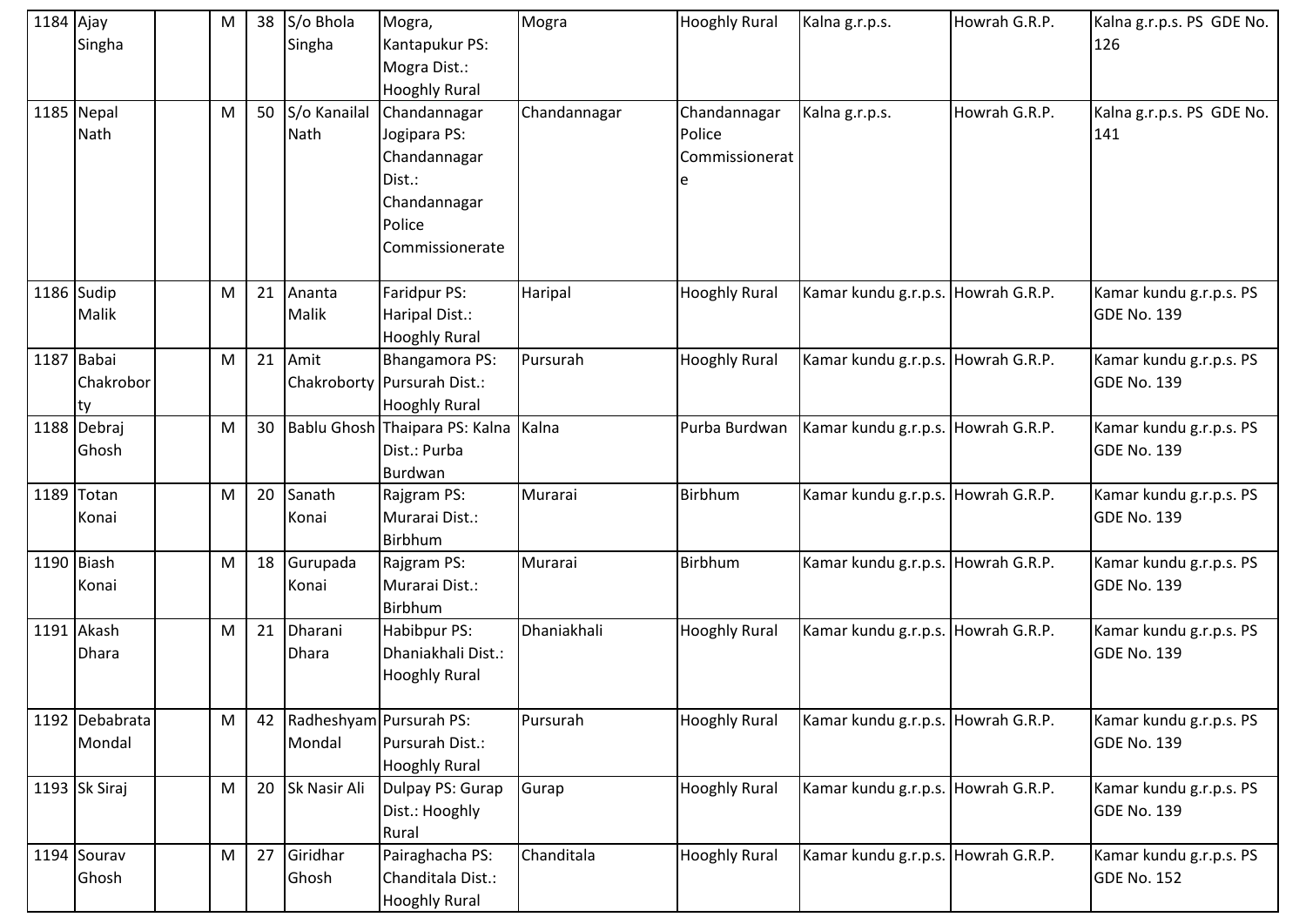| | | | | | | | | | | |
|---|---|---|---|---|---|---|---|---|---|---|
| 1184 | Ajay Singha | | M | 38 | S/o Bhola Singha | Mogra, Kantapukur PS: Mogra Dist.: Hooghly Rural | Mogra | Hooghly Rural | Kalna g.r.p.s. | Howrah G.R.P. | Kalna g.r.p.s. PS GDE No. 126 |
| 1185 | Nepal Nath | | M | 50 | S/o Kanailal Nath | Chandannagar Jogipara PS: Chandannagar Dist.: Chandannagar Police Commissionerate | Chandannagar | Chandannagar Police Commissionerate | Kalna g.r.p.s. | Howrah G.R.P. | Kalna g.r.p.s. PS GDE No. 141 |
| 1186 | Sudip Malik | | M | 21 | Ananta Malik | Faridpur PS: Haripal Dist.: Hooghly Rural | Haripal | Hooghly Rural | Kamar kundu g.r.p.s. | Howrah G.R.P. | Kamar kundu g.r.p.s. PS GDE No. 139 |
| 1187 | Babai Chakroborty | | M | 21 | Amit Chakroborty | Bhangamora PS: Pursurah Dist.: Hooghly Rural | Pursurah | Hooghly Rural | Kamar kundu g.r.p.s. | Howrah G.R.P. | Kamar kundu g.r.p.s. PS GDE No. 139 |
| 1188 | Debraj Ghosh | | M | 30 | Bablu Ghosh | Thaipara PS: Kalna Dist.: Purba Burdwan | Kalna | Purba Burdwan | Kamar kundu g.r.p.s. | Howrah G.R.P. | Kamar kundu g.r.p.s. PS GDE No. 139 |
| 1189 | Totan Konai | | M | 20 | Sanath Konai | Rajgram PS: Murarai Dist.: Birbhum | Murarai | Birbhum | Kamar kundu g.r.p.s. | Howrah G.R.P. | Kamar kundu g.r.p.s. PS GDE No. 139 |
| 1190 | Biash Konai | | M | 18 | Gurupada Konai | Rajgram PS: Murarai Dist.: Birbhum | Murarai | Birbhum | Kamar kundu g.r.p.s. | Howrah G.R.P. | Kamar kundu g.r.p.s. PS GDE No. 139 |
| 1191 | Akash Dhara | | M | 21 | Dharani Dhara | Habibpur PS: Dhaniakhali Dist.: Hooghly Rural | Dhaniakhali | Hooghly Rural | Kamar kundu g.r.p.s. | Howrah G.R.P. | Kamar kundu g.r.p.s. PS GDE No. 139 |
| 1192 | Debabrata Mondal | | M | 42 | Radheshyam Mondal | Pursurah PS: Pursurah Dist.: Hooghly Rural | Pursurah | Hooghly Rural | Kamar kundu g.r.p.s. | Howrah G.R.P. | Kamar kundu g.r.p.s. PS GDE No. 139 |
| 1193 | Sk Siraj | | M | 20 | Sk Nasir Ali | Dulpay PS: Gurap Dist.: Hooghly Rural | Gurap | Hooghly Rural | Kamar kundu g.r.p.s. | Howrah G.R.P. | Kamar kundu g.r.p.s. PS GDE No. 139 |
| 1194 | Sourav Ghosh | | M | 27 | Giridhar Ghosh | Pairaghacha PS: Chanditala Dist.: Hooghly Rural | Chanditala | Hooghly Rural | Kamar kundu g.r.p.s. | Howrah G.R.P. | Kamar kundu g.r.p.s. PS GDE No. 152 |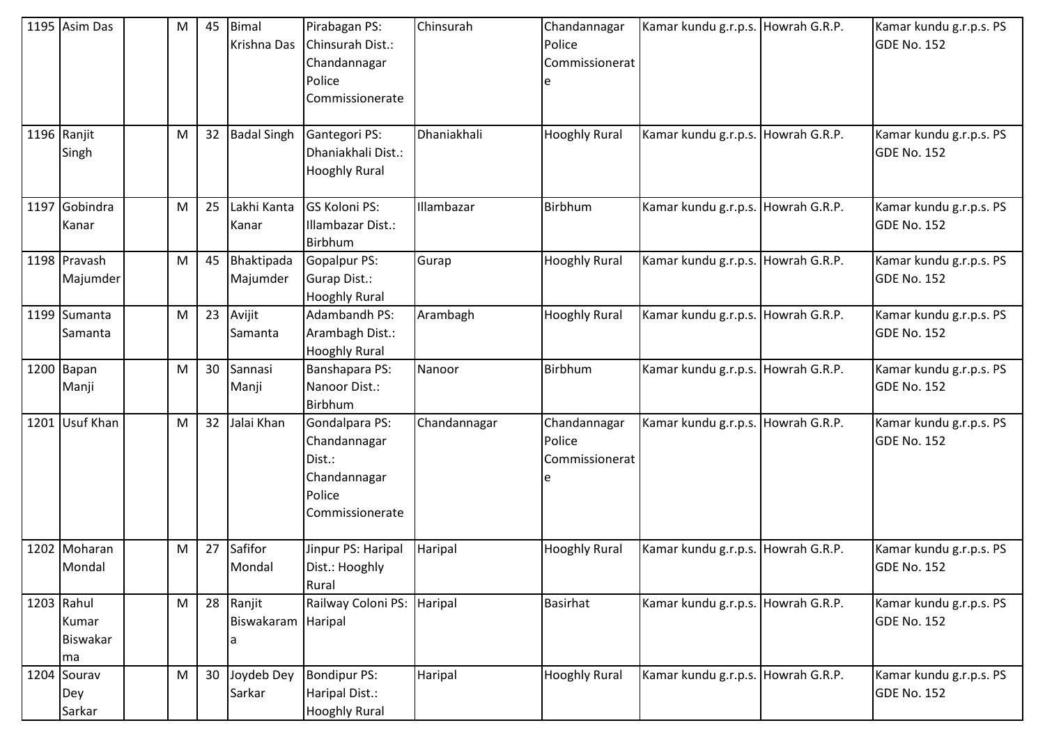| 1195 | Asim Das | | M | 45 | Bimal Krishna Das | Pirabagan PS: Chinsurah Dist.: Chandannagar Police Commissionerate | Chinsurah | Chandannagar Police Commissionerate | Kamar kundu g.r.p.s. | Howrah G.R.P. | Kamar kundu g.r.p.s. PS GDE No. 152 |
|---|---|---|---|---|---|---|---|---|---|---|---|
| 1196 | Ranjit Singh | | M | 32 | Badal Singh | Gantegori PS: Dhaniakhali Dist.: Hooghly Rural | Dhaniakhali | Hooghly Rural | Kamar kundu g.r.p.s. | Howrah G.R.P. | Kamar kundu g.r.p.s. PS GDE No. 152 |
| 1197 | Gobindra Kanar | | M | 25 | Lakhi Kanta Kanar | GS Koloni PS: Illambazar Dist.: Birbhum | Illambazar | Birbhum | Kamar kundu g.r.p.s. | Howrah G.R.P. | Kamar kundu g.r.p.s. PS GDE No. 152 |
| 1198 | Pravash Majumder | | M | 45 | Bhaktipada Majumder | Gopalpur PS: Gurap Dist.: Hooghly Rural | Gurap | Hooghly Rural | Kamar kundu g.r.p.s. | Howrah G.R.P. | Kamar kundu g.r.p.s. PS GDE No. 152 |
| 1199 | Sumanta Samanta | | M | 23 | Avijit Samanta | Adambandh PS: Arambagh Dist.: Hooghly Rural | Arambagh | Hooghly Rural | Kamar kundu g.r.p.s. | Howrah G.R.P. | Kamar kundu g.r.p.s. PS GDE No. 152 |
| 1200 | Bapan Manji | | M | 30 | Sannasi Manji | Banshapara PS: Nanoor Dist.: Birbhum | Nanoor | Birbhum | Kamar kundu g.r.p.s. | Howrah G.R.P. | Kamar kundu g.r.p.s. PS GDE No. 152 |
| 1201 | Usuf Khan | | M | 32 | Jalai Khan | Gondalpara PS: Chandannagar Dist.: Chandannagar Police Commissionerate | Chandannagar | Chandannagar Police Commissionerate | Kamar kundu g.r.p.s. | Howrah G.R.P. | Kamar kundu g.r.p.s. PS GDE No. 152 |
| 1202 | Moharan Mondal | | M | 27 | Safifor Mondal | Jinpur PS: Haripal Dist.: Hooghly Rural | Haripal | Hooghly Rural | Kamar kundu g.r.p.s. | Howrah G.R.P. | Kamar kundu g.r.p.s. PS GDE No. 152 |
| 1203 | Rahul Kumar Biswakarma | | M | 28 | Ranjit Biswakarama | Railway Coloni PS: Haripal | Haripal | Basirhat | Kamar kundu g.r.p.s. | Howrah G.R.P. | Kamar kundu g.r.p.s. PS GDE No. 152 |
| 1204 | Sourav Dey Sarkar | | M | 30 | Joydeb Dey Sarkar | Bondipur PS: Haripal Dist.: Hooghly Rural | Haripal | Hooghly Rural | Kamar kundu g.r.p.s. | Howrah G.R.P. | Kamar kundu g.r.p.s. PS GDE No. 152 |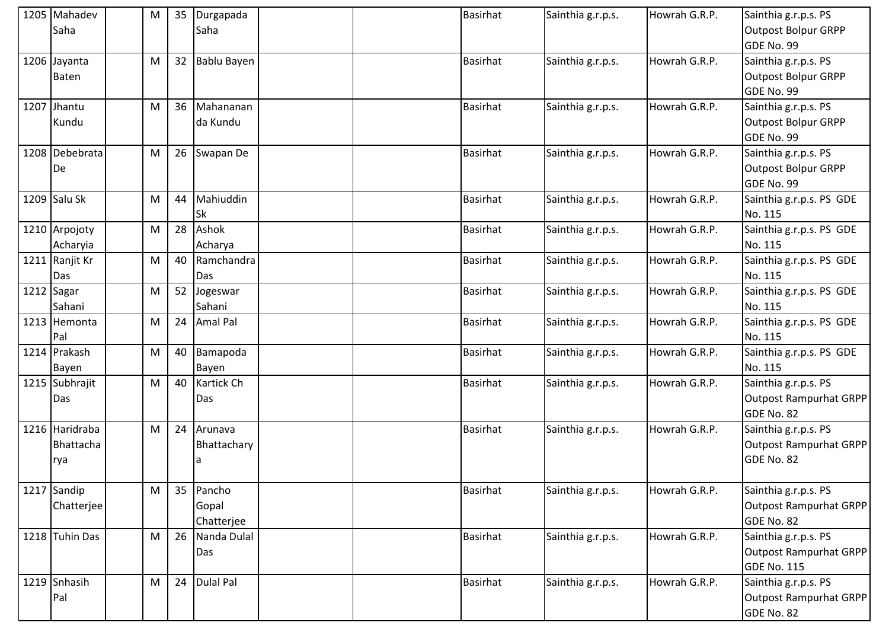| 1205 | Mahadev Saha | | M | 35 | Durgapada Saha | | | Basirhat | Sainthia g.r.p.s. | Howrah G.R.P. | Sainthia g.r.p.s. PS Outpost Bolpur GRPP GDE No. 99 |
|---|---|---|---|---|---|---|---|---|---|---|---|
| 1206 | Jayanta Baten | | M | 32 | Bablu Bayen | | | Basirhat | Sainthia g.r.p.s. | Howrah G.R.P. | Sainthia g.r.p.s. PS Outpost Bolpur GRPP GDE No. 99 |
| 1207 | Jhantu Kundu | | M | 36 | Mahananan da Kundu | | | Basirhat | Sainthia g.r.p.s. | Howrah G.R.P. | Sainthia g.r.p.s. PS Outpost Bolpur GRPP GDE No. 99 |
| 1208 | Debebrata De | | M | 26 | Swapan De | | | Basirhat | Sainthia g.r.p.s. | Howrah G.R.P. | Sainthia g.r.p.s. PS Outpost Bolpur GRPP GDE No. 99 |
| 1209 | Salu Sk | | M | 44 | Mahiuddin Sk | | | Basirhat | Sainthia g.r.p.s. | Howrah G.R.P. | Sainthia g.r.p.s. PS GDE No. 115 |
| 1210 | Arpojoty Acharyia | | M | 28 | Ashok Acharya | | | Basirhat | Sainthia g.r.p.s. | Howrah G.R.P. | Sainthia g.r.p.s. PS GDE No. 115 |
| 1211 | Ranjit Kr Das | | M | 40 | Ramchandra Das | | | Basirhat | Sainthia g.r.p.s. | Howrah G.R.P. | Sainthia g.r.p.s. PS GDE No. 115 |
| 1212 | Sagar Sahani | | M | 52 | Jogeswar Sahani | | | Basirhat | Sainthia g.r.p.s. | Howrah G.R.P. | Sainthia g.r.p.s. PS GDE No. 115 |
| 1213 | Hemonta Pal | | M | 24 | Amal Pal | | | Basirhat | Sainthia g.r.p.s. | Howrah G.R.P. | Sainthia g.r.p.s. PS GDE No. 115 |
| 1214 | Prakash Bayen | | M | 40 | Bamapoda Bayen | | | Basirhat | Sainthia g.r.p.s. | Howrah G.R.P. | Sainthia g.r.p.s. PS GDE No. 115 |
| 1215 | Subhrajit Das | | M | 40 | Kartick Ch Das | | | Basirhat | Sainthia g.r.p.s. | Howrah G.R.P. | Sainthia g.r.p.s. PS Outpost Rampurhat GRPP GDE No. 82 |
| 1216 | Haridraba Bhattacharya | | M | 24 | Arunava Bhattacharya | | | Basirhat | Sainthia g.r.p.s. | Howrah G.R.P. | Sainthia g.r.p.s. PS Outpost Rampurhat GRPP GDE No. 82 |
| 1217 | Sandip Chatterjee | | M | 35 | Pancho Gopal Chatterjee | | | Basirhat | Sainthia g.r.p.s. | Howrah G.R.P. | Sainthia g.r.p.s. PS Outpost Rampurhat GRPP GDE No. 82 |
| 1218 | Tuhin Das | | M | 26 | Nanda Dulal Das | | | Basirhat | Sainthia g.r.p.s. | Howrah G.R.P. | Sainthia g.r.p.s. PS Outpost Rampurhat GRPP GDE No. 115 |
| 1219 | Snhasih Pal | | M | 24 | Dulal Pal | | | Basirhat | Sainthia g.r.p.s. | Howrah G.R.P. | Sainthia g.r.p.s. PS Outpost Rampurhat GRPP GDE No. 82 |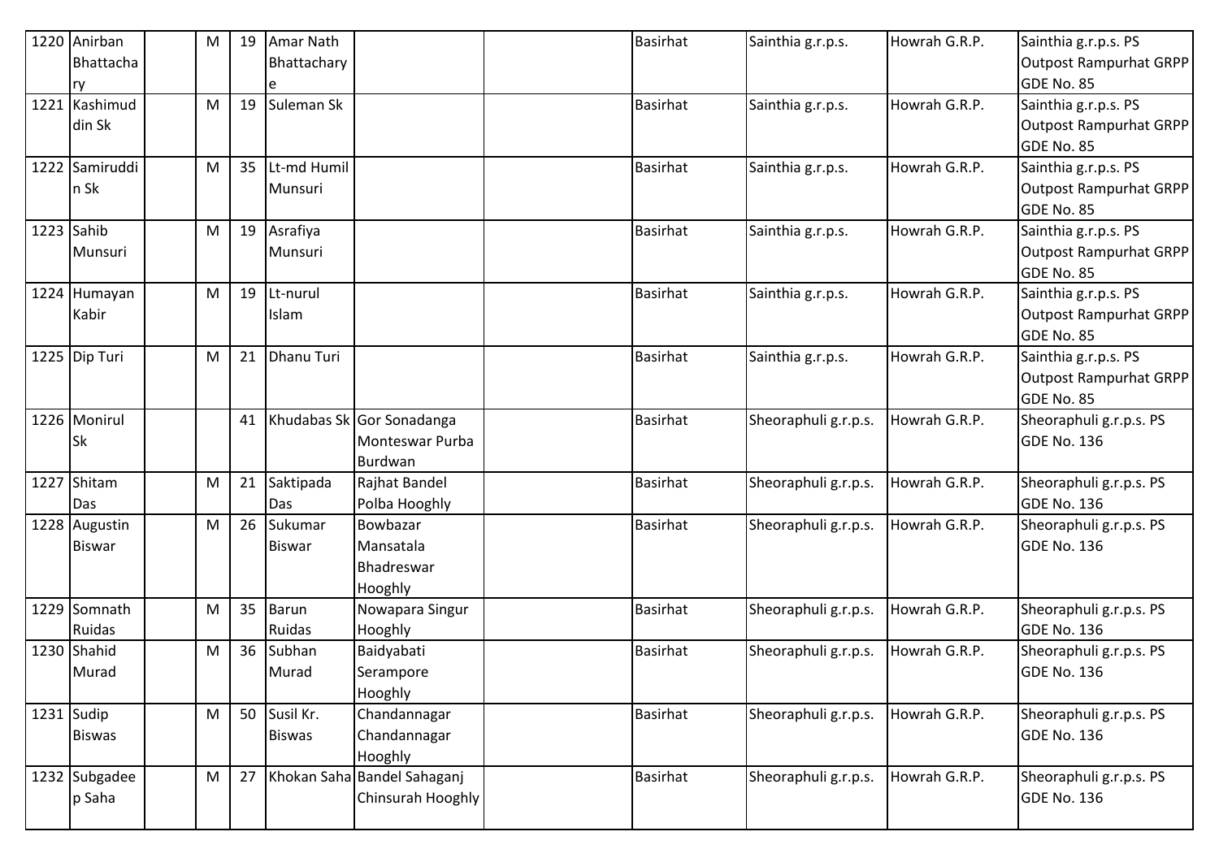| 1220 | Anirban Bhattachary | | M | 19 | Amar Nath Bhattacharye | | | Basirhat | Sainthia g.r.p.s. | Howrah G.R.P. | Sainthia g.r.p.s. PS Outpost Rampurhat GRPP GDE No. 85 |
|---|---|---|---|---|---|---|---|---|---|---|---|
| 1221 | Kashimuddin Sk | | M | 19 | Suleman Sk | | | Basirhat | Sainthia g.r.p.s. | Howrah G.R.P. | Sainthia g.r.p.s. PS Outpost Rampurhat GRPP GDE No. 85 |
| 1222 | Samiruddin Sk | | M | 35 | Lt-md Humil Munsuri | | | Basirhat | Sainthia g.r.p.s. | Howrah G.R.P. | Sainthia g.r.p.s. PS Outpost Rampurhat GRPP GDE No. 85 |
| 1223 | Sahib Munsuri | | M | 19 | Asrafiya Munsuri | | | Basirhat | Sainthia g.r.p.s. | Howrah G.R.P. | Sainthia g.r.p.s. PS Outpost Rampurhat GRPP GDE No. 85 |
| 1224 | Humayan Kabir | | M | 19 | Lt-nurul Islam | | | Basirhat | Sainthia g.r.p.s. | Howrah G.R.P. | Sainthia g.r.p.s. PS Outpost Rampurhat GRPP GDE No. 85 |
| 1225 | Dip Turi | | M | 21 | Dhanu Turi | | | Basirhat | Sainthia g.r.p.s. | Howrah G.R.P. | Sainthia g.r.p.s. PS Outpost Rampurhat GRPP GDE No. 85 |
| 1226 | Monirul Sk | | | 41 | Khudabas Sk | Gor Sonadanga Monteswar Purba Burdwan | | Basirhat | Sheoraphuli g.r.p.s. | Howrah G.R.P. | Sheoraphuli g.r.p.s. PS GDE No. 136 |
| 1227 | Shitam Das | | M | 21 | Saktipada Das | Rajhat Bandel Polba Hooghly | | Basirhat | Sheoraphuli g.r.p.s. | Howrah G.R.P. | Sheoraphuli g.r.p.s. PS GDE No. 136 |
| 1228 | Augustin Biswar | | M | 26 | Sukumar Biswar | Bowbazar Mansatala Bhadreswar Hooghly | | Basirhat | Sheoraphuli g.r.p.s. | Howrah G.R.P. | Sheoraphuli g.r.p.s. PS GDE No. 136 |
| 1229 | Somnath Ruidas | | M | 35 | Barun Ruidas | Nowapara Singur Hooghly | | Basirhat | Sheoraphuli g.r.p.s. | Howrah G.R.P. | Sheoraphuli g.r.p.s. PS GDE No. 136 |
| 1230 | Shahid Murad | | M | 36 | Subhan Murad | Baidyabati Serampore Hooghly | | Basirhat | Sheoraphuli g.r.p.s. | Howrah G.R.P. | Sheoraphuli g.r.p.s. PS GDE No. 136 |
| 1231 | Sudip Biswas | | M | 50 | Susil Kr. Biswas | Chandannagar Chandannagar Hooghly | | Basirhat | Sheoraphuli g.r.p.s. | Howrah G.R.P. | Sheoraphuli g.r.p.s. PS GDE No. 136 |
| 1232 | Subgadeep Saha | | M | 27 | Khokan Saha | Bandel Sahaganj Chinsurah Hooghly | | Basirhat | Sheoraphuli g.r.p.s. | Howrah G.R.P. | Sheoraphuli g.r.p.s. PS GDE No. 136 |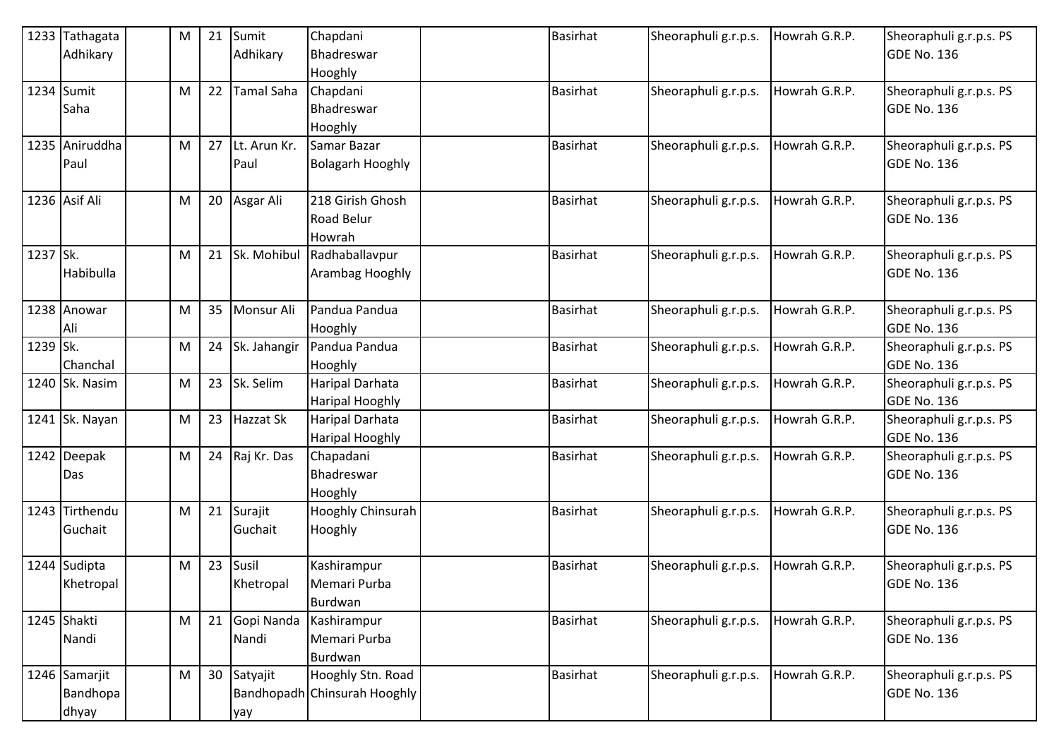| 1233 | Tathagata Adhikary | | M | 21 | Sumit Adhikary | Chapdani Bhadreswar Hooghly | | Basirhat | Sheoraphuli g.r.p.s. | Howrah G.R.P. | Sheoraphuli g.r.p.s. PS GDE No. 136 |
|---|---|---|---|---|---|---|---|---|---|---|---|
| 1234 | Sumit Saha | | M | 22 | Tamal Saha | Chapdani Bhadreswar Hooghly | | Basirhat | Sheoraphuli g.r.p.s. | Howrah G.R.P. | Sheoraphuli g.r.p.s. PS GDE No. 136 |
| 1235 | Aniruddha Paul | | M | 27 | Lt. Arun Kr. Paul | Samar Bazar Bolagarh Hooghly | | Basirhat | Sheoraphuli g.r.p.s. | Howrah G.R.P. | Sheoraphuli g.r.p.s. PS GDE No. 136 |
| 1236 | Asif Ali | | M | 20 | Asgar Ali | 218 Girish Ghosh Road Belur Howrah | | Basirhat | Sheoraphuli g.r.p.s. | Howrah G.R.P. | Sheoraphuli g.r.p.s. PS GDE No. 136 |
| 1237 | Sk. Habibulla | | M | 21 | Sk. Mohibul | Radhaballavpur Arambag Hooghly | | Basirhat | Sheoraphuli g.r.p.s. | Howrah G.R.P. | Sheoraphuli g.r.p.s. PS GDE No. 136 |
| 1238 | Anowar Ali | | M | 35 | Monsur Ali | Pandua Pandua Hooghly | | Basirhat | Sheoraphuli g.r.p.s. | Howrah G.R.P. | Sheoraphuli g.r.p.s. PS GDE No. 136 |
| 1239 | Sk. Chanchal | | M | 24 | Sk. Jahangir | Pandua Pandua Hooghly | | Basirhat | Sheoraphuli g.r.p.s. | Howrah G.R.P. | Sheoraphuli g.r.p.s. PS GDE No. 136 |
| 1240 | Sk. Nasim | | M | 23 | Sk. Selim | Haripal Darhata Haripal Hooghly | | Basirhat | Sheoraphuli g.r.p.s. | Howrah G.R.P. | Sheoraphuli g.r.p.s. PS GDE No. 136 |
| 1241 | Sk. Nayan | | M | 23 | Hazzat Sk | Haripal Darhata Haripal Hooghly | | Basirhat | Sheoraphuli g.r.p.s. | Howrah G.R.P. | Sheoraphuli g.r.p.s. PS GDE No. 136 |
| 1242 | Deepak Das | | M | 24 | Raj Kr. Das | Chapadani Bhadreswar Hooghly | | Basirhat | Sheoraphuli g.r.p.s. | Howrah G.R.P. | Sheoraphuli g.r.p.s. PS GDE No. 136 |
| 1243 | Tirthendu Guchait | | M | 21 | Surajit Guchait | Hooghly Chinsurah Hooghly | | Basirhat | Sheoraphuli g.r.p.s. | Howrah G.R.P. | Sheoraphuli g.r.p.s. PS GDE No. 136 |
| 1244 | Sudipta Khetropal | | M | 23 | Susil Khetropal | Kashirampur Memari Purba Burdwan | | Basirhat | Sheoraphuli g.r.p.s. | Howrah G.R.P. | Sheoraphuli g.r.p.s. PS GDE No. 136 |
| 1245 | Shakti Nandi | | M | 21 | Gopi Nanda Nandi | Kashirampur Memari Purba Burdwan | | Basirhat | Sheoraphuli g.r.p.s. | Howrah G.R.P. | Sheoraphuli g.r.p.s. PS GDE No. 136 |
| 1246 | Samarjit Bandhopadhyay | | M | 30 | Satyajit Bandhopadhyay | Hooghly Stn. Road Chinsurah Hooghly | | Basirhat | Sheoraphuli g.r.p.s. | Howrah G.R.P. | Sheoraphuli g.r.p.s. PS GDE No. 136 |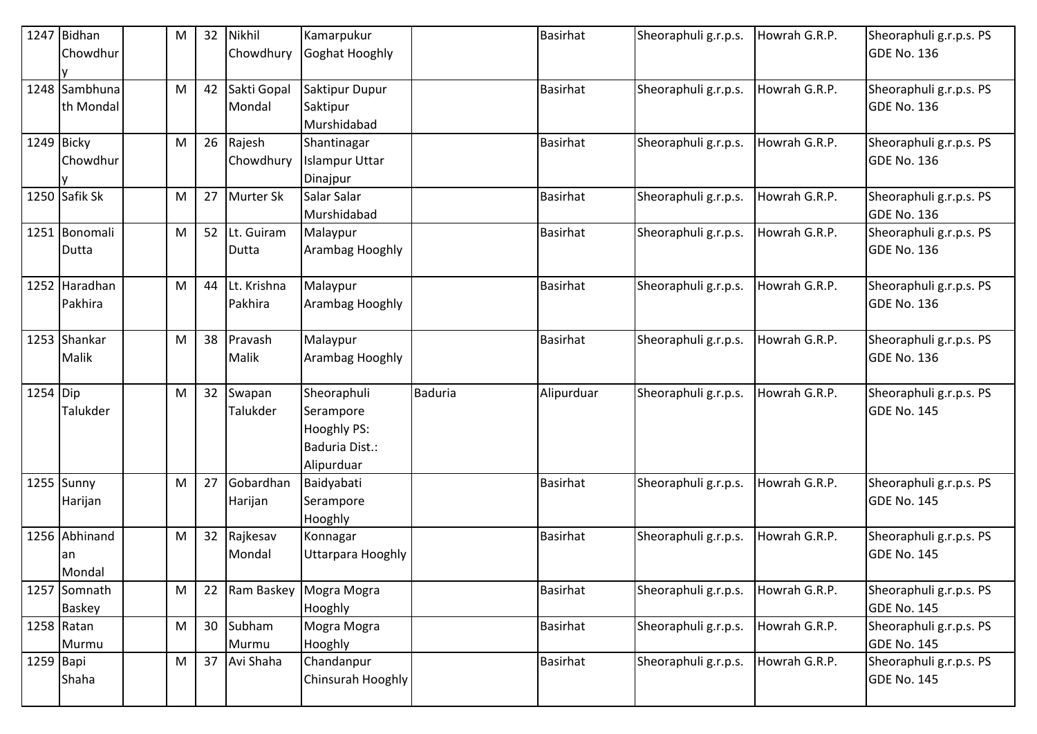| 1247 | Bidhan Chowdhury | | M | 32 | Nikhil Chowdhury | Kamarpukur Goghat Hooghly | | Basirhat | Sheoraphuli g.r.p.s. | Howrah G.R.P. | Sheoraphuli g.r.p.s. PS GDE No. 136 |
|---|---|---|---|---|---|---|---|---|---|---|---|
| 1248 | Sambhunath Mondal | | M | 42 | Sakti Gopal Mondal | Saktipur Dupur Saktipur Murshidabad | | Basirhat | Sheoraphuli g.r.p.s. | Howrah G.R.P. | Sheoraphuli g.r.p.s. PS GDE No. 136 |
| 1249 | Bicky Chowdhury | | M | 26 | Rajesh Chowdhury | Shantinagar Islampur Uttar Dinajpur | | Basirhat | Sheoraphuli g.r.p.s. | Howrah G.R.P. | Sheoraphuli g.r.p.s. PS GDE No. 136 |
| 1250 | Safik Sk | | M | 27 | Murter Sk | Salar Salar Murshidabad | | Basirhat | Sheoraphuli g.r.p.s. | Howrah G.R.P. | Sheoraphuli g.r.p.s. PS GDE No. 136 |
| 1251 | Bonomali Dutta | | M | 52 | Lt. Guiram Dutta | Malaypur Arambag Hooghly | | Basirhat | Sheoraphuli g.r.p.s. | Howrah G.R.P. | Sheoraphuli g.r.p.s. PS GDE No. 136 |
| 1252 | Haradhan Pakhira | | M | 44 | Lt. Krishna Pakhira | Malaypur Arambag Hooghly | | Basirhat | Sheoraphuli g.r.p.s. | Howrah G.R.P. | Sheoraphuli g.r.p.s. PS GDE No. 136 |
| 1253 | Shankar Malik | | M | 38 | Pravash Malik | Malaypur Arambag Hooghly | | Basirhat | Sheoraphuli g.r.p.s. | Howrah G.R.P. | Sheoraphuli g.r.p.s. PS GDE No. 136 |
| 1254 | Dip Talukder | | M | 32 | Swapan Talukder | Sheoraphuli Serampore Hooghly PS: Baduria Dist.: Alipurduar | Baduria | Alipurduar | Sheoraphuli g.r.p.s. | Howrah G.R.P. | Sheoraphuli g.r.p.s. PS GDE No. 145 |
| 1255 | Sunny Harijan | | M | 27 | Gobardhan Harijan | Baidyabati Serampore Hooghly | | Basirhat | Sheoraphuli g.r.p.s. | Howrah G.R.P. | Sheoraphuli g.r.p.s. PS GDE No. 145 |
| 1256 | Abhinandan Mondal | | M | 32 | Rajkesav Mondal | Konnagar Uttarpara Hooghly | | Basirhat | Sheoraphuli g.r.p.s. | Howrah G.R.P. | Sheoraphuli g.r.p.s. PS GDE No. 145 |
| 1257 | Somnath Baskey | | M | 22 | Ram Baskey | Mogra Mogra Hooghly | | Basirhat | Sheoraphuli g.r.p.s. | Howrah G.R.P. | Sheoraphuli g.r.p.s. PS GDE No. 145 |
| 1258 | Ratan Murmu | | M | 30 | Subham Murmu | Mogra Mogra Hooghly | | Basirhat | Sheoraphuli g.r.p.s. | Howrah G.R.P. | Sheoraphuli g.r.p.s. PS GDE No. 145 |
| 1259 | Bapi Shaha | | M | 37 | Avi Shaha | Chandanpur Chinsurah Hooghly | | Basirhat | Sheoraphuli g.r.p.s. | Howrah G.R.P. | Sheoraphuli g.r.p.s. PS GDE No. 145 |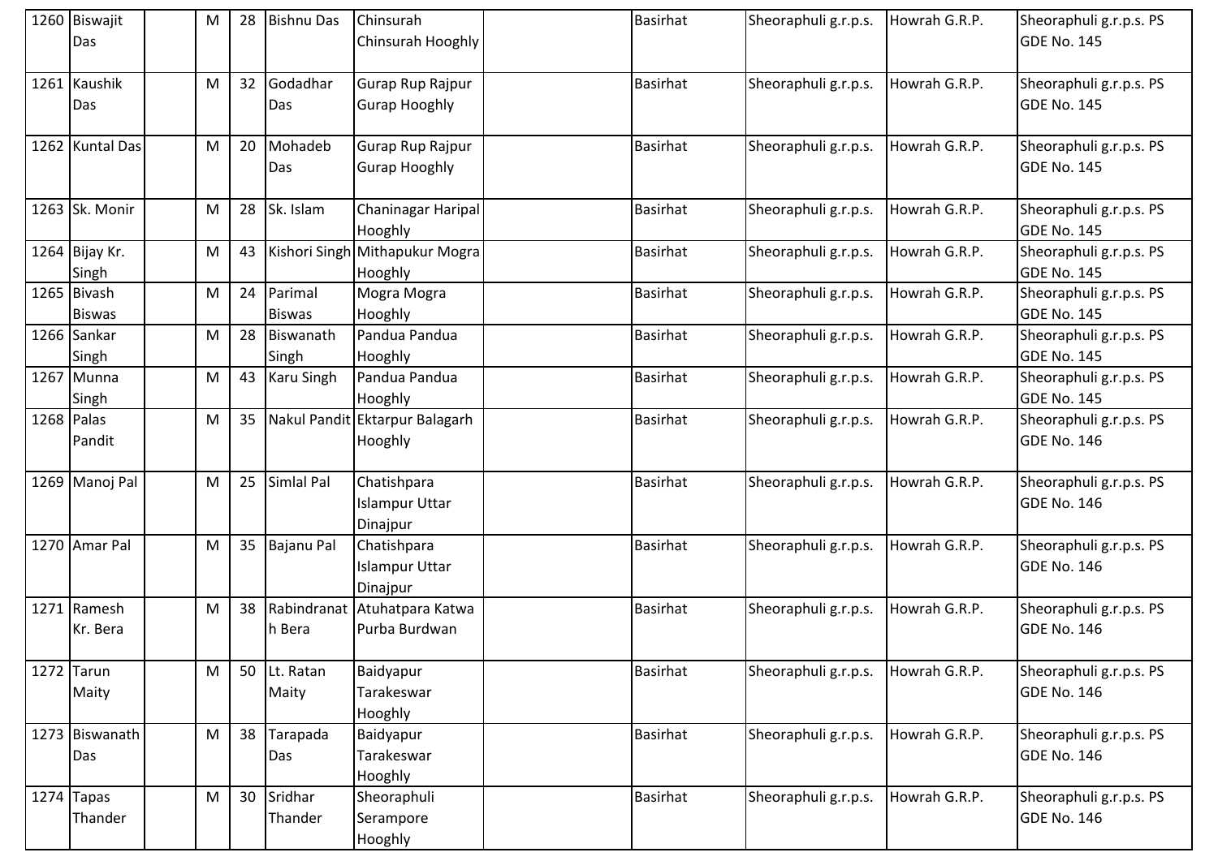| | | | | | | | | | | | |
|---|---|---|---|---|---|---|---|---|---|---|---|
| 1260 | Biswajit Das | | M | 28 | Bishnu Das | Chinsurah Chinsurah Hooghly | | Basirhat | Sheoraphuli g.r.p.s. | Howrah G.R.P. | Sheoraphuli g.r.p.s. PS GDE No. 145 |
| 1261 | Kaushik Das | | M | 32 | Godadhar Das | Gurap Rup Rajpur Gurap Hooghly | | Basirhat | Sheoraphuli g.r.p.s. | Howrah G.R.P. | Sheoraphuli g.r.p.s. PS GDE No. 145 |
| 1262 | Kuntal Das | | M | 20 | Mohadeb Das | Gurap Rup Rajpur Gurap Hooghly | | Basirhat | Sheoraphuli g.r.p.s. | Howrah G.R.P. | Sheoraphuli g.r.p.s. PS GDE No. 145 |
| 1263 | Sk. Monir | | M | 28 | Sk. Islam | Chaninagar Haripal Hooghly | | Basirhat | Sheoraphuli g.r.p.s. | Howrah G.R.P. | Sheoraphuli g.r.p.s. PS GDE No. 145 |
| 1264 | Bijay Kr. Singh | | M | 43 | Kishori Singh | Mithapukur Mogra Hooghly | | Basirhat | Sheoraphuli g.r.p.s. | Howrah G.R.P. | Sheoraphuli g.r.p.s. PS GDE No. 145 |
| 1265 | Bivash Biswas | | M | 24 | Parimal Biswas | Mogra Mogra Hooghly | | Basirhat | Sheoraphuli g.r.p.s. | Howrah G.R.P. | Sheoraphuli g.r.p.s. PS GDE No. 145 |
| 1266 | Sankar Singh | | M | 28 | Biswanath Singh | Pandua Pandua Hooghly | | Basirhat | Sheoraphuli g.r.p.s. | Howrah G.R.P. | Sheoraphuli g.r.p.s. PS GDE No. 145 |
| 1267 | Munna Singh | | M | 43 | Karu Singh | Pandua Pandua Hooghly | | Basirhat | Sheoraphuli g.r.p.s. | Howrah G.R.P. | Sheoraphuli g.r.p.s. PS GDE No. 145 |
| 1268 | Palas Pandit | | M | 35 | Nakul Pandit | Ektarpur Balagarh Hooghly | | Basirhat | Sheoraphuli g.r.p.s. | Howrah G.R.P. | Sheoraphuli g.r.p.s. PS GDE No. 146 |
| 1269 | Manoj Pal | | M | 25 | Simlal Pal | Chatishpara Islampur Uttar Dinajpur | | Basirhat | Sheoraphuli g.r.p.s. | Howrah G.R.P. | Sheoraphuli g.r.p.s. PS GDE No. 146 |
| 1270 | Amar Pal | | M | 35 | Bajanu Pal | Chatishpara Islampur Uttar Dinajpur | | Basirhat | Sheoraphuli g.r.p.s. | Howrah G.R.P. | Sheoraphuli g.r.p.s. PS GDE No. 146 |
| 1271 | Ramesh Kr. Bera | | M | 38 | Rabindranath Bera | Atuhatpara Katwa Purba Burdwan | | Basirhat | Sheoraphuli g.r.p.s. | Howrah G.R.P. | Sheoraphuli g.r.p.s. PS GDE No. 146 |
| 1272 | Tarun Maity | | M | 50 | Lt. Ratan Maity | Baidyapur Tarakeswar Hooghly | | Basirhat | Sheoraphuli g.r.p.s. | Howrah G.R.P. | Sheoraphuli g.r.p.s. PS GDE No. 146 |
| 1273 | Biswanath Das | | M | 38 | Tarapada Das | Baidyapur Tarakeswar Hooghly | | Basirhat | Sheoraphuli g.r.p.s. | Howrah G.R.P. | Sheoraphuli g.r.p.s. PS GDE No. 146 |
| 1274 | Tapas Thander | | M | 30 | Sridhar Thander | Sheoraphuli Serampore Hooghly | | Basirhat | Sheoraphuli g.r.p.s. | Howrah G.R.P. | Sheoraphuli g.r.p.s. PS GDE No. 146 |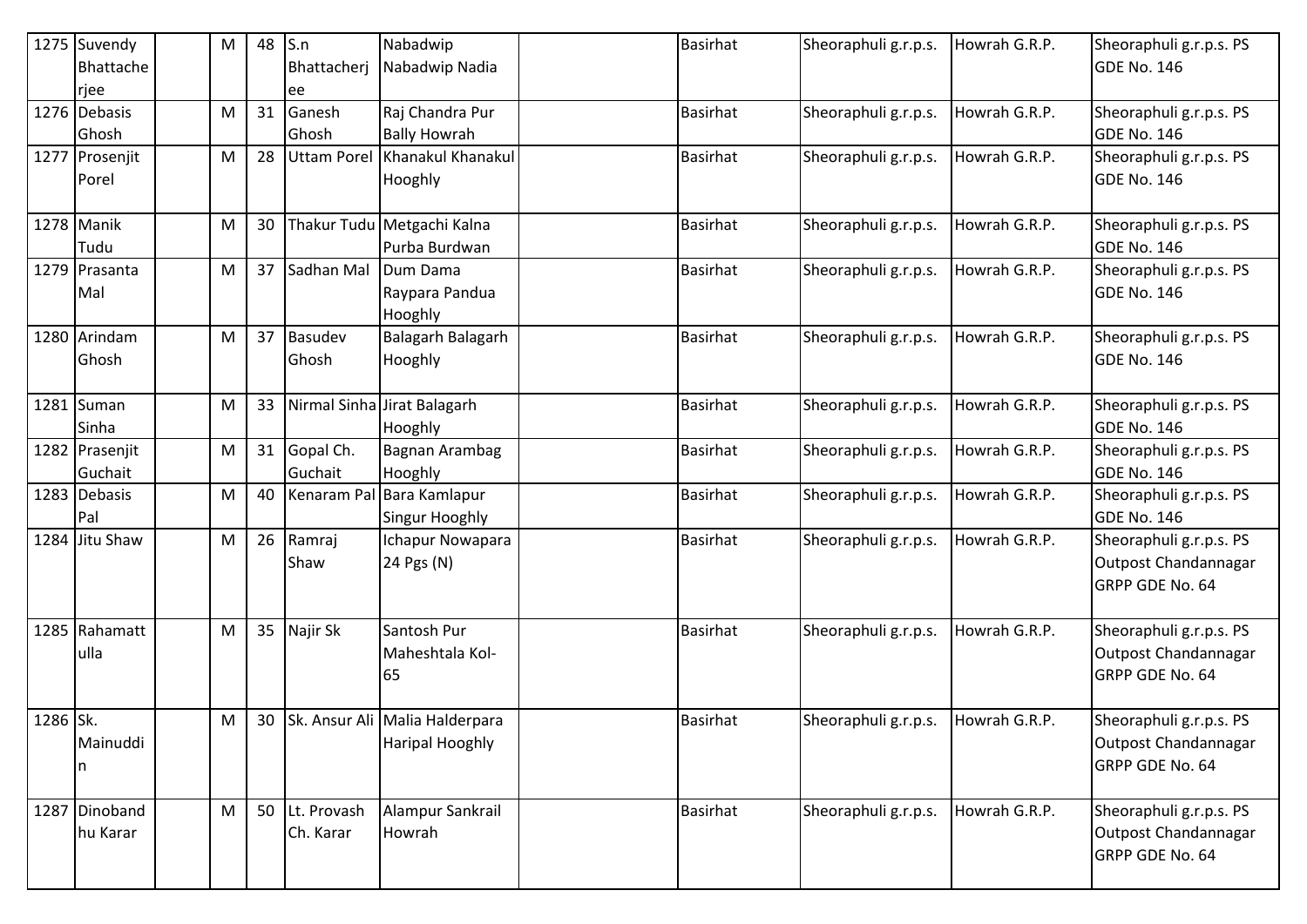| 1275 | Suvendy Bhattacherjee | | M | 48 | S.n Bhattacherjee | Nabadwip Nabadwip Nadia | | Basirhat | Sheoraphuli g.r.p.s. | Howrah G.R.P. | Sheoraphuli g.r.p.s. PS GDE No. 146 |
|---|---|---|---|---|---|---|---|---|---|---|---|
| 1276 | Debasis Ghosh | | M | 31 | Ganesh Ghosh | Raj Chandra Pur Bally Howrah | | Basirhat | Sheoraphuli g.r.p.s. | Howrah G.R.P. | Sheoraphuli g.r.p.s. PS GDE No. 146 |
| 1277 | Prosenjit Porel | | M | 28 | Uttam Porel | Khanakul Khanakul Hooghly | | Basirhat | Sheoraphuli g.r.p.s. | Howrah G.R.P. | Sheoraphuli g.r.p.s. PS GDE No. 146 |
| 1278 | Manik Tudu | | M | 30 | Thakur Tudu | Metgachi Kalna Purba Burdwan | | Basirhat | Sheoraphuli g.r.p.s. | Howrah G.R.P. | Sheoraphuli g.r.p.s. PS GDE No. 146 |
| 1279 | Prasanta Mal | | M | 37 | Sadhan Mal | Dum Dama Raypara Pandua Hooghly | | Basirhat | Sheoraphuli g.r.p.s. | Howrah G.R.P. | Sheoraphuli g.r.p.s. PS GDE No. 146 |
| 1280 | Arindam Ghosh | | M | 37 | Basudev Ghosh | Balagarh Balagarh Hooghly | | Basirhat | Sheoraphuli g.r.p.s. | Howrah G.R.P. | Sheoraphuli g.r.p.s. PS GDE No. 146 |
| 1281 | Suman Sinha | | M | 33 | Nirmal Sinha | Jirat Balagarh Hooghly | | Basirhat | Sheoraphuli g.r.p.s. | Howrah G.R.P. | Sheoraphuli g.r.p.s. PS GDE No. 146 |
| 1282 | Prasenjit Guchait | | M | 31 | Gopal Ch. Guchait | Bagnan Arambag Hooghly | | Basirhat | Sheoraphuli g.r.p.s. | Howrah G.R.P. | Sheoraphuli g.r.p.s. PS GDE No. 146 |
| 1283 | Debasis Pal | | M | 40 | Kenaram Pal | Bara Kamlapur Singur Hooghly | | Basirhat | Sheoraphuli g.r.p.s. | Howrah G.R.P. | Sheoraphuli g.r.p.s. PS GDE No. 146 |
| 1284 | Jitu Shaw | | M | 26 | Ramraj Shaw | Ichapur Nowapara 24 Pgs (N) | | Basirhat | Sheoraphuli g.r.p.s. | Howrah G.R.P. | Sheoraphuli g.r.p.s. PS Outpost Chandannagar GRPP GDE No. 64 |
| 1285 | Rahamattulla | | M | 35 | Najir Sk | Santosh Pur Maheshtala Kol-65 | | Basirhat | Sheoraphuli g.r.p.s. | Howrah G.R.P. | Sheoraphuli g.r.p.s. PS Outpost Chandannagar GRPP GDE No. 64 |
| 1286 | Sk. Mainuddin | | M | 30 | Sk. Ansur Ali | Malia Halderpara Haripal Hooghly | | Basirhat | Sheoraphuli g.r.p.s. | Howrah G.R.P. | Sheoraphuli g.r.p.s. PS Outpost Chandannagar GRPP GDE No. 64 |
| 1287 | Dinobandhu Karar | | M | 50 | Lt. Provash Ch. Karar | Alampur Sankrail Howrah | | Basirhat | Sheoraphuli g.r.p.s. | Howrah G.R.P. | Sheoraphuli g.r.p.s. PS Outpost Chandannagar GRPP GDE No. 64 |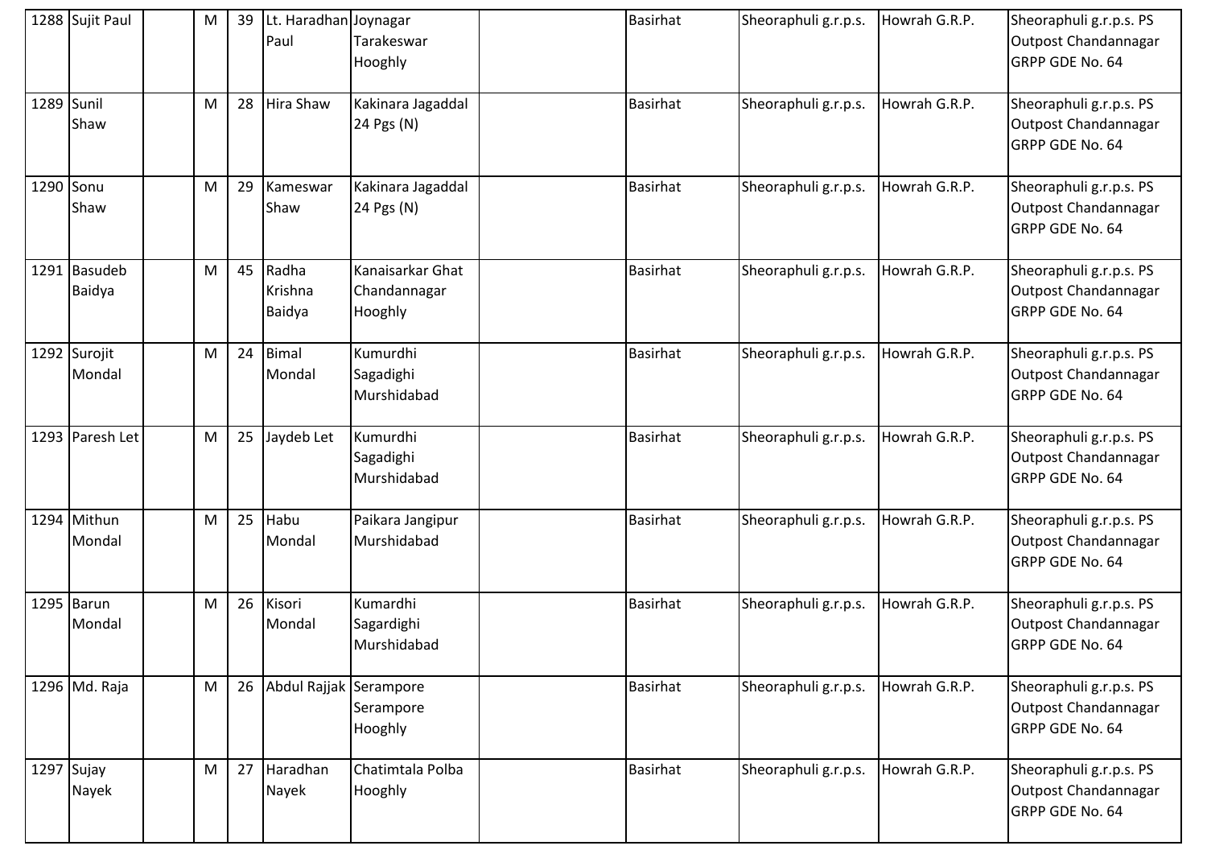| | | | | | | | | | | |
|---|---|---|---|---|---|---|---|---|---|---|
| 1288 | Sujit Paul | | M | 39 | Lt. Haradhan Paul | Joynagar Tarakeswar Hooghly | | Basirhat | Sheoraphuli g.r.p.s. | Howrah G.R.P. | Sheoraphuli g.r.p.s. PS Outpost Chandannagar GRPP GDE No. 64 |
| 1289 | Sunil Shaw | | M | 28 | Hira Shaw | Kakinara Jagaddal 24 Pgs (N) | | Basirhat | Sheoraphuli g.r.p.s. | Howrah G.R.P. | Sheoraphuli g.r.p.s. PS Outpost Chandannagar GRPP GDE No. 64 |
| 1290 | Sonu Shaw | | M | 29 | Kameswar Shaw | Kakinara Jagaddal 24 Pgs (N) | | Basirhat | Sheoraphuli g.r.p.s. | Howrah G.R.P. | Sheoraphuli g.r.p.s. PS Outpost Chandannagar GRPP GDE No. 64 |
| 1291 | Basudeb Baidya | | M | 45 | Radha Krishna Baidya | Kanaisarkar Ghat Chandannagar Hooghly | | Basirhat | Sheoraphuli g.r.p.s. | Howrah G.R.P. | Sheoraphuli g.r.p.s. PS Outpost Chandannagar GRPP GDE No. 64 |
| 1292 | Surojit Mondal | | M | 24 | Bimal Mondal | Kumurdhi Sagadighi Murshidabad | | Basirhat | Sheoraphuli g.r.p.s. | Howrah G.R.P. | Sheoraphuli g.r.p.s. PS Outpost Chandannagar GRPP GDE No. 64 |
| 1293 | Paresh Let | | M | 25 | Jaydeb Let | Kumurdhi Sagadighi Murshidabad | | Basirhat | Sheoraphuli g.r.p.s. | Howrah G.R.P. | Sheoraphuli g.r.p.s. PS Outpost Chandannagar GRPP GDE No. 64 |
| 1294 | Mithun Mondal | | M | 25 | Habu Mondal | Paikara Jangipur Murshidabad | | Basirhat | Sheoraphuli g.r.p.s. | Howrah G.R.P. | Sheoraphuli g.r.p.s. PS Outpost Chandannagar GRPP GDE No. 64 |
| 1295 | Barun Mondal | | M | 26 | Kisori Mondal | Kumardhi Sagardighi Murshidabad | | Basirhat | Sheoraphuli g.r.p.s. | Howrah G.R.P. | Sheoraphuli g.r.p.s. PS Outpost Chandannagar GRPP GDE No. 64 |
| 1296 | Md. Raja | | M | 26 | Abdul Rajjak | Serampore Serampore Hooghly | | Basirhat | Sheoraphuli g.r.p.s. | Howrah G.R.P. | Sheoraphuli g.r.p.s. PS Outpost Chandannagar GRPP GDE No. 64 |
| 1297 | Sujay Nayek | | M | 27 | Haradhan Nayek | Chatimtala Polba Hooghly | | Basirhat | Sheoraphuli g.r.p.s. | Howrah G.R.P. | Sheoraphuli g.r.p.s. PS Outpost Chandannagar GRPP GDE No. 64 |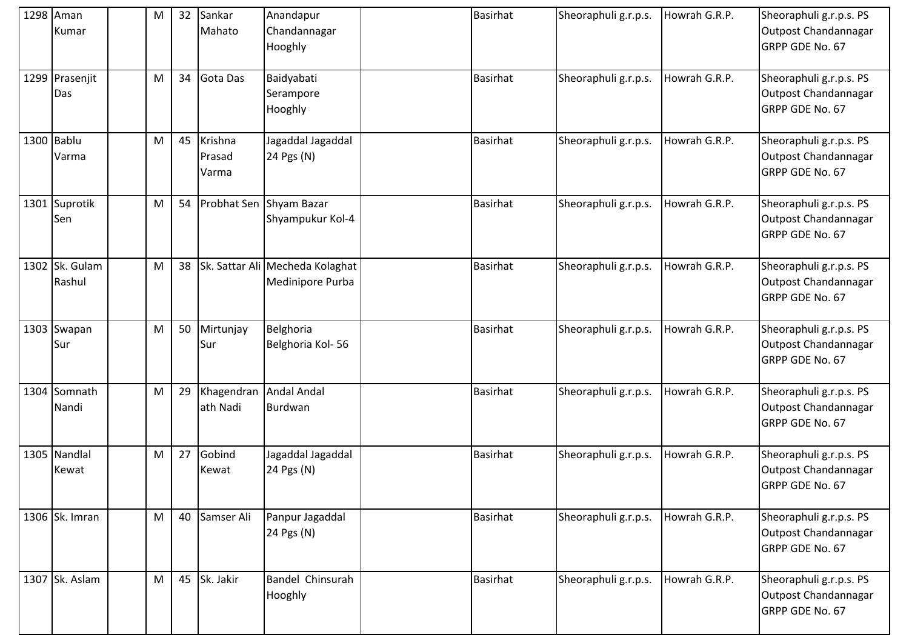| 1298 | Aman Kumar | | M | 32 | Sankar Mahato | Anandapur Chandannagar Hooghly | | Basirhat | Sheoraphuli g.r.p.s. | Howrah G.R.P. | Sheoraphuli g.r.p.s. PS Outpost Chandannagar GRPP GDE No. 67 |
|---|---|---|---|---|---|---|---|---|---|---|---|
| 1299 | Prasenjit Das | | M | 34 | Gota Das | Baidyabati Serampore Hooghly | | Basirhat | Sheoraphuli g.r.p.s. | Howrah G.R.P. | Sheoraphuli g.r.p.s. PS Outpost Chandannagar GRPP GDE No. 67 |
| 1300 | Bablu Varma | | M | 45 | Krishna Prasad Varma | Jagaddal Jagaddal 24 Pgs (N) | | Basirhat | Sheoraphuli g.r.p.s. | Howrah G.R.P. | Sheoraphuli g.r.p.s. PS Outpost Chandannagar GRPP GDE No. 67 |
| 1301 | Suprotik Sen | | M | 54 | Probhat Sen | Shyam Bazar Shyampukur Kol-4 | | Basirhat | Sheoraphuli g.r.p.s. | Howrah G.R.P. | Sheoraphuli g.r.p.s. PS Outpost Chandannagar GRPP GDE No. 67 |
| 1302 | Sk. Gulam Rashul | | M | 38 | Sk. Sattar Ali | Mecheda Kolaghat Medinipore Purba | | Basirhat | Sheoraphuli g.r.p.s. | Howrah G.R.P. | Sheoraphuli g.r.p.s. PS Outpost Chandannagar GRPP GDE No. 67 |
| 1303 | Swapan Sur | | M | 50 | Mirtunjay Sur | Belghoria Belghoria Kol- 56 | | Basirhat | Sheoraphuli g.r.p.s. | Howrah G.R.P. | Sheoraphuli g.r.p.s. PS Outpost Chandannagar GRPP GDE No. 67 |
| 1304 | Somnath Nandi | | M | 29 | Khagendranath Nadi | Andal Andal Burdwan | | Basirhat | Sheoraphuli g.r.p.s. | Howrah G.R.P. | Sheoraphuli g.r.p.s. PS Outpost Chandannagar GRPP GDE No. 67 |
| 1305 | Nandlal Kewat | | M | 27 | Gobind Kewat | Jagaddal Jagaddal 24 Pgs (N) | | Basirhat | Sheoraphuli g.r.p.s. | Howrah G.R.P. | Sheoraphuli g.r.p.s. PS Outpost Chandannagar GRPP GDE No. 67 |
| 1306 | Sk. Imran | | M | 40 | Samser Ali | Panpur Jagaddal 24 Pgs (N) | | Basirhat | Sheoraphuli g.r.p.s. | Howrah G.R.P. | Sheoraphuli g.r.p.s. PS Outpost Chandannagar GRPP GDE No. 67 |
| 1307 | Sk. Aslam | | M | 45 | Sk. Jakir | Bandel Chinsurah Hooghly | | Basirhat | Sheoraphuli g.r.p.s. | Howrah G.R.P. | Sheoraphuli g.r.p.s. PS Outpost Chandannagar GRPP GDE No. 67 |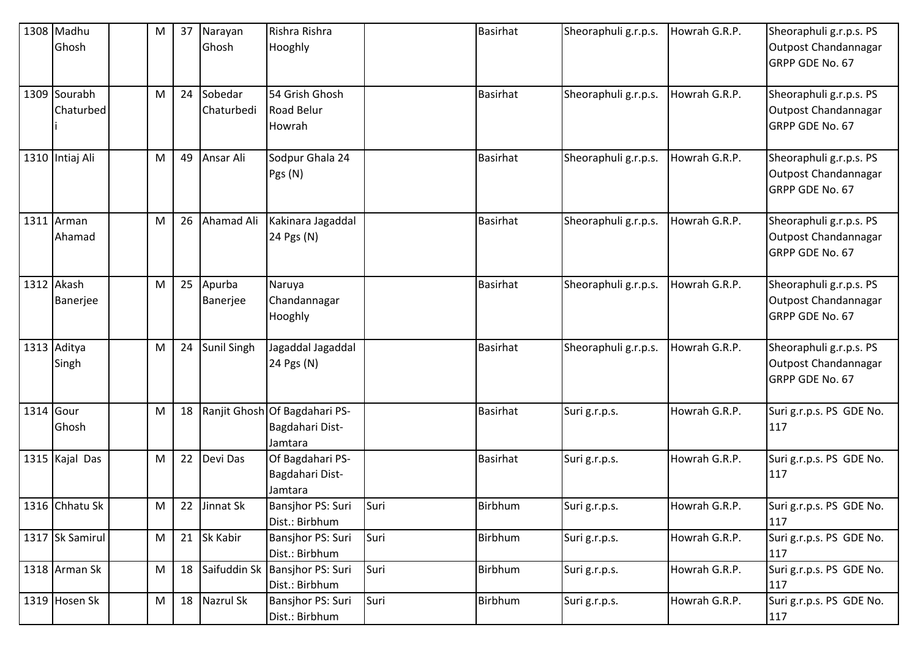| | | | | | | | | | | | |
|---|---|---|---|---|---|---|---|---|---|---|---|
| 1308 | Madhu Ghosh | | M | 37 | Narayan Ghosh | Rishra Rishra Hooghly | | Basirhat | Sheoraphuli g.r.p.s. | Howrah G.R.P. | Sheoraphuli g.r.p.s. PS Outpost Chandannagar GRPP GDE No. 67 |
| 1309 | Sourabh Chaturbedi | | M | 24 | Sobedar Chaturbedi | 54 Grish Ghosh Road Belur Howrah | | Basirhat | Sheoraphuli g.r.p.s. | Howrah G.R.P. | Sheoraphuli g.r.p.s. PS Outpost Chandannagar GRPP GDE No. 67 |
| 1310 | Intiaj Ali | | M | 49 | Ansar Ali | Sodpur Ghala 24 Pgs (N) | | Basirhat | Sheoraphuli g.r.p.s. | Howrah G.R.P. | Sheoraphuli g.r.p.s. PS Outpost Chandannagar GRPP GDE No. 67 |
| 1311 | Arman Ahamad | | M | 26 | Ahamad Ali | Kakinara Jagaddal 24 Pgs (N) | | Basirhat | Sheoraphuli g.r.p.s. | Howrah G.R.P. | Sheoraphuli g.r.p.s. PS Outpost Chandannagar GRPP GDE No. 67 |
| 1312 | Akash Banerjee | | M | 25 | Apurba Banerjee | Naruya Chandannagar Hooghly | | Basirhat | Sheoraphuli g.r.p.s. | Howrah G.R.P. | Sheoraphuli g.r.p.s. PS Outpost Chandannagar GRPP GDE No. 67 |
| 1313 | Aditya Singh | | M | 24 | Sunil Singh | Jagaddal Jagaddal 24 Pgs (N) | | Basirhat | Sheoraphuli g.r.p.s. | Howrah G.R.P. | Sheoraphuli g.r.p.s. PS Outpost Chandannagar GRPP GDE No. 67 |
| 1314 | Gour Ghosh | | M | 18 | Ranjit Ghosh | Of Bagdahari PS-Bagdahari Dist-Jamtara | | Basirhat | Suri g.r.p.s. | Howrah G.R.P. | Suri g.r.p.s. PS GDE No. 117 |
| 1315 | Kajal Das | | M | 22 | Devi Das | Of Bagdahari PS-Bagdahari Dist-Jamtara | | Basirhat | Suri g.r.p.s. | Howrah G.R.P. | Suri g.r.p.s. PS GDE No. 117 |
| 1316 | Chhatu Sk | | M | 22 | Jinnat Sk | Bansjhor PS: Suri Dist.: Birbhum | Suri | Birbhum | Suri g.r.p.s. | Howrah G.R.P. | Suri g.r.p.s. PS GDE No. 117 |
| 1317 | Sk Samirul | | M | 21 | Sk Kabir | Bansjhor PS: Suri Dist.: Birbhum | Suri | Birbhum | Suri g.r.p.s. | Howrah G.R.P. | Suri g.r.p.s. PS GDE No. 117 |
| 1318 | Arman Sk | | M | 18 | Saifuddin Sk | Bansjhor PS: Suri Dist.: Birbhum | Suri | Birbhum | Suri g.r.p.s. | Howrah G.R.P. | Suri g.r.p.s. PS GDE No. 117 |
| 1319 | Hosen Sk | | M | 18 | Nazrul Sk | Bansjhor PS: Suri Dist.: Birbhum | Suri | Birbhum | Suri g.r.p.s. | Howrah G.R.P. | Suri g.r.p.s. PS GDE No. 117 |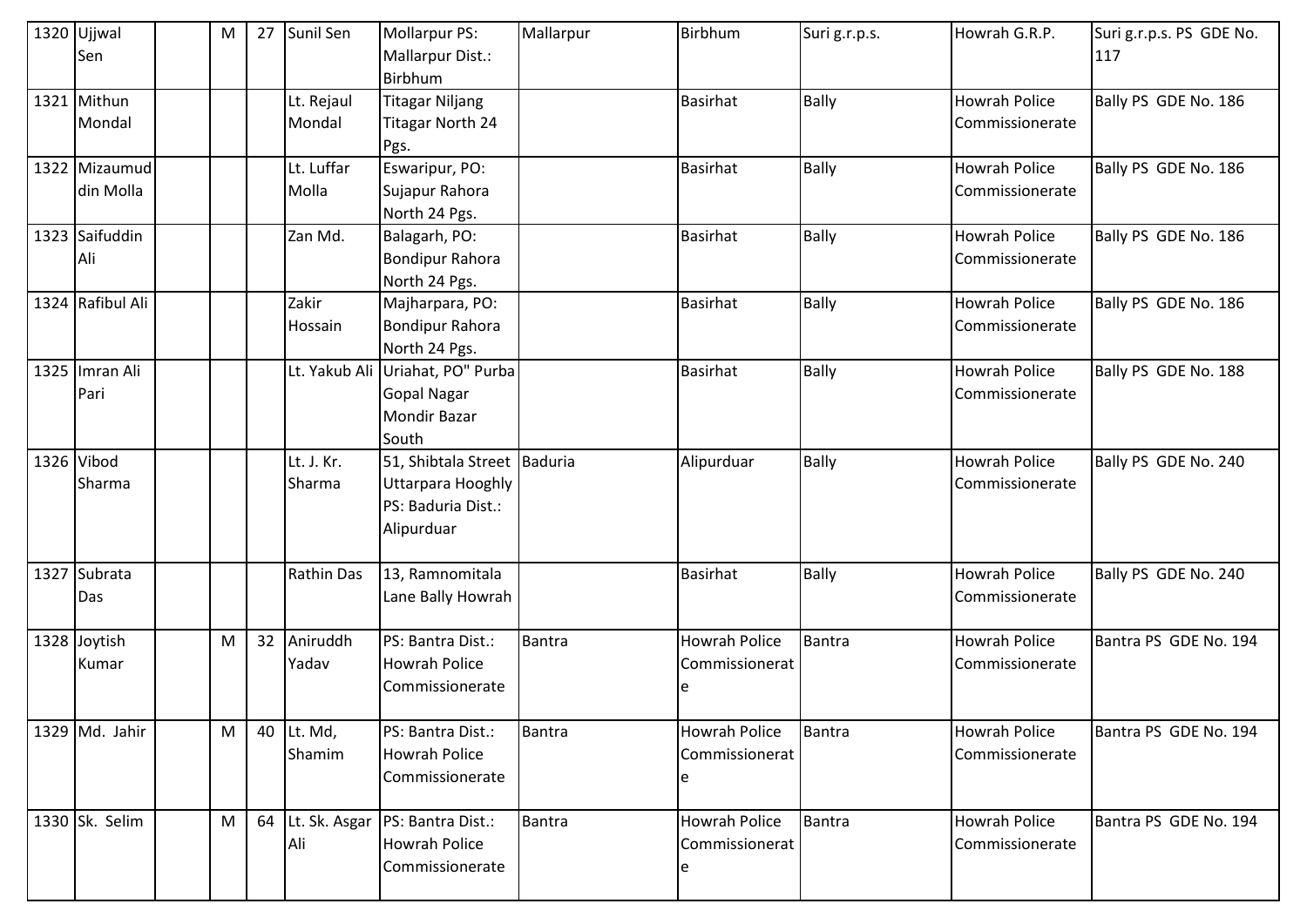| 1320 | Ujjwal Sen | | M | 27 | Sunil Sen | Mollarpur PS: Mallarpur Dist.: Birbhum | Mallarpur | Birbhum | Suri g.r.p.s. | Howrah G.R.P. | Suri g.r.p.s. PS GDE No. 117 |
|---|---|---|---|---|---|---|---|---|---|---|---|
| 1321 | Mithun Mondal | | | | Lt. Rejaul Mondal | Titagar Niljang Titagar North 24 Pgs. | | Basirhat | Bally | Howrah Police Commissionerate | Bally PS GDE No. 186 |
| 1322 | Mizaumuddin Molla | | | | Lt. Luffar Molla | Eswaripur, PO: Sujapur Rahora North 24 Pgs. | | Basirhat | Bally | Howrah Police Commissionerate | Bally PS GDE No. 186 |
| 1323 | Saifuddin Ali | | | | Zan Md. | Balagarh, PO: Bondipur Rahora North 24 Pgs. | | Basirhat | Bally | Howrah Police Commissionerate | Bally PS GDE No. 186 |
| 1324 | Rafibul Ali | | | | Zakir Hossain | Majharpara, PO: Bondipur Rahora North 24 Pgs. | | Basirhat | Bally | Howrah Police Commissionerate | Bally PS GDE No. 186 |
| 1325 | Imran Ali Pari | | | | Lt. Yakub Ali | Uriahat, PO" Purba Gopal Nagar Mondir Bazar South | | Basirhat | Bally | Howrah Police Commissionerate | Bally PS GDE No. 188 |
| 1326 | Vibod Sharma | | | | Lt. J. Kr. Sharma | 51, Shibtala Street Uttarpara Hooghly PS: Baduria Dist.: Alipurduar | Baduria | Alipurduar | Bally | Howrah Police Commissionerate | Bally PS GDE No. 240 |
| 1327 | Subrata Das | | | | Rathin Das | 13, Ramnomitala Lane Bally Howrah | | Basirhat | Bally | Howrah Police Commissionerate | Bally PS GDE No. 240 |
| 1328 | Joytish Kumar | | M | 32 | Aniruddh Yadav | PS: Bantra Dist.: Howrah Police Commissionerate | Bantra | Howrah Police Commissionerate | Bantra | Howrah Police Commissionerate | Bantra PS GDE No. 194 |
| 1329 | Md. Jahir | | M | 40 | Lt. Md, Shamim | PS: Bantra Dist.: Howrah Police Commissionerate | Bantra | Howrah Police Commissionerate | Bantra | Howrah Police Commissionerate | Bantra PS GDE No. 194 |
| 1330 | Sk. Selim | | M | 64 | Lt. Sk. Asgar Ali | PS: Bantra Dist.: Howrah Police Commissionerate | Bantra | Howrah Police Commissionerate | Bantra | Howrah Police Commissionerate | Bantra PS GDE No. 194 |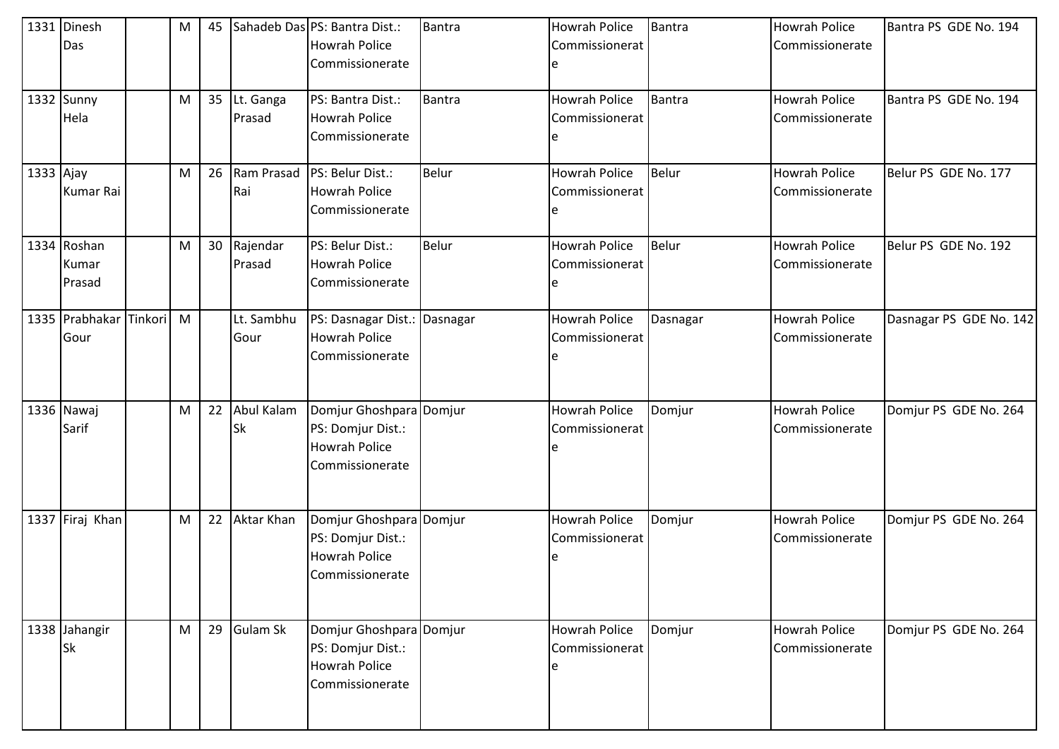| 1331 | Dinesh Das | | M | 45 | Sahadeb Das | PS: Bantra Dist.: Howrah Police Commissionerate | Bantra | Howrah Police Commissionerate | Bantra | Howrah Police Commissionerate | Bantra PS GDE No. 194 |
|---|---|---|---|---|---|---|---|---|---|---|---|
| 1332 | Sunny Hela | | M | 35 | Lt. Ganga Prasad | PS: Bantra Dist.: Howrah Police Commissionerate | Bantra | Howrah Police Commissionerate | Bantra | Howrah Police Commissionerate | Bantra PS GDE No. 194 |
| 1333 | Ajay Kumar Rai | | M | 26 | Ram Prasad Rai | PS: Belur Dist.: Howrah Police Commissionerate | Belur | Howrah Police Commissionerate | Belur | Howrah Police Commissionerate | Belur PS GDE No. 177 |
| 1334 | Roshan Kumar Prasad | | M | 30 | Rajendar Prasad | PS: Belur Dist.: Howrah Police Commissionerate | Belur | Howrah Police Commissionerate | Belur | Howrah Police Commissionerate | Belur PS GDE No. 192 |
| 1335 | Prabhakar Gour | Tinkori | M | | Lt. Sambhu Gour | PS: Dasnagar Dist.: Howrah Police Commissionerate | Dasnagar | Howrah Police Commissionerate | Dasnagar | Howrah Police Commissionerate | Dasnagar PS GDE No. 142 |
| 1336 | Nawaj Sarif | | M | 22 | Abul Kalam Sk | Domjur Ghoshpara PS: Domjur Dist.: Howrah Police Commissionerate | Domjur | Howrah Police Commissionerate | Domjur | Howrah Police Commissionerate | Domjur PS GDE No. 264 |
| 1337 | Firaj Khan | | M | 22 | Aktar Khan | Domjur Ghoshpara PS: Domjur Dist.: Howrah Police Commissionerate | Domjur | Howrah Police Commissionerate | Domjur | Howrah Police Commissionerate | Domjur PS GDE No. 264 |
| 1338 | Jahangir Sk | | M | 29 | Gulam Sk | Domjur Ghoshpara PS: Domjur Dist.: Howrah Police Commissionerate | Domjur | Howrah Police Commissionerate | Domjur | Howrah Police Commissionerate | Domjur PS GDE No. 264 |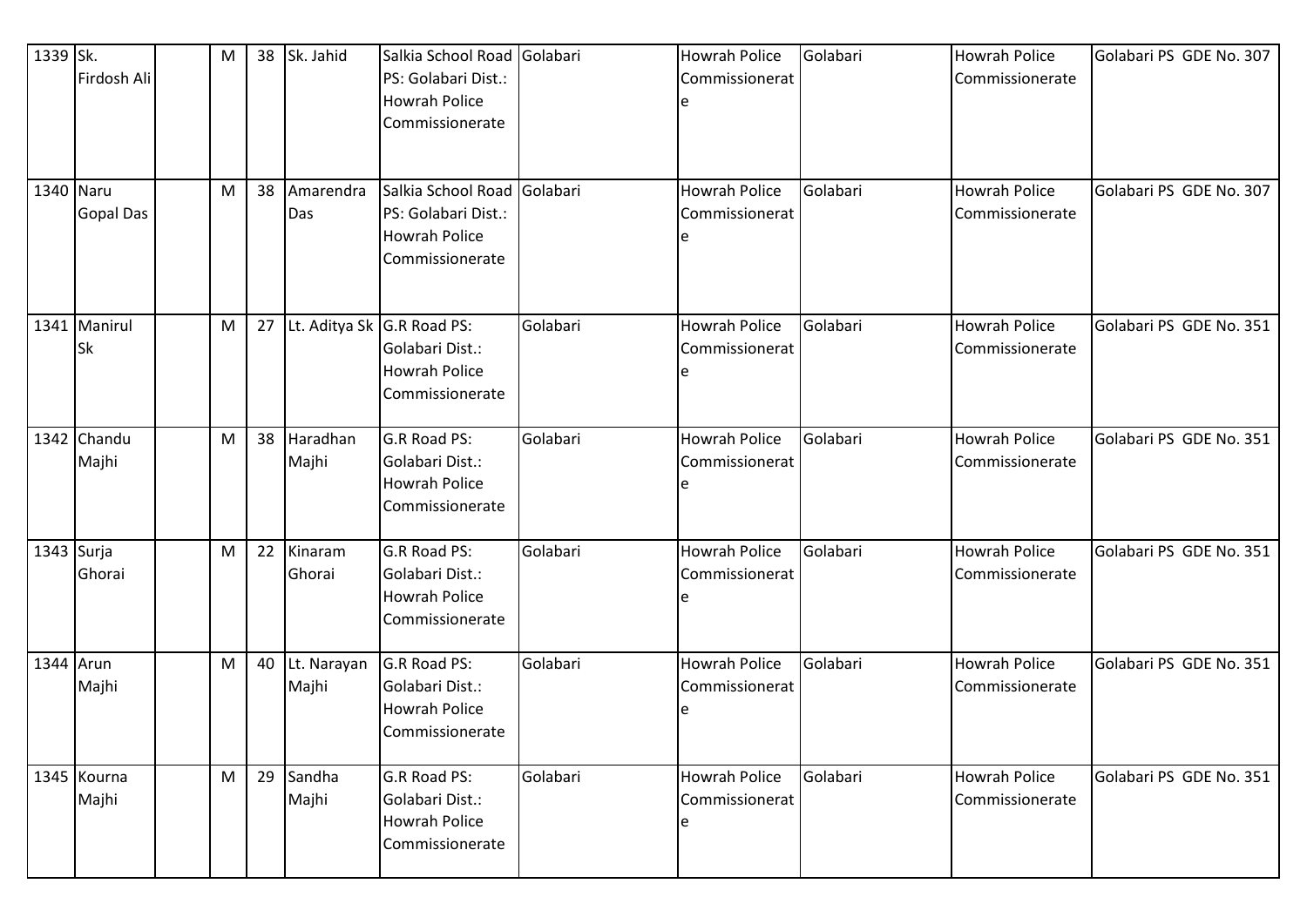| 1339 | Sk. Firdosh Ali | | M | 38 | Sk. Jahid | Salkia School Road PS: Golabari Dist.: Howrah Police Commissionerate | Golabari | Howrah Police Commissionerate | Golabari | Howrah Police Commissionerate | Golabari PS GDE No. 307 |
|---|---|---|---|---|---|---|---|---|---|---|---|
| 1340 | Naru Gopal Das | | M | 38 | Amarendra Das | Salkia School Road PS: Golabari Dist.: Howrah Police Commissionerate | Golabari | Howrah Police Commissionerate | Golabari | Howrah Police Commissionerate | Golabari PS GDE No. 307 |
| 1341 | Manirul Sk | | M | 27 | Lt. Aditya Sk | G.R Road PS: Golabari Dist.: Howrah Police Commissionerate | Golabari | Howrah Police Commissionerate | Golabari | Howrah Police Commissionerate | Golabari PS GDE No. 351 |
| 1342 | Chandu Majhi | | M | 38 | Haradhan Majhi | G.R Road PS: Golabari Dist.: Howrah Police Commissionerate | Golabari | Howrah Police Commissionerate | Golabari | Howrah Police Commissionerate | Golabari PS GDE No. 351 |
| 1343 | Surja Ghorai | | M | 22 | Kinaram Ghorai | G.R Road PS: Golabari Dist.: Howrah Police Commissionerate | Golabari | Howrah Police Commissionerate | Golabari | Howrah Police Commissionerate | Golabari PS GDE No. 351 |
| 1344 | Arun Majhi | | M | 40 | Lt. Narayan Majhi | G.R Road PS: Golabari Dist.: Howrah Police Commissionerate | Golabari | Howrah Police Commissionerate | Golabari | Howrah Police Commissionerate | Golabari PS GDE No. 351 |
| 1345 | Kourna Majhi | | M | 29 | Sandha Majhi | G.R Road PS: Golabari Dist.: Howrah Police Commissionerate | Golabari | Howrah Police Commissionerate | Golabari | Howrah Police Commissionerate | Golabari PS GDE No. 351 |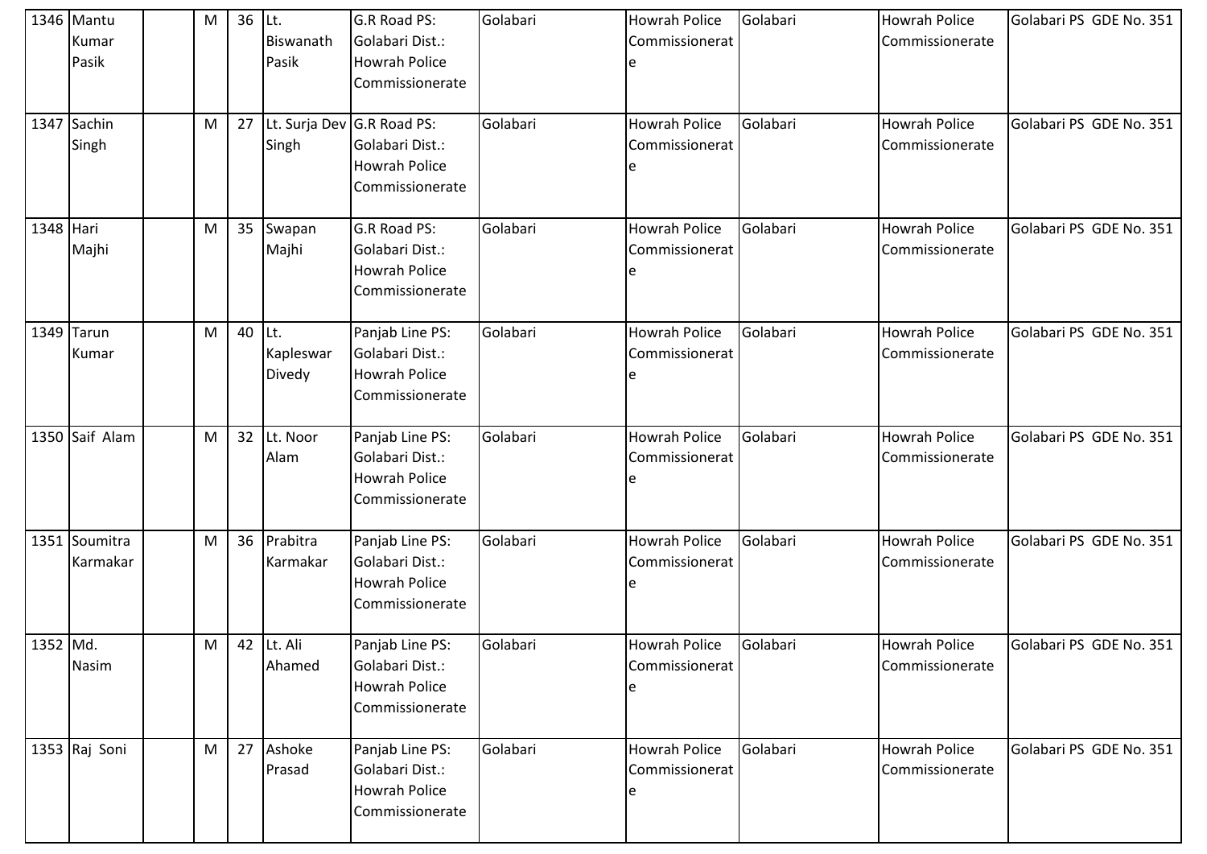| 1346 | Mantu Kumar Pasik | | M | 36 | Lt. Biswanath Pasik | G.R Road PS: Golabari Dist.: Howrah Police Commissionerate | Golabari | Howrah Police Commissionerate | Golabari | Howrah Police Commissionerate | Golabari PS GDE No. 351 |
|---|---|---|---|---|---|---|---|---|---|---|---|
| 1347 | Sachin Singh | | M | 27 | Lt. Surja Dev Singh | G.R Road PS: Golabari Dist.: Howrah Police Commissionerate | Golabari | Howrah Police Commissionerate | Golabari | Howrah Police Commissionerate | Golabari PS GDE No. 351 |
| 1348 | Hari Majhi | | M | 35 | Swapan Majhi | G.R Road PS: Golabari Dist.: Howrah Police Commissionerate | Golabari | Howrah Police Commissionerate | Golabari | Howrah Police Commissionerate | Golabari PS GDE No. 351 |
| 1349 | Tarun Kumar | | M | 40 | Lt. Kapleswar Divedy | Panjab Line PS: Golabari Dist.: Howrah Police Commissionerate | Golabari | Howrah Police Commissionerate | Golabari | Howrah Police Commissionerate | Golabari PS GDE No. 351 |
| 1350 | Saif Alam | | M | 32 | Lt. Noor Alam | Panjab Line PS: Golabari Dist.: Howrah Police Commissionerate | Golabari | Howrah Police Commissionerate | Golabari | Howrah Police Commissionerate | Golabari PS GDE No. 351 |
| 1351 | Soumitra Karmakar | | M | 36 | Prabitra Karmakar | Panjab Line PS: Golabari Dist.: Howrah Police Commissionerate | Golabari | Howrah Police Commissionerate | Golabari | Howrah Police Commissionerate | Golabari PS GDE No. 351 |
| 1352 | Md. Nasim | | M | 42 | Lt. Ali Ahamed | Panjab Line PS: Golabari Dist.: Howrah Police Commissionerate | Golabari | Howrah Police Commissionerate | Golabari | Howrah Police Commissionerate | Golabari PS GDE No. 351 |
| 1353 | Raj Soni | | M | 27 | Ashoke Prasad | Panjab Line PS: Golabari Dist.: Howrah Police Commissionerate | Golabari | Howrah Police Commissionerate | Golabari | Howrah Police Commissionerate | Golabari PS GDE No. 351 |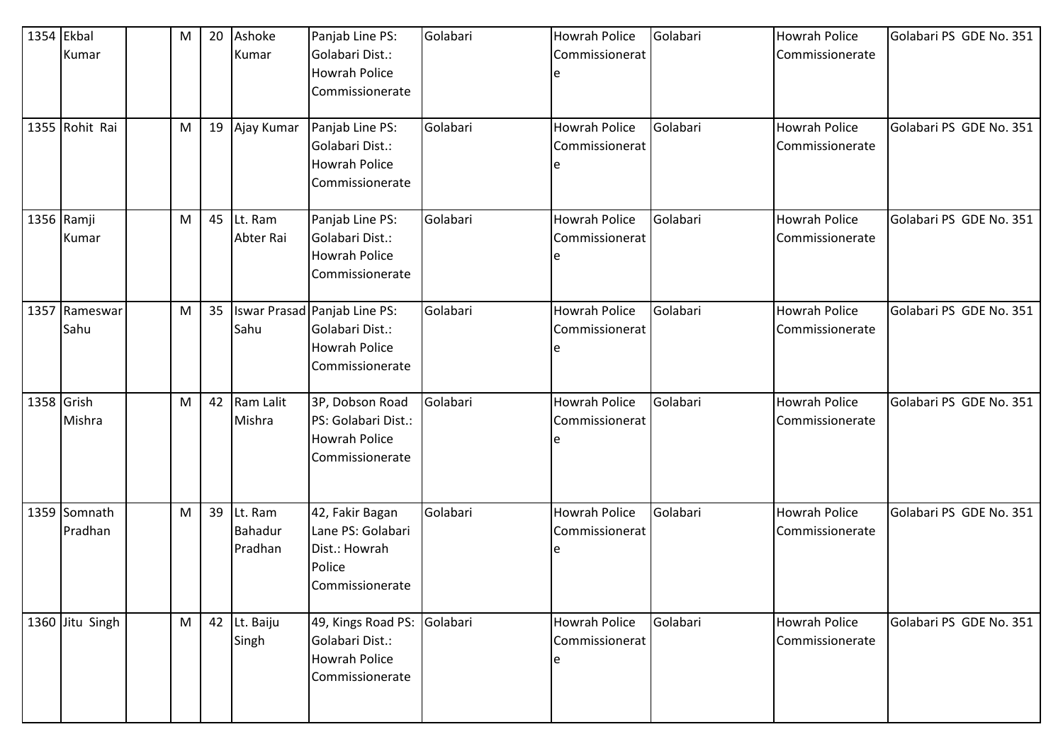| 1354 | Ekbal Kumar | | M | 20 | Ashoke Kumar | Panjab Line PS: Golabari Dist.: Howrah Police Commissionerate | Golabari | Howrah Police Commissionerate | Golabari | Howrah Police Commissionerate | Golabari PS GDE No. 351 |
|---|---|---|---|---|---|---|---|---|---|---|---|
| 1355 | Rohit Rai | | M | 19 | Ajay Kumar | Panjab Line PS: Golabari Dist.: Howrah Police Commissionerate | Golabari | Howrah Police Commissionerate | Golabari | Howrah Police Commissionerate | Golabari PS GDE No. 351 |
| 1356 | Ramji Kumar | | M | 45 | Lt. Ram Abter Rai | Panjab Line PS: Golabari Dist.: Howrah Police Commissionerate | Golabari | Howrah Police Commissionerate | Golabari | Howrah Police Commissionerate | Golabari PS GDE No. 351 |
| 1357 | Rameswar Sahu | | M | 35 | Iswar Prasad Sahu | Panjab Line PS: Golabari Dist.: Howrah Police Commissionerate | Golabari | Howrah Police Commissionerate | Golabari | Howrah Police Commissionerate | Golabari PS GDE No. 351 |
| 1358 | Grish Mishra | | M | 42 | Ram Lalit Mishra | 3P, Dobson Road PS: Golabari Dist.: Howrah Police Commissionerate | Golabari | Howrah Police Commissionerate | Golabari | Howrah Police Commissionerate | Golabari PS GDE No. 351 |
| 1359 | Somnath Pradhan | | M | 39 | Lt. Ram Bahadur Pradhan | 42, Fakir Bagan Lane PS: Golabari Dist.: Howrah Police Commissionerate | Golabari | Howrah Police Commissionerate | Golabari | Howrah Police Commissionerate | Golabari PS GDE No. 351 |
| 1360 | Jitu Singh | | M | 42 | Lt. Baiju Singh | 49, Kings Road PS: Golabari Dist.: Howrah Police Commissionerate | Golabari | Howrah Police Commissionerate | Golabari | Howrah Police Commissionerate | Golabari PS GDE No. 351 |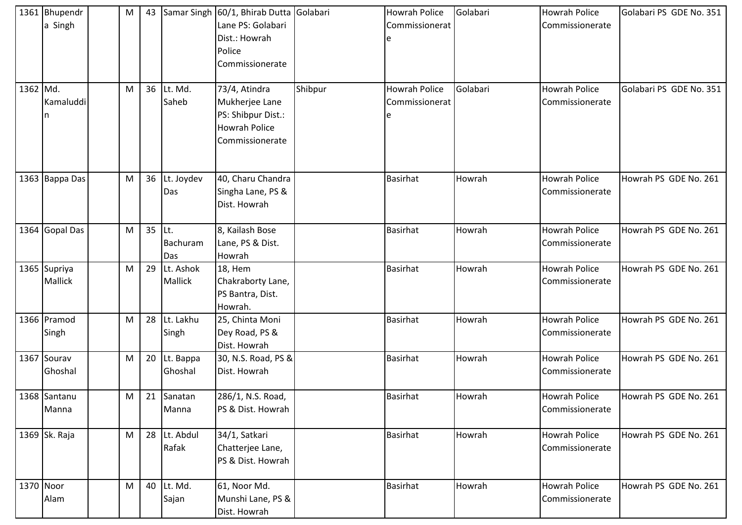| | | | | | | | | | | | |
|---|---|---|---|---|---|---|---|---|---|---|---|
| 1361 | Bhupendra Singh | | M | 43 | Samar Singh | 60/1, Bhirab Dutta Lane PS: Golabari Dist.: Howrah Police Commissionerate | Golabari | Howrah Police Commissionerate | Golabari | Howrah Police Commissionerate | Golabari PS GDE No. 351 |
| 1362 | Md. Kamaluddin | | M | 36 | Lt. Md. Saheb | 73/4, Atindra Mukherjee Lane PS: Shibpur Dist.: Howrah Police Commissionerate | Shibpur | Howrah Police Commissionerate | Golabari | Howrah Police Commissionerate | Golabari PS GDE No. 351 |
| 1363 | Bappa Das | | M | 36 | Lt. Joydev Das | 40, Charu Chandra Singha Lane, PS & Dist. Howrah | | Basirhat | Howrah | Howrah Police Commissionerate | Howrah PS GDE No. 261 |
| 1364 | Gopal Das | | M | 35 | Lt. Bachuram Das | 8, Kailash Bose Lane, PS & Dist. Howrah | | Basirhat | Howrah | Howrah Police Commissionerate | Howrah PS GDE No. 261 |
| 1365 | Supriya Mallick | | M | 29 | Lt. Ashok Mallick | 18, Hem Chakraborty Lane, PS Bantra, Dist. Howrah. | | Basirhat | Howrah | Howrah Police Commissionerate | Howrah PS GDE No. 261 |
| 1366 | Pramod Singh | | M | 28 | Lt. Lakhu Singh | 25, Chinta Moni Dey Road, PS & Dist. Howrah | | Basirhat | Howrah | Howrah Police Commissionerate | Howrah PS GDE No. 261 |
| 1367 | Sourav Ghoshal | | M | 20 | Lt. Bappa Ghoshal | 30, N.S. Road, PS & Dist. Howrah | | Basirhat | Howrah | Howrah Police Commissionerate | Howrah PS GDE No. 261 |
| 1368 | Santanu Manna | | M | 21 | Sanatan Manna | 286/1, N.S. Road, PS & Dist. Howrah | | Basirhat | Howrah | Howrah Police Commissionerate | Howrah PS GDE No. 261 |
| 1369 | Sk. Raja | | M | 28 | Lt. Abdul Rafak | 34/1, Satkari Chatterjee Lane, PS & Dist. Howrah | | Basirhat | Howrah | Howrah Police Commissionerate | Howrah PS GDE No. 261 |
| 1370 | Noor Alam | | M | 40 | Lt. Md. Sajan | 61, Noor Md. Munshi Lane, PS & Dist. Howrah | | Basirhat | Howrah | Howrah Police Commissionerate | Howrah PS GDE No. 261 |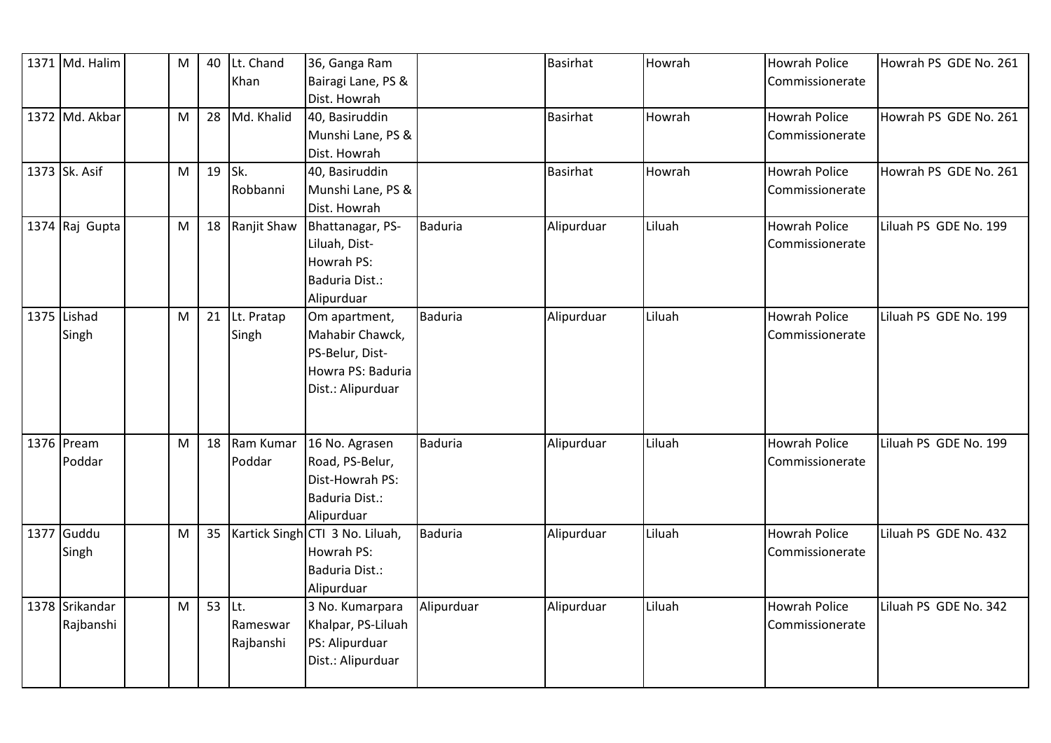| 1371 | Md. Halim | | M | 40 | Lt. Chand Khan | 36, Ganga Ram Bairagi Lane, PS & Dist. Howrah | | Basirhat | Howrah | Howrah Police Commissionerate | Howrah PS GDE No. 261 |
|---|---|---|---|---|---|---|---|---|---|---|---|
| 1372 | Md. Akbar | | M | 28 | Md. Khalid | 40, Basiruddin Munshi Lane, PS & Dist. Howrah | | Basirhat | Howrah | Howrah Police Commissionerate | Howrah PS GDE No. 261 |
| 1373 | Sk. Asif | | M | 19 | Sk. Robbanni | 40, Basiruddin Munshi Lane, PS & Dist. Howrah | | Basirhat | Howrah | Howrah Police Commissionerate | Howrah PS GDE No. 261 |
| 1374 | Raj Gupta | | M | 18 | Ranjit Shaw | Bhattanagar, PS-Liluah, Dist-Howrah PS: Baduria Dist.: Alipurduar | Baduria | Alipurduar | Liluah | Howrah Police Commissionerate | Liluah PS GDE No. 199 |
| 1375 | Lishad Singh | | M | 21 | Lt. Pratap Singh | Om apartment, Mahabir Chawck, PS-Belur, Dist-Howra PS: Baduria Dist.: Alipurduar | Baduria | Alipurduar | Liluah | Howrah Police Commissionerate | Liluah PS GDE No. 199 |
| 1376 | Pream Poddar | | M | 18 | Ram Kumar Poddar | 16 No. Agrasen Road, PS-Belur, Dist-Howrah PS: Baduria Dist.: Alipurduar | Baduria | Alipurduar | Liluah | Howrah Police Commissionerate | Liluah PS GDE No. 199 |
| 1377 | Guddu Singh | | M | 35 | Kartick Singh | CTI 3 No. Liluah, Howrah PS: Baduria Dist.: Alipurduar | Baduria | Alipurduar | Liluah | Howrah Police Commissionerate | Liluah PS GDE No. 432 |
| 1378 | Srikandar Rajbanshi | | M | 53 | Lt. Rameswar Rajbanshi | 3 No. Kumarpara Khalpar, PS-Liluah PS: Alipurduar Dist.: Alipurduar | Alipurduar | Alipurduar | Liluah | Howrah Police Commissionerate | Liluah PS GDE No. 342 |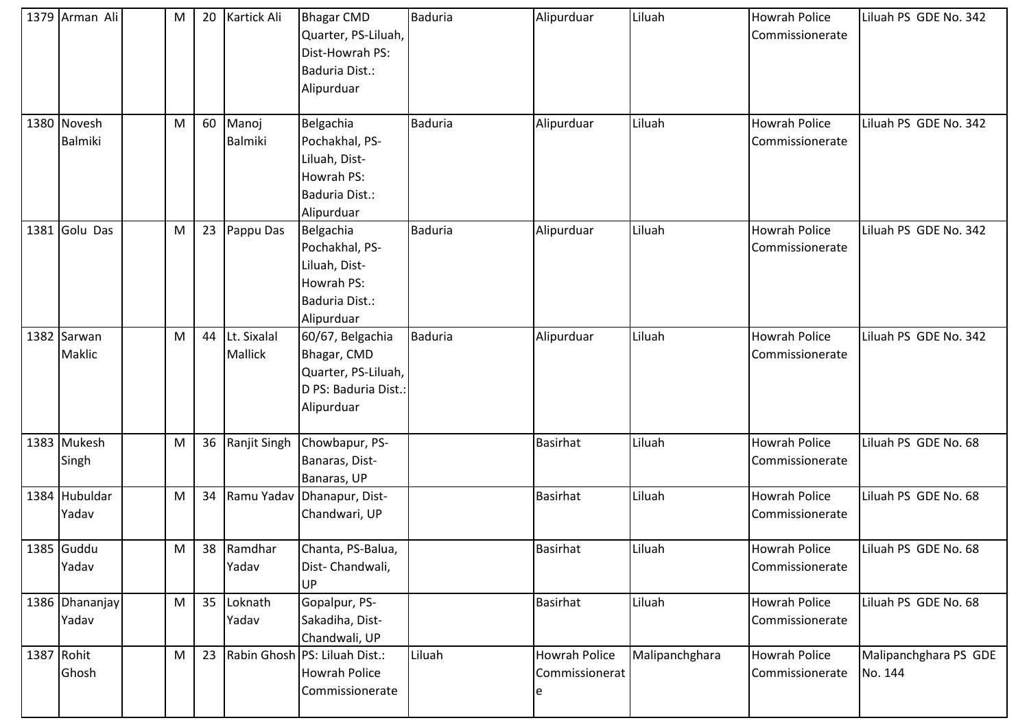| 1379 | Arman Ali | | M | 20 | Kartick Ali | Bhagar CMD Quarter, PS-Liluah, Dist-Howrah PS: Baduria Dist.: Alipurduar | Baduria | Alipurduar | Liluah | Howrah Police Commissionerate | Liluah PS GDE No. 342 |
|---|---|---|---|---|---|---|---|---|---|---|---|
| 1380 | Novesh Balmiki | | M | 60 | Manoj Balmiki | Belgachia Pochakhal, PS-Liluah, Dist-Howrah PS: Baduria Dist.: Alipurduar | Baduria | Alipurduar | Liluah | Howrah Police Commissionerate | Liluah PS GDE No. 342 |
| 1381 | Golu Das | | M | 23 | Pappu Das | Belgachia Pochakhal, PS-Liluah, Dist-Howrah PS: Baduria Dist.: Alipurduar | Baduria | Alipurduar | Liluah | Howrah Police Commissionerate | Liluah PS GDE No. 342 |
| 1382 | Sarwan Maklic | | M | 44 | Lt. Sixalal Mallick | 60/67, Belgachia Bhagar, CMD Quarter, PS-Liluah, D PS: Baduria Dist.: Alipurduar | Baduria | Alipurduar | Liluah | Howrah Police Commissionerate | Liluah PS GDE No. 342 |
| 1383 | Mukesh Singh | | M | 36 | Ranjit Singh | Chowbapur, PS-Banaras, Dist-Banaras, UP | | Basirhat | Liluah | Howrah Police Commissionerate | Liluah PS GDE No. 68 |
| 1384 | Hubuldar Yadav | | M | 34 | Ramu Yadav | Dhanapur, Dist-Chandwari, UP | | Basirhat | Liluah | Howrah Police Commissionerate | Liluah PS GDE No. 68 |
| 1385 | Guddu Yadav | | M | 38 | Ramdhar Yadav | Chanta, PS-Balua, Dist- Chandwali, UP | | Basirhat | Liluah | Howrah Police Commissionerate | Liluah PS GDE No. 68 |
| 1386 | Dhananjay Yadav | | M | 35 | Loknath Yadav | Gopalpur, PS-Sakadiha, Dist-Chandwali, UP | | Basirhat | Liluah | Howrah Police Commissionerate | Liluah PS GDE No. 68 |
| 1387 | Rohit Ghosh | | M | 23 | Rabin Ghosh | PS: Liluah Dist.: Howrah Police Commissionerate | Liluah | Howrah Police Commissionerate | Malipanchghara | Howrah Police Commissionerate | Malipanchghara PS GDE No. 144 |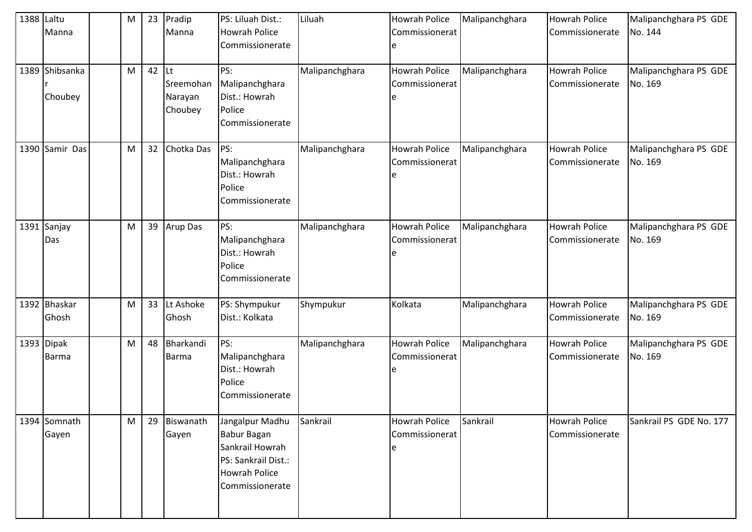| 1388 | Laltu Manna | | M | 23 | Pradip Manna | PS: Liluah Dist.: Howrah Police Commissionerate | Liluah | Howrah Police Commissionerate | Malipanchghara | Howrah Police Commissionerate | Malipanchghara PS GDE No. 144 |
|---|---|---|---|---|---|---|---|---|---|---|---|
| 1389 | Shibsankar Choubey | | M | 42 | Lt Sreemohan Narayan Choubey | PS: Malipanchghara Dist.: Howrah Police Commissionerate | Malipanchghara | Howrah Police Commissionerate | Malipanchghara | Howrah Police Commissionerate | Malipanchghara PS GDE No. 169 |
| 1390 | Samir Das | | M | 32 | Chotka Das | PS: Malipanchghara Dist.: Howrah Police Commissionerate | Malipanchghara | Howrah Police Commissionerate | Malipanchghara | Howrah Police Commissionerate | Malipanchghara PS GDE No. 169 |
| 1391 | Sanjay Das | | M | 39 | Arup Das | PS: Malipanchghara Dist.: Howrah Police Commissionerate | Malipanchghara | Howrah Police Commissionerate | Malipanchghara | Howrah Police Commissionerate | Malipanchghara PS GDE No. 169 |
| 1392 | Bhaskar Ghosh | | M | 33 | Lt Ashoke Ghosh | PS: Shympukur Dist.: Kolkata | Shympukur | Kolkata | Malipanchghara | Howrah Police Commissionerate | Malipanchghara PS GDE No. 169 |
| 1393 | Dipak Barma | | M | 48 | Bharkandi Barma | PS: Malipanchghara Dist.: Howrah Police Commissionerate | Malipanchghara | Howrah Police Commissionerate | Malipanchghara | Howrah Police Commissionerate | Malipanchghara PS GDE No. 169 |
| 1394 | Somnath Gayen | | M | 29 | Biswanath Gayen | Jangalpur Madhu Babur Bagan Sankrail Howrah PS: Sankrail Dist.: Howrah Police Commissionerate | Sankrail | Howrah Police Commissionerate | Sankrail | Howrah Police Commissionerate | Sankrail PS GDE No. 177 |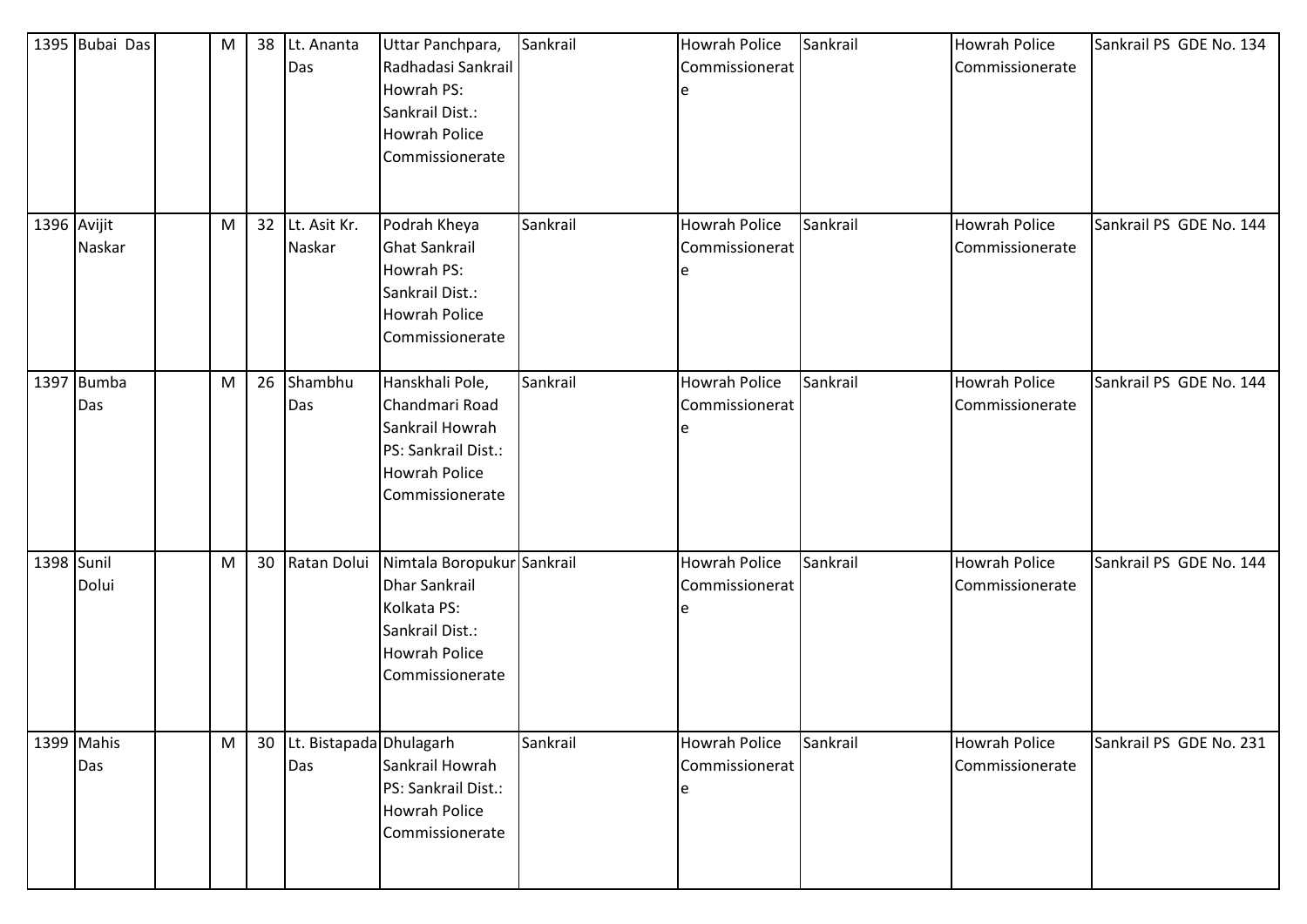| 1395 | Bubai Das | | M | 38 | Lt. Ananta Das | Uttar Panchpara, Radhadasi Sankrail Howrah PS: Sankrail Dist.: Howrah Police Commissionerate | Sankrail | Howrah Police Commissionerate | Sankrail | Howrah Police Commissionerate | Sankrail PS GDE No. 134 |
|---|---|---|---|---|---|---|---|---|---|---|---|
| 1396 | Avijit Naskar | | M | 32 | Lt. Asit Kr. Naskar | Podrah Kheya Ghat Sankrail Howrah PS: Sankrail Dist.: Howrah Police Commissionerate | Sankrail | Howrah Police Commissionerate | Sankrail | Howrah Police Commissionerate | Sankrail PS GDE No. 144 |
| 1397 | Bumba Das | | M | 26 | Shambhu Das | Hanskhali Pole, Chandmari Road Sankrail Howrah PS: Sankrail Dist.: Howrah Police Commissionerate | Sankrail | Howrah Police Commissionerate | Sankrail | Howrah Police Commissionerate | Sankrail PS GDE No. 144 |
| 1398 | Sunil Dolui | | M | 30 | Ratan Dolui | Nimtala Boropukur Dhar Sankrail Kolkata PS: Sankrail Dist.: Howrah Police Commissionerate | Sankrail | Howrah Police Commissionerate | Sankrail | Howrah Police Commissionerate | Sankrail PS GDE No. 144 |
| 1399 | Mahis Das | | M | 30 | Lt. Bistapada Das | Dhulagarh Sankrail Howrah PS: Sankrail Dist.: Howrah Police Commissionerate | Sankrail | Howrah Police Commissionerate | Sankrail | Howrah Police Commissionerate | Sankrail PS GDE No. 231 |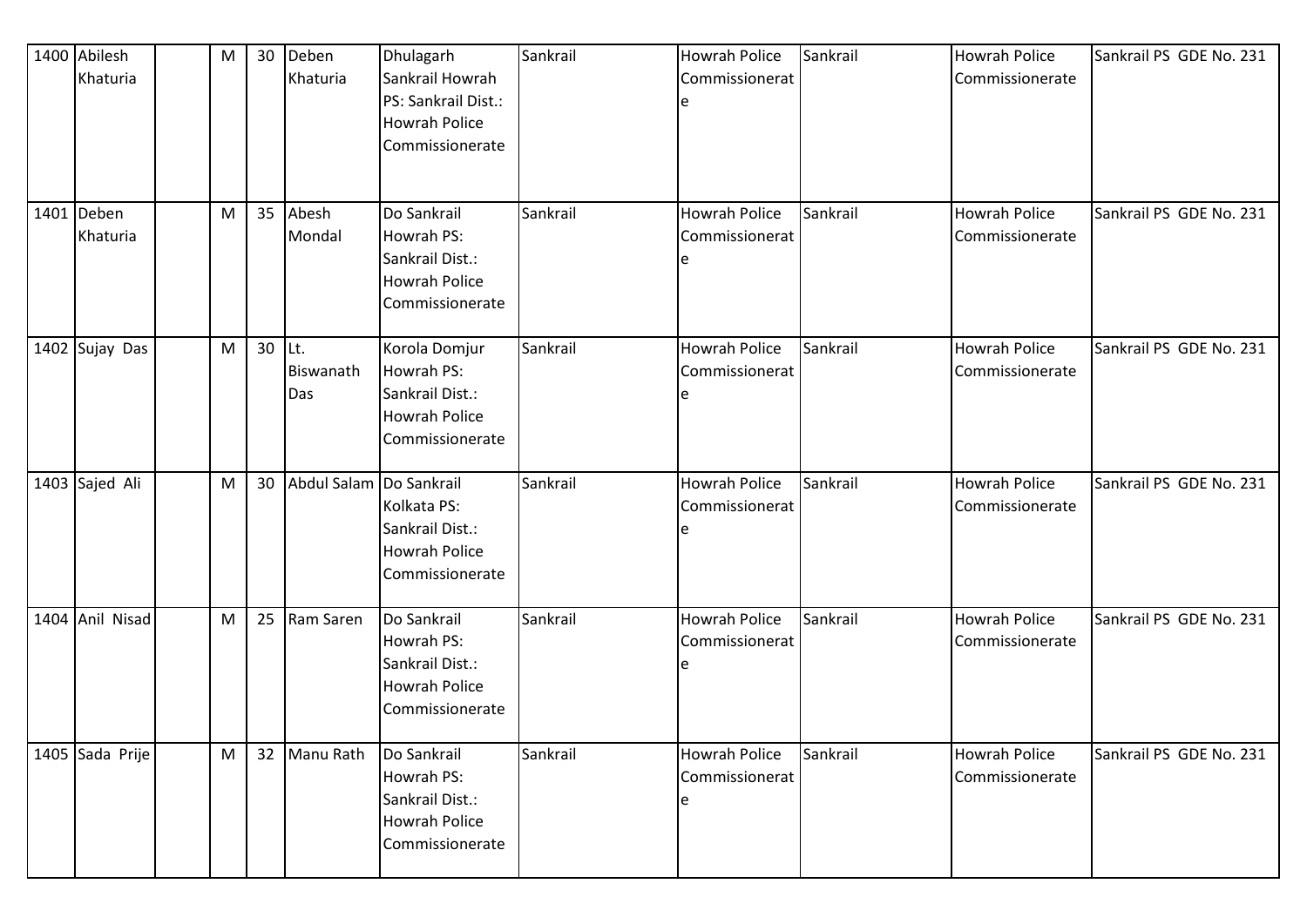| 1400 | Abilesh Khaturia | | M | 30 | Deben Khaturia | Dhulagarh Sankrail Howrah PS: Sankrail Dist.: Howrah Police Commissionerate | Sankrail | Howrah Police Commissionerate | Sankrail | Howrah Police Commissionerate | Sankrail PS GDE No. 231 |
|---|---|---|---|---|---|---|---|---|---|---|---|
| 1401 | Deben Khaturia | | M | 35 | Abesh Mondal | Do Sankrail Howrah PS: Sankrail Dist.: Howrah Police Commissionerate | Sankrail | Howrah Police Commissionerate | Sankrail | Howrah Police Commissionerate | Sankrail PS GDE No. 231 |
| 1402 | Sujay Das | | M | 30 | Lt. Biswanath Das | Korola Domjur Howrah PS: Sankrail Dist.: Howrah Police Commissionerate | Sankrail | Howrah Police Commissionerate | Sankrail | Howrah Police Commissionerate | Sankrail PS GDE No. 231 |
| 1403 | Sajed Ali | | M | 30 | Abdul Salam | Do Sankrail Kolkata PS: Sankrail Dist.: Howrah Police Commissionerate | Sankrail | Howrah Police Commissionerate | Sankrail | Howrah Police Commissionerate | Sankrail PS GDE No. 231 |
| 1404 | Anil Nisad | | M | 25 | Ram Saren | Do Sankrail Howrah PS: Sankrail Dist.: Howrah Police Commissionerate | Sankrail | Howrah Police Commissionerate | Sankrail | Howrah Police Commissionerate | Sankrail PS GDE No. 231 |
| 1405 | Sada Prije | | M | 32 | Manu Rath | Do Sankrail Howrah PS: Sankrail Dist.: Howrah Police Commissionerate | Sankrail | Howrah Police Commissionerate | Sankrail | Howrah Police Commissionerate | Sankrail PS GDE No. 231 |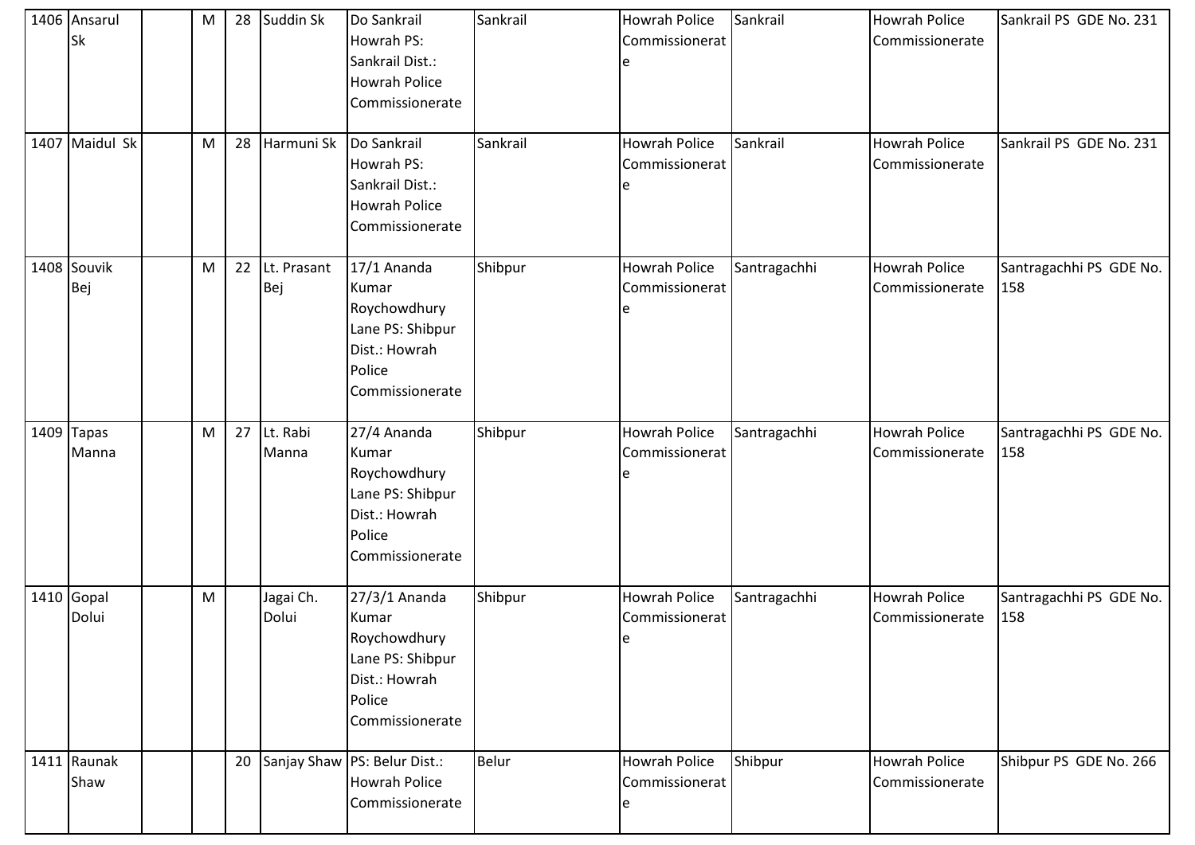| 1406 | Ansarul Sk | | M | 28 | Suddin Sk | Do Sankrail Howrah PS: Sankrail Dist.: Howrah Police Commissionerate | Sankrail | Howrah Police Commissionerate | Sankrail | Howrah Police Commissionerate | Sankrail PS GDE No. 231 |
|---|---|---|---|---|---|---|---|---|---|---|---|
| 1407 | Maidul Sk | | M | 28 | Harmuni Sk | Do Sankrail Howrah PS: Sankrail Dist.: Howrah Police Commissionerate | Sankrail | Howrah Police Commissionerate | Sankrail | Howrah Police Commissionerate | Sankrail PS GDE No. 231 |
| 1408 | Souvik Bej | | M | 22 | Lt. Prasant Bej | 17/1 Ananda Kumar Roychowdhury Lane PS: Shibpur Dist.: Howrah Police Commissionerate | Shibpur | Howrah Police Commissionerate | Santragachhi | Howrah Police Commissionerate | Santragachhi PS GDE No. 158 |
| 1409 | Tapas Manna | | M | 27 | Lt. Rabi Manna | 27/4 Ananda Kumar Roychowdhury Lane PS: Shibpur Dist.: Howrah Police Commissionerate | Shibpur | Howrah Police Commissionerate | Santragachhi | Howrah Police Commissionerate | Santragachhi PS GDE No. 158 |
| 1410 | Gopal Dolui | | M | | Jagai Ch. Dolui | 27/3/1 Ananda Kumar Roychowdhury Lane PS: Shibpur Dist.: Howrah Police Commissionerate | Shibpur | Howrah Police Commissionerate | Santragachhi | Howrah Police Commissionerate | Santragachhi PS GDE No. 158 |
| 1411 | Raunak Shaw | | | 20 | Sanjay Shaw | PS: Belur Dist.: Howrah Police Commissionerate | Belur | Howrah Police Commissionerate | Shibpur | Howrah Police Commissionerate | Shibpur PS GDE No. 266 |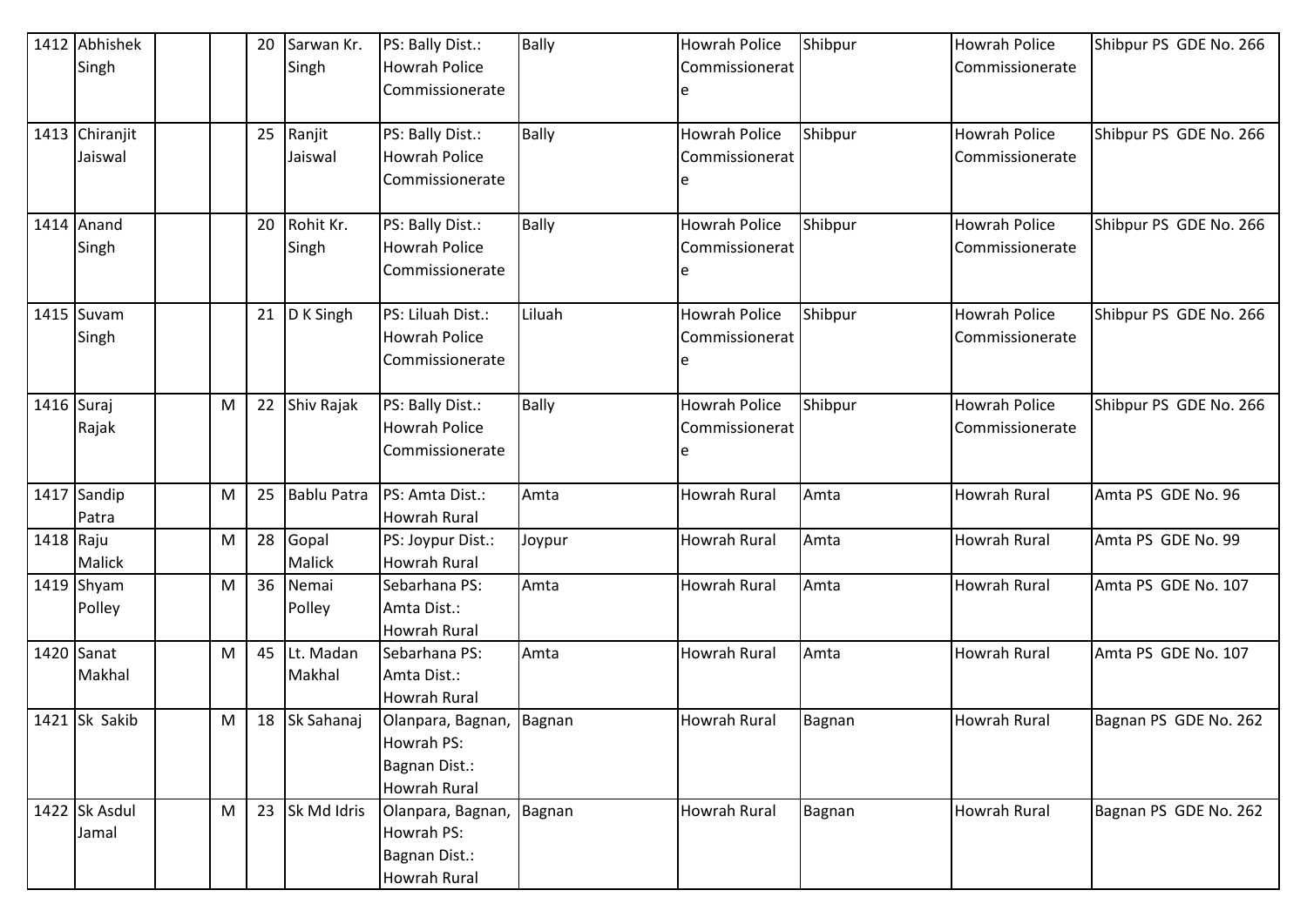| 1412 | Abhishek Singh | | | 20 | Sarwan Kr. Singh | PS: Bally Dist.: Howrah Police Commissionerate | Bally | Howrah Police Commissionerate | Shibpur | Howrah Police Commissionerate | Shibpur PS GDE No. 266 |
|---|---|---|---|---|---|---|---|---|---|---|---|
| 1413 | Chiranjit Jaiswal | | | 25 | Ranjit Jaiswal | PS: Bally Dist.: Howrah Police Commissionerate | Bally | Howrah Police Commissionerate | Shibpur | Howrah Police Commissionerate | Shibpur PS GDE No. 266 |
| 1414 | Anand Singh | | | 20 | Rohit Kr. Singh | PS: Bally Dist.: Howrah Police Commissionerate | Bally | Howrah Police Commissionerate | Shibpur | Howrah Police Commissionerate | Shibpur PS GDE No. 266 |
| 1415 | Suvam Singh | | | 21 | D K Singh | PS: Liluah Dist.: Howrah Police Commissionerate | Liluah | Howrah Police Commissionerate | Shibpur | Howrah Police Commissionerate | Shibpur PS GDE No. 266 |
| 1416 | Suraj Rajak | | M | 22 | Shiv Rajak | PS: Bally Dist.: Howrah Police Commissionerate | Bally | Howrah Police Commissionerate | Shibpur | Howrah Police Commissionerate | Shibpur PS GDE No. 266 |
| 1417 | Sandip Patra | | M | 25 | Bablu Patra | PS: Amta Dist.: Howrah Rural | Amta | Howrah Rural | Amta | Howrah Rural | Amta PS GDE No. 96 |
| 1418 | Raju Malick | | M | 28 | Gopal Malick | PS: Joypur Dist.: Howrah Rural | Joypur | Howrah Rural | Amta | Howrah Rural | Amta PS GDE No. 99 |
| 1419 | Shyam Polley | | M | 36 | Nemai Polley | Sebarhana PS: Amta Dist.: Howrah Rural | Amta | Howrah Rural | Amta | Howrah Rural | Amta PS GDE No. 107 |
| 1420 | Sanat Makhal | | M | 45 | Lt. Madan Makhal | Sebarhana PS: Amta Dist.: Howrah Rural | Amta | Howrah Rural | Amta | Howrah Rural | Amta PS GDE No. 107 |
| 1421 | Sk Sakib | | M | 18 | Sk Sahanaj | Olanpara, Bagnan, Howrah PS: Bagnan Dist.: Howrah Rural | Bagnan | Howrah Rural | Bagnan | Howrah Rural | Bagnan PS GDE No. 262 |
| 1422 | Sk Asdul Jamal | | M | 23 | Sk Md Idris | Olanpara, Bagnan, Howrah PS: Bagnan Dist.: Howrah Rural | Bagnan | Howrah Rural | Bagnan | Howrah Rural | Bagnan PS GDE No. 262 |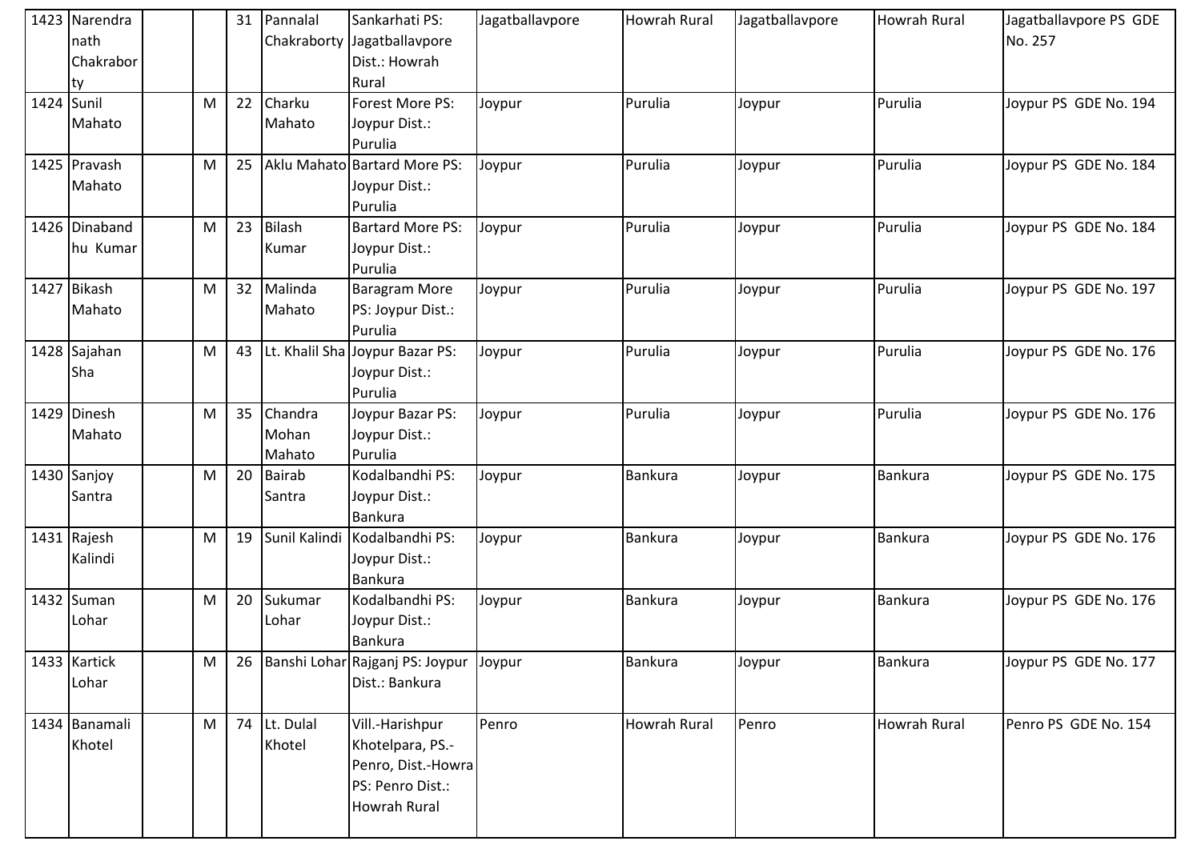| | | | | | | | | | | | |
|---|---|---|---|---|---|---|---|---|---|---|---|
| 1423 | Narendra nath Chakraborty | | | 31 | Pannalal Chakraborty | Sankarhati PS: Jagatballavpore Dist.: Howrah Rural | Jagatballavpore | Howrah Rural | Jagatballavpore | Howrah Rural | Jagatballavpore PS GDE No. 257 |
| 1424 | Sunil Mahato | | M | 22 | Charku Mahato | Forest More PS: Joypur Dist.: Purulia | Joypur | Purulia | Joypur | Purulia | Joypur PS GDE No. 194 |
| 1425 | Pravash Mahato | | M | 25 | Aklu Mahato | Bartard More PS: Joypur Dist.: Purulia | Joypur | Purulia | Joypur | Purulia | Joypur PS GDE No. 184 |
| 1426 | Dinabandhu Kumar | | M | 23 | Bilash Kumar | Bartard More PS: Joypur Dist.: Purulia | Joypur | Purulia | Joypur | Purulia | Joypur PS GDE No. 184 |
| 1427 | Bikash Mahato | | M | 32 | Malinda Mahato | Baragram More PS: Joypur Dist.: Purulia | Joypur | Purulia | Joypur | Purulia | Joypur PS GDE No. 197 |
| 1428 | Sajahan Sha | | M | 43 | Lt. Khalil Sha | Joypur Bazar PS: Joypur Dist.: Purulia | Joypur | Purulia | Joypur | Purulia | Joypur PS GDE No. 176 |
| 1429 | Dinesh Mahato | | M | 35 | Chandra Mohan Mahato | Joypur Bazar PS: Joypur Dist.: Purulia | Joypur | Purulia | Joypur | Purulia | Joypur PS GDE No. 176 |
| 1430 | Sanjoy Santra | | M | 20 | Bairab Santra | Kodalbandhi PS: Joypur Dist.: Bankura | Joypur | Bankura | Joypur | Bankura | Joypur PS GDE No. 175 |
| 1431 | Rajesh Kalindi | | M | 19 | Sunil Kalindi | Kodalbandhi PS: Joypur Dist.: Bankura | Joypur | Bankura | Joypur | Bankura | Joypur PS GDE No. 176 |
| 1432 | Suman Lohar | | M | 20 | Sukumar Lohar | Kodalbandhi PS: Joypur Dist.: Bankura | Joypur | Bankura | Joypur | Bankura | Joypur PS GDE No. 176 |
| 1433 | Kartick Lohar | | M | 26 | Banshi Lohar | Rajganj PS: Joypur Dist.: Bankura | Joypur | Bankura | Joypur | Bankura | Joypur PS GDE No. 177 |
| 1434 | Banamali Khotel | | M | 74 | Lt. Dulal Khotel | Vill.-Harishpur Khotelpara, PS.-Penro, Dist.-Howra PS: Penro Dist.: Howrah Rural | Penro | Howrah Rural | Penro | Howrah Rural | Penro PS GDE No. 154 |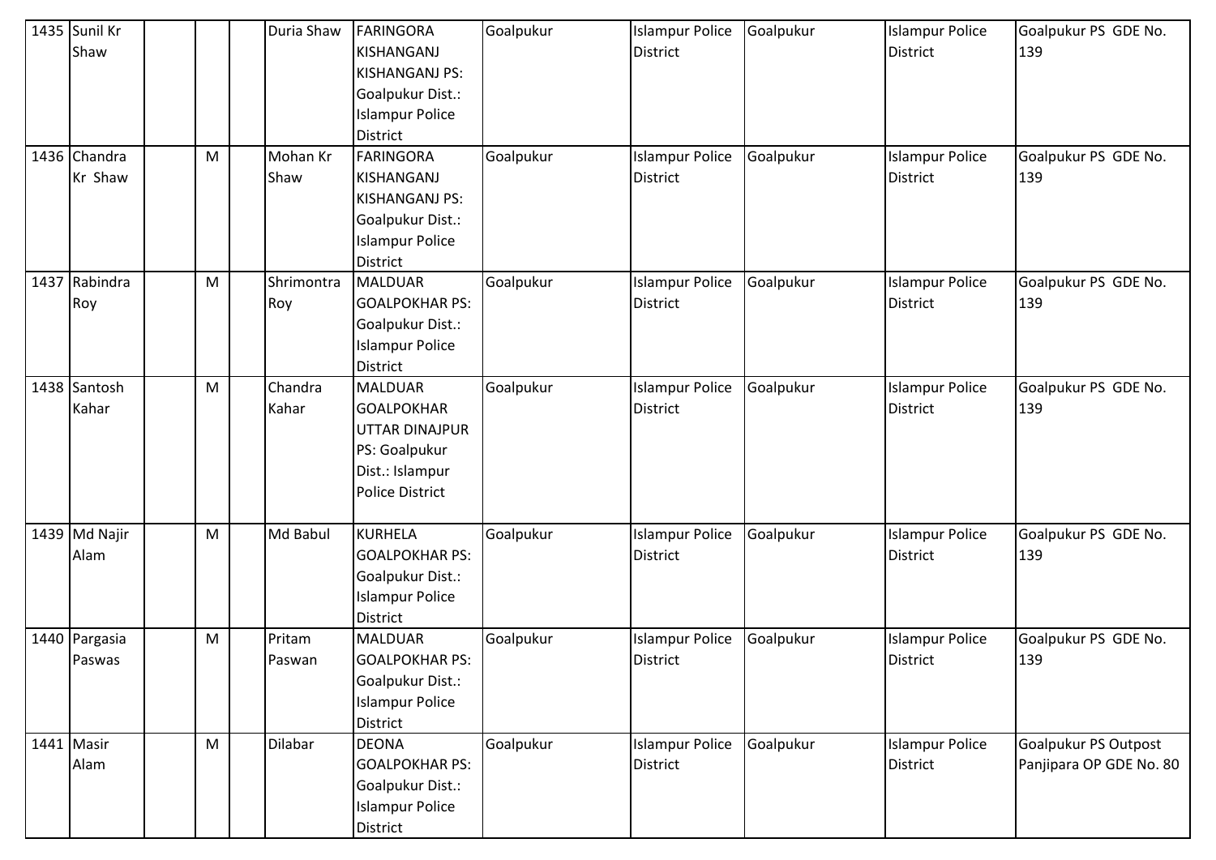| 1435 | Sunil Kr Shaw | | | | Duria Shaw | FARINGORA KISHANGANJ KISHANGANJ PS: Goalpukur Dist.: Islampur Police District | Goalpukur | Islampur Police District | Goalpukur | Islampur Police District | Goalpukur PS GDE No. 139 |
|---|---|---|---|---|---|---|---|---|---|---|---|
| 1436 | Chandra Kr Shaw | | M | | Mohan Kr Shaw | FARINGORA KISHANGANJ KISHANGANJ PS: Goalpukur Dist.: Islampur Police District | Goalpukur | Islampur Police District | Goalpukur | Islampur Police District | Goalpukur PS GDE No. 139 |
| 1437 | Rabindra Roy | | M | | Shrimontra Roy | MALDUAR GOALPOKHAR PS: Goalpukur Dist.: Islampur Police District | Goalpukur | Islampur Police District | Goalpukur | Islampur Police District | Goalpukur PS GDE No. 139 |
| 1438 | Santosh Kahar | | M | | Chandra Kahar | MALDUAR GOALPOKHAR UTTAR DINAJPUR PS: Goalpukur Dist.: Islampur Police District | Goalpukur | Islampur Police District | Goalpukur | Islampur Police District | Goalpukur PS GDE No. 139 |
| 1439 | Md Najir Alam | | M | | Md Babul | KURHELA GOALPOKHAR PS: Goalpukur Dist.: Islampur Police District | Goalpukur | Islampur Police District | Goalpukur | Islampur Police District | Goalpukur PS GDE No. 139 |
| 1440 | Pargasia Paswas | | M | | Pritam Paswan | MALDUAR GOALPOKHAR PS: Goalpukur Dist.: Islampur Police District | Goalpukur | Islampur Police District | Goalpukur | Islampur Police District | Goalpukur PS GDE No. 139 |
| 1441 | Masir Alam | | M | | Dilabar | DEONA GOALPOKHAR PS: Goalpukur Dist.: Islampur Police District | Goalpukur | Islampur Police District | Goalpukur | Islampur Police District | Goalpukur PS Outpost Panjipara OP GDE No. 80 |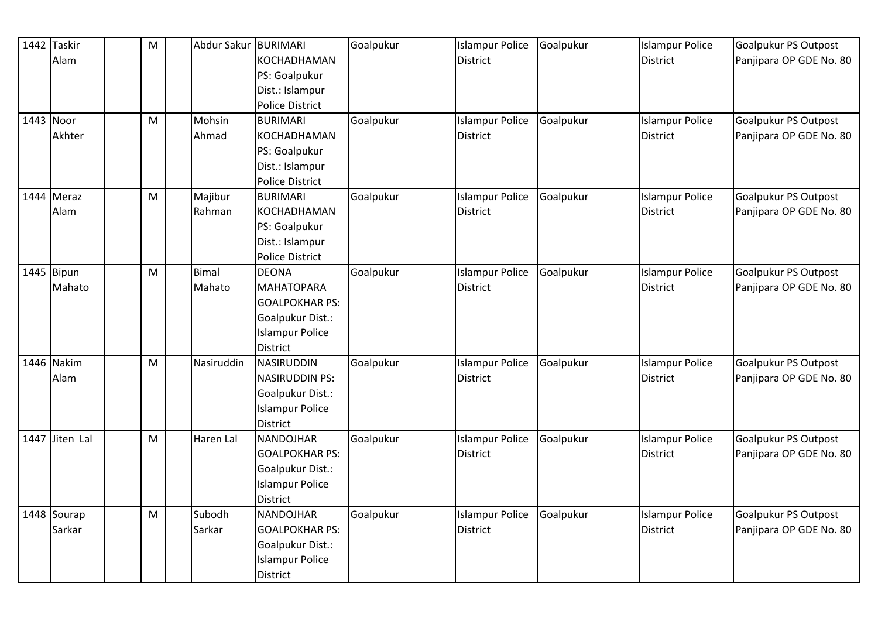| 1442 | Taskir Alam | | M | | Abdur Sakur | BURIMARI KOCHADHAMAN PS: Goalpukur Dist.: Islampur Police District | Goalpukur | Islampur Police District | Goalpukur | Islampur Police District | Goalpukur PS Outpost Panjipara OP GDE No. 80 |
|---|---|---|---|---|---|---|---|---|---|---|---|
| 1443 | Noor Akhter | | M | | Mohsin Ahmad | BURIMARI KOCHADHAMAN PS: Goalpukur Dist.: Islampur Police District | Goalpukur | Islampur Police District | Goalpukur | Islampur Police District | Goalpukur PS Outpost Panjipara OP GDE No. 80 |
| 1444 | Meraz Alam | | M | | Majibur Rahman | BURIMARI KOCHADHAMAN PS: Goalpukur Dist.: Islampur Police District | Goalpukur | Islampur Police District | Goalpukur | Islampur Police District | Goalpukur PS Outpost Panjipara OP GDE No. 80 |
| 1445 | Bipun Mahato | | M | | Bimal Mahato | DEONA MAHATOPARA GOALPOKHAR PS: Goalpukur Dist.: Islampur Police District | Goalpukur | Islampur Police District | Goalpukur | Islampur Police District | Goalpukur PS Outpost Panjipara OP GDE No. 80 |
| 1446 | Nakim Alam | | M | | Nasiruddin | NASIRUDDIN NASIRUDDIN PS: Goalpukur Dist.: Islampur Police District | Goalpukur | Islampur Police District | Goalpukur | Islampur Police District | Goalpukur PS Outpost Panjipara OP GDE No. 80 |
| 1447 | Jiten Lal | | M | | Haren Lal | NANDOJHAR GOALPOKHAR PS: Goalpukur Dist.: Islampur Police District | Goalpukur | Islampur Police District | Goalpukur | Islampur Police District | Goalpukur PS Outpost Panjipara OP GDE No. 80 |
| 1448 | Sourap Sarkar | | M | | Subodh Sarkar | NANDOJHAR GOALPOKHAR PS: Goalpukur Dist.: Islampur Police District | Goalpukur | Islampur Police District | Goalpukur | Islampur Police District | Goalpukur PS Outpost Panjipara OP GDE No. 80 |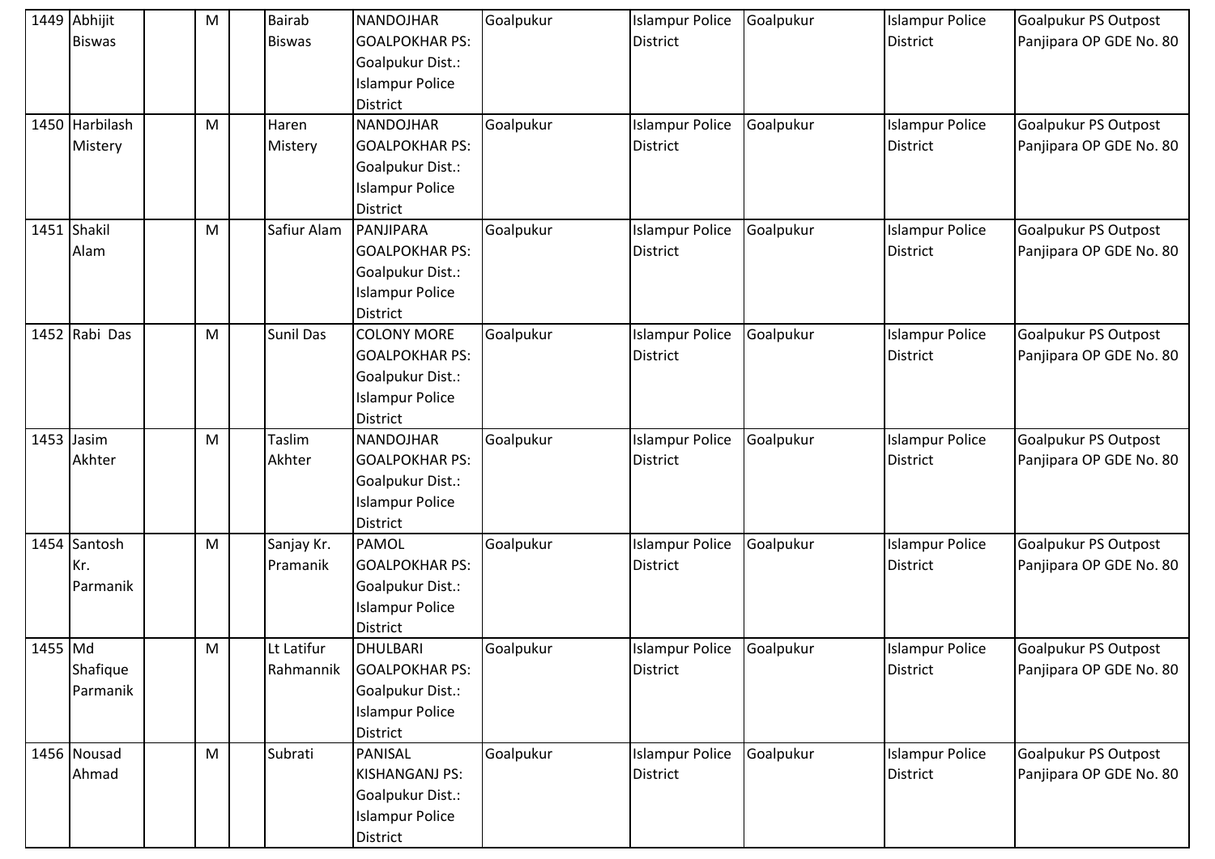| 1449 | Abhijit Biswas | | M | | Bairab Biswas | NANDOJHAR GOALPOKHAR PS: Goalpukur Dist.: Islampur Police District | Goalpukur | Islampur Police District | Goalpukur | Islampur Police District | Goalpukur PS Outpost Panjipara OP GDE No. 80 |
|---|---|---|---|---|---|---|---|---|---|---|---|
| 1450 | Harbilash Mistery | | M | | Haren Mistery | NANDOJHAR GOALPOKHAR PS: Goalpukur Dist.: Islampur Police District | Goalpukur | Islampur Police District | Goalpukur | Islampur Police District | Goalpukur PS Outpost Panjipara OP GDE No. 80 |
| 1451 | Shakil Alam | | M | | Safiur Alam | PANJIPARA GOALPOKHAR PS: Goalpukur Dist.: Islampur Police District | Goalpukur | Islampur Police District | Goalpukur | Islampur Police District | Goalpukur PS Outpost Panjipara OP GDE No. 80 |
| 1452 | Rabi Das | | M | | Sunil Das | COLONY MORE GOALPOKHAR PS: Goalpukur Dist.: Islampur Police District | Goalpukur | Islampur Police District | Goalpukur | Islampur Police District | Goalpukur PS Outpost Panjipara OP GDE No. 80 |
| 1453 | Jasim Akhter | | M | | Taslim Akhter | NANDOJHAR GOALPOKHAR PS: Goalpukur Dist.: Islampur Police District | Goalpukur | Islampur Police District | Goalpukur | Islampur Police District | Goalpukur PS Outpost Panjipara OP GDE No. 80 |
| 1454 | Santosh Kr. Parmanik | | M | | Sanjay Kr. Pramanik | PAMOL GOALPOKHAR PS: Goalpukur Dist.: Islampur Police District | Goalpukur | Islampur Police District | Goalpukur | Islampur Police District | Goalpukur PS Outpost Panjipara OP GDE No. 80 |
| 1455 | Md Shafique Parmanik | | M | | Lt Latifur Rahmannik | DHULBARI GOALPOKHAR PS: Goalpukur Dist.: Islampur Police District | Goalpukur | Islampur Police District | Goalpukur | Islampur Police District | Goalpukur PS Outpost Panjipara OP GDE No. 80 |
| 1456 | Nousad Ahmad | | M | | Subrati | PANISAL KISHANGANJ PS: Goalpukur Dist.: Islampur Police District | Goalpukur | Islampur Police District | Goalpukur | Islampur Police District | Goalpukur PS Outpost Panjipara OP GDE No. 80 |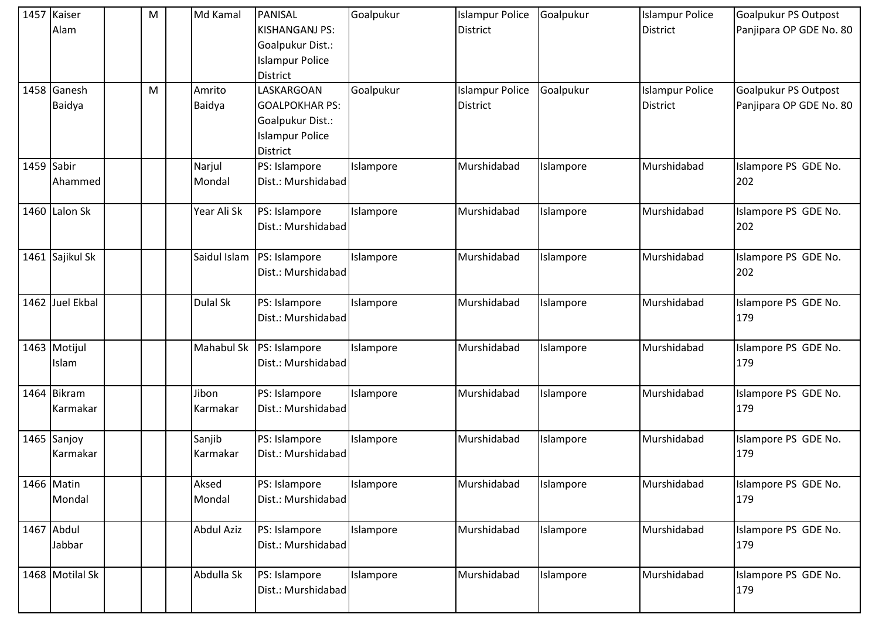| | | | | | | | | | | | |
|---|---|---|---|---|---|---|---|---|---|---|---|
| 1457 | Kaiser Alam | | M | | Md Kamal | PANISAL KISHANGANJ PS: Goalpukur Dist.: Islampur Police District | Goalpukur | Islampur Police District | Goalpukur | Islampur Police District | Goalpukur PS Outpost Panjipara OP GDE No. 80 |
| 1458 | Ganesh Baidya | | M | | Amrito Baidya | LASKARGOAN GOALPOKHAR PS: Goalpukur Dist.: Islampur Police District | Goalpukur | Islampur Police District | Goalpukur | Islampur Police District | Goalpukur PS Outpost Panjipara OP GDE No. 80 |
| 1459 | Sabir Ahammed | | | | Narjul Mondal | PS: Islampore Dist.: Murshidabad | Islampore | Murshidabad | Islampore | Murshidabad | Islampore PS GDE No. 202 |
| 1460 | Lalon Sk | | | | Year Ali Sk | PS: Islampore Dist.: Murshidabad | Islampore | Murshidabad | Islampore | Murshidabad | Islampore PS GDE No. 202 |
| 1461 | Sajikul Sk | | | | Saidul Islam | PS: Islampore Dist.: Murshidabad | Islampore | Murshidabad | Islampore | Murshidabad | Islampore PS GDE No. 202 |
| 1462 | Juel Ekbal | | | | Dulal Sk | PS: Islampore Dist.: Murshidabad | Islampore | Murshidabad | Islampore | Murshidabad | Islampore PS GDE No. 179 |
| 1463 | Motijul Islam | | | | Mahabul Sk | PS: Islampore Dist.: Murshidabad | Islampore | Murshidabad | Islampore | Murshidabad | Islampore PS GDE No. 179 |
| 1464 | Bikram Karmakar | | | | Jibon Karmakar | PS: Islampore Dist.: Murshidabad | Islampore | Murshidabad | Islampore | Murshidabad | Islampore PS GDE No. 179 |
| 1465 | Sanjoy Karmakar | | | | Sanjib Karmakar | PS: Islampore Dist.: Murshidabad | Islampore | Murshidabad | Islampore | Murshidabad | Islampore PS GDE No. 179 |
| 1466 | Matin Mondal | | | | Aksed Mondal | PS: Islampore Dist.: Murshidabad | Islampore | Murshidabad | Islampore | Murshidabad | Islampore PS GDE No. 179 |
| 1467 | Abdul Jabbar | | | | Abdul Aziz | PS: Islampore Dist.: Murshidabad | Islampore | Murshidabad | Islampore | Murshidabad | Islampore PS GDE No. 179 |
| 1468 | Motilal Sk | | | | Abdulla Sk | PS: Islampore Dist.: Murshidabad | Islampore | Murshidabad | Islampore | Murshidabad | Islampore PS GDE No. 179 |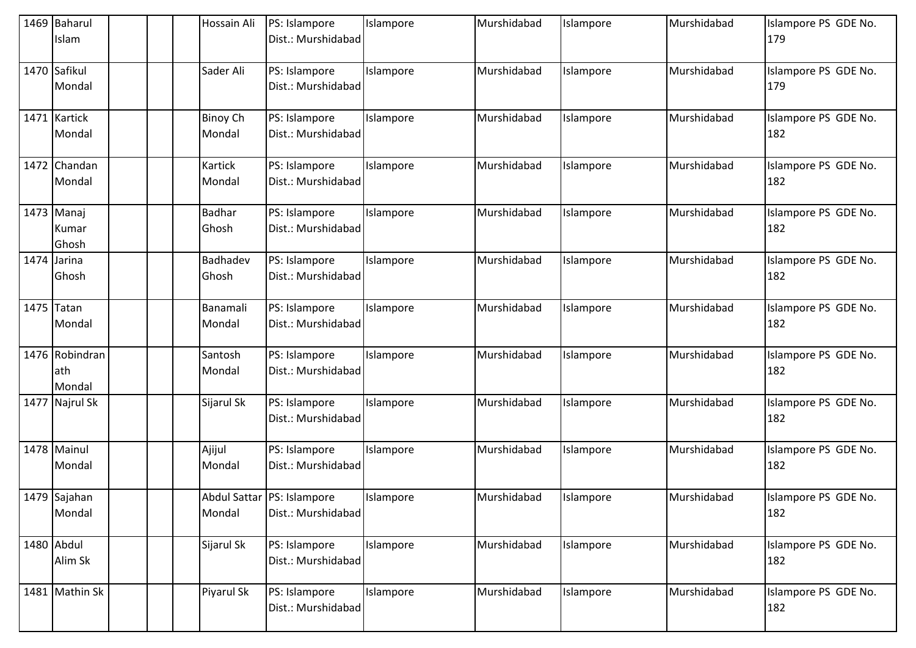| | | | | | | | | | | | |
|---|---|---|---|---|---|---|---|---|---|---|---|
| 1469 | Baharul Islam | | | | Hossain Ali | PS: Islampore Dist.: Murshidabad | Islampore | Murshidabad | Islampore | Murshidabad | Islampore PS GDE No. 179 |
| 1470 | Safikul Mondal | | | | Sader Ali | PS: Islampore Dist.: Murshidabad | Islampore | Murshidabad | Islampore | Murshidabad | Islampore PS GDE No. 179 |
| 1471 | Kartick Mondal | | | | Binoy Ch Mondal | PS: Islampore Dist.: Murshidabad | Islampore | Murshidabad | Islampore | Murshidabad | Islampore PS GDE No. 182 |
| 1472 | Chandan Mondal | | | | Kartick Mondal | PS: Islampore Dist.: Murshidabad | Islampore | Murshidabad | Islampore | Murshidabad | Islampore PS GDE No. 182 |
| 1473 | Manaj Kumar Ghosh | | | | Badhar Ghosh | PS: Islampore Dist.: Murshidabad | Islampore | Murshidabad | Islampore | Murshidabad | Islampore PS GDE No. 182 |
| 1474 | Jarina Ghosh | | | | Badhadev Ghosh | PS: Islampore Dist.: Murshidabad | Islampore | Murshidabad | Islampore | Murshidabad | Islampore PS GDE No. 182 |
| 1475 | Tatan Mondal | | | | Banamali Mondal | PS: Islampore Dist.: Murshidabad | Islampore | Murshidabad | Islampore | Murshidabad | Islampore PS GDE No. 182 |
| 1476 | Robindranath Mondal | | | | Santosh Mondal | PS: Islampore Dist.: Murshidabad | Islampore | Murshidabad | Islampore | Murshidabad | Islampore PS GDE No. 182 |
| 1477 | Najrul Sk | | | | Sijarul Sk | PS: Islampore Dist.: Murshidabad | Islampore | Murshidabad | Islampore | Murshidabad | Islampore PS GDE No. 182 |
| 1478 | Mainul Mondal | | | | Ajijul Mondal | PS: Islampore Dist.: Murshidabad | Islampore | Murshidabad | Islampore | Murshidabad | Islampore PS GDE No. 182 |
| 1479 | Sajahan Mondal | | | | Abdul Sattar Mondal | PS: Islampore Dist.: Murshidabad | Islampore | Murshidabad | Islampore | Murshidabad | Islampore PS GDE No. 182 |
| 1480 | Abdul Alim Sk | | | | Sijarul Sk | PS: Islampore Dist.: Murshidabad | Islampore | Murshidabad | Islampore | Murshidabad | Islampore PS GDE No. 182 |
| 1481 | Mathin Sk | | | | Piyarul Sk | PS: Islampore Dist.: Murshidabad | Islampore | Murshidabad | Islampore | Murshidabad | Islampore PS GDE No. 182 |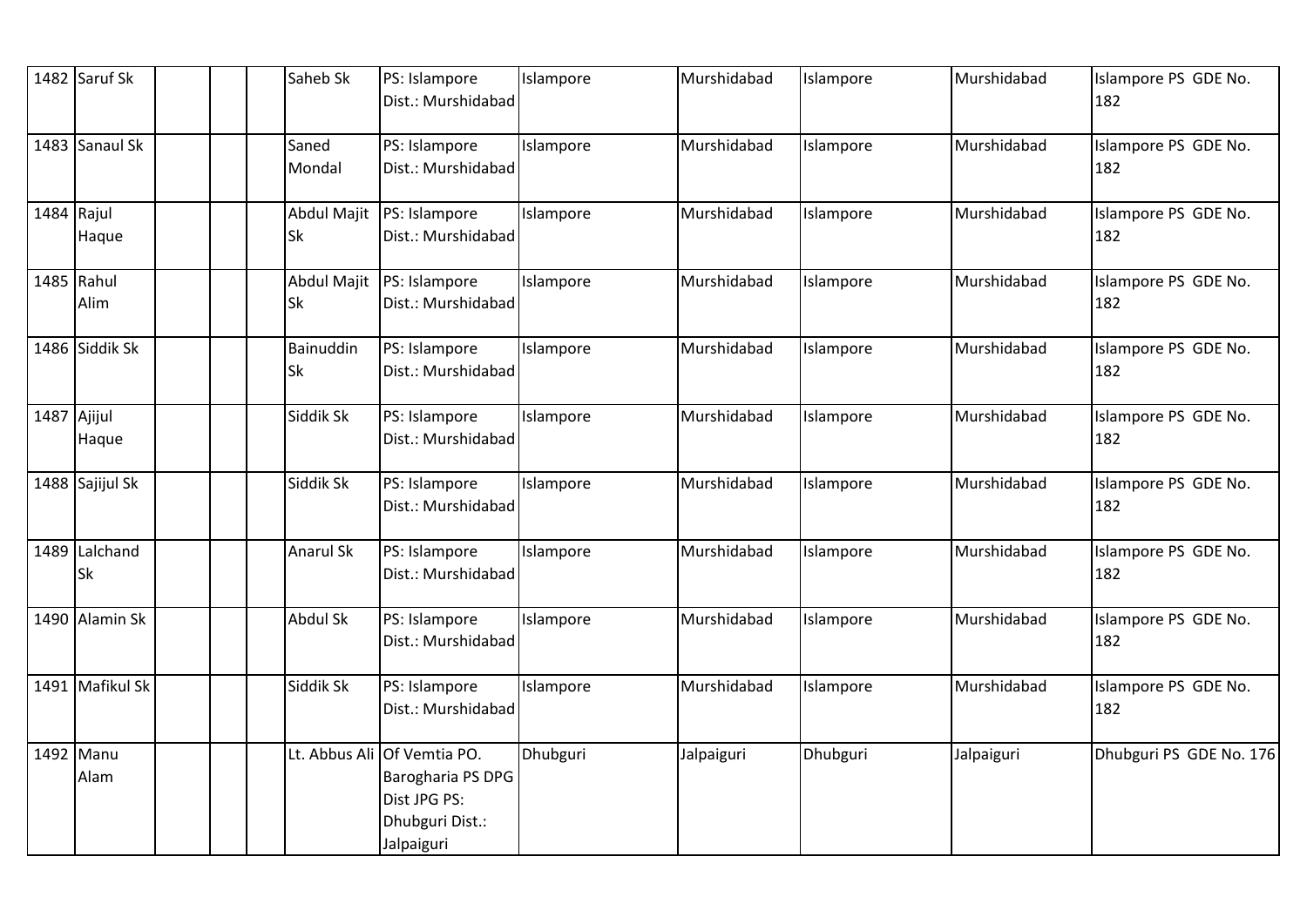| | | | | | | | | | | | |
|---|---|---|---|---|---|---|---|---|---|---|---|
| 1482 | Saruf Sk | | | | Saheb Sk | PS: Islampore Dist.: Murshidabad | Islampore | Murshidabad | Islampore | Murshidabad | Islampore PS GDE No. 182 |
| 1483 | Sanaul Sk | | | | Saned Mondal | PS: Islampore Dist.: Murshidabad | Islampore | Murshidabad | Islampore | Murshidabad | Islampore PS GDE No. 182 |
| 1484 | Rajul Haque | | | | Abdul Majit Sk | PS: Islampore Dist.: Murshidabad | Islampore | Murshidabad | Islampore | Murshidabad | Islampore PS GDE No. 182 |
| 1485 | Rahul Alim | | | | Abdul Majit Sk | PS: Islampore Dist.: Murshidabad | Islampore | Murshidabad | Islampore | Murshidabad | Islampore PS GDE No. 182 |
| 1486 | Siddik Sk | | | | Bainuddin Sk | PS: Islampore Dist.: Murshidabad | Islampore | Murshidabad | Islampore | Murshidabad | Islampore PS GDE No. 182 |
| 1487 | Ajijul Haque | | | | Siddik Sk | PS: Islampore Dist.: Murshidabad | Islampore | Murshidabad | Islampore | Murshidabad | Islampore PS GDE No. 182 |
| 1488 | Sajijul Sk | | | | Siddik Sk | PS: Islampore Dist.: Murshidabad | Islampore | Murshidabad | Islampore | Murshidabad | Islampore PS GDE No. 182 |
| 1489 | Lalchand Sk | | | | Anarul Sk | PS: Islampore Dist.: Murshidabad | Islampore | Murshidabad | Islampore | Murshidabad | Islampore PS GDE No. 182 |
| 1490 | Alamin Sk | | | | Abdul Sk | PS: Islampore Dist.: Murshidabad | Islampore | Murshidabad | Islampore | Murshidabad | Islampore PS GDE No. 182 |
| 1491 | Mafikul Sk | | | | Siddik Sk | PS: Islampore Dist.: Murshidabad | Islampore | Murshidabad | Islampore | Murshidabad | Islampore PS GDE No. 182 |
| 1492 | Manu Alam | | | | Lt. Abbus Ali | Of Vemtia PO. Barogharia PS DPG Dist JPG PS: Dhubguri Dist.: Jalpaiguri | Dhubguri | Jalpaiguri | Dhubguri | Jalpaiguri | Dhubguri PS GDE No. 176 |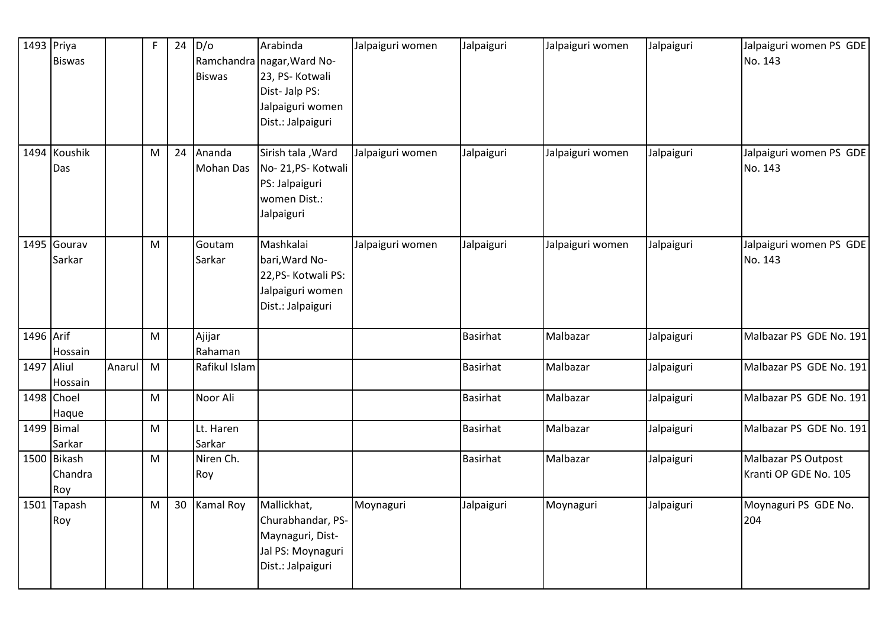| 1493 | Priya Biswas | | F | 24 | D/o Ramchandra Biswas | Arabinda nagar,Ward No-23, PS- Kotwali Dist- Jalp PS: Jalpaiguri women Dist.: Jalpaiguri | Jalpaiguri women | Jalpaiguri | Jalpaiguri women | Jalpaiguri | Jalpaiguri women PS GDE No. 143 |
|---|---|---|---|---|---|---|---|---|---|---|---|
| 1494 | Koushik Das | | M | 24 | Ananda Mohan Das | Sirish tala ,Ward No- 21,PS- Kotwali PS: Jalpaiguri women Dist.: Jalpaiguri | Jalpaiguri women | Jalpaiguri | Jalpaiguri women | Jalpaiguri | Jalpaiguri women PS GDE No. 143 |
| 1495 | Gourav Sarkar | | M | | Goutam Sarkar | Mashkalai bari,Ward No-22,PS- Kotwali PS: Jalpaiguri women Dist.: Jalpaiguri | Jalpaiguri women | Jalpaiguri | Jalpaiguri women | Jalpaiguri | Jalpaiguri women PS GDE No. 143 |
| 1496 | Arif Hossain | | M | | Ajijar Rahaman | | | Basirhat | Malbazar | Jalpaiguri | Malbazar PS GDE No. 191 |
| 1497 | Aliul Hossain | Anarul | M | | Rafikul Islam | | | Basirhat | Malbazar | Jalpaiguri | Malbazar PS GDE No. 191 |
| 1498 | Choel Haque | | M | | Noor Ali | | | Basirhat | Malbazar | Jalpaiguri | Malbazar PS GDE No. 191 |
| 1499 | Bimal Sarkar | | M | | Lt. Haren Sarkar | | | Basirhat | Malbazar | Jalpaiguri | Malbazar PS GDE No. 191 |
| 1500 | Bikash Chandra Roy | | M | | Niren Ch. Roy | | | Basirhat | Malbazar | Jalpaiguri | Malbazar PS Outpost Kranti OP GDE No. 105 |
| 1501 | Tapash Roy | | M | 30 | Kamal Roy | Mallickhat, Churabhandar, PS-Maynaguri, Dist-Jal PS: Moynaguri Dist.: Jalpaiguri | Moynaguri | Jalpaiguri | Moynaguri | Jalpaiguri | Moynaguri PS GDE No. 204 |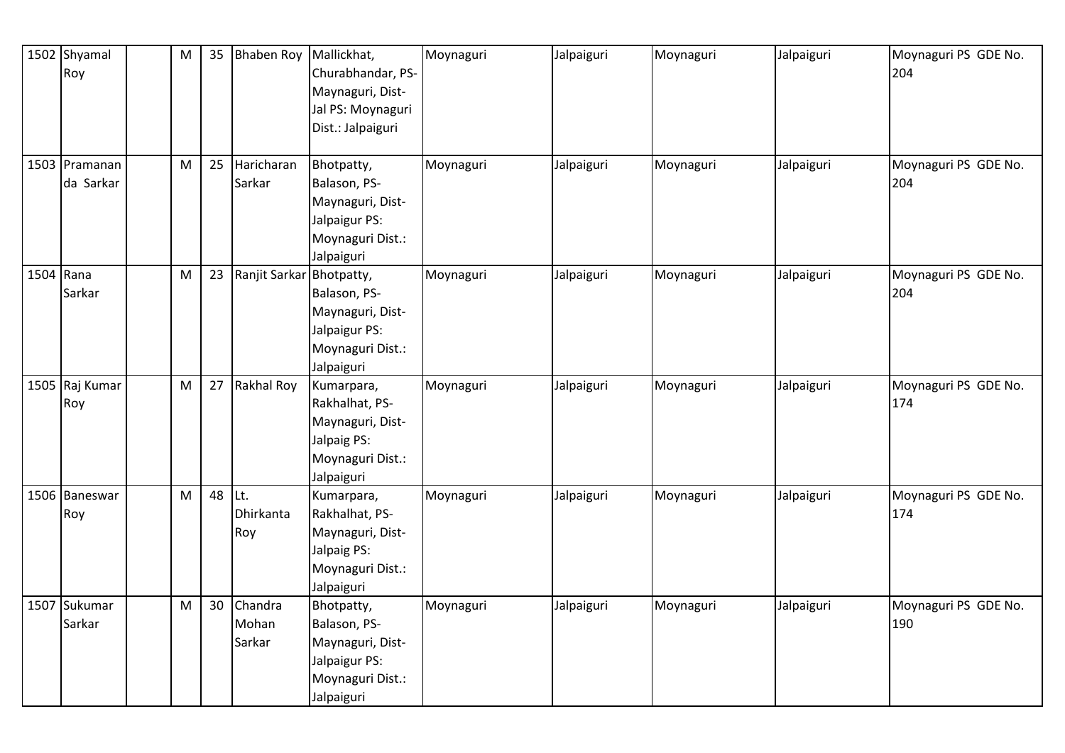| 1502 | Shyamal Roy | | M | 35 | Bhaben Roy | Mallickhat, Churabhandar, PS-Maynaguri, Dist-Jal PS: Moynaguri Dist.: Jalpaiguri | Moynaguri | Jalpaiguri | Moynaguri | Jalpaiguri | Moynaguri PS GDE No. 204 |
|---|---|---|---|---|---|---|---|---|---|---|---|
| 1503 | Pramananda Sarkar | | M | 25 | Haricharan Sarkar | Bhotpatty, Balason, PS-Maynaguri, Dist-Jalpaigur PS: Moynaguri Dist.: Jalpaiguri | Moynaguri | Jalpaiguri | Moynaguri | Jalpaiguri | Moynaguri PS GDE No. 204 |
| 1504 | Rana Sarkar | | M | 23 | Ranjit Sarkar | Bhotpatty, Balason, PS-Maynaguri, Dist-Jalpaigur PS: Moynaguri Dist.: Jalpaiguri | Moynaguri | Jalpaiguri | Moynaguri | Jalpaiguri | Moynaguri PS GDE No. 204 |
| 1505 | Raj Kumar Roy | | M | 27 | Rakhal Roy | Kumarpara, Rakhalhat, PS-Maynaguri, Dist-Jalpaig PS: Moynaguri Dist.: Jalpaiguri | Moynaguri | Jalpaiguri | Moynaguri | Jalpaiguri | Moynaguri PS GDE No. 174 |
| 1506 | Baneswar Roy | | M | 48 | Lt. Dhirkanta Roy | Kumarpara, Rakhalhat, PS-Maynaguri, Dist-Jalpaig PS: Moynaguri Dist.: Jalpaiguri | Moynaguri | Jalpaiguri | Moynaguri | Jalpaiguri | Moynaguri PS GDE No. 174 |
| 1507 | Sukumar Sarkar | | M | 30 | Chandra Mohan Sarkar | Bhotpatty, Balason, PS-Maynaguri, Dist-Jalpaigur PS: Moynaguri Dist.: Jalpaiguri | Moynaguri | Jalpaiguri | Moynaguri | Jalpaiguri | Moynaguri PS GDE No. 190 |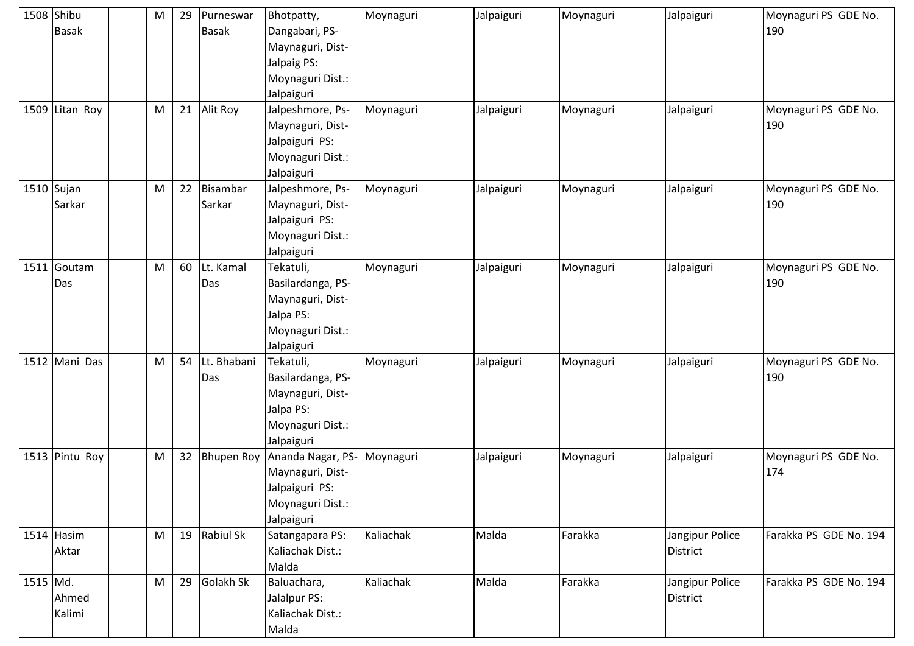| | | | | | | | | | | | |
|---|---|---|---|---|---|---|---|---|---|---|---|
| 1508 | Shibu Basak | | M | 29 | Purneswar Basak | Bhotpatty, Dangabari, PS-Maynaguri, Dist-Jalpaig PS: Moynaguri Dist.: Jalpaiguri | Moynaguri | Jalpaiguri | Moynaguri | Jalpaiguri | Moynaguri PS GDE No. 190 |
| 1509 | Litan Roy | | M | 21 | Alit Roy | Jalpeshmore, Ps-Maynaguri, Dist-Jalpaiguri PS: Moynaguri Dist.: Jalpaiguri | Moynaguri | Jalpaiguri | Moynaguri | Jalpaiguri | Moynaguri PS GDE No. 190 |
| 1510 | Sujan Sarkar | | M | 22 | Bisambar Sarkar | Jalpeshmore, Ps-Maynaguri, Dist-Jalpaiguri PS: Moynaguri Dist.: Jalpaiguri | Moynaguri | Jalpaiguri | Moynaguri | Jalpaiguri | Moynaguri PS GDE No. 190 |
| 1511 | Goutam Das | | M | 60 | Lt. Kamal Das | Tekatuli, Basilardanga, PS-Maynaguri, Dist-Jalpa PS: Moynaguri Dist.: Jalpaiguri | Moynaguri | Jalpaiguri | Moynaguri | Jalpaiguri | Moynaguri PS GDE No. 190 |
| 1512 | Mani Das | | M | 54 | Lt. Bhabani Das | Tekatuli, Basilardanga, PS-Maynaguri, Dist-Jalpa PS: Moynaguri Dist.: Jalpaiguri | Moynaguri | Jalpaiguri | Moynaguri | Jalpaiguri | Moynaguri PS GDE No. 190 |
| 1513 | Pintu Roy | | M | 32 | Bhupen Roy | Ananda Nagar, PS-Maynaguri, Dist-Jalpaiguri PS: Moynaguri Dist.: Jalpaiguri | Moynaguri | Jalpaiguri | Moynaguri | Jalpaiguri | Moynaguri PS GDE No. 174 |
| 1514 | Hasim Aktar | | M | 19 | Rabiul Sk | Satangapara PS: Kaliachak Dist.: Malda | Kaliachak | Malda | Farakka | Jangipur Police District | Farakka PS GDE No. 194 |
| 1515 | Md. Ahmed Kalimi | | M | 29 | Golakh Sk | Baluachara, Jalalpur PS: Kaliachak Dist.: Malda | Kaliachak | Malda | Farakka | Jangipur Police District | Farakka PS GDE No. 194 |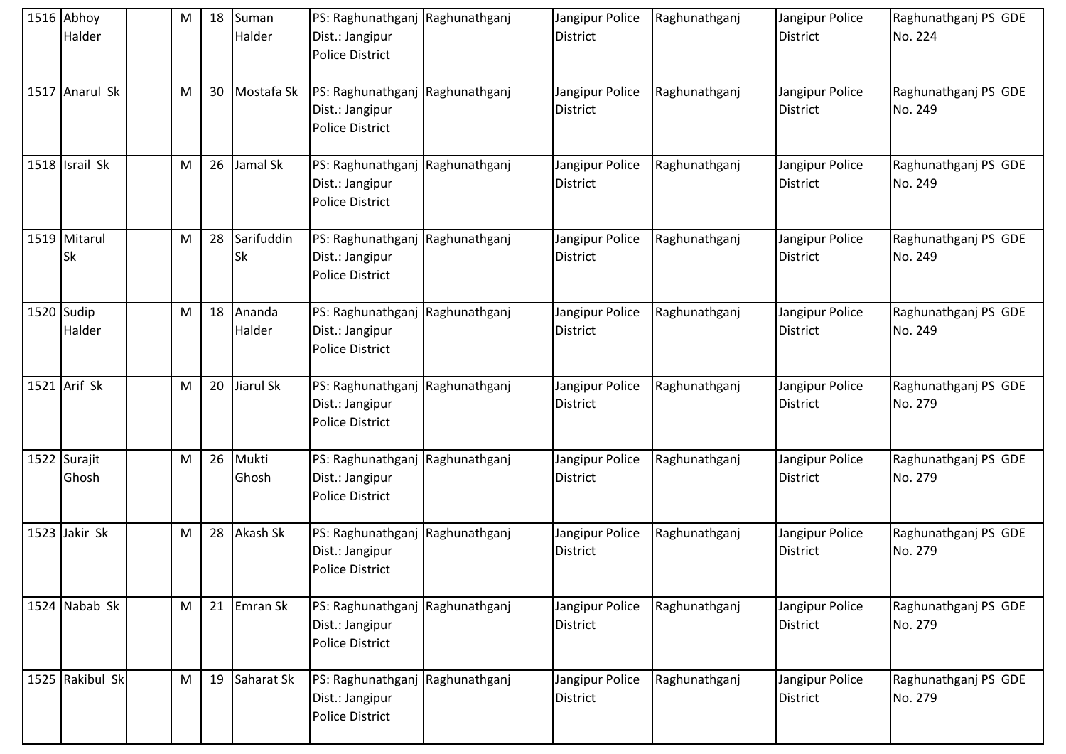| 1516 | Abhoy Halder | | M | 18 | Suman Halder | PS: Raghunathganj Dist.: Jangipur Police District | Raghunathganj | Jangipur Police District | Raghunathganj | Jangipur Police District | Raghunathganj PS GDE No. 224 |
|---|---|---|---|---|---|---|---|---|---|---|---|
| 1517 | Anarul Sk | | M | 30 | Mostafa Sk | PS: Raghunathganj Dist.: Jangipur Police District | Raghunathganj | Jangipur Police District | Raghunathganj | Jangipur Police District | Raghunathganj PS GDE No. 249 |
| 1518 | Israil Sk | | M | 26 | Jamal Sk | PS: Raghunathganj Dist.: Jangipur Police District | Raghunathganj | Jangipur Police District | Raghunathganj | Jangipur Police District | Raghunathganj PS GDE No. 249 |
| 1519 | Mitarul Sk | | M | 28 | Sarifuddin Sk | PS: Raghunathganj Dist.: Jangipur Police District | Raghunathganj | Jangipur Police District | Raghunathganj | Jangipur Police District | Raghunathganj PS GDE No. 249 |
| 1520 | Sudip Halder | | M | 18 | Ananda Halder | PS: Raghunathganj Dist.: Jangipur Police District | Raghunathganj | Jangipur Police District | Raghunathganj | Jangipur Police District | Raghunathganj PS GDE No. 249 |
| 1521 | Arif Sk | | M | 20 | Jiarul Sk | PS: Raghunathganj Dist.: Jangipur Police District | Raghunathganj | Jangipur Police District | Raghunathganj | Jangipur Police District | Raghunathganj PS GDE No. 279 |
| 1522 | Surajit Ghosh | | M | 26 | Mukti Ghosh | PS: Raghunathganj Dist.: Jangipur Police District | Raghunathganj | Jangipur Police District | Raghunathganj | Jangipur Police District | Raghunathganj PS GDE No. 279 |
| 1523 | Jakir Sk | | M | 28 | Akash Sk | PS: Raghunathganj Dist.: Jangipur Police District | Raghunathganj | Jangipur Police District | Raghunathganj | Jangipur Police District | Raghunathganj PS GDE No. 279 |
| 1524 | Nabab Sk | | M | 21 | Emran Sk | PS: Raghunathganj Dist.: Jangipur Police District | Raghunathganj | Jangipur Police District | Raghunathganj | Jangipur Police District | Raghunathganj PS GDE No. 279 |
| 1525 | Rakibul Sk | | M | 19 | Saharat Sk | PS: Raghunathganj Dist.: Jangipur Police District | Raghunathganj | Jangipur Police District | Raghunathganj | Jangipur Police District | Raghunathganj PS GDE No. 279 |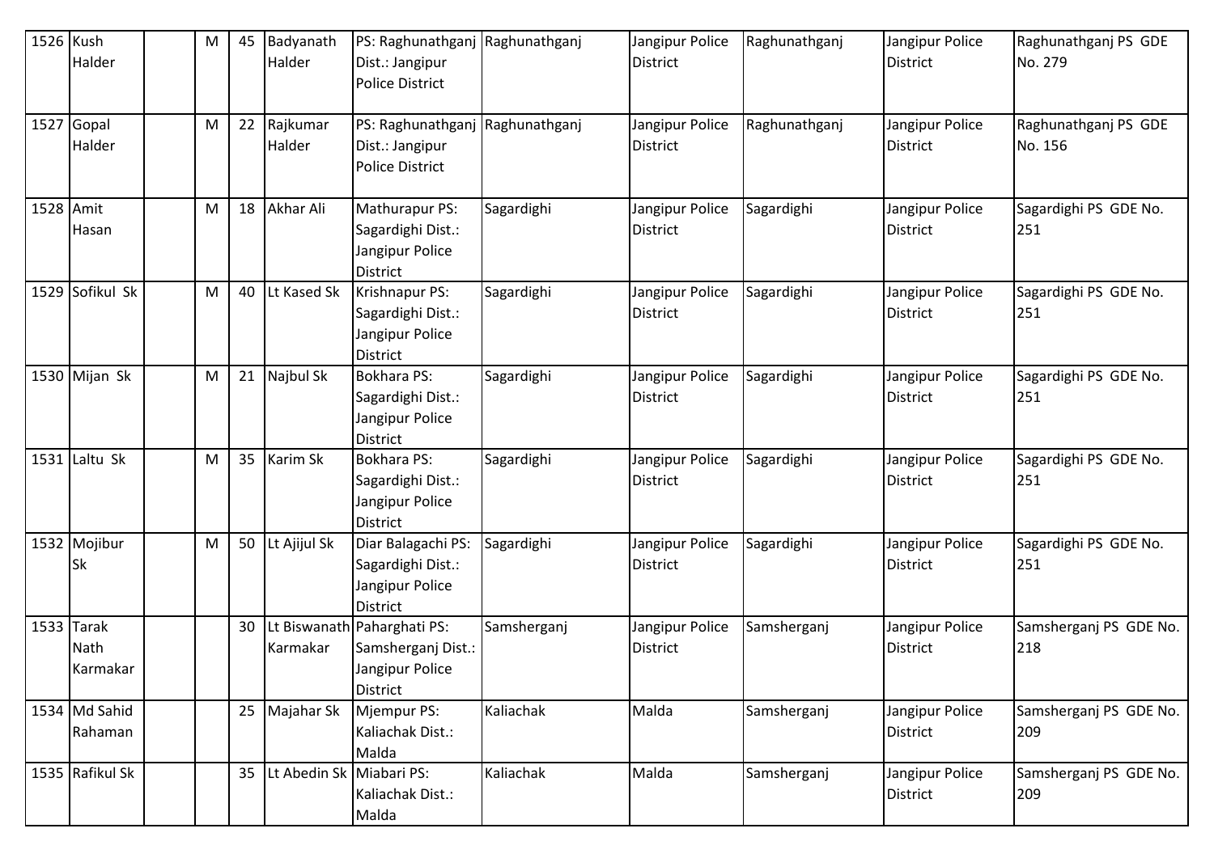| 1526 | Kush Halder | | M | 45 | Badyanath Halder | PS: Raghunathganj Dist.: Jangipur Police District | Raghunathganj | Jangipur Police District | Raghunathganj | Jangipur Police District | Raghunathganj PS GDE No. 279 |
|---|---|---|---|---|---|---|---|---|---|---|---|
| 1527 | Gopal Halder | | M | 22 | Rajkumar Halder | PS: Raghunathganj Dist.: Jangipur Police District | Raghunathganj | Jangipur Police District | Raghunathganj | Jangipur Police District | Raghunathganj PS GDE No. 156 |
| 1528 | Amit Hasan | | M | 18 | Akhar Ali | Mathurapur PS: Sagardighi Dist.: Jangipur Police District | Sagardighi | Jangipur Police District | Sagardighi | Jangipur Police District | Sagardighi PS GDE No. 251 |
| 1529 | Sofikul Sk | | M | 40 | Lt Kased Sk | Krishnapur PS: Sagardighi Dist.: Jangipur Police District | Sagardighi | Jangipur Police District | Sagardighi | Jangipur Police District | Sagardighi PS GDE No. 251 |
| 1530 | Mijan Sk | | M | 21 | Najbul Sk | Bokhara PS: Sagardighi Dist.: Jangipur Police District | Sagardighi | Jangipur Police District | Sagardighi | Jangipur Police District | Sagardighi PS GDE No. 251 |
| 1531 | Laltu Sk | | M | 35 | Karim Sk | Bokhara PS: Sagardighi Dist.: Jangipur Police District | Sagardighi | Jangipur Police District | Sagardighi | Jangipur Police District | Sagardighi PS GDE No. 251 |
| 1532 | Mojibur Sk | | M | 50 | Lt Ajijul Sk | Diar Balagachi PS: Sagardighi Dist.: Jangipur Police District | Sagardighi | Jangipur Police District | Sagardighi | Jangipur Police District | Sagardighi PS GDE No. 251 |
| 1533 | Tarak Nath Karmakar | | | 30 | Lt Biswanath Karmakar | Paharghati PS: Samsherganj Dist.: Jangipur Police District | Samsherganj | Jangipur Police District | Samsherganj | Jangipur Police District | Samsherganj PS GDE No. 218 |
| 1534 | Md Sahid Rahaman | | | 25 | Majahar Sk | Mjempur PS: Kaliachak Dist.: Malda | Kaliachak | Malda | Samsherganj | Jangipur Police District | Samsherganj PS GDE No. 209 |
| 1535 | Rafikul Sk | | | 35 | Lt Abedin Sk | Miabari PS: Kaliachak Dist.: Malda | Kaliachak | Malda | Samsherganj | Jangipur Police District | Samsherganj PS GDE No. 209 |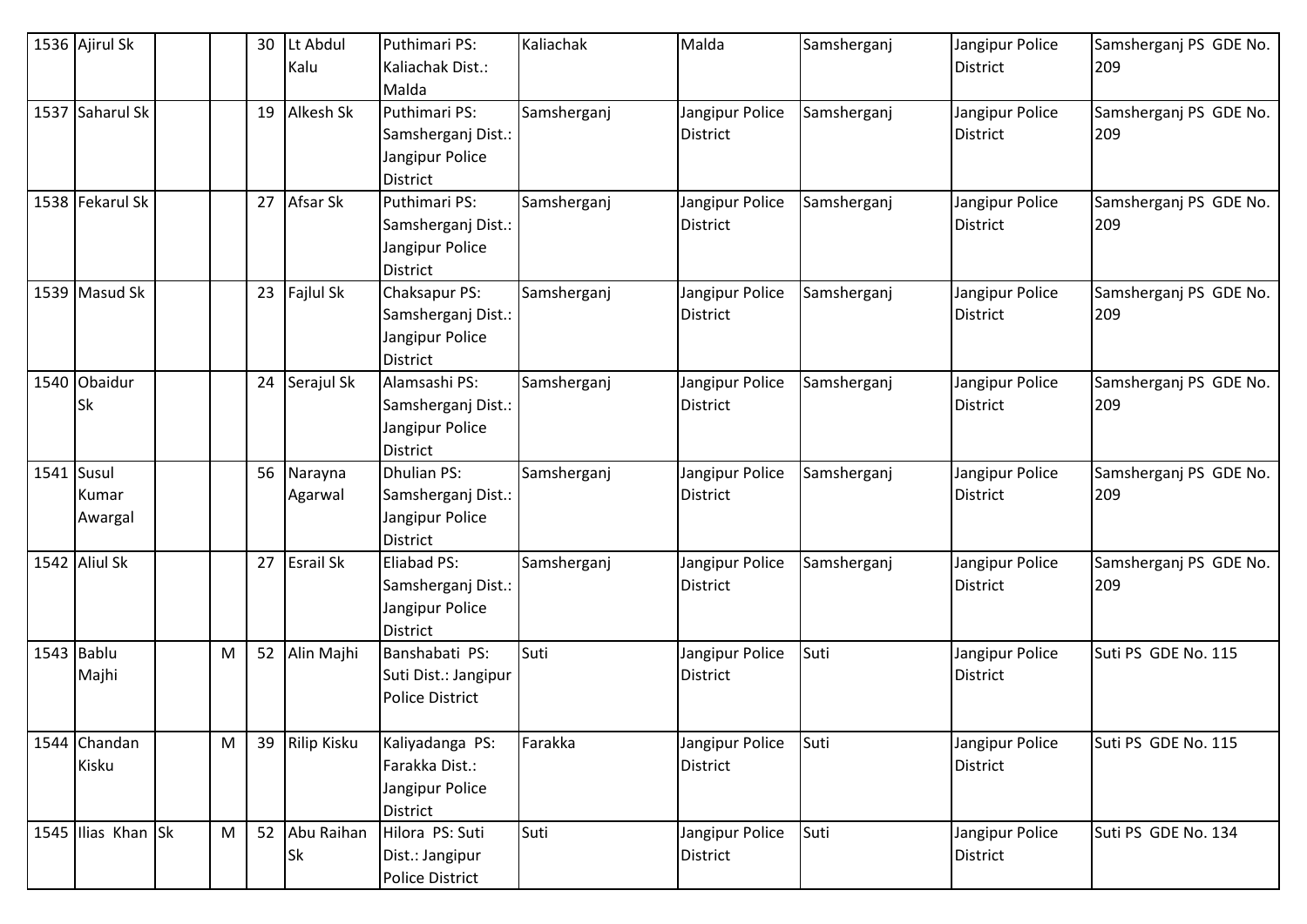| 1536 | Ajirul Sk | | | 30 | Lt Abdul Kalu | Puthimari PS: Kaliachak Dist.: Malda | Kaliachak | Malda | Samsherganj | Jangipur Police District | Samsherganj PS GDE No. 209 |
|---|---|---|---|---|---|---|---|---|---|---|---|
| 1537 | Saharul Sk | | | 19 | Alkesh Sk | Puthimari PS: Samsherganj Dist.: Jangipur Police District | Samsherganj | Jangipur Police District | Samsherganj | Jangipur Police District | Samsherganj PS GDE No. 209 |
| 1538 | Fekarul Sk | | | 27 | Afsar Sk | Puthimari PS: Samsherganj Dist.: Jangipur Police District | Samsherganj | Jangipur Police District | Samsherganj | Jangipur Police District | Samsherganj PS GDE No. 209 |
| 1539 | Masud Sk | | | 23 | Fajlul Sk | Chaksapur PS: Samsherganj Dist.: Jangipur Police District | Samsherganj | Jangipur Police District | Samsherganj | Jangipur Police District | Samsherganj PS GDE No. 209 |
| 1540 | Obaidur Sk | | | 24 | Serajul Sk | Alamsashi PS: Samsherganj Dist.: Jangipur Police District | Samsherganj | Jangipur Police District | Samsherganj | Jangipur Police District | Samsherganj PS GDE No. 209 |
| 1541 | Susul Kumar Awargal | | | 56 | Narayna Agarwal | Dhulian PS: Samsherganj Dist.: Jangipur Police District | Samsherganj | Jangipur Police District | Samsherganj | Jangipur Police District | Samsherganj PS GDE No. 209 |
| 1542 | Aliul Sk | | | 27 | Esrail Sk | Eliabad PS: Samsherganj Dist.: Jangipur Police District | Samsherganj | Jangipur Police District | Samsherganj | Jangipur Police District | Samsherganj PS GDE No. 209 |
| 1543 | Bablu Majhi | | M | 52 | Alin Majhi | Banshabati PS: Suti Dist.: Jangipur Police District | Suti | Jangipur Police District | Suti | Jangipur Police District | Suti PS GDE No. 115 |
| 1544 | Chandan Kisku | | M | 39 | Rilip Kisku | Kaliyadanga PS: Farakka Dist.: Jangipur Police District | Farakka | Jangipur Police District | Suti | Jangipur Police District | Suti PS GDE No. 115 |
| 1545 | Ilias Khan | Sk | M | 52 | Abu Raihan Sk | Hilora PS: Suti Dist.: Jangipur Police District | Suti | Jangipur Police District | Suti | Jangipur Police District | Suti PS GDE No. 134 |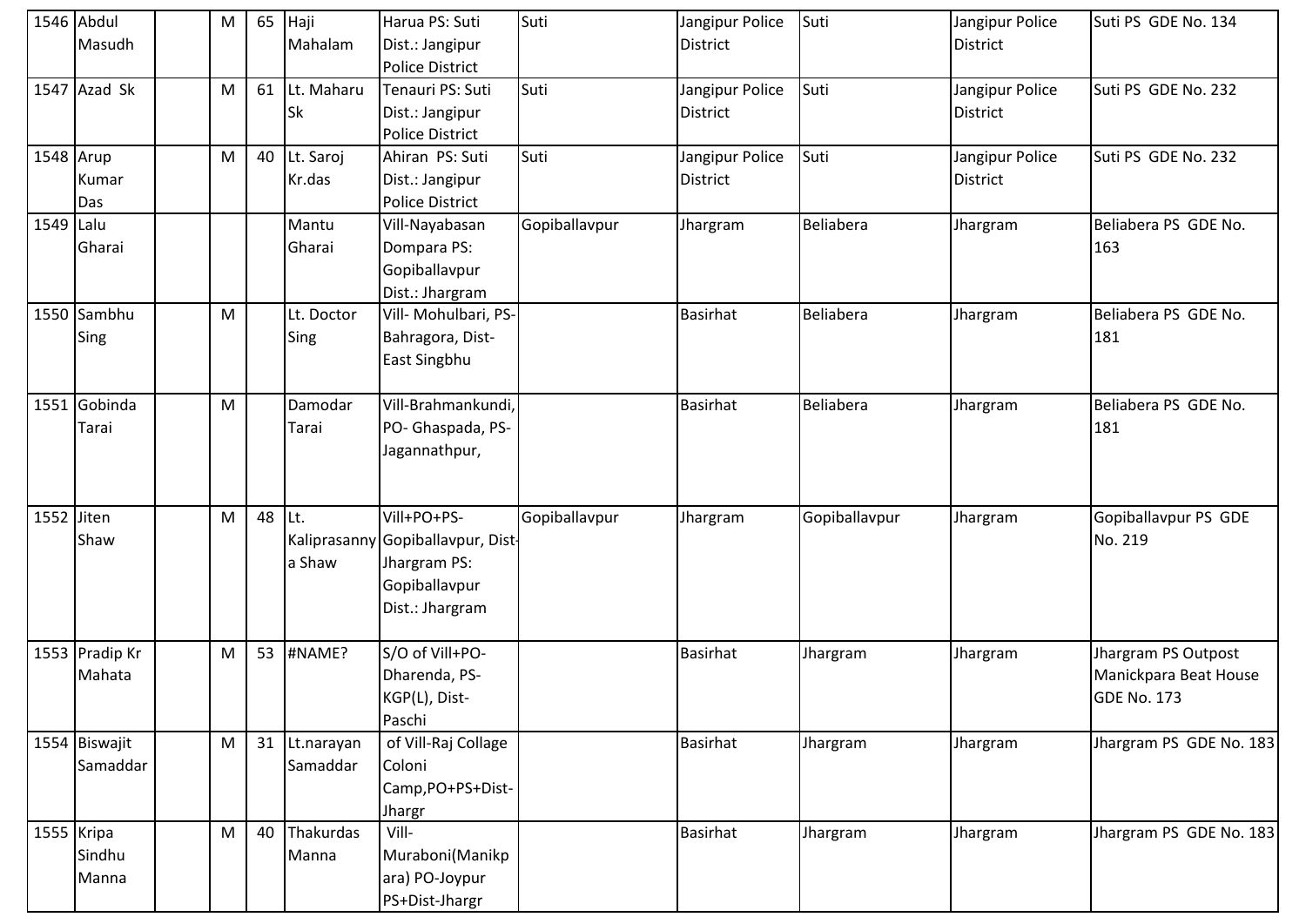| 1546 | Abdul Masudh | | M | 65 | Haji Mahalam | Harua PS: Suti Dist.: Jangipur Police District | Suti | Jangipur Police District | Suti | Jangipur Police District | Suti PS GDE No. 134 |
|---|---|---|---|---|---|---|---|---|---|---|---|
| 1547 | Azad Sk | | M | 61 | Lt. Maharu Sk | Tenauri PS: Suti Dist.: Jangipur Police District | Suti | Jangipur Police District | Suti | Jangipur Police District | Suti PS GDE No. 232 |
| 1548 | Arup Kumar Das | | M | 40 | Lt. Saroj Kr.das | Ahiran PS: Suti Dist.: Jangipur Police District | Suti | Jangipur Police District | Suti | Jangipur Police District | Suti PS GDE No. 232 |
| 1549 | Lalu Gharai | | | | Mantu Gharai | Vill-Nayabasan Dompara PS: Gopiballavpur Dist.: Jhargram | Gopiballavpur | Jhargram | Beliabera | Jhargram | Beliabera PS GDE No. 163 |
| 1550 | Sambhu Sing | | M | | Lt. Doctor Sing | Vill- Mohulbari, PS-Bahragora, Dist-East Singbhu | | Basirhat | Beliabera | Jhargram | Beliabera PS GDE No. 181 |
| 1551 | Gobinda Tarai | | M | | Damodar Tarai | Vill-Brahmankundi, PO- Ghaspada, PS-Jagannathpur, | | Basirhat | Beliabera | Jhargram | Beliabera PS GDE No. 181 |
| 1552 | Jiten Shaw | | M | 48 | Lt. Kaliprasannya Shaw | Vill+PO+PS-Gopiballavpur, Dist-Jhargram PS: Gopiballavpur Dist.: Jhargram | Gopiballavpur | Jhargram | Gopiballavpur | Jhargram | Gopiballavpur PS GDE No. 219 |
| 1553 | Pradip Kr Mahata | | M | 53 | #NAME? | S/O of Vill+PO-Dharenda, PS-KGP(L), Dist-Paschi | | Basirhat | Jhargram | Jhargram | Jhargram PS Outpost Manickpara Beat House GDE No. 173 |
| 1554 | Biswajit Samaddar | | M | 31 | Lt.narayan Samaddar | of Vill-Raj Collage Coloni Camp,PO+PS+Dist-Jhargr | | Basirhat | Jhargram | Jhargram | Jhargram PS GDE No. 183 |
| 1555 | Kripa Sindhu Manna | | M | 40 | Thakurdas Manna | Vill-Muraboni(Manikpara) PO-Joypur PS+Dist-Jhargr | | Basirhat | Jhargram | Jhargram | Jhargram PS GDE No. 183 |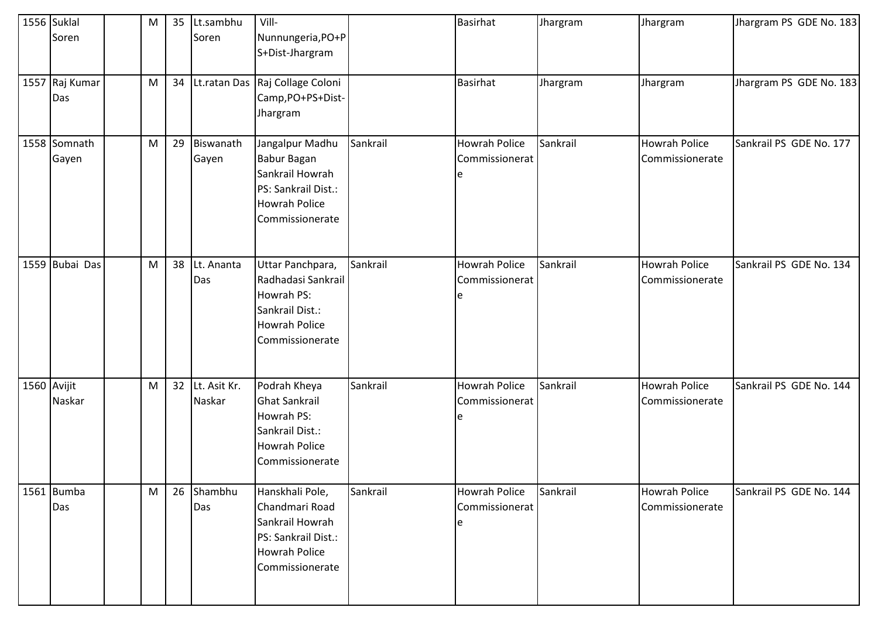| | | | | | | | | | | | |
|---|---|---|---|---|---|---|---|---|---|---|---|
| 1556 | Suklal Soren | | M | 35 | Lt.sambhu Soren | Vill-Nunnungeria,PO+PS+Dist-Jhargram | | Basirhat | Jhargram | Jhargram | Jhargram PS GDE No. 183 |
| 1557 | Raj Kumar Das | | M | 34 | Lt.ratan Das | Raj Collage Coloni Camp,PO+PS+Dist-Jhargram | | Basirhat | Jhargram | Jhargram | Jhargram PS GDE No. 183 |
| 1558 | Somnath Gayen | | M | 29 | Biswanath Gayen | Jangalpur Madhu Babur Bagan Sankrail Howrah PS: Sankrail Dist.: Howrah Police Commissionerate | Sankrail | Howrah Police Commissionerate | Sankrail | Howrah Police Commissionerate | Sankrail PS GDE No. 177 |
| 1559 | Bubai Das | | M | 38 | Lt. Ananta Das | Uttar Panchpara, Radhadasi Sankrail Howrah PS: Sankrail Dist.: Howrah Police Commissionerate | Sankrail | Howrah Police Commissionerate | Sankrail | Howrah Police Commissionerate | Sankrail PS GDE No. 134 |
| 1560 | Avijit Naskar | | M | 32 | Lt. Asit Kr. Naskar | Podrah Kheya Ghat Sankrail Howrah PS: Sankrail Dist.: Howrah Police Commissionerate | Sankrail | Howrah Police Commissionerate | Sankrail | Howrah Police Commissionerate | Sankrail PS GDE No. 144 |
| 1561 | Bumba Das | | M | 26 | Shambhu Das | Hanskhali Pole, Chandmari Road Sankrail Howrah PS: Sankrail Dist.: Howrah Police Commissionerate | Sankrail | Howrah Police Commissionerate | Sankrail | Howrah Police Commissionerate | Sankrail PS GDE No. 144 |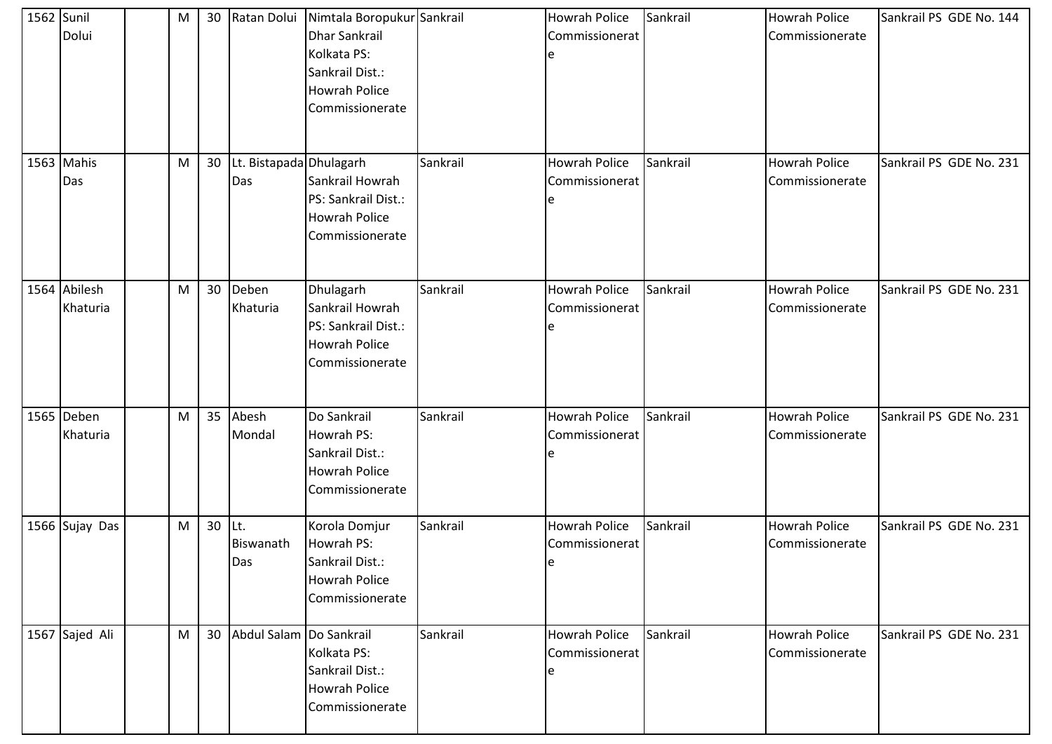| | | | | | | | | | | | |
|---|---|---|---|---|---|---|---|---|---|---|---|
| 1562 | Sunil Dolui | | M | 30 | Ratan Dolui | Nimtala Boropukur Dhar Sankrail Kolkata PS: Sankrail Dist.: Howrah Police Commissionerate | Sankrail | Howrah Police Commissionerate | Sankrail | Howrah Police Commissionerate | Sankrail PS GDE No. 144 |
| 1563 | Mahis Das | | M | 30 | Lt. Bistapada Das | Dhulagarh Sankrail Howrah PS: Sankrail Dist.: Howrah Police Commissionerate | Sankrail | Howrah Police Commissionerate | Sankrail | Howrah Police Commissionerate | Sankrail PS GDE No. 231 |
| 1564 | Abilesh Khaturia | | M | 30 | Deben Khaturia | Dhulagarh Sankrail Howrah PS: Sankrail Dist.: Howrah Police Commissionerate | Sankrail | Howrah Police Commissionerate | Sankrail | Howrah Police Commissionerate | Sankrail PS GDE No. 231 |
| 1565 | Deben Khaturia | | M | 35 | Abesh Mondal | Do Sankrail Howrah PS: Sankrail Dist.: Howrah Police Commissionerate | Sankrail | Howrah Police Commissionerate | Sankrail | Howrah Police Commissionerate | Sankrail PS GDE No. 231 |
| 1566 | Sujay Das | | M | 30 | Lt. Biswanath Das | Korola Domjur Howrah PS: Sankrail Dist.: Howrah Police Commissionerate | Sankrail | Howrah Police Commissionerate | Sankrail | Howrah Police Commissionerate | Sankrail PS GDE No. 231 |
| 1567 | Sajed Ali | | M | 30 | Abdul Salam | Do Sankrail Kolkata PS: Sankrail Dist.: Howrah Police Commissionerate | Sankrail | Howrah Police Commissionerate | Sankrail | Howrah Police Commissionerate | Sankrail PS GDE No. 231 |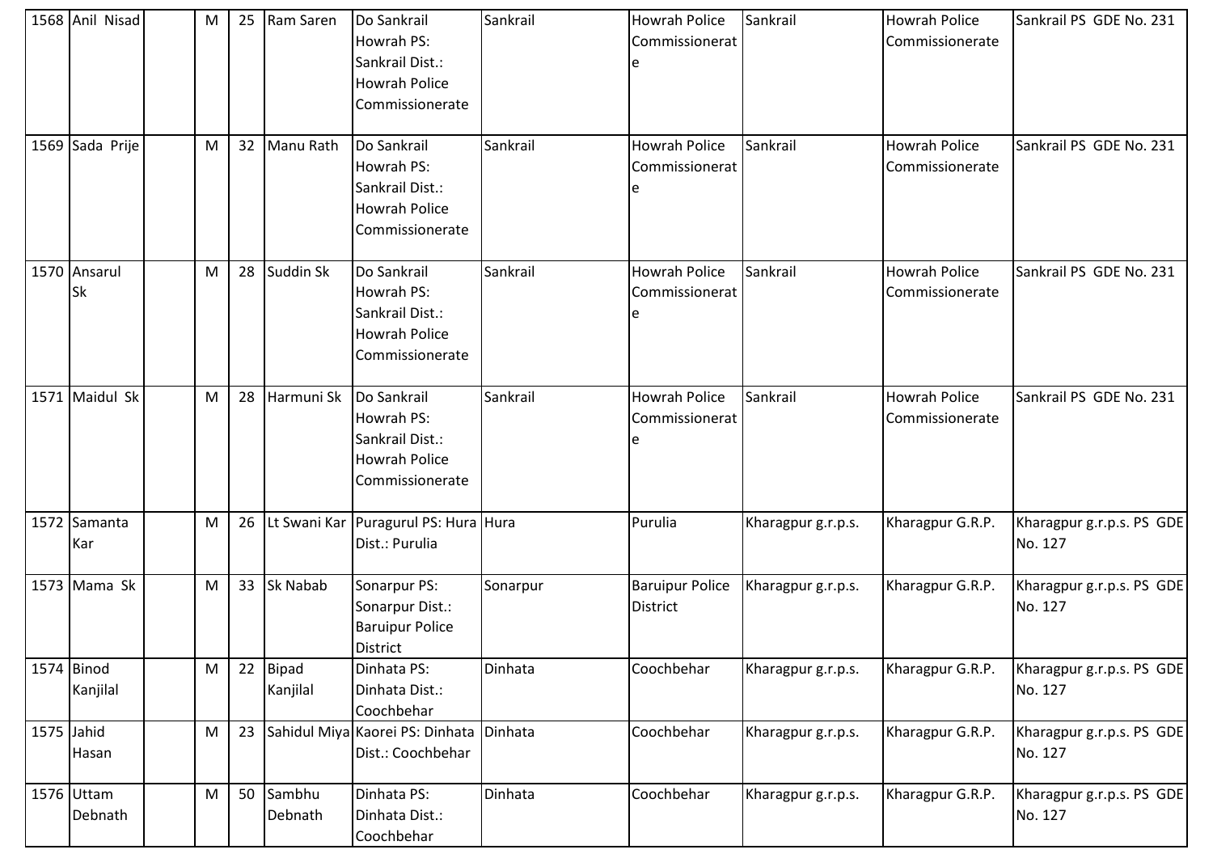| 1568 | Anil Nisad | | M | 25 | Ram Saren | Do Sankrail Howrah PS: Sankrail Dist.: Howrah Police Commissionerate | Sankrail | Howrah Police Commissionerate | Sankrail | Howrah Police Commissionerate | Sankrail PS GDE No. 231 |
|---|---|---|---|---|---|---|---|---|---|---|---|
| 1569 | Sada Prije | | M | 32 | Manu Rath | Do Sankrail Howrah PS: Sankrail Dist.: Howrah Police Commissionerate | Sankrail | Howrah Police Commissionerate | Sankrail | Howrah Police Commissionerate | Sankrail PS GDE No. 231 |
| 1570 | Ansarul Sk | | M | 28 | Suddin Sk | Do Sankrail Howrah PS: Sankrail Dist.: Howrah Police Commissionerate | Sankrail | Howrah Police Commissionerate | Sankrail | Howrah Police Commissionerate | Sankrail PS GDE No. 231 |
| 1571 | Maidul Sk | | M | 28 | Harmuni Sk | Do Sankrail Howrah PS: Sankrail Dist.: Howrah Police Commissionerate | Sankrail | Howrah Police Commissionerate | Sankrail | Howrah Police Commissionerate | Sankrail PS GDE No. 231 |
| 1572 | Samanta Kar | | M | 26 | Lt Swani Kar | Puragurul PS: Hura Dist.: Purulia | Hura | Purulia | Kharagpur g.r.p.s. | Kharagpur G.R.P. | Kharagpur g.r.p.s. PS GDE No. 127 |
| 1573 | Mama Sk | | M | 33 | Sk Nabab | Sonarpur PS: Sonarpur Dist.: Baruipur Police District | Sonarpur | Baruipur Police District | Kharagpur g.r.p.s. | Kharagpur G.R.P. | Kharagpur g.r.p.s. PS GDE No. 127 |
| 1574 | Binod Kanjilal | | M | 22 | Bipad Kanjilal | Dinhata PS: Dinhata Dist.: Coochbehar | Dinhata | Coochbehar | Kharagpur g.r.p.s. | Kharagpur G.R.P. | Kharagpur g.r.p.s. PS GDE No. 127 |
| 1575 | Jahid Hasan | | M | 23 | Sahidul Miya | Kaorei PS: Dinhata Dist.: Coochbehar | Dinhata | Coochbehar | Kharagpur g.r.p.s. | Kharagpur G.R.P. | Kharagpur g.r.p.s. PS GDE No. 127 |
| 1576 | Uttam Debnath | | M | 50 | Sambhu Debnath | Dinhata PS: Dinhata Dist.: Coochbehar | Dinhata | Coochbehar | Kharagpur g.r.p.s. | Kharagpur G.R.P. | Kharagpur g.r.p.s. PS GDE No. 127 |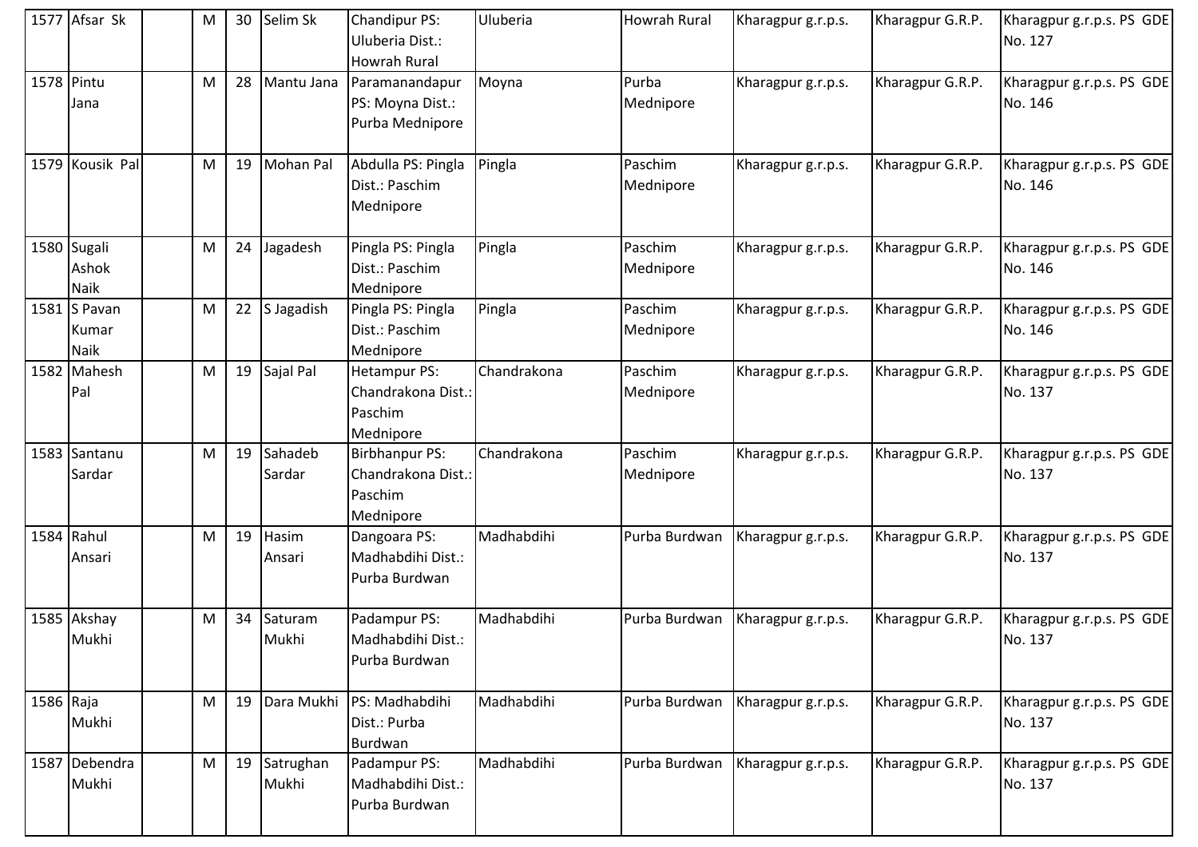| 1577 | Afsar Sk | | M | 30 | Selim Sk | Chandipur PS: Uluberia Dist.: Howrah Rural | Uluberia | Howrah Rural | Kharagpur g.r.p.s. | Kharagpur G.R.P. | Kharagpur g.r.p.s. PS GDE No. 127 |
|---|---|---|---|---|---|---|---|---|---|---|---|
| 1578 | Pintu Jana | | M | 28 | Mantu Jana | Paramanandapur PS: Moyna Dist.: Purba Mednipore | Moyna | Purba Mednipore | Kharagpur g.r.p.s. | Kharagpur G.R.P. | Kharagpur g.r.p.s. PS GDE No. 146 |
| 1579 | Kousik Pal | | M | 19 | Mohan Pal | Abdulla PS: Pingla Dist.: Paschim Mednipore | Pingla | Paschim Mednipore | Kharagpur g.r.p.s. | Kharagpur G.R.P. | Kharagpur g.r.p.s. PS GDE No. 146 |
| 1580 | Sugali Ashok Naik | | M | 24 | Jagadesh | Pingla PS: Pingla Dist.: Paschim Mednipore | Pingla | Paschim Mednipore | Kharagpur g.r.p.s. | Kharagpur G.R.P. | Kharagpur g.r.p.s. PS GDE No. 146 |
| 1581 | S Pavan Kumar Naik | | M | 22 | S Jagadish | Pingla PS: Pingla Dist.: Paschim Mednipore | Pingla | Paschim Mednipore | Kharagpur g.r.p.s. | Kharagpur G.R.P. | Kharagpur g.r.p.s. PS GDE No. 146 |
| 1582 | Mahesh Pal | | M | 19 | Sajal Pal | Hetampur PS: Chandrakona Dist.: Paschim Mednipore | Chandrakona | Paschim Mednipore | Kharagpur g.r.p.s. | Kharagpur G.R.P. | Kharagpur g.r.p.s. PS GDE No. 137 |
| 1583 | Santanu Sardar | | M | 19 | Sahadeb Sardar | Birbhanpur PS: Chandrakona Dist.: Paschim Mednipore | Chandrakona | Paschim Mednipore | Kharagpur g.r.p.s. | Kharagpur G.R.P. | Kharagpur g.r.p.s. PS GDE No. 137 |
| 1584 | Rahul Ansari | | M | 19 | Hasim Ansari | Dangoara PS: Madhabdihi Dist.: Purba Burdwan | Madhabdihi | Purba Burdwan | Kharagpur g.r.p.s. | Kharagpur G.R.P. | Kharagpur g.r.p.s. PS GDE No. 137 |
| 1585 | Akshay Mukhi | | M | 34 | Saturam Mukhi | Padampur PS: Madhabdihi Dist.: Purba Burdwan | Madhabdihi | Purba Burdwan | Kharagpur g.r.p.s. | Kharagpur G.R.P. | Kharagpur g.r.p.s. PS GDE No. 137 |
| 1586 | Raja Mukhi | | M | 19 | Dara Mukhi | PS: Madhabdihi Dist.: Purba Burdwan | Madhabdihi | Purba Burdwan | Kharagpur g.r.p.s. | Kharagpur G.R.P. | Kharagpur g.r.p.s. PS GDE No. 137 |
| 1587 | Debendra Mukhi | | M | 19 | Satrughan Mukhi | Padampur PS: Madhabdihi Dist.: Purba Burdwan | Madhabdihi | Purba Burdwan | Kharagpur g.r.p.s. | Kharagpur G.R.P. | Kharagpur g.r.p.s. PS GDE No. 137 |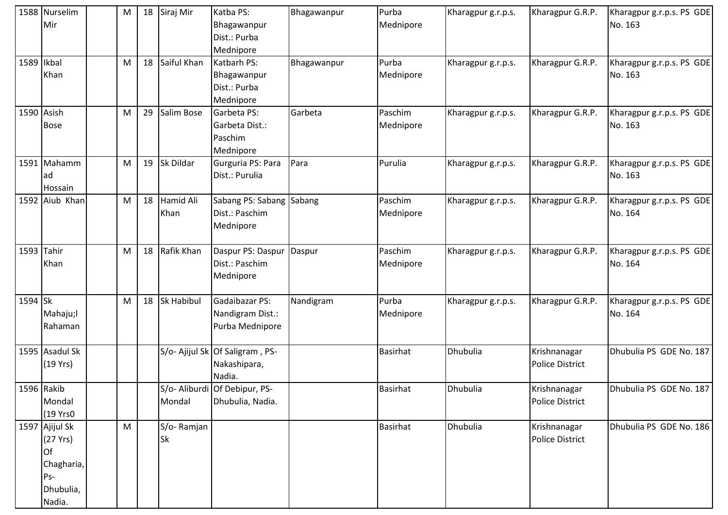| 1588 | Nurselim Mir | | M | 18 | Siraj Mir | Katba PS: Bhagawanpur Dist.: Purba Mednipore | Bhagawanpur | Purba Mednipore | Kharagpur g.r.p.s. | Kharagpur G.R.P. | Kharagpur g.r.p.s. PS GDE No. 163 |
|---|---|---|---|---|---|---|---|---|---|---|---|
| 1589 | Ikbal Khan | | M | 18 | Saiful Khan | Katbarh PS: Bhagawanpur Dist.: Purba Mednipore | Bhagawanpur | Purba Mednipore | Kharagpur g.r.p.s. | Kharagpur G.R.P. | Kharagpur g.r.p.s. PS GDE No. 163 |
| 1590 | Asish Bose | | M | 29 | Salim Bose | Garbeta PS: Garbeta Dist.: Paschim Mednipore | Garbeta | Paschim Mednipore | Kharagpur g.r.p.s. | Kharagpur G.R.P. | Kharagpur g.r.p.s. PS GDE No. 163 |
| 1591 | Mahammad Hossain | | M | 19 | Sk Dildar | Gurguria PS: Para Dist.: Purulia | Para | Purulia | Kharagpur g.r.p.s. | Kharagpur G.R.P. | Kharagpur g.r.p.s. PS GDE No. 163 |
| 1592 | Aiub Khan | | M | 18 | Hamid Ali Khan | Sabang PS: Sabang Dist.: Paschim Mednipore | Sabang | Paschim Mednipore | Kharagpur g.r.p.s. | Kharagpur G.R.P. | Kharagpur g.r.p.s. PS GDE No. 164 |
| 1593 | Tahir Khan | | M | 18 | Rafik Khan | Daspur PS: Daspur Dist.: Paschim Mednipore | Daspur | Paschim Mednipore | Kharagpur g.r.p.s. | Kharagpur G.R.P. | Kharagpur g.r.p.s. PS GDE No. 164 |
| 1594 | Sk Mahaju;l Rahaman | | M | 18 | Sk Habibul | Gadaibazar PS: Nandigram Dist.: Purba Mednipore | Nandigram | Purba Mednipore | Kharagpur g.r.p.s. | Kharagpur G.R.P. | Kharagpur g.r.p.s. PS GDE No. 164 |
| 1595 | Asadul Sk (19 Yrs) | | | | S/o- Ajijul Sk | Of Saligram , PS-Nakashipara, Nadia. | | Basirhat | Dhubulia | Krishnanagar Police District | Dhubulia PS GDE No. 187 |
| 1596 | Rakib Mondal (19 Yrs0 | | | | S/o- Aliburdi Mondal | Of Debipur, PS-Dhubulia, Nadia. | | Basirhat | Dhubulia | Krishnanagar Police District | Dhubulia PS GDE No. 187 |
| 1597 | Ajijul Sk (27 Yrs) Of Chagharia, Ps-Dhubulia, Nadia. | | M | | S/o- Ramjan Sk | | | Basirhat | Dhubulia | Krishnanagar Police District | Dhubulia PS GDE No. 186 |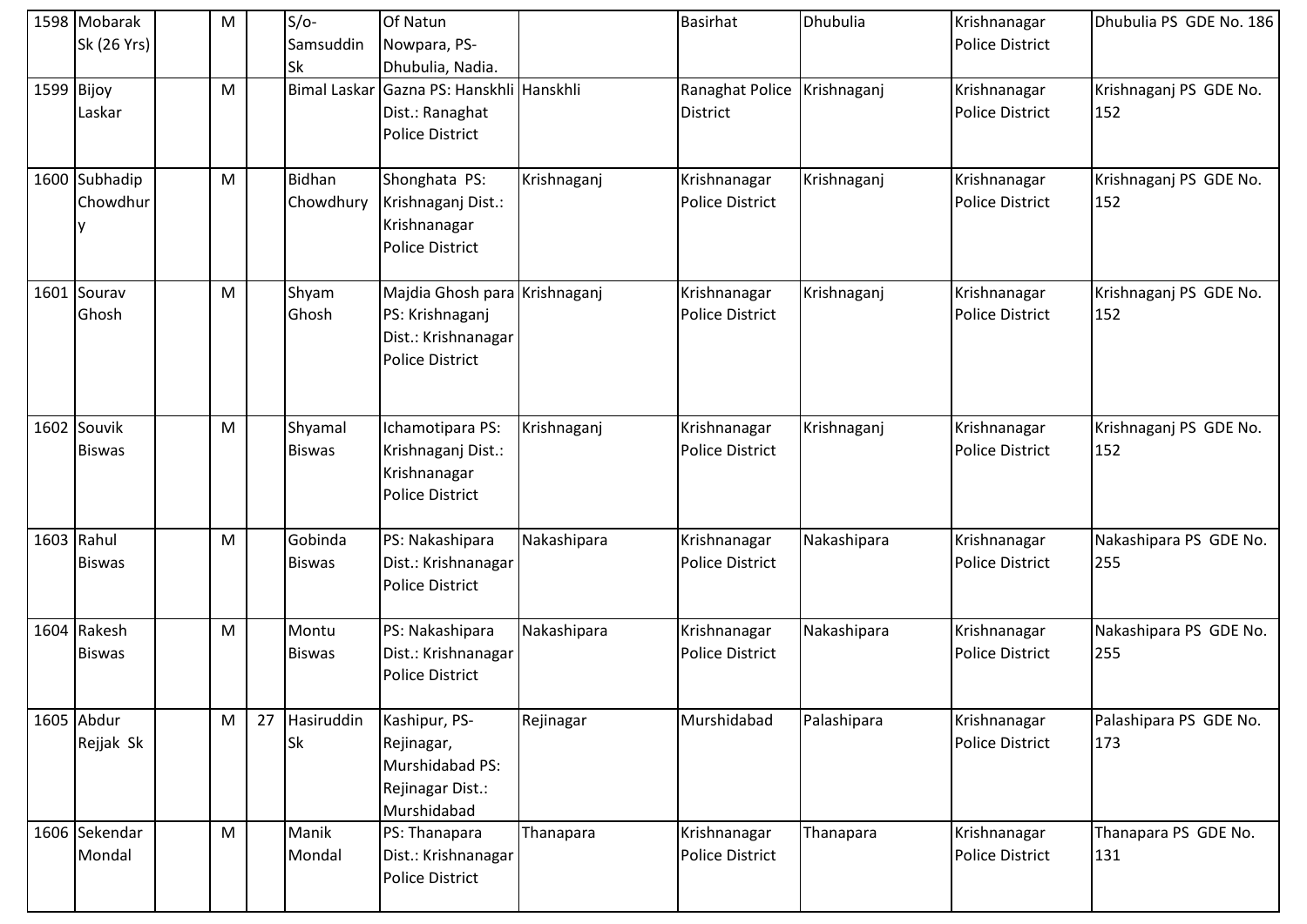| 1598 | Mobarak Sk (26 Yrs) | | M | | S/o-Samsuddin Sk | Of Natun Nowpara, PS-Dhubulia, Nadia. | | Basirhat | Dhubulia | Krishnanagar Police District | Dhubulia PS GDE No. 186 |
|---|---|---|---|---|---|---|---|---|---|---|---|
| 1599 | Bijoy Laskar | | M | | Bimal Laskar | Gazna PS: Hanskhli Dist.: Ranaghat Police District | Hanskhli | Ranaghat Police District | Krishnaganj | Krishnanagar Police District | Krishnaganj PS GDE No. 152 |
| 1600 | Subhadip Chowdhury | | M | | Bidhan Chowdhury | Shonghata PS: Krishnaganj Dist.: Krishnanagar Police District | Krishnaganj | Krishnanagar Police District | Krishnaganj | Krishnanagar Police District | Krishnaganj PS GDE No. 152 |
| 1601 | Sourav Ghosh | | M | | Shyam Ghosh | Majdia Ghosh para PS: Krishnaganj Dist.: Krishnanagar Police District | Krishnaganj | Krishnanagar Police District | Krishnaganj | Krishnanagar Police District | Krishnaganj PS GDE No. 152 |
| 1602 | Souvik Biswas | | M | | Shyamal Biswas | Ichamotipara PS: Krishnaganj Dist.: Krishnanagar Police District | Krishnaganj | Krishnanagar Police District | Krishnaganj | Krishnanagar Police District | Krishnaganj PS GDE No. 152 |
| 1603 | Rahul Biswas | | M | | Gobinda Biswas | PS: Nakashipara Dist.: Krishnanagar Police District | Nakashipara | Krishnanagar Police District | Nakashipara | Krishnanagar Police District | Nakashipara PS GDE No. 255 |
| 1604 | Rakesh Biswas | | M | | Montu Biswas | PS: Nakashipara Dist.: Krishnanagar Police District | Nakashipara | Krishnanagar Police District | Nakashipara | Krishnanagar Police District | Nakashipara PS GDE No. 255 |
| 1605 | Abdur Rejjak Sk | | M | 27 | Hasiruddin Sk | Kashipur, PS-Rejinagar, Murshidabad PS: Rejinagar Dist.: Murshidabad | Rejinagar | Murshidabad | Palashipara | Krishnanagar Police District | Palashipara PS GDE No. 173 |
| 1606 | Sekendar Mondal | | M | | Manik Mondal | PS: Thanapara Dist.: Krishnanagar Police District | Thanapara | Krishnanagar Police District | Thanapara | Krishnanagar Police District | Thanapara PS GDE No. 131 |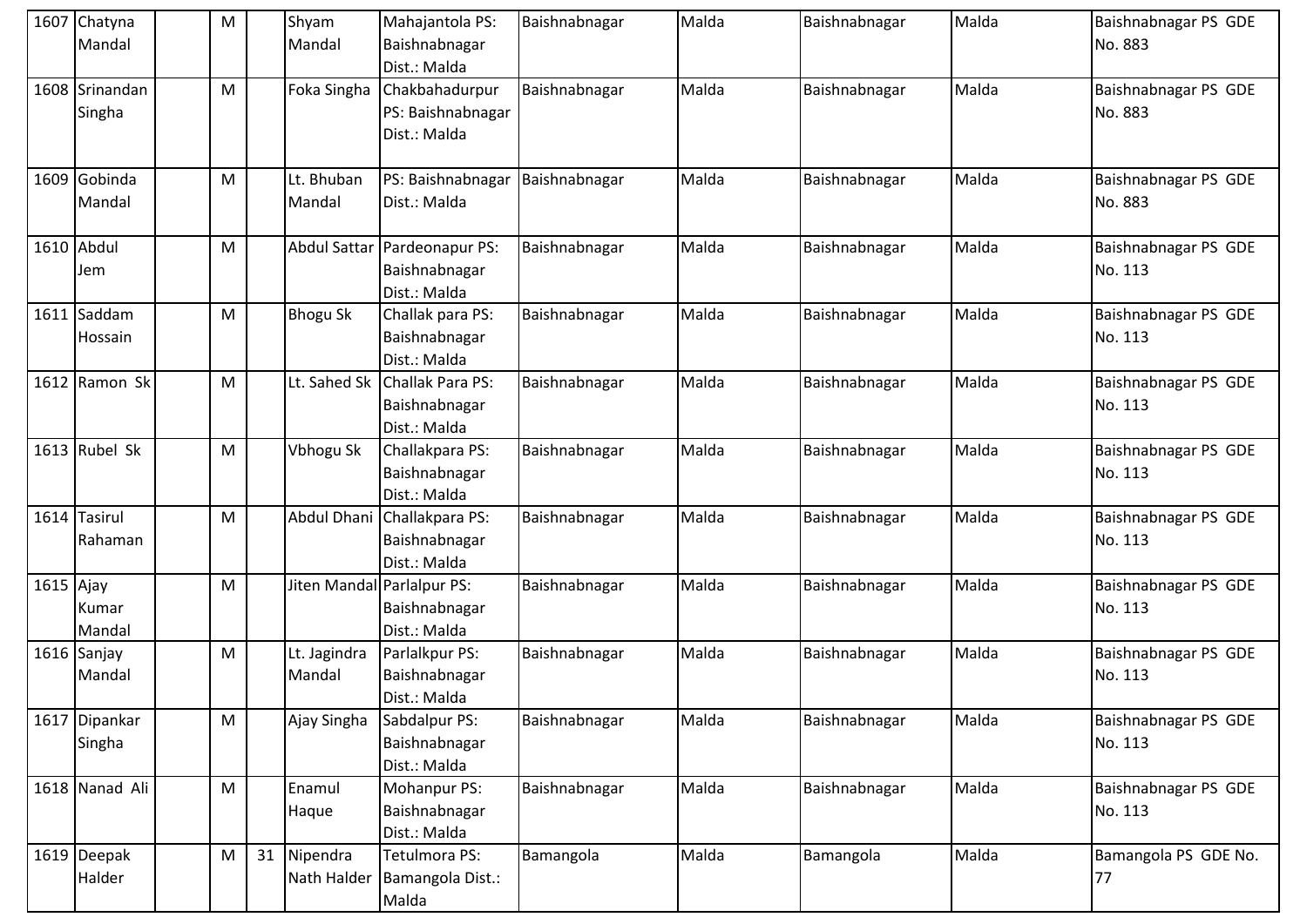| 1607 | Chatyna Mandal | | M | | Shyam Mandal | Mahajantola PS: Baishnabnagar Dist.: Malda | Baishnabnagar | Malda | Baishnabnagar | Malda | Baishnabnagar PS GDE No. 883 |
|---|---|---|---|---|---|---|---|---|---|---|---|
| 1608 | Srinandan Singha | | M | | Foka Singha | Chakbahadurpur PS: Baishnabnagar Dist.: Malda | Baishnabnagar | Malda | Baishnabnagar | Malda | Baishnabnagar PS GDE No. 883 |
| 1609 | Gobinda Mandal | | M | | Lt. Bhuban Mandal | PS: Baishnabnagar Dist.: Malda | Baishnabnagar | Malda | Baishnabnagar | Malda | Baishnabnagar PS GDE No. 883 |
| 1610 | Abdul Jem | | M | | Abdul Sattar | Pardeonapur PS: Baishnabnagar Dist.: Malda | Baishnabnagar | Malda | Baishnabnagar | Malda | Baishnabnagar PS GDE No. 113 |
| 1611 | Saddam Hossain | | M | | Bhogu Sk | Challak para PS: Baishnabnagar Dist.: Malda | Baishnabnagar | Malda | Baishnabnagar | Malda | Baishnabnagar PS GDE No. 113 |
| 1612 | Ramon Sk | | M | | Lt. Sahed Sk | Challak Para PS: Baishnabnagar Dist.: Malda | Baishnabnagar | Malda | Baishnabnagar | Malda | Baishnabnagar PS GDE No. 113 |
| 1613 | Rubel Sk | | M | | Vbhogu Sk | Challakpara PS: Baishnabnagar Dist.: Malda | Baishnabnagar | Malda | Baishnabnagar | Malda | Baishnabnagar PS GDE No. 113 |
| 1614 | Tasirul Rahaman | | M | | Abdul Dhani | Challakpara PS: Baishnabnagar Dist.: Malda | Baishnabnagar | Malda | Baishnabnagar | Malda | Baishnabnagar PS GDE No. 113 |
| 1615 | Ajay Kumar Mandal | | M | | Jiten Mandal | Parlalpur PS: Baishnabnagar Dist.: Malda | Baishnabnagar | Malda | Baishnabnagar | Malda | Baishnabnagar PS GDE No. 113 |
| 1616 | Sanjay Mandal | | M | | Lt. Jagindra Mandal | Parlalkpur PS: Baishnabnagar Dist.: Malda | Baishnabnagar | Malda | Baishnabnagar | Malda | Baishnabnagar PS GDE No. 113 |
| 1617 | Dipankar Singha | | M | | Ajay Singha | Sabdalpur PS: Baishnabnagar Dist.: Malda | Baishnabnagar | Malda | Baishnabnagar | Malda | Baishnabnagar PS GDE No. 113 |
| 1618 | Nanad Ali | | M | | Enamul Haque | Mohanpur PS: Baishnabnagar Dist.: Malda | Baishnabnagar | Malda | Baishnabnagar | Malda | Baishnabnagar PS GDE No. 113 |
| 1619 | Deepak Halder | | M | 31 | Nipendra Nath Halder | Tetulmora PS: Bamangola Dist.: Malda | Bamangola | Malda | Bamangola | Malda | Bamangola PS GDE No. 77 |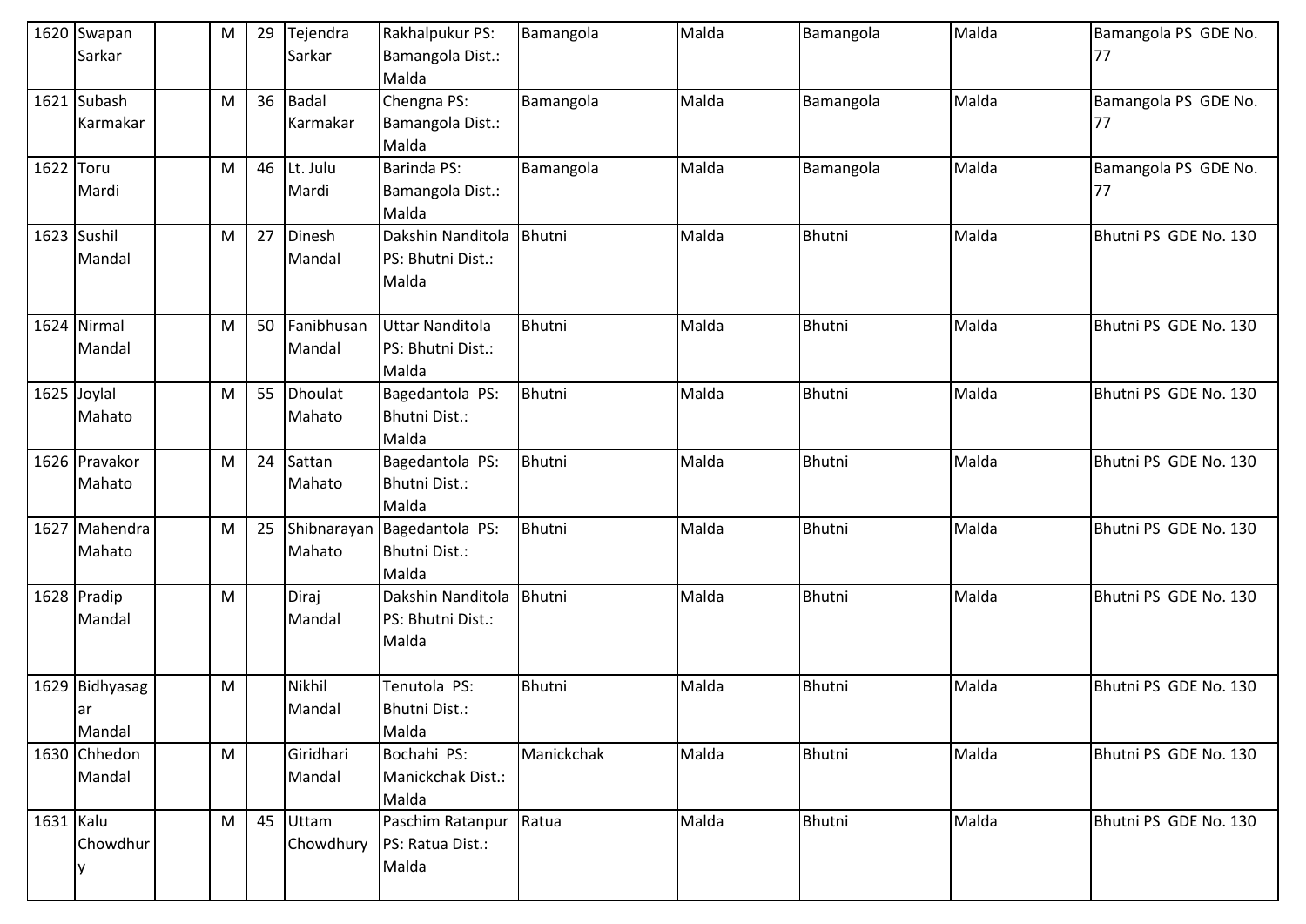| 1620 | Swapan Sarkar | | M | 29 | Tejendra Sarkar | Rakhalpukur PS: Bamangola Dist.: Malda | Bamangola | Malda | Bamangola | Malda | Bamangola PS GDE No. 77 |
|---|---|---|---|---|---|---|---|---|---|---|---|
| 1621 | Subash Karmakar | | M | 36 | Badal Karmakar | Chengna PS: Bamangola Dist.: Malda | Bamangola | Malda | Bamangola | Malda | Bamangola PS GDE No. 77 |
| 1622 | Toru Mardi | | M | 46 | Lt. Julu Mardi | Barinda PS: Bamangola Dist.: Malda | Bamangola | Malda | Bamangola | Malda | Bamangola PS GDE No. 77 |
| 1623 | Sushil Mandal | | M | 27 | Dinesh Mandal | Dakshin Nanditola PS: Bhutni Dist.: Malda | Bhutni | Malda | Bhutni | Malda | Bhutni PS GDE No. 130 |
| 1624 | Nirmal Mandal | | M | 50 | Fanibhusan Mandal | Uttar Nanditola PS: Bhutni Dist.: Malda | Bhutni | Malda | Bhutni | Malda | Bhutni PS GDE No. 130 |
| 1625 | Joylal Mahato | | M | 55 | Dhoulat Mahato | Bagedantola PS: Bhutni Dist.: Malda | Bhutni | Malda | Bhutni | Malda | Bhutni PS GDE No. 130 |
| 1626 | Pravakor Mahato | | M | 24 | Sattan Mahato | Bagedantola PS: Bhutni Dist.: Malda | Bhutni | Malda | Bhutni | Malda | Bhutni PS GDE No. 130 |
| 1627 | Mahendra Mahato | | M | 25 | Shibnarayan Mahato | Bagedantola PS: Bhutni Dist.: Malda | Bhutni | Malda | Bhutni | Malda | Bhutni PS GDE No. 130 |
| 1628 | Pradip Mandal | | M | | Diraj Mandal | Dakshin Nanditola PS: Bhutni Dist.: Malda | Bhutni | Malda | Bhutni | Malda | Bhutni PS GDE No. 130 |
| 1629 | Bidhyasagar Mandal | | M | | Nikhil Mandal | Tenutola PS: Bhutni Dist.: Malda | Bhutni | Malda | Bhutni | Malda | Bhutni PS GDE No. 130 |
| 1630 | Chhedon Mandal | | M | | Giridhari Mandal | Bochahi PS: Manickchak Dist.: Malda | Manickchak | Malda | Bhutni | Malda | Bhutni PS GDE No. 130 |
| 1631 | Kalu Chowdhury | | M | 45 | Uttam Chowdhury | Paschim Ratanpur PS: Ratua Dist.: Malda | Ratua | Malda | Bhutni | Malda | Bhutni PS GDE No. 130 |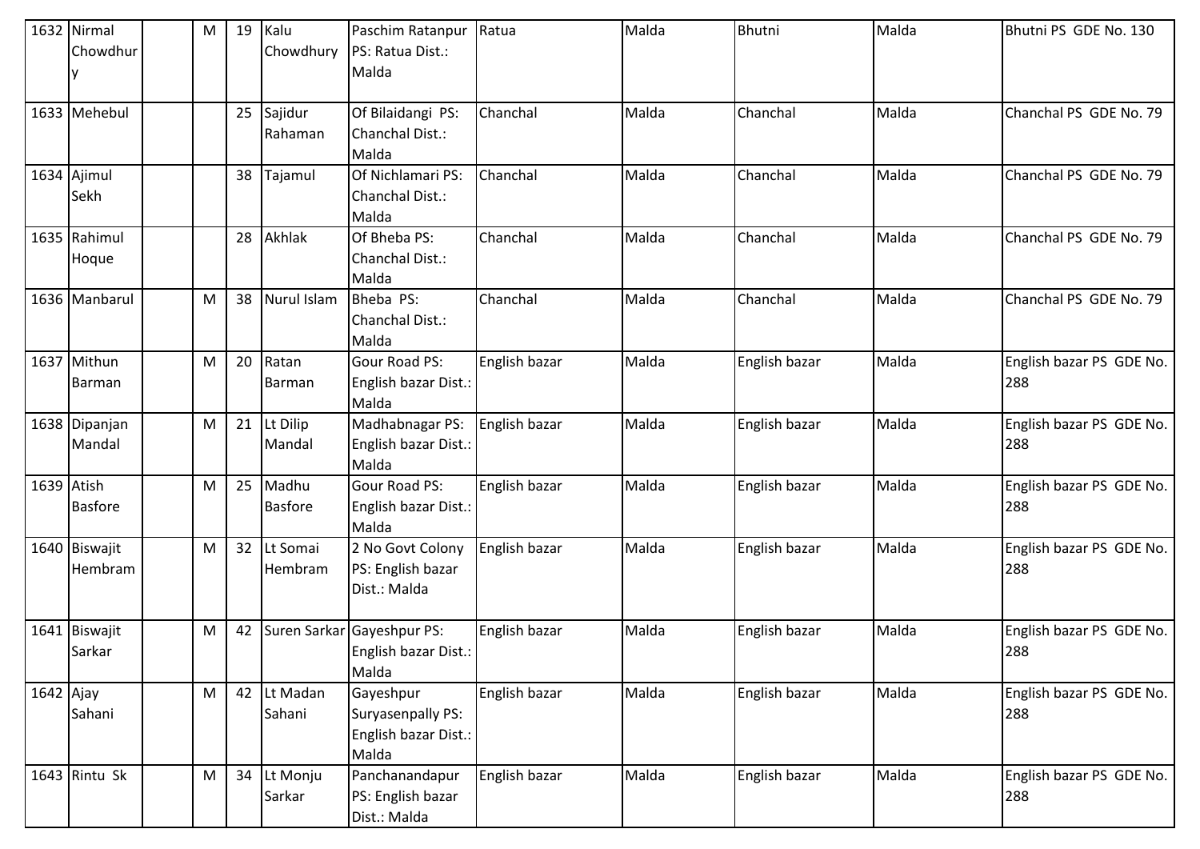| 1632 | Nirmal Chowdhury | | M | 19 | Kalu Chowdhury | Paschim Ratanpur PS: Ratua Dist.: Malda | Ratua | Malda | Bhutni | Malda | Bhutni PS GDE No. 130 |
|---|---|---|---|---|---|---|---|---|---|---|---|
| 1633 | Mehebul | | | 25 | Sajidur Rahaman | Of Bilaidangi PS: Chanchal Dist.: Malda | Chanchal | Malda | Chanchal | Malda | Chanchal PS GDE No. 79 |
| 1634 | Ajimul Sekh | | | 38 | Tajamul | Of Nichlamari PS: Chanchal Dist.: Malda | Chanchal | Malda | Chanchal | Malda | Chanchal PS GDE No. 79 |
| 1635 | Rahimul Hoque | | | 28 | Akhlak | Of Bheba PS: Chanchal Dist.: Malda | Chanchal | Malda | Chanchal | Malda | Chanchal PS GDE No. 79 |
| 1636 | Manbarul | | M | 38 | Nurul Islam | Bheba PS: Chanchal Dist.: Malda | Chanchal | Malda | Chanchal | Malda | Chanchal PS GDE No. 79 |
| 1637 | Mithun Barman | | M | 20 | Ratan Barman | Gour Road PS: English bazar Dist.: Malda | English bazar | Malda | English bazar | Malda | English bazar PS GDE No. 288 |
| 1638 | Dipanjan Mandal | | M | 21 | Lt Dilip Mandal | Madhabnagar PS: English bazar Dist.: Malda | English bazar | Malda | English bazar | Malda | English bazar PS GDE No. 288 |
| 1639 | Atish Basfore | | M | 25 | Madhu Basfore | Gour Road PS: English bazar Dist.: Malda | English bazar | Malda | English bazar | Malda | English bazar PS GDE No. 288 |
| 1640 | Biswajit Hembram | | M | 32 | Lt Somai Hembram | 2 No Govt Colony PS: English bazar Dist.: Malda | English bazar | Malda | English bazar | Malda | English bazar PS GDE No. 288 |
| 1641 | Biswajit Sarkar | | M | 42 | Suren Sarkar | Gayeshpur PS: English bazar Dist.: Malda | English bazar | Malda | English bazar | Malda | English bazar PS GDE No. 288 |
| 1642 | Ajay Sahani | | M | 42 | Lt Madan Sahani | Gayeshpur Suryasenpally PS: English bazar Dist.: Malda | English bazar | Malda | English bazar | Malda | English bazar PS GDE No. 288 |
| 1643 | Rintu Sk | | M | 34 | Lt Monju Sarkar | Panchanandapur PS: English bazar Dist.: Malda | English bazar | Malda | English bazar | Malda | English bazar PS GDE No. 288 |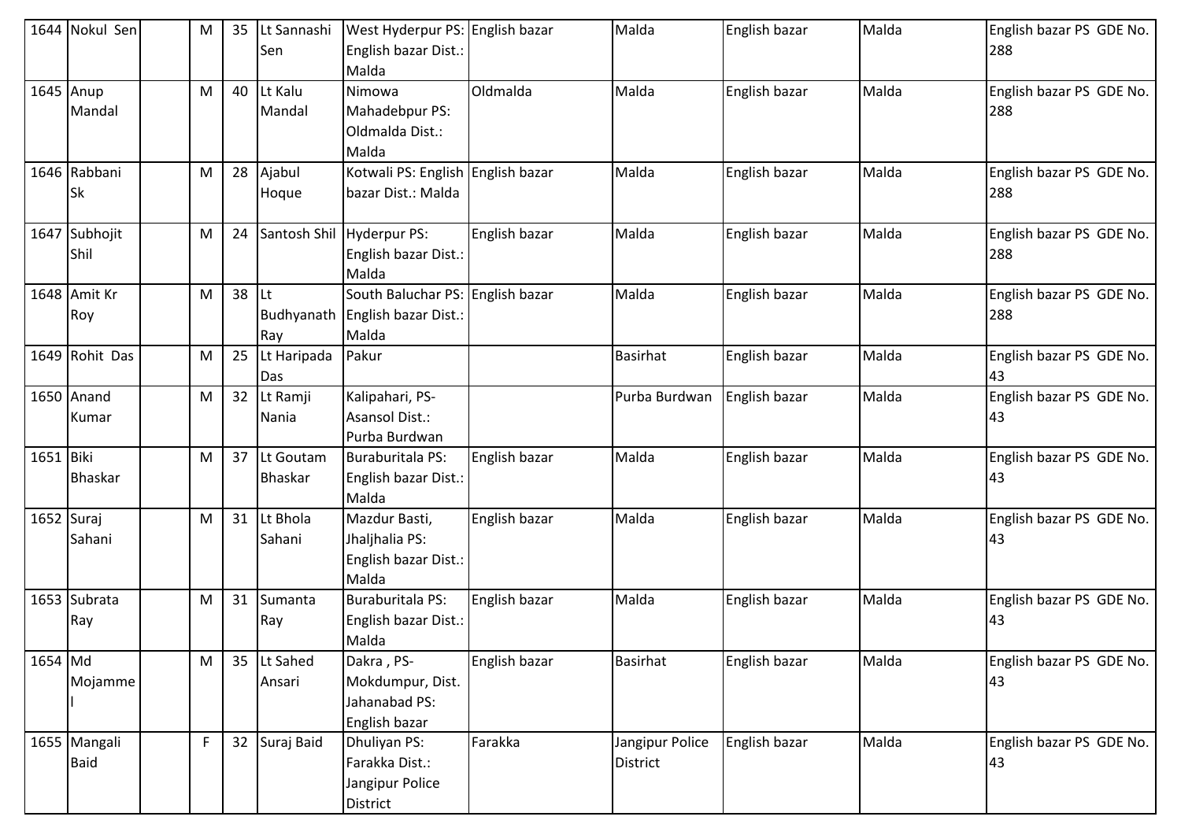| 1644 | Nokul Sen | | M | 35 | Lt Sannashi Sen | West Hyderpur PS: English bazar Dist.: Malda | English bazar | Malda | English bazar | Malda | English bazar PS GDE No. 288 |
|---|---|---|---|---|---|---|---|---|---|---|---|
| 1645 | Anup Mandal | | M | 40 | Lt Kalu Mandal | Nimowa Mahadebpur PS: Oldmalda Dist.: Malda | Oldmalda | Malda | English bazar | Malda | English bazar PS GDE No. 288 |
| 1646 | Rabbani Sk | | M | 28 | Ajabul Hoque | Kotwali PS: English bazar Dist.: Malda | English bazar | Malda | English bazar | Malda | English bazar PS GDE No. 288 |
| 1647 | Subhojit Shil | | M | 24 | Santosh Shil | Hyderpur PS: English bazar Dist.: Malda | English bazar | Malda | English bazar | Malda | English bazar PS GDE No. 288 |
| 1648 | Amit Kr Roy | | M | 38 | Lt Budhyanath Ray | South Baluchar PS: English bazar Dist.: Malda | English bazar | Malda | English bazar | Malda | English bazar PS GDE No. 288 |
| 1649 | Rohit Das | | M | 25 | Lt Haripada Das | Pakur | | Basirhat | English bazar | Malda | English bazar PS GDE No. 43 |
| 1650 | Anand Kumar | | M | 32 | Lt Ramji Nania | Kalipahari, PS- Asansol Dist.: Purba Burdwan | | Purba Burdwan | English bazar | Malda | English bazar PS GDE No. 43 |
| 1651 | Biki Bhaskar | | M | 37 | Lt Goutam Bhaskar | Buraburitala PS: English bazar Dist.: Malda | English bazar | Malda | English bazar | Malda | English bazar PS GDE No. 43 |
| 1652 | Suraj Sahani | | M | 31 | Lt Bhola Sahani | Mazdur Basti, Jhaljhalia PS: English bazar Dist.: Malda | English bazar | Malda | English bazar | Malda | English bazar PS GDE No. 43 |
| 1653 | Subrata Ray | | M | 31 | Sumanta Ray | Buraburitala PS: English bazar Dist.: Malda | English bazar | Malda | English bazar | Malda | English bazar PS GDE No. 43 |
| 1654 | Md Mojammel | | M | 35 | Lt Sahed Ansari | Dakra , PS- Mokdumpur, Dist. Jahanabad PS: English bazar | English bazar | Basirhat | English bazar | Malda | English bazar PS GDE No. 43 |
| 1655 | Mangali Baid | | F | 32 | Suraj Baid | Dhuliyan PS: Farakka Dist.: Jangipur Police District | Farakka | Jangipur Police District | English bazar | Malda | English bazar PS GDE No. 43 |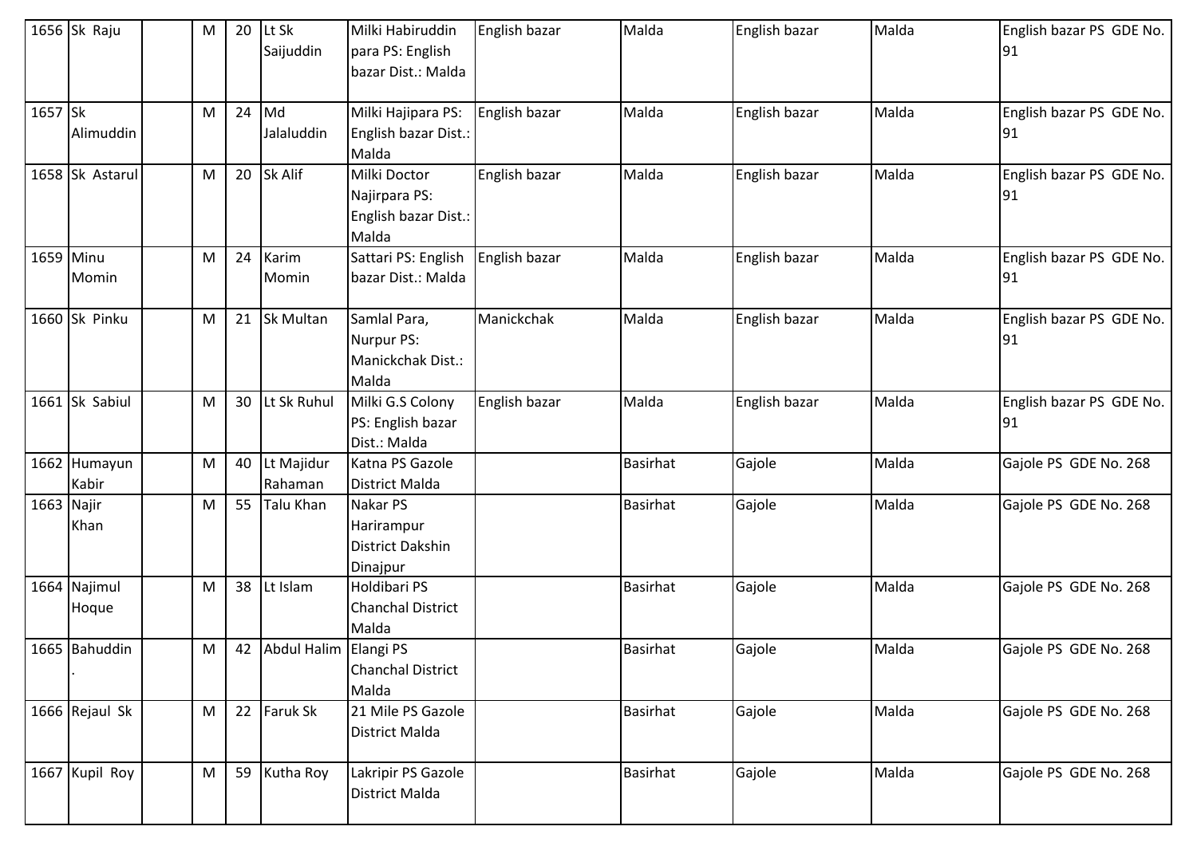| 1656 | Sk Raju | | M | 20 | Lt Sk Saijuddin | Milki Habiruddin para PS: English bazar Dist.: Malda | English bazar | Malda | English bazar | Malda | English bazar PS GDE No. 91 |
|---|---|---|---|---|---|---|---|---|---|---|---|
| 1657 | Sk Alimuddin | | M | 24 | Md Jalaluddin | Milki Hajipara PS: English bazar Dist.: Malda | English bazar | Malda | English bazar | Malda | English bazar PS GDE No. 91 |
| 1658 | Sk Astarul | | M | 20 | Sk Alif | Milki Doctor Najirpara PS: English bazar Dist.: Malda | English bazar | Malda | English bazar | Malda | English bazar PS GDE No. 91 |
| 1659 | Minu Momin | | M | 24 | Karim Momin | Sattari PS: English bazar Dist.: Malda | English bazar | Malda | English bazar | Malda | English bazar PS GDE No. 91 |
| 1660 | Sk Pinku | | M | 21 | Sk Multan | Samlal Para, Nurpur PS: Manickchak Dist.: Malda | Manickchak | Malda | English bazar | Malda | English bazar PS GDE No. 91 |
| 1661 | Sk Sabiul | | M | 30 | Lt Sk Ruhul | Milki G.S Colony PS: English bazar Dist.: Malda | English bazar | Malda | English bazar | Malda | English bazar PS GDE No. 91 |
| 1662 | Humayun Kabir | | M | 40 | Lt Majidur Rahaman | Katna PS Gazole District Malda | | Basirhat | Gajole | Malda | Gajole PS GDE No. 268 |
| 1663 | Najir Khan | | M | 55 | Talu Khan | Nakar PS Harirampur District Dakshin Dinajpur | | Basirhat | Gajole | Malda | Gajole PS GDE No. 268 |
| 1664 | Najimul Hoque | | M | 38 | Lt Islam | Holdibari PS Chanchal District Malda | | Basirhat | Gajole | Malda | Gajole PS GDE No. 268 |
| 1665 | Bahuddin . | | M | 42 | Abdul Halim | Elangi PS Chanchal District Malda | | Basirhat | Gajole | Malda | Gajole PS GDE No. 268 |
| 1666 | Rejaul Sk | | M | 22 | Faruk Sk | 21 Mile PS Gazole District Malda | | Basirhat | Gajole | Malda | Gajole PS GDE No. 268 |
| 1667 | Kupil Roy | | M | 59 | Kutha Roy | Lakripir PS Gazole District Malda | | Basirhat | Gajole | Malda | Gajole PS GDE No. 268 |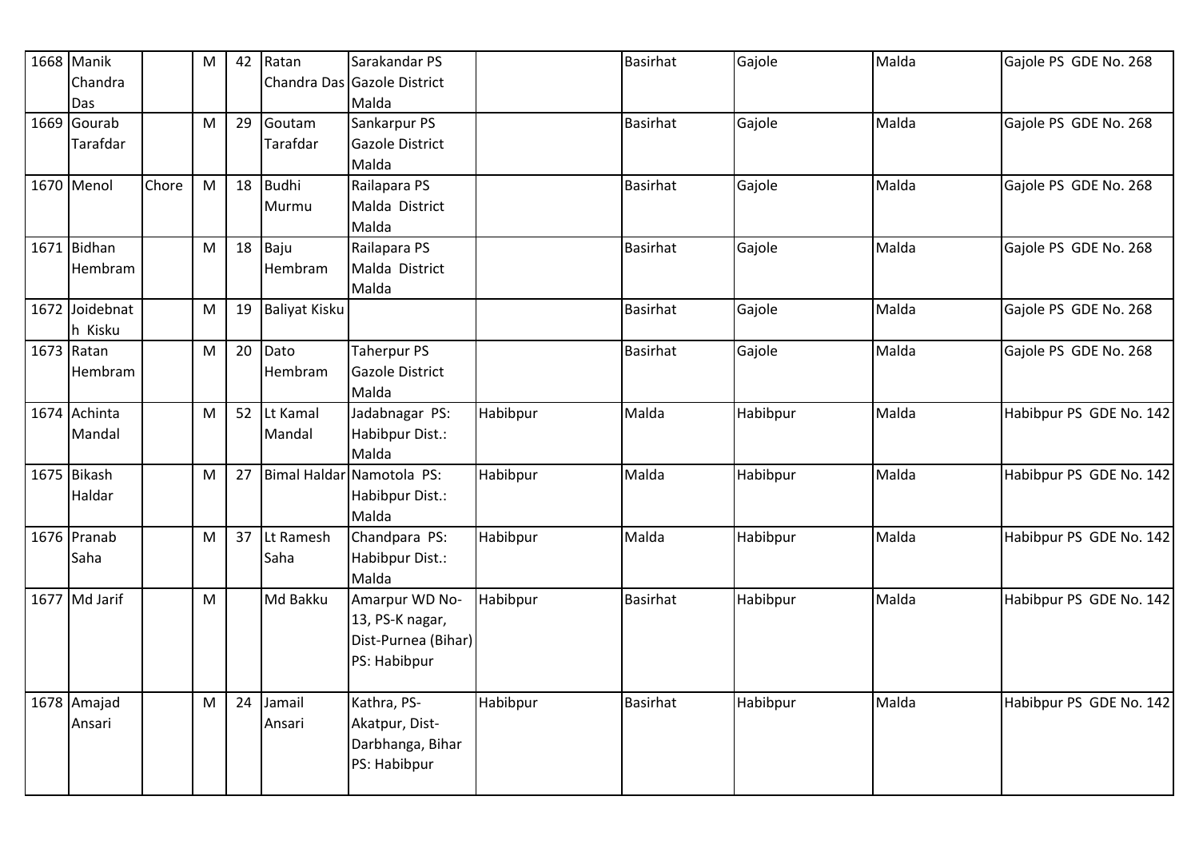| 1668 | Manik Chandra Das | | M | 42 | Ratan Chandra Das | Sarakandar PS Gazole District Malda | | Basirhat | Gajole | Malda | Gajole PS GDE No. 268 |
|---|---|---|---|---|---|---|---|---|---|---|---|
| 1669 | Gourab Tarafdar | | M | 29 | Goutam Tarafdar | Sankarpur PS Gazole District Malda | | Basirhat | Gajole | Malda | Gajole PS GDE No. 268 |
| 1670 | Menol | Chore | M | 18 | Budhi Murmu | Railapara PS Malda District Malda | | Basirhat | Gajole | Malda | Gajole PS GDE No. 268 |
| 1671 | Bidhan Hembram | | M | 18 | Baju Hembram | Railapara PS Malda District Malda | | Basirhat | Gajole | Malda | Gajole PS GDE No. 268 |
| 1672 | Joidebnath Kisku | | M | 19 | Baliyat Kisku | | | Basirhat | Gajole | Malda | Gajole PS GDE No. 268 |
| 1673 | Ratan Hembram | | M | 20 | Dato Hembram | Taherpur PS Gazole District Malda | | Basirhat | Gajole | Malda | Gajole PS GDE No. 268 |
| 1674 | Achinta Mandal | | M | 52 | Lt Kamal Mandal | Jadabnagar PS: Habibpur Dist.: Malda | Habibpur | Malda | Habibpur | Malda | Habibpur PS GDE No. 142 |
| 1675 | Bikash Haldar | | M | 27 | Bimal Haldar | Namotola PS: Habibpur Dist.: Malda | Habibpur | Malda | Habibpur | Malda | Habibpur PS GDE No. 142 |
| 1676 | Pranab Saha | | M | 37 | Lt Ramesh Saha | Chandpara PS: Habibpur Dist.: Malda | Habibpur | Malda | Habibpur | Malda | Habibpur PS GDE No. 142 |
| 1677 | Md Jarif | | M | | Md Bakku | Amarpur WD No-13, PS-K nagar, Dist-Purnea (Bihar) PS: Habibpur | Habibpur | Basirhat | Habibpur | Malda | Habibpur PS GDE No. 142 |
| 1678 | Amajad Ansari | | M | 24 | Jamail Ansari | Kathra, PS-Akatpur, Dist-Darbhanga, Bihar PS: Habibpur | Habibpur | Basirhat | Habibpur | Malda | Habibpur PS GDE No. 142 |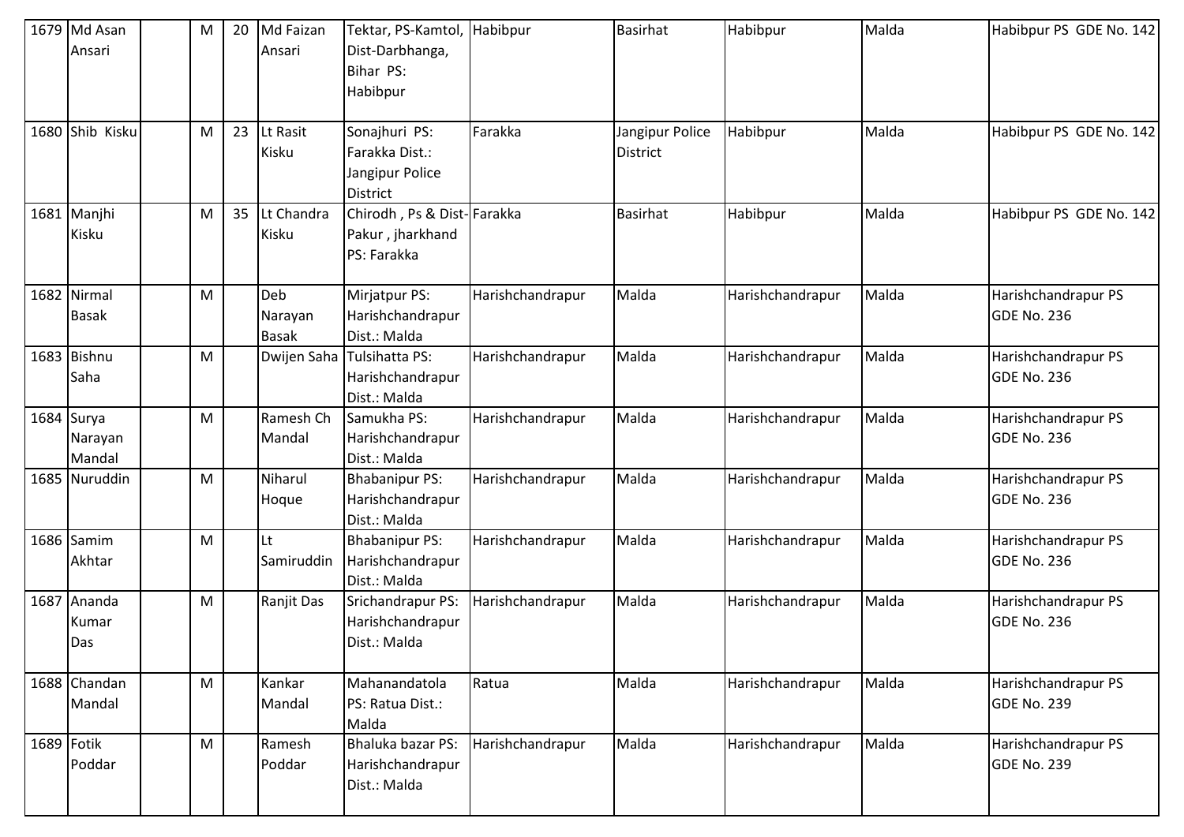| 1679 | Md Asan Ansari | | M | 20 | Md Faizan Ansari | Tektar, PS-Kamtol, Dist-Darbhanga, Bihar PS: Habibpur | Habibpur | Basirhat | Habibpur | Malda | Habibpur PS GDE No. 142 |
|---|---|---|---|---|---|---|---|---|---|---|---|
| 1680 | Shib Kisku | | M | 23 | Lt Rasit Kisku | Sonajhuri PS: Farakka Dist.: Jangipur Police District | Farakka | Jangipur Police District | Habibpur | Malda | Habibpur PS GDE No. 142 |
| 1681 | Manjhi Kisku | | M | 35 | Lt Chandra Kisku | Chirodh , Ps & Dist- Pakur , jharkhand PS: Farakka | Farakka | Basirhat | Habibpur | Malda | Habibpur PS GDE No. 142 |
| 1682 | Nirmal Basak | | M | | Deb Narayan Basak | Mirjatpur PS: Harishchandrapur Dist.: Malda | Harishchandrapur | Malda | Harishchandrapur | Malda | Harishchandrapur PS GDE No. 236 |
| 1683 | Bishnu Saha | | M | | Dwijen Saha | Tulsihatta PS: Harishchandrapur Dist.: Malda | Harishchandrapur | Malda | Harishchandrapur | Malda | Harishchandrapur PS GDE No. 236 |
| 1684 | Surya Narayan Mandal | | M | | Ramesh Ch Mandal | Samukha PS: Harishchandrapur Dist.: Malda | Harishchandrapur | Malda | Harishchandrapur | Malda | Harishchandrapur PS GDE No. 236 |
| 1685 | Nuruddin | | M | | Niharul Hoque | Bhabanipur PS: Harishchandrapur Dist.: Malda | Harishchandrapur | Malda | Harishchandrapur | Malda | Harishchandrapur PS GDE No. 236 |
| 1686 | Samim Akhtar | | M | | Lt Samiruddin | Bhabanipur PS: Harishchandrapur Dist.: Malda | Harishchandrapur | Malda | Harishchandrapur | Malda | Harishchandrapur PS GDE No. 236 |
| 1687 | Ananda Kumar Das | | M | | Ranjit Das | Srichandrapur PS: Harishchandrapur Dist.: Malda | Harishchandrapur | Malda | Harishchandrapur | Malda | Harishchandrapur PS GDE No. 236 |
| 1688 | Chandan Mandal | | M | | Kankar Mandal | Mahanandatola PS: Ratua Dist.: Malda | Ratua | Malda | Harishchandrapur | Malda | Harishchandrapur PS GDE No. 239 |
| 1689 | Fotik Poddar | | M | | Ramesh Poddar | Bhaluka bazar PS: Harishchandrapur Dist.: Malda | Harishchandrapur | Malda | Harishchandrapur | Malda | Harishchandrapur PS GDE No. 239 |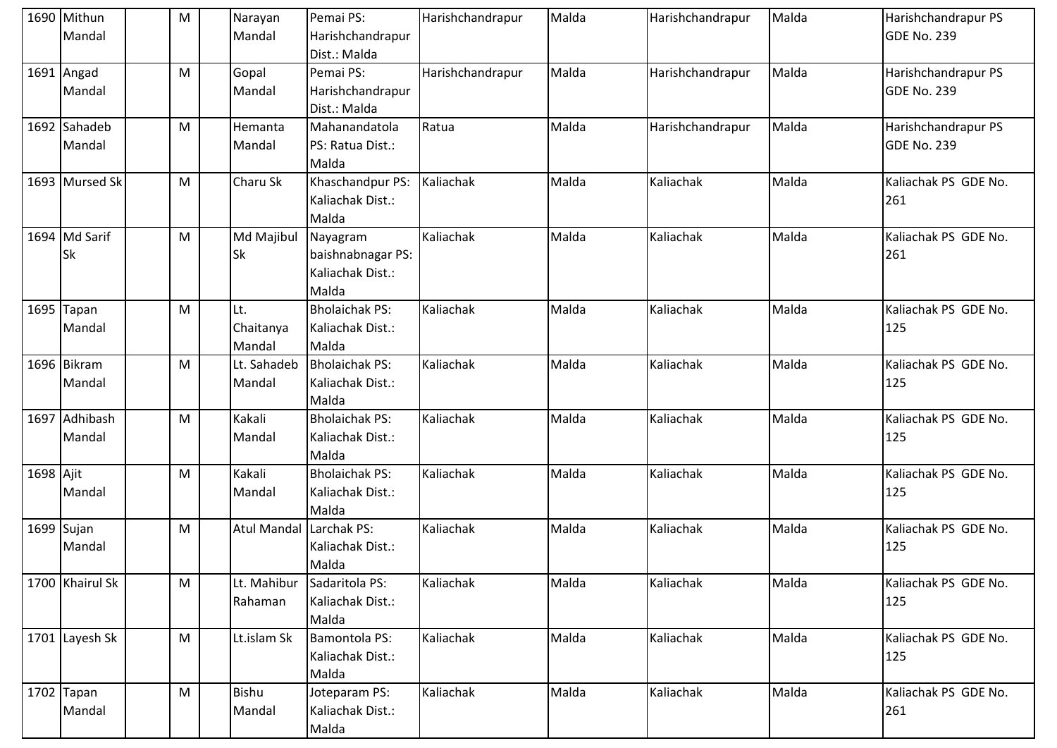| 1690 | Mithun Mandal | | M | | Narayan Mandal | Pemai PS: Harishchandrapur Dist.: Malda | Harishchandrapur | Malda | Harishchandrapur | Malda | Harishchandrapur PS GDE No. 239 |
|---|---|---|---|---|---|---|---|---|---|---|---|
| 1691 | Angad Mandal | | M | | Gopal Mandal | Pemai PS: Harishchandrapur Dist.: Malda | Harishchandrapur | Malda | Harishchandrapur | Malda | Harishchandrapur PS GDE No. 239 |
| 1692 | Sahadeb Mandal | | M | | Hemanta Mandal | Mahanandatola PS: Ratua Dist.: Malda | Ratua | Malda | Harishchandrapur | Malda | Harishchandrapur PS GDE No. 239 |
| 1693 | Mursed Sk | | M | | Charu Sk | Khaschandpur PS: Kaliachak Dist.: Malda | Kaliachak | Malda | Kaliachak | Malda | Kaliachak PS GDE No. 261 |
| 1694 | Md Sarif Sk | | M | | Md Majibul Sk | Nayagram baishnabnagar PS: Kaliachak Dist.: Malda | Kaliachak | Malda | Kaliachak | Malda | Kaliachak PS GDE No. 261 |
| 1695 | Tapan Mandal | | M | | Lt. Chaitanya Mandal | Bholaichak PS: Kaliachak Dist.: Malda | Kaliachak | Malda | Kaliachak | Malda | Kaliachak PS GDE No. 125 |
| 1696 | Bikram Mandal | | M | | Lt. Sahadeb Mandal | Bholaichak PS: Kaliachak Dist.: Malda | Kaliachak | Malda | Kaliachak | Malda | Kaliachak PS GDE No. 125 |
| 1697 | Adhibash Mandal | | M | | Kakali Mandal | Bholaichak PS: Kaliachak Dist.: Malda | Kaliachak | Malda | Kaliachak | Malda | Kaliachak PS GDE No. 125 |
| 1698 | Ajit Mandal | | M | | Kakali Mandal | Bholaichak PS: Kaliachak Dist.: Malda | Kaliachak | Malda | Kaliachak | Malda | Kaliachak PS GDE No. 125 |
| 1699 | Sujan Mandal | | M | | Atul Mandal | Larchak PS: Kaliachak Dist.: Malda | Kaliachak | Malda | Kaliachak | Malda | Kaliachak PS GDE No. 125 |
| 1700 | Khairul Sk | | M | | Lt. Mahibur Rahaman | Sadaritola PS: Kaliachak Dist.: Malda | Kaliachak | Malda | Kaliachak | Malda | Kaliachak PS GDE No. 125 |
| 1701 | Layesh Sk | | M | | Lt.islam Sk | Bamontola PS: Kaliachak Dist.: Malda | Kaliachak | Malda | Kaliachak | Malda | Kaliachak PS GDE No. 125 |
| 1702 | Tapan Mandal | | M | | Bishu Mandal | Joteparam PS: Kaliachak Dist.: Malda | Kaliachak | Malda | Kaliachak | Malda | Kaliachak PS GDE No. 261 |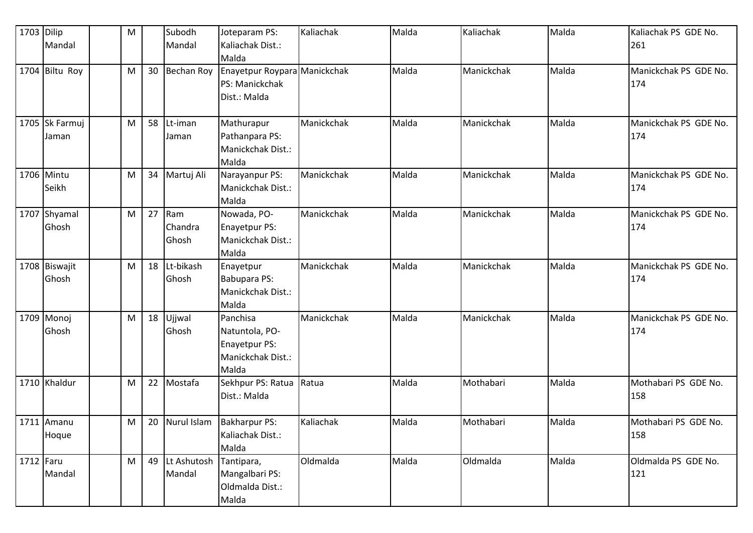| 1703 | Dilip Mandal | | M | | Subodh Mandal | Joteparam PS: Kaliachak Dist.: Malda | Kaliachak | Malda | Kaliachak | Malda | Kaliachak PS GDE No. 261 |
|---|---|---|---|---|---|---|---|---|---|---|---|
| 1704 | Biltu Roy | | M | 30 | Bechan Roy | Enayetpur Roypara PS: Manickchak Dist.: Malda | Manickchak | Malda | Manickchak | Malda | Manickchak PS GDE No. 174 |
| 1705 | Sk Farmuj Jaman | | M | 58 | Lt-iman Jaman | Mathurapur Pathanpara PS: Manickchak Dist.: Malda | Manickchak | Malda | Manickchak | Malda | Manickchak PS GDE No. 174 |
| 1706 | Mintu Seikh | | M | 34 | Martuj Ali | Narayanpur PS: Manickchak Dist.: Malda | Manickchak | Malda | Manickchak | Malda | Manickchak PS GDE No. 174 |
| 1707 | Shyamal Ghosh | | M | 27 | Ram Chandra Ghosh | Nowada, PO-Enayetpur PS: Manickchak Dist.: Malda | Manickchak | Malda | Manickchak | Malda | Manickchak PS GDE No. 174 |
| 1708 | Biswajit Ghosh | | M | 18 | Lt-bikash Ghosh | Enayetpur Babupara PS: Manickchak Dist.: Malda | Manickchak | Malda | Manickchak | Malda | Manickchak PS GDE No. 174 |
| 1709 | Monoj Ghosh | | M | 18 | Ujjwal Ghosh | Panchisa Natuntola, PO-Enayetpur PS: Manickchak Dist.: Malda | Manickchak | Malda | Manickchak | Malda | Manickchak PS GDE No. 174 |
| 1710 | Khaldur | | M | 22 | Mostafa | Sekhpur PS: Ratua Dist.: Malda | Ratua | Malda | Mothabari | Malda | Mothabari PS GDE No. 158 |
| 1711 | Amanu Hoque | | M | 20 | Nurul Islam | Bakharpur PS: Kaliachak Dist.: Malda | Kaliachak | Malda | Mothabari | Malda | Mothabari PS GDE No. 158 |
| 1712 | Faru Mandal | | M | 49 | Lt Ashutosh Mandal | Tantipara, Mangalbari PS: Oldmalda Dist.: Malda | Oldmalda | Malda | Oldmalda | Malda | Oldmalda PS GDE No. 121 |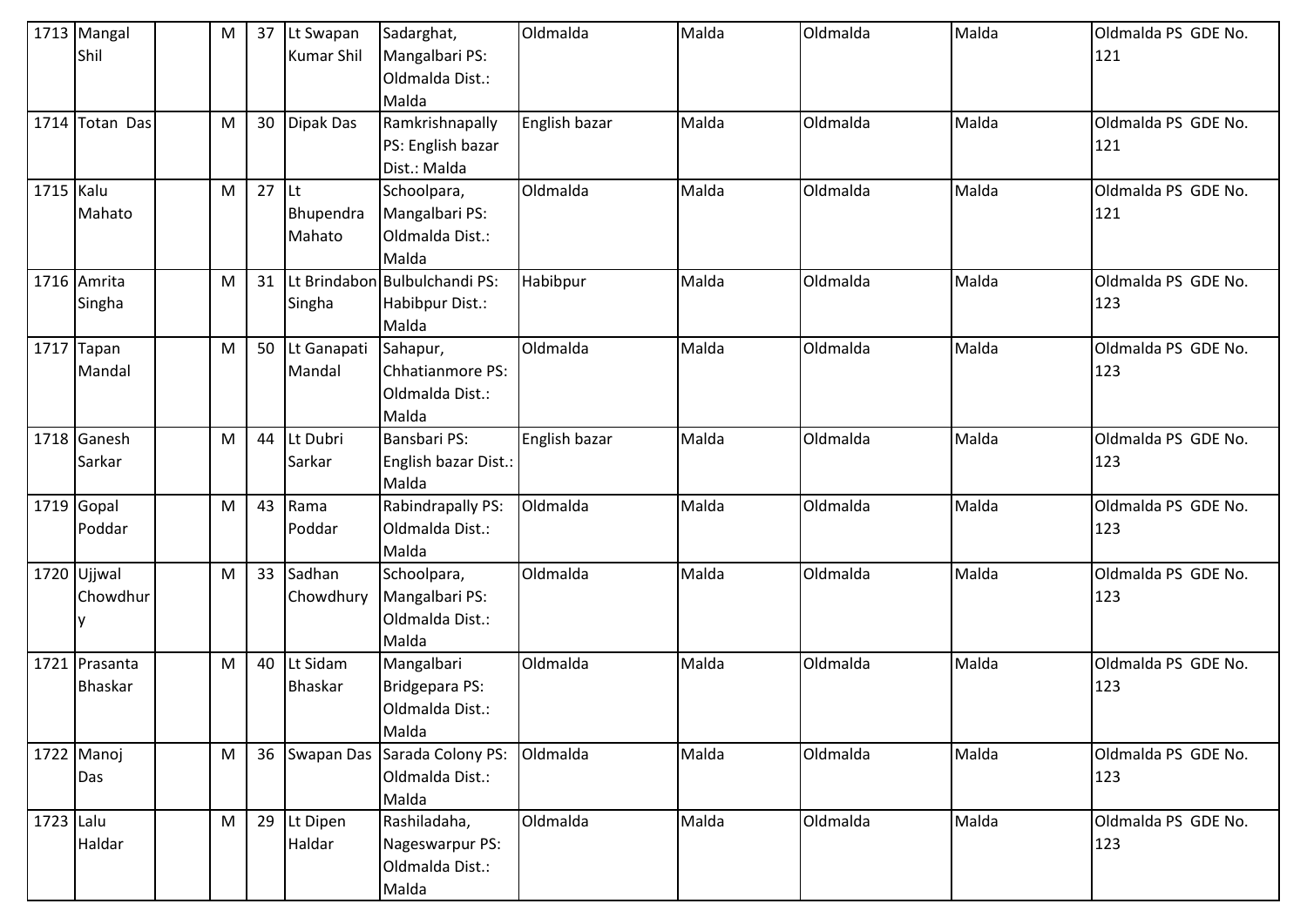| 1713 | Mangal Shil | | M | 37 | Lt Swapan Kumar Shil | Sadarghat, Mangalbari PS: Oldmalda Dist.: Malda | Oldmalda | Malda | Oldmalda | Malda | Oldmalda PS GDE No. 121 |
|---|---|---|---|---|---|---|---|---|---|---|---|
| 1714 | Totan Das | | M | 30 | Dipak Das | Ramkrishnapally PS: English bazar Dist.: Malda | English bazar | Malda | Oldmalda | Malda | Oldmalda PS GDE No. 121 |
| 1715 | Kalu Mahato | | M | 27 | Lt Bhupendra Mahato | Schoolpara, Mangalbari PS: Oldmalda Dist.: Malda | Oldmalda | Malda | Oldmalda | Malda | Oldmalda PS GDE No. 121 |
| 1716 | Amrita Singha | | M | 31 | Lt Brindabon Singha | Bulbulchandi PS: Habibpur Dist.: Malda | Habibpur | Malda | Oldmalda | Malda | Oldmalda PS GDE No. 123 |
| 1717 | Tapan Mandal | | M | 50 | Lt Ganapati Mandal | Sahapur, Chhatianmore PS: Oldmalda Dist.: Malda | Oldmalda | Malda | Oldmalda | Malda | Oldmalda PS GDE No. 123 |
| 1718 | Ganesh Sarkar | | M | 44 | Lt Dubri Sarkar | Bansbari PS: English bazar Dist.: Malda | English bazar | Malda | Oldmalda | Malda | Oldmalda PS GDE No. 123 |
| 1719 | Gopal Poddar | | M | 43 | Rama Poddar | Rabindrapally PS: Oldmalda Dist.: Malda | Oldmalda | Malda | Oldmalda | Malda | Oldmalda PS GDE No. 123 |
| 1720 | Ujjwal Chowdhury | | M | 33 | Sadhan Chowdhury | Schoolpara, Mangalbari PS: Oldmalda Dist.: Malda | Oldmalda | Malda | Oldmalda | Malda | Oldmalda PS GDE No. 123 |
| 1721 | Prasanta Bhaskar | | M | 40 | Lt Sidam Bhaskar | Mangalbari Bridgepara PS: Oldmalda Dist.: Malda | Oldmalda | Malda | Oldmalda | Malda | Oldmalda PS GDE No. 123 |
| 1722 | Manoj Das | | M | 36 | Swapan Das | Sarada Colony PS: Oldmalda Dist.: Malda | Oldmalda | Malda | Oldmalda | Malda | Oldmalda PS GDE No. 123 |
| 1723 | Lalu Haldar | | M | 29 | Lt Dipen Haldar | Rashiladaha, Nageswarpur PS: Oldmalda Dist.: Malda | Oldmalda | Malda | Oldmalda | Malda | Oldmalda PS GDE No. 123 |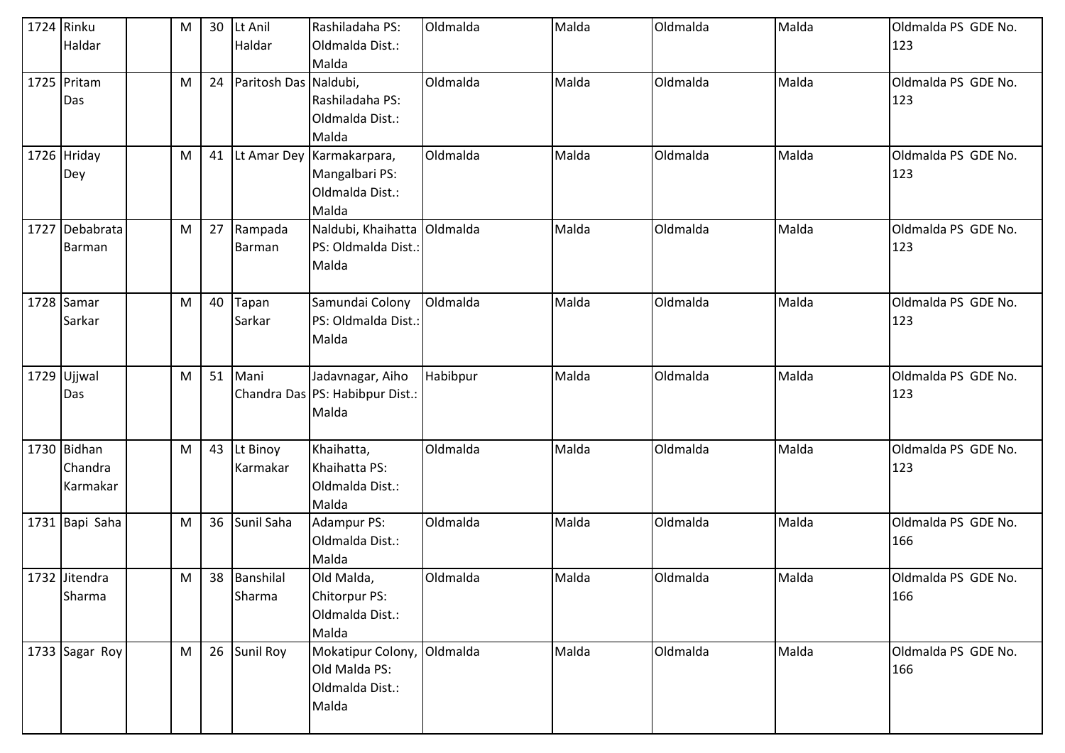| 1724 | Rinku Haldar | | M | 30 | Lt Anil Haldar | Rashiladaha PS: Oldmalda Dist.: Malda | Oldmalda | Malda | Oldmalda | Malda | Oldmalda PS GDE No. 123 |
|---|---|---|---|---|---|---|---|---|---|---|---|
| 1725 | Pritam Das | | M | 24 | Paritosh Das | Naldubi, Rashiladaha PS: Oldmalda Dist.: Malda | Oldmalda | Malda | Oldmalda | Malda | Oldmalda PS GDE No. 123 |
| 1726 | Hriday Dey | | M | 41 | Lt Amar Dey | Karmakarpara, Mangalbari PS: Oldmalda Dist.: Malda | Oldmalda | Malda | Oldmalda | Malda | Oldmalda PS GDE No. 123 |
| 1727 | Debabrata Barman | | M | 27 | Rampada Barman | Naldubi, Khaihatta PS: Oldmalda Dist.: Malda | Oldmalda | Malda | Oldmalda | Malda | Oldmalda PS GDE No. 123 |
| 1728 | Samar Sarkar | | M | 40 | Tapan Sarkar | Samundai Colony PS: Oldmalda Dist.: Malda | Oldmalda | Malda | Oldmalda | Malda | Oldmalda PS GDE No. 123 |
| 1729 | Ujjwal Das | | M | 51 | Mani Chandra Das | Jadavnagar, Aiho PS: Habibpur Dist.: Malda | Habibpur | Malda | Oldmalda | Malda | Oldmalda PS GDE No. 123 |
| 1730 | Bidhan Chandra Karmakar | | M | 43 | Lt Binoy Karmakar | Khaihatta, Khaihatta PS: Oldmalda Dist.: Malda | Oldmalda | Malda | Oldmalda | Malda | Oldmalda PS GDE No. 123 |
| 1731 | Bapi Saha | | M | 36 | Sunil Saha | Adampur PS: Oldmalda Dist.: Malda | Oldmalda | Malda | Oldmalda | Malda | Oldmalda PS GDE No. 166 |
| 1732 | Jitendra Sharma | | M | 38 | Banshilal Sharma | Old Malda, Chitorpur PS: Oldmalda Dist.: Malda | Oldmalda | Malda | Oldmalda | Malda | Oldmalda PS GDE No. 166 |
| 1733 | Sagar Roy | | M | 26 | Sunil Roy | Mokatipur Colony, Old Malda PS: Oldmalda Dist.: Malda | Oldmalda | Malda | Oldmalda | Malda | Oldmalda PS GDE No. 166 |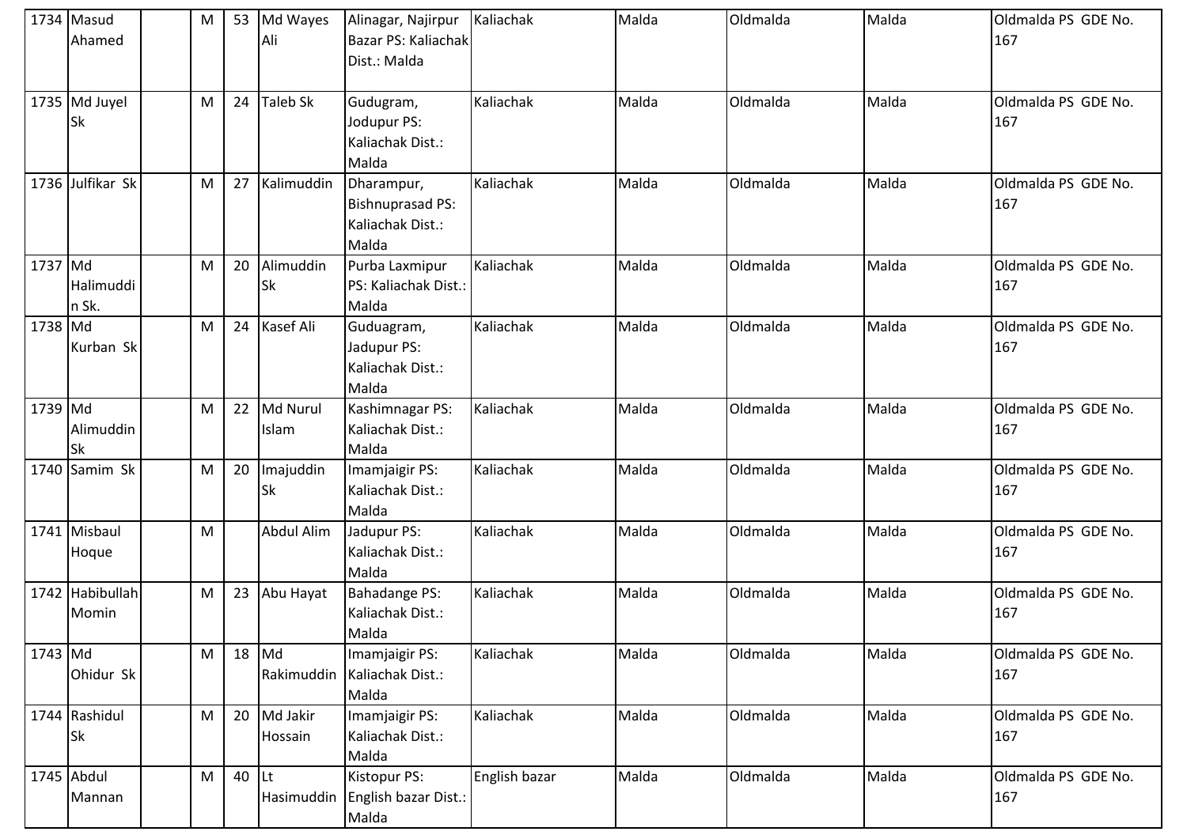| 1734 | Masud Ahamed | | M | 53 | Md Wayes Ali | Alinagar, Najirpur Bazar PS: Kaliachak Dist.: Malda | Kaliachak | Malda | Oldmalda | Malda | Oldmalda PS GDE No. 167 |
|---|---|---|---|---|---|---|---|---|---|---|---|
| 1735 | Md Juyel Sk | | M | 24 | Taleb Sk | Gudugram, Jodupur PS: Kaliachak Dist.: Malda | Kaliachak | Malda | Oldmalda | Malda | Oldmalda PS GDE No. 167 |
| 1736 | Julfikar Sk | | M | 27 | Kalimuddin | Dharampur, Bishnuprasad PS: Kaliachak Dist.: Malda | Kaliachak | Malda | Oldmalda | Malda | Oldmalda PS GDE No. 167 |
| 1737 | Md Halimuddin Sk. | | M | 20 | Alimuddin Sk | Purba Laxmipur PS: Kaliachak Dist.: Malda | Kaliachak | Malda | Oldmalda | Malda | Oldmalda PS GDE No. 167 |
| 1738 | Md Kurban Sk | | M | 24 | Kasef Ali | Guduagram, Jadupur PS: Kaliachak Dist.: Malda | Kaliachak | Malda | Oldmalda | Malda | Oldmalda PS GDE No. 167 |
| 1739 | Md Alimuddin Sk | | M | 22 | Md Nurul Islam | Kashimnagar PS: Kaliachak Dist.: Malda | Kaliachak | Malda | Oldmalda | Malda | Oldmalda PS GDE No. 167 |
| 1740 | Samim Sk | | M | 20 | Imajuddin Sk | Imamjaigir PS: Kaliachak Dist.: Malda | Kaliachak | Malda | Oldmalda | Malda | Oldmalda PS GDE No. 167 |
| 1741 | Misbaul Hoque | | M | | Abdul Alim | Jadupur PS: Kaliachak Dist.: Malda | Kaliachak | Malda | Oldmalda | Malda | Oldmalda PS GDE No. 167 |
| 1742 | Habibullah Momin | | M | 23 | Abu Hayat | Bahadange PS: Kaliachak Dist.: Malda | Kaliachak | Malda | Oldmalda | Malda | Oldmalda PS GDE No. 167 |
| 1743 | Md Ohidur Sk | | M | 18 | Md Rakimuddin | Imamjaigir PS: Kaliachak Dist.: Malda | Kaliachak | Malda | Oldmalda | Malda | Oldmalda PS GDE No. 167 |
| 1744 | Rashidul Sk | | M | 20 | Md Jakir Hossain | Imamjaigir PS: Kaliachak Dist.: Malda | Kaliachak | Malda | Oldmalda | Malda | Oldmalda PS GDE No. 167 |
| 1745 | Abdul Mannan | | M | 40 | Lt Hasimuddin | Kistopur PS: English bazar Dist.: Malda | English bazar | Malda | Oldmalda | Malda | Oldmalda PS GDE No. 167 |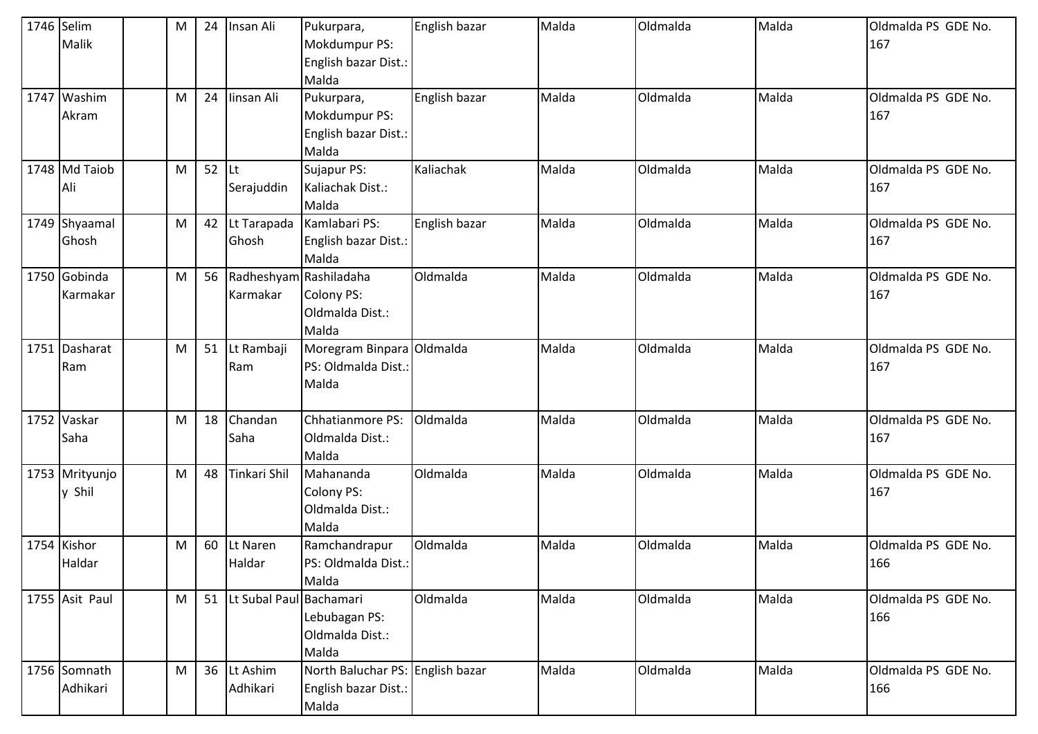| 1746 | Selim Malik | | M | 24 | Insan Ali | Pukurpara, Mokdumpur PS: English bazar Dist.: Malda | English bazar | Malda | Oldmalda | Malda | Oldmalda PS GDE No. 167 |
|---|---|---|---|---|---|---|---|---|---|---|---|
| 1747 | Washim Akram | | M | 24 | Iinsan Ali | Pukurpara, Mokdumpur PS: English bazar Dist.: Malda | English bazar | Malda | Oldmalda | Malda | Oldmalda PS GDE No. 167 |
| 1748 | Md Taiob Ali | | M | 52 | Lt Serajuddin | Sujapur PS: Kaliachak Dist.: Malda | Kaliachak | Malda | Oldmalda | Malda | Oldmalda PS GDE No. 167 |
| 1749 | Shyaamal Ghosh | | M | 42 | Lt Tarapada Ghosh | Kamlabari PS: English bazar Dist.: Malda | English bazar | Malda | Oldmalda | Malda | Oldmalda PS GDE No. 167 |
| 1750 | Gobinda Karmakar | | M | 56 | Radheshyam Karmakar | Rashiladaha Colony PS: Oldmalda Dist.: Malda | Oldmalda | Malda | Oldmalda | Malda | Oldmalda PS GDE No. 167 |
| 1751 | Dasharat Ram | | M | 51 | Lt Rambaji Ram | Moregram Binpara PS: Oldmalda Dist.: Malda | Oldmalda | Malda | Oldmalda | Malda | Oldmalda PS GDE No. 167 |
| 1752 | Vaskar Saha | | M | 18 | Chandan Saha | Chhatianmore PS: Oldmalda Dist.: Malda | Oldmalda | Malda | Oldmalda | Malda | Oldmalda PS GDE No. 167 |
| 1753 | Mrityunjoy Shil | | M | 48 | Tinkari Shil | Mahananda Colony PS: Oldmalda Dist.: Malda | Oldmalda | Malda | Oldmalda | Malda | Oldmalda PS GDE No. 167 |
| 1754 | Kishor Haldar | | M | 60 | Lt Naren Haldar | Ramchandrapur PS: Oldmalda Dist.: Malda | Oldmalda | Malda | Oldmalda | Malda | Oldmalda PS GDE No. 166 |
| 1755 | Asit Paul | | M | 51 | Lt Subal Paul | Bachamari Lebubagan PS: Oldmalda Dist.: Malda | Oldmalda | Malda | Oldmalda | Malda | Oldmalda PS GDE No. 166 |
| 1756 | Somnath Adhikari | | M | 36 | Lt Ashim Adhikari | North Baluchar PS: English bazar Dist.: Malda | English bazar | Malda | Oldmalda | Malda | Oldmalda PS GDE No. 166 |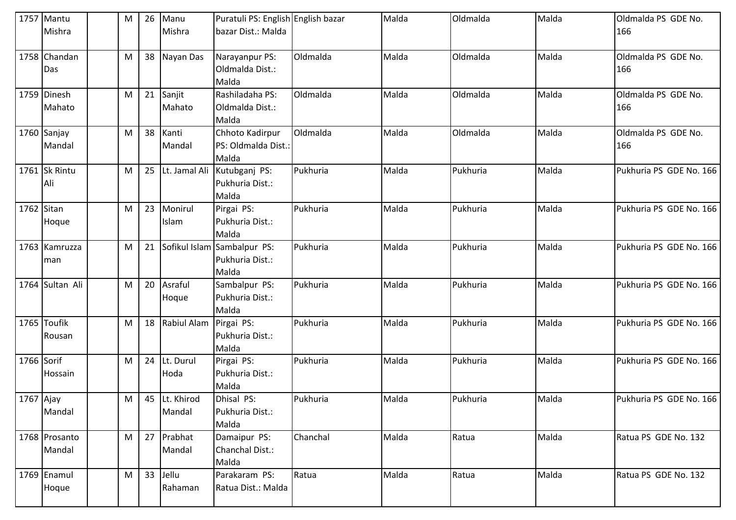| 1757 | Mantu Mishra | | M | 26 | Manu Mishra | Puratuli PS: English bazar Dist.: Malda | English bazar | Malda | Oldmalda | Malda | Oldmalda PS GDE No. 166 |
|---|---|---|---|---|---|---|---|---|---|---|---|
| 1758 | Chandan Das | | M | 38 | Nayan Das | Narayanpur PS: Oldmalda Dist.: Malda | Oldmalda | Malda | Oldmalda | Malda | Oldmalda PS GDE No. 166 |
| 1759 | Dinesh Mahato | | M | 21 | Sanjit Mahato | Rashiladaha PS: Oldmalda Dist.: Malda | Oldmalda | Malda | Oldmalda | Malda | Oldmalda PS GDE No. 166 |
| 1760 | Sanjay Mandal | | M | 38 | Kanti Mandal | Chhoto Kadirpur PS: Oldmalda Dist.: Malda | Oldmalda | Malda | Oldmalda | Malda | Oldmalda PS GDE No. 166 |
| 1761 | Sk Rintu Ali | | M | 25 | Lt. Jamal Ali | Kutubganj PS: Pukhuria Dist.: Malda | Pukhuria | Malda | Pukhuria | Malda | Pukhuria PS GDE No. 166 |
| 1762 | Sitan Hoque | | M | 23 | Monirul Islam | Pirgai PS: Pukhuria Dist.: Malda | Pukhuria | Malda | Pukhuria | Malda | Pukhuria PS GDE No. 166 |
| 1763 | Kamruzzaman | | M | 21 | Sofikul Islam | Sambalpur PS: Pukhuria Dist.: Malda | Pukhuria | Malda | Pukhuria | Malda | Pukhuria PS GDE No. 166 |
| 1764 | Sultan Ali | | M | 20 | Asraful Hoque | Sambalpur PS: Pukhuria Dist.: Malda | Pukhuria | Malda | Pukhuria | Malda | Pukhuria PS GDE No. 166 |
| 1765 | Toufik Rousan | | M | 18 | Rabiul Alam | Pirgai PS: Pukhuria Dist.: Malda | Pukhuria | Malda | Pukhuria | Malda | Pukhuria PS GDE No. 166 |
| 1766 | Sorif Hossain | | M | 24 | Lt. Durul Hoda | Pirgai PS: Pukhuria Dist.: Malda | Pukhuria | Malda | Pukhuria | Malda | Pukhuria PS GDE No. 166 |
| 1767 | Ajay Mandal | | M | 45 | Lt. Khirod Mandal | Dhisal PS: Pukhuria Dist.: Malda | Pukhuria | Malda | Pukhuria | Malda | Pukhuria PS GDE No. 166 |
| 1768 | Prosanto Mandal | | M | 27 | Prabhat Mandal | Damaipur PS: Chanchal Dist.: Malda | Chanchal | Malda | Ratua | Malda | Ratua PS GDE No. 132 |
| 1769 | Enamul Hoque | | M | 33 | Jellu Rahaman | Parakaram PS: Ratua Dist.: Malda | Ratua | Malda | Ratua | Malda | Ratua PS GDE No. 132 |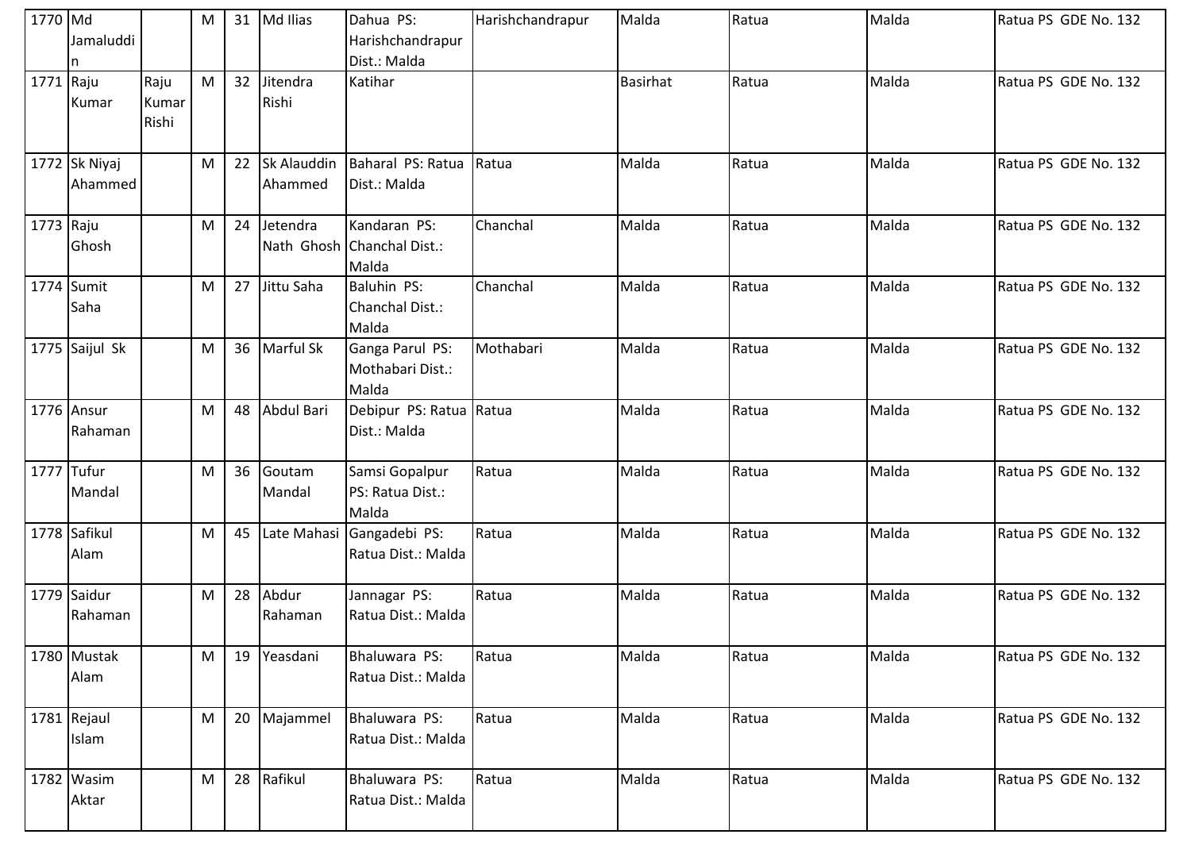| 1770 | Md Jamaluddin | | M | 31 | Md Ilias | Dahua PS: Harishchandrapur Dist.: Malda | Harishchandrapur | Malda | Ratua | Malda | Ratua PS GDE No. 132 |
|---|---|---|---|---|---|---|---|---|---|---|---|
| 1771 | Raju Kumar | Raju Kumar Rishi | M | 32 | Jitendra Rishi | Katihar | | Basirhat | Ratua | Malda | Ratua PS GDE No. 132 |
| 1772 | Sk Niyaj Ahammed | | M | 22 | Sk Alauddin Ahammed | Baharal PS: Ratua Dist.: Malda | Ratua | Malda | Ratua | Malda | Ratua PS GDE No. 132 |
| 1773 | Raju Ghosh | | M | 24 | Jetendra Nath Ghosh | Kandaran PS: Chanchal Dist.: Malda | Chanchal | Malda | Ratua | Malda | Ratua PS GDE No. 132 |
| 1774 | Sumit Saha | | M | 27 | Jittu Saha | Baluhin PS: Chanchal Dist.: Malda | Chanchal | Malda | Ratua | Malda | Ratua PS GDE No. 132 |
| 1775 | Saijul Sk | | M | 36 | Marful Sk | Ganga Parul PS: Mothabari Dist.: Malda | Mothabari | Malda | Ratua | Malda | Ratua PS GDE No. 132 |
| 1776 | Ansur Rahaman | | M | 48 | Abdul Bari | Debipur PS: Ratua Dist.: Malda | Ratua | Malda | Ratua | Malda | Ratua PS GDE No. 132 |
| 1777 | Tufur Mandal | | M | 36 | Goutam Mandal | Samsi Gopalpur PS: Ratua Dist.: Malda | Ratua | Malda | Ratua | Malda | Ratua PS GDE No. 132 |
| 1778 | Safikul Alam | | M | 45 | Late Mahasi | Gangadebi PS: Ratua Dist.: Malda | Ratua | Malda | Ratua | Malda | Ratua PS GDE No. 132 |
| 1779 | Saidur Rahaman | | M | 28 | Abdur Rahaman | Jannagar PS: Ratua Dist.: Malda | Ratua | Malda | Ratua | Malda | Ratua PS GDE No. 132 |
| 1780 | Mustak Alam | | M | 19 | Yeasdani | Bhaluwara PS: Ratua Dist.: Malda | Ratua | Malda | Ratua | Malda | Ratua PS GDE No. 132 |
| 1781 | Rejaul Islam | | M | 20 | Majammel | Bhaluwara PS: Ratua Dist.: Malda | Ratua | Malda | Ratua | Malda | Ratua PS GDE No. 132 |
| 1782 | Wasim Aktar | | M | 28 | Rafikul | Bhaluwara PS: Ratua Dist.: Malda | Ratua | Malda | Ratua | Malda | Ratua PS GDE No. 132 |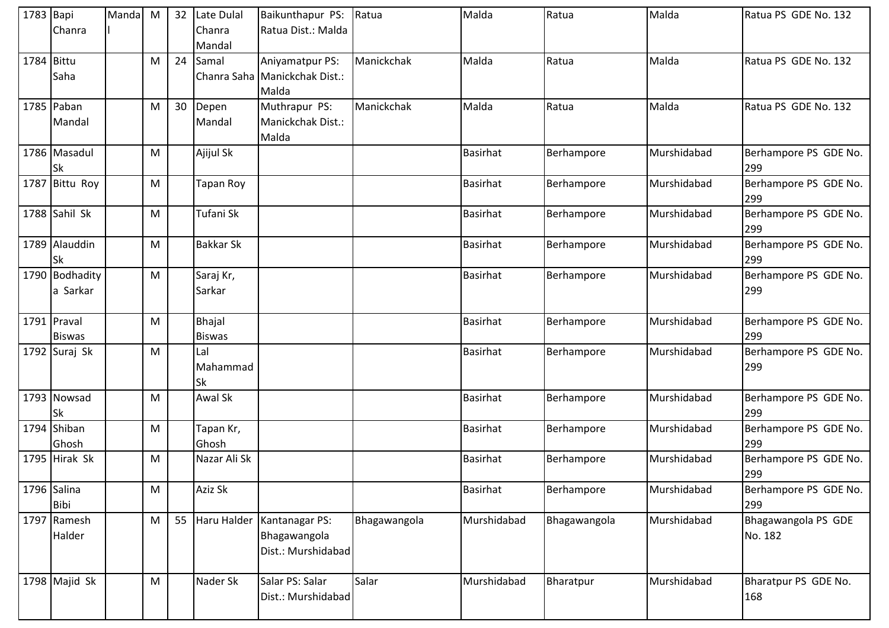| 1783 | Bapi Chanra | Mandal | M | 32 | Late Dulal Chanra Mandal | Baikunthapur PS: Ratua Dist.: Malda | Ratua | Malda | Ratua | Malda | Ratua PS GDE No. 132 |
|---|---|---|---|---|---|---|---|---|---|---|---|
| 1784 | Bittu Saha | | M | 24 | Samal Chanra Saha | Aniyamatpur PS: Manickchak Dist.: Malda | Manickchak | Malda | Ratua | Malda | Ratua PS GDE No. 132 |
| 1785 | Paban Mandal | | M | 30 | Depen Mandal | Muthrapur PS: Manickchak Dist.: Malda | Manickchak | Malda | Ratua | Malda | Ratua PS GDE No. 132 |
| 1786 | Masadul Sk | | M | | Ajijul Sk | | | Basirhat | Berhampore | Murshidabad | Berhampore PS GDE No. 299 |
| 1787 | Bittu Roy | | M | | Tapan Roy | | | Basirhat | Berhampore | Murshidabad | Berhampore PS GDE No. 299 |
| 1788 | Sahil Sk | | M | | Tufani Sk | | | Basirhat | Berhampore | Murshidabad | Berhampore PS GDE No. 299 |
| 1789 | Alauddin Sk | | M | | Bakkar Sk | | | Basirhat | Berhampore | Murshidabad | Berhampore PS GDE No. 299 |
| 1790 | Bodhaditya Sarkar | | M | | Saraj Kr, Sarkar | | | Basirhat | Berhampore | Murshidabad | Berhampore PS GDE No. 299 |
| 1791 | Praval Biswas | | M | | Bhajal Biswas | | | Basirhat | Berhampore | Murshidabad | Berhampore PS GDE No. 299 |
| 1792 | Suraj Sk | | M | | Lal Mahammad Sk | | | Basirhat | Berhampore | Murshidabad | Berhampore PS GDE No. 299 |
| 1793 | Nowsad Sk | | M | | Awal Sk | | | Basirhat | Berhampore | Murshidabad | Berhampore PS GDE No. 299 |
| 1794 | Shiban Ghosh | | M | | Tapan Kr, Ghosh | | | Basirhat | Berhampore | Murshidabad | Berhampore PS GDE No. 299 |
| 1795 | Hirak Sk | | M | | Nazar Ali Sk | | | Basirhat | Berhampore | Murshidabad | Berhampore PS GDE No. 299 |
| 1796 | Salina Bibi | | M | | Aziz Sk | | | Basirhat | Berhampore | Murshidabad | Berhampore PS GDE No. 299 |
| 1797 | Ramesh Halder | | M | 55 | Haru Halder | Kantanagar PS: Bhagawangola Dist.: Murshidabad | Bhagawangola | Murshidabad | Bhagawangola | Murshidabad | Bhagawangola PS GDE No. 182 |
| 1798 | Majid Sk | | M | | Nader Sk | Salar PS: Salar Dist.: Murshidabad | Salar | Murshidabad | Bharatpur | Murshidabad | Bharatpur PS GDE No. 168 |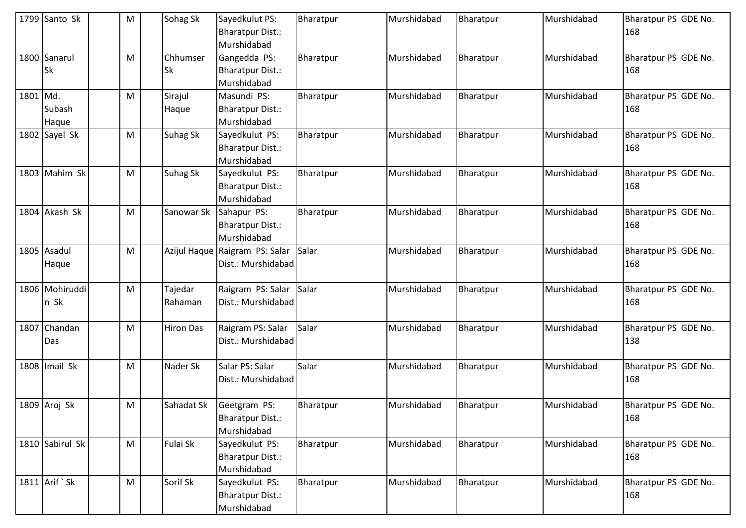| 1799 | Santo Sk | | M | | Sohag Sk | Sayedkulut PS: Bharatpur Dist.: Murshidabad | Bharatpur | Murshidabad | Bharatpur | Murshidabad | Bharatpur PS GDE No. 168 |
|---|---|---|---|---|---|---|---|---|---|---|---|
| 1800 | Sanarul Sk | | M | | Chhumser Sk | Gangedda PS: Bharatpur Dist.: Murshidabad | Bharatpur | Murshidabad | Bharatpur | Murshidabad | Bharatpur PS GDE No. 168 |
| 1801 | Md. Subash Haque | | M | | Sirajul Haque | Masundi PS: Bharatpur Dist.: Murshidabad | Bharatpur | Murshidabad | Bharatpur | Murshidabad | Bharatpur PS GDE No. 168 |
| 1802 | Sayel Sk | | M | | Suhag Sk | Sayedkulut PS: Bharatpur Dist.: Murshidabad | Bharatpur | Murshidabad | Bharatpur | Murshidabad | Bharatpur PS GDE No. 168 |
| 1803 | Mahim Sk | | M | | Suhag Sk | Sayedkulut PS: Bharatpur Dist.: Murshidabad | Bharatpur | Murshidabad | Bharatpur | Murshidabad | Bharatpur PS GDE No. 168 |
| 1804 | Akash Sk | | M | | Sanowar Sk | Sahapur PS: Bharatpur Dist.: Murshidabad | Bharatpur | Murshidabad | Bharatpur | Murshidabad | Bharatpur PS GDE No. 168 |
| 1805 | Asadul Haque | | M | | Azijul Haque | Raigram PS: Salar Dist.: Murshidabad | Salar | Murshidabad | Bharatpur | Murshidabad | Bharatpur PS GDE No. 168 |
| 1806 | Mohiruddin Sk | | M | | Tajedar Rahaman | Raigram PS: Salar Dist.: Murshidabad | Salar | Murshidabad | Bharatpur | Murshidabad | Bharatpur PS GDE No. 168 |
| 1807 | Chandan Das | | M | | Hiron Das | Raigram PS: Salar Dist.: Murshidabad | Salar | Murshidabad | Bharatpur | Murshidabad | Bharatpur PS GDE No. 138 |
| 1808 | Imail Sk | | M | | Nader Sk | Salar PS: Salar Dist.: Murshidabad | Salar | Murshidabad | Bharatpur | Murshidabad | Bharatpur PS GDE No. 168 |
| 1809 | Aroj Sk | | M | | Sahadat Sk | Geetgram PS: Bharatpur Dist.: Murshidabad | Bharatpur | Murshidabad | Bharatpur | Murshidabad | Bharatpur PS GDE No. 168 |
| 1810 | Sabirul Sk | | M | | Fulai Sk | Sayedkulut PS: Bharatpur Dist.: Murshidabad | Bharatpur | Murshidabad | Bharatpur | Murshidabad | Bharatpur PS GDE No. 168 |
| 1811 | Arif ` Sk | | M | | Sorif Sk | Sayedkulut PS: Bharatpur Dist.: Murshidabad | Bharatpur | Murshidabad | Bharatpur | Murshidabad | Bharatpur PS GDE No. 168 |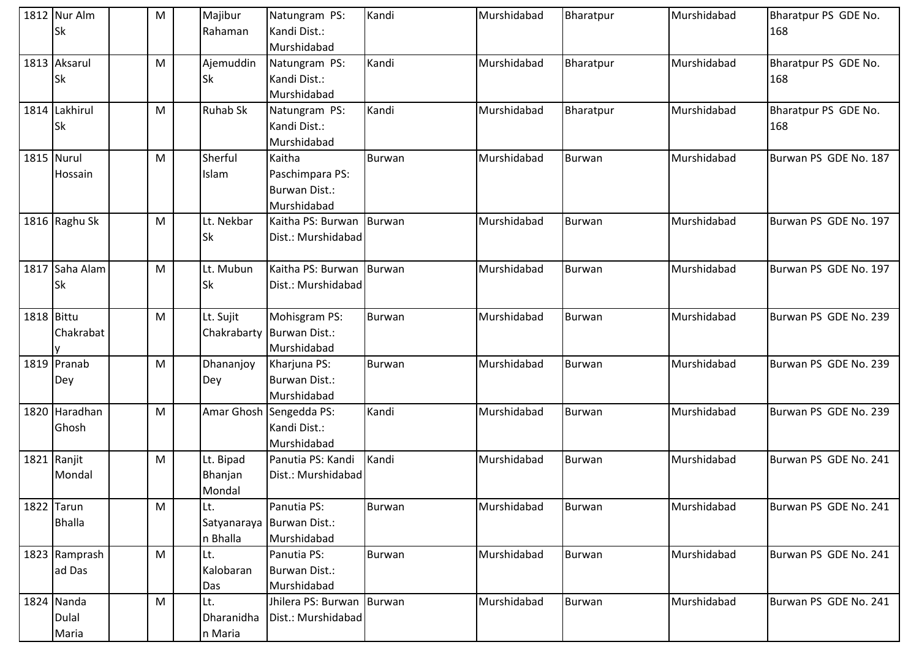| 1812 | Nur Alm Sk | | M | | Majibur Rahaman | Natungram PS: Kandi Dist.: Murshidabad | Kandi | Murshidabad | Bharatpur | Murshidabad | Bharatpur PS GDE No. 168 |
|---|---|---|---|---|---|---|---|---|---|---|---|
| 1813 | Aksarul Sk | | M | | Ajemuddin Sk | Natungram PS: Kandi Dist.: Murshidabad | Kandi | Murshidabad | Bharatpur | Murshidabad | Bharatpur PS GDE No. 168 |
| 1814 | Lakhirul Sk | | M | | Ruhab Sk | Natungram PS: Kandi Dist.: Murshidabad | Kandi | Murshidabad | Bharatpur | Murshidabad | Bharatpur PS GDE No. 168 |
| 1815 | Nurul Hossain | | M | | Sherful Islam | Kaitha Paschimpara PS: Burwan Dist.: Murshidabad | Burwan | Murshidabad | Burwan | Murshidabad | Burwan PS GDE No. 187 |
| 1816 | Raghu Sk | | M | | Lt. Nekbar Sk | Kaitha PS: Burwan Dist.: Murshidabad | Burwan | Murshidabad | Burwan | Murshidabad | Burwan PS GDE No. 197 |
| 1817 | Saha Alam Sk | | M | | Lt. Mubun Sk | Kaitha PS: Burwan Dist.: Murshidabad | Burwan | Murshidabad | Burwan | Murshidabad | Burwan PS GDE No. 197 |
| 1818 | Bittu Chakrabaty | | M | | Lt. Sujit Chakrabarty | Mohisgram PS: Burwan Dist.: Murshidabad | Burwan | Murshidabad | Burwan | Murshidabad | Burwan PS GDE No. 239 |
| 1819 | Pranab Dey | | M | | Dhananjoy Dey | Kharjuna PS: Burwan Dist.: Murshidabad | Burwan | Murshidabad | Burwan | Murshidabad | Burwan PS GDE No. 239 |
| 1820 | Haradhan Ghosh | | M | | Amar Ghosh | Sengedda PS: Kandi Dist.: Murshidabad | Kandi | Murshidabad | Burwan | Murshidabad | Burwan PS GDE No. 239 |
| 1821 | Ranjit Mondal | | M | | Lt. Bipad Bhanjan Mondal | Panutia PS: Kandi Dist.: Murshidabad | Kandi | Murshidabad | Burwan | Murshidabad | Burwan PS GDE No. 241 |
| 1822 | Tarun Bhalla | | M | | Lt. Satyanarayan Bhalla | Panutia PS: Burwan Dist.: Murshidabad | Burwan | Murshidabad | Burwan | Murshidabad | Burwan PS GDE No. 241 |
| 1823 | Ramprashad Das | | M | | Lt. Kalobaran Das | Panutia PS: Burwan Dist.: Murshidabad | Burwan | Murshidabad | Burwan | Murshidabad | Burwan PS GDE No. 241 |
| 1824 | Nanda Dulal Maria | | M | | Lt. Dharanidhan Maria | Jhilera PS: Burwan Dist.: Murshidabad | Burwan | Murshidabad | Burwan | Murshidabad | Burwan PS GDE No. 241 |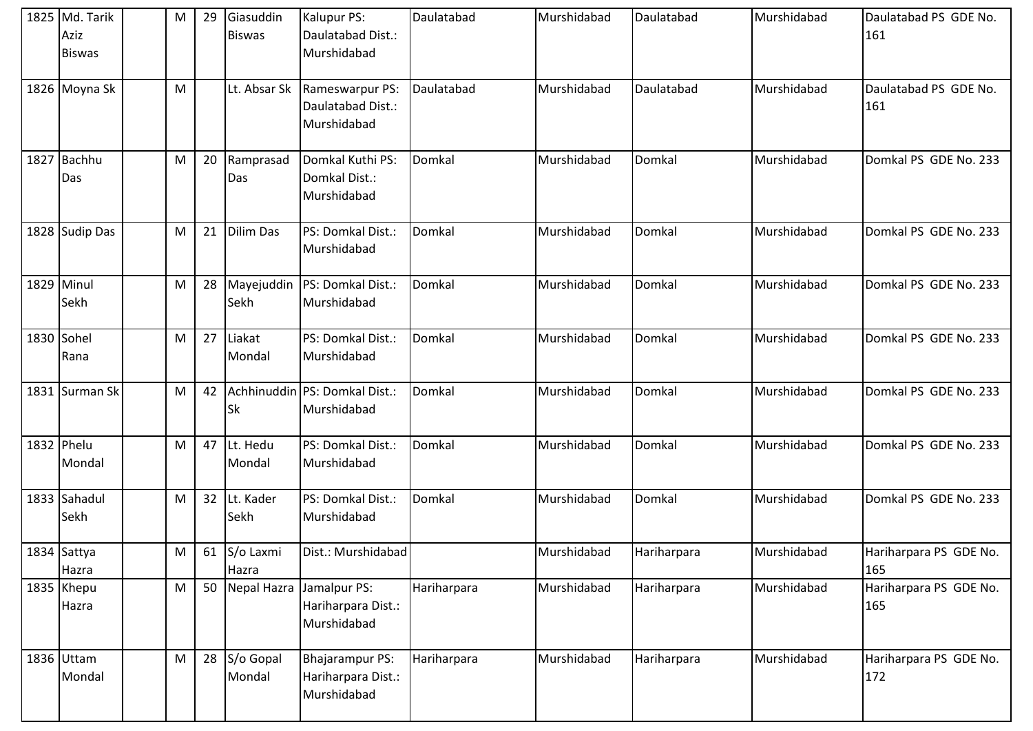| | | | | | | | | | | |
|---|---|---|---|---|---|---|---|---|---|---|
| 1825 | Md. Tarik Aziz Biswas | | M | 29 | Giasuddin Biswas | Kalupur PS: Daulatabad Dist.: Murshidabad | Daulatabad | Murshidabad | Daulatabad | Murshidabad | Daulatabad PS GDE No. 161 |
| 1826 | Moyna Sk | | M | | Lt. Absar Sk | Rameswarpur PS: Daulatabad Dist.: Murshidabad | Daulatabad | Murshidabad | Daulatabad | Murshidabad | Daulatabad PS GDE No. 161 |
| 1827 | Bachhu Das | | M | 20 | Ramprasad Das | Domkal Kuthi PS: Domkal Dist.: Murshidabad | Domkal | Murshidabad | Domkal | Murshidabad | Domkal PS GDE No. 233 |
| 1828 | Sudip Das | | M | 21 | Dilim Das | PS: Domkal Dist.: Murshidabad | Domkal | Murshidabad | Domkal | Murshidabad | Domkal PS GDE No. 233 |
| 1829 | Minul Sekh | | M | 28 | Mayejuddin Sekh | PS: Domkal Dist.: Murshidabad | Domkal | Murshidabad | Domkal | Murshidabad | Domkal PS GDE No. 233 |
| 1830 | Sohel Rana | | M | 27 | Liakat Mondal | PS: Domkal Dist.: Murshidabad | Domkal | Murshidabad | Domkal | Murshidabad | Domkal PS GDE No. 233 |
| 1831 | Surman Sk | | M | 42 | Achhinuddin Sk | PS: Domkal Dist.: Murshidabad | Domkal | Murshidabad | Domkal | Murshidabad | Domkal PS GDE No. 233 |
| 1832 | Phelu Mondal | | M | 47 | Lt. Hedu Mondal | PS: Domkal Dist.: Murshidabad | Domkal | Murshidabad | Domkal | Murshidabad | Domkal PS GDE No. 233 |
| 1833 | Sahadul Sekh | | M | 32 | Lt. Kader Sekh | PS: Domkal Dist.: Murshidabad | Domkal | Murshidabad | Domkal | Murshidabad | Domkal PS GDE No. 233 |
| 1834 | Sattya Hazra | | M | 61 | S/o Laxmi Hazra | Dist.: Murshidabad | | Murshidabad | Hariharpara | Murshidabad | Hariharpara PS GDE No. 165 |
| 1835 | Khepu Hazra | | M | 50 | Nepal Hazra | Jamalpur PS: Hariharpara Dist.: Murshidabad | Hariharpara | Murshidabad | Hariharpara | Murshidabad | Hariharpara PS GDE No. 165 |
| 1836 | Uttam Mondal | | M | 28 | S/o Gopal Mondal | Bhajarampur PS: Hariharpara Dist.: Murshidabad | Hariharpara | Murshidabad | Hariharpara | Murshidabad | Hariharpara PS GDE No. 172 |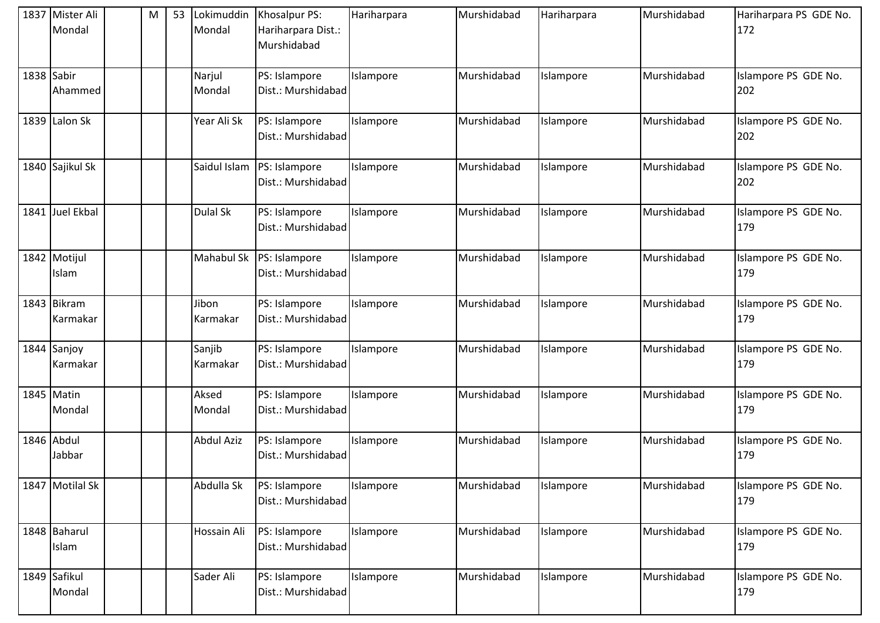| | | | | | | | | | | | |
|---|---|---|---|---|---|---|---|---|---|---|---|
| 1837 | Mister Ali Mondal | | M | 53 | Lokimuddin Mondal | Khosalpur PS: Hariharpara Dist.: Murshidabad | Hariharpara | Murshidabad | Hariharpara | Murshidabad | Hariharpara PS GDE No. 172 |
| 1838 | Sabir Ahammed | | | | Narjul Mondal | PS: Islampore Dist.: Murshidabad | Islampore | Murshidabad | Islampore | Murshidabad | Islampore PS GDE No. 202 |
| 1839 | Lalon Sk | | | | Year Ali Sk | PS: Islampore Dist.: Murshidabad | Islampore | Murshidabad | Islampore | Murshidabad | Islampore PS GDE No. 202 |
| 1840 | Sajikul Sk | | | | Saidul Islam | PS: Islampore Dist.: Murshidabad | Islampore | Murshidabad | Islampore | Murshidabad | Islampore PS GDE No. 202 |
| 1841 | Juel Ekbal | | | | Dulal Sk | PS: Islampore Dist.: Murshidabad | Islampore | Murshidabad | Islampore | Murshidabad | Islampore PS GDE No. 179 |
| 1842 | Motijul Islam | | | | Mahabul Sk | PS: Islampore Dist.: Murshidabad | Islampore | Murshidabad | Islampore | Murshidabad | Islampore PS GDE No. 179 |
| 1843 | Bikram Karmakar | | | | Jibon Karmakar | PS: Islampore Dist.: Murshidabad | Islampore | Murshidabad | Islampore | Murshidabad | Islampore PS GDE No. 179 |
| 1844 | Sanjoy Karmakar | | | | Sanjib Karmakar | PS: Islampore Dist.: Murshidabad | Islampore | Murshidabad | Islampore | Murshidabad | Islampore PS GDE No. 179 |
| 1845 | Matin Mondal | | | | Aksed Mondal | PS: Islampore Dist.: Murshidabad | Islampore | Murshidabad | Islampore | Murshidabad | Islampore PS GDE No. 179 |
| 1846 | Abdul Jabbar | | | | Abdul Aziz | PS: Islampore Dist.: Murshidabad | Islampore | Murshidabad | Islampore | Murshidabad | Islampore PS GDE No. 179 |
| 1847 | Motilal Sk | | | | Abdulla Sk | PS: Islampore Dist.: Murshidabad | Islampore | Murshidabad | Islampore | Murshidabad | Islampore PS GDE No. 179 |
| 1848 | Baharul Islam | | | | Hossain Ali | PS: Islampore Dist.: Murshidabad | Islampore | Murshidabad | Islampore | Murshidabad | Islampore PS GDE No. 179 |
| 1849 | Safikul Mondal | | | | Sader Ali | PS: Islampore Dist.: Murshidabad | Islampore | Murshidabad | Islampore | Murshidabad | Islampore PS GDE No. 179 |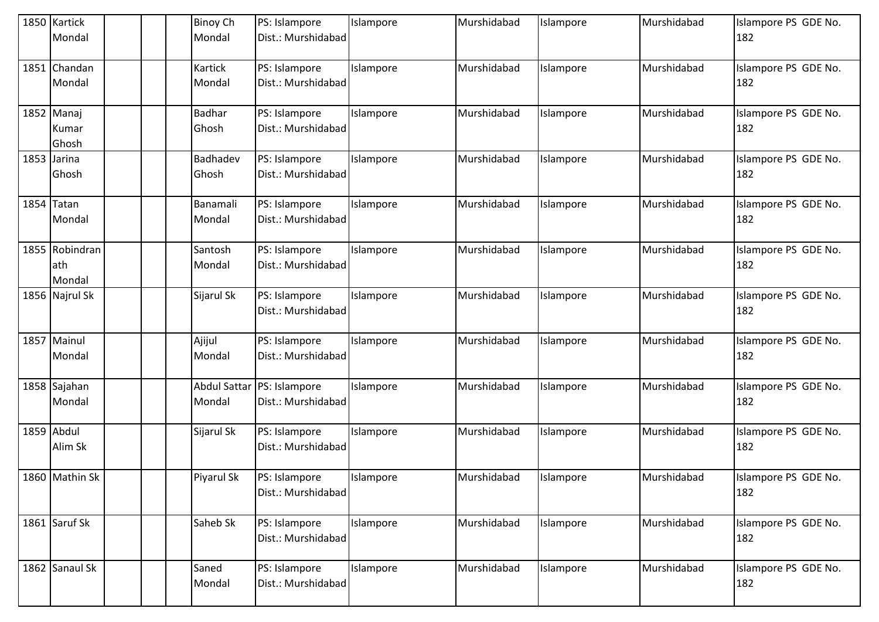| 1850 | Kartick Mondal | | | | Binoy Ch Mondal | PS: Islampore Dist.: Murshidabad | Islampore | Murshidabad | Islampore | Murshidabad | Islampore PS GDE No. 182 |
|---|---|---|---|---|---|---|---|---|---|---|---|
| 1851 | Chandan Mondal | | | | Kartick Mondal | PS: Islampore Dist.: Murshidabad | Islampore | Murshidabad | Islampore | Murshidabad | Islampore PS GDE No. 182 |
| 1852 | Manaj Kumar Ghosh | | | | Badhar Ghosh | PS: Islampore Dist.: Murshidabad | Islampore | Murshidabad | Islampore | Murshidabad | Islampore PS GDE No. 182 |
| 1853 | Jarina Ghosh | | | | Badhadev Ghosh | PS: Islampore Dist.: Murshidabad | Islampore | Murshidabad | Islampore | Murshidabad | Islampore PS GDE No. 182 |
| 1854 | Tatan Mondal | | | | Banamali Mondal | PS: Islampore Dist.: Murshidabad | Islampore | Murshidabad | Islampore | Murshidabad | Islampore PS GDE No. 182 |
| 1855 | Robindranath Mondal | | | | Santosh Mondal | PS: Islampore Dist.: Murshidabad | Islampore | Murshidabad | Islampore | Murshidabad | Islampore PS GDE No. 182 |
| 1856 | Najrul Sk | | | | Sijarul Sk | PS: Islampore Dist.: Murshidabad | Islampore | Murshidabad | Islampore | Murshidabad | Islampore PS GDE No. 182 |
| 1857 | Mainul Mondal | | | | Ajijul Mondal | PS: Islampore Dist.: Murshidabad | Islampore | Murshidabad | Islampore | Murshidabad | Islampore PS GDE No. 182 |
| 1858 | Sajahan Mondal | | | | Abdul Sattar Mondal | PS: Islampore Dist.: Murshidabad | Islampore | Murshidabad | Islampore | Murshidabad | Islampore PS GDE No. 182 |
| 1859 | Abdul Alim Sk | | | | Sijarul Sk | PS: Islampore Dist.: Murshidabad | Islampore | Murshidabad | Islampore | Murshidabad | Islampore PS GDE No. 182 |
| 1860 | Mathin Sk | | | | Piyarul Sk | PS: Islampore Dist.: Murshidabad | Islampore | Murshidabad | Islampore | Murshidabad | Islampore PS GDE No. 182 |
| 1861 | Saruf Sk | | | | Saheb Sk | PS: Islampore Dist.: Murshidabad | Islampore | Murshidabad | Islampore | Murshidabad | Islampore PS GDE No. 182 |
| 1862 | Sanaul Sk | | | | Saned Mondal | PS: Islampore Dist.: Murshidabad | Islampore | Murshidabad | Islampore | Murshidabad | Islampore PS GDE No. 182 |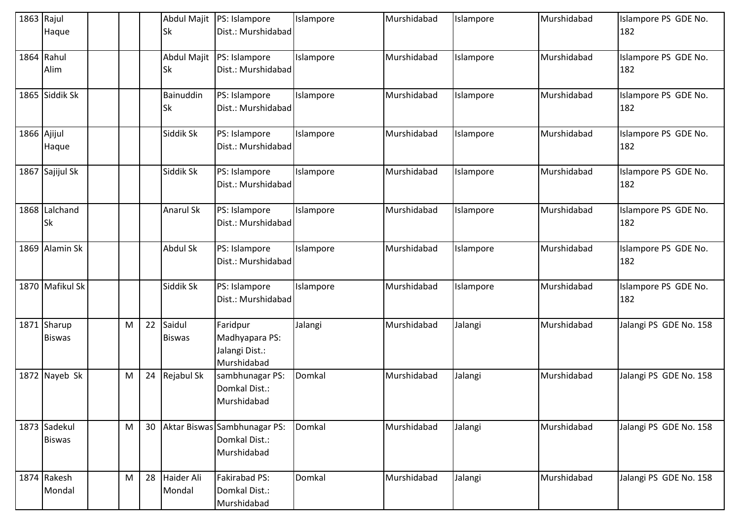| | | | | | | | | | | | |
|---|---|---|---|---|---|---|---|---|---|---|---|
| 1863 | Rajul Haque | | | | Abdul Majit Sk | PS: Islampore Dist.: Murshidabad | Islampore | Murshidabad | Islampore | Murshidabad | Islampore PS GDE No. 182 |
| 1864 | Rahul Alim | | | | Abdul Majit Sk | PS: Islampore Dist.: Murshidabad | Islampore | Murshidabad | Islampore | Murshidabad | Islampore PS GDE No. 182 |
| 1865 | Siddik Sk | | | | Bainuddin Sk | PS: Islampore Dist.: Murshidabad | Islampore | Murshidabad | Islampore | Murshidabad | Islampore PS GDE No. 182 |
| 1866 | Ajijul Haque | | | | Siddik Sk | PS: Islampore Dist.: Murshidabad | Islampore | Murshidabad | Islampore | Murshidabad | Islampore PS GDE No. 182 |
| 1867 | Sajijul Sk | | | | Siddik Sk | PS: Islampore Dist.: Murshidabad | Islampore | Murshidabad | Islampore | Murshidabad | Islampore PS GDE No. 182 |
| 1868 | Lalchand Sk | | | | Anarul Sk | PS: Islampore Dist.: Murshidabad | Islampore | Murshidabad | Islampore | Murshidabad | Islampore PS GDE No. 182 |
| 1869 | Alamin Sk | | | | Abdul Sk | PS: Islampore Dist.: Murshidabad | Islampore | Murshidabad | Islampore | Murshidabad | Islampore PS GDE No. 182 |
| 1870 | Mafikul Sk | | | | Siddik Sk | PS: Islampore Dist.: Murshidabad | Islampore | Murshidabad | Islampore | Murshidabad | Islampore PS GDE No. 182 |
| 1871 | Sharup Biswas | | M | 22 | Saidul Biswas | Faridpur Madhyapara PS: Jalangi Dist.: Murshidabad | Jalangi | Murshidabad | Jalangi | Murshidabad | Jalangi PS GDE No. 158 |
| 1872 | Nayeb Sk | | M | 24 | Rejabul Sk | sambhunagar PS: Domkal Dist.: Murshidabad | Domkal | Murshidabad | Jalangi | Murshidabad | Jalangi PS GDE No. 158 |
| 1873 | Sadekul Biswas | | M | 30 | Aktar Biswas | Sambhunagar PS: Domkal Dist.: Murshidabad | Domkal | Murshidabad | Jalangi | Murshidabad | Jalangi PS GDE No. 158 |
| 1874 | Rakesh Mondal | | M | 28 | Haider Ali Mondal | Fakirabad PS: Domkal Dist.: Murshidabad | Domkal | Murshidabad | Jalangi | Murshidabad | Jalangi PS GDE No. 158 |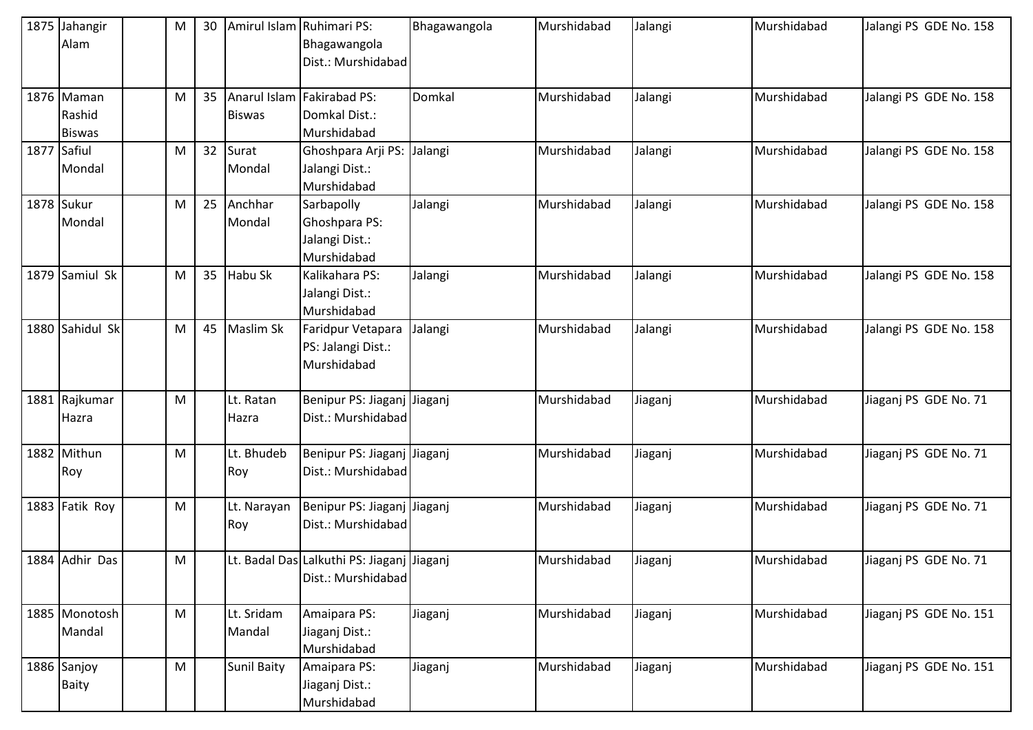| | | | | | | | | | | | |
|---|---|---|---|---|---|---|---|---|---|---|---|
| 1875 | Jahangir Alam | | M | 30 | Amirul Islam | Ruhimari PS: Bhagawangola Dist.: Murshidabad | Bhagawangola | Murshidabad | Jalangi | Murshidabad | Jalangi PS GDE No. 158 |
| 1876 | Maman Rashid Biswas | | M | 35 | Anarul Islam Biswas | Fakirabad PS: Domkal Dist.: Murshidabad | Domkal | Murshidabad | Jalangi | Murshidabad | Jalangi PS GDE No. 158 |
| 1877 | Safiul Mondal | | M | 32 | Surat Mondal | Ghoshpara Arji PS: Jalangi Dist.: Murshidabad | Jalangi | Murshidabad | Jalangi | Murshidabad | Jalangi PS GDE No. 158 |
| 1878 | Sukur Mondal | | M | 25 | Anchhar Mondal | Sarbapolly Ghoshpara PS: Jalangi Dist.: Murshidabad | Jalangi | Murshidabad | Jalangi | Murshidabad | Jalangi PS GDE No. 158 |
| 1879 | Samiul Sk | | M | 35 | Habu Sk | Kalikahara PS: Jalangi Dist.: Murshidabad | Jalangi | Murshidabad | Jalangi | Murshidabad | Jalangi PS GDE No. 158 |
| 1880 | Sahidul Sk | | M | 45 | Maslim Sk | Faridpur Vetapara PS: Jalangi Dist.: Murshidabad | Jalangi | Murshidabad | Jalangi | Murshidabad | Jalangi PS GDE No. 158 |
| 1881 | Rajkumar Hazra | | M | | Lt. Ratan Hazra | Benipur PS: Jiaganj Dist.: Murshidabad | Jiaganj | Murshidabad | Jiaganj | Murshidabad | Jiaganj PS GDE No. 71 |
| 1882 | Mithun Roy | | M | | Lt. Bhudeb Roy | Benipur PS: Jiaganj Dist.: Murshidabad | Jiaganj | Murshidabad | Jiaganj | Murshidabad | Jiaganj PS GDE No. 71 |
| 1883 | Fatik Roy | | M | | Lt. Narayan Roy | Benipur PS: Jiaganj Dist.: Murshidabad | Jiaganj | Murshidabad | Jiaganj | Murshidabad | Jiaganj PS GDE No. 71 |
| 1884 | Adhir Das | | M | | Lt. Badal Das | Lalkuthi PS: Jiaganj Dist.: Murshidabad | Jiaganj | Murshidabad | Jiaganj | Murshidabad | Jiaganj PS GDE No. 71 |
| 1885 | Monotosh Mandal | | M | | Lt. Sridam Mandal | Amaipara PS: Jiaganj Dist.: Murshidabad | Jiaganj | Murshidabad | Jiaganj | Murshidabad | Jiaganj PS GDE No. 151 |
| 1886 | Sanjoy Baity | | M | | Sunil Baity | Amaipara PS: Jiaganj Dist.: Murshidabad | Jiaganj | Murshidabad | Jiaganj | Murshidabad | Jiaganj PS GDE No. 151 |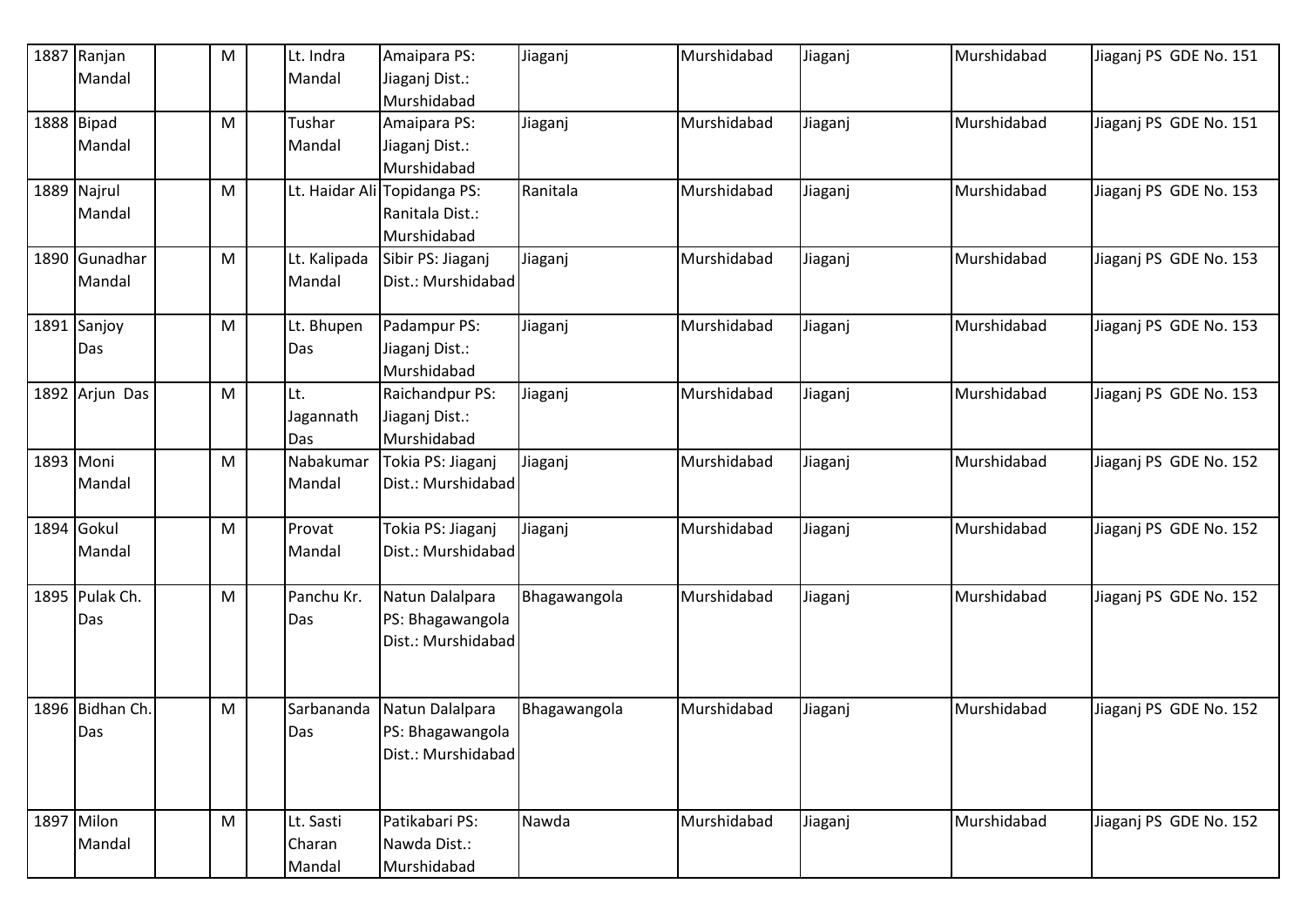| | | | | | | | | | | |
|---|---|---|---|---|---|---|---|---|---|---|
| 1887 | Ranjan Mandal | | M | | Lt. Indra Mandal | Amaipara PS: Jiaganj Dist.: Murshidabad | Jiaganj | Murshidabad | Jiaganj | Murshidabad | Jiaganj PS GDE No. 151 |
| 1888 | Bipad Mandal | | M | | Tushar Mandal | Amaipara PS: Jiaganj Dist.: Murshidabad | Jiaganj | Murshidabad | Jiaganj | Murshidabad | Jiaganj PS GDE No. 151 |
| 1889 | Najrul Mandal | | M | | Lt. Haidar Ali | Topidanga PS: Ranitala Dist.: Murshidabad | Ranitala | Murshidabad | Jiaganj | Murshidabad | Jiaganj PS GDE No. 153 |
| 1890 | Gunadhar Mandal | | M | | Lt. Kalipada Mandal | Sibir PS: Jiaganj Dist.: Murshidabad | Jiaganj | Murshidabad | Jiaganj | Murshidabad | Jiaganj PS GDE No. 153 |
| 1891 | Sanjoy Das | | M | | Lt. Bhupen Das | Padampur PS: Jiaganj Dist.: Murshidabad | Jiaganj | Murshidabad | Jiaganj | Murshidabad | Jiaganj PS GDE No. 153 |
| 1892 | Arjun Das | | M | | Lt. Jagannath Das | Raichandpur PS: Jiaganj Dist.: Murshidabad | Jiaganj | Murshidabad | Jiaganj | Murshidabad | Jiaganj PS GDE No. 153 |
| 1893 | Moni Mandal | | M | | Nabakumar Mandal | Tokia PS: Jiaganj Dist.: Murshidabad | Jiaganj | Murshidabad | Jiaganj | Murshidabad | Jiaganj PS GDE No. 152 |
| 1894 | Gokul Mandal | | M | | Provat Mandal | Tokia PS: Jiaganj Dist.: Murshidabad | Jiaganj | Murshidabad | Jiaganj | Murshidabad | Jiaganj PS GDE No. 152 |
| 1895 | Pulak Ch. Das | | M | | Panchu Kr. Das | Natun Dalalpara PS: Bhagawangola Dist.: Murshidabad | Bhagawangola | Murshidabad | Jiaganj | Murshidabad | Jiaganj PS GDE No. 152 |
| 1896 | Bidhan Ch. Das | | M | | Sarbananda Das | Natun Dalalpara PS: Bhagawangola Dist.: Murshidabad | Bhagawangola | Murshidabad | Jiaganj | Murshidabad | Jiaganj PS GDE No. 152 |
| 1897 | Milon Mandal | | M | | Lt. Sasti Charan Mandal | Patikabari PS: Nawda Dist.: Murshidabad | Nawda | Murshidabad | Jiaganj | Murshidabad | Jiaganj PS GDE No. 152 |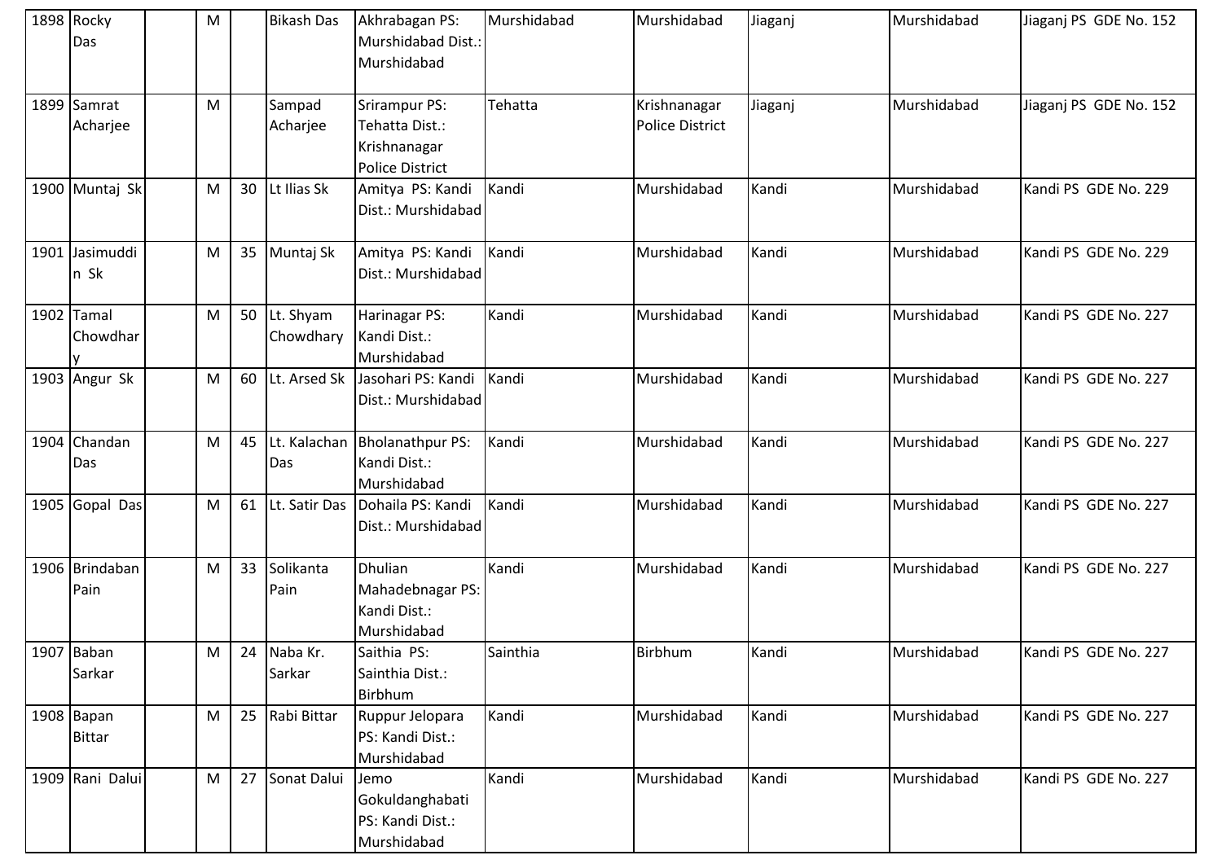| 1898 | Rocky Das | | M | | Bikash Das | Akhrabagan PS: Murshidabad Dist.: Murshidabad | Murshidabad | Murshidabad | Jiaganj | Murshidabad | Jiaganj PS GDE No. 152 |
|---|---|---|---|---|---|---|---|---|---|---|---|
| 1899 | Samrat Acharjee | | M | | Sampad Acharjee | Srirampur PS: Tehatta Dist.: Krishnanagar Police District | Tehatta | Krishnanagar Police District | Jiaganj | Murshidabad | Jiaganj PS GDE No. 152 |
| 1900 | Muntaj Sk | | M | 30 | Lt Ilias Sk | Amitya PS: Kandi Dist.: Murshidabad | Kandi | Murshidabad | Kandi | Murshidabad | Kandi PS GDE No. 229 |
| 1901 | Jasimuddin Sk | | M | 35 | Muntaj Sk | Amitya PS: Kandi Dist.: Murshidabad | Kandi | Murshidabad | Kandi | Murshidabad | Kandi PS GDE No. 229 |
| 1902 | Tamal Chowdhary | | M | 50 | Lt. Shyam Chowdhary | Harinagar PS: Kandi Dist.: Murshidabad | Kandi | Murshidabad | Kandi | Murshidabad | Kandi PS GDE No. 227 |
| 1903 | Angur Sk | | M | 60 | Lt. Arsed Sk | Jasohari PS: Kandi Dist.: Murshidabad | Kandi | Murshidabad | Kandi | Murshidabad | Kandi PS GDE No. 227 |
| 1904 | Chandan Das | | M | 45 | Lt. Kalachan Das | Bholanathpur PS: Kandi Dist.: Murshidabad | Kandi | Murshidabad | Kandi | Murshidabad | Kandi PS GDE No. 227 |
| 1905 | Gopal Das | | M | 61 | Lt. Satir Das | Dohaila PS: Kandi Dist.: Murshidabad | Kandi | Murshidabad | Kandi | Murshidabad | Kandi PS GDE No. 227 |
| 1906 | Brindaban Pain | | M | 33 | Solikanta Pain | Dhulian Mahadebnagar PS: Kandi Dist.: Murshidabad | Kandi | Murshidabad | Kandi | Murshidabad | Kandi PS GDE No. 227 |
| 1907 | Baban Sarkar | | M | 24 | Naba Kr. Sarkar | Saithia PS: Sainthia Dist.: Birbhum | Sainthia | Birbhum | Kandi | Murshidabad | Kandi PS GDE No. 227 |
| 1908 | Bapan Bittar | | M | 25 | Rabi Bittar | Ruppur Jelopara PS: Kandi Dist.: Murshidabad | Kandi | Murshidabad | Kandi | Murshidabad | Kandi PS GDE No. 227 |
| 1909 | Rani Dalui | | M | 27 | Sonat Dalui | Jemo Gokuldanghabati PS: Kandi Dist.: Murshidabad | Kandi | Murshidabad | Kandi | Murshidabad | Kandi PS GDE No. 227 |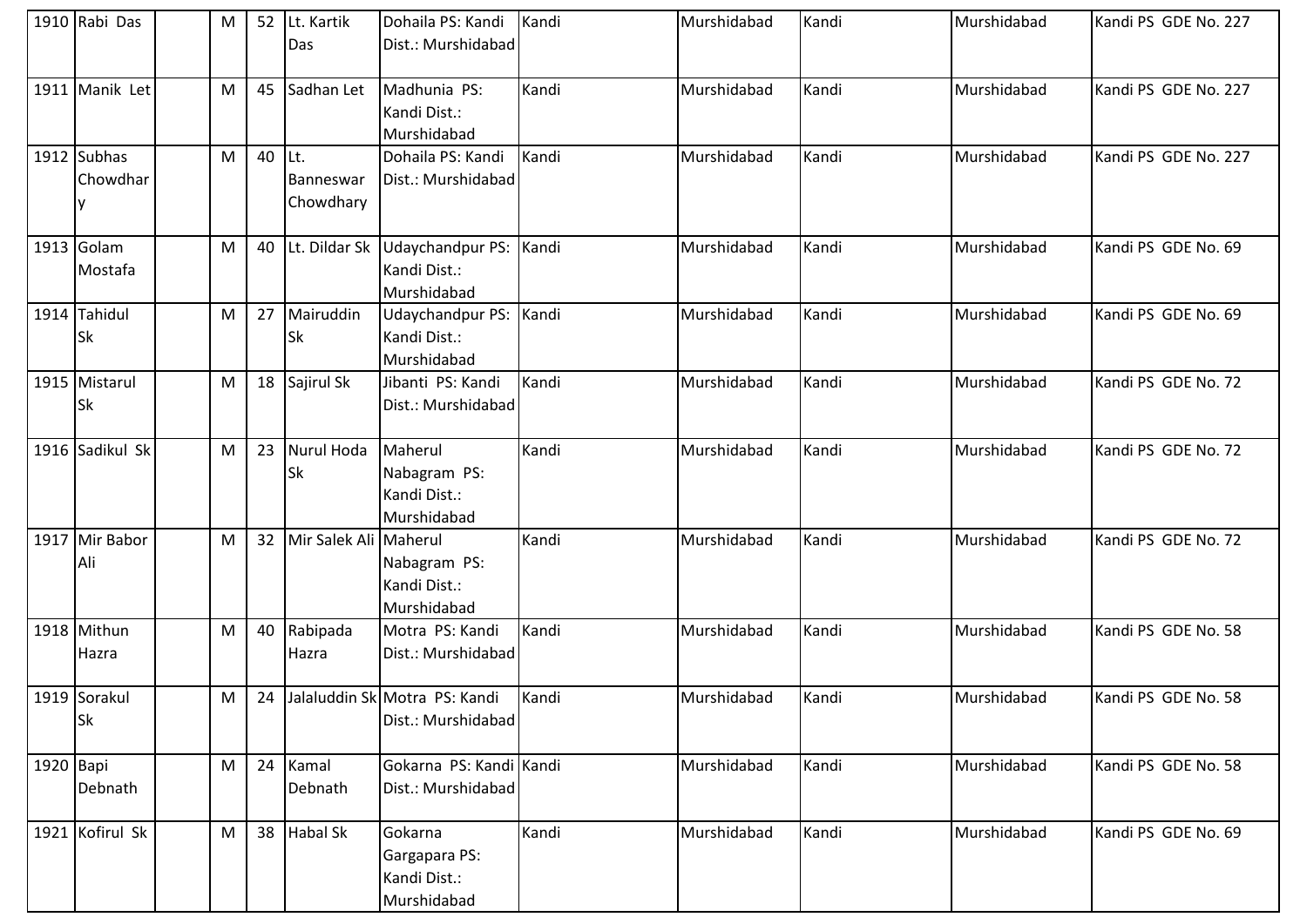| 1910 | Rabi Das | | M | 52 | Lt. Kartik Das | Dohaila PS: Kandi Dist.: Murshidabad | Kandi | Murshidabad | Kandi | Murshidabad | Kandi PS GDE No. 227 |
|---|---|---|---|---|---|---|---|---|---|---|---|
| 1911 | Manik Let | | M | 45 | Sadhan Let | Madhunia PS: Kandi Dist.: Murshidabad | Kandi | Murshidabad | Kandi | Murshidabad | Kandi PS GDE No. 227 |
| 1912 | Subhas Chowdhary | | M | 40 | Lt. Banneswar Chowdhary | Dohaila PS: Kandi Dist.: Murshidabad | Kandi | Murshidabad | Kandi | Murshidabad | Kandi PS GDE No. 227 |
| 1913 | Golam Mostafa | | M | 40 | Lt. Dildar Sk | Udaychandpur PS: Kandi Dist.: Murshidabad | Kandi | Murshidabad | Kandi | Murshidabad | Kandi PS GDE No. 69 |
| 1914 | Tahidul Sk | | M | 27 | Mairuddin Sk | Udaychandpur PS: Kandi Dist.: Murshidabad | Kandi | Murshidabad | Kandi | Murshidabad | Kandi PS GDE No. 69 |
| 1915 | Mistarul Sk | | M | 18 | Sajirul Sk | Jibanti PS: Kandi Dist.: Murshidabad | Kandi | Murshidabad | Kandi | Murshidabad | Kandi PS GDE No. 72 |
| 1916 | Sadikul Sk | | M | 23 | Nurul Hoda Sk | Maherul Nabagram PS: Kandi Dist.: Murshidabad | Kandi | Murshidabad | Kandi | Murshidabad | Kandi PS GDE No. 72 |
| 1917 | Mir Babor Ali | | M | 32 | Mir Salek Ali | Maherul Nabagram PS: Kandi Dist.: Murshidabad | Kandi | Murshidabad | Kandi | Murshidabad | Kandi PS GDE No. 72 |
| 1918 | Mithun Hazra | | M | 40 | Rabipada Hazra | Motra PS: Kandi Dist.: Murshidabad | Kandi | Murshidabad | Kandi | Murshidabad | Kandi PS GDE No. 58 |
| 1919 | Sorakul Sk | | M | 24 | Jalaluddin Sk | Motra PS: Kandi Dist.: Murshidabad | Kandi | Murshidabad | Kandi | Murshidabad | Kandi PS GDE No. 58 |
| 1920 | Bapi Debnath | | M | 24 | Kamal Debnath | Gokarna PS: Kandi Dist.: Murshidabad | Kandi | Murshidabad | Kandi | Murshidabad | Kandi PS GDE No. 58 |
| 1921 | Kofirul Sk | | M | 38 | Habal Sk | Gokarna Gargapara PS: Kandi Dist.: Murshidabad | Kandi | Murshidabad | Kandi | Murshidabad | Kandi PS GDE No. 69 |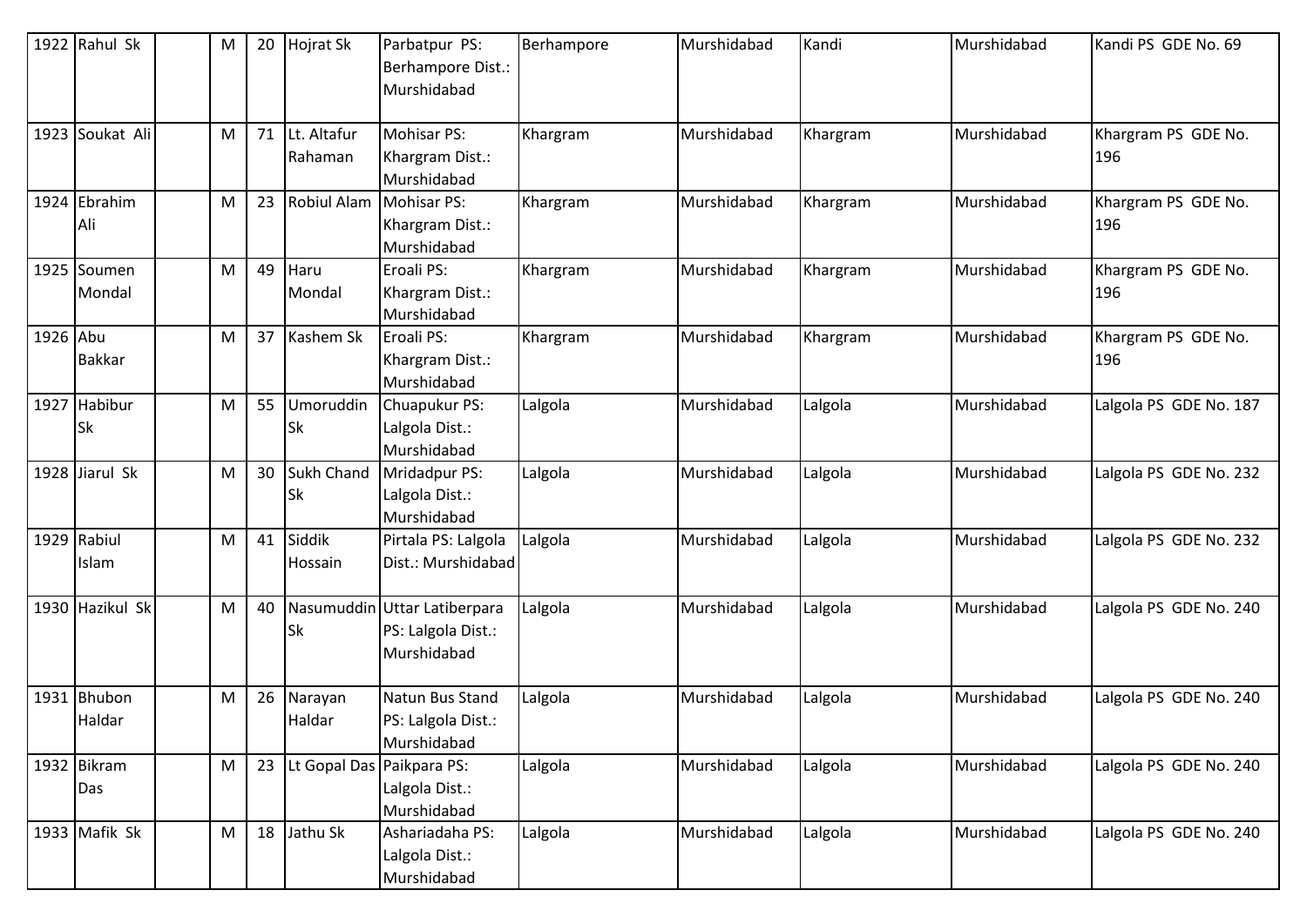| 1922 | Rahul Sk | | M | 20 | Hojrat Sk | Parbatpur PS: Berhampore Dist.: Murshidabad | Berhampore | Murshidabad | Kandi | Murshidabad | Kandi PS GDE No. 69 |
|---|---|---|---|---|---|---|---|---|---|---|---|
| 1923 | Soukat Ali | | M | 71 | Lt. Altafur Rahaman | Mohisar PS: Khargram Dist.: Murshidabad | Khargram | Murshidabad | Khargram | Murshidabad | Khargram PS GDE No. 196 |
| 1924 | Ebrahim Ali | | M | 23 | Robiul Alam | Mohisar PS: Khargram Dist.: Murshidabad | Khargram | Murshidabad | Khargram | Murshidabad | Khargram PS GDE No. 196 |
| 1925 | Soumen Mondal | | M | 49 | Haru Mondal | Eroali PS: Khargram Dist.: Murshidabad | Khargram | Murshidabad | Khargram | Murshidabad | Khargram PS GDE No. 196 |
| 1926 | Abu Bakkar | | M | 37 | Kashem Sk | Eroali PS: Khargram Dist.: Murshidabad | Khargram | Murshidabad | Khargram | Murshidabad | Khargram PS GDE No. 196 |
| 1927 | Habibur Sk | | M | 55 | Umoruddin Sk | Chuapukur PS: Lalgola Dist.: Murshidabad | Lalgola | Murshidabad | Lalgola | Murshidabad | Lalgola PS GDE No. 187 |
| 1928 | Jiarul Sk | | M | 30 | Sukh Chand Sk | Mridadpur PS: Lalgola Dist.: Murshidabad | Lalgola | Murshidabad | Lalgola | Murshidabad | Lalgola PS GDE No. 232 |
| 1929 | Rabiul Islam | | M | 41 | Siddik Hossain | Pirtala PS: Lalgola Dist.: Murshidabad | Lalgola | Murshidabad | Lalgola | Murshidabad | Lalgola PS GDE No. 232 |
| 1930 | Hazikul Sk | | M | 40 | Nasumuddin Sk | Uttar Latiberpara PS: Lalgola Dist.: Murshidabad | Lalgola | Murshidabad | Lalgola | Murshidabad | Lalgola PS GDE No. 240 |
| 1931 | Bhubon Haldar | | M | 26 | Narayan Haldar | Natun Bus Stand PS: Lalgola Dist.: Murshidabad | Lalgola | Murshidabad | Lalgola | Murshidabad | Lalgola PS GDE No. 240 |
| 1932 | Bikram Das | | M | 23 | Lt Gopal Das | Paikpara PS: Lalgola Dist.: Murshidabad | Lalgola | Murshidabad | Lalgola | Murshidabad | Lalgola PS GDE No. 240 |
| 1933 | Mafik Sk | | M | 18 | Jathu Sk | Ashariadaha PS: Lalgola Dist.: Murshidabad | Lalgola | Murshidabad | Lalgola | Murshidabad | Lalgola PS GDE No. 240 |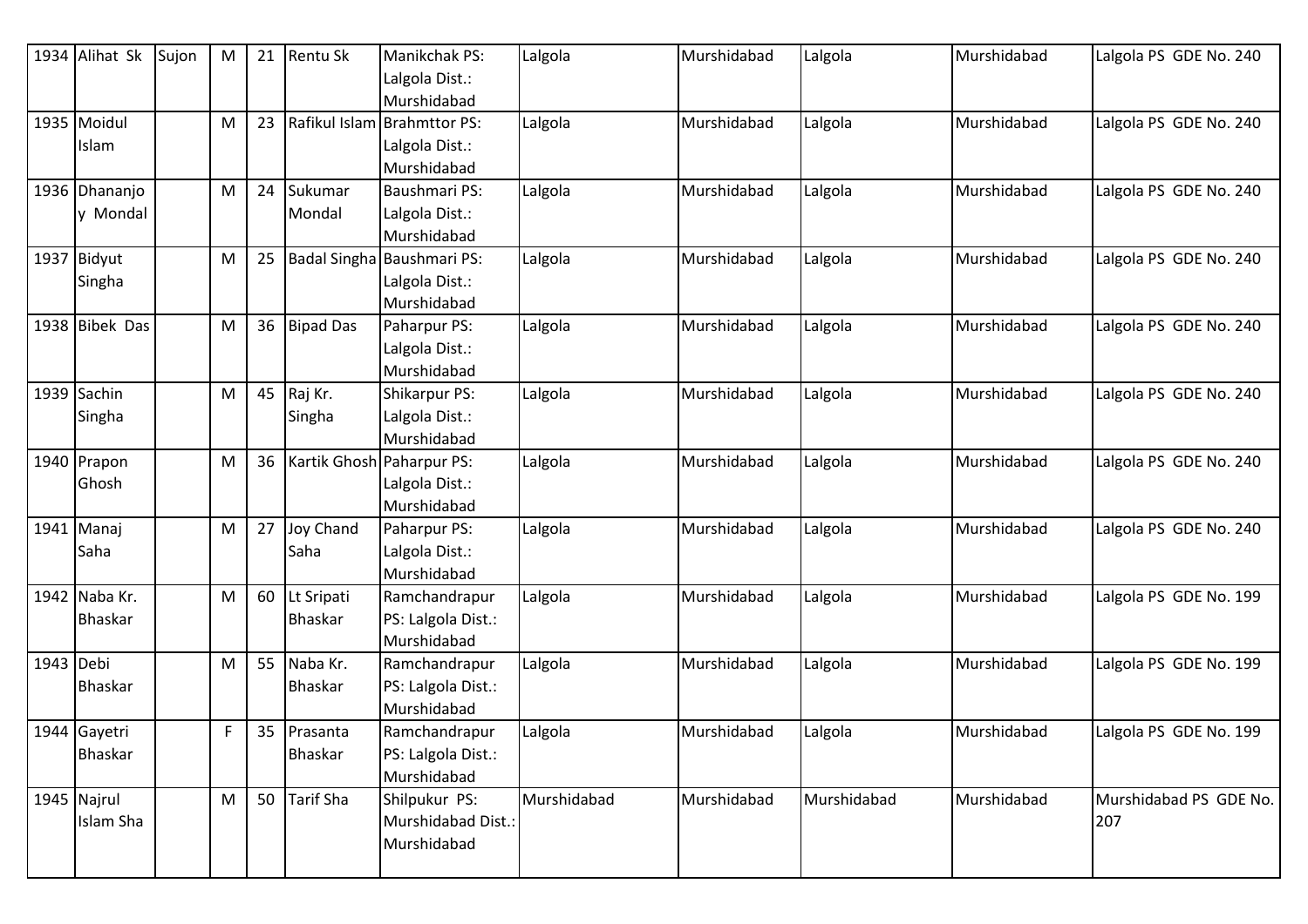| 1934 | Alihat Sk | Sujon | M | 21 | Rentu Sk | Manikchak PS: Lalgola Dist.: Murshidabad | Lalgola | Murshidabad | Lalgola | Murshidabad | Lalgola PS GDE No. 240 |
|---|---|---|---|---|---|---|---|---|---|---|---|
| 1935 | Moidul Islam | | M | 23 | Rafikul Islam | Brahmttor PS: Lalgola Dist.: Murshidabad | Lalgola | Murshidabad | Lalgola | Murshidabad | Lalgola PS GDE No. 240 |
| 1936 | Dhananjoy Mondal | | M | 24 | Sukumar Mondal | Baushmari PS: Lalgola Dist.: Murshidabad | Lalgola | Murshidabad | Lalgola | Murshidabad | Lalgola PS GDE No. 240 |
| 1937 | Bidyut Singha | | M | 25 | Badal Singha | Baushmari PS: Lalgola Dist.: Murshidabad | Lalgola | Murshidabad | Lalgola | Murshidabad | Lalgola PS GDE No. 240 |
| 1938 | Bibek Das | | M | 36 | Bipad Das | Paharpur PS: Lalgola Dist.: Murshidabad | Lalgola | Murshidabad | Lalgola | Murshidabad | Lalgola PS GDE No. 240 |
| 1939 | Sachin Singha | | M | 45 | Raj Kr. Singha | Shikarpur PS: Lalgola Dist.: Murshidabad | Lalgola | Murshidabad | Lalgola | Murshidabad | Lalgola PS GDE No. 240 |
| 1940 | Prapon Ghosh | | M | 36 | Kartik Ghosh | Paharpur PS: Lalgola Dist.: Murshidabad | Lalgola | Murshidabad | Lalgola | Murshidabad | Lalgola PS GDE No. 240 |
| 1941 | Manaj Saha | | M | 27 | Joy Chand Saha | Paharpur PS: Lalgola Dist.: Murshidabad | Lalgola | Murshidabad | Lalgola | Murshidabad | Lalgola PS GDE No. 240 |
| 1942 | Naba Kr. Bhaskar | | M | 60 | Lt Sripati Bhaskar | Ramchandrapur PS: Lalgola Dist.: Murshidabad | Lalgola | Murshidabad | Lalgola | Murshidabad | Lalgola PS GDE No. 199 |
| 1943 | Debi Bhaskar | | M | 55 | Naba Kr. Bhaskar | Ramchandrapur PS: Lalgola Dist.: Murshidabad | Lalgola | Murshidabad | Lalgola | Murshidabad | Lalgola PS GDE No. 199 |
| 1944 | Gayetri Bhaskar | | F | 35 | Prasanta Bhaskar | Ramchandrapur PS: Lalgola Dist.: Murshidabad | Lalgola | Murshidabad | Lalgola | Murshidabad | Lalgola PS GDE No. 199 |
| 1945 | Najrul Islam Sha | | M | 50 | Tarif Sha | Shilpukur PS: Murshidabad Dist.: Murshidabad | Murshidabad | Murshidabad | Murshidabad | Murshidabad | Murshidabad PS GDE No. 207 |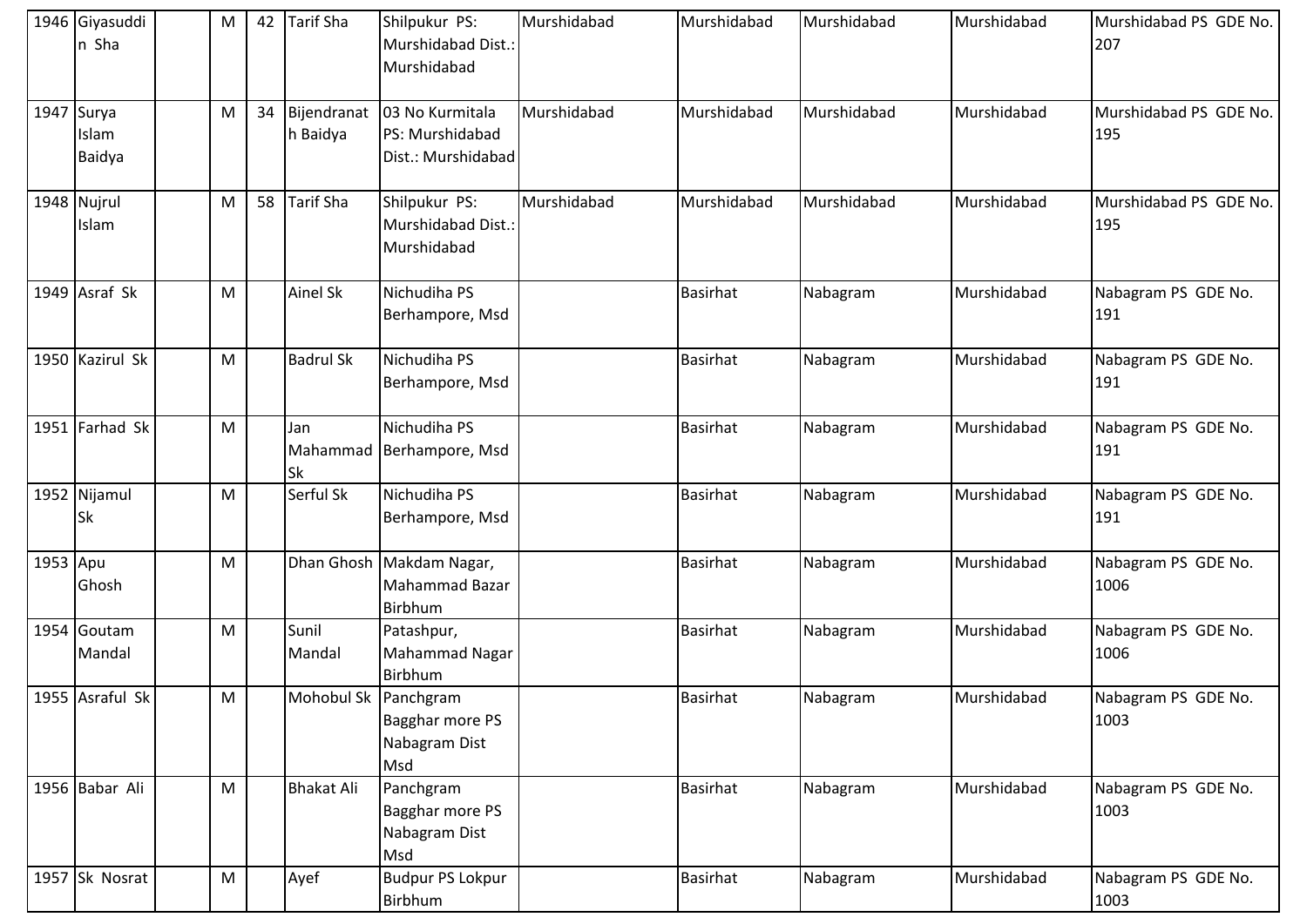| | | | | | | | | | | | |
|---|---|---|---|---|---|---|---|---|---|---|---|
| 1946 | Giyasuddin Sha | | M | 42 | Tarif Sha | Shilpukur PS: Murshidabad Dist.: Murshidabad | Murshidabad | Murshidabad | Murshidabad | Murshidabad | Murshidabad PS GDE No. 207 |
| 1947 | Surya Islam Baidya | | M | 34 | Bijendranath Baidya | 03 No Kurmitala PS: Murshidabad Dist.: Murshidabad | Murshidabad | Murshidabad | Murshidabad | Murshidabad | Murshidabad PS GDE No. 195 |
| 1948 | Nujrul Islam | | M | 58 | Tarif Sha | Shilpukur PS: Murshidabad Dist.: Murshidabad | Murshidabad | Murshidabad | Murshidabad | Murshidabad | Murshidabad PS GDE No. 195 |
| 1949 | Asraf Sk | | M | | Ainel Sk | Nichudiha PS Berhampore, Msd | | Basirhat | Nabagram | Murshidabad | Nabagram PS GDE No. 191 |
| 1950 | Kazirul Sk | | M | | Badrul Sk | Nichudiha PS Berhampore, Msd | | Basirhat | Nabagram | Murshidabad | Nabagram PS GDE No. 191 |
| 1951 | Farhad Sk | | M | | Jan Mahammad Sk | Nichudiha PS Berhampore, Msd | | Basirhat | Nabagram | Murshidabad | Nabagram PS GDE No. 191 |
| 1952 | Nijamul Sk | | M | | Serful Sk | Nichudiha PS Berhampore, Msd | | Basirhat | Nabagram | Murshidabad | Nabagram PS GDE No. 191 |
| 1953 | Apu Ghosh | | M | | Dhan Ghosh | Makdam Nagar, Mahammad Bazar Birbhum | | Basirhat | Nabagram | Murshidabad | Nabagram PS GDE No. 1006 |
| 1954 | Goutam Mandal | | M | | Sunil Mandal | Patashpur, Mahammad Nagar Birbhum | | Basirhat | Nabagram | Murshidabad | Nabagram PS GDE No. 1006 |
| 1955 | Asraful Sk | | M | | Mohobul Sk | Panchgram Bagghar more PS Nabagram Dist Msd | | Basirhat | Nabagram | Murshidabad | Nabagram PS GDE No. 1003 |
| 1956 | Babar Ali | | M | | Bhakat Ali | Panchgram Bagghar more PS Nabagram Dist Msd | | Basirhat | Nabagram | Murshidabad | Nabagram PS GDE No. 1003 |
| 1957 | Sk Nosrat | | M | | Ayef | Budpur PS Lokpur Birbhum | | Basirhat | Nabagram | Murshidabad | Nabagram PS GDE No. 1003 |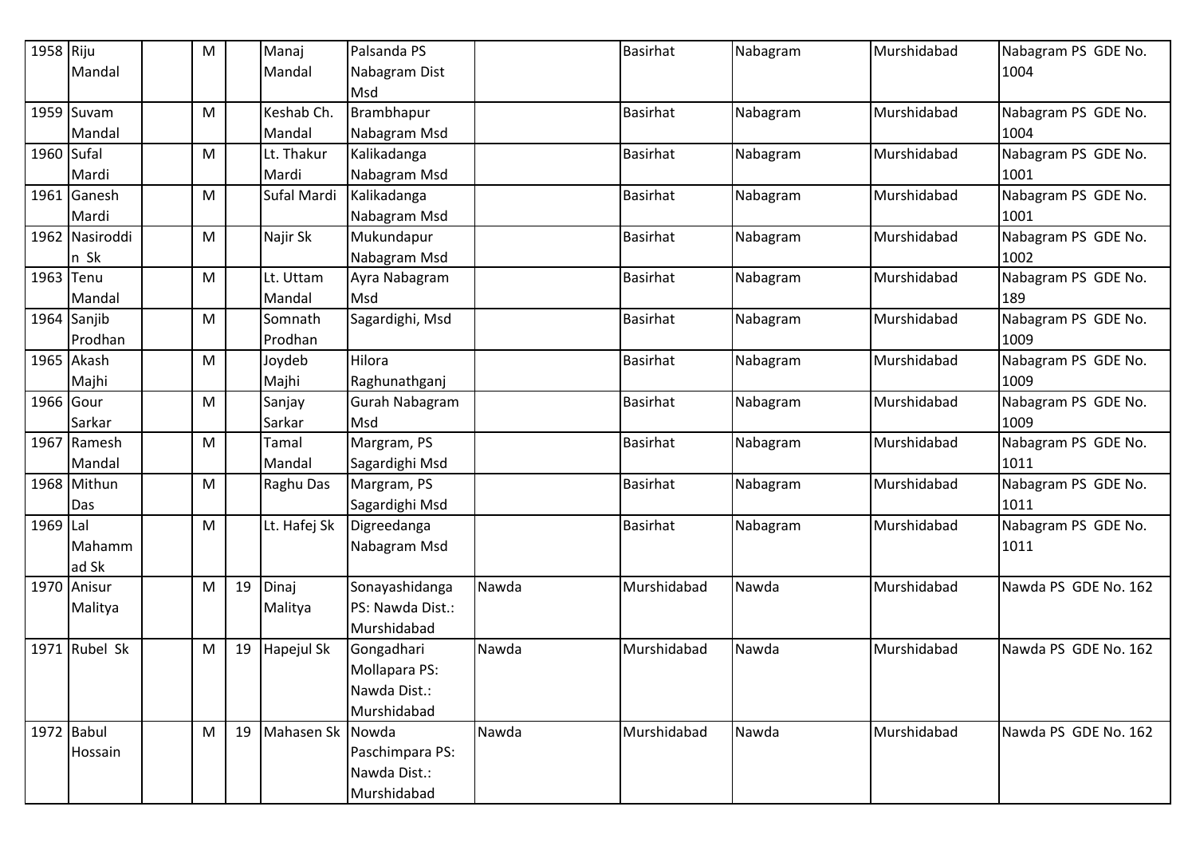| 1958 | Riju Mandal | | M | | Manaj Mandal | Palsanda PS Nabagram Dist Msd | | Basirhat | Nabagram | Murshidabad | Nabagram PS GDE No. 1004 |
|---|---|---|---|---|---|---|---|---|---|---|---|
| 1959 | Suvam Mandal | | M | | Keshab Ch. Mandal | Brambhapur Nabagram Msd | | Basirhat | Nabagram | Murshidabad | Nabagram PS GDE No. 1004 |
| 1960 | Sufal Mardi | | M | | Lt. Thakur Mardi | Kalikadanga Nabagram Msd | | Basirhat | Nabagram | Murshidabad | Nabagram PS GDE No. 1001 |
| 1961 | Ganesh Mardi | | M | | Sufal Mardi | Kalikadanga Nabagram Msd | | Basirhat | Nabagram | Murshidabad | Nabagram PS GDE No. 1001 |
| 1962 | Nasiroddin Sk | | M | | Najir Sk | Mukundapur Nabagram Msd | | Basirhat | Nabagram | Murshidabad | Nabagram PS GDE No. 1002 |
| 1963 | Tenu Mandal | | M | | Lt. Uttam Mandal | Ayra Nabagram Msd | | Basirhat | Nabagram | Murshidabad | Nabagram PS GDE No. 189 |
| 1964 | Sanjib Prodhan | | M | | Somnath Prodhan | Sagardighi, Msd | | Basirhat | Nabagram | Murshidabad | Nabagram PS GDE No. 1009 |
| 1965 | Akash Majhi | | M | | Joydeb Majhi | Hilora Raghunathganj | | Basirhat | Nabagram | Murshidabad | Nabagram PS GDE No. 1009 |
| 1966 | Gour Sarkar | | M | | Sanjay Sarkar | Gurah Nabagram Msd | | Basirhat | Nabagram | Murshidabad | Nabagram PS GDE No. 1009 |
| 1967 | Ramesh Mandal | | M | | Tamal Mandal | Margram, PS Sagardighi Msd | | Basirhat | Nabagram | Murshidabad | Nabagram PS GDE No. 1011 |
| 1968 | Mithun Das | | M | | Raghu Das | Margram, PS Sagardighi Msd | | Basirhat | Nabagram | Murshidabad | Nabagram PS GDE No. 1011 |
| 1969 | Lal Mahammad Sk | | M | | Lt. Hafej Sk | Digreedanga Nabagram Msd | | Basirhat | Nabagram | Murshidabad | Nabagram PS GDE No. 1011 |
| 1970 | Anisur Malitya | | M | 19 | Dinaj Malitya | Sonayashidanga PS: Nawda Dist.: Murshidabad | Nawda | Murshidabad | Nawda | Murshidabad | Nawda PS GDE No. 162 |
| 1971 | Rubel Sk | | M | 19 | Hapejul Sk | Gongadhari Mollapara PS: Nawda Dist.: Murshidabad | Nawda | Murshidabad | Nawda | Murshidabad | Nawda PS GDE No. 162 |
| 1972 | Babul Hossain | | M | 19 | Mahasen Sk | Nowda Paschimpara PS: Nawda Dist.: Murshidabad | Nawda | Murshidabad | Nawda | Murshidabad | Nawda PS GDE No. 162 |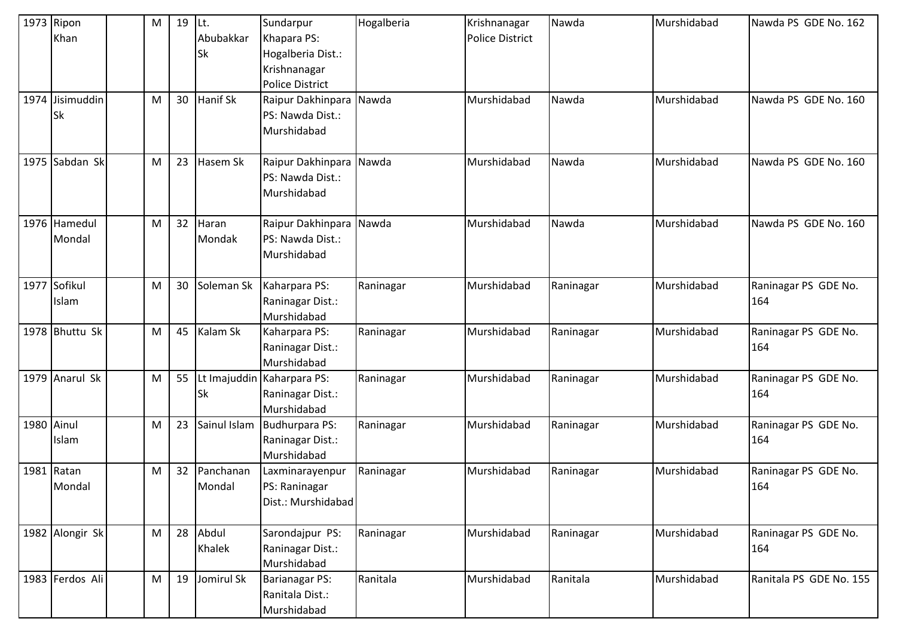| 1973 | Ripon Khan | | M | 19 | Lt. Abubakkar Sk | Sundarpur Khapara PS: Hogalberia Dist.: Krishnanagar Police District | Hogalberia | Krishnanagar Police District | Nawda | Murshidabad | Nawda PS GDE No. 162 |
|---|---|---|---|---|---|---|---|---|---|---|---|
| 1974 | Jisimuddin Sk | | M | 30 | Hanif Sk | Raipur Dakhinpara PS: Nawda Dist.: Murshidabad | Nawda | Murshidabad | Nawda | Murshidabad | Nawda PS GDE No. 160 |
| 1975 | Sabdan Sk | | M | 23 | Hasem Sk | Raipur Dakhinpara PS: Nawda Dist.: Murshidabad | Nawda | Murshidabad | Nawda | Murshidabad | Nawda PS GDE No. 160 |
| 1976 | Hamedul Mondal | | M | 32 | Haran Mondak | Raipur Dakhinpara PS: Nawda Dist.: Murshidabad | Nawda | Murshidabad | Nawda | Murshidabad | Nawda PS GDE No. 160 |
| 1977 | Sofikul Islam | | M | 30 | Soleman Sk | Kaharpara PS: Raninagar Dist.: Murshidabad | Raninagar | Murshidabad | Raninagar | Murshidabad | Raninagar PS GDE No. 164 |
| 1978 | Bhuttu Sk | | M | 45 | Kalam Sk | Kaharpara PS: Raninagar Dist.: Murshidabad | Raninagar | Murshidabad | Raninagar | Murshidabad | Raninagar PS GDE No. 164 |
| 1979 | Anarul Sk | | M | 55 | Lt Imajuddin Sk | Kaharpara PS: Raninagar Dist.: Murshidabad | Raninagar | Murshidabad | Raninagar | Murshidabad | Raninagar PS GDE No. 164 |
| 1980 | Ainul Islam | | M | 23 | Sainul Islam | Budhurpara PS: Raninagar Dist.: Murshidabad | Raninagar | Murshidabad | Raninagar | Murshidabad | Raninagar PS GDE No. 164 |
| 1981 | Ratan Mondal | | M | 32 | Panchanan Mondal | Laxminarayenpur PS: Raninagar Dist.: Murshidabad | Raninagar | Murshidabad | Raninagar | Murshidabad | Raninagar PS GDE No. 164 |
| 1982 | Alongir Sk | | M | 28 | Abdul Khalek | Sarondajpur PS: Raninagar Dist.: Murshidabad | Raninagar | Murshidabad | Raninagar | Murshidabad | Raninagar PS GDE No. 164 |
| 1983 | Ferdos Ali | | M | 19 | Jomirul Sk | Barianagar PS: Ranitala Dist.: Murshidabad | Ranitala | Murshidabad | Ranitala | Murshidabad | Ranitala PS GDE No. 155 |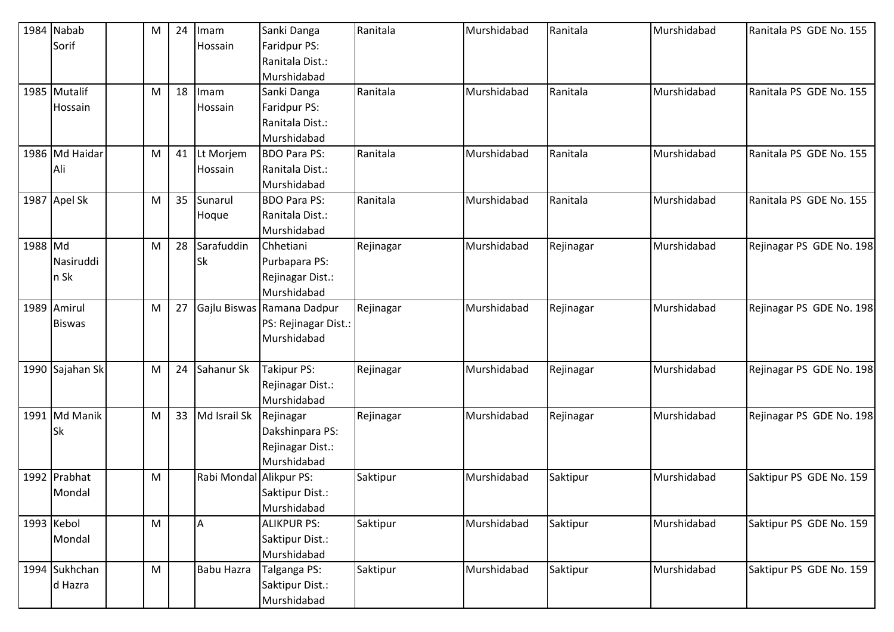| 1984 | Nabab Sorif | | M | 24 | Imam Hossain | Sanki Danga Faridpur PS: Ranitala Dist.: Murshidabad | Ranitala | Murshidabad | Ranitala | Murshidabad | Ranitala PS GDE No. 155 |
|---|---|---|---|---|---|---|---|---|---|---|---|
| 1985 | Mutalif Hossain | | M | 18 | Imam Hossain | Sanki Danga Faridpur PS: Ranitala Dist.: Murshidabad | Ranitala | Murshidabad | Ranitala | Murshidabad | Ranitala PS GDE No. 155 |
| 1986 | Md Haidar Ali | | M | 41 | Lt Morjem Hossain | BDO Para PS: Ranitala Dist.: Murshidabad | Ranitala | Murshidabad | Ranitala | Murshidabad | Ranitala PS GDE No. 155 |
| 1987 | Apel Sk | | M | 35 | Sunarul Hoque | BDO Para PS: Ranitala Dist.: Murshidabad | Ranitala | Murshidabad | Ranitala | Murshidabad | Ranitala PS GDE No. 155 |
| 1988 | Md Nasiruddin Sk | | M | 28 | Sarafuddin Sk | Chhetiani Purbapara PS: Rejinagar Dist.: Murshidabad | Rejinagar | Murshidabad | Rejinagar | Murshidabad | Rejinagar PS GDE No. 198 |
| 1989 | Amirul Biswas | | M | 27 | Gajlu Biswas | Ramana Dadpur PS: Rejinagar Dist.: Murshidabad | Rejinagar | Murshidabad | Rejinagar | Murshidabad | Rejinagar PS GDE No. 198 |
| 1990 | Sajahan Sk | | M | 24 | Sahanur Sk | Takipur PS: Rejinagar Dist.: Murshidabad | Rejinagar | Murshidabad | Rejinagar | Murshidabad | Rejinagar PS GDE No. 198 |
| 1991 | Md Manik Sk | | M | 33 | Md Israil Sk | Rejinagar Dakshinpara PS: Rejinagar Dist.: Murshidabad | Rejinagar | Murshidabad | Rejinagar | Murshidabad | Rejinagar PS GDE No. 198 |
| 1992 | Prabhat Mondal | | M | | Rabi Mondal | Alikpur PS: Saktipur Dist.: Murshidabad | Saktipur | Murshidabad | Saktipur | Murshidabad | Saktipur PS GDE No. 159 |
| 1993 | Kebol Mondal | | M | | A | ALIKPUR PS: Saktipur Dist.: Murshidabad | Saktipur | Murshidabad | Saktipur | Murshidabad | Saktipur PS GDE No. 159 |
| 1994 | Sukhchand Hazra | | M | | Babu Hazra | Talganga PS: Saktipur Dist.: Murshidabad | Saktipur | Murshidabad | Saktipur | Murshidabad | Saktipur PS GDE No. 159 |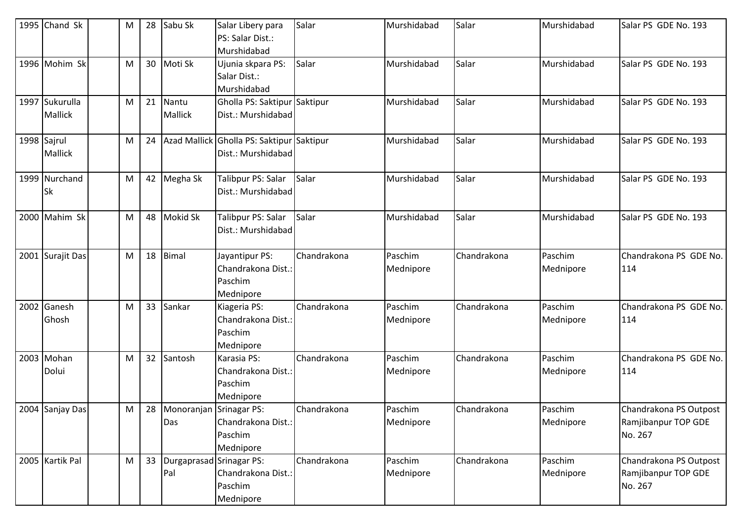| | | | | | | | | | | | |
|---|---|---|---|---|---|---|---|---|---|---|---|
| 1995 | Chand Sk | | M | 28 | Sabu Sk | Salar Libery para PS: Salar Dist.: Murshidabad | Salar | Murshidabad | Salar | Murshidabad | Salar PS GDE No. 193 |
| 1996 | Mohim Sk | | M | 30 | Moti Sk | Ujunia skpara PS: Salar Dist.: Murshidabad | Salar | Murshidabad | Salar | Murshidabad | Salar PS GDE No. 193 |
| 1997 | Sukurulla Mallick | | M | 21 | Nantu Mallick | Gholla PS: Saktipur Dist.: Murshidabad | Saktipur | Murshidabad | Salar | Murshidabad | Salar PS GDE No. 193 |
| 1998 | Sajrul Mallick | | M | 24 | Azad Mallick | Gholla PS: Saktipur Dist.: Murshidabad | Saktipur | Murshidabad | Salar | Murshidabad | Salar PS GDE No. 193 |
| 1999 | Nurchand Sk | | M | 42 | Megha Sk | Talibpur PS: Salar Dist.: Murshidabad | Salar | Murshidabad | Salar | Murshidabad | Salar PS GDE No. 193 |
| 2000 | Mahim Sk | | M | 48 | Mokid Sk | Talibpur PS: Salar Dist.: Murshidabad | Salar | Murshidabad | Salar | Murshidabad | Salar PS GDE No. 193 |
| 2001 | Surajit Das | | M | 18 | Bimal | Jayantipur PS: Chandrakona Dist.: Paschim Mednipore | Chandrakona | Paschim Mednipore | Chandrakona | Paschim Mednipore | Chandrakona PS GDE No. 114 |
| 2002 | Ganesh Ghosh | | M | 33 | Sankar | Kiageria PS: Chandrakona Dist.: Paschim Mednipore | Chandrakona | Paschim Mednipore | Chandrakona | Paschim Mednipore | Chandrakona PS GDE No. 114 |
| 2003 | Mohan Dolui | | M | 32 | Santosh | Karasia PS: Chandrakona Dist.: Paschim Mednipore | Chandrakona | Paschim Mednipore | Chandrakona | Paschim Mednipore | Chandrakona PS GDE No. 114 |
| 2004 | Sanjay Das | | M | 28 | Monoranjan Das | Srinagar PS: Chandrakona Dist.: Paschim Mednipore | Chandrakona | Paschim Mednipore | Chandrakona | Paschim Mednipore | Chandrakona PS Outpost Ramjibanpur TOP GDE No. 267 |
| 2005 | Kartik Pal | | M | 33 | Durgaprasad Pal | Srinagar PS: Chandrakona Dist.: Paschim Mednipore | Chandrakona | Paschim Mednipore | Chandrakona | Paschim Mednipore | Chandrakona PS Outpost Ramjibanpur TOP GDE No. 267 |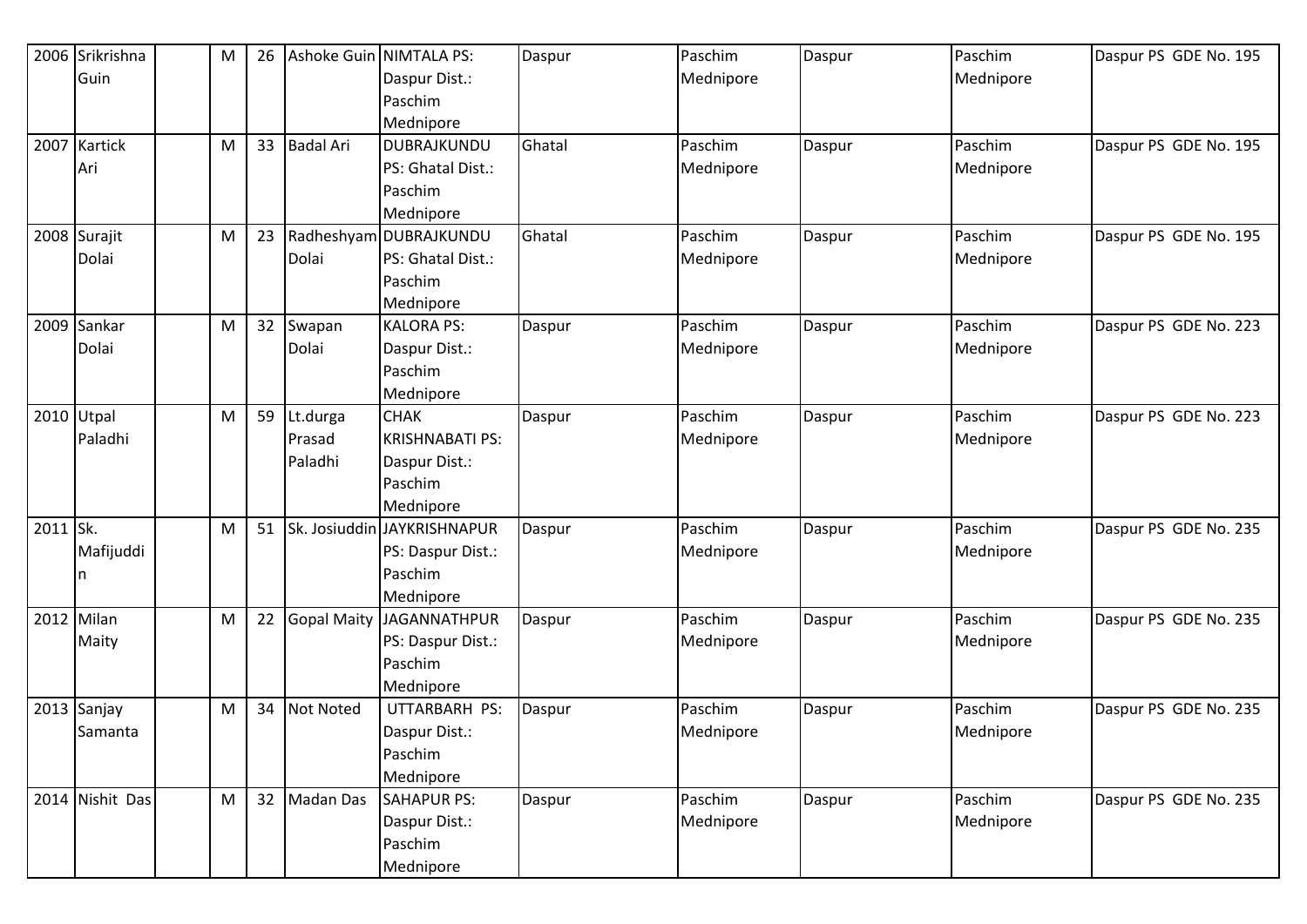| | | | | | | | | | | | |
|---|---|---|---|---|---|---|---|---|---|---|---|
| 2006 | Srikrishna Guin | | M | 26 | Ashoke Guin | NIMTALA PS: Daspur Dist.: Paschim Mednipore | Daspur | Paschim Mednipore | Daspur | Paschim Mednipore | Daspur PS GDE No. 195 |
| 2007 | Kartick Ari | | M | 33 | Badal Ari | DUBRAJKUNDU PS: Ghatal Dist.: Paschim Mednipore | Ghatal | Paschim Mednipore | Daspur | Paschim Mednipore | Daspur PS GDE No. 195 |
| 2008 | Surajit Dolai | | M | 23 | Radheshyam Dolai | DUBRAJKUNDU PS: Ghatal Dist.: Paschim Mednipore | Ghatal | Paschim Mednipore | Daspur | Paschim Mednipore | Daspur PS GDE No. 195 |
| 2009 | Sankar Dolai | | M | 32 | Swapan Dolai | KALORA PS: Daspur Dist.: Paschim Mednipore | Daspur | Paschim Mednipore | Daspur | Paschim Mednipore | Daspur PS GDE No. 223 |
| 2010 | Utpal Paladhi | | M | 59 | Lt.durga Prasad Paladhi | CHAK KRISHNABATI PS: Daspur Dist.: Paschim Mednipore | Daspur | Paschim Mednipore | Daspur | Paschim Mednipore | Daspur PS GDE No. 223 |
| 2011 | Sk. Mafijuddin | | M | 51 | Sk. Josiuddin | JAYKRISHNAPUR PS: Daspur Dist.: Paschim Mednipore | Daspur | Paschim Mednipore | Daspur | Paschim Mednipore | Daspur PS GDE No. 235 |
| 2012 | Milan Maity | | M | 22 | Gopal Maity | JAGANNATHPUR PS: Daspur Dist.: Paschim Mednipore | Daspur | Paschim Mednipore | Daspur | Paschim Mednipore | Daspur PS GDE No. 235 |
| 2013 | Sanjay Samanta | | M | 34 | Not Noted | UTTARBARH PS: Daspur Dist.: Paschim Mednipore | Daspur | Paschim Mednipore | Daspur | Paschim Mednipore | Daspur PS GDE No. 235 |
| 2014 | Nishit Das | | M | 32 | Madan Das | SAHAPUR PS: Daspur Dist.: Paschim Mednipore | Daspur | Paschim Mednipore | Daspur | Paschim Mednipore | Daspur PS GDE No. 235 |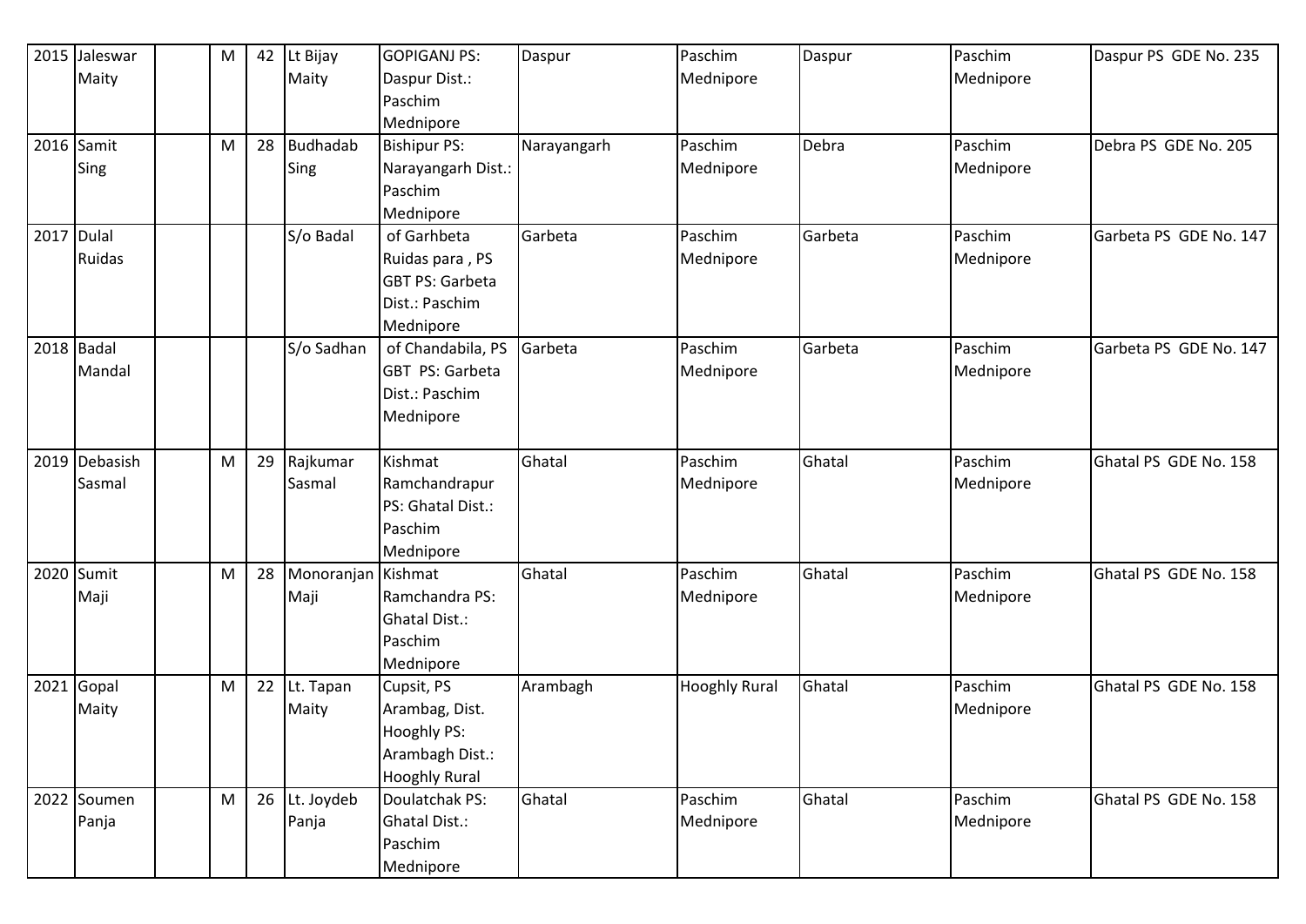| 2015 | Jaleswar Maity | | M | 42 | Lt Bijay Maity | GOPIGANJ PS: Daspur Dist.: Paschim Mednipore | Daspur | Paschim Mednipore | Daspur | Paschim Mednipore | Daspur PS GDE No. 235 |
|---|---|---|---|---|---|---|---|---|---|---|---|
| 2016 | Samit Sing | | M | 28 | Budhadab Sing | Bishipur PS: Narayangarh Dist.: Paschim Mednipore | Narayangarh | Paschim Mednipore | Debra | Paschim Mednipore | Debra PS GDE No. 205 |
| 2017 | Dulal Ruidas | | | | S/o Badal | of Garhbeta Ruidas para , PS GBT PS: Garbeta Dist.: Paschim Mednipore | Garbeta | Paschim Mednipore | Garbeta | Paschim Mednipore | Garbeta PS GDE No. 147 |
| 2018 | Badal Mandal | | | | S/o Sadhan | of Chandabila, PS GBT PS: Garbeta Dist.: Paschim Mednipore | Garbeta | Paschim Mednipore | Garbeta | Paschim Mednipore | Garbeta PS GDE No. 147 |
| 2019 | Debasish Sasmal | | M | 29 | Rajkumar Sasmal | Kishmat Ramchandrapur PS: Ghatal Dist.: Paschim Mednipore | Ghatal | Paschim Mednipore | Ghatal | Paschim Mednipore | Ghatal PS GDE No. 158 |
| 2020 | Sumit Maji | | M | 28 | Monoranjan Maji | Kishmat Ramchandra PS: Ghatal Dist.: Paschim Mednipore | Ghatal | Paschim Mednipore | Ghatal | Paschim Mednipore | Ghatal PS GDE No. 158 |
| 2021 | Gopal Maity | | M | 22 | Lt. Tapan Maity | Cupsit, PS Arambag, Dist. Hooghly PS: Arambagh Dist.: Hooghly Rural | Arambagh | Hooghly Rural | Ghatal | Paschim Mednipore | Ghatal PS GDE No. 158 |
| 2022 | Soumen Panja | | M | 26 | Lt. Joydeb Panja | Doulatchak PS: Ghatal Dist.: Paschim Mednipore | Ghatal | Paschim Mednipore | Ghatal | Paschim Mednipore | Ghatal PS GDE No. 158 |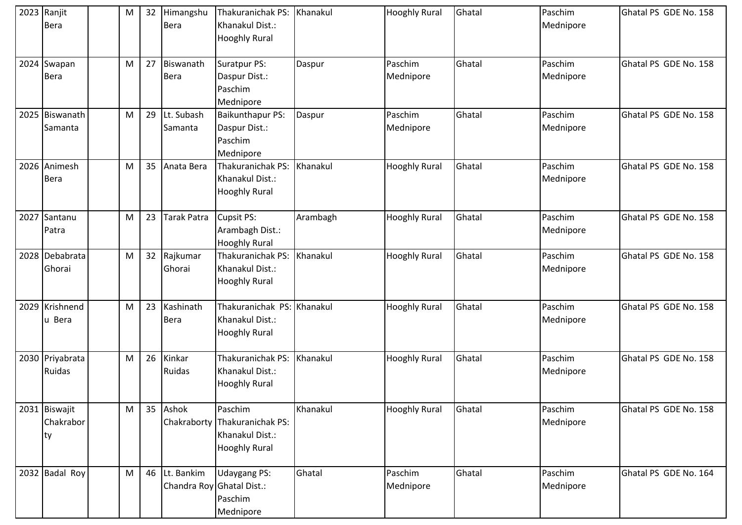| 2023 | Ranjit Bera | | M | 32 | Himangshu Bera | Thakuranichak PS: Khanakul Dist.: Hooghly Rural | Khanakul | Hooghly Rural | Ghatal | Paschim Mednipore | Ghatal PS GDE No. 158 |
|---|---|---|---|---|---|---|---|---|---|---|---|
| 2024 | Swapan Bera | | M | 27 | Biswanath Bera | Suratpur PS: Daspur Dist.: Paschim Mednipore | Daspur | Paschim Mednipore | Ghatal | Paschim Mednipore | Ghatal PS GDE No. 158 |
| 2025 | Biswanath Samanta | | M | 29 | Lt. Subash Samanta | Baikunthapur PS: Daspur Dist.: Paschim Mednipore | Daspur | Paschim Mednipore | Ghatal | Paschim Mednipore | Ghatal PS GDE No. 158 |
| 2026 | Animesh Bera | | M | 35 | Anata Bera | Thakuranichak PS: Khanakul Dist.: Hooghly Rural | Khanakul | Hooghly Rural | Ghatal | Paschim Mednipore | Ghatal PS GDE No. 158 |
| 2027 | Santanu Patra | | M | 23 | Tarak Patra | Cupsit PS: Arambagh Dist.: Hooghly Rural | Arambagh | Hooghly Rural | Ghatal | Paschim Mednipore | Ghatal PS GDE No. 158 |
| 2028 | Debabrata Ghorai | | M | 32 | Rajkumar Ghorai | Thakuranichak PS: Khanakul Dist.: Hooghly Rural | Khanakul | Hooghly Rural | Ghatal | Paschim Mednipore | Ghatal PS GDE No. 158 |
| 2029 | Krishnendu Bera | | M | 23 | Kashinath Bera | Thakuranichak PS: Khanakul Dist.: Hooghly Rural | Khanakul | Hooghly Rural | Ghatal | Paschim Mednipore | Ghatal PS GDE No. 158 |
| 2030 | Priyabrata Ruidas | | M | 26 | Kinkar Ruidas | Thakuranichak PS: Khanakul Dist.: Hooghly Rural | Khanakul | Hooghly Rural | Ghatal | Paschim Mednipore | Ghatal PS GDE No. 158 |
| 2031 | Biswajit Chakraborty | | M | 35 | Ashok Chakraborty | Paschim Thakuranichak PS: Khanakul Dist.: Hooghly Rural | Khanakul | Hooghly Rural | Ghatal | Paschim Mednipore | Ghatal PS GDE No. 158 |
| 2032 | Badal Roy | | M | 46 | Lt. Bankim Chandra Roy | Udaygang PS: Ghatal Dist.: Paschim Mednipore | Ghatal | Paschim Mednipore | Ghatal | Paschim Mednipore | Ghatal PS GDE No. 164 |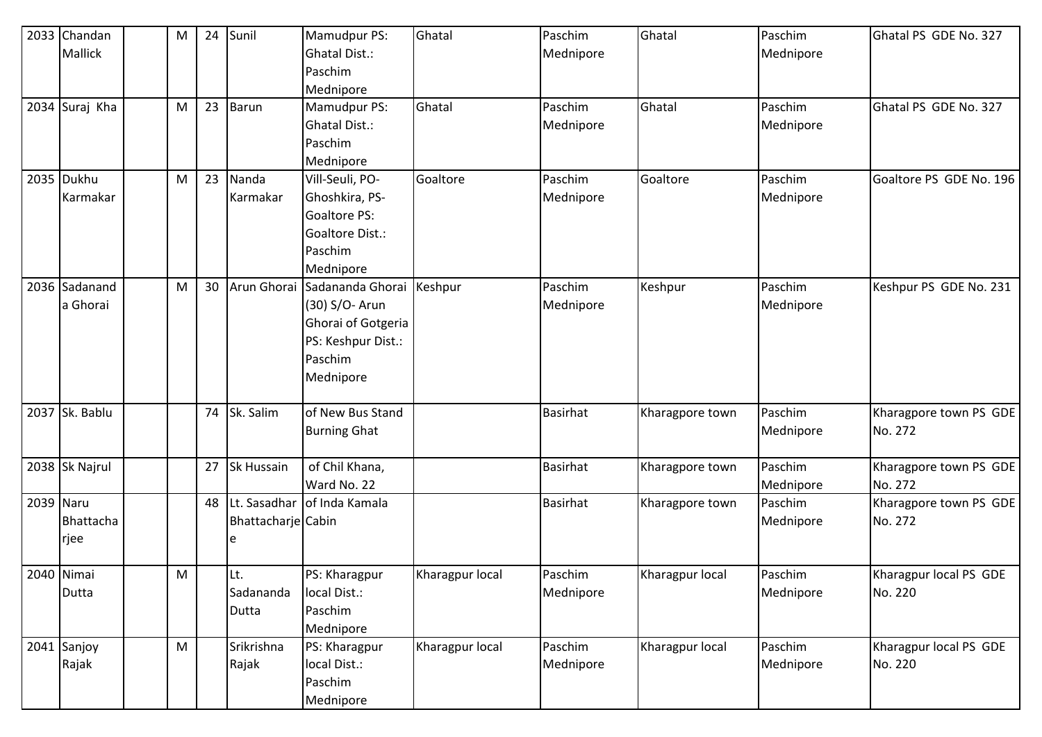| 2033 | Chandan Mallick | | M | 24 | Sunil | Mamudpur PS: Ghatal Dist.: Paschim Mednipore | Ghatal | Paschim Mednipore | Ghatal | Paschim Mednipore | Ghatal PS GDE No. 327 |
|---|---|---|---|---|---|---|---|---|---|---|---|
| 2034 | Suraj Kha | | M | 23 | Barun | Mamudpur PS: Ghatal Dist.: Paschim Mednipore | Ghatal | Paschim Mednipore | Ghatal | Paschim Mednipore | Ghatal PS GDE No. 327 |
| 2035 | Dukhu Karmakar | | M | 23 | Nanda Karmakar | Vill-Seuli, PO-Ghoshkira, PS-Goaltore PS: Goaltore Dist.: Paschim Mednipore | Goaltore | Paschim Mednipore | Goaltore | Paschim Mednipore | Goaltore PS GDE No. 196 |
| 2036 | Sadananda Ghorai | | M | 30 | Arun Ghorai | Sadananda Ghorai (30) S/O- Arun Ghorai of Gotgeria PS: Keshpur Dist.: Paschim Mednipore | Keshpur | Paschim Mednipore | Keshpur | Paschim Mednipore | Keshpur PS GDE No. 231 |
| 2037 | Sk. Bablu | | | 74 | Sk. Salim | of New Bus Stand Burning Ghat | | Basirhat | Kharagpore town | Paschim Mednipore | Kharagpore town PS GDE No. 272 |
| 2038 | Sk Najrul | | | 27 | Sk Hussain | of Chil Khana, Ward No. 22 | | Basirhat | Kharagpore town | Paschim Mednipore | Kharagpore town PS GDE No. 272 |
| 2039 | Naru Bhattacharjee | | | 48 | Lt. Sasadhar Bhattacharjee | of Inda Kamala Cabin | | Basirhat | Kharagpore town | Paschim Mednipore | Kharagpore town PS GDE No. 272 |
| 2040 | Nimai Dutta | | M | | Lt. Sadananda Dutta | PS: Kharagpur local Dist.: Paschim Mednipore | Kharagpur local | Paschim Mednipore | Kharagpur local | Paschim Mednipore | Kharagpur local PS GDE No. 220 |
| 2041 | Sanjoy Rajak | | M | | Srikrishna Rajak | PS: Kharagpur local Dist.: Paschim Mednipore | Kharagpur local | Paschim Mednipore | Kharagpur local | Paschim Mednipore | Kharagpur local PS GDE No. 220 |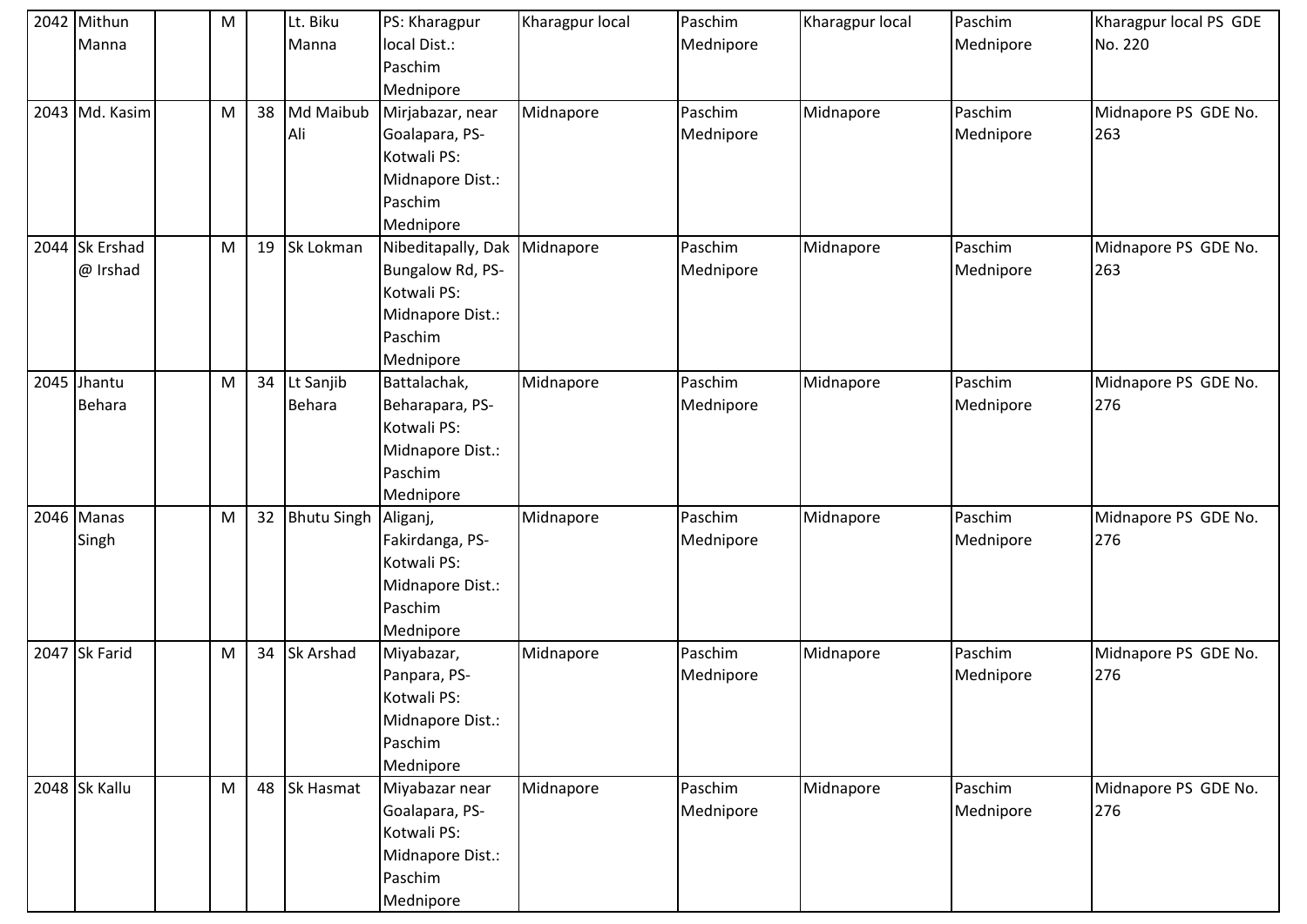| 2042 | Mithun Manna | | M | | Lt. Biku Manna | PS: Kharagpur local Dist.: Paschim Mednipore | Kharagpur local | Paschim Mednipore | Kharagpur local | Paschim Mednipore | Kharagpur local PS GDE No. 220 |
|---|---|---|---|---|---|---|---|---|---|---|---|
| 2043 | Md. Kasim | | M | 38 | Md Maibub Ali | Mirjabazar, near Goalapara, PS-Kotwali PS: Midnapore Dist.: Paschim Mednipore | Midnapore | Paschim Mednipore | Midnapore | Paschim Mednipore | Midnapore PS GDE No. 263 |
| 2044 | Sk Ershad @ Irshad | | M | 19 | Sk Lokman | Nibeditapally, Dak Bungalow Rd, PS-Kotwali PS: Midnapore Dist.: Paschim Mednipore | Midnapore | Paschim Mednipore | Midnapore | Paschim Mednipore | Midnapore PS GDE No. 263 |
| 2045 | Jhantu Behara | | M | 34 | Lt Sanjib Behara | Battalachak, Beharapara, PS-Kotwali PS: Midnapore Dist.: Paschim Mednipore | Midnapore | Paschim Mednipore | Midnapore | Paschim Mednipore | Midnapore PS GDE No. 276 |
| 2046 | Manas Singh | | M | 32 | Bhutu Singh | Aliganj, Fakirdanga, PS-Kotwali PS: Midnapore Dist.: Paschim Mednipore | Midnapore | Paschim Mednipore | Midnapore | Paschim Mednipore | Midnapore PS GDE No. 276 |
| 2047 | Sk Farid | | M | 34 | Sk Arshad | Miyabazar, Panpara, PS-Kotwali PS: Midnapore Dist.: Paschim Mednipore | Midnapore | Paschim Mednipore | Midnapore | Paschim Mednipore | Midnapore PS GDE No. 276 |
| 2048 | Sk Kallu | | M | 48 | Sk Hasmat | Miyabazar near Goalapara, PS-Kotwali PS: Midnapore Dist.: Paschim Mednipore | Midnapore | Paschim Mednipore | Midnapore | Paschim Mednipore | Midnapore PS GDE No. 276 |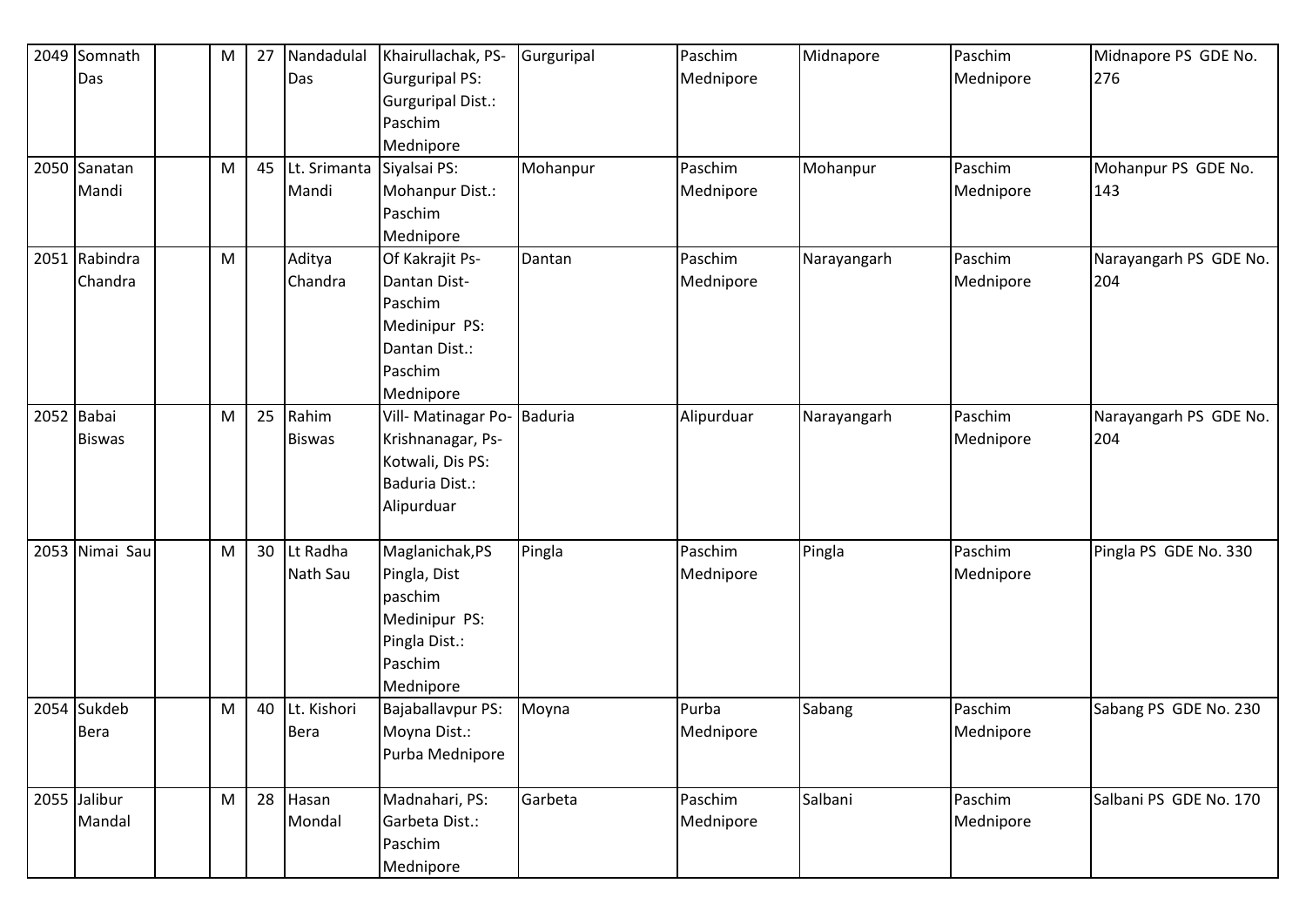| 2049 | Somnath Das | | M | 27 | Nandadulal Das | Khairullachak, PS- Gurguripal PS: Gurguripal Dist.: Paschim Mednipore | Gurguripal | Paschim Mednipore | Midnapore | Paschim Mednipore | Midnapore PS GDE No. 276 |
|---|---|---|---|---|---|---|---|---|---|---|---|
| 2050 | Sanatan Mandi | | M | 45 | Lt. Srimanta Mandi | Siyalsai PS: Mohanpur Dist.: Paschim Mednipore | Mohanpur | Paschim Mednipore | Mohanpur | Paschim Mednipore | Mohanpur PS GDE No. 143 |
| 2051 | Rabindra Chandra | | M | | Aditya Chandra | Of Kakrajit Ps- Dantan Dist- Paschim Medinipur PS: Dantan Dist.: Paschim Mednipore | Dantan | Paschim Mednipore | Narayangarh | Paschim Mednipore | Narayangarh PS GDE No. 204 |
| 2052 | Babai Biswas | | M | 25 | Rahim Biswas | Vill- Matinagar Po- Krishnanagar, Ps- Kotwali, Dis PS: Baduria Dist.: Alipurduar | Baduria | Alipurduar | Narayangarh | Paschim Mednipore | Narayangarh PS GDE No. 204 |
| 2053 | Nimai Sau | | M | 30 | Lt Radha Nath Sau | Maglanichak,PS Pingla, Dist paschim Medinipur PS: Pingla Dist.: Paschim Mednipore | Pingla | Paschim Mednipore | Pingla | Paschim Mednipore | Pingla PS GDE No. 330 |
| 2054 | Sukdeb Bera | | M | 40 | Lt. Kishori Bera | Bajaballavpur PS: Moyna Dist.: Purba Mednipore | Moyna | Purba Mednipore | Sabang | Paschim Mednipore | Sabang PS GDE No. 230 |
| 2055 | Jalibur Mandal | | M | 28 | Hasan Mondal | Madnahari, PS: Garbeta Dist.: Paschim Mednipore | Garbeta | Paschim Mednipore | Salbani | Paschim Mednipore | Salbani PS GDE No. 170 |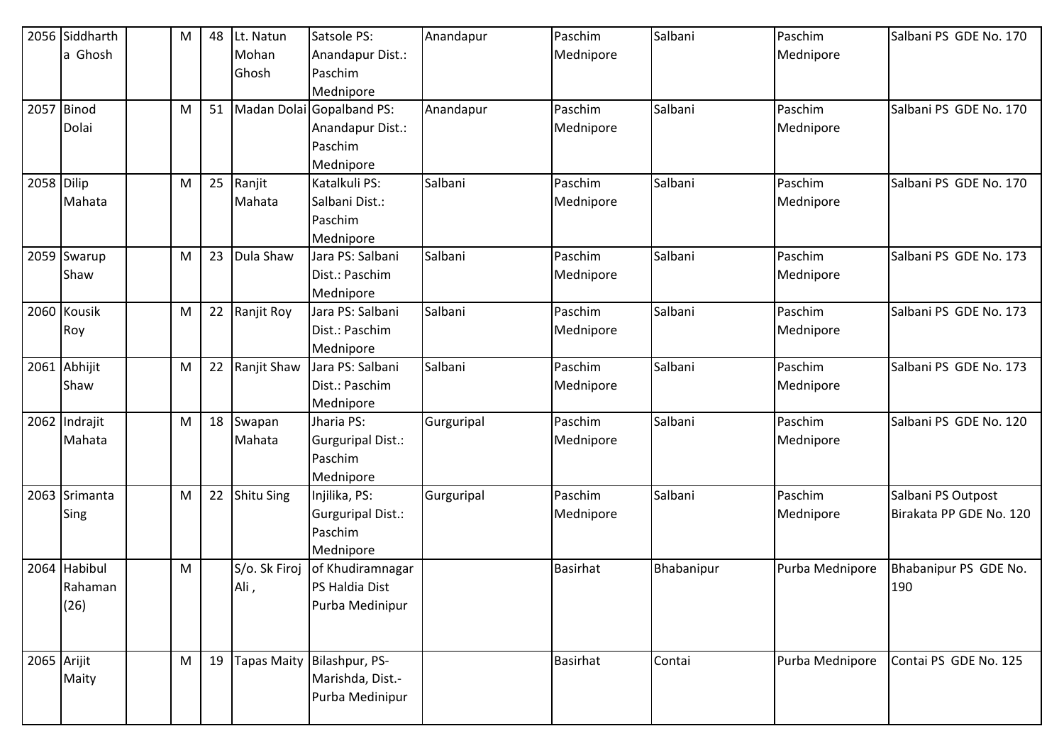| | | | | | | | | | | | |
|---|---|---|---|---|---|---|---|---|---|---|---|
| 2056 | Siddhartha Ghosh | | M | 48 | Lt. Natun Mohan Ghosh | Satsole PS: Anandapur Dist.: Paschim Mednipore | Anandapur | Paschim Mednipore | Salbani | Paschim Mednipore | Salbani PS GDE No. 170 |
| 2057 | Binod Dolai | | M | 51 | Madan Dolai | Gopalband PS: Anandapur Dist.: Paschim Mednipore | Anandapur | Paschim Mednipore | Salbani | Paschim Mednipore | Salbani PS GDE No. 170 |
| 2058 | Dilip Mahata | | M | 25 | Ranjit Mahata | Katalkuli PS: Salbani Dist.: Paschim Mednipore | Salbani | Paschim Mednipore | Salbani | Paschim Mednipore | Salbani PS GDE No. 170 |
| 2059 | Swarup Shaw | | M | 23 | Dula Shaw | Jara PS: Salbani Dist.: Paschim Mednipore | Salbani | Paschim Mednipore | Salbani | Paschim Mednipore | Salbani PS GDE No. 173 |
| 2060 | Kousik Roy | | M | 22 | Ranjit Roy | Jara PS: Salbani Dist.: Paschim Mednipore | Salbani | Paschim Mednipore | Salbani | Paschim Mednipore | Salbani PS GDE No. 173 |
| 2061 | Abhijit Shaw | | M | 22 | Ranjit Shaw | Jara PS: Salbani Dist.: Paschim Mednipore | Salbani | Paschim Mednipore | Salbani | Paschim Mednipore | Salbani PS GDE No. 173 |
| 2062 | Indrajit Mahata | | M | 18 | Swapan Mahata | Jharia PS: Gurguripal Dist.: Paschim Mednipore | Gurguripal | Paschim Mednipore | Salbani | Paschim Mednipore | Salbani PS GDE No. 120 |
| 2063 | Srimanta Sing | | M | 22 | Shitu Sing | Injilika, PS: Gurguripal Dist.: Paschim Mednipore | Gurguripal | Paschim Mednipore | Salbani | Paschim Mednipore | Salbani PS Outpost Birakata PP GDE No. 120 |
| 2064 | Habibul Rahaman (26) | | M | | S/o. Sk Firoj Ali , | of Khudiramnagar PS Haldia Dist Purba Medinipur | | Basirhat | Bhabanipur | Purba Mednipore | Bhabanipur PS GDE No. 190 |
| 2065 | Arijit Maity | | M | 19 | Tapas Maity | Bilashpur, PS- Marishda, Dist.- Purba Medinipur | | Basirhat | Contai | Purba Mednipore | Contai PS GDE No. 125 |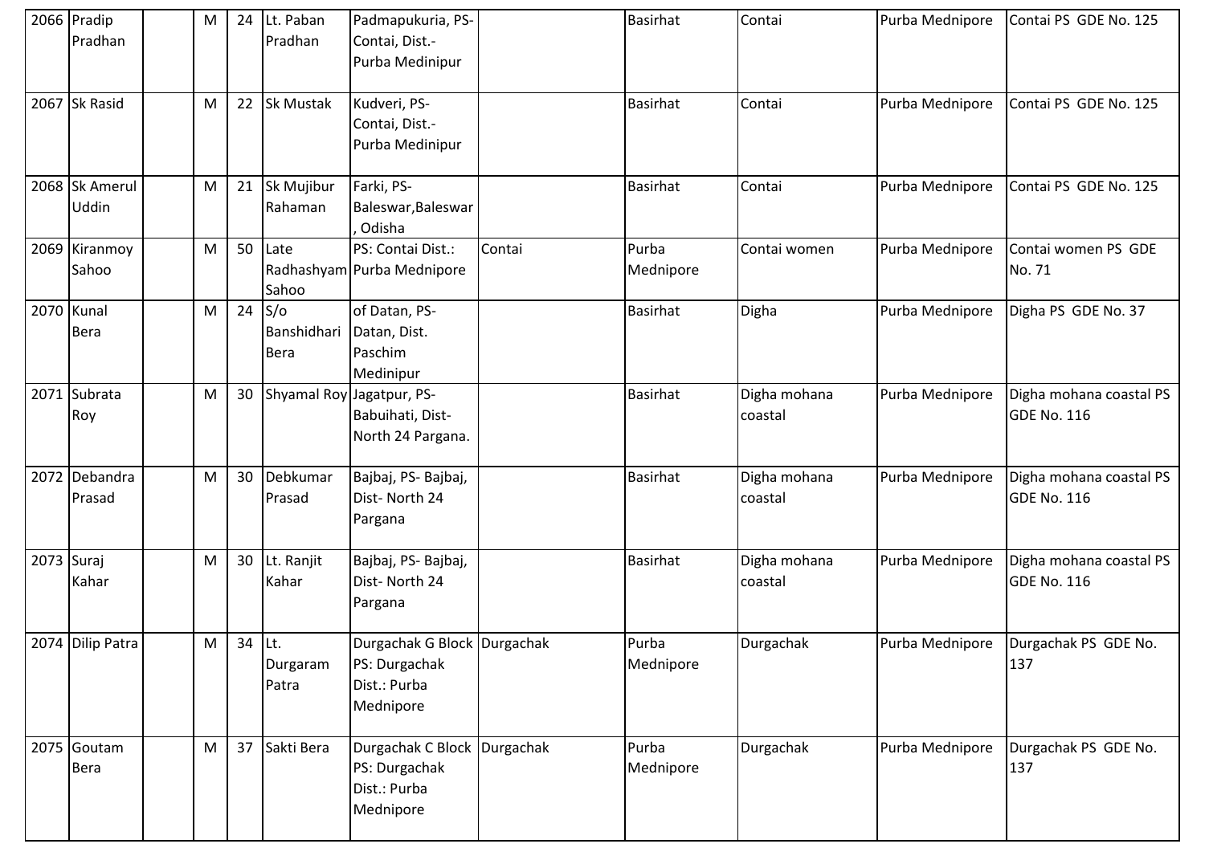| 2066 | Pradip Pradhan | | M | 24 | Lt. Paban Pradhan | Padmapukuria, PS-Contai, Dist.-Purba Medinipur | | Basirhat | Contai | Purba Mednipore | Contai PS GDE No. 125 |
|---|---|---|---|---|---|---|---|---|---|---|---|
| 2067 | Sk Rasid | | M | 22 | Sk Mustak | Kudveri, PS-Contai, Dist.-Purba Medinipur | | Basirhat | Contai | Purba Mednipore | Contai PS GDE No. 125 |
| 2068 | Sk Amerul Uddin | | M | 21 | Sk Mujibur Rahaman | Farki, PS-Baleswar,Baleswar, Odisha | | Basirhat | Contai | Purba Mednipore | Contai PS GDE No. 125 |
| 2069 | Kiranmoy Sahoo | | M | 50 | Late Radhashyam Sahoo | PS: Contai Dist.: Purba Mednipore | Contai | Purba Mednipore | Contai women | Purba Mednipore | Contai women PS GDE No. 71 |
| 2070 | Kunal Bera | | M | 24 | S/o Banshidhari Bera | of Datan, PS-Datan, Dist. Paschim Medinipur | | Basirhat | Digha | Purba Mednipore | Digha PS GDE No. 37 |
| 2071 | Subrata Roy | | M | 30 | Shyamal Roy | Jagatpur, PS-Babuihati, Dist-North 24 Pargana. | | Basirhat | Digha mohana coastal | Purba Mednipore | Digha mohana coastal PS GDE No. 116 |
| 2072 | Debandra Prasad | | M | 30 | Debkumar Prasad | Bajbaj, PS- Bajbaj, Dist- North 24 Pargana | | Basirhat | Digha mohana coastal | Purba Mednipore | Digha mohana coastal PS GDE No. 116 |
| 2073 | Suraj Kahar | | M | 30 | Lt. Ranjit Kahar | Bajbaj, PS- Bajbaj, Dist- North 24 Pargana | | Basirhat | Digha mohana coastal | Purba Mednipore | Digha mohana coastal PS GDE No. 116 |
| 2074 | Dilip Patra | | M | 34 | Lt. Durgaram Patra | Durgachak G Block PS: Durgachak Dist.: Purba Mednipore | Durgachak | Purba Mednipore | Durgachak | Purba Mednipore | Durgachak PS GDE No. 137 |
| 2075 | Goutam Bera | | M | 37 | Sakti Bera | Durgachak C Block PS: Durgachak Dist.: Purba Mednipore | Durgachak | Purba Mednipore | Durgachak | Purba Mednipore | Durgachak PS GDE No. 137 |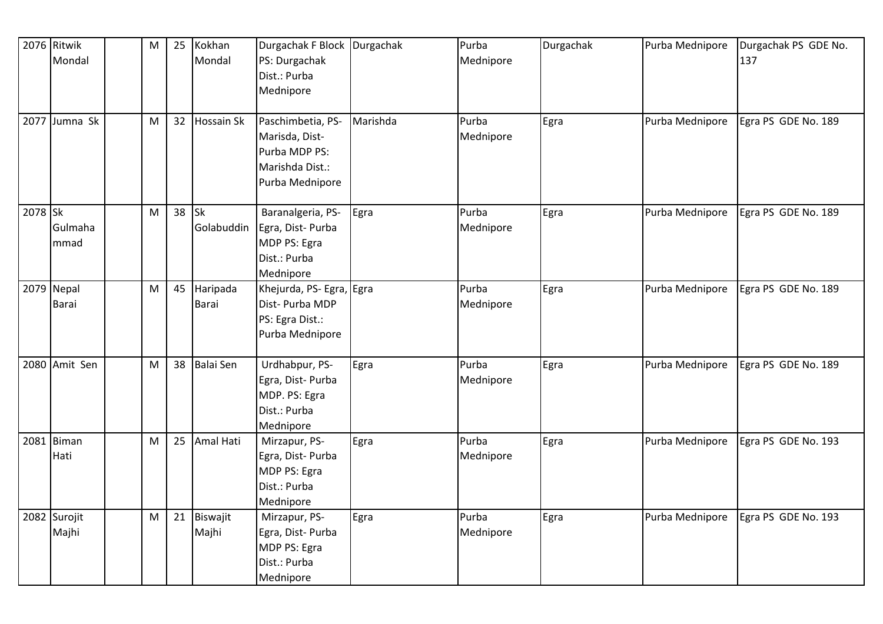| | | | | | | | | | | | |
|---|---|---|---|---|---|---|---|---|---|---|---|
| 2076 | Ritwik Mondal | | M | 25 | Kokhan Mondal | Durgachak F Block PS: Durgachak Dist.: Purba Mednipore | Durgachak | Purba Mednipore | Durgachak | Purba Mednipore | Durgachak PS GDE No. 137 |
| 2077 | Jumna Sk | | M | 32 | Hossain Sk | Paschimbetia, PS-Marisda, Dist-Purba MDP PS: Marishda Dist.: Purba Mednipore | Marishda | Purba Mednipore | Egra | Purba Mednipore | Egra PS GDE No. 189 |
| 2078 | Sk Gulmahammad | | M | 38 | Sk Golabuddin | Baranalgeria, PS-Egra, Dist- Purba MDP PS: Egra Dist.: Purba Mednipore | Egra | Purba Mednipore | Egra | Purba Mednipore | Egra PS GDE No. 189 |
| 2079 | Nepal Barai | | M | 45 | Haripada Barai | Khejurda, PS- Egra, Dist- Purba MDP PS: Egra Dist.: Purba Mednipore | Egra | Purba Mednipore | Egra | Purba Mednipore | Egra PS GDE No. 189 |
| 2080 | Amit Sen | | M | 38 | Balai Sen | Urdhabpur, PS-Egra, Dist- Purba MDP. PS: Egra Dist.: Purba Mednipore | Egra | Purba Mednipore | Egra | Purba Mednipore | Egra PS GDE No. 189 |
| 2081 | Biman Hati | | M | 25 | Amal Hati | Mirzapur, PS-Egra, Dist- Purba MDP PS: Egra Dist.: Purba Mednipore | Egra | Purba Mednipore | Egra | Purba Mednipore | Egra PS GDE No. 193 |
| 2082 | Surojit Majhi | | M | 21 | Biswajit Majhi | Mirzapur, PS-Egra, Dist- Purba MDP PS: Egra Dist.: Purba Mednipore | Egra | Purba Mednipore | Egra | Purba Mednipore | Egra PS GDE No. 193 |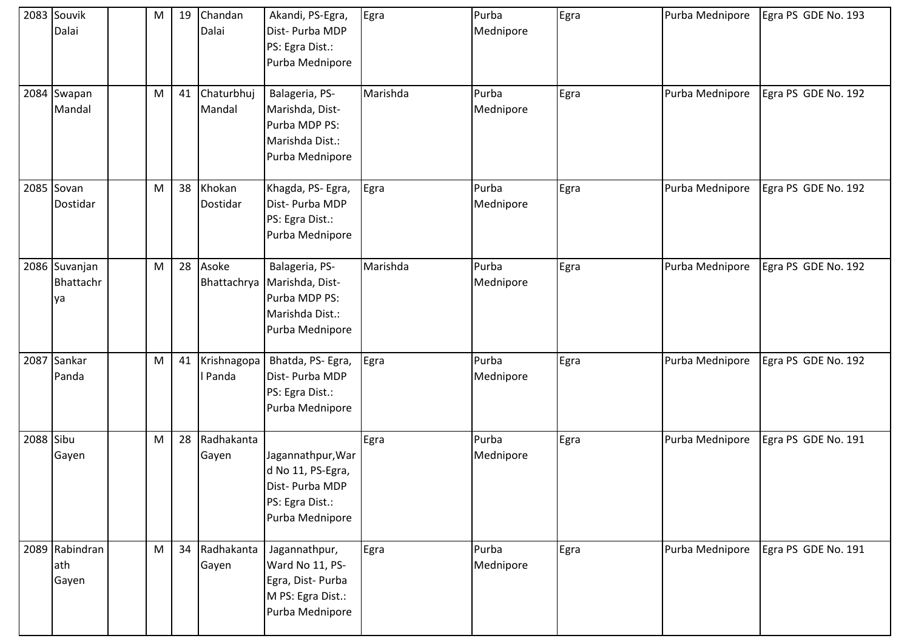| | | | | | | | | | | |
|---|---|---|---|---|---|---|---|---|---|---|
| 2083 | Souvik Dalai | | M | 19 | Chandan Dalai | Akandi, PS-Egra, Dist- Purba MDP PS: Egra Dist.: Purba Mednipore | Egra | Purba Mednipore | Egra | Purba Mednipore | Egra PS GDE No. 193 |
| 2084 | Swapan Mandal | | M | 41 | Chaturbhuj Mandal | Balageria, PS-Marishda, Dist-Purba MDP PS: Marishda Dist.: Purba Mednipore | Marishda | Purba Mednipore | Egra | Purba Mednipore | Egra PS GDE No. 192 |
| 2085 | Sovan Dostidar | | M | 38 | Khokan Dostidar | Khagda, PS- Egra, Dist- Purba MDP PS: Egra Dist.: Purba Mednipore | Egra | Purba Mednipore | Egra | Purba Mednipore | Egra PS GDE No. 192 |
| 2086 | Suvanjan Bhattachrya | | M | 28 | Asoke Bhattachrya | Balageria, PS-Marishda, Dist-Purba MDP PS: Marishda Dist.: Purba Mednipore | Marishda | Purba Mednipore | Egra | Purba Mednipore | Egra PS GDE No. 192 |
| 2087 | Sankar Panda | | M | 41 | Krishnagopal Panda | Bhatda, PS- Egra, Dist- Purba MDP PS: Egra Dist.: Purba Mednipore | Egra | Purba Mednipore | Egra | Purba Mednipore | Egra PS GDE No. 192 |
| 2088 | Sibu Gayen | | M | 28 | Radhakanta Gayen | Jagannathpur,Ward No 11, PS-Egra, Dist- Purba MDP PS: Egra Dist.: Purba Mednipore | Egra | Purba Mednipore | Egra | Purba Mednipore | Egra PS GDE No. 191 |
| 2089 | Rabindranath Gayen | | M | 34 | Radhakanta Gayen | Jagannathpur, Ward No 11, PS-Egra, Dist- Purba M PS: Egra Dist.: Purba Mednipore | Egra | Purba Mednipore | Egra | Purba Mednipore | Egra PS GDE No. 191 |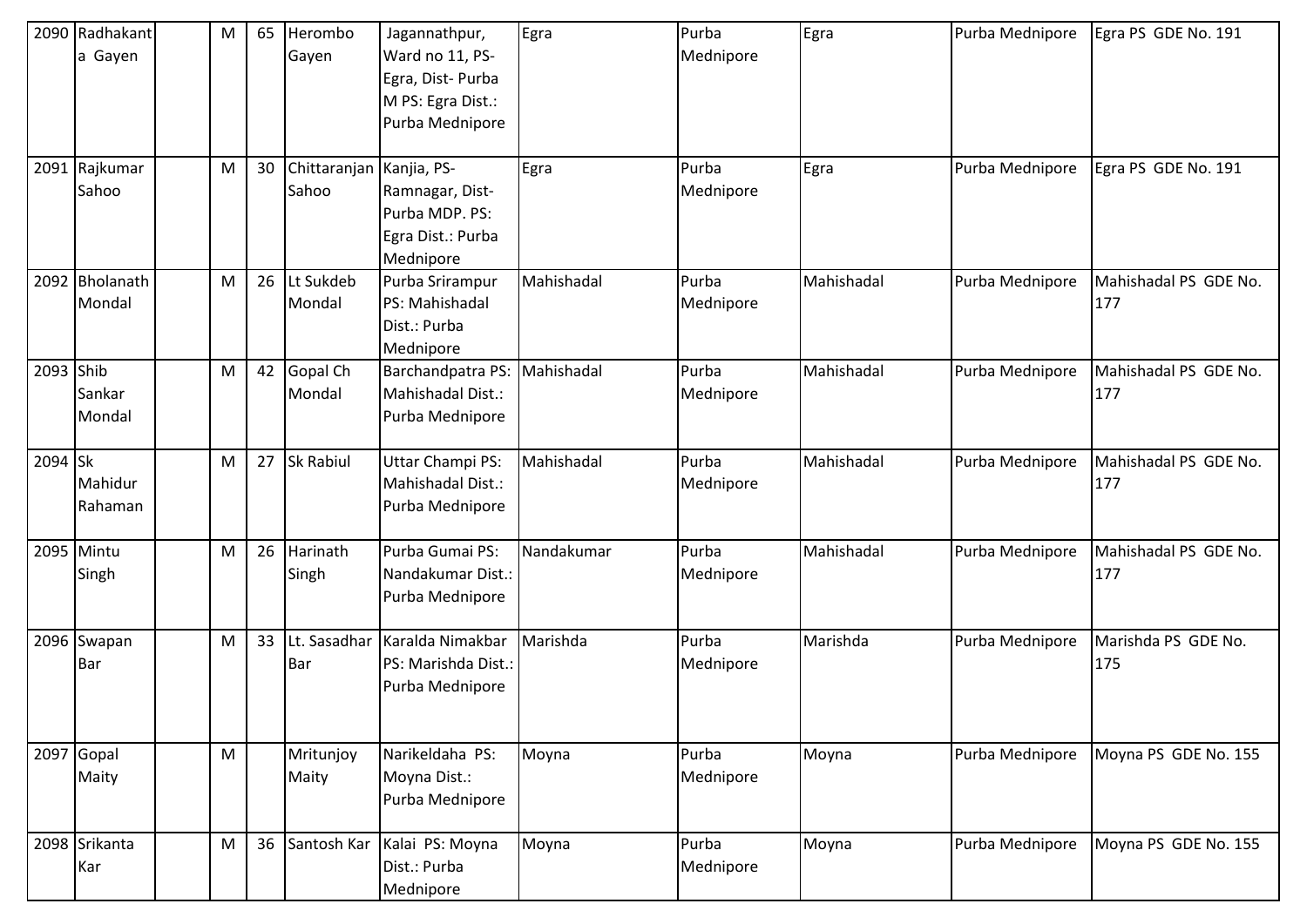| 2090 | Radhakanta Gayen | | M | 65 | Herombo Gayen | Jagannathpur, Ward no 11, PS- Egra, Dist- Purba M PS: Egra Dist.: Purba Mednipore | Egra | Purba Mednipore | Egra | Purba Mednipore | Egra PS GDE No. 191 |
|---|---|---|---|---|---|---|---|---|---|---|---|
| 2091 | Rajkumar Sahoo | | M | 30 | Chittaranjan Sahoo | Kanjia, PS- Ramnagar, Dist- Purba MDP. PS: Egra Dist.: Purba Mednipore | Egra | Purba Mednipore | Egra | Purba Mednipore | Egra PS GDE No. 191 |
| 2092 | Bholanath Mondal | | M | 26 | Lt Sukdeb Mondal | Purba Srirampur PS: Mahishadal Dist.: Purba Mednipore | Mahishadal | Purba Mednipore | Mahishadal | Purba Mednipore | Mahishadal PS GDE No. 177 |
| 2093 | Shib Sankar Mondal | | M | 42 | Gopal Ch Mondal | Barchandpatra PS: Mahishadal Dist.: Purba Mednipore | Mahishadal | Purba Mednipore | Mahishadal | Purba Mednipore | Mahishadal PS GDE No. 177 |
| 2094 | Sk Mahidur Rahaman | | M | 27 | Sk Rabiul | Uttar Champi PS: Mahishadal Dist.: Purba Mednipore | Mahishadal | Purba Mednipore | Mahishadal | Purba Mednipore | Mahishadal PS GDE No. 177 |
| 2095 | Mintu Singh | | M | 26 | Harinath Singh | Purba Gumai PS: Nandakumar Dist.: Purba Mednipore | Nandakumar | Purba Mednipore | Mahishadal | Purba Mednipore | Mahishadal PS GDE No. 177 |
| 2096 | Swapan Bar | | M | 33 | Lt. Sasadhar Bar | Karalda Nimakbar PS: Marishda Dist.: Purba Mednipore | Marishda | Purba Mednipore | Marishda | Purba Mednipore | Marishda PS GDE No. 175 |
| 2097 | Gopal Maity | | M | | Mritunjoy Maity | Narikeldaha PS: Moyna Dist.: Purba Mednipore | Moyna | Purba Mednipore | Moyna | Purba Mednipore | Moyna PS GDE No. 155 |
| 2098 | Srikanta Kar | | M | 36 | Santosh Kar | Kalai PS: Moyna Dist.: Purba Mednipore | Moyna | Purba Mednipore | Moyna | Purba Mednipore | Moyna PS GDE No. 155 |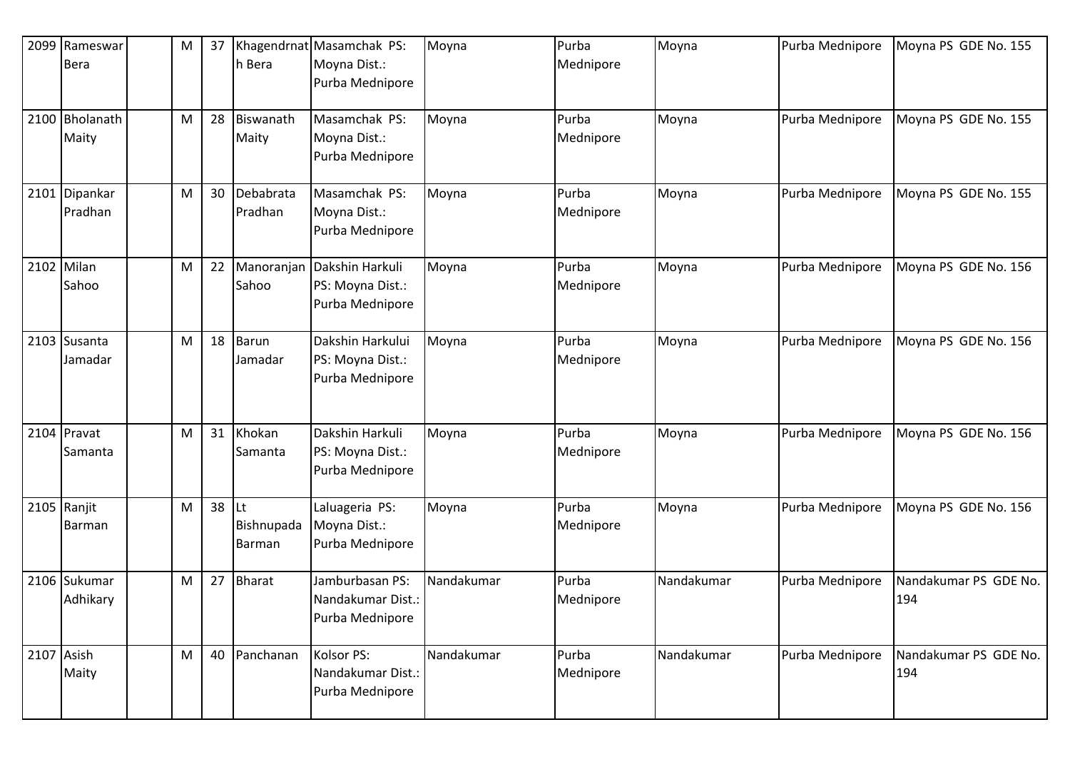| 2099 | Rameswar Bera | | M | 37 | Khagendrnath Bera | Masamchak PS: Moyna Dist.: Purba Mednipore | Moyna | Purba Mednipore | Moyna | Purba Mednipore | Moyna PS GDE No. 155 |
|---|---|---|---|---|---|---|---|---|---|---|---|
| 2100 | Bholanath Maity | | M | 28 | Biswanath Maity | Masamchak PS: Moyna Dist.: Purba Mednipore | Moyna | Purba Mednipore | Moyna | Purba Mednipore | Moyna PS GDE No. 155 |
| 2101 | Dipankar Pradhan | | M | 30 | Debabrata Pradhan | Masamchak PS: Moyna Dist.: Purba Mednipore | Moyna | Purba Mednipore | Moyna | Purba Mednipore | Moyna PS GDE No. 155 |
| 2102 | Milan Sahoo | | M | 22 | Manoranjan Sahoo | Dakshin Harkuli PS: Moyna Dist.: Purba Mednipore | Moyna | Purba Mednipore | Moyna | Purba Mednipore | Moyna PS GDE No. 156 |
| 2103 | Susanta Jamadar | | M | 18 | Barun Jamadar | Dakshin Harkului PS: Moyna Dist.: Purba Mednipore | Moyna | Purba Mednipore | Moyna | Purba Mednipore | Moyna PS GDE No. 156 |
| 2104 | Pravat Samanta | | M | 31 | Khokan Samanta | Dakshin Harkuli PS: Moyna Dist.: Purba Mednipore | Moyna | Purba Mednipore | Moyna | Purba Mednipore | Moyna PS GDE No. 156 |
| 2105 | Ranjit Barman | | M | 38 | Lt Bishnupada Barman | Laluageria PS: Moyna Dist.: Purba Mednipore | Moyna | Purba Mednipore | Moyna | Purba Mednipore | Moyna PS GDE No. 156 |
| 2106 | Sukumar Adhikary | | M | 27 | Bharat | Jamburbasan PS: Nandakumar Dist.: Purba Mednipore | Nandakumar | Purba Mednipore | Nandakumar | Purba Mednipore | Nandakumar PS GDE No. 194 |
| 2107 | Asish Maity | | M | 40 | Panchanan | Kolsor PS: Nandakumar Dist.: Purba Mednipore | Nandakumar | Purba Mednipore | Nandakumar | Purba Mednipore | Nandakumar PS GDE No. 194 |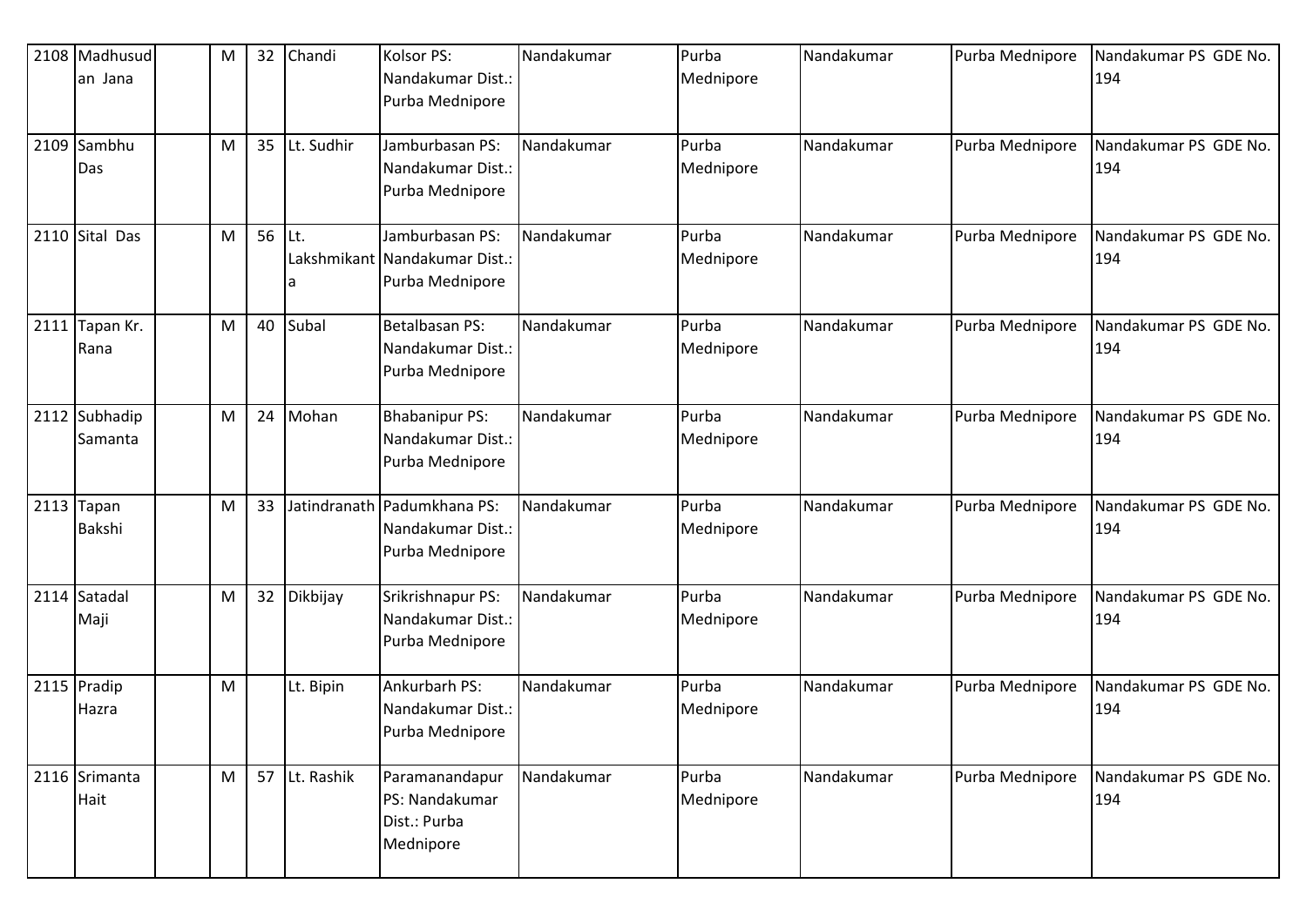| 2108 | Madhusudan Jana | | M | 32 | Chandi | Kolsor PS: Nandakumar Dist.: Purba Mednipore | Nandakumar | Purba Mednipore | Nandakumar | Purba Mednipore | Nandakumar PS GDE No. 194 |
|---|---|---|---|---|---|---|---|---|---|---|---|
| 2109 | Sambhu Das | | M | 35 | Lt. Sudhir | Jamburbasan PS: Nandakumar Dist.: Purba Mednipore | Nandakumar | Purba Mednipore | Nandakumar | Purba Mednipore | Nandakumar PS GDE No. 194 |
| 2110 | Sital Das | | M | 56 | Lt. Lakshmikanta | Jamburbasan PS: Nandakumar Dist.: Purba Mednipore | Nandakumar | Purba Mednipore | Nandakumar | Purba Mednipore | Nandakumar PS GDE No. 194 |
| 2111 | Tapan Kr. Rana | | M | 40 | Subal | Betalbasan PS: Nandakumar Dist.: Purba Mednipore | Nandakumar | Purba Mednipore | Nandakumar | Purba Mednipore | Nandakumar PS GDE No. 194 |
| 2112 | Subhadip Samanta | | M | 24 | Mohan | Bhabanipur PS: Nandakumar Dist.: Purba Mednipore | Nandakumar | Purba Mednipore | Nandakumar | Purba Mednipore | Nandakumar PS GDE No. 194 |
| 2113 | Tapan Bakshi | | M | 33 | Jatindranath | Padumkhana PS: Nandakumar Dist.: Purba Mednipore | Nandakumar | Purba Mednipore | Nandakumar | Purba Mednipore | Nandakumar PS GDE No. 194 |
| 2114 | Satadal Maji | | M | 32 | Dikbijay | Srikrishnapur PS: Nandakumar Dist.: Purba Mednipore | Nandakumar | Purba Mednipore | Nandakumar | Purba Mednipore | Nandakumar PS GDE No. 194 |
| 2115 | Pradip Hazra | | M | | Lt. Bipin | Ankurbarh PS: Nandakumar Dist.: Purba Mednipore | Nandakumar | Purba Mednipore | Nandakumar | Purba Mednipore | Nandakumar PS GDE No. 194 |
| 2116 | Srimanta Hait | | M | 57 | Lt. Rashik | Paramanandapur PS: Nandakumar Dist.: Purba Mednipore | Nandakumar | Purba Mednipore | Nandakumar | Purba Mednipore | Nandakumar PS GDE No. 194 |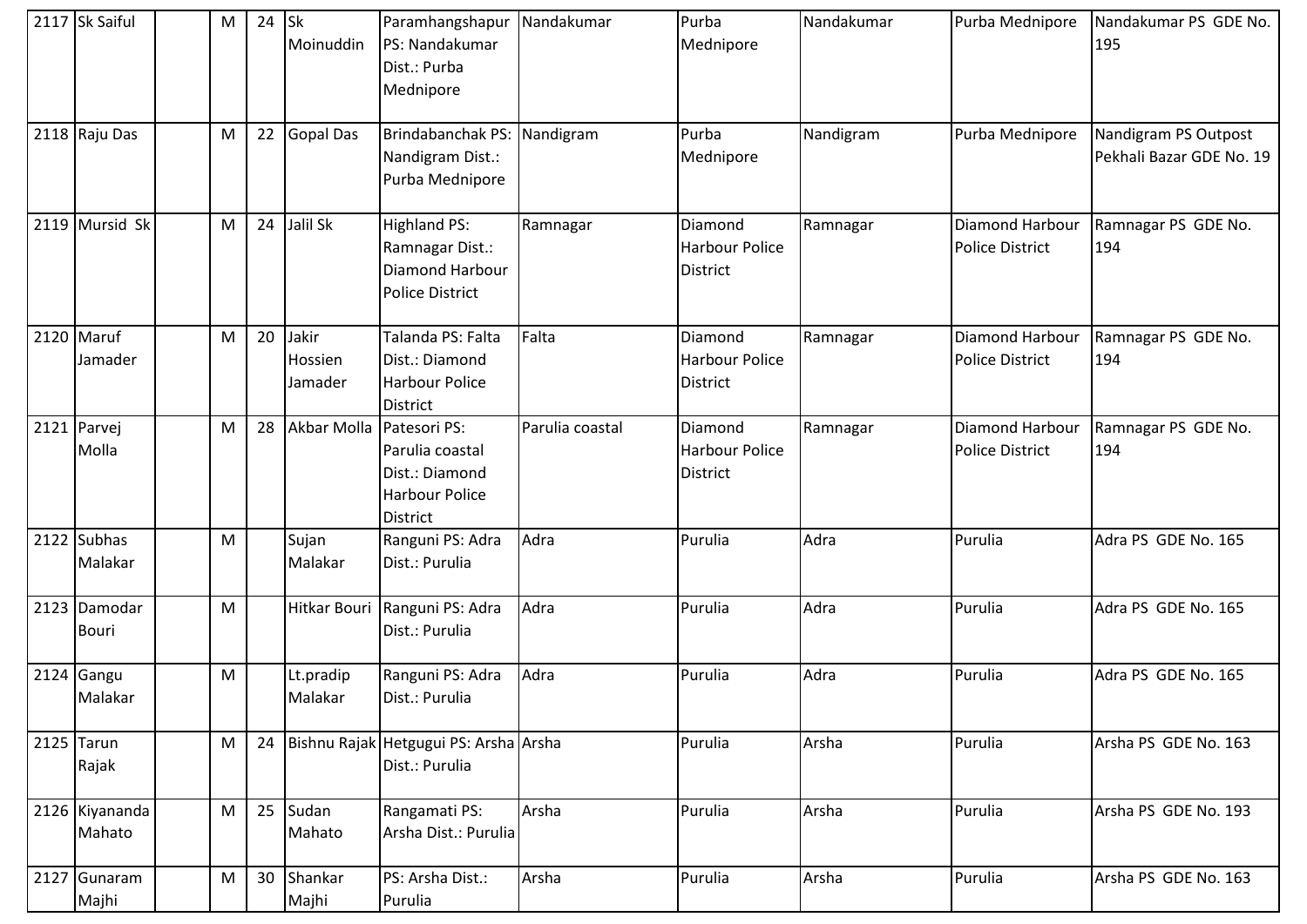| 2117 | Sk Saiful | | M | 24 | Sk Moinuddin | Paramhangshapur PS: Nandakumar Dist.: Purba Mednipore | Nandakumar | Purba Mednipore | Nandakumar | Purba Mednipore | Nandakumar PS GDE No. 195 |
|---|---|---|---|---|---|---|---|---|---|---|---|
| 2118 | Raju Das | | M | 22 | Gopal Das | Brindabanchak PS: Nandigram Dist.: Purba Mednipore | Nandigram | Purba Mednipore | Nandigram | Purba Mednipore | Nandigram PS Outpost Pekhali Bazar GDE No. 19 |
| 2119 | Mursid Sk | | M | 24 | Jalil Sk | Highland PS: Ramnagar Dist.: Diamond Harbour Police District | Ramnagar | Diamond Harbour Police District | Ramnagar | Diamond Harbour Police District | Ramnagar PS GDE No. 194 |
| 2120 | Maruf Jamader | | M | 20 | Jakir Hossien Jamader | Talanda PS: Falta Dist.: Diamond Harbour Police District | Falta | Diamond Harbour Police District | Ramnagar | Diamond Harbour Police District | Ramnagar PS GDE No. 194 |
| 2121 | Parvej Molla | | M | 28 | Akbar Molla | Patesori PS: Parulia coastal Dist.: Diamond Harbour Police District | Parulia coastal | Diamond Harbour Police District | Ramnagar | Diamond Harbour Police District | Ramnagar PS GDE No. 194 |
| 2122 | Subhas Malakar | | M | | Sujan Malakar | Ranguni PS: Adra Dist.: Purulia | Adra | Purulia | Adra | Purulia | Adra PS GDE No. 165 |
| 2123 | Damodar Bouri | | M | | Hitkar Bouri | Ranguni PS: Adra Dist.: Purulia | Adra | Purulia | Adra | Purulia | Adra PS GDE No. 165 |
| 2124 | Gangu Malakar | | M | | Lt.pradip Malakar | Ranguni PS: Adra Dist.: Purulia | Adra | Purulia | Adra | Purulia | Adra PS GDE No. 165 |
| 2125 | Tarun Rajak | | M | 24 | Bishnu Rajak | Hetgugui PS: Arsha Dist.: Purulia | Arsha | Purulia | Arsha | Purulia | Arsha PS GDE No. 163 |
| 2126 | Kiyananda Mahato | | M | 25 | Sudan Mahato | Rangamati PS: Arsha Dist.: Purulia | Arsha | Purulia | Arsha | Purulia | Arsha PS GDE No. 193 |
| 2127 | Gunaram Majhi | | M | 30 | Shankar Majhi | PS: Arsha Dist.: Purulia | Arsha | Purulia | Arsha | Purulia | Arsha PS GDE No. 163 |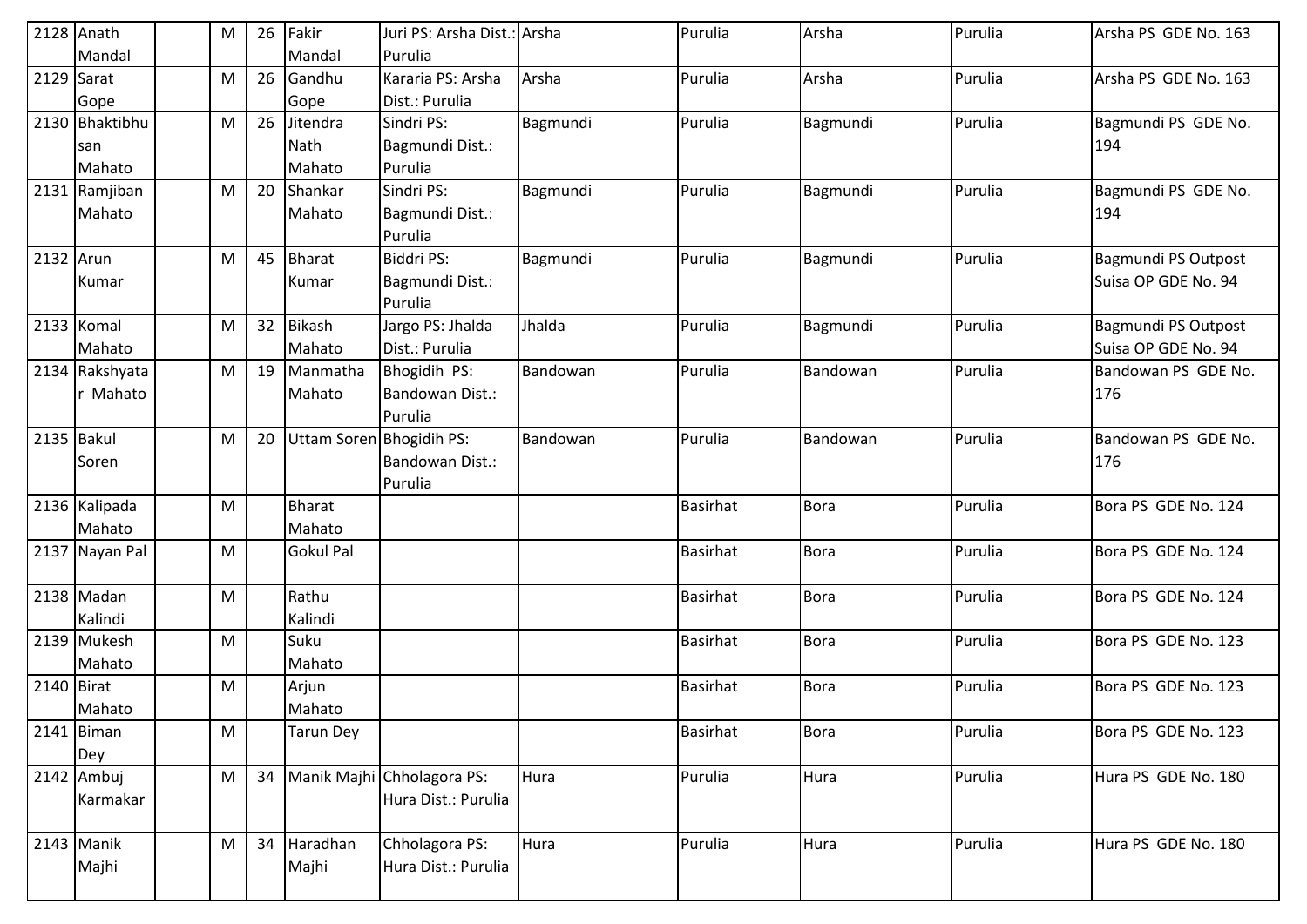| 2128 | Anath Mandal | | M | 26 | Fakir Mandal | Juri PS: Arsha Dist.: Purulia | Arsha | Purulia | Arsha | Purulia | Arsha PS GDE No. 163 |
|---|---|---|---|---|---|---|---|---|---|---|---|
| 2129 | Sarat Gope | | M | 26 | Gandhu Gope | Kararia PS: Arsha Dist.: Purulia | Arsha | Purulia | Arsha | Purulia | Arsha PS GDE No. 163 |
| 2130 | Bhaktibhusan Mahato | | M | 26 | Jitendra Nath Mahato | Sindri PS: Bagmundi Dist.: Purulia | Bagmundi | Purulia | Bagmundi | Purulia | Bagmundi PS GDE No. 194 |
| 2131 | Ramjiban Mahato | | M | 20 | Shankar Mahato | Sindri PS: Bagmundi Dist.: Purulia | Bagmundi | Purulia | Bagmundi | Purulia | Bagmundi PS GDE No. 194 |
| 2132 | Arun Kumar | | M | 45 | Bharat Kumar | Biddri PS: Bagmundi Dist.: Purulia | Bagmundi | Purulia | Bagmundi | Purulia | Bagmundi PS Outpost Suisa OP GDE No. 94 |
| 2133 | Komal Mahato | | M | 32 | Bikash Mahato | Jargo PS: Jhalda Dist.: Purulia | Jhalda | Purulia | Bagmundi | Purulia | Bagmundi PS Outpost Suisa OP GDE No. 94 |
| 2134 | Rakshyatar Mahato | | M | 19 | Manmatha Mahato | Bhogidih PS: Bandowan Dist.: Purulia | Bandowan | Purulia | Bandowan | Purulia | Bandowan PS GDE No. 176 |
| 2135 | Bakul Soren | | M | 20 | Uttam Soren | Bhogidih PS: Bandowan Dist.: Purulia | Bandowan | Purulia | Bandowan | Purulia | Bandowan PS GDE No. 176 |
| 2136 | Kalipada Mahato | | M | | Bharat Mahato | | | Basirhat | Bora | Purulia | Bora PS GDE No. 124 |
| 2137 | Nayan Pal | | M | | Gokul Pal | | | Basirhat | Bora | Purulia | Bora PS GDE No. 124 |
| 2138 | Madan Kalindi | | M | | Rathu Kalindi | | | Basirhat | Bora | Purulia | Bora PS GDE No. 124 |
| 2139 | Mukesh Mahato | | M | | Suku Mahato | | | Basirhat | Bora | Purulia | Bora PS GDE No. 123 |
| 2140 | Birat Mahato | | M | | Arjun Mahato | | | Basirhat | Bora | Purulia | Bora PS GDE No. 123 |
| 2141 | Biman Dey | | M | | Tarun Dey | | | Basirhat | Bora | Purulia | Bora PS GDE No. 123 |
| 2142 | Ambuj Karmakar | | M | 34 | Manik Majhi | Chholagora PS: Hura Dist.: Purulia | Hura | Purulia | Hura | Purulia | Hura PS GDE No. 180 |
| 2143 | Manik Majhi | | M | 34 | Haradhan Majhi | Chholagora PS: Hura Dist.: Purulia | Hura | Purulia | Hura | Purulia | Hura PS GDE No. 180 |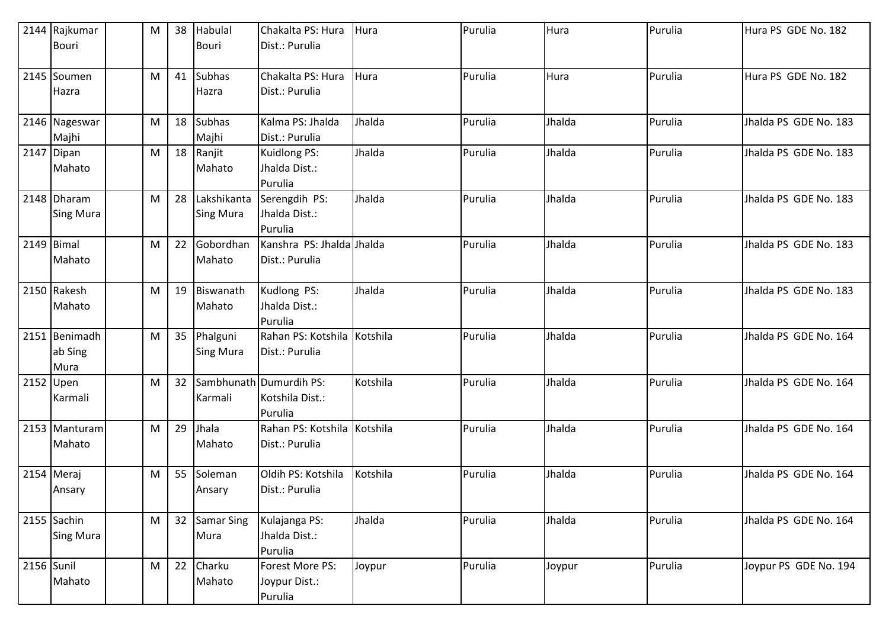| 2144 | Rajkumar Bouri | | M | 38 | Habulal Bouri | Chakalta PS: Hura Dist.: Purulia | Hura | Purulia | Hura | Purulia | Hura PS GDE No. 182 |
|---|---|---|---|---|---|---|---|---|---|---|---|
| 2145 | Soumen Hazra | | M | 41 | Subhas Hazra | Chakalta PS: Hura Dist.: Purulia | Hura | Purulia | Hura | Purulia | Hura PS GDE No. 182 |
| 2146 | Nageswar Majhi | | M | 18 | Subhas Majhi | Kalma PS: Jhalda Dist.: Purulia | Jhalda | Purulia | Jhalda | Purulia | Jhalda PS GDE No. 183 |
| 2147 | Dipan Mahato | | M | 18 | Ranjit Mahato | Kuidlong PS: Jhalda Dist.: Purulia | Jhalda | Purulia | Jhalda | Purulia | Jhalda PS GDE No. 183 |
| 2148 | Dharam Sing Mura | | M | 28 | Lakshikanta Sing Mura | Serengdih PS: Jhalda Dist.: Purulia | Jhalda | Purulia | Jhalda | Purulia | Jhalda PS GDE No. 183 |
| 2149 | Bimal Mahato | | M | 22 | Gobordhan Mahato | Kanshra PS: Jhalda Dist.: Purulia | Jhalda | Purulia | Jhalda | Purulia | Jhalda PS GDE No. 183 |
| 2150 | Rakesh Mahato | | M | 19 | Biswanath Mahato | Kudlong PS: Jhalda Dist.: Purulia | Jhalda | Purulia | Jhalda | Purulia | Jhalda PS GDE No. 183 |
| 2151 | Benimadhab Sing Mura | | M | 35 | Phalguni Sing Mura | Rahan PS: Kotshila Dist.: Purulia | Kotshila | Purulia | Jhalda | Purulia | Jhalda PS GDE No. 164 |
| 2152 | Upen Karmali | | M | 32 | Sambhunath Karmali | Dumurdih PS: Kotshila Dist.: Purulia | Kotshila | Purulia | Jhalda | Purulia | Jhalda PS GDE No. 164 |
| 2153 | Manturam Mahato | | M | 29 | Jhala Mahato | Rahan PS: Kotshila Dist.: Purulia | Kotshila | Purulia | Jhalda | Purulia | Jhalda PS GDE No. 164 |
| 2154 | Meraj Ansary | | M | 55 | Soleman Ansary | Oldih PS: Kotshila Dist.: Purulia | Kotshila | Purulia | Jhalda | Purulia | Jhalda PS GDE No. 164 |
| 2155 | Sachin Sing Mura | | M | 32 | Samar Sing Mura | Kulajanga PS: Jhalda Dist.: Purulia | Jhalda | Purulia | Jhalda | Purulia | Jhalda PS GDE No. 164 |
| 2156 | Sunil Mahato | | M | 22 | Charku Mahato | Forest More PS: Joypur Dist.: Purulia | Joypur | Purulia | Joypur | Purulia | Joypur PS GDE No. 194 |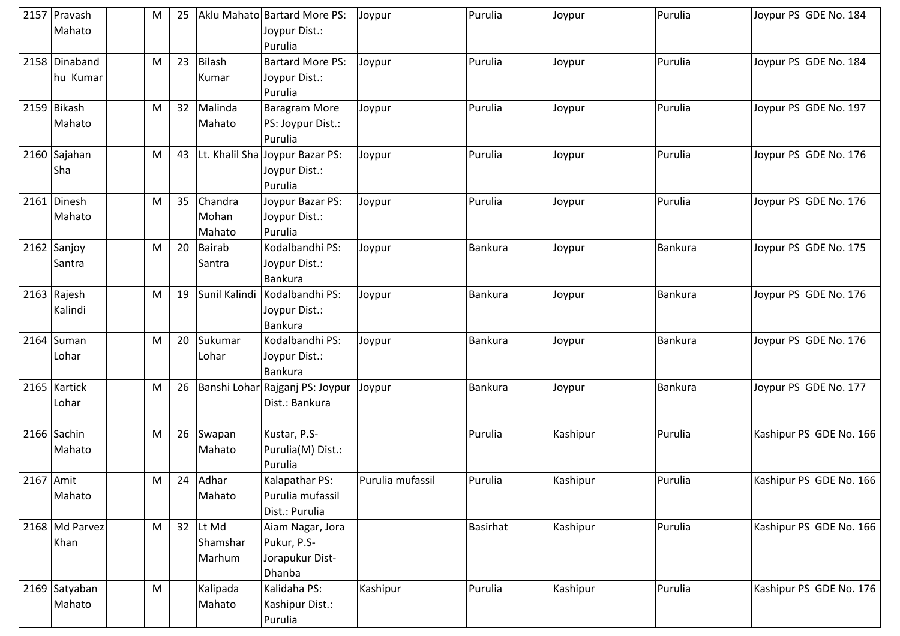| 2157 | Pravash Mahato | | M | 25 | Aklu Mahato | Bartard More PS: Joypur Dist.: Purulia | Joypur | Purulia | Joypur | Purulia | Joypur PS GDE No. 184 |
|---|---|---|---|---|---|---|---|---|---|---|---|
| 2158 | Dinabandhu Kumar | | M | 23 | Bilash Kumar | Bartard More PS: Joypur Dist.: Purulia | Joypur | Purulia | Joypur | Purulia | Joypur PS GDE No. 184 |
| 2159 | Bikash Mahato | | M | 32 | Malinda Mahato | Baragram More PS: Joypur Dist.: Purulia | Joypur | Purulia | Joypur | Purulia | Joypur PS GDE No. 197 |
| 2160 | Sajahan Sha | | M | 43 | Lt. Khalil Sha | Joypur Bazar PS: Joypur Dist.: Purulia | Joypur | Purulia | Joypur | Purulia | Joypur PS GDE No. 176 |
| 2161 | Dinesh Mahato | | M | 35 | Chandra Mohan Mahato | Joypur Bazar PS: Joypur Dist.: Purulia | Joypur | Purulia | Joypur | Purulia | Joypur PS GDE No. 176 |
| 2162 | Sanjoy Santra | | M | 20 | Bairab Santra | Kodalbandhi PS: Joypur Dist.: Bankura | Joypur | Bankura | Joypur | Bankura | Joypur PS GDE No. 175 |
| 2163 | Rajesh Kalindi | | M | 19 | Sunil Kalindi | Kodalbandhi PS: Joypur Dist.: Bankura | Joypur | Bankura | Joypur | Bankura | Joypur PS GDE No. 176 |
| 2164 | Suman Lohar | | M | 20 | Sukumar Lohar | Kodalbandhi PS: Joypur Dist.: Bankura | Joypur | Bankura | Joypur | Bankura | Joypur PS GDE No. 176 |
| 2165 | Kartick Lohar | | M | 26 | Banshi Lohar | Rajganj PS: Joypur Dist.: Bankura | Joypur | Bankura | Joypur | Bankura | Joypur PS GDE No. 177 |
| 2166 | Sachin Mahato | | M | 26 | Swapan Mahato | Kustar, P.S-Purulia(M) Dist.: Purulia | | Purulia | Kashipur | Purulia | Kashipur PS GDE No. 166 |
| 2167 | Amit Mahato | | M | 24 | Adhar Mahato | Kalapathar PS: Purulia mufassil Dist.: Purulia | Purulia mufassil | Purulia | Kashipur | Purulia | Kashipur PS GDE No. 166 |
| 2168 | Md Parvez Khan | | M | 32 | Lt Md Shamshar Marhum | Aiam Nagar, Jora Pukur, P.S-Jorapukur Dist-Dhanba | | Basirhat | Kashipur | Purulia | Kashipur PS GDE No. 166 |
| 2169 | Satyaban Mahato | | M | | Kalipada Mahato | Kalidaha PS: Kashipur Dist.: Purulia | Kashipur | Purulia | Kashipur | Purulia | Kashipur PS GDE No. 176 |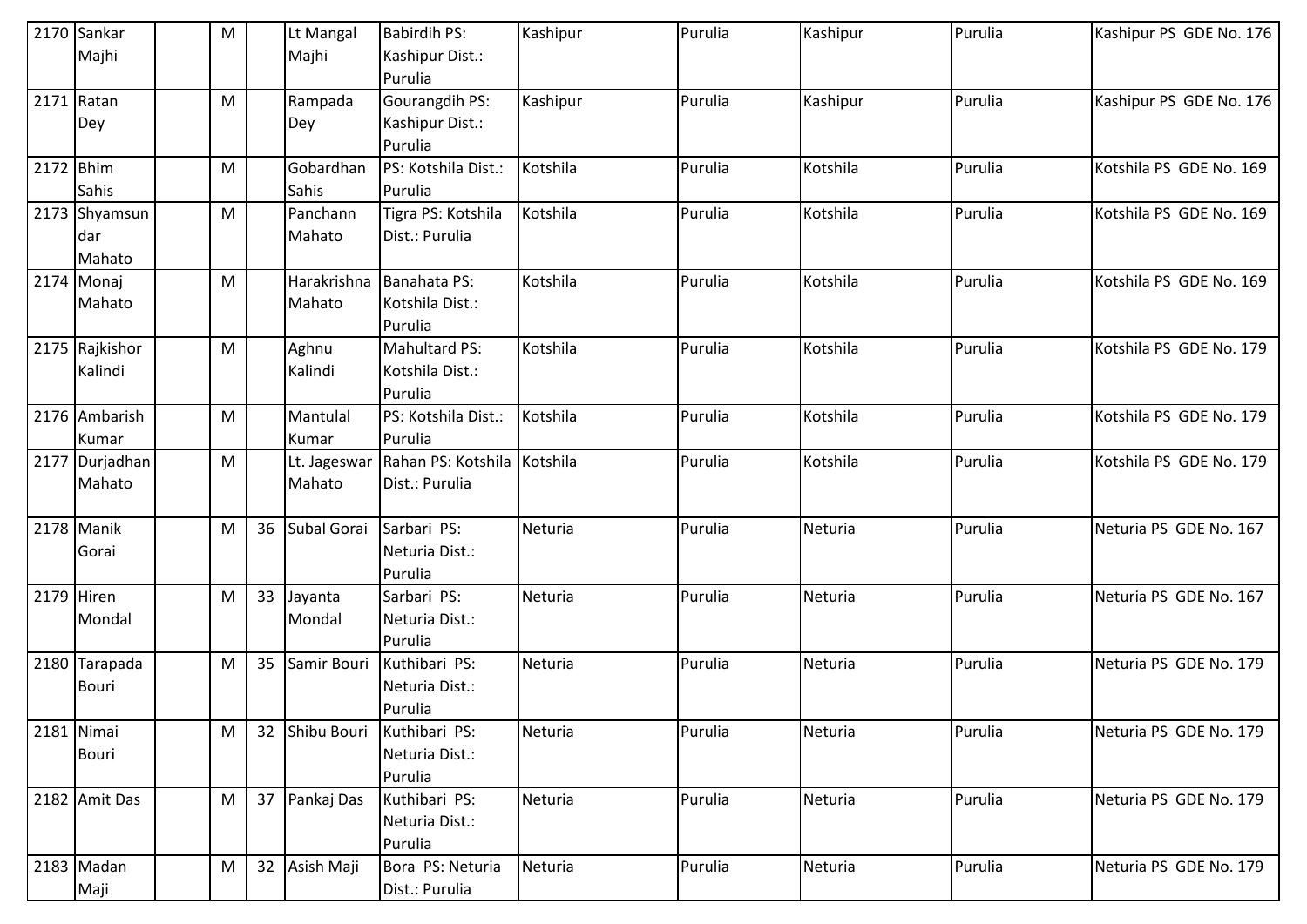| 2170 | Sankar Majhi | | M | | Lt Mangal Majhi | Babirdih PS: Kashipur Dist.: Purulia | Kashipur | Purulia | Kashipur | Purulia | Kashipur PS GDE No. 176 |
|---|---|---|---|---|---|---|---|---|---|---|---|
| 2171 | Ratan Dey | | M | | Rampada Dey | Gourangdih PS: Kashipur Dist.: Purulia | Kashipur | Purulia | Kashipur | Purulia | Kashipur PS GDE No. 176 |
| 2172 | Bhim Sahis | | M | | Gobardhan Sahis | PS: Kotshila Dist.: Purulia | Kotshila | Purulia | Kotshila | Purulia | Kotshila PS GDE No. 169 |
| 2173 | Shyamsundar Mahato | | M | | Panchann Mahato | Tigra PS: Kotshila Dist.: Purulia | Kotshila | Purulia | Kotshila | Purulia | Kotshila PS GDE No. 169 |
| 2174 | Monaj Mahato | | M | | Harakrishna Mahato | Banahata PS: Kotshila Dist.: Purulia | Kotshila | Purulia | Kotshila | Purulia | Kotshila PS GDE No. 169 |
| 2175 | Rajkishor Kalindi | | M | | Aghnu Kalindi | Mahultard PS: Kotshila Dist.: Purulia | Kotshila | Purulia | Kotshila | Purulia | Kotshila PS GDE No. 179 |
| 2176 | Ambarish Kumar | | M | | Mantulal Kumar | PS: Kotshila Dist.: Purulia | Kotshila | Purulia | Kotshila | Purulia | Kotshila PS GDE No. 179 |
| 2177 | Durjadhan Mahato | | M | | Lt. Jageswar Mahato | Rahan PS: Kotshila Dist.: Purulia | Kotshila | Purulia | Kotshila | Purulia | Kotshila PS GDE No. 179 |
| 2178 | Manik Gorai | | M | 36 | Subal Gorai | Sarbari PS: Neturia Dist.: Purulia | Neturia | Purulia | Neturia | Purulia | Neturia PS GDE No. 167 |
| 2179 | Hiren Mondal | | M | 33 | Jayanta Mondal | Sarbari PS: Neturia Dist.: Purulia | Neturia | Purulia | Neturia | Purulia | Neturia PS GDE No. 167 |
| 2180 | Tarapada Bouri | | M | 35 | Samir Bouri | Kuthibari PS: Neturia Dist.: Purulia | Neturia | Purulia | Neturia | Purulia | Neturia PS GDE No. 179 |
| 2181 | Nimai Bouri | | M | 32 | Shibu Bouri | Kuthibari PS: Neturia Dist.: Purulia | Neturia | Purulia | Neturia | Purulia | Neturia PS GDE No. 179 |
| 2182 | Amit Das | | M | 37 | Pankaj Das | Kuthibari PS: Neturia Dist.: Purulia | Neturia | Purulia | Neturia | Purulia | Neturia PS GDE No. 179 |
| 2183 | Madan Maji | | M | 32 | Asish Maji | Bora PS: Neturia Dist.: Purulia | Neturia | Purulia | Neturia | Purulia | Neturia PS GDE No. 179 |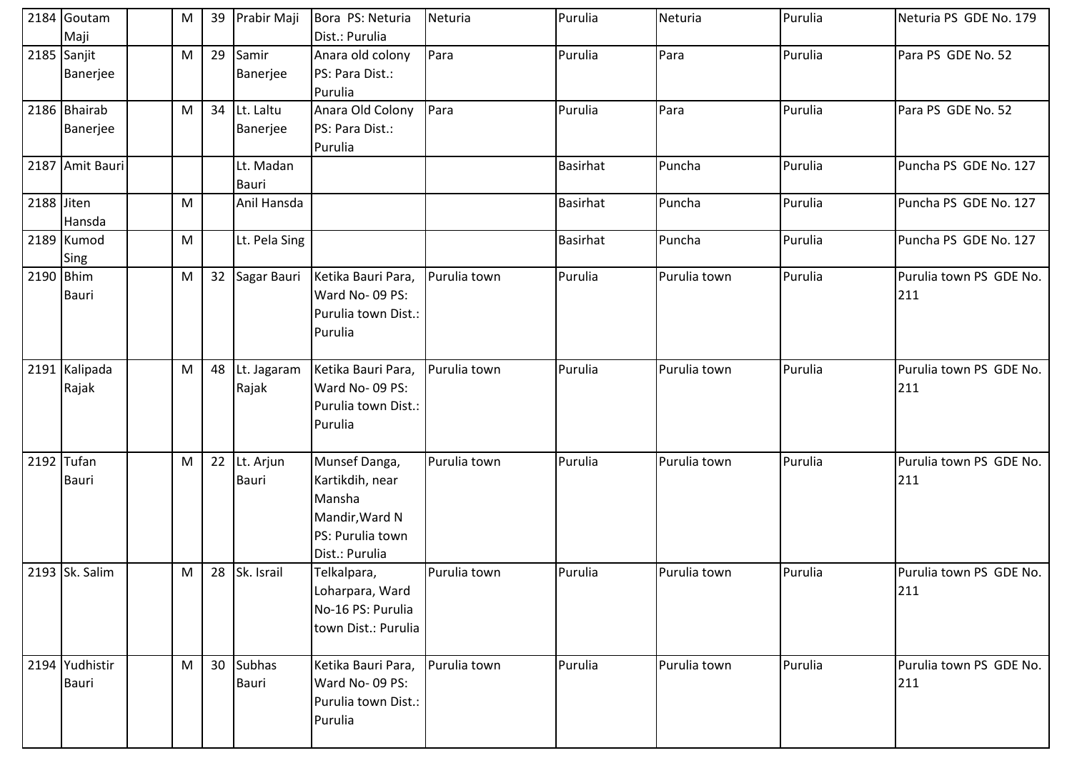| 2184 | Goutam Maji | | M | 39 | Prabir Maji | Bora PS: Neturia Dist.: Purulia | Neturia | Purulia | Neturia | Purulia | Neturia PS GDE No. 179 |
|---|---|---|---|---|---|---|---|---|---|---|---|
| 2185 | Sanjit Banerjee | | M | 29 | Samir Banerjee | Anara old colony PS: Para Dist.: Purulia | Para | Purulia | Para | Purulia | Para PS GDE No. 52 |
| 2186 | Bhairab Banerjee | | M | 34 | Lt. Laltu Banerjee | Anara Old Colony PS: Para Dist.: Purulia | Para | Purulia | Para | Purulia | Para PS GDE No. 52 |
| 2187 | Amit Bauri | | | | Lt. Madan Bauri | | | Basirhat | Puncha | Purulia | Puncha PS GDE No. 127 |
| 2188 | Jiten Hansda | | M | | Anil Hansda | | | Basirhat | Puncha | Purulia | Puncha PS GDE No. 127 |
| 2189 | Kumod Sing | | M | | Lt. Pela Sing | | | Basirhat | Puncha | Purulia | Puncha PS GDE No. 127 |
| 2190 | Bhim Bauri | | M | 32 | Sagar Bauri | Ketika Bauri Para, Ward No- 09 PS: Purulia town Dist.: Purulia | Purulia town | Purulia | Purulia town | Purulia | Purulia town PS GDE No. 211 |
| 2191 | Kalipada Rajak | | M | 48 | Lt. Jagaram Rajak | Ketika Bauri Para, Ward No- 09 PS: Purulia town Dist.: Purulia | Purulia town | Purulia | Purulia town | Purulia | Purulia town PS GDE No. 211 |
| 2192 | Tufan Bauri | | M | 22 | Lt. Arjun Bauri | Munsef Danga, Kartikdih, near Mansha Mandir,Ward N PS: Purulia town Dist.: Purulia | Purulia town | Purulia | Purulia town | Purulia | Purulia town PS GDE No. 211 |
| 2193 | Sk. Salim | | M | 28 | Sk. Israil | Telkalpara, Loharpara, Ward No-16 PS: Purulia town Dist.: Purulia | Purulia town | Purulia | Purulia town | Purulia | Purulia town PS GDE No. 211 |
| 2194 | Yudhistir Bauri | | M | 30 | Subhas Bauri | Ketika Bauri Para, Ward No- 09 PS: Purulia town Dist.: Purulia | Purulia town | Purulia | Purulia town | Purulia | Purulia town PS GDE No. 211 |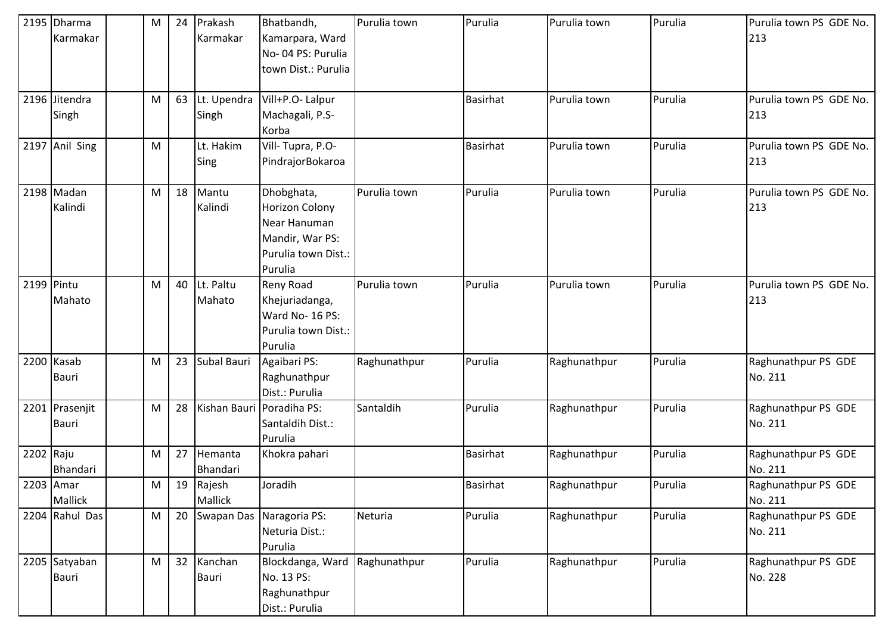| | | | | | | | | | | | |
|---|---|---|---|---|---|---|---|---|---|---|---|
| 2195 | Dharma Karmakar | | M | 24 | Prakash Karmakar | Bhatbandh, Kamarpara, Ward No- 04 PS: Purulia town Dist.: Purulia | Purulia town | Purulia | Purulia town | Purulia | Purulia town PS GDE No. 213 |
| 2196 | Jitendra Singh | | M | 63 | Lt. Upendra Singh | Vill+P.O- Lalpur Machagali, P.S- Korba | | Basirhat | Purulia town | Purulia | Purulia town PS GDE No. 213 |
| 2197 | Anil Sing | | M | | Lt. Hakim Sing | Vill- Tupra, P.O- PindrajorBokaroa | | Basirhat | Purulia town | Purulia | Purulia town PS GDE No. 213 |
| 2198 | Madan Kalindi | | M | 18 | Mantu Kalindi | Dhobghata, Horizon Colony Near Hanuman Mandir, War PS: Purulia town Dist.: Purulia | Purulia town | Purulia | Purulia town | Purulia | Purulia town PS GDE No. 213 |
| 2199 | Pintu Mahato | | M | 40 | Lt. Paltu Mahato | Reny Road Khejuriadanga, Ward No- 16 PS: Purulia town Dist.: Purulia | Purulia town | Purulia | Purulia town | Purulia | Purulia town PS GDE No. 213 |
| 2200 | Kasab Bauri | | M | 23 | Subal Bauri | Agaibari PS: Raghunathpur Dist.: Purulia | Raghunathpur | Purulia | Raghunathpur | Purulia | Raghunathpur PS GDE No. 211 |
| 2201 | Prasenjit Bauri | | M | 28 | Kishan Bauri | Poradiha PS: Santaldih Dist.: Purulia | Santaldih | Purulia | Raghunathpur | Purulia | Raghunathpur PS GDE No. 211 |
| 2202 | Raju Bhandari | | M | 27 | Hemanta Bhandari | Khokra pahari | | Basirhat | Raghunathpur | Purulia | Raghunathpur PS GDE No. 211 |
| 2203 | Amar Mallick | | M | 19 | Rajesh Mallick | Joradih | | Basirhat | Raghunathpur | Purulia | Raghunathpur PS GDE No. 211 |
| 2204 | Rahul Das | | M | 20 | Swapan Das | Naragoria PS: Neturia Dist.: Purulia | Neturia | Purulia | Raghunathpur | Purulia | Raghunathpur PS GDE No. 211 |
| 2205 | Satyaban Bauri | | M | 32 | Kanchan Bauri | Blockdanga, Ward No. 13 PS: Raghunathpur Dist.: Purulia | Raghunathpur | Purulia | Raghunathpur | Purulia | Raghunathpur PS GDE No. 228 |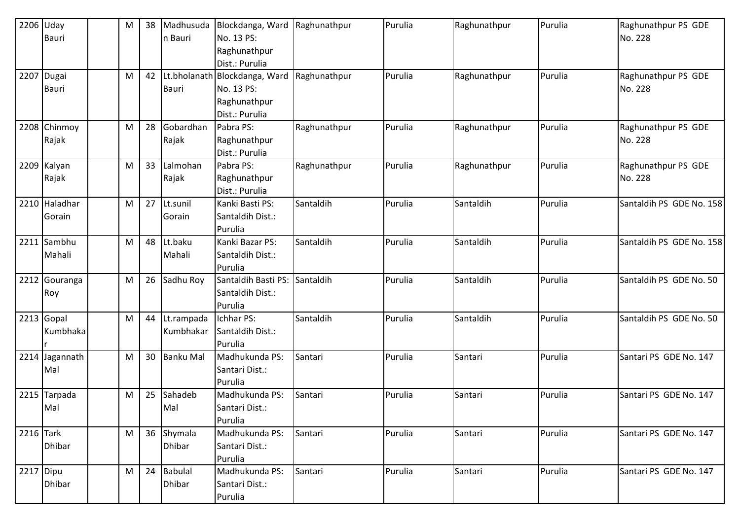| 2206 | Uday Bauri | | M | 38 | Madhusudan Bauri | Blockdanga, Ward No. 13 PS: Raghunathpur Dist.: Purulia | Raghunathpur | Purulia | Raghunathpur | Purulia | Raghunathpur PS GDE No. 228 |
|---|---|---|---|---|---|---|---|---|---|---|---|
| 2207 | Dugai Bauri | | M | 42 | Lt.bholanath Bauri | Blockdanga, Ward No. 13 PS: Raghunathpur Dist.: Purulia | Raghunathpur | Purulia | Raghunathpur | Purulia | Raghunathpur PS GDE No. 228 |
| 2208 | Chinmoy Rajak | | M | 28 | Gobardhan Rajak | Pabra PS: Raghunathpur Dist.: Purulia | Raghunathpur | Purulia | Raghunathpur | Purulia | Raghunathpur PS GDE No. 228 |
| 2209 | Kalyan Rajak | | M | 33 | Lalmohan Rajak | Pabra PS: Raghunathpur Dist.: Purulia | Raghunathpur | Purulia | Raghunathpur | Purulia | Raghunathpur PS GDE No. 228 |
| 2210 | Haladhar Gorain | | M | 27 | Lt.sunil Gorain | Kanki Basti PS: Santaldih Dist.: Purulia | Santaldih | Purulia | Santaldih | Purulia | Santaldih PS GDE No. 158 |
| 2211 | Sambhu Mahali | | M | 48 | Lt.baku Mahali | Kanki Bazar PS: Santaldih Dist.: Purulia | Santaldih | Purulia | Santaldih | Purulia | Santaldih PS GDE No. 158 |
| 2212 | Gouranga Roy | | M | 26 | Sadhu Roy | Santaldih Basti PS: Santaldih Dist.: Purulia | Santaldih | Purulia | Santaldih | Purulia | Santaldih PS GDE No. 50 |
| 2213 | Gopal Kumbhakar | | M | 44 | Lt.rampada Kumbhakar | Ichhar PS: Santaldih Dist.: Purulia | Santaldih | Purulia | Santaldih | Purulia | Santaldih PS GDE No. 50 |
| 2214 | Jagannath Mal | | M | 30 | Banku Mal | Madhukunda PS: Santari Dist.: Purulia | Santari | Purulia | Santari | Purulia | Santari PS GDE No. 147 |
| 2215 | Tarpada Mal | | M | 25 | Sahadeb Mal | Madhukunda PS: Santari Dist.: Purulia | Santari | Purulia | Santari | Purulia | Santari PS GDE No. 147 |
| 2216 | Tark Dhibar | | M | 36 | Shymala Dhibar | Madhukunda PS: Santari Dist.: Purulia | Santari | Purulia | Santari | Purulia | Santari PS GDE No. 147 |
| 2217 | Dipu Dhibar | | M | 24 | Babulal Dhibar | Madhukunda PS: Santari Dist.: Purulia | Santari | Purulia | Santari | Purulia | Santari PS GDE No. 147 |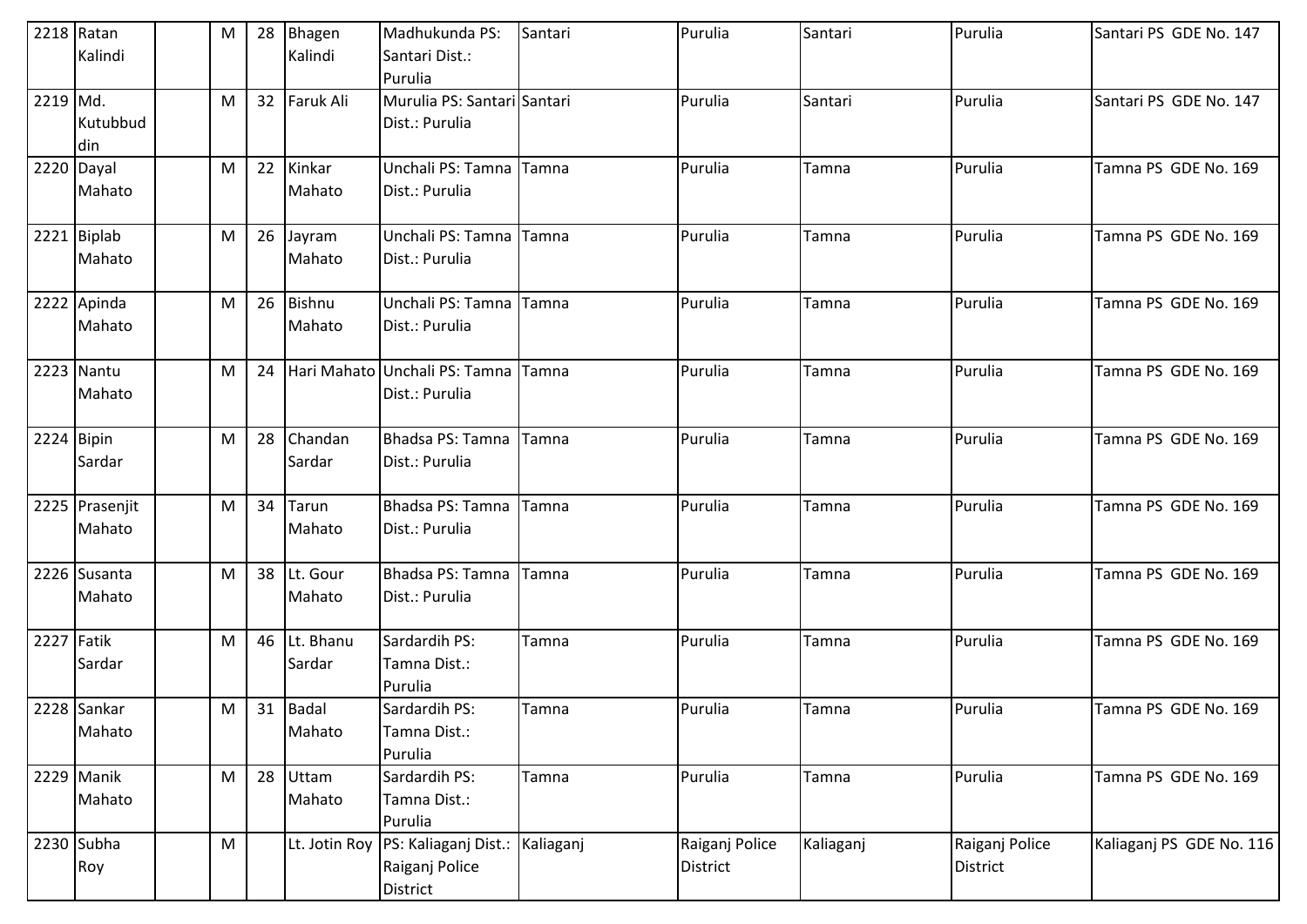| 2218 | Ratan Kalindi | | M | 28 | Bhagen Kalindi | Madhukunda PS: Santari Dist.: Purulia | Santari | Purulia | Santari | Purulia | Santari PS GDE No. 147 |
|---|---|---|---|---|---|---|---|---|---|---|---|
| 2219 | Md. Kutubbuddin | | M | 32 | Faruk Ali | Murulia PS: Santari Dist.: Purulia | Santari | Purulia | Santari | Purulia | Santari PS GDE No. 147 |
| 2220 | Dayal Mahato | | M | 22 | Kinkar Mahato | Unchali PS: Tamna Dist.: Purulia | Tamna | Purulia | Tamna | Purulia | Tamna PS GDE No. 169 |
| 2221 | Biplab Mahato | | M | 26 | Jayram Mahato | Unchali PS: Tamna Dist.: Purulia | Tamna | Purulia | Tamna | Purulia | Tamna PS GDE No. 169 |
| 2222 | Apinda Mahato | | M | 26 | Bishnu Mahato | Unchali PS: Tamna Dist.: Purulia | Tamna | Purulia | Tamna | Purulia | Tamna PS GDE No. 169 |
| 2223 | Nantu Mahato | | M | 24 | Hari Mahato | Unchali PS: Tamna Dist.: Purulia | Tamna | Purulia | Tamna | Purulia | Tamna PS GDE No. 169 |
| 2224 | Bipin Sardar | | M | 28 | Chandan Sardar | Bhadsa PS: Tamna Dist.: Purulia | Tamna | Purulia | Tamna | Purulia | Tamna PS GDE No. 169 |
| 2225 | Prasenjit Mahato | | M | 34 | Tarun Mahato | Bhadsa PS: Tamna Dist.: Purulia | Tamna | Purulia | Tamna | Purulia | Tamna PS GDE No. 169 |
| 2226 | Susanta Mahato | | M | 38 | Lt. Gour Mahato | Bhadsa PS: Tamna Dist.: Purulia | Tamna | Purulia | Tamna | Purulia | Tamna PS GDE No. 169 |
| 2227 | Fatik Sardar | | M | 46 | Lt. Bhanu Sardar | Sardardih PS: Tamna Dist.: Purulia | Tamna | Purulia | Tamna | Purulia | Tamna PS GDE No. 169 |
| 2228 | Sankar Mahato | | M | 31 | Badal Mahato | Sardardih PS: Tamna Dist.: Purulia | Tamna | Purulia | Tamna | Purulia | Tamna PS GDE No. 169 |
| 2229 | Manik Mahato | | M | 28 | Uttam Mahato | Sardardih PS: Tamna Dist.: Purulia | Tamna | Purulia | Tamna | Purulia | Tamna PS GDE No. 169 |
| 2230 | Subha Roy | | M | | Lt. Jotin Roy | PS: Kaliaganj Dist.: Raiganj Police District | Kaliaganj | Raiganj Police District | Kaliaganj | Raiganj Police District | Kaliaganj PS GDE No. 116 |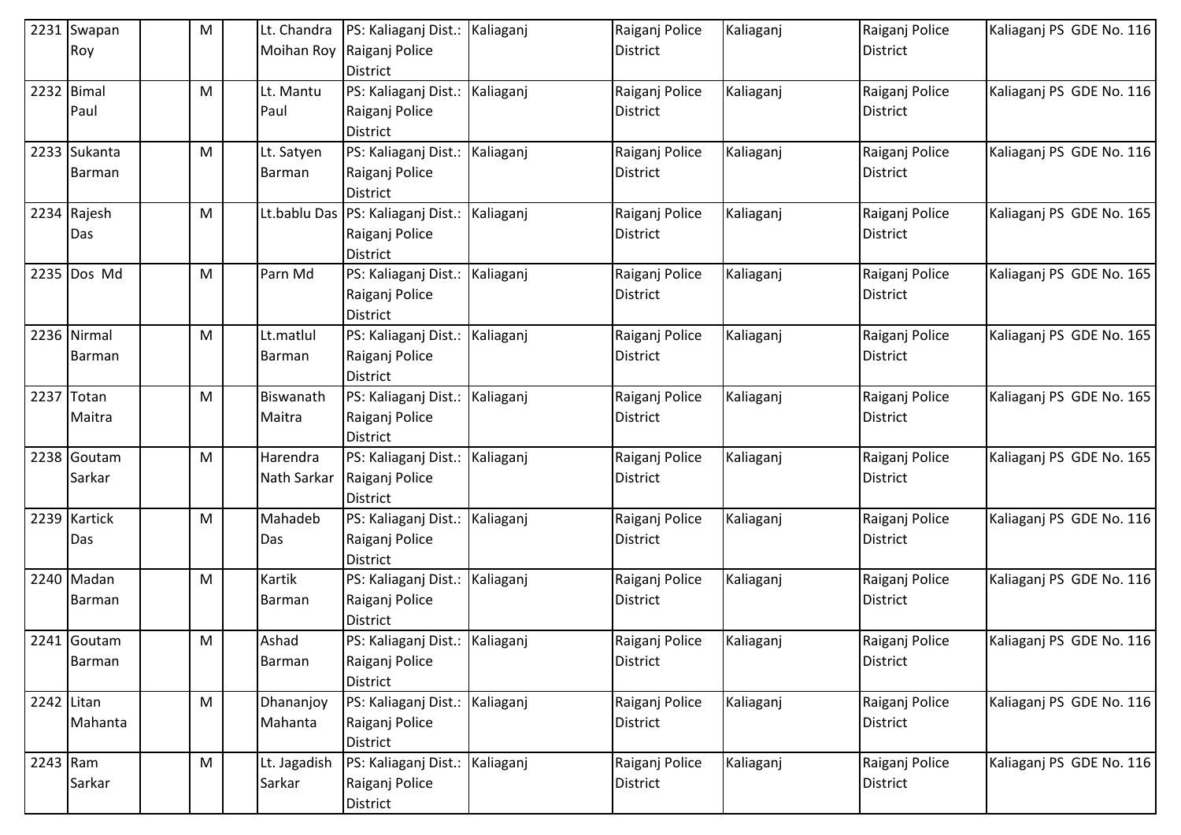| 2231 | Swapan Roy | | M | | Lt. Chandra Moihan Roy | PS: Kaliaganj Dist.: Raiganj Police District | Kaliaganj | Raiganj Police District | Kaliaganj | Raiganj Police District | Kaliaganj PS GDE No. 116 |
|---|---|---|---|---|---|---|---|---|---|---|---|
| 2232 | Bimal Paul | | M | | Lt. Mantu Paul | PS: Kaliaganj Dist.: Raiganj Police District | Kaliaganj | Raiganj Police District | Kaliaganj | Raiganj Police District | Kaliaganj PS GDE No. 116 |
| 2233 | Sukanta Barman | | M | | Lt. Satyen Barman | PS: Kaliaganj Dist.: Raiganj Police District | Kaliaganj | Raiganj Police District | Kaliaganj | Raiganj Police District | Kaliaganj PS GDE No. 116 |
| 2234 | Rajesh Das | | M | | Lt.bablu Das | PS: Kaliaganj Dist.: Raiganj Police District | Kaliaganj | Raiganj Police District | Kaliaganj | Raiganj Police District | Kaliaganj PS GDE No. 165 |
| 2235 | Dos Md | | M | | Parn Md | PS: Kaliaganj Dist.: Raiganj Police District | Kaliaganj | Raiganj Police District | Kaliaganj | Raiganj Police District | Kaliaganj PS GDE No. 165 |
| 2236 | Nirmal Barman | | M | | Lt.matlul Barman | PS: Kaliaganj Dist.: Raiganj Police District | Kaliaganj | Raiganj Police District | Kaliaganj | Raiganj Police District | Kaliaganj PS GDE No. 165 |
| 2237 | Totan Maitra | | M | | Biswanath Maitra | PS: Kaliaganj Dist.: Raiganj Police District | Kaliaganj | Raiganj Police District | Kaliaganj | Raiganj Police District | Kaliaganj PS GDE No. 165 |
| 2238 | Goutam Sarkar | | M | | Harendra Nath Sarkar | PS: Kaliaganj Dist.: Raiganj Police District | Kaliaganj | Raiganj Police District | Kaliaganj | Raiganj Police District | Kaliaganj PS GDE No. 165 |
| 2239 | Kartick Das | | M | | Mahadeb Das | PS: Kaliaganj Dist.: Raiganj Police District | Kaliaganj | Raiganj Police District | Kaliaganj | Raiganj Police District | Kaliaganj PS GDE No. 116 |
| 2240 | Madan Barman | | M | | Kartik Barman | PS: Kaliaganj Dist.: Raiganj Police District | Kaliaganj | Raiganj Police District | Kaliaganj | Raiganj Police District | Kaliaganj PS GDE No. 116 |
| 2241 | Goutam Barman | | M | | Ashad Barman | PS: Kaliaganj Dist.: Raiganj Police District | Kaliaganj | Raiganj Police District | Kaliaganj | Raiganj Police District | Kaliaganj PS GDE No. 116 |
| 2242 | Litan Mahanta | | M | | Dhananjoy Mahanta | PS: Kaliaganj Dist.: Raiganj Police District | Kaliaganj | Raiganj Police District | Kaliaganj | Raiganj Police District | Kaliaganj PS GDE No. 116 |
| 2243 | Ram Sarkar | | M | | Lt. Jagadish Sarkar | PS: Kaliaganj Dist.: Raiganj Police District | Kaliaganj | Raiganj Police District | Kaliaganj | Raiganj Police District | Kaliaganj PS GDE No. 116 |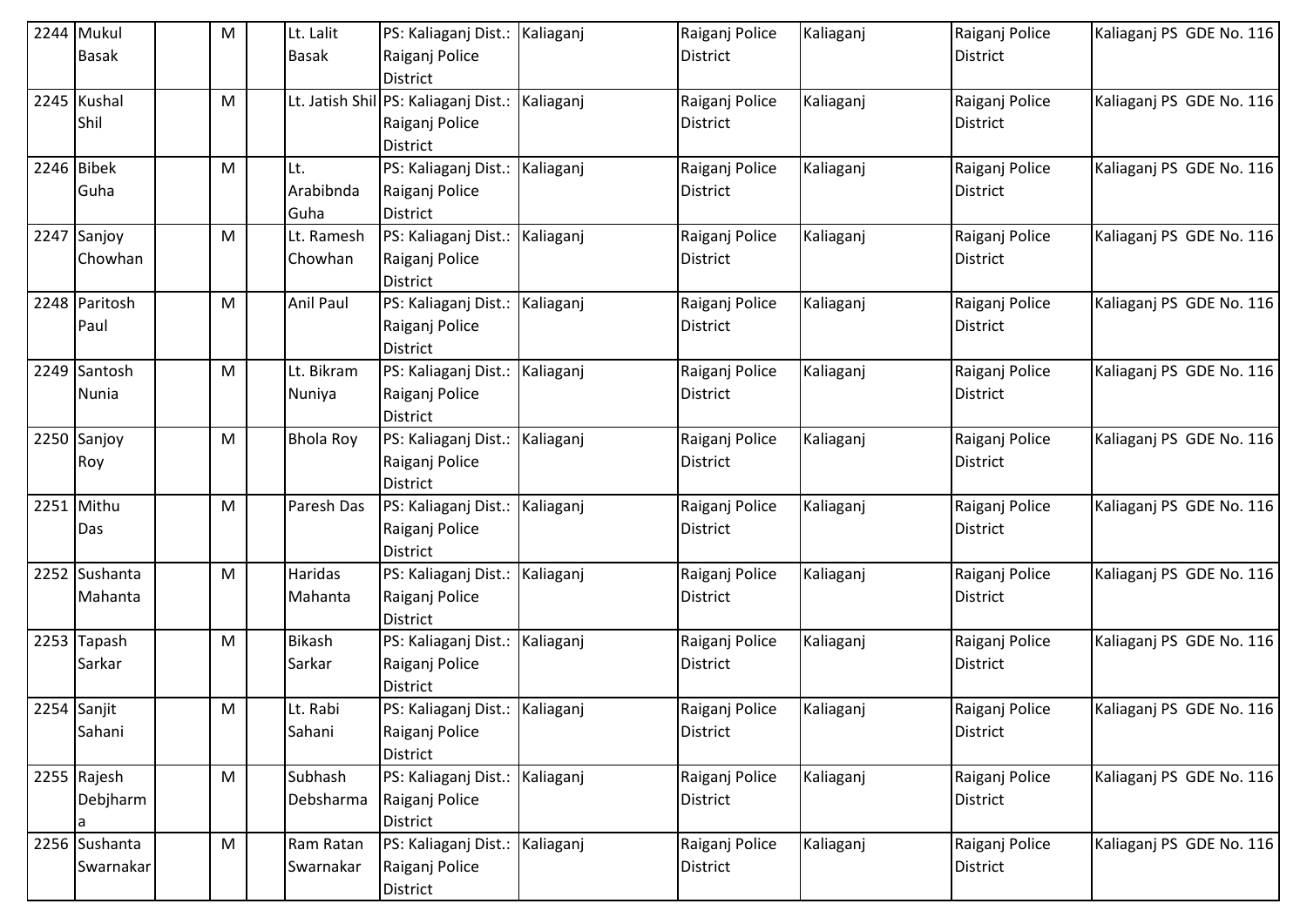| 2244 | Mukul Basak | | M | | Lt. Lalit Basak | PS: Kaliaganj Dist.: Raiganj Police District | Kaliaganj | Raiganj Police District | Kaliaganj | Raiganj Police District | Kaliaganj PS GDE No. 116 |
|---|---|---|---|---|---|---|---|---|---|---|---|
| 2245 | Kushal Shil | | M | | Lt. Jatish Shil | PS: Kaliaganj Dist.: Raiganj Police District | Kaliaganj | Raiganj Police District | Kaliaganj | Raiganj Police District | Kaliaganj PS GDE No. 116 |
| 2246 | Bibek Guha | | M | | Lt. Arabibnda Guha | PS: Kaliaganj Dist.: Raiganj Police District | Kaliaganj | Raiganj Police District | Kaliaganj | Raiganj Police District | Kaliaganj PS GDE No. 116 |
| 2247 | Sanjoy Chowhan | | M | | Lt. Ramesh Chowhan | PS: Kaliaganj Dist.: Raiganj Police District | Kaliaganj | Raiganj Police District | Kaliaganj | Raiganj Police District | Kaliaganj PS GDE No. 116 |
| 2248 | Paritosh Paul | | M | | Anil Paul | PS: Kaliaganj Dist.: Raiganj Police District | Kaliaganj | Raiganj Police District | Kaliaganj | Raiganj Police District | Kaliaganj PS GDE No. 116 |
| 2249 | Santosh Nunia | | M | | Lt. Bikram Nuniya | PS: Kaliaganj Dist.: Raiganj Police District | Kaliaganj | Raiganj Police District | Kaliaganj | Raiganj Police District | Kaliaganj PS GDE No. 116 |
| 2250 | Sanjoy Roy | | M | | Bhola Roy | PS: Kaliaganj Dist.: Raiganj Police District | Kaliaganj | Raiganj Police District | Kaliaganj | Raiganj Police District | Kaliaganj PS GDE No. 116 |
| 2251 | Mithu Das | | M | | Paresh Das | PS: Kaliaganj Dist.: Raiganj Police District | Kaliaganj | Raiganj Police District | Kaliaganj | Raiganj Police District | Kaliaganj PS GDE No. 116 |
| 2252 | Sushanta Mahanta | | M | | Haridas Mahanta | PS: Kaliaganj Dist.: Raiganj Police District | Kaliaganj | Raiganj Police District | Kaliaganj | Raiganj Police District | Kaliaganj PS GDE No. 116 |
| 2253 | Tapash Sarkar | | M | | Bikash Sarkar | PS: Kaliaganj Dist.: Raiganj Police District | Kaliaganj | Raiganj Police District | Kaliaganj | Raiganj Police District | Kaliaganj PS GDE No. 116 |
| 2254 | Sanjit Sahani | | M | | Lt. Rabi Sahani | PS: Kaliaganj Dist.: Raiganj Police District | Kaliaganj | Raiganj Police District | Kaliaganj | Raiganj Police District | Kaliaganj PS GDE No. 116 |
| 2255 | Rajesh Debjharma | | M | | Subhash Debsharma | PS: Kaliaganj Dist.: Raiganj Police District | Kaliaganj | Raiganj Police District | Kaliaganj | Raiganj Police District | Kaliaganj PS GDE No. 116 |
| 2256 | Sushanta Swarnakar | | M | | Ram Ratan Swarnakar | PS: Kaliaganj Dist.: Raiganj Police District | Kaliaganj | Raiganj Police District | Kaliaganj | Raiganj Police District | Kaliaganj PS GDE No. 116 |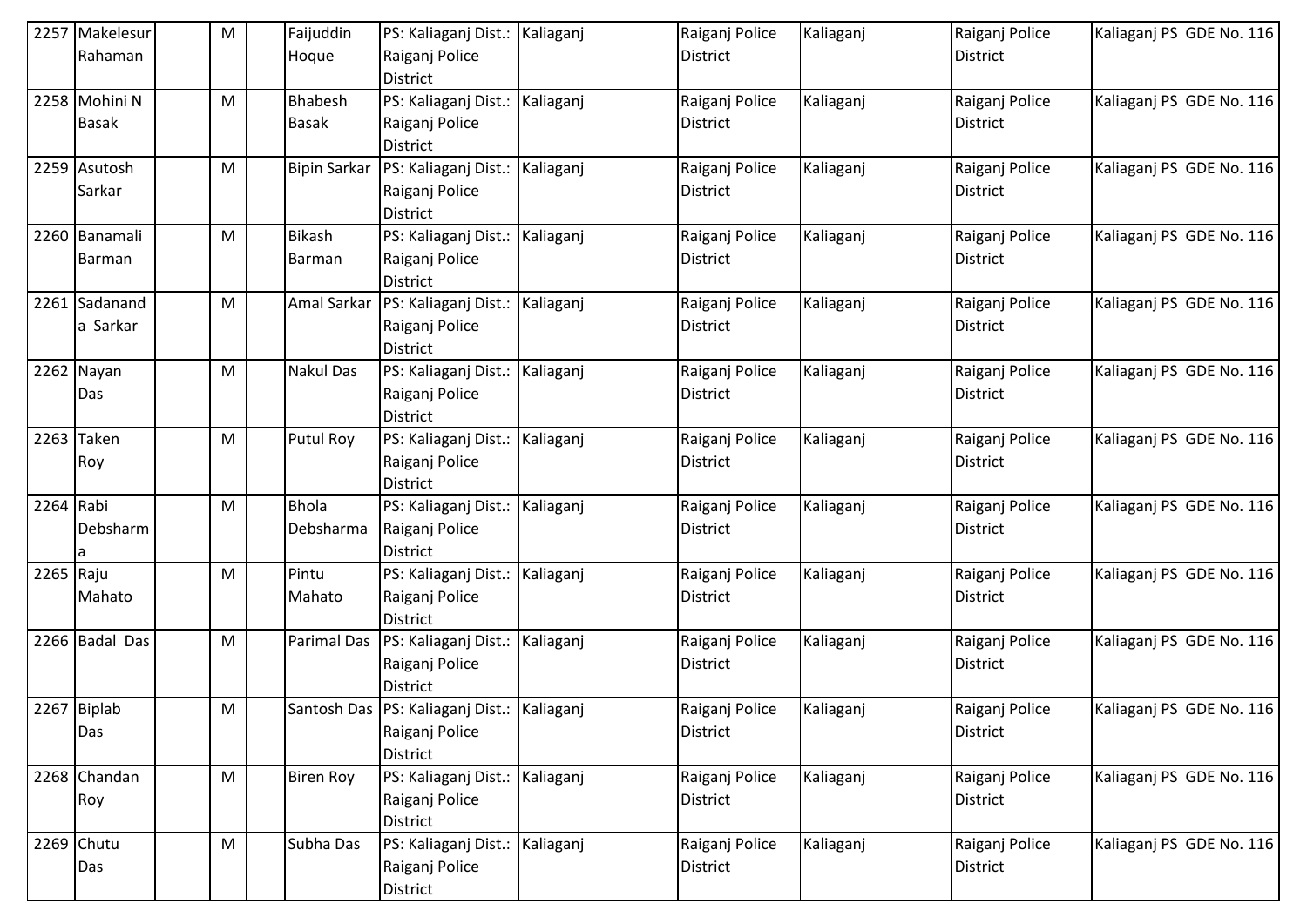| 2257 | Makelesur Rahaman | | M | | Faijuddin Hoque | PS: Kaliaganj Dist.: Raiganj Police District | Kaliaganj | Raiganj Police District | Kaliaganj | Raiganj Police District | Kaliaganj PS GDE No. 116 |
|---|---|---|---|---|---|---|---|---|---|---|---|
| 2258 | Mohini N Basak | | M | | Bhabesh Basak | PS: Kaliaganj Dist.: Raiganj Police District | Kaliaganj | Raiganj Police District | Kaliaganj | Raiganj Police District | Kaliaganj PS GDE No. 116 |
| 2259 | Asutosh Sarkar | | M | | Bipin Sarkar | PS: Kaliaganj Dist.: Raiganj Police District | Kaliaganj | Raiganj Police District | Kaliaganj | Raiganj Police District | Kaliaganj PS GDE No. 116 |
| 2260 | Banamali Barman | | M | | Bikash Barman | PS: Kaliaganj Dist.: Raiganj Police District | Kaliaganj | Raiganj Police District | Kaliaganj | Raiganj Police District | Kaliaganj PS GDE No. 116 |
| 2261 | Sadanand a Sarkar | | M | | Amal Sarkar | PS: Kaliaganj Dist.: Raiganj Police District | Kaliaganj | Raiganj Police District | Kaliaganj | Raiganj Police District | Kaliaganj PS GDE No. 116 |
| 2262 | Nayan Das | | M | | Nakul Das | PS: Kaliaganj Dist.: Raiganj Police District | Kaliaganj | Raiganj Police District | Kaliaganj | Raiganj Police District | Kaliaganj PS GDE No. 116 |
| 2263 | Taken Roy | | M | | Putul Roy | PS: Kaliaganj Dist.: Raiganj Police District | Kaliaganj | Raiganj Police District | Kaliaganj | Raiganj Police District | Kaliaganj PS GDE No. 116 |
| 2264 | Rabi Debsharm a | | M | | Bhola Debsharma | PS: Kaliaganj Dist.: Raiganj Police District | Kaliaganj | Raiganj Police District | Kaliaganj | Raiganj Police District | Kaliaganj PS GDE No. 116 |
| 2265 | Raju Mahato | | M | | Pintu Mahato | PS: Kaliaganj Dist.: Raiganj Police District | Kaliaganj | Raiganj Police District | Kaliaganj | Raiganj Police District | Kaliaganj PS GDE No. 116 |
| 2266 | Badal Das | | M | | Parimal Das | PS: Kaliaganj Dist.: Raiganj Police District | Kaliaganj | Raiganj Police District | Kaliaganj | Raiganj Police District | Kaliaganj PS GDE No. 116 |
| 2267 | Biplab Das | | M | | Santosh Das | PS: Kaliaganj Dist.: Raiganj Police District | Kaliaganj | Raiganj Police District | Kaliaganj | Raiganj Police District | Kaliaganj PS GDE No. 116 |
| 2268 | Chandan Roy | | M | | Biren Roy | PS: Kaliaganj Dist.: Raiganj Police District | Kaliaganj | Raiganj Police District | Kaliaganj | Raiganj Police District | Kaliaganj PS GDE No. 116 |
| 2269 | Chutu Das | | M | | Subha Das | PS: Kaliaganj Dist.: Raiganj Police District | Kaliaganj | Raiganj Police District | Kaliaganj | Raiganj Police District | Kaliaganj PS GDE No. 116 |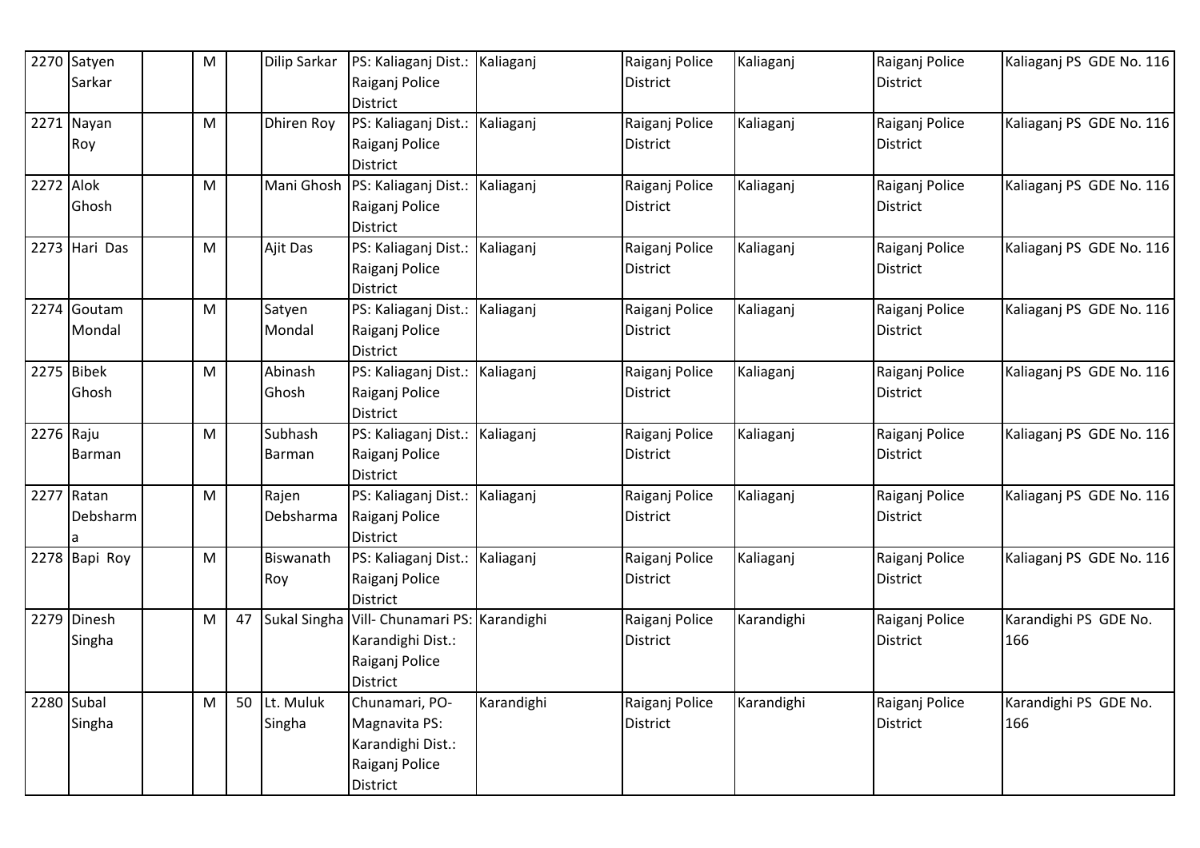| 2270 | Satyen Sarkar | | M | | Dilip Sarkar | PS: Kaliaganj Dist.: Raiganj Police District | Kaliaganj | Raiganj Police District | Kaliaganj | Raiganj Police District | Kaliaganj PS GDE No. 116 |
|---|---|---|---|---|---|---|---|---|---|---|---|
| 2271 | Nayan Roy | | M | | Dhiren Roy | PS: Kaliaganj Dist.: Raiganj Police District | Kaliaganj | Raiganj Police District | Kaliaganj | Raiganj Police District | Kaliaganj PS GDE No. 116 |
| 2272 | Alok Ghosh | | M | | Mani Ghosh | PS: Kaliaganj Dist.: Raiganj Police District | Kaliaganj | Raiganj Police District | Kaliaganj | Raiganj Police District | Kaliaganj PS GDE No. 116 |
| 2273 | Hari Das | | M | | Ajit Das | PS: Kaliaganj Dist.: Raiganj Police District | Kaliaganj | Raiganj Police District | Kaliaganj | Raiganj Police District | Kaliaganj PS GDE No. 116 |
| 2274 | Goutam Mondal | | M | | Satyen Mondal | PS: Kaliaganj Dist.: Raiganj Police District | Kaliaganj | Raiganj Police District | Kaliaganj | Raiganj Police District | Kaliaganj PS GDE No. 116 |
| 2275 | Bibek Ghosh | | M | | Abinash Ghosh | PS: Kaliaganj Dist.: Raiganj Police District | Kaliaganj | Raiganj Police District | Kaliaganj | Raiganj Police District | Kaliaganj PS GDE No. 116 |
| 2276 | Raju Barman | | M | | Subhash Barman | PS: Kaliaganj Dist.: Raiganj Police District | Kaliaganj | Raiganj Police District | Kaliaganj | Raiganj Police District | Kaliaganj PS GDE No. 116 |
| 2277 | Ratan Debsharma | | M | | Rajen Debsharma | PS: Kaliaganj Dist.: Raiganj Police District | Kaliaganj | Raiganj Police District | Kaliaganj | Raiganj Police District | Kaliaganj PS GDE No. 116 |
| 2278 | Bapi Roy | | M | | Biswanath Roy | PS: Kaliaganj Dist.: Raiganj Police District | Kaliaganj | Raiganj Police District | Kaliaganj | Raiganj Police District | Kaliaganj PS GDE No. 116 |
| 2279 | Dinesh Singha | | M | 47 | Sukal Singha | Vill- Chunamari PS: Karandighi Dist.: Raiganj Police District | Karandighi | Raiganj Police District | Karandighi | Raiganj Police District | Karandighi PS GDE No. 166 |
| 2280 | Subal Singha | | M | 50 | Lt. Muluk Singha | Chunamari, PO-Magnavita PS: Karandighi Dist.: Raiganj Police District | Karandighi | Raiganj Police District | Karandighi | Raiganj Police District | Karandighi PS GDE No. 166 |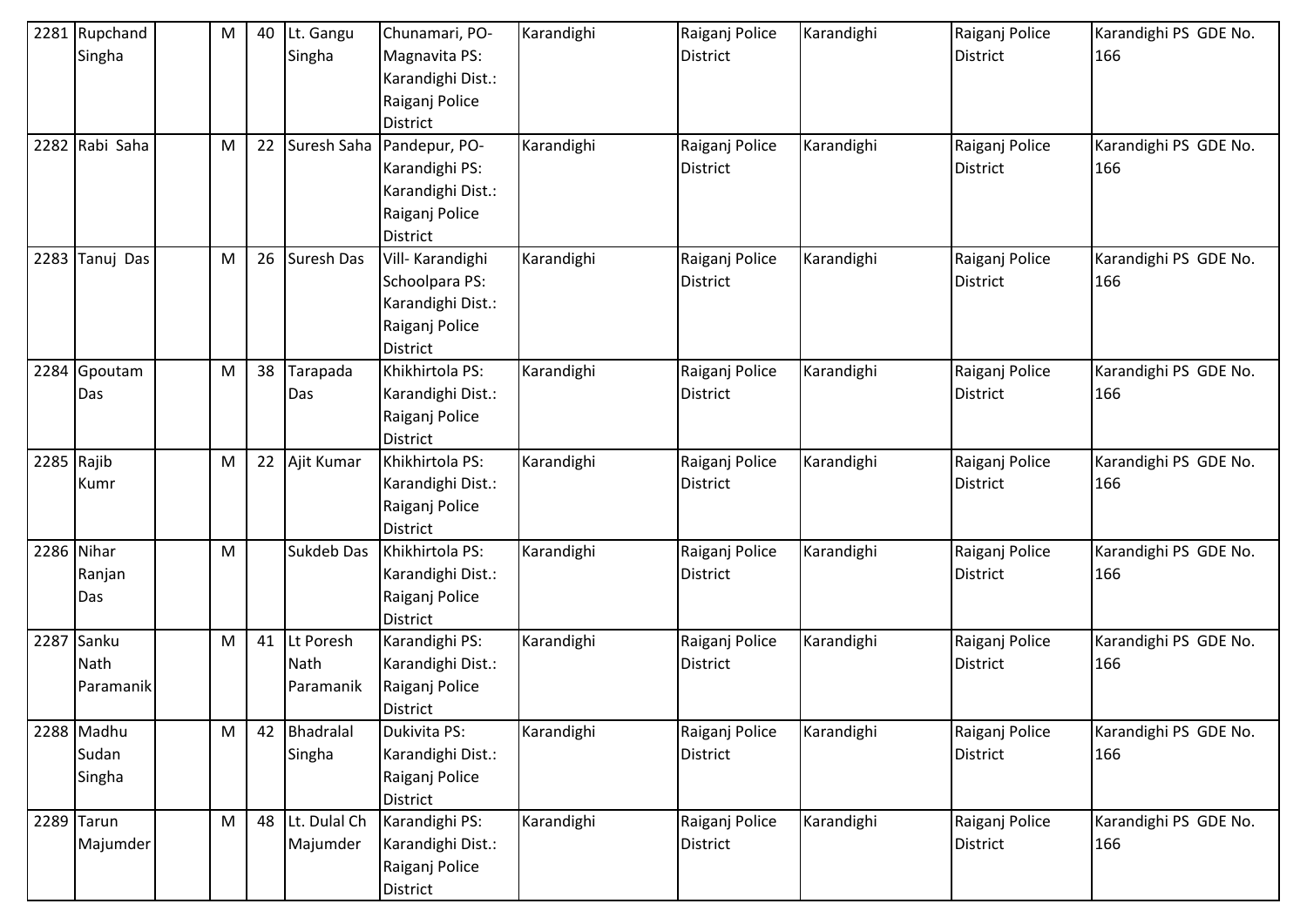| 2281 | Rupchand Singha | | M | 40 | Lt. Gangu Singha | Chunamari, PO- Magnavita PS: Karandighi Dist.: Raiganj Police District | Karandighi | Raiganj Police District | Karandighi | Raiganj Police District | Karandighi PS GDE No. 166 |
|---|---|---|---|---|---|---|---|---|---|---|---|
| 2282 | Rabi Saha | | M | 22 | Suresh Saha | Pandepur, PO- Karandighi PS: Karandighi Dist.: Raiganj Police District | Karandighi | Raiganj Police District | Karandighi | Raiganj Police District | Karandighi PS GDE No. 166 |
| 2283 | Tanuj Das | | M | 26 | Suresh Das | Vill- Karandighi Schoolpara PS: Karandighi Dist.: Raiganj Police District | Karandighi | Raiganj Police District | Karandighi | Raiganj Police District | Karandighi PS GDE No. 166 |
| 2284 | Gpoutam Das | | M | 38 | Tarapada Das | Khikhirtola PS: Karandighi Dist.: Raiganj Police District | Karandighi | Raiganj Police District | Karandighi | Raiganj Police District | Karandighi PS GDE No. 166 |
| 2285 | Rajib Kumr | | M | 22 | Ajit Kumar | Khikhirtola PS: Karandighi Dist.: Raiganj Police District | Karandighi | Raiganj Police District | Karandighi | Raiganj Police District | Karandighi PS GDE No. 166 |
| 2286 | Nihar Ranjan Das | | M | | Sukdeb Das | Khikhirtola PS: Karandighi Dist.: Raiganj Police District | Karandighi | Raiganj Police District | Karandighi | Raiganj Police District | Karandighi PS GDE No. 166 |
| 2287 | Sanku Nath Paramanik | | M | 41 | Lt Poresh Nath Paramanik | Karandighi PS: Karandighi Dist.: Raiganj Police District | Karandighi | Raiganj Police District | Karandighi | Raiganj Police District | Karandighi PS GDE No. 166 |
| 2288 | Madhu Sudan Singha | | M | 42 | Bhadralal Singha | Dukivita PS: Karandighi Dist.: Raiganj Police District | Karandighi | Raiganj Police District | Karandighi | Raiganj Police District | Karandighi PS GDE No. 166 |
| 2289 | Tarun Majumder | | M | 48 | Lt. Dulal Ch Majumder | Karandighi PS: Karandighi Dist.: Raiganj Police District | Karandighi | Raiganj Police District | Karandighi | Raiganj Police District | Karandighi PS GDE No. 166 |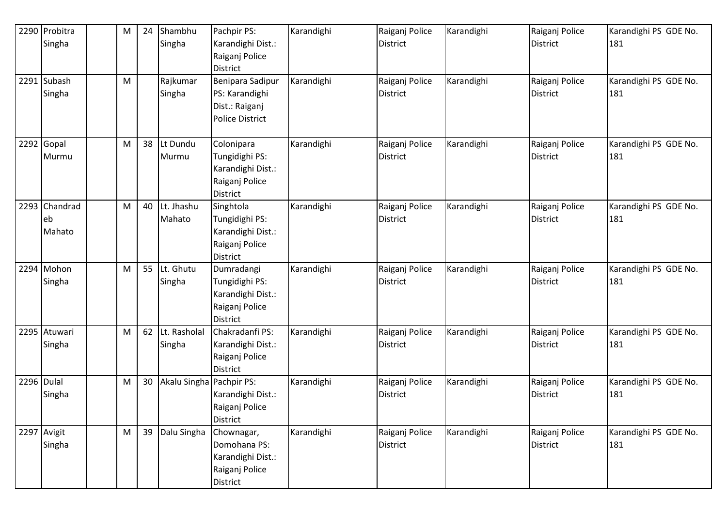| 2290 | Probitra Singha | | M | 24 | Shambhu Singha | Pachpir PS: Karandighi Dist.: Raiganj Police District | Karandighi | Raiganj Police District | Karandighi | Raiganj Police District | Karandighi PS GDE No. 181 |
|---|---|---|---|---|---|---|---|---|---|---|---|
| 2291 | Subash Singha | | M | | Rajkumar Singha | Benipara Sadipur PS: Karandighi Dist.: Raiganj Police District | Karandighi | Raiganj Police District | Karandighi | Raiganj Police District | Karandighi PS GDE No. 181 |
| 2292 | Gopal Murmu | | M | 38 | Lt Dundu Murmu | Colonipara Tungidighi PS: Karandighi Dist.: Raiganj Police District | Karandighi | Raiganj Police District | Karandighi | Raiganj Police District | Karandighi PS GDE No. 181 |
| 2293 | Chandradeb Mahato | | M | 40 | Lt. Jhashu Mahato | Singhtola Tungidighi PS: Karandighi Dist.: Raiganj Police District | Karandighi | Raiganj Police District | Karandighi | Raiganj Police District | Karandighi PS GDE No. 181 |
| 2294 | Mohon Singha | | M | 55 | Lt. Ghutu Singha | Dumradangi Tungidighi PS: Karandighi Dist.: Raiganj Police District | Karandighi | Raiganj Police District | Karandighi | Raiganj Police District | Karandighi PS GDE No. 181 |
| 2295 | Atuwari Singha | | M | 62 | Lt. Rasholal Singha | Chakradanfi PS: Karandighi Dist.: Raiganj Police District | Karandighi | Raiganj Police District | Karandighi | Raiganj Police District | Karandighi PS GDE No. 181 |
| 2296 | Dulal Singha | | M | 30 | Akalu Singha | Pachpir PS: Karandighi Dist.: Raiganj Police District | Karandighi | Raiganj Police District | Karandighi | Raiganj Police District | Karandighi PS GDE No. 181 |
| 2297 | Avigit Singha | | M | 39 | Dalu Singha | Chownagar, Domohana PS: Karandighi Dist.: Raiganj Police District | Karandighi | Raiganj Police District | Karandighi | Raiganj Police District | Karandighi PS GDE No. 181 |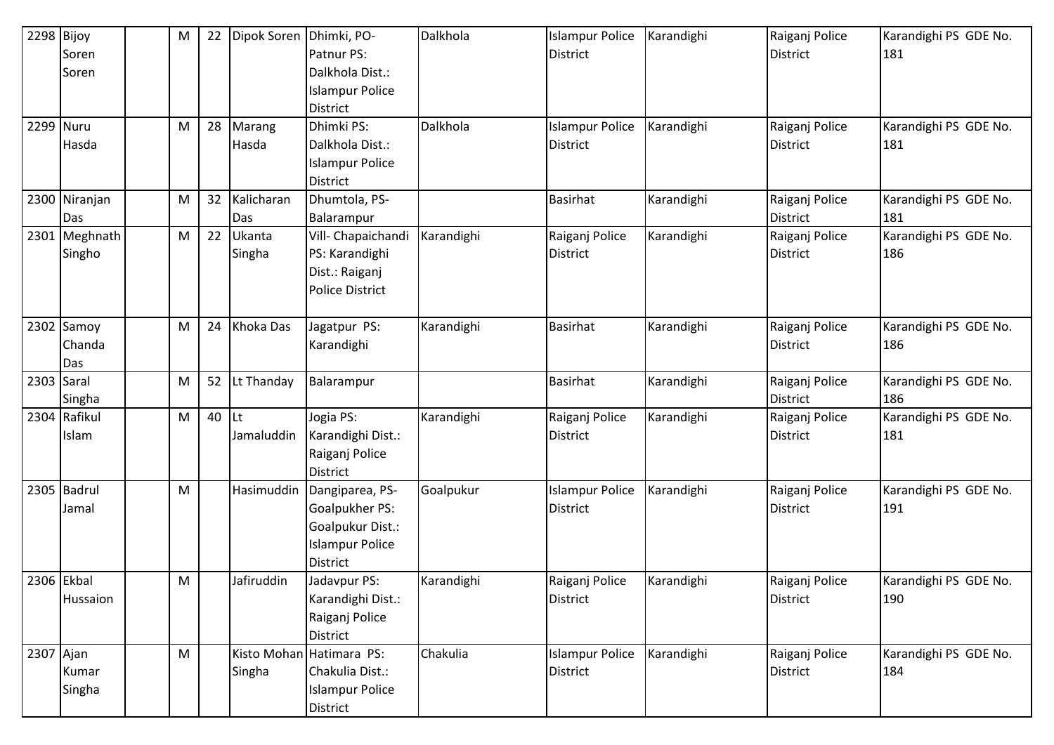| 2298 | Bijoy Soren Soren | | M | 22 | Dipok Soren | Dhimki, PO-Patnur PS: Dalkhola Dist.: Islampur Police District | Dalkhola | Islampur Police District | Karandighi | Raiganj Police District | Karandighi PS GDE No. 181 |
|---|---|---|---|---|---|---|---|---|---|---|---|
| 2299 | Nuru Hasda | | M | 28 | Marang Hasda | Dhimki PS: Dalkhola Dist.: Islampur Police District | Dalkhola | Islampur Police District | Karandighi | Raiganj Police District | Karandighi PS GDE No. 181 |
| 2300 | Niranjan Das | | M | 32 | Kalicharan Das | Dhumtola, PS-Balarampur | | Basirhat | Karandighi | Raiganj Police District | Karandighi PS GDE No. 181 |
| 2301 | Meghnath Singho | | M | 22 | Ukanta Singha | Vill- Chapaichandi PS: Karandighi Dist.: Raiganj Police District | Karandighi | Raiganj Police District | Karandighi | Raiganj Police District | Karandighi PS GDE No. 186 |
| 2302 | Samoy Chanda Das | | M | 24 | Khoka Das | Jagatpur PS: Karandighi | Karandighi | Basirhat | Karandighi | Raiganj Police District | Karandighi PS GDE No. 186 |
| 2303 | Saral Singha | | M | 52 | Lt Thanday | Balarampur | | Basirhat | Karandighi | Raiganj Police District | Karandighi PS GDE No. 186 |
| 2304 | Rafikul Islam | | M | 40 | Lt Jamaluddin | Jogia PS: Karandighi Dist.: Raiganj Police District | Karandighi | Raiganj Police District | Karandighi | Raiganj Police District | Karandighi PS GDE No. 181 |
| 2305 | Badrul Jamal | | M | | Hasimuddin | Dangiparea, PS-Goalpukher PS: Goalpukur Dist.: Islampur Police District | Goalpukur | Islampur Police District | Karandighi | Raiganj Police District | Karandighi PS GDE No. 191 |
| 2306 | Ekbal Hussaion | | M | | Jafiruddin | Jadavpur PS: Karandighi Dist.: Raiganj Police District | Karandighi | Raiganj Police District | Karandighi | Raiganj Police District | Karandighi PS GDE No. 190 |
| 2307 | Ajan Kumar Singha | | M | | Kisto Mohan Singha | Hatimara PS: Chakulia Dist.: Islampur Police District | Chakulia | Islampur Police District | Karandighi | Raiganj Police District | Karandighi PS GDE No. 184 |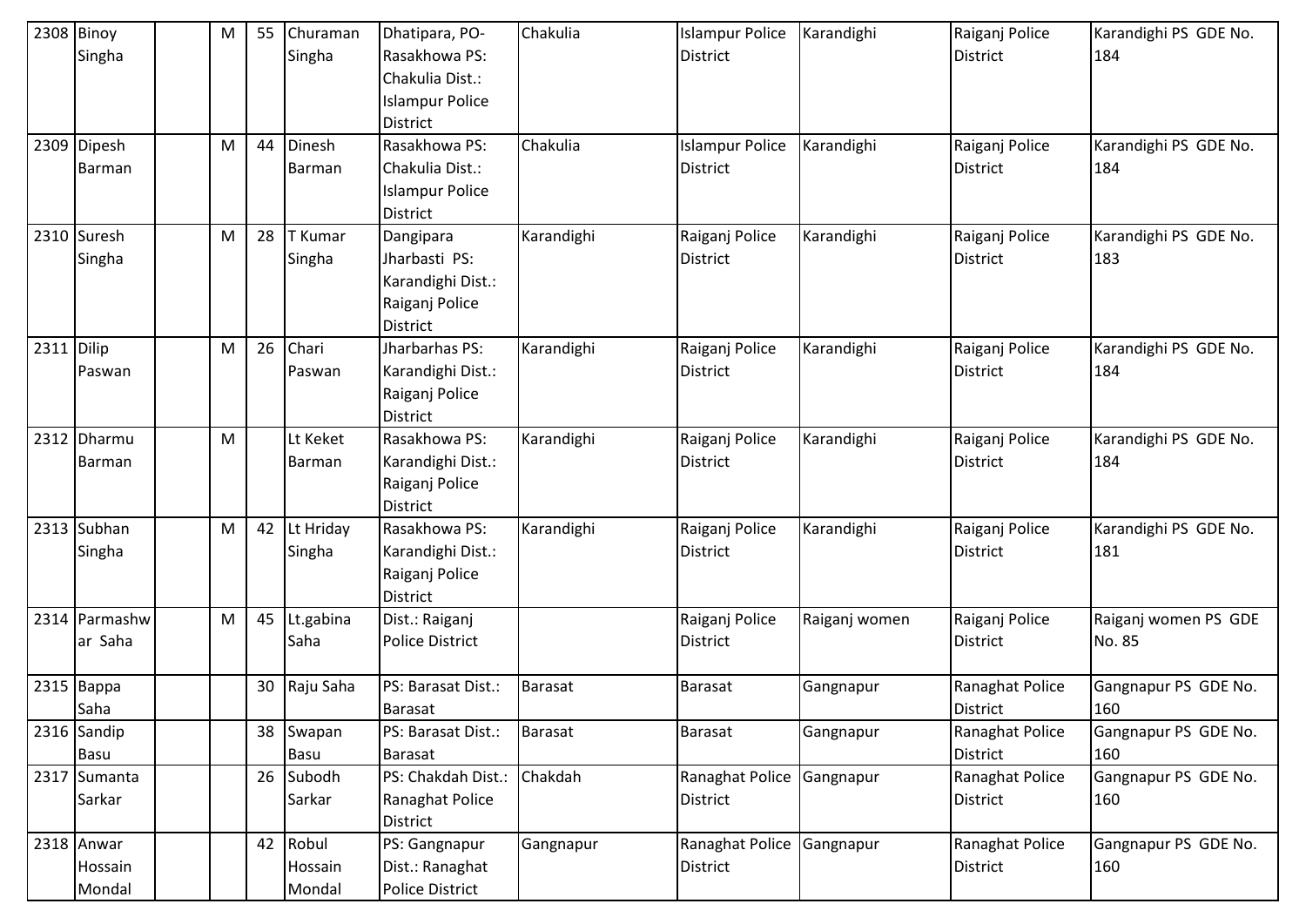| 2308 | Binoy Singha | | M | 55 | Churaman Singha | Dhatipara, PO- Rasakhowa PS: Chakulia Dist.: Islampur Police District | Chakulia | Islampur Police District | Karandighi | Raiganj Police District | Karandighi PS GDE No. 184 |
|---|---|---|---|---|---|---|---|---|---|---|---|
| 2309 | Dipesh Barman | | M | 44 | Dinesh Barman | Rasakhowa PS: Chakulia Dist.: Islampur Police District | Chakulia | Islampur Police District | Karandighi | Raiganj Police District | Karandighi PS GDE No. 184 |
| 2310 | Suresh Singha | | M | 28 | T Kumar Singha | Dangipara Jharbasti PS: Karandighi Dist.: Raiganj Police District | Karandighi | Raiganj Police District | Karandighi | Raiganj Police District | Karandighi PS GDE No. 183 |
| 2311 | Dilip Paswan | | M | 26 | Chari Paswan | Jharbarhas PS: Karandighi Dist.: Raiganj Police District | Karandighi | Raiganj Police District | Karandighi | Raiganj Police District | Karandighi PS GDE No. 184 |
| 2312 | Dharmu Barman | | M | | Lt Keket Barman | Rasakhowa PS: Karandighi Dist.: Raiganj Police District | Karandighi | Raiganj Police District | Karandighi | Raiganj Police District | Karandighi PS GDE No. 184 |
| 2313 | Subhan Singha | | M | 42 | Lt Hriday Singha | Rasakhowa PS: Karandighi Dist.: Raiganj Police District | Karandighi | Raiganj Police District | Karandighi | Raiganj Police District | Karandighi PS GDE No. 181 |
| 2314 | Parmashwar Saha | | M | 45 | Lt.gabina Saha | Dist.: Raiganj Police District | | Raiganj Police District | Raiganj women | Raiganj Police District | Raiganj women PS GDE No. 85 |
| 2315 | Bappa Saha | | | 30 | Raju Saha | PS: Barasat Dist.: Barasat | Barasat | Barasat | Gangnapur | Ranaghat Police District | Gangnapur PS GDE No. 160 |
| 2316 | Sandip Basu | | | 38 | Swapan Basu | PS: Barasat Dist.: Barasat | Barasat | Barasat | Gangnapur | Ranaghat Police District | Gangnapur PS GDE No. 160 |
| 2317 | Sumanta Sarkar | | | 26 | Subodh Sarkar | PS: Chakdah Dist.: Ranaghat Police District | Chakdah | Ranaghat Police District | Gangnapur | Ranaghat Police District | Gangnapur PS GDE No. 160 |
| 2318 | Anwar Hossain Mondal | | | 42 | Robul Hossain Mondal | PS: Gangnapur Dist.: Ranaghat Police District | Gangnapur | Ranaghat Police District | Gangnapur | Ranaghat Police District | Gangnapur PS GDE No. 160 |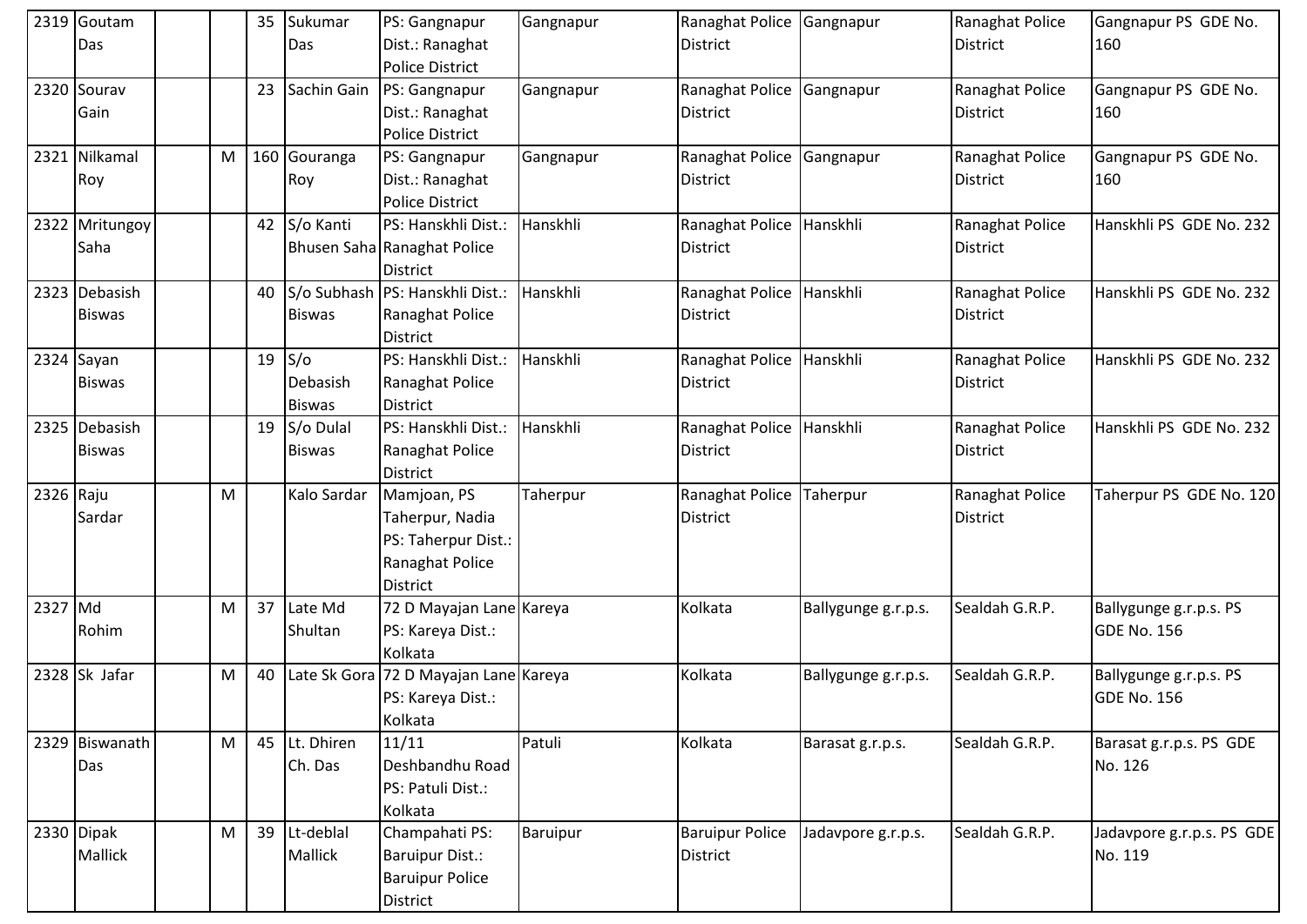| 2319 | Goutam Das | | | 35 | Sukumar Das | PS: Gangnapur Dist.: Ranaghat Police District | Gangnapur | Ranaghat Police District | Gangnapur | Ranaghat Police District | Gangnapur PS GDE No. 160 |
|---|---|---|---|---|---|---|---|---|---|---|---|
| 2320 | Sourav Gain | | | 23 | Sachin Gain | PS: Gangnapur Dist.: Ranaghat Police District | Gangnapur | Ranaghat Police District | Gangnapur | Ranaghat Police District | Gangnapur PS GDE No. 160 |
| 2321 | Nilkamal Roy | | M | 160 | Gouranga Roy | PS: Gangnapur Dist.: Ranaghat Police District | Gangnapur | Ranaghat Police District | Gangnapur | Ranaghat Police District | Gangnapur PS GDE No. 160 |
| 2322 | Mritungoy Saha | | | 42 | S/o Kanti Bhusen Saha | PS: Hanskhli Dist.: Ranaghat Police District | Hanskhli | Ranaghat Police District | Hanskhli | Ranaghat Police District | Hanskhli PS GDE No. 232 |
| 2323 | Debasish Biswas | | | 40 | S/o Subhash Biswas | PS: Hanskhli Dist.: Ranaghat Police District | Hanskhli | Ranaghat Police District | Hanskhli | Ranaghat Police District | Hanskhli PS GDE No. 232 |
| 2324 | Sayan Biswas | | | 19 | S/o Debasish Biswas | PS: Hanskhli Dist.: Ranaghat Police District | Hanskhli | Ranaghat Police District | Hanskhli | Ranaghat Police District | Hanskhli PS GDE No. 232 |
| 2325 | Debasish Biswas | | | 19 | S/o Dulal Biswas | PS: Hanskhli Dist.: Ranaghat Police District | Hanskhli | Ranaghat Police District | Hanskhli | Ranaghat Police District | Hanskhli PS GDE No. 232 |
| 2326 | Raju Sardar | | M | | Kalo Sardar | Mamjoan, PS Taherpur, Nadia PS: Taherpur Dist.: Ranaghat Police District | Taherpur | Ranaghat Police District | Taherpur | Ranaghat Police District | Taherpur PS GDE No. 120 |
| 2327 | Md Rohim | | M | 37 | Late Md Shultan | 72 D Mayajan Lane PS: Kareya Dist.: Kolkata | Kareya | Kolkata | Ballygunge g.r.p.s. | Sealdah G.R.P. | Ballygunge g.r.p.s. PS GDE No. 156 |
| 2328 | Sk Jafar | | M | 40 | Late Sk Gora | 72 D Mayajan Lane PS: Kareya Dist.: Kolkata | Kareya | Kolkata | Ballygunge g.r.p.s. | Sealdah G.R.P. | Ballygunge g.r.p.s. PS GDE No. 156 |
| 2329 | Biswanath Das | | M | 45 | Lt. Dhiren Ch. Das | 11/11 Deshbandhu Road PS: Patuli Dist.: Kolkata | Patuli | Kolkata | Barasat g.r.p.s. | Sealdah G.R.P. | Barasat g.r.p.s. PS GDE No. 126 |
| 2330 | Dipak Mallick | | M | 39 | Lt-deblal Mallick | Champahati PS: Baruipur Dist.: Baruipur Police District | Baruipur | Baruipur Police District | Jadavpore g.r.p.s. | Sealdah G.R.P. | Jadavpore g.r.p.s. PS GDE No. 119 |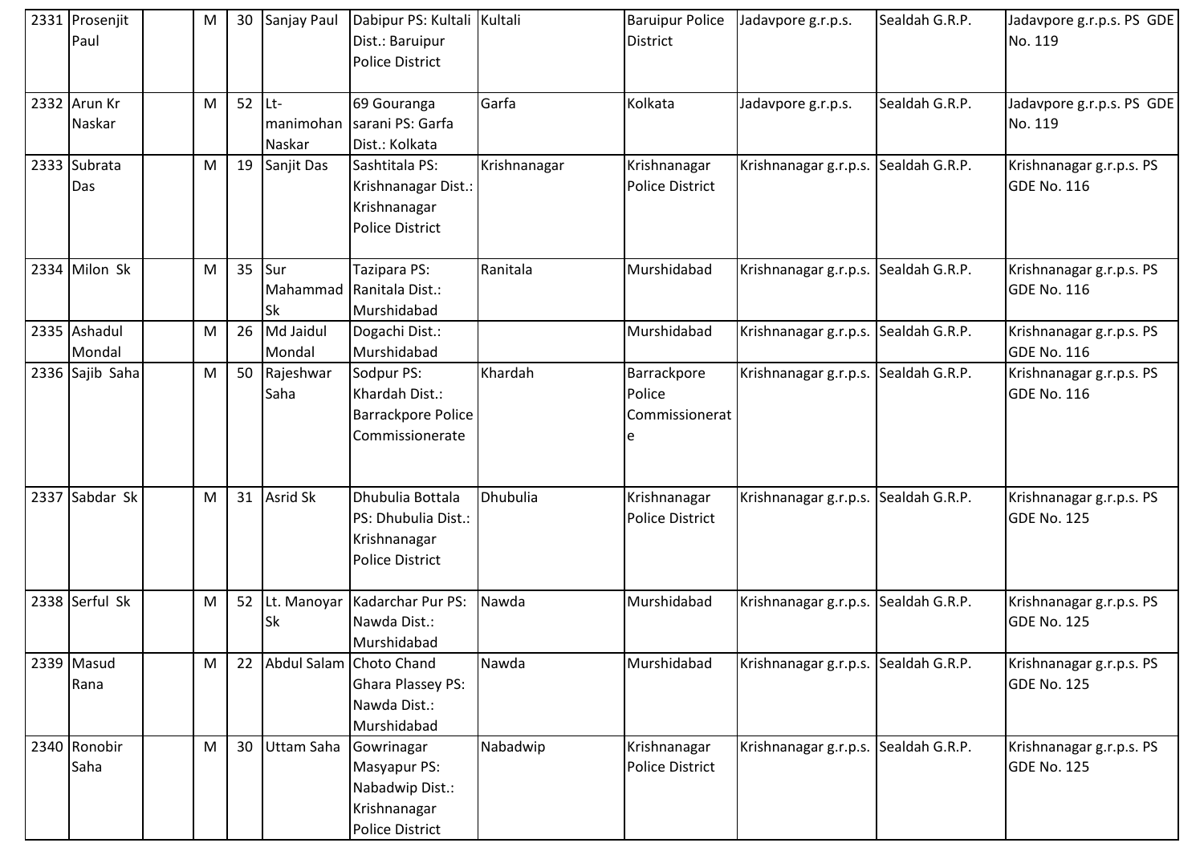| 2331 | Prosenjit Paul | | M | 30 | Sanjay Paul | Dabipur PS: Kultali Dist.: Baruipur Police District | Kultali | Baruipur Police District | Jadavpore g.r.p.s. | Sealdah G.R.P. | Jadavpore g.r.p.s. PS GDE No. 119 |
|---|---|---|---|---|---|---|---|---|---|---|---|
| 2332 | Arun Kr Naskar | | M | 52 | Lt-manimohan Naskar | 69 Gouranga sarani PS: Garfa Dist.: Kolkata | Garfa | Kolkata | Jadavpore g.r.p.s. | Sealdah G.R.P. | Jadavpore g.r.p.s. PS GDE No. 119 |
| 2333 | Subrata Das | | M | 19 | Sanjit Das | Sashtitala PS: Krishnanagar Dist.: Krishnanagar Police District | Krishnanagar | Krishnanagar Police District | Krishnanagar g.r.p.s. | Sealdah G.R.P. | Krishnanagar g.r.p.s. PS GDE No. 116 |
| 2334 | Milon Sk | | M | 35 | Sur Mahammad Sk | Tazipara PS: Ranitala Dist.: Murshidabad | Ranitala | Murshidabad | Krishnanagar g.r.p.s. | Sealdah G.R.P. | Krishnanagar g.r.p.s. PS GDE No. 116 |
| 2335 | Ashadul Mondal | | M | 26 | Md Jaidul Mondal | Dogachi Dist.: Murshidabad | | Murshidabad | Krishnanagar g.r.p.s. | Sealdah G.R.P. | Krishnanagar g.r.p.s. PS GDE No. 116 |
| 2336 | Sajib Saha | | M | 50 | Rajeshwar Saha | Sodpur PS: Khardah Dist.: Barrackpore Police Commissionerate | Khardah | Barrackpore Police Commissionerate | Krishnanagar g.r.p.s. | Sealdah G.R.P. | Krishnanagar g.r.p.s. PS GDE No. 116 |
| 2337 | Sabdar Sk | | M | 31 | Asrid Sk | Dhubulia Bottala PS: Dhubulia Dist.: Krishnanagar Police District | Dhubulia | Krishnanagar Police District | Krishnanagar g.r.p.s. | Sealdah G.R.P. | Krishnanagar g.r.p.s. PS GDE No. 125 |
| 2338 | Serful Sk | | M | 52 | Lt. Manoyar Sk | Kadarchar Pur PS: Nawda Dist.: Murshidabad | Nawda | Murshidabad | Krishnanagar g.r.p.s. | Sealdah G.R.P. | Krishnanagar g.r.p.s. PS GDE No. 125 |
| 2339 | Masud Rana | | M | 22 | Abdul Salam | Choto Chand Ghara Plassey PS: Nawda Dist.: Murshidabad | Nawda | Murshidabad | Krishnanagar g.r.p.s. | Sealdah G.R.P. | Krishnanagar g.r.p.s. PS GDE No. 125 |
| 2340 | Ronobir Saha | | M | 30 | Uttam Saha | Gowrinagar Masyapur PS: Nabadwip Dist.: Krishnanagar Police District | Nabadwip | Krishnanagar Police District | Krishnanagar g.r.p.s. | Sealdah G.R.P. | Krishnanagar g.r.p.s. PS GDE No. 125 |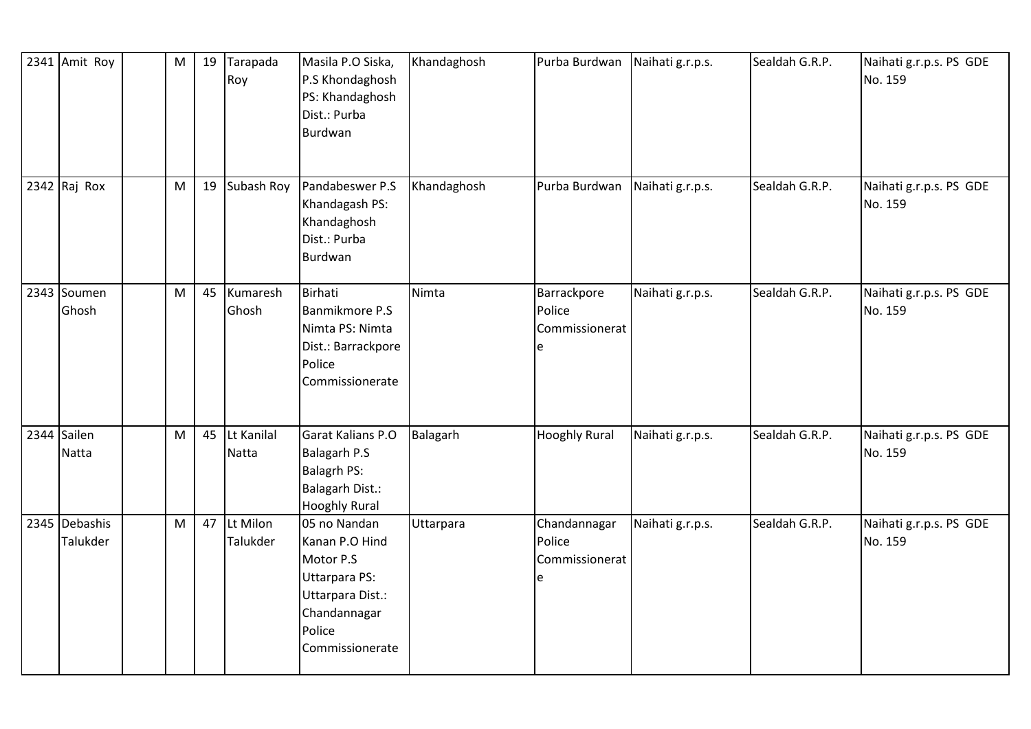| 2341 | Amit Roy | | M | 19 | Tarapada Roy | Masila P.O Siska, P.S Khondaghosh PS: Khandaghosh Dist.: Purba Burdwan | Khandaghosh | Purba Burdwan | Naihati g.r.p.s. | Sealdah G.R.P. | Naihati g.r.p.s. PS GDE No. 159 |
|---|---|---|---|---|---|---|---|---|---|---|---|
| 2342 | Raj Rox | | M | 19 | Subash Roy | Pandabeswer P.S Khandagash PS: Khandaghosh Dist.: Purba Burdwan | Khandaghosh | Purba Burdwan | Naihati g.r.p.s. | Sealdah G.R.P. | Naihati g.r.p.s. PS GDE No. 159 |
| 2343 | Soumen Ghosh | | M | 45 | Kumaresh Ghosh | Birhati Banmikmore P.S Nimta PS: Nimta Dist.: Barrackpore Police Commissionerate | Nimta | Barrackpore Police Commissionerate | Naihati g.r.p.s. | Sealdah G.R.P. | Naihati g.r.p.s. PS GDE No. 159 |
| 2344 | Sailen Natta | | M | 45 | Lt Kanilal Natta | Garat Kalians P.O Balagarh P.S Balagrh PS: Balagarh Dist.: Hooghly Rural | Balagarh | Hooghly Rural | Naihati g.r.p.s. | Sealdah G.R.P. | Naihati g.r.p.s. PS GDE No. 159 |
| 2345 | Debashis Talukder | | M | 47 | Lt Milon Talukder | 05 no Nandan Kanan P.O Hind Motor P.S Uttarpara PS: Uttarpara Dist.: Chandannagar Police Commissionerate | Uttarpara | Chandannagar Police Commissionerate | Naihati g.r.p.s. | Sealdah G.R.P. | Naihati g.r.p.s. PS GDE No. 159 |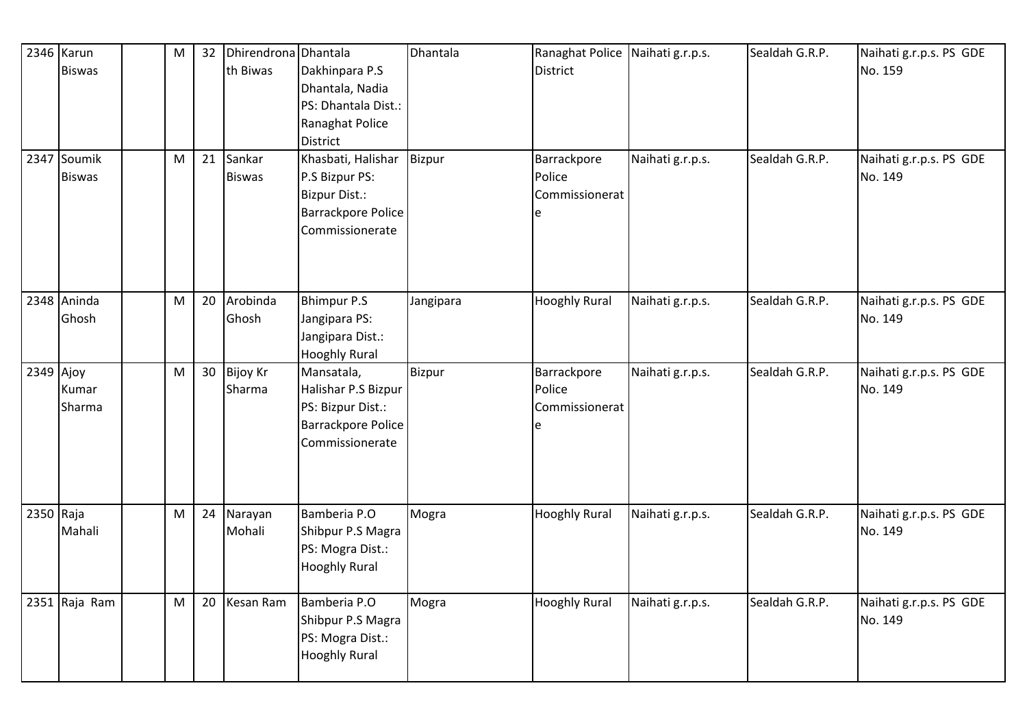| 2346 | Karun Biswas | | M | 32 | Dhirendronath Biwas | Dhantala Dakhinpara P.S Dhantala, Nadia PS: Dhantala Dist.: Ranaghat Police District | Dhantala | Ranaghat Police District | Naihati g.r.p.s. | Sealdah G.R.P. | Naihati g.r.p.s. PS GDE No. 159 |
|---|---|---|---|---|---|---|---|---|---|---|---|
| 2347 | Soumik Biswas | | M | 21 | Sankar Biswas | Khasbati, Halishar P.S Bizpur PS: Bizpur Dist.: Barrackpore Police Commissionerate | Bizpur | Barrackpore Police Commissionerate | Naihati g.r.p.s. | Sealdah G.R.P. | Naihati g.r.p.s. PS GDE No. 149 |
| 2348 | Aninda Ghosh | | M | 20 | Arobinda Ghosh | Bhimpur P.S Jangipara PS: Jangipara Dist.: Hooghly Rural | Jangipara | Hooghly Rural | Naihati g.r.p.s. | Sealdah G.R.P. | Naihati g.r.p.s. PS GDE No. 149 |
| 2349 | Ajoy Kumar Sharma | | M | 30 | Bijoy Kr Sharma | Mansatala, Halishar P.S Bizpur PS: Bizpur Dist.: Barrackpore Police Commissionerate | Bizpur | Barrackpore Police Commissionerate | Naihati g.r.p.s. | Sealdah G.R.P. | Naihati g.r.p.s. PS GDE No. 149 |
| 2350 | Raja Mahali | | M | 24 | Narayan Mohali | Bamberia P.O Shibpur P.S Magra PS: Mogra Dist.: Hooghly Rural | Mogra | Hooghly Rural | Naihati g.r.p.s. | Sealdah G.R.P. | Naihati g.r.p.s. PS GDE No. 149 |
| 2351 | Raja Ram | | M | 20 | Kesan Ram | Bamberia P.O Shibpur P.S Magra PS: Mogra Dist.: Hooghly Rural | Mogra | Hooghly Rural | Naihati g.r.p.s. | Sealdah G.R.P. | Naihati g.r.p.s. PS GDE No. 149 |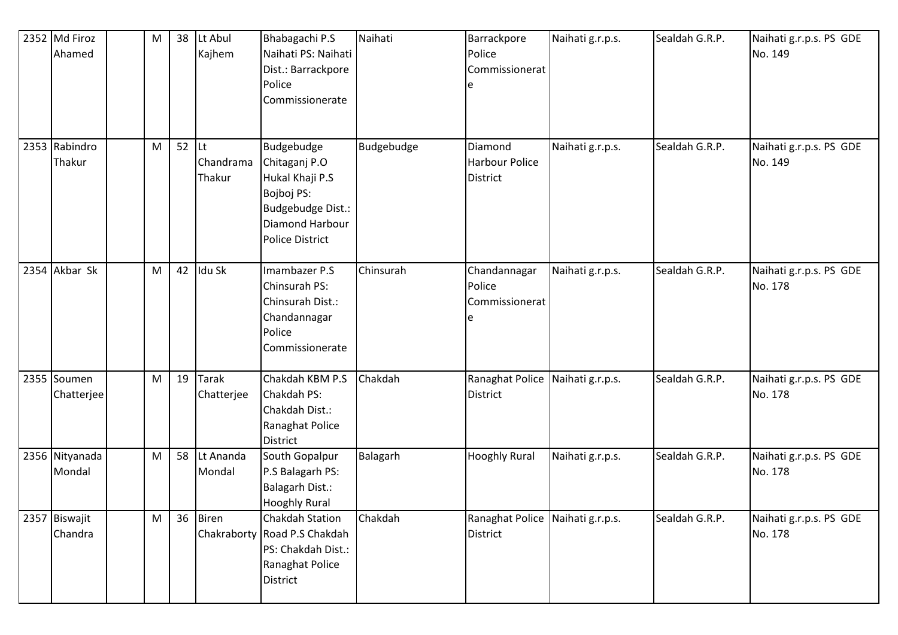| 2352 | Md Firoz Ahamed | | M | 38 | Lt Abul Kajhem | Bhabagachi P.S Naihati PS: Naihati Dist.: Barrackpore Police Commissionerate | Naihati | Barrackpore Police Commissionerate | Naihati g.r.p.s. | Sealdah G.R.P. | Naihati g.r.p.s. PS GDE No. 149 |
|---|---|---|---|---|---|---|---|---|---|---|---|
| 2353 | Rabindro Thakur | | M | 52 | Lt Chandrama Thakur | Budgebudge Chitaganj P.O Hukal Khaji P.S Bojboj PS: Budgebudge Dist.: Diamond Harbour Police District | Budgebudge | Diamond Harbour Police District | Naihati g.r.p.s. | Sealdah G.R.P. | Naihati g.r.p.s. PS GDE No. 149 |
| 2354 | Akbar Sk | | M | 42 | Idu Sk | Imambazer P.S Chinsurah PS: Chinsurah Dist.: Chandannagar Police Commissionerate | Chinsurah | Chandannagar Police Commissionerate | Naihati g.r.p.s. | Sealdah G.R.P. | Naihati g.r.p.s. PS GDE No. 178 |
| 2355 | Soumen Chatterjee | | M | 19 | Tarak Chatterjee | Chakdah KBM P.S Chakdah PS: Chakdah Dist.: Ranaghat Police District | Chakdah | Ranaghat Police District | Naihati g.r.p.s. | Sealdah G.R.P. | Naihati g.r.p.s. PS GDE No. 178 |
| 2356 | Nityanada Mondal | | M | 58 | Lt Ananda Mondal | South Gopalpur P.S Balagarh PS: Balagarh Dist.: Hooghly Rural | Balagarh | Hooghly Rural | Naihati g.r.p.s. | Sealdah G.R.P. | Naihati g.r.p.s. PS GDE No. 178 |
| 2357 | Biswajit Chandra | | M | 36 | Biren Chakraborty | Chakdah Station Road P.S Chakdah PS: Chakdah Dist.: Ranaghat Police District | Chakdah | Ranaghat Police District | Naihati g.r.p.s. | Sealdah G.R.P. | Naihati g.r.p.s. PS GDE No. 178 |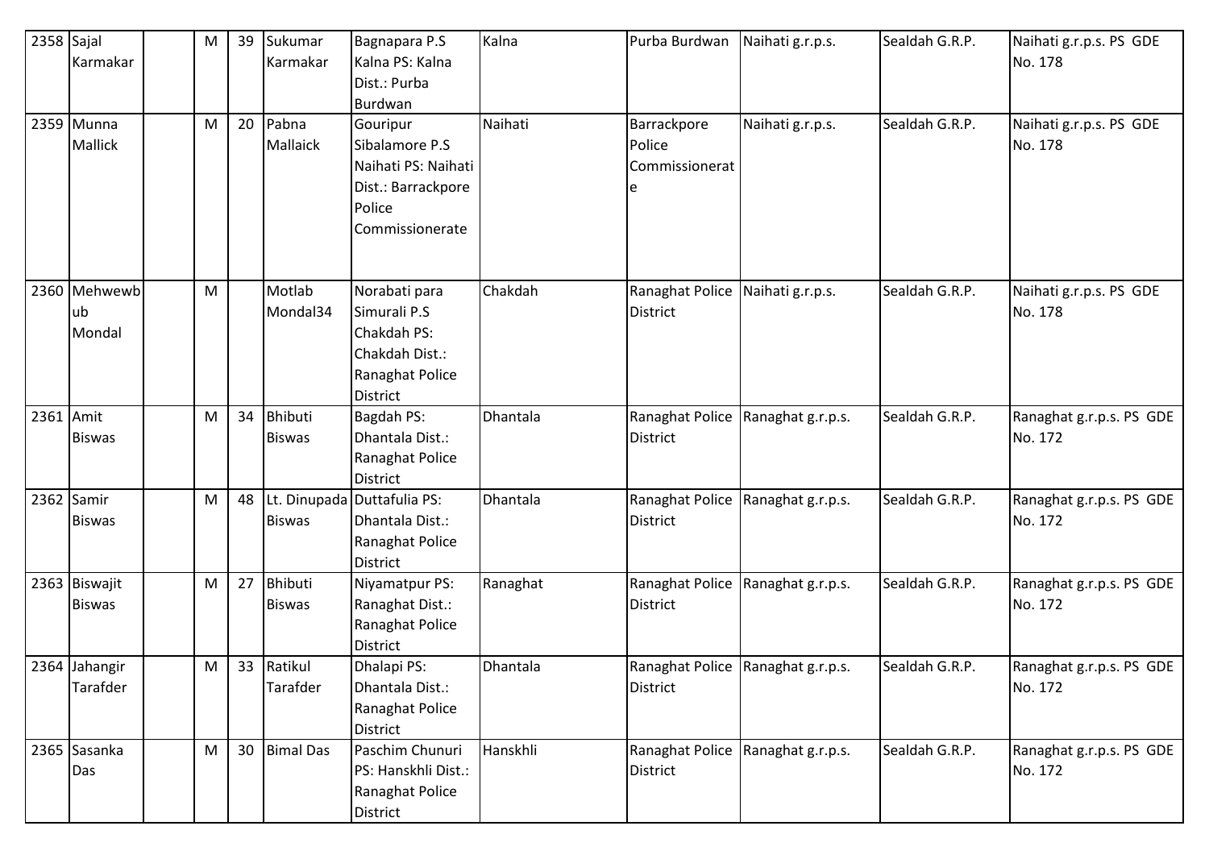| 2358 | Sajal Karmakar | | M | 39 | Sukumar Karmakar | Bagnapara P.S Kalna PS: Kalna Dist.: Purba Burdwan | Kalna | Purba Burdwan | Naihati g.r.p.s. | Sealdah G.R.P. | Naihati g.r.p.s. PS GDE No. 178 |
|---|---|---|---|---|---|---|---|---|---|---|---|
| 2359 | Munna Mallick | | M | 20 | Pabna Mallaick | Gouripur Sibalamore P.S Naihati PS: Naihati Dist.: Barrackpore Police Commissionerate | Naihati | Barrackpore Police Commissionerate | Naihati g.r.p.s. | Sealdah G.R.P. | Naihati g.r.p.s. PS GDE No. 178 |
| 2360 | Mehwewbub Mondal | | M | | Motlab Mondal34 | Norabati para Simurali P.S Chakdah PS: Chakdah Dist.: Ranaghat Police District | Chakdah | Ranaghat Police District | Naihati g.r.p.s. | Sealdah G.R.P. | Naihati g.r.p.s. PS GDE No. 178 |
| 2361 | Amit Biswas | | M | 34 | Bhibuti Biswas | Bagdah PS: Dhantala Dist.: Ranaghat Police District | Dhantala | Ranaghat Police District | Ranaghat g.r.p.s. | Sealdah G.R.P. | Ranaghat g.r.p.s. PS GDE No. 172 |
| 2362 | Samir Biswas | | M | 48 | Lt. Dinupada Biswas | Duttafulia PS: Dhantala Dist.: Ranaghat Police District | Dhantala | Ranaghat Police District | Ranaghat g.r.p.s. | Sealdah G.R.P. | Ranaghat g.r.p.s. PS GDE No. 172 |
| 2363 | Biswajit Biswas | | M | 27 | Bhibuti Biswas | Niyamatpur PS: Ranaghat Dist.: Ranaghat Police District | Ranaghat | Ranaghat Police District | Ranaghat g.r.p.s. | Sealdah G.R.P. | Ranaghat g.r.p.s. PS GDE No. 172 |
| 2364 | Jahangir Tarafder | | M | 33 | Ratikul Tarafder | Dhalapi PS: Dhantala Dist.: Ranaghat Police District | Dhantala | Ranaghat Police District | Ranaghat g.r.p.s. | Sealdah G.R.P. | Ranaghat g.r.p.s. PS GDE No. 172 |
| 2365 | Sasanka Das | | M | 30 | Bimal Das | Paschim Chunuri PS: Hanskhli Dist.: Ranaghat Police District | Hanskhli | Ranaghat Police District | Ranaghat g.r.p.s. | Sealdah G.R.P. | Ranaghat g.r.p.s. PS GDE No. 172 |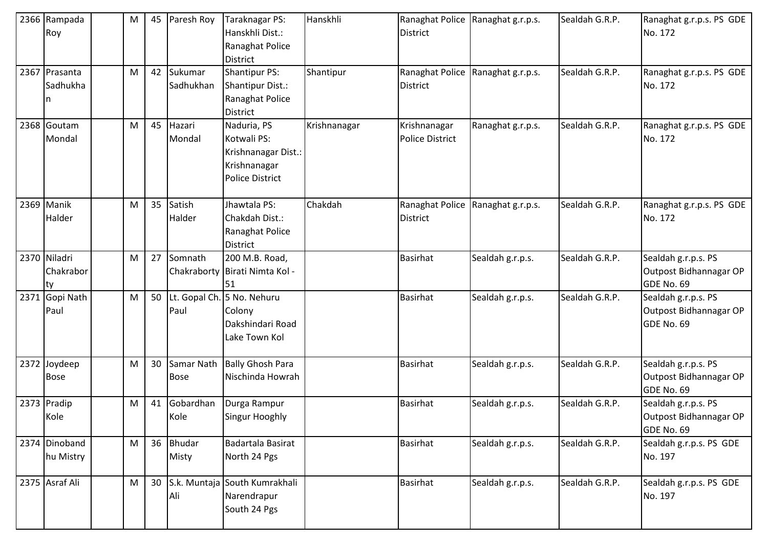| | | | | | | | | | | | |
|---|---|---|---|---|---|---|---|---|---|---|---|
| 2366 | Rampada Roy | | M | 45 | Paresh Roy | Taraknagar PS: Hanskhli Dist.: Ranaghat Police District | Hanskhli | Ranaghat Police District | Ranaghat g.r.p.s. | Sealdah G.R.P. | Ranaghat g.r.p.s. PS GDE No. 172 |
| 2367 | Prasanta Sadhukhan | | M | 42 | Sukumar Sadhukhan | Shantipur PS: Shantipur Dist.: Ranaghat Police District | Shantipur | Ranaghat Police District | Ranaghat g.r.p.s. | Sealdah G.R.P. | Ranaghat g.r.p.s. PS GDE No. 172 |
| 2368 | Goutam Mondal | | M | 45 | Hazari Mondal | Naduria, PS Kotwali PS: Krishnanagar Dist.: Krishnanagar Police District | Krishnanagar | Krishnanagar Police District | Ranaghat g.r.p.s. | Sealdah G.R.P. | Ranaghat g.r.p.s. PS GDE No. 172 |
| 2369 | Manik Halder | | M | 35 | Satish Halder | Jhawtala PS: Chakdah Dist.: Ranaghat Police District | Chakdah | Ranaghat Police District | Ranaghat g.r.p.s. | Sealdah G.R.P. | Ranaghat g.r.p.s. PS GDE No. 172 |
| 2370 | Niladri Chakraborty | | M | 27 | Somnath Chakraborty | 200 M.B. Road, Birati Nimta Kol - 51 | | Basirhat | Sealdah g.r.p.s. | Sealdah G.R.P. | Sealdah g.r.p.s. PS Outpost Bidhannagar OP GDE No. 69 |
| 2371 | Gopi Nath Paul | | M | 50 | Lt. Gopal Ch. Paul | 5 No. Nehuru Colony Dakshindari Road Lake Town Kol | | Basirhat | Sealdah g.r.p.s. | Sealdah G.R.P. | Sealdah g.r.p.s. PS Outpost Bidhannagar OP GDE No. 69 |
| 2372 | Joydeep Bose | | M | 30 | Samar Nath Bose | Bally Ghosh Para Nischinda Howrah | | Basirhat | Sealdah g.r.p.s. | Sealdah G.R.P. | Sealdah g.r.p.s. PS Outpost Bidhannagar OP GDE No. 69 |
| 2373 | Pradip Kole | | M | 41 | Gobardhan Kole | Durga Rampur Singur Hooghly | | Basirhat | Sealdah g.r.p.s. | Sealdah G.R.P. | Sealdah g.r.p.s. PS Outpost Bidhannagar OP GDE No. 69 |
| 2374 | Dinobandhu Mistry | | M | 36 | Bhudar Misty | Badartala Basirat North 24 Pgs | | Basirhat | Sealdah g.r.p.s. | Sealdah G.R.P. | Sealdah g.r.p.s. PS GDE No. 197 |
| 2375 | Asraf Ali | | M | 30 | S.k. Muntaja Ali | South Kumrakhali Narendrapur South 24 Pgs | | Basirhat | Sealdah g.r.p.s. | Sealdah G.R.P. | Sealdah g.r.p.s. PS GDE No. 197 |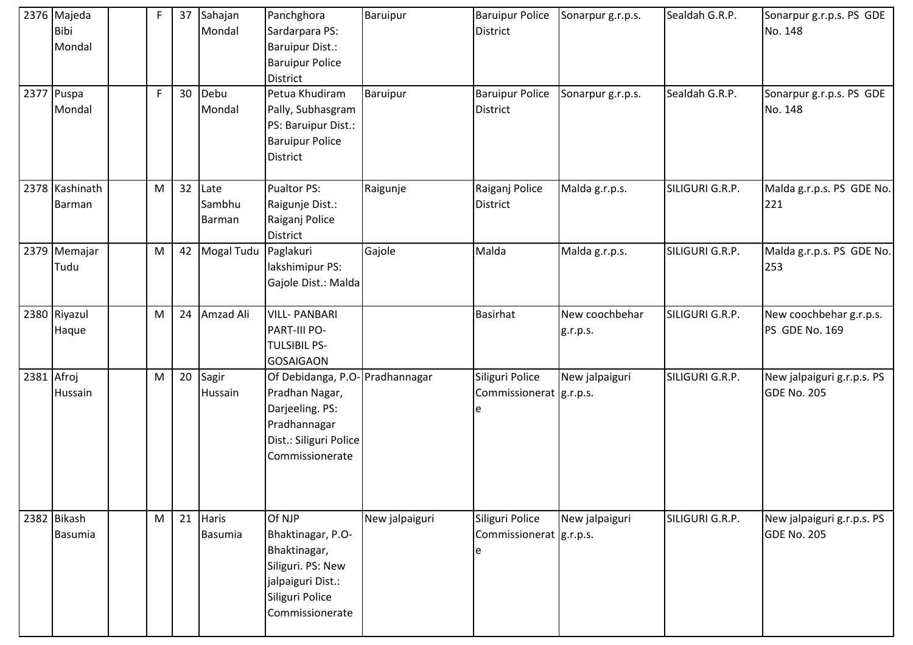| 2376 | Majeda Bibi Mondal | | F | 37 | Sahajan Mondal | Panchghora Sardarpara PS: Baruipur Dist.: Baruipur Police District | Baruipur | Baruipur Police District | Sonarpur g.r.p.s. | Sealdah G.R.P. | Sonarpur g.r.p.s. PS GDE No. 148 |
|---|---|---|---|---|---|---|---|---|---|---|---|
| 2377 | Puspa Mondal | | F | 30 | Debu Mondal | Petua Khudiram Pally, Subhasgram PS: Baruipur Dist.: Baruipur Police District | Baruipur | Baruipur Police District | Sonarpur g.r.p.s. | Sealdah G.R.P. | Sonarpur g.r.p.s. PS GDE No. 148 |
| 2378 | Kashinath Barman | | M | 32 | Late Sambhu Barman | Pualtor PS: Raigunje Dist.: Raiganj Police District | Raigunje | Raiganj Police District | Malda g.r.p.s. | SILIGURI G.R.P. | Malda g.r.p.s. PS GDE No. 221 |
| 2379 | Memajar Tudu | | M | 42 | Mogal Tudu | Paglakuri lakshimipur PS: Gajole Dist.: Malda | Gajole | Malda | Malda g.r.p.s. | SILIGURI G.R.P. | Malda g.r.p.s. PS GDE No. 253 |
| 2380 | Riyazul Haque | | M | 24 | Amzad Ali | VILL- PANBARI PART-III PO-TULSIBIL PS-GOSAIGAON | | Basirhat | New coochbehar g.r.p.s. | SILIGURI G.R.P. | New coochbehar g.r.p.s. PS GDE No. 169 |
| 2381 | Afroj Hussain | | M | 20 | Sagir Hussain | Of Debidanga, P.O- Pradhan Nagar, Darjeeling. PS: Pradhannagar Dist.: Siliguri Police Commissionerate | Pradhannagar | Siliguri Police Commissionerate | New jalpaiguri g.r.p.s. | SILIGURI G.R.P. | New jalpaiguri g.r.p.s. PS GDE No. 205 |
| 2382 | Bikash Basumia | | M | 21 | Haris Basumia | Of NJP Bhaktinagar, P.O- Bhaktinagar, Siliguri. PS: New jalpaiguri Dist.: Siliguri Police Commissionerate | New jalpaiguri | Siliguri Police Commissionerate | New jalpaiguri g.r.p.s. | SILIGURI G.R.P. | New jalpaiguri g.r.p.s. PS GDE No. 205 |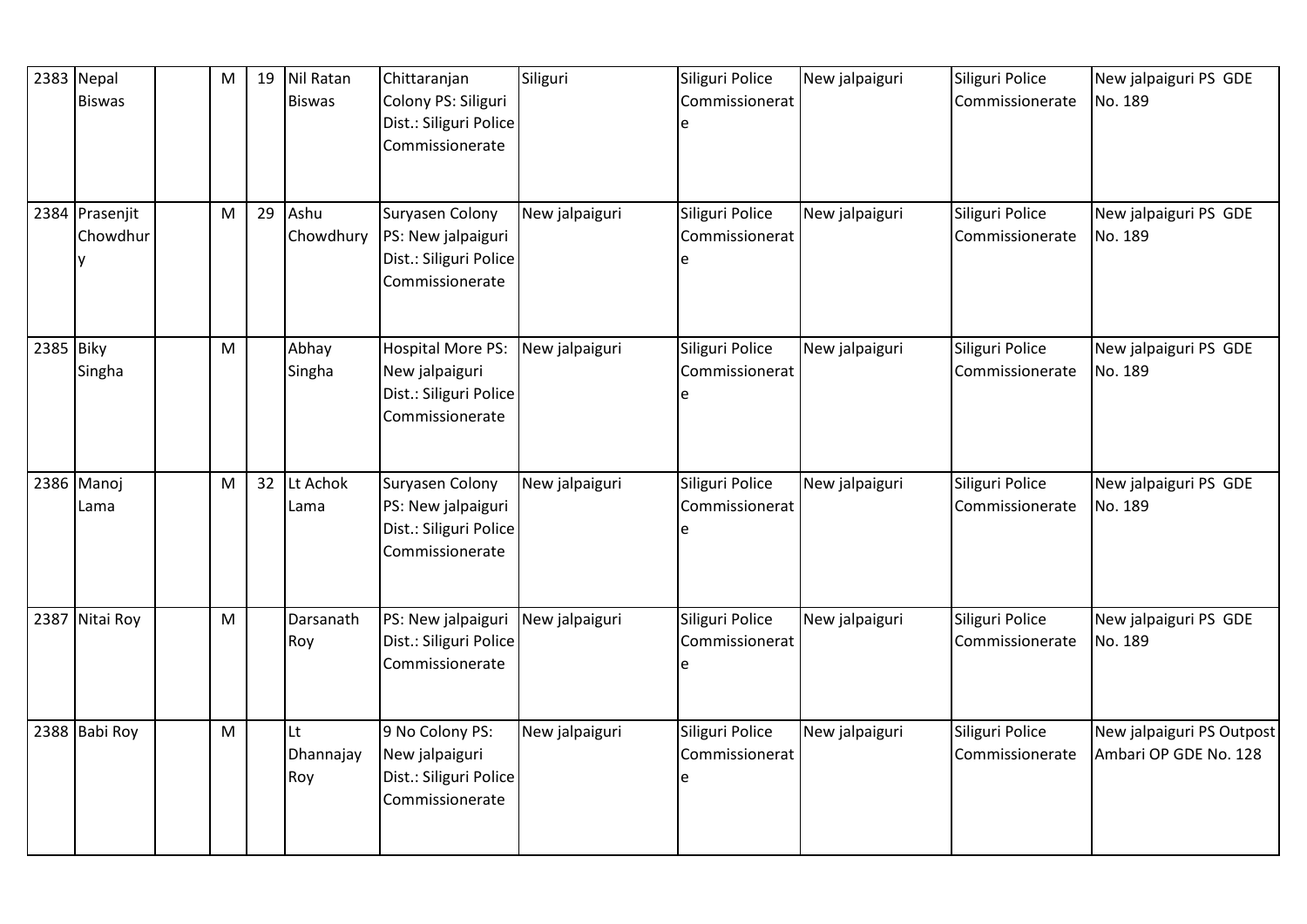| | | | | | | | | | | | |
|---|---|---|---|---|---|---|---|---|---|---|---|
| 2383 | Nepal Biswas | | M | 19 | Nil Ratan Biswas | Chittaranjan Colony PS: Siliguri Dist.: Siliguri Police Commissionerate | Siliguri | Siliguri Police Commissionerate | New jalpaiguri | Siliguri Police Commissionerate | New jalpaiguri PS GDE No. 189 |
| 2384 | Prasenjit Chowdhury | | M | 29 | Ashu Chowdhury | Suryasen Colony PS: New jalpaiguri Dist.: Siliguri Police Commissionerate | New jalpaiguri | Siliguri Police Commissionerate | New jalpaiguri | Siliguri Police Commissionerate | New jalpaiguri PS GDE No. 189 |
| 2385 | Biky Singha | | M | | Abhay Singha | Hospital More PS: New jalpaiguri Dist.: Siliguri Police Commissionerate | New jalpaiguri | Siliguri Police Commissionerate | New jalpaiguri | Siliguri Police Commissionerate | New jalpaiguri PS GDE No. 189 |
| 2386 | Manoj Lama | | M | 32 | Lt Achok Lama | Suryasen Colony PS: New jalpaiguri Dist.: Siliguri Police Commissionerate | New jalpaiguri | Siliguri Police Commissionerate | New jalpaiguri | Siliguri Police Commissionerate | New jalpaiguri PS GDE No. 189 |
| 2387 | Nitai Roy | | M | | Darsanath Roy | PS: New jalpaiguri Dist.: Siliguri Police Commissionerate | New jalpaiguri | Siliguri Police Commissionerate | New jalpaiguri | Siliguri Police Commissionerate | New jalpaiguri PS GDE No. 189 |
| 2388 | Babi Roy | | M | | Lt Dhannajay Roy | 9 No Colony PS: New jalpaiguri Dist.: Siliguri Police Commissionerate | New jalpaiguri | Siliguri Police Commissionerate | New jalpaiguri | Siliguri Police Commissionerate | New jalpaiguri PS Outpost Ambari OP GDE No. 128 |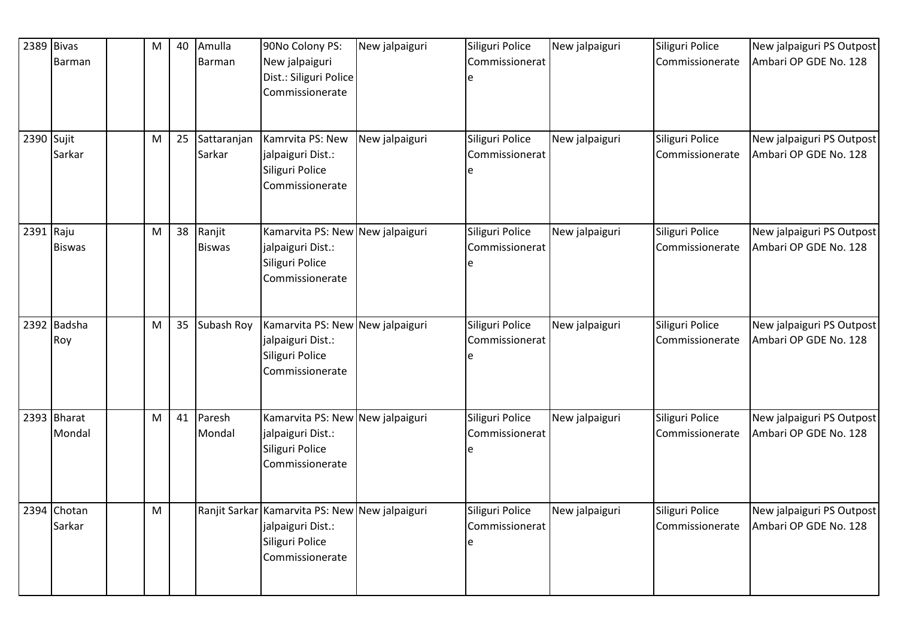| 2389 | Bivas Barman | | M | 40 | Amulla Barman | 90No Colony PS: New jalpaiguri Dist.: Siliguri Police Commissionerate | New jalpaiguri | Siliguri Police Commissionerate | New jalpaiguri | Siliguri Police Commissionerate | New jalpaiguri PS Outpost Ambari OP GDE No. 128 |
|---|---|---|---|---|---|---|---|---|---|---|---|
| 2390 | Sujit Sarkar | | M | 25 | Sattaranjan Sarkar | Kamrvita PS: New jalpaiguri Dist.: Siliguri Police Commissionerate | New jalpaiguri | Siliguri Police Commissionerate | New jalpaiguri | Siliguri Police Commissionerate | New jalpaiguri PS Outpost Ambari OP GDE No. 128 |
| 2391 | Raju Biswas | | M | 38 | Ranjit Biswas | Kamarvita PS: New jalpaiguri Dist.: Siliguri Police Commissionerate | New jalpaiguri | Siliguri Police Commissionerate | New jalpaiguri | Siliguri Police Commissionerate | New jalpaiguri PS Outpost Ambari OP GDE No. 128 |
| 2392 | Badsha Roy | | M | 35 | Subash Roy | Kamarvita PS: New jalpaiguri Dist.: Siliguri Police Commissionerate | New jalpaiguri | Siliguri Police Commissionerate | New jalpaiguri | Siliguri Police Commissionerate | New jalpaiguri PS Outpost Ambari OP GDE No. 128 |
| 2393 | Bharat Mondal | | M | 41 | Paresh Mondal | Kamarvita PS: New jalpaiguri Dist.: Siliguri Police Commissionerate | New jalpaiguri | Siliguri Police Commissionerate | New jalpaiguri | Siliguri Police Commissionerate | New jalpaiguri PS Outpost Ambari OP GDE No. 128 |
| 2394 | Chotan Sarkar | | M | | Ranjit Sarkar | Kamarvita PS: New jalpaiguri Dist.: Siliguri Police Commissionerate | New jalpaiguri | Siliguri Police Commissionerate | New jalpaiguri | Siliguri Police Commissionerate | New jalpaiguri PS Outpost Ambari OP GDE No. 128 |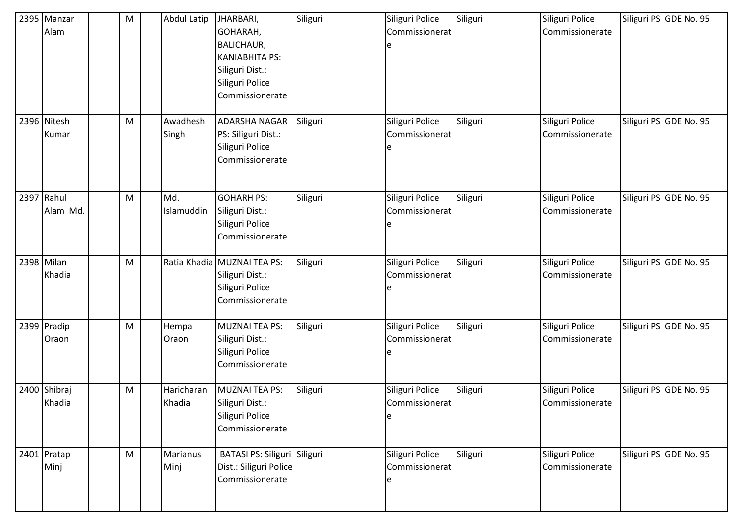| | | | | | | | | | | | | |
|---|---|---|---|---|---|---|---|---|---|---|---|---|
| 2395 | Manzar Alam | | M | | Abdul Latip | JHARBARI, GOHARAH, BALICHAUR, KANIABHITA PS: Siliguri Dist.: Siliguri Police Commissionerate | Siliguri | Siliguri Police Commissionerate | Siliguri | Siliguri Police Commissionerate | Siliguri PS GDE No. 95 |
| 2396 | Nitesh Kumar | | M | | Awadhesh Singh | ADARSHA NAGAR PS: Siliguri Dist.: Siliguri Police Commissionerate | Siliguri | Siliguri Police Commissionerate | Siliguri | Siliguri Police Commissionerate | Siliguri PS GDE No. 95 |
| 2397 | Rahul Alam Md. | | M | | Md. Islamuddin | GOHARH PS: Siliguri Dist.: Siliguri Police Commissionerate | Siliguri | Siliguri Police Commissionerate | Siliguri | Siliguri Police Commissionerate | Siliguri PS GDE No. 95 |
| 2398 | Milan Khadia | | M | | Ratia Khadia | MUZNAI TEA PS: Siliguri Dist.: Siliguri Police Commissionerate | Siliguri | Siliguri Police Commissionerate | Siliguri | Siliguri Police Commissionerate | Siliguri PS GDE No. 95 |
| 2399 | Pradip Oraon | | M | | Hempa Oraon | MUZNAI TEA PS: Siliguri Dist.: Siliguri Police Commissionerate | Siliguri | Siliguri Police Commissionerate | Siliguri | Siliguri Police Commissionerate | Siliguri PS GDE No. 95 |
| 2400 | Shibraj Khadia | | M | | Haricharan Khadia | MUZNAI TEA PS: Siliguri Dist.: Siliguri Police Commissionerate | Siliguri | Siliguri Police Commissionerate | Siliguri | Siliguri Police Commissionerate | Siliguri PS GDE No. 95 |
| 2401 | Pratap Minj | | M | | Marianus Minj | BATASI PS: Siliguri Dist.: Siliguri Police Commissionerate | Siliguri | Siliguri Police Commissionerate | Siliguri | Siliguri Police Commissionerate | Siliguri PS GDE No. 95 |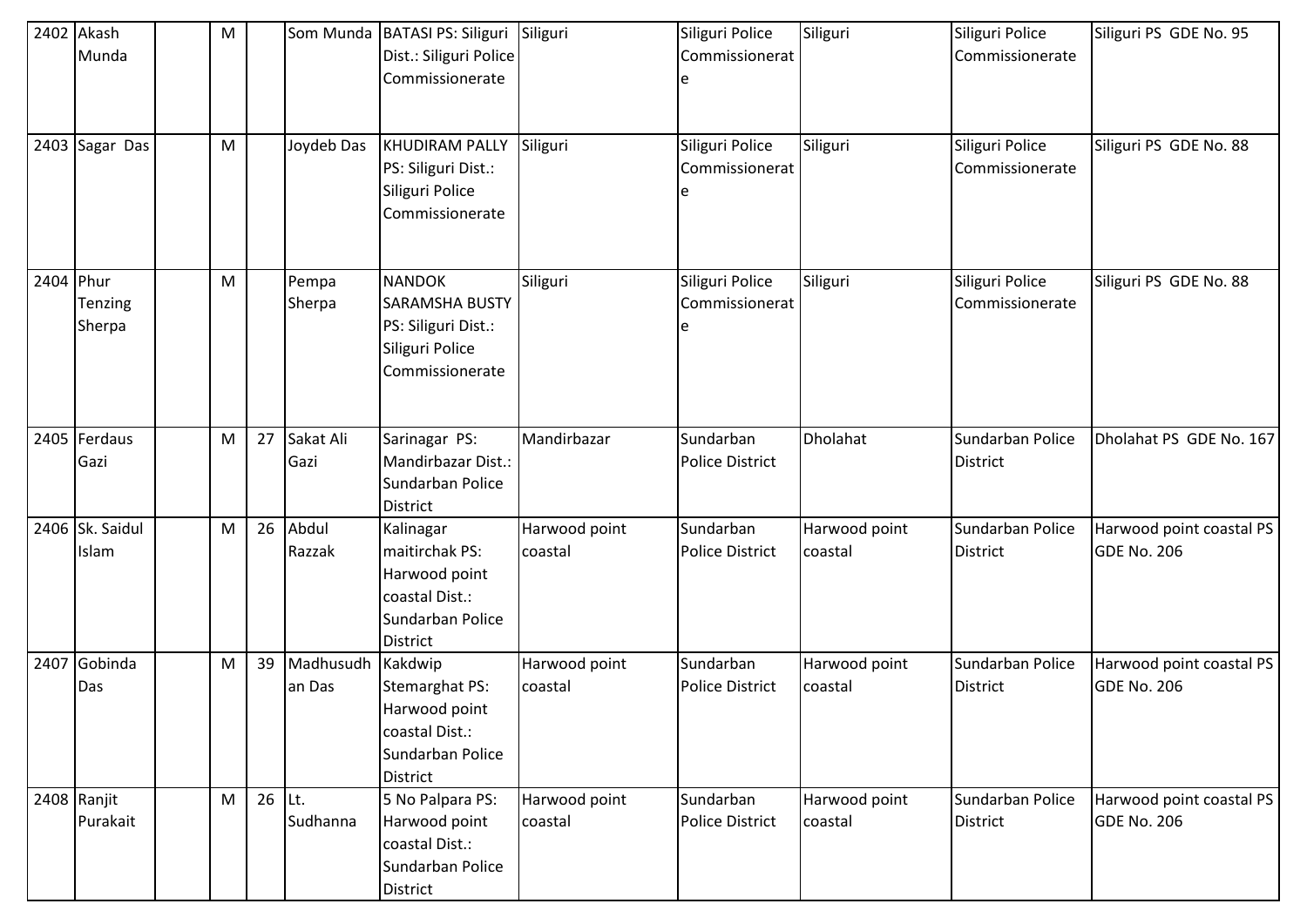| | | | | | | | | | | | |
|---|---|---|---|---|---|---|---|---|---|---|---|
| 2402 | Akash Munda | | M | | Som Munda | BATASI PS: Siliguri Dist.: Siliguri Police Commissionerate | Siliguri | Siliguri Police Commissionerate | Siliguri | Siliguri Police Commissionerate | Siliguri PS GDE No. 95 |
| 2403 | Sagar Das | | M | | Joydeb Das | KHUDIRAM PALLY PS: Siliguri Dist.: Siliguri Police Commissionerate | Siliguri | Siliguri Police Commissionerate | Siliguri | Siliguri Police Commissionerate | Siliguri PS GDE No. 88 |
| 2404 | Phur Tenzing Sherpa | | M | | Pempa Sherpa | NANDOK SARAMSHA BUSTY PS: Siliguri Dist.: Siliguri Police Commissionerate | Siliguri | Siliguri Police Commissionerate | Siliguri | Siliguri Police Commissionerate | Siliguri PS GDE No. 88 |
| 2405 | Ferdaus Gazi | | M | 27 | Sakat Ali Gazi | Sarinagar PS: Mandirbazar Dist.: Sundarban Police District | Mandirbazar | Sundarban Police District | Dholahat | Sundarban Police District | Dholahat PS GDE No. 167 |
| 2406 | Sk. Saidul Islam | | M | 26 | Abdul Razzak | Kalinagar maitirchak PS: Harwood point coastal Dist.: Sundarban Police District | Harwood point coastal | Sundarban Police District | Harwood point coastal | Sundarban Police District | Harwood point coastal PS GDE No. 206 |
| 2407 | Gobinda Das | | M | 39 | Madhusudhan Das | Kakdwip Stemarghat PS: Harwood point coastal Dist.: Sundarban Police District | Harwood point coastal | Sundarban Police District | Harwood point coastal | Sundarban Police District | Harwood point coastal PS GDE No. 206 |
| 2408 | Ranjit Purakait | | M | 26 | Lt. Sudhanna | 5 No Palpara PS: Harwood point coastal Dist.: Sundarban Police District | Harwood point coastal | Sundarban Police District | Harwood point coastal | Sundarban Police District | Harwood point coastal PS GDE No. 206 |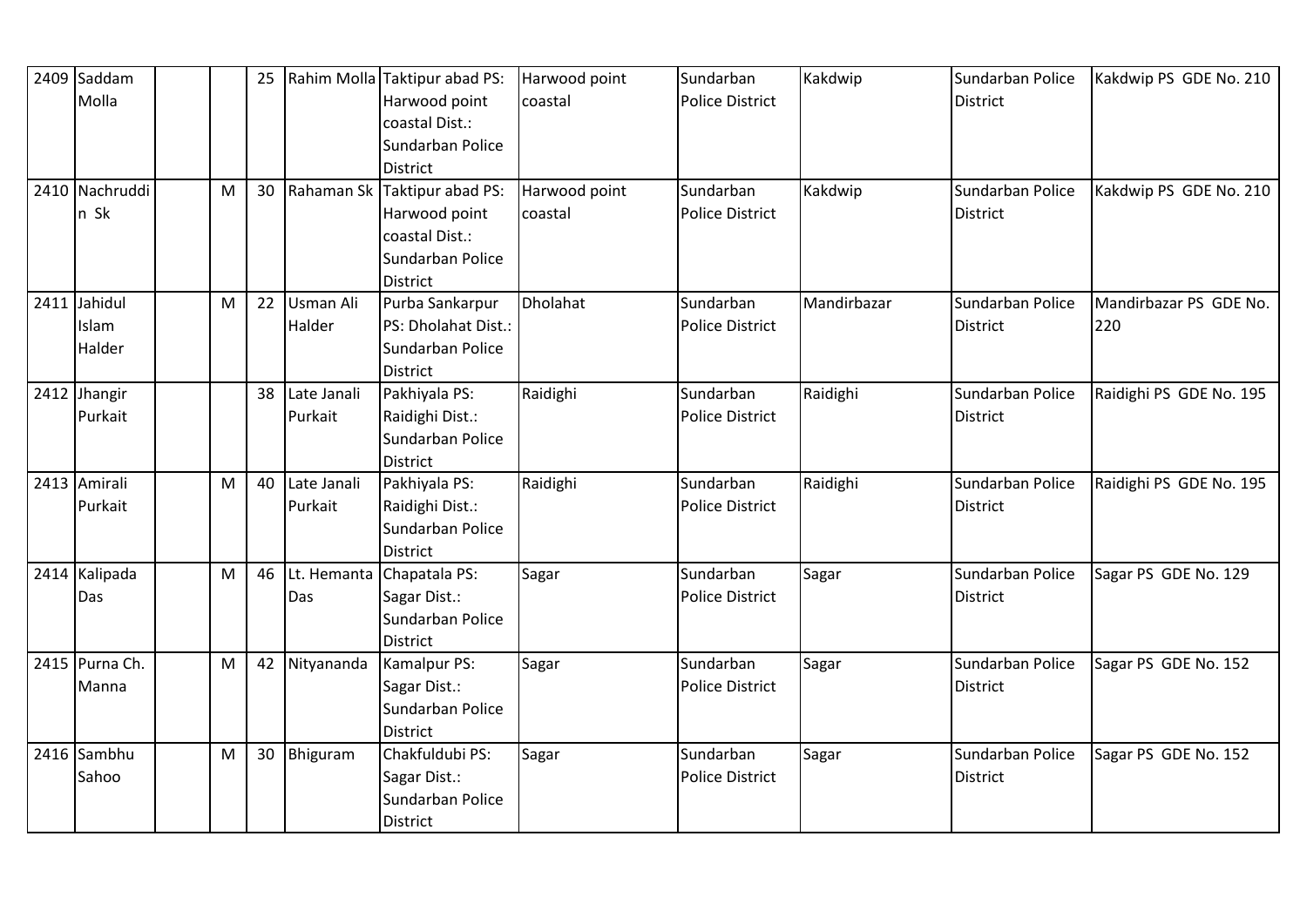| | | | | | | | | | | | |
|---|---|---|---|---|---|---|---|---|---|---|---|
| 2409 | Saddam Molla | | | 25 | Rahim Molla | Taktipur abad PS: Harwood point coastal Dist.: Sundarban Police District | Harwood point coastal | Sundarban Police District | Kakdwip | Sundarban Police District | Kakdwip PS GDE No. 210 |
| 2410 | Nachruddin Sk | | M | 30 | Rahaman Sk | Taktipur abad PS: Harwood point coastal Dist.: Sundarban Police District | Harwood point coastal | Sundarban Police District | Kakdwip | Sundarban Police District | Kakdwip PS GDE No. 210 |
| 2411 | Jahidul Islam Halder | | M | 22 | Usman Ali Halder | Purba Sankarpur PS: Dholahat Dist.: Sundarban Police District | Dholahat | Sundarban Police District | Mandirbazar | Sundarban Police District | Mandirbazar PS GDE No. 220 |
| 2412 | Jhangir Purkait | | | 38 | Late Janali Purkait | Pakhiyala PS: Raidighi Dist.: Sundarban Police District | Raidighi | Sundarban Police District | Raidighi | Sundarban Police District | Raidighi PS GDE No. 195 |
| 2413 | Amirali Purkait | | M | 40 | Late Janali Purkait | Pakhiyala PS: Raidighi Dist.: Sundarban Police District | Raidighi | Sundarban Police District | Raidighi | Sundarban Police District | Raidighi PS GDE No. 195 |
| 2414 | Kalipada Das | | M | 46 | Lt. Hemanta Das | Chapatala PS: Sagar Dist.: Sundarban Police District | Sagar | Sundarban Police District | Sagar | Sundarban Police District | Sagar PS GDE No. 129 |
| 2415 | Purna Ch. Manna | | M | 42 | Nityananda | Kamalpur PS: Sagar Dist.: Sundarban Police District | Sagar | Sundarban Police District | Sagar | Sundarban Police District | Sagar PS GDE No. 152 |
| 2416 | Sambhu Sahoo | | M | 30 | Bhiguram | Chakfuldubi PS: Sagar Dist.: Sundarban Police District | Sagar | Sundarban Police District | Sagar | Sundarban Police District | Sagar PS GDE No. 152 |